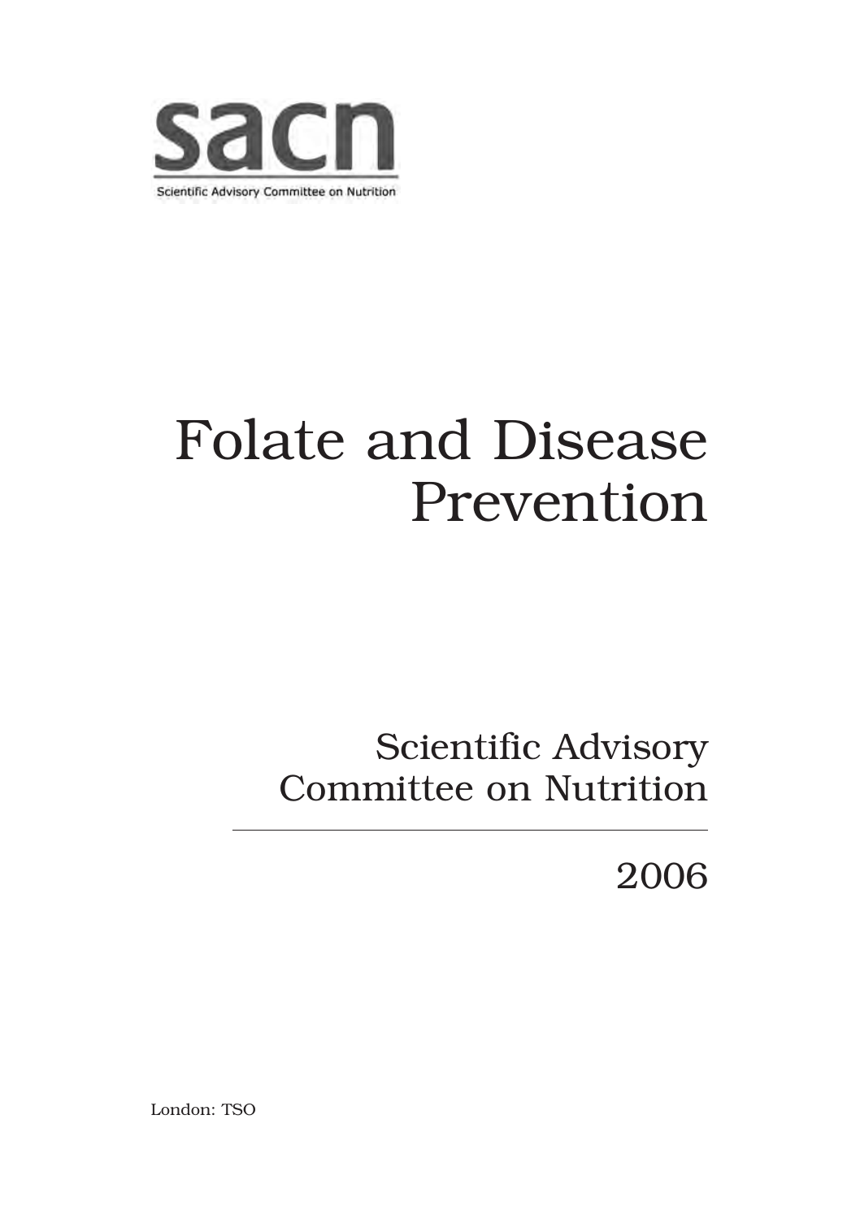sacn

Scientific Advisory Committee on Nutrition

# Folate and Disease Prevention

Scientific Advisory Committee on Nutrition

2006

London: TSO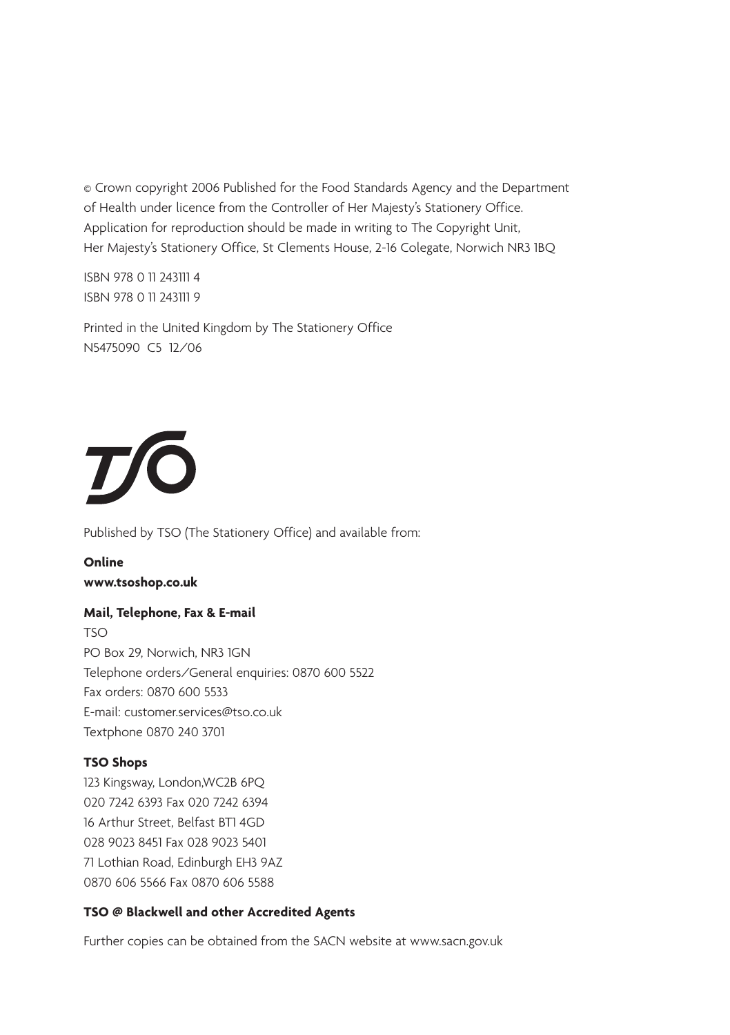© Crown copyright 2006 Published for the Food Standards Agency and the Department of Health under licence from the Controller of Her Majesty's Stationery Office. Application for reproduction should be made in writing to The Copyright Unit, Her Majesty's Stationery Office, St Clements House, 2-16 Colegate, Norwich NR3 1BQ

ISBN 978 0 11 243111 4
ISBN 978 0 11 243111 9

Printed in the United Kingdom by The Stationery Office
N5475090 C5 12/06

Published by TSO (The Stationery Office) and available from:

**Online**
**www.tsoshop.co.uk**

**Mail, Telephone, Fax & E-mail**
TSO
PO Box 29, Norwich, NR3 1GN
Telephone orders/General enquiries: 0870 600 5522
Fax orders: 0870 600 5533
E-mail: customer.services@tso.co.uk
Textphone 0870 240 3701

**TSO Shops**
123 Kingsway, London,WC2B 6PQ
020 7242 6393 Fax 020 7242 6394
16 Arthur Street, Belfast BT1 4GD
028 9023 8451 Fax 028 9023 5401
71 Lothian Road, Edinburgh EH3 9AZ
0870 606 5566 Fax 0870 606 5588

**TSO @ Blackwell and other Accredited Agents**

Further copies can be obtained from the SACN website at www.sacn.gov.uk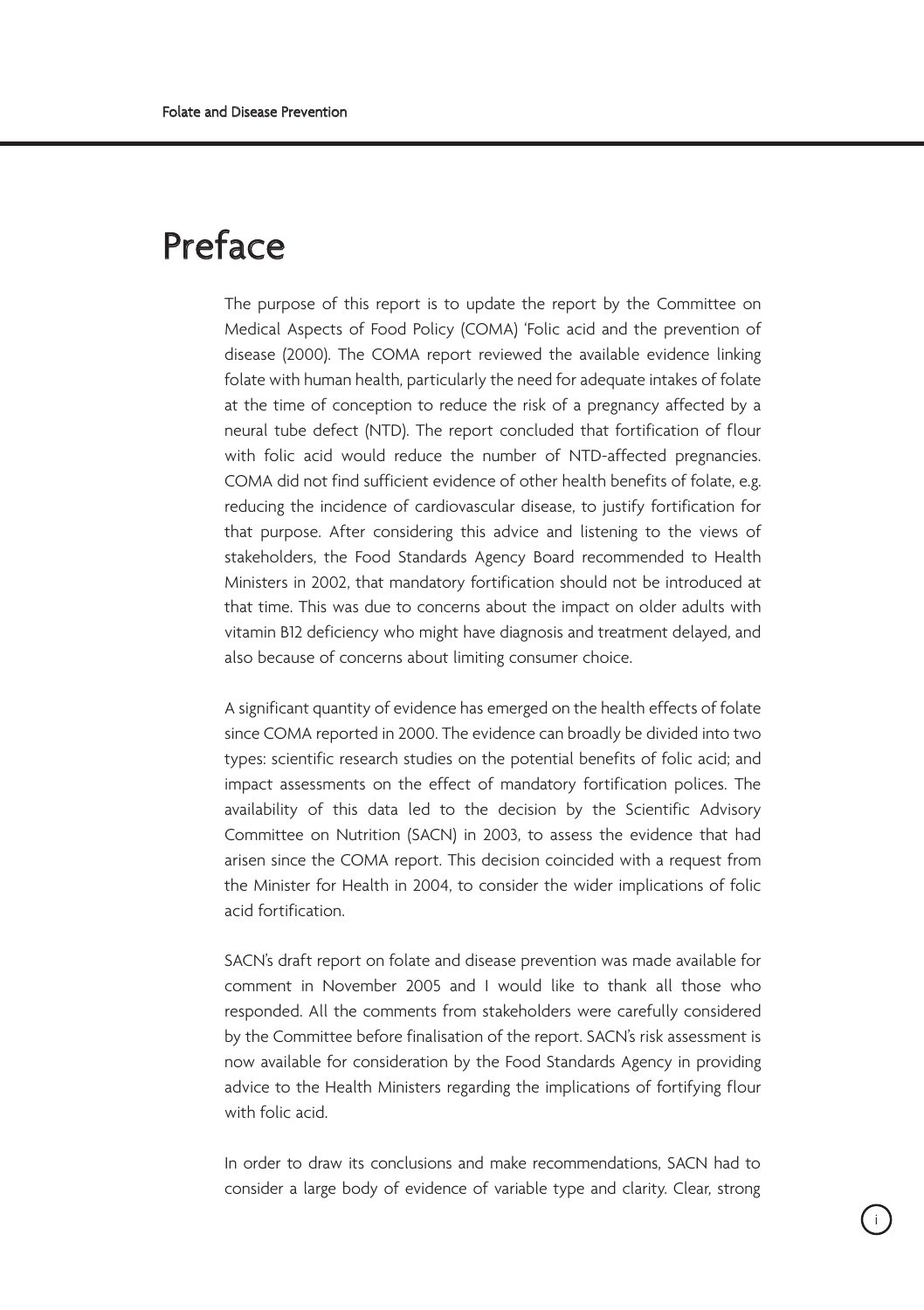# Preface

The purpose of this report is to update the report by the Committee on Medical Aspects of Food Policy (COMA) 'Folic acid and the prevention of disease (2000). The COMA report reviewed the available evidence linking folate with human health, particularly the need for adequate intakes of folate at the time of conception to reduce the risk of a pregnancy affected by a neural tube defect (NTD). The report concluded that fortification of flour with folic acid would reduce the number of NTD-affected pregnancies. COMA did not find sufficient evidence of other health benefits of folate, e.g. reducing the incidence of cardiovascular disease, to justify fortification for that purpose. After considering this advice and listening to the views of stakeholders, the Food Standards Agency Board recommended to Health Ministers in 2002, that mandatory fortification should not be introduced at that time. This was due to concerns about the impact on older adults with vitamin B12 deficiency who might have diagnosis and treatment delayed, and also because of concerns about limiting consumer choice.

A significant quantity of evidence has emerged on the health effects of folate since COMA reported in 2000. The evidence can broadly be divided into two types: scientific research studies on the potential benefits of folic acid; and impact assessments on the effect of mandatory fortification polices. The availability of this data led to the decision by the Scientific Advisory Committee on Nutrition (SACN) in 2003, to assess the evidence that had arisen since the COMA report. This decision coincided with a request from the Minister for Health in 2004, to consider the wider implications of folic acid fortification.

SACN's draft report on folate and disease prevention was made available for comment in November 2005 and I would like to thank all those who responded. All the comments from stakeholders were carefully considered by the Committee before finalisation of the report. SACN's risk assessment is now available for consideration by the Food Standards Agency in providing advice to the Health Ministers regarding the implications of fortifying flour with folic acid.

In order to draw its conclusions and make recommendations, SACN had to consider a large body of evidence of variable type and clarity. Clear, strong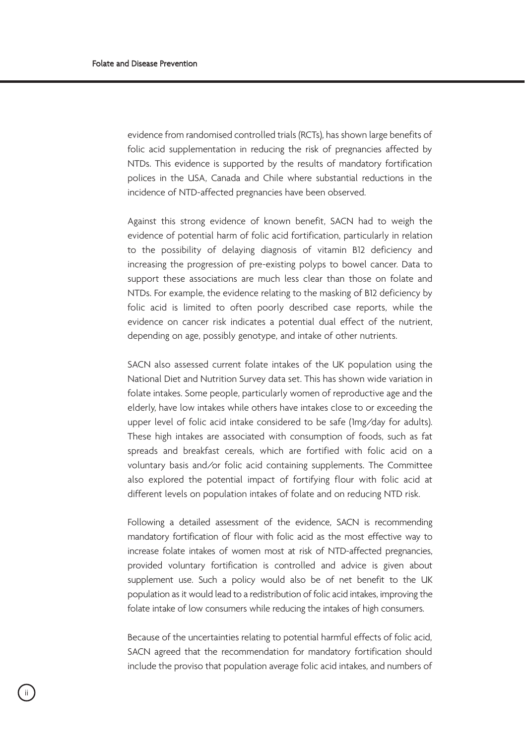evidence from randomised controlled trials (RCTs), has shown large benefits of folic acid supplementation in reducing the risk of pregnancies affected by NTDs. This evidence is supported by the results of mandatory fortification polices in the USA, Canada and Chile where substantial reductions in the incidence of NTD-affected pregnancies have been observed.

Against this strong evidence of known benefit, SACN had to weigh the evidence of potential harm of folic acid fortification, particularly in relation to the possibility of delaying diagnosis of vitamin B12 deficiency and increasing the progression of pre-existing polyps to bowel cancer. Data to support these associations are much less clear than those on folate and NTDs. For example, the evidence relating to the masking of B12 deficiency by folic acid is limited to often poorly described case reports, while the evidence on cancer risk indicates a potential dual effect of the nutrient, depending on age, possibly genotype, and intake of other nutrients.

SACN also assessed current folate intakes of the UK population using the National Diet and Nutrition Survey data set. This has shown wide variation in folate intakes. Some people, particularly women of reproductive age and the elderly, have low intakes while others have intakes close to or exceeding the upper level of folic acid intake considered to be safe (1mg/day for adults). These high intakes are associated with consumption of foods, such as fat spreads and breakfast cereals, which are fortified with folic acid on a voluntary basis and/or folic acid containing supplements. The Committee also explored the potential impact of fortifying flour with folic acid at different levels on population intakes of folate and on reducing NTD risk.

Following a detailed assessment of the evidence, SACN is recommending mandatory fortification of flour with folic acid as the most effective way to increase folate intakes of women most at risk of NTD-affected pregnancies, provided voluntary fortification is controlled and advice is given about supplement use. Such a policy would also be of net benefit to the UK population as it would lead to a redistribution of folic acid intakes, improving the folate intake of low consumers while reducing the intakes of high consumers.

Because of the uncertainties relating to potential harmful effects of folic acid, SACN agreed that the recommendation for mandatory fortification should include the proviso that population average folic acid intakes, and numbers of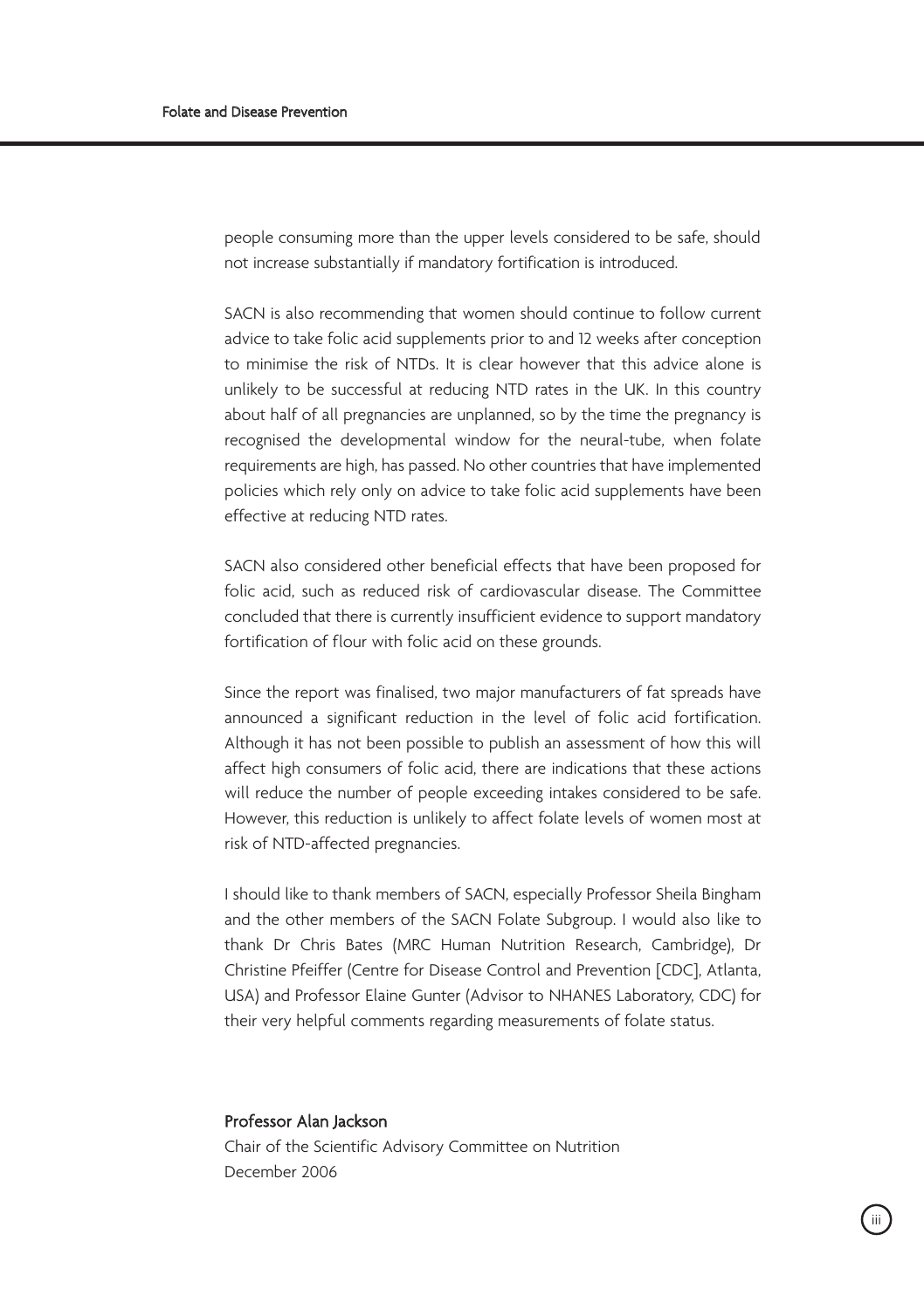people consuming more than the upper levels considered to be safe, should not increase substantially if mandatory fortification is introduced.

SACN is also recommending that women should continue to follow current advice to take folic acid supplements prior to and 12 weeks after conception to minimise the risk of NTDs. It is clear however that this advice alone is unlikely to be successful at reducing NTD rates in the UK. In this country about half of all pregnancies are unplanned, so by the time the pregnancy is recognised the developmental window for the neural-tube, when folate requirements are high, has passed. No other countries that have implemented policies which rely only on advice to take folic acid supplements have been effective at reducing NTD rates.

SACN also considered other beneficial effects that have been proposed for folic acid, such as reduced risk of cardiovascular disease. The Committee concluded that there is currently insufficient evidence to support mandatory fortification of flour with folic acid on these grounds.

Since the report was finalised, two major manufacturers of fat spreads have announced a significant reduction in the level of folic acid fortification. Although it has not been possible to publish an assessment of how this will affect high consumers of folic acid, there are indications that these actions will reduce the number of people exceeding intakes considered to be safe. However, this reduction is unlikely to affect folate levels of women most at risk of NTD-affected pregnancies.

I should like to thank members of SACN, especially Professor Sheila Bingham and the other members of the SACN Folate Subgroup. I would also like to thank Dr Chris Bates (MRC Human Nutrition Research, Cambridge), Dr Christine Pfeiffer (Centre for Disease Control and Prevention [CDC], Atlanta, USA) and Professor Elaine Gunter (Advisor to NHANES Laboratory, CDC) for their very helpful comments regarding measurements of folate status.

**Professor Alan Jackson**
Chair of the Scientific Advisory Committee on Nutrition
December 2006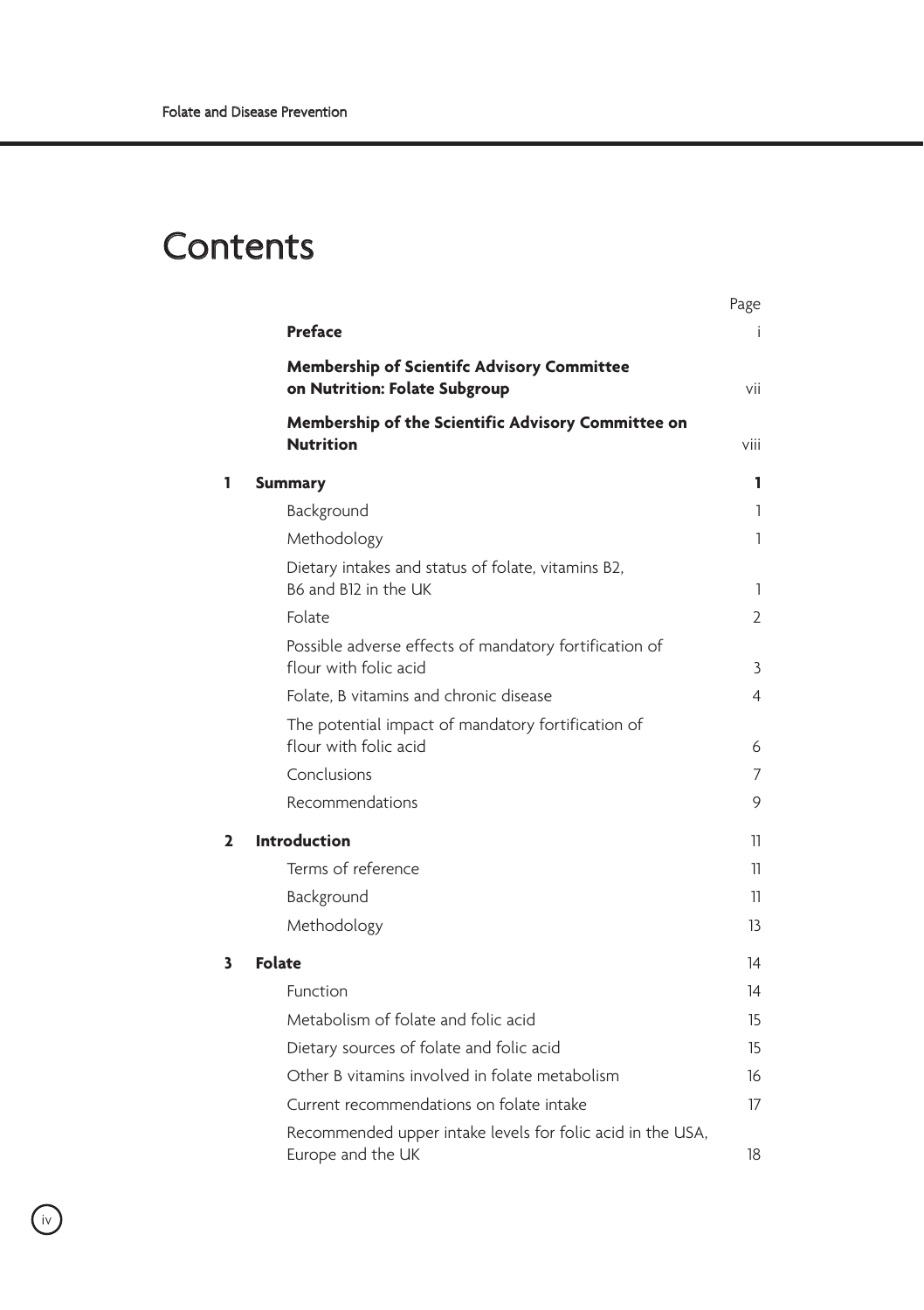# Contents

| | | Page |
|---|---|---|
| | **Preface** | i |
| | **Membership of Scientifc Advisory Committee on Nutrition: Folate Subgroup** | vii |
| | **Membership of the Scientific Advisory Committee on Nutrition** | viii |
| **1** | **Summary** | **1** |
| | Background | 1 |
| | Methodology | 1 |
| | Dietary intakes and status of folate, vitamins B2, B6 and B12 in the UK | 1 |
| | Folate | 2 |
| | Possible adverse effects of mandatory fortification of flour with folic acid | 3 |
| | Folate, B vitamins and chronic disease | 4 |
| | The potential impact of mandatory fortification of flour with folic acid | 6 |
| | Conclusions | 7 |
| | Recommendations | 9 |
| **2** | **Introduction** | 11 |
| | Terms of reference | 11 |
| | Background | 11 |
| | Methodology | 13 |
| **3** | **Folate** | 14 |
| | Function | 14 |
| | Metabolism of folate and folic acid | 15 |
| | Dietary sources of folate and folic acid | 15 |
| | Other B vitamins involved in folate metabolism | 16 |
| | Current recommendations on folate intake | 17 |
| | Recommended upper intake levels for folic acid in the USA, Europe and the UK | 18 |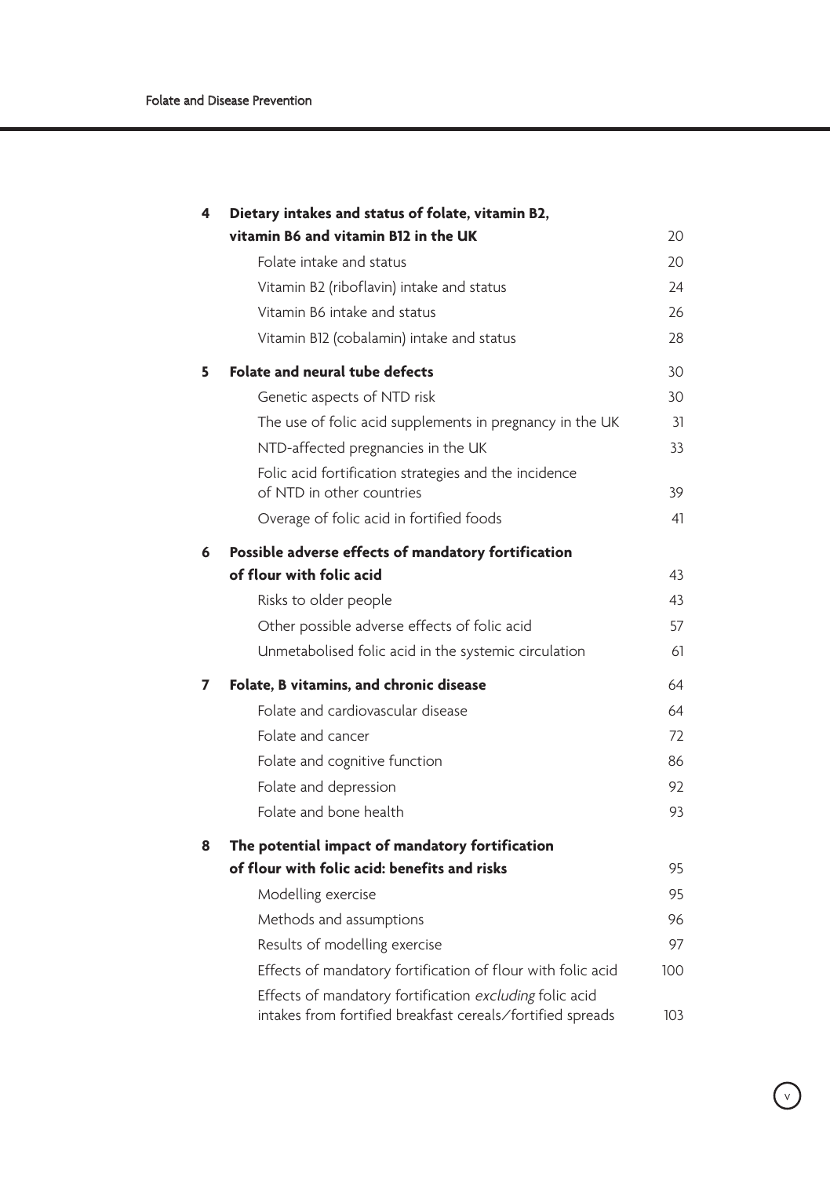| | | |
|---|---|---|
| **4** | **Dietary intakes and status of folate, vitamin B2, vitamin B6 and vitamin B12 in the UK** | 20 |
| | Folate intake and status | 20 |
| | Vitamin B2 (riboflavin) intake and status | 24 |
| | Vitamin B6 intake and status | 26 |
| | Vitamin B12 (cobalamin) intake and status | 28 |
| **5** | **Folate and neural tube defects** | 30 |
| | Genetic aspects of NTD risk | 30 |
| | The use of folic acid supplements in pregnancy in the UK | 31 |
| | NTD-affected pregnancies in the UK | 33 |
| | Folic acid fortification strategies and the incidence of NTD in other countries | 39 |
| | Overage of folic acid in fortified foods | 41 |
| **6** | **Possible adverse effects of mandatory fortification of flour with folic acid** | 43 |
| | Risks to older people | 43 |
| | Other possible adverse effects of folic acid | 57 |
| | Unmetabolised folic acid in the systemic circulation | 61 |
| **7** | **Folate, B vitamins, and chronic disease** | 64 |
| | Folate and cardiovascular disease | 64 |
| | Folate and cancer | 72 |
| | Folate and cognitive function | 86 |
| | Folate and depression | 92 |
| | Folate and bone health | 93 |
| **8** | **The potential impact of mandatory fortification of flour with folic acid: benefits and risks** | 95 |
| | Modelling exercise | 95 |
| | Methods and assumptions | 96 |
| | Results of modelling exercise | 97 |
| | Effects of mandatory fortification of flour with folic acid | 100 |
| | Effects of mandatory fortification *excluding* folic acid intakes from fortified breakfast cereals/fortified spreads | 103 |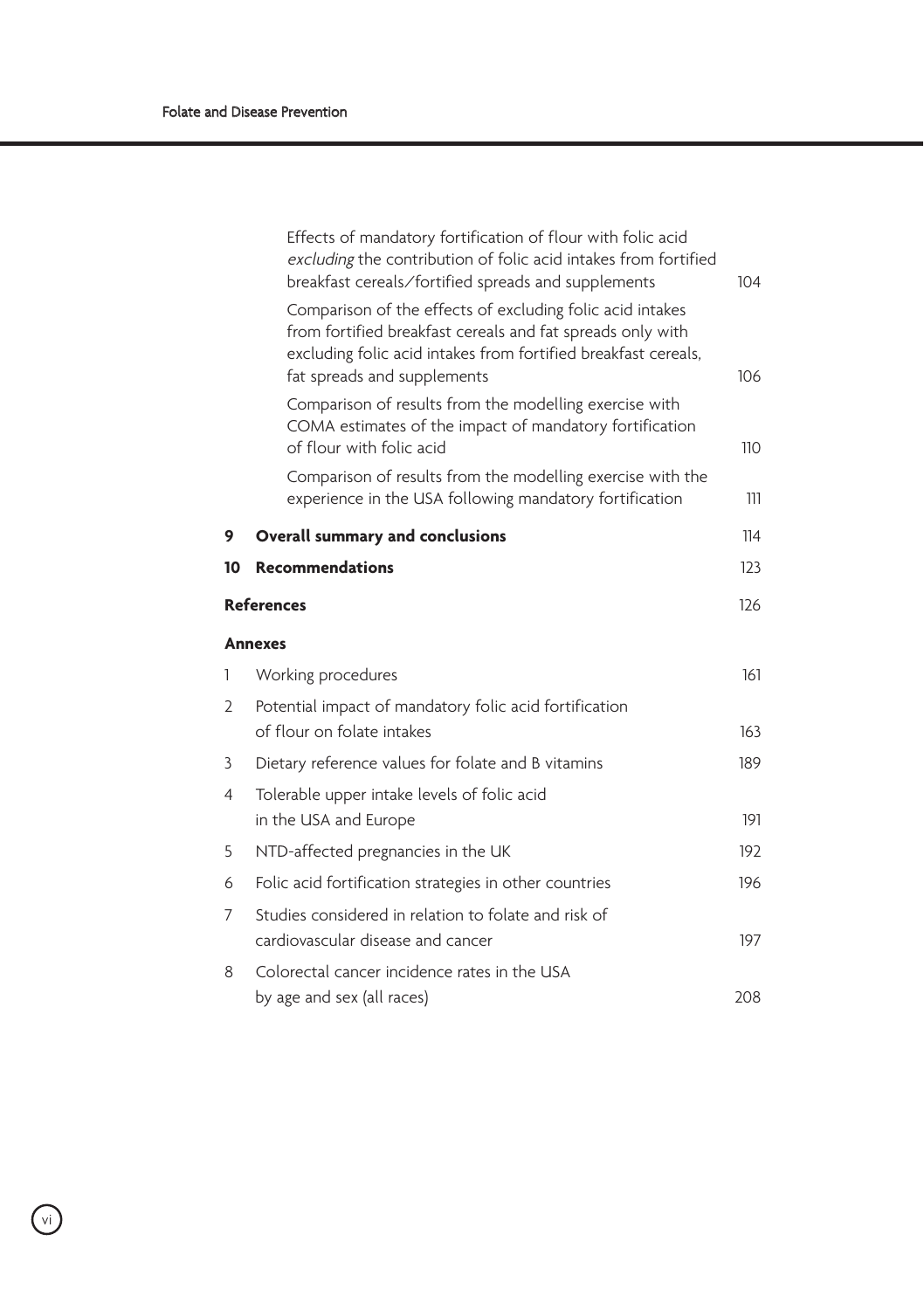| | | |
|---|---|---|
| | Effects of mandatory fortification of flour with folic acid *excluding* the contribution of folic acid intakes from fortified breakfast cereals/fortified spreads and supplements | 104 |
| | Comparison of the effects of excluding folic acid intakes from fortified breakfast cereals and fat spreads only with excluding folic acid intakes from fortified breakfast cereals, fat spreads and supplements | 106 |
| | Comparison of results from the modelling exercise with COMA estimates of the impact of mandatory fortification of flour with folic acid | 110 |
| | Comparison of results from the modelling exercise with the experience in the USA following mandatory fortification | 111 |
| **9** | **Overall summary and conclusions** | 114 |
| **10** | **Recommendations** | 123 |
| | **References** | 126 |
| | **Annexes** | |
| 1 | Working procedures | 161 |
| 2 | Potential impact of mandatory folic acid fortification of flour on folate intakes | 163 |
| 3 | Dietary reference values for folate and B vitamins | 189 |
| 4 | Tolerable upper intake levels of folic acid in the USA and Europe | 191 |
| 5 | NTD-affected pregnancies in the UK | 192 |
| 6 | Folic acid fortification strategies in other countries | 196 |
| 7 | Studies considered in relation to folate and risk of cardiovascular disease and cancer | 197 |
| 8 | Colorectal cancer incidence rates in the USA by age and sex (all races) | 208 |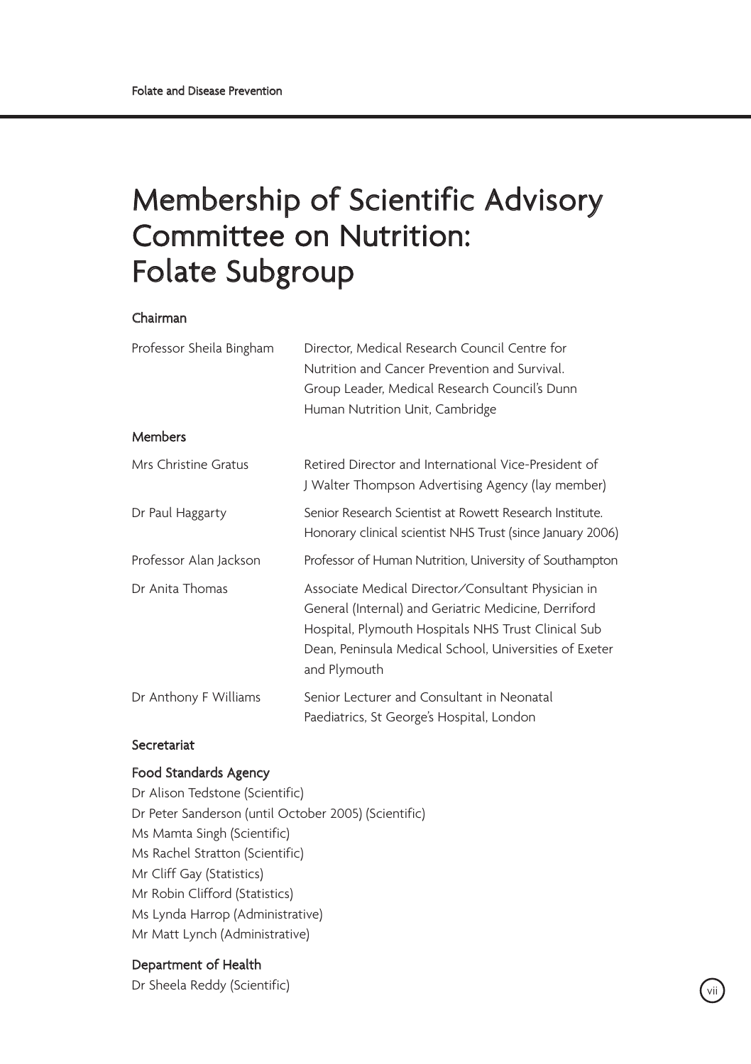# Membership of Scientific Advisory Committee on Nutrition: Folate Subgroup

### Chairman

| | |
|---|---|
| Professor Sheila Bingham | Director, Medical Research Council Centre for Nutrition and Cancer Prevention and Survival. Group Leader, Medical Research Council's Dunn Human Nutrition Unit, Cambridge |

### Members

| | |
|---|---|
| Mrs Christine Gratus | Retired Director and International Vice-President of J Walter Thompson Advertising Agency (lay member) |
| Dr Paul Haggarty | Senior Research Scientist at Rowett Research Institute. Honorary clinical scientist NHS Trust (since January 2006) |
| Professor Alan Jackson | Professor of Human Nutrition, University of Southampton |
| Dr Anita Thomas | Associate Medical Director/Consultant Physician in General (Internal) and Geriatric Medicine, Derriford Hospital, Plymouth Hospitals NHS Trust Clinical Sub Dean, Peninsula Medical School, Universities of Exeter and Plymouth |
| Dr Anthony F Williams | Senior Lecturer and Consultant in Neonatal Paediatrics, St George's Hospital, London |

### Secretariat

#### Food Standards Agency

Dr Alison Tedstone (Scientific)
Dr Peter Sanderson (until October 2005) (Scientific)
Ms Mamta Singh (Scientific)
Ms Rachel Stratton (Scientific)
Mr Cliff Gay (Statistics)
Mr Robin Clifford (Statistics)
Ms Lynda Harrop (Administrative)
Mr Matt Lynch (Administrative)

#### Department of Health

Dr Sheela Reddy (Scientific)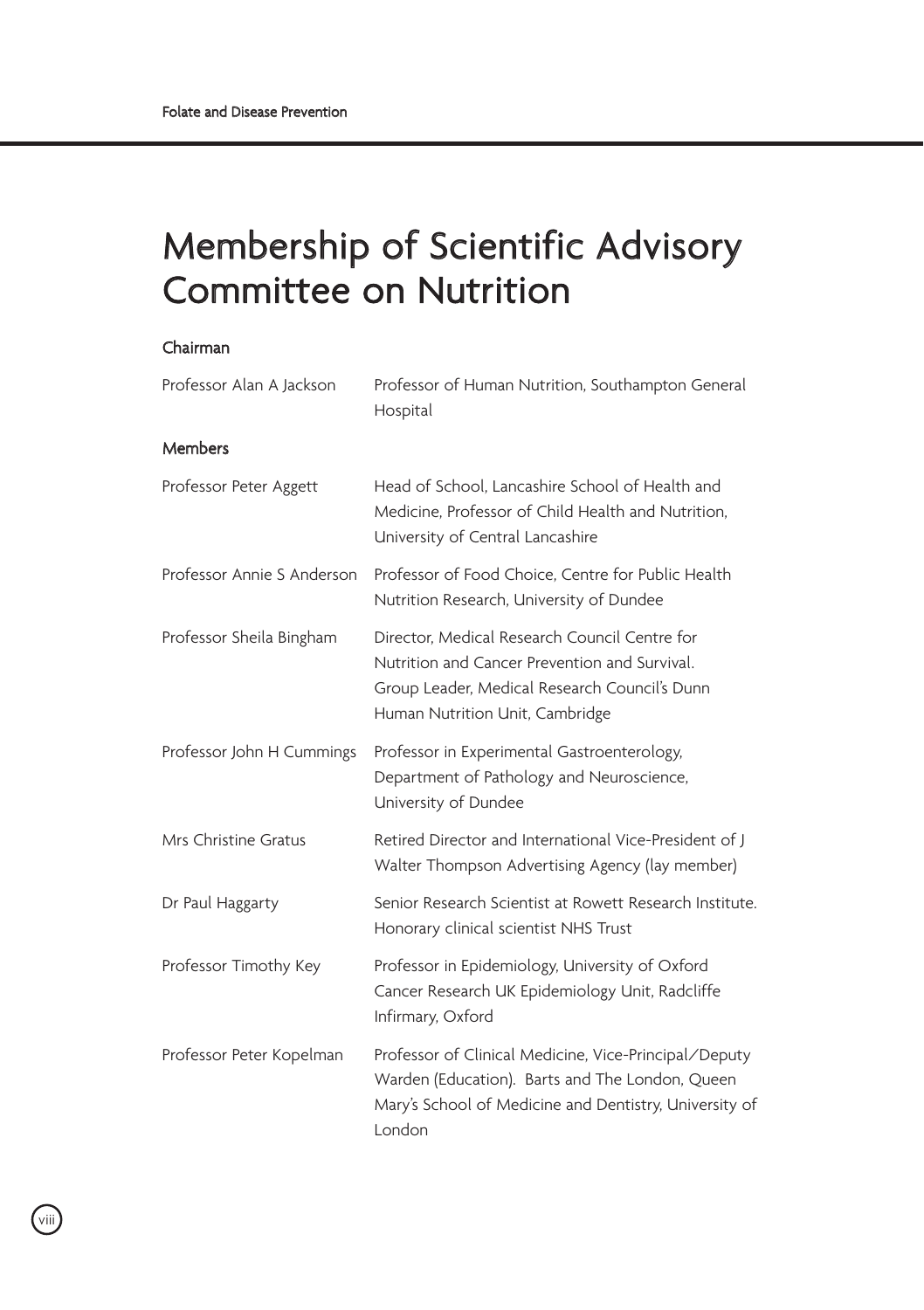# Membership of Scientific Advisory Committee on Nutrition

### Chairman

| | |
|---|---|
| Professor Alan A Jackson | Professor of Human Nutrition, Southampton General Hospital |

### Members

| | |
|---|---|
| Professor Peter Aggett | Head of School, Lancashire School of Health and Medicine, Professor of Child Health and Nutrition, University of Central Lancashire |
| Professor Annie S Anderson | Professor of Food Choice, Centre for Public Health Nutrition Research, University of Dundee |
| Professor Sheila Bingham | Director, Medical Research Council Centre for Nutrition and Cancer Prevention and Survival. Group Leader, Medical Research Council's Dunn Human Nutrition Unit, Cambridge |
| Professor John H Cummings | Professor in Experimental Gastroenterology, Department of Pathology and Neuroscience, University of Dundee |
| Mrs Christine Gratus | Retired Director and International Vice-President of J Walter Thompson Advertising Agency (lay member) |
| Dr Paul Haggarty | Senior Research Scientist at Rowett Research Institute. Honorary clinical scientist NHS Trust |
| Professor Timothy Key | Professor in Epidemiology, University of Oxford Cancer Research UK Epidemiology Unit, Radcliffe Infirmary, Oxford |
| Professor Peter Kopelman | Professor of Clinical Medicine, Vice-Principal/Deputy Warden (Education). Barts and The London, Queen Mary's School of Medicine and Dentistry, University of London |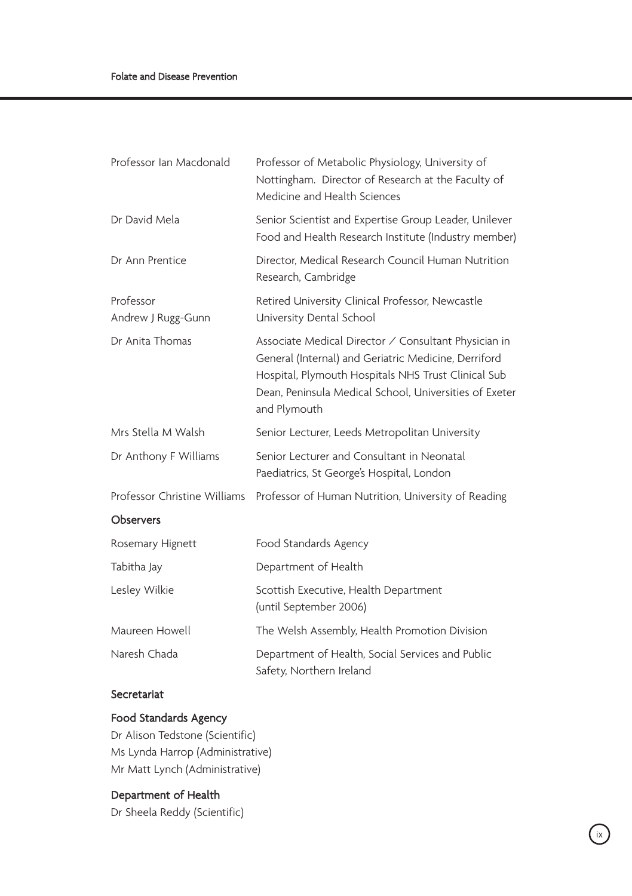| | |
|---|---|
| Professor Ian Macdonald | Professor of Metabolic Physiology, University of Nottingham. Director of Research at the Faculty of Medicine and Health Sciences |
| Dr David Mela | Senior Scientist and Expertise Group Leader, Unilever Food and Health Research Institute (Industry member) |
| Dr Ann Prentice | Director, Medical Research Council Human Nutrition Research, Cambridge |
| Professor Andrew J Rugg-Gunn | Retired University Clinical Professor, Newcastle University Dental School |
| Dr Anita Thomas | Associate Medical Director / Consultant Physician in General (Internal) and Geriatric Medicine, Derriford Hospital, Plymouth Hospitals NHS Trust Clinical Sub Dean, Peninsula Medical School, Universities of Exeter and Plymouth |
| Mrs Stella M Walsh | Senior Lecturer, Leeds Metropolitan University |
| Dr Anthony F Williams | Senior Lecturer and Consultant in Neonatal Paediatrics, St George's Hospital, London |
| Professor Christine Williams | Professor of Human Nutrition, University of Reading |

**Observers**

| | |
|---|---|
| Rosemary Hignett | Food Standards Agency |
| Tabitha Jay | Department of Health |
| Lesley Wilkie | Scottish Executive, Health Department (until September 2006) |
| Maureen Howell | The Welsh Assembly, Health Promotion Division |
| Naresh Chada | Department of Health, Social Services and Public Safety, Northern Ireland |

**Secretariat**

**Food Standards Agency**

Dr Alison Tedstone (Scientific)
Ms Lynda Harrop (Administrative)
Mr Matt Lynch (Administrative)

**Department of Health**

Dr Sheela Reddy (Scientific)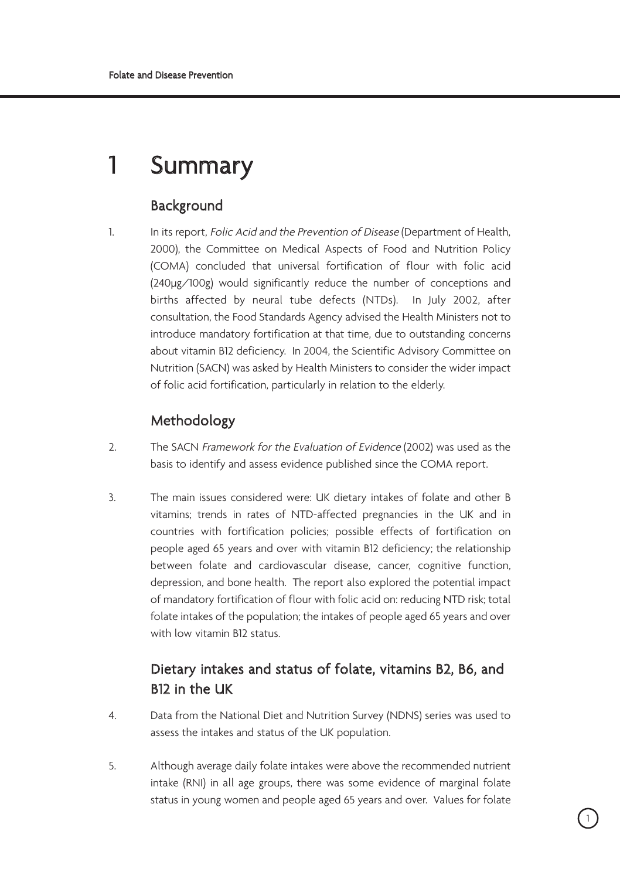# 1 Summary

## Background

1. In its report, *Folic Acid and the Prevention of Disease* (Department of Health, 2000), the Committee on Medical Aspects of Food and Nutrition Policy (COMA) concluded that universal fortification of flour with folic acid (240μg/100g) would significantly reduce the number of conceptions and births affected by neural tube defects (NTDs). In July 2002, after consultation, the Food Standards Agency advised the Health Ministers not to introduce mandatory fortification at that time, due to outstanding concerns about vitamin B12 deficiency. In 2004, the Scientific Advisory Committee on Nutrition (SACN) was asked by Health Ministers to consider the wider impact of folic acid fortification, particularly in relation to the elderly.

## Methodology

2. The SACN *Framework for the Evaluation of Evidence* (2002) was used as the basis to identify and assess evidence published since the COMA report.

3. The main issues considered were: UK dietary intakes of folate and other B vitamins; trends in rates of NTD-affected pregnancies in the UK and in countries with fortification policies; possible effects of fortification on people aged 65 years and over with vitamin B12 deficiency; the relationship between folate and cardiovascular disease, cancer, cognitive function, depression, and bone health. The report also explored the potential impact of mandatory fortification of flour with folic acid on: reducing NTD risk; total folate intakes of the population; the intakes of people aged 65 years and over with low vitamin B12 status.

## Dietary intakes and status of folate, vitamins B2, B6, and B12 in the UK

4. Data from the National Diet and Nutrition Survey (NDNS) series was used to assess the intakes and status of the UK population.

5. Although average daily folate intakes were above the recommended nutrient intake (RNI) in all age groups, there was some evidence of marginal folate status in young women and people aged 65 years and over. Values for folate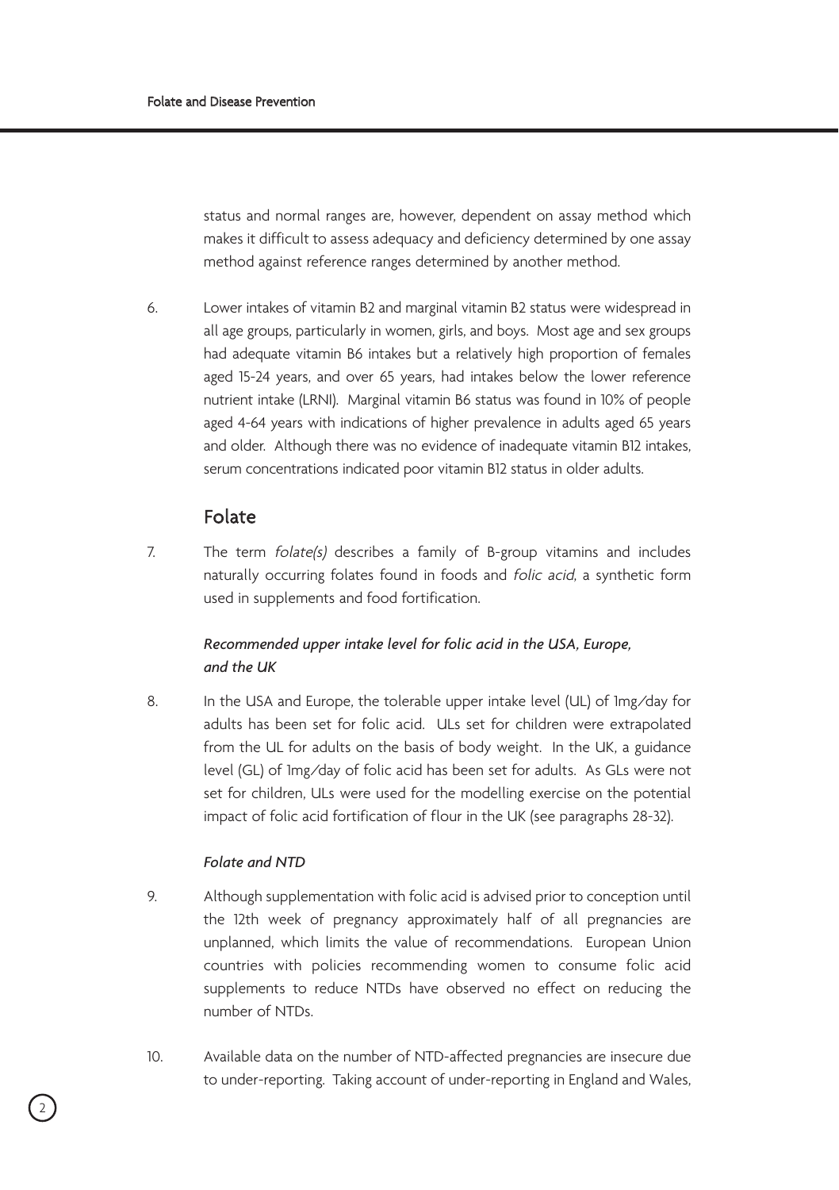status and normal ranges are, however, dependent on assay method which makes it difficult to assess adequacy and deficiency determined by one assay method against reference ranges determined by another method.

6. Lower intakes of vitamin B2 and marginal vitamin B2 status were widespread in all age groups, particularly in women, girls, and boys. Most age and sex groups had adequate vitamin B6 intakes but a relatively high proportion of females aged 15-24 years, and over 65 years, had intakes below the lower reference nutrient intake (LRNI). Marginal vitamin B6 status was found in 10% of people aged 4-64 years with indications of higher prevalence in adults aged 65 years and older. Although there was no evidence of inadequate vitamin B12 intakes, serum concentrations indicated poor vitamin B12 status in older adults.

## Folate

7. The term *folate(s)* describes a family of B-group vitamins and includes naturally occurring folates found in foods and *folic acid*, a synthetic form used in supplements and food fortification.

### *Recommended upper intake level for folic acid in the USA, Europe, and the UK*

8. In the USA and Europe, the tolerable upper intake level (UL) of 1mg/day for adults has been set for folic acid. ULs set for children were extrapolated from the UL for adults on the basis of body weight. In the UK, a guidance level (GL) of 1mg/day of folic acid has been set for adults. As GLs were not set for children, ULs were used for the modelling exercise on the potential impact of folic acid fortification of flour in the UK (see paragraphs 28-32).

### *Folate and NTD*

9. Although supplementation with folic acid is advised prior to conception until the 12th week of pregnancy approximately half of all pregnancies are unplanned, which limits the value of recommendations. European Union countries with policies recommending women to consume folic acid supplements to reduce NTDs have observed no effect on reducing the number of NTDs.

10. Available data on the number of NTD-affected pregnancies are insecure due to under-reporting. Taking account of under-reporting in England and Wales,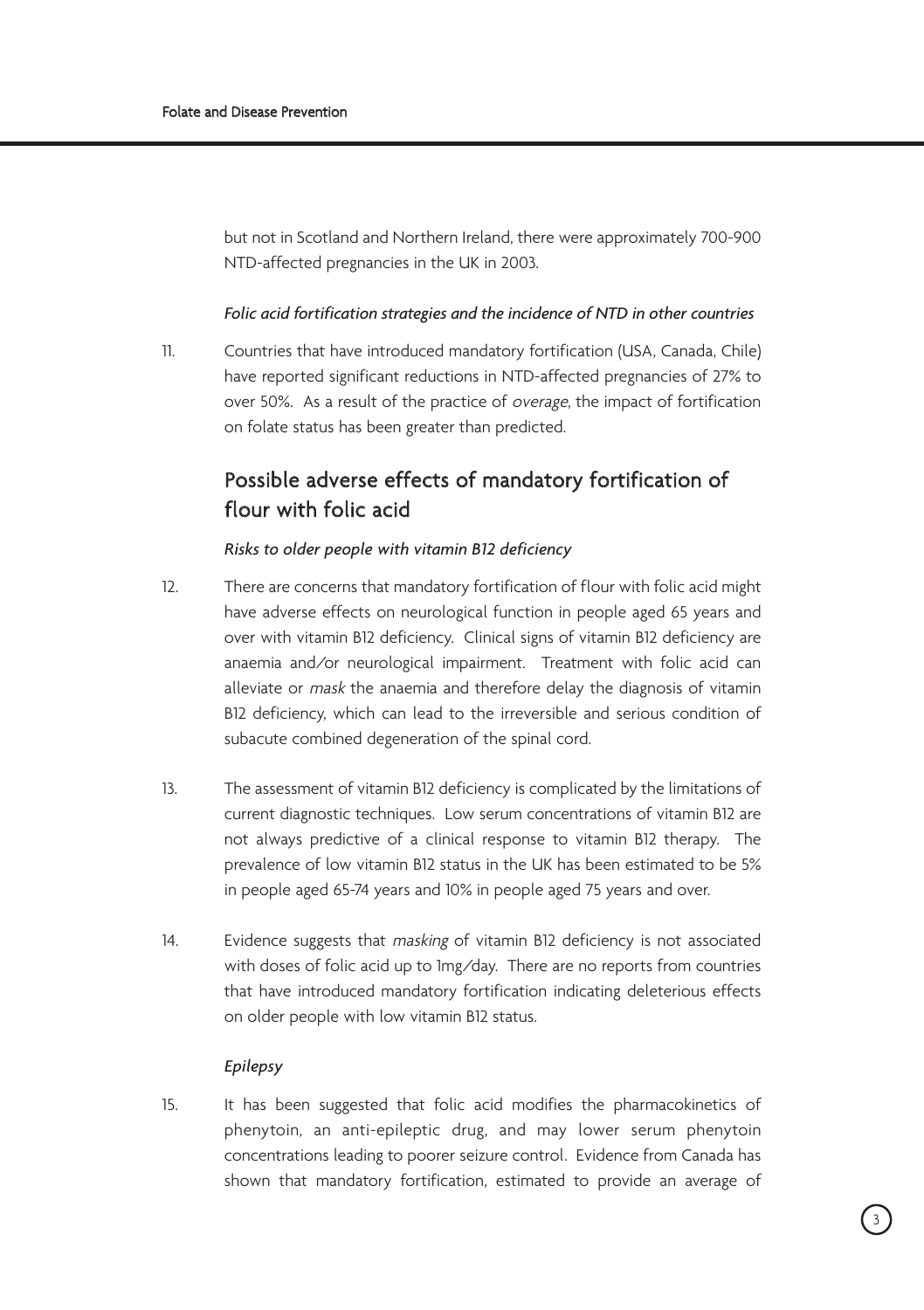but not in Scotland and Northern Ireland, there were approximately 700-900 NTD-affected pregnancies in the UK in 2003.

*Folic acid fortification strategies and the incidence of NTD in other countries*

11. Countries that have introduced mandatory fortification (USA, Canada, Chile) have reported significant reductions in NTD-affected pregnancies of 27% to over 50%. As a result of the practice of *overage*, the impact of fortification on folate status has been greater than predicted.

## Possible adverse effects of mandatory fortification of flour with folic acid

*Risks to older people with vitamin B12 deficiency*

12. There are concerns that mandatory fortification of flour with folic acid might have adverse effects on neurological function in people aged 65 years and over with vitamin B12 deficiency. Clinical signs of vitamin B12 deficiency are anaemia and/or neurological impairment. Treatment with folic acid can alleviate or *mask* the anaemia and therefore delay the diagnosis of vitamin B12 deficiency, which can lead to the irreversible and serious condition of subacute combined degeneration of the spinal cord.

13. The assessment of vitamin B12 deficiency is complicated by the limitations of current diagnostic techniques. Low serum concentrations of vitamin B12 are not always predictive of a clinical response to vitamin B12 therapy. The prevalence of low vitamin B12 status in the UK has been estimated to be 5% in people aged 65-74 years and 10% in people aged 75 years and over.

14. Evidence suggests that *masking* of vitamin B12 deficiency is not associated with doses of folic acid up to 1mg/day. There are no reports from countries that have introduced mandatory fortification indicating deleterious effects on older people with low vitamin B12 status.

*Epilepsy*

15. It has been suggested that folic acid modifies the pharmacokinetics of phenytoin, an anti-epileptic drug, and may lower serum phenytoin concentrations leading to poorer seizure control. Evidence from Canada has shown that mandatory fortification, estimated to provide an average of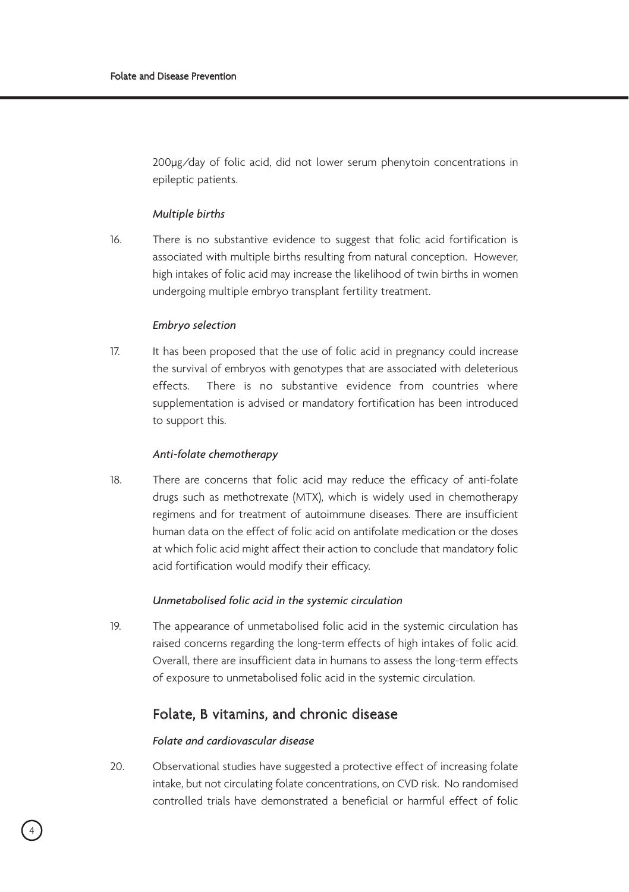200μg/day of folic acid, did not lower serum phenytoin concentrations in epileptic patients.

*Multiple births*

16. There is no substantive evidence to suggest that folic acid fortification is associated with multiple births resulting from natural conception. However, high intakes of folic acid may increase the likelihood of twin births in women undergoing multiple embryo transplant fertility treatment.

*Embryo selection*

17. It has been proposed that the use of folic acid in pregnancy could increase the survival of embryos with genotypes that are associated with deleterious effects. There is no substantive evidence from countries where supplementation is advised or mandatory fortification has been introduced to support this.

*Anti-folate chemotherapy*

18. There are concerns that folic acid may reduce the efficacy of anti-folate drugs such as methotrexate (MTX), which is widely used in chemotherapy regimens and for treatment of autoimmune diseases. There are insufficient human data on the effect of folic acid on antifolate medication or the doses at which folic acid might affect their action to conclude that mandatory folic acid fortification would modify their efficacy.

*Unmetabolised folic acid in the systemic circulation*

19. The appearance of unmetabolised folic acid in the systemic circulation has raised concerns regarding the long-term effects of high intakes of folic acid. Overall, there are insufficient data in humans to assess the long-term effects of exposure to unmetabolised folic acid in the systemic circulation.

## Folate, B vitamins, and chronic disease

*Folate and cardiovascular disease*

20. Observational studies have suggested a protective effect of increasing folate intake, but not circulating folate concentrations, on CVD risk. No randomised controlled trials have demonstrated a beneficial or harmful effect of folic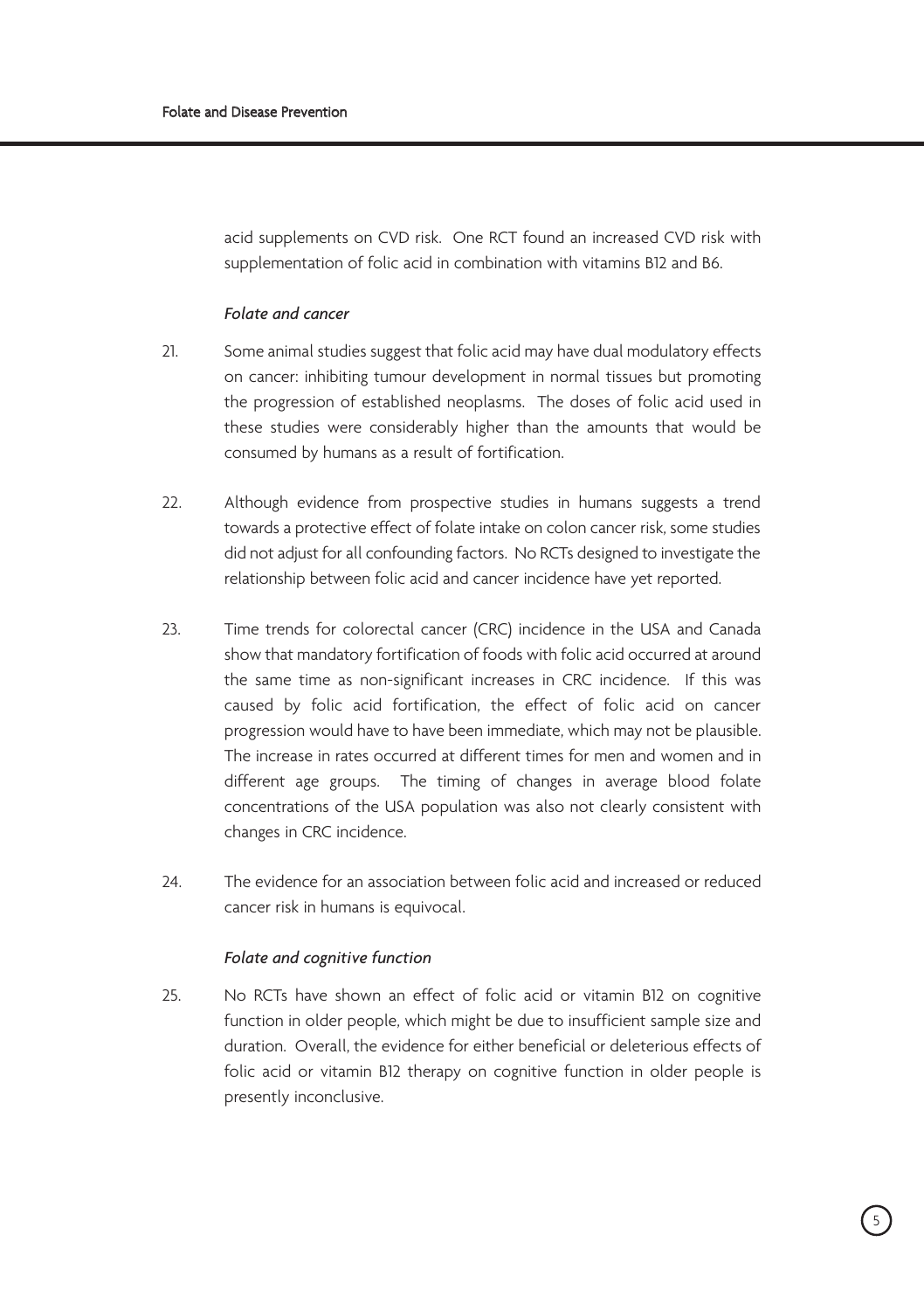acid supplements on CVD risk. One RCT found an increased CVD risk with supplementation of folic acid in combination with vitamins B12 and B6.

*Folate and cancer*

21. Some animal studies suggest that folic acid may have dual modulatory effects on cancer: inhibiting tumour development in normal tissues but promoting the progression of established neoplasms. The doses of folic acid used in these studies were considerably higher than the amounts that would be consumed by humans as a result of fortification.

22. Although evidence from prospective studies in humans suggests a trend towards a protective effect of folate intake on colon cancer risk, some studies did not adjust for all confounding factors. No RCTs designed to investigate the relationship between folic acid and cancer incidence have yet reported.

23. Time trends for colorectal cancer (CRC) incidence in the USA and Canada show that mandatory fortification of foods with folic acid occurred at around the same time as non-significant increases in CRC incidence. If this was caused by folic acid fortification, the effect of folic acid on cancer progression would have to have been immediate, which may not be plausible. The increase in rates occurred at different times for men and women and in different age groups. The timing of changes in average blood folate concentrations of the USA population was also not clearly consistent with changes in CRC incidence.

24. The evidence for an association between folic acid and increased or reduced cancer risk in humans is equivocal.

*Folate and cognitive function*

25. No RCTs have shown an effect of folic acid or vitamin B12 on cognitive function in older people, which might be due to insufficient sample size and duration. Overall, the evidence for either beneficial or deleterious effects of folic acid or vitamin B12 therapy on cognitive function in older people is presently inconclusive.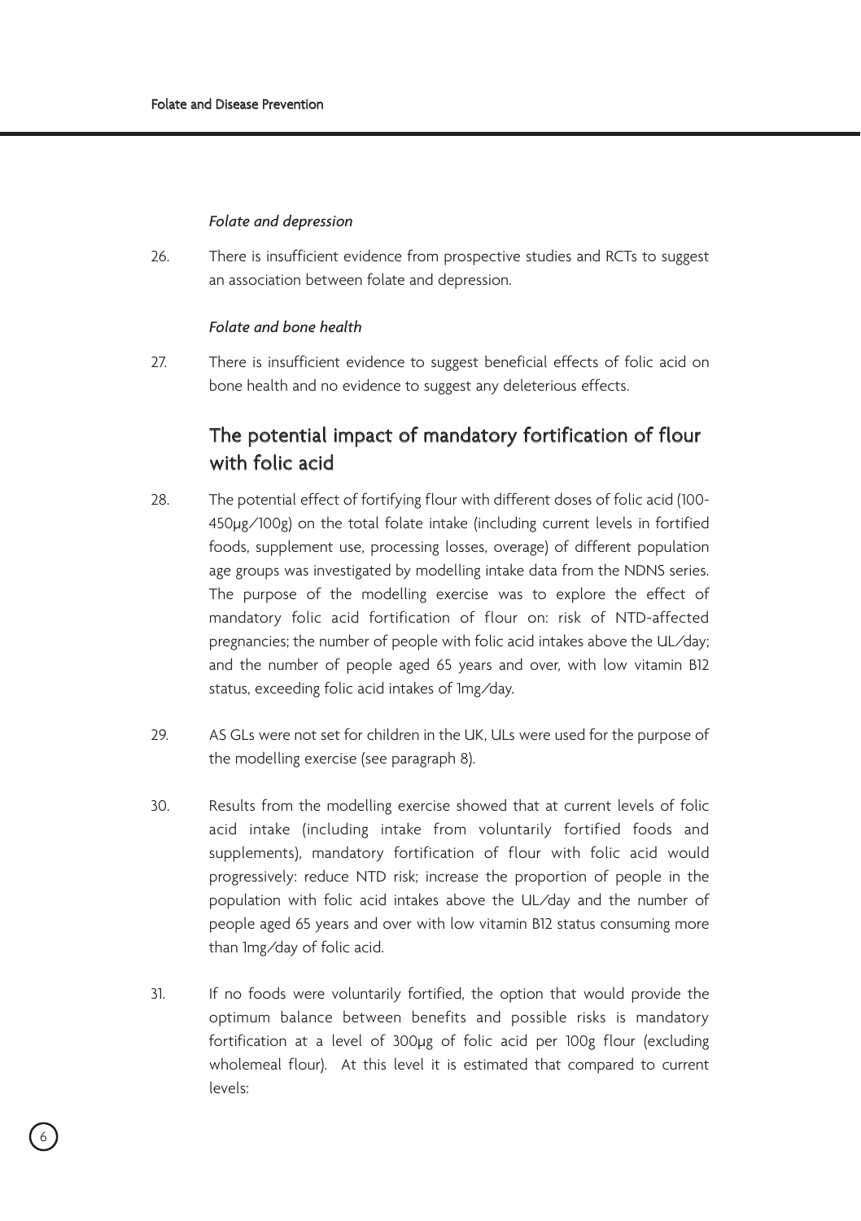*Folate and depression*

26. There is insufficient evidence from prospective studies and RCTs to suggest an association between folate and depression.

*Folate and bone health*

27. There is insufficient evidence to suggest beneficial effects of folic acid on bone health and no evidence to suggest any deleterious effects.

## The potential impact of mandatory fortification of flour with folic acid

28. The potential effect of fortifying flour with different doses of folic acid (100-450µg/100g) on the total folate intake (including current levels in fortified foods, supplement use, processing losses, overage) of different population age groups was investigated by modelling intake data from the NDNS series. The purpose of the modelling exercise was to explore the effect of mandatory folic acid fortification of flour on: risk of NTD-affected pregnancies; the number of people with folic acid intakes above the UL/day; and the number of people aged 65 years and over, with low vitamin B12 status, exceeding folic acid intakes of 1mg/day.

29. AS GLs were not set for children in the UK, ULs were used for the purpose of the modelling exercise (see paragraph 8).

30. Results from the modelling exercise showed that at current levels of folic acid intake (including intake from voluntarily fortified foods and supplements), mandatory fortification of flour with folic acid would progressively: reduce NTD risk; increase the proportion of people in the population with folic acid intakes above the UL/day and the number of people aged 65 years and over with low vitamin B12 status consuming more than 1mg/day of folic acid.

31. If no foods were voluntarily fortified, the option that would provide the optimum balance between benefits and possible risks is mandatory fortification at a level of 300µg of folic acid per 100g flour (excluding wholemeal flour). At this level it is estimated that compared to current levels: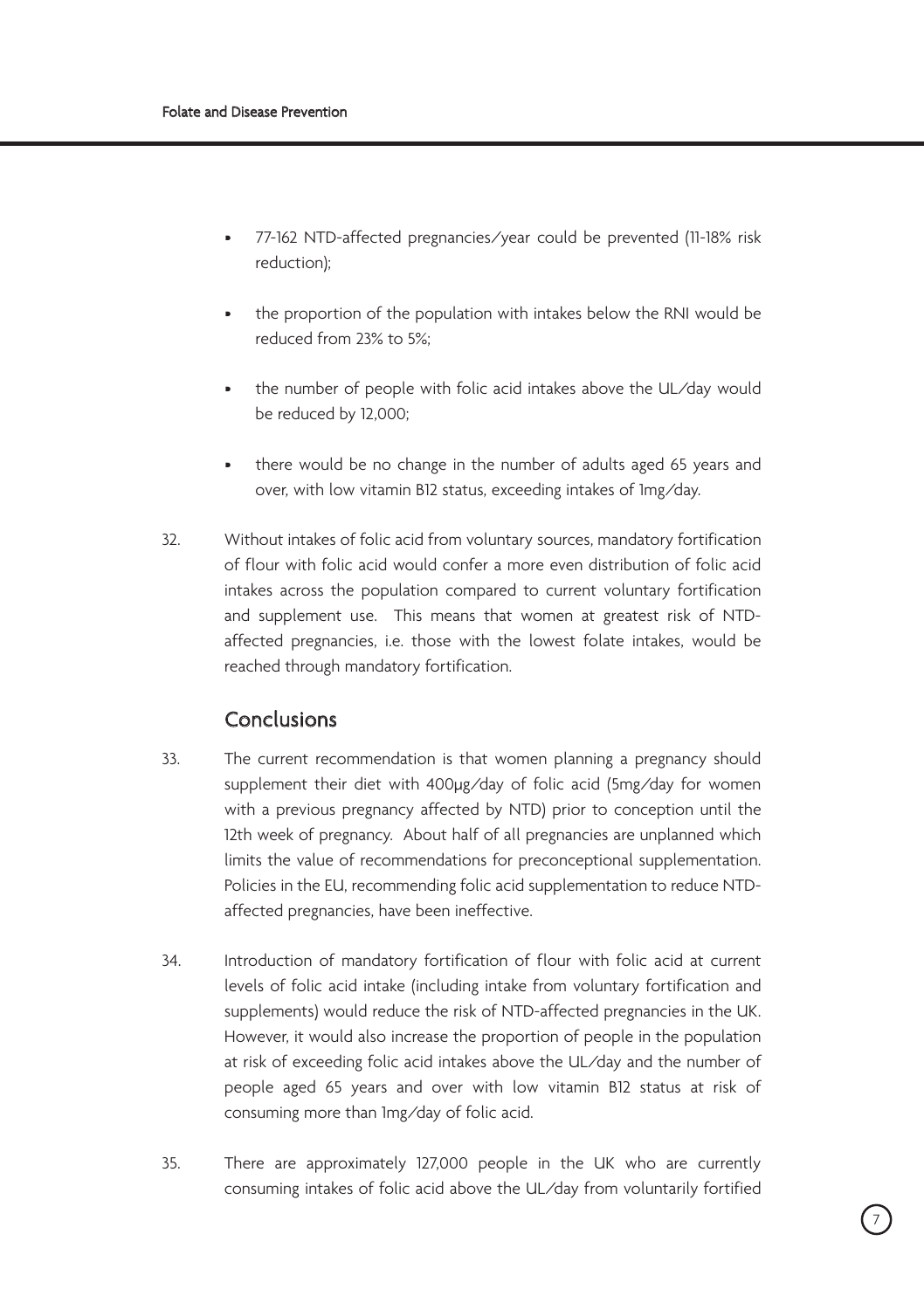- 77-162 NTD-affected pregnancies/year could be prevented (11-18% risk reduction);
- the proportion of the population with intakes below the RNI would be reduced from 23% to 5%;
- the number of people with folic acid intakes above the UL/day would be reduced by 12,000;
- there would be no change in the number of adults aged 65 years and over, with low vitamin B12 status, exceeding intakes of 1mg/day.

32. Without intakes of folic acid from voluntary sources, mandatory fortification of flour with folic acid would confer a more even distribution of folic acid intakes across the population compared to current voluntary fortification and supplement use. This means that women at greatest risk of NTD-affected pregnancies, i.e. those with the lowest folate intakes, would be reached through mandatory fortification.

## Conclusions

33. The current recommendation is that women planning a pregnancy should supplement their diet with 400µg/day of folic acid (5mg/day for women with a previous pregnancy affected by NTD) prior to conception until the 12th week of pregnancy. About half of all pregnancies are unplanned which limits the value of recommendations for preconceptional supplementation. Policies in the EU, recommending folic acid supplementation to reduce NTD-affected pregnancies, have been ineffective.

34. Introduction of mandatory fortification of flour with folic acid at current levels of folic acid intake (including intake from voluntary fortification and supplements) would reduce the risk of NTD-affected pregnancies in the UK. However, it would also increase the proportion of people in the population at risk of exceeding folic acid intakes above the UL/day and the number of people aged 65 years and over with low vitamin B12 status at risk of consuming more than 1mg/day of folic acid.

35. There are approximately 127,000 people in the UK who are currently consuming intakes of folic acid above the UL/day from voluntarily fortified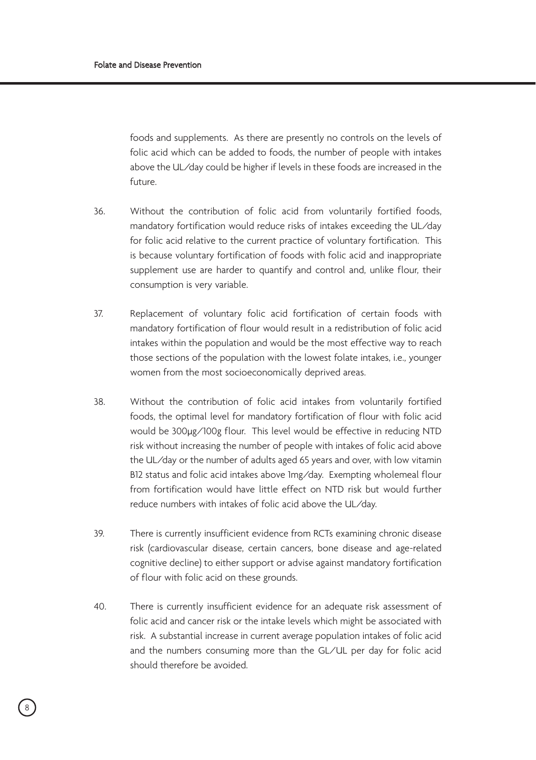foods and supplements. As there are presently no controls on the levels of folic acid which can be added to foods, the number of people with intakes above the UL/day could be higher if levels in these foods are increased in the future.

36. Without the contribution of folic acid from voluntarily fortified foods, mandatory fortification would reduce risks of intakes exceeding the UL/day for folic acid relative to the current practice of voluntary fortification. This is because voluntary fortification of foods with folic acid and inappropriate supplement use are harder to quantify and control and, unlike flour, their consumption is very variable.

37. Replacement of voluntary folic acid fortification of certain foods with mandatory fortification of flour would result in a redistribution of folic acid intakes within the population and would be the most effective way to reach those sections of the population with the lowest folate intakes, i.e., younger women from the most socioeconomically deprived areas.

38. Without the contribution of folic acid intakes from voluntarily fortified foods, the optimal level for mandatory fortification of flour with folic acid would be 300μg/100g flour. This level would be effective in reducing NTD risk without increasing the number of people with intakes of folic acid above the UL/day or the number of adults aged 65 years and over, with low vitamin B12 status and folic acid intakes above 1mg/day. Exempting wholemeal flour from fortification would have little effect on NTD risk but would further reduce numbers with intakes of folic acid above the UL/day.

39. There is currently insufficient evidence from RCTs examining chronic disease risk (cardiovascular disease, certain cancers, bone disease and age-related cognitive decline) to either support or advise against mandatory fortification of flour with folic acid on these grounds.

40. There is currently insufficient evidence for an adequate risk assessment of folic acid and cancer risk or the intake levels which might be associated with risk. A substantial increase in current average population intakes of folic acid and the numbers consuming more than the GL/UL per day for folic acid should therefore be avoided.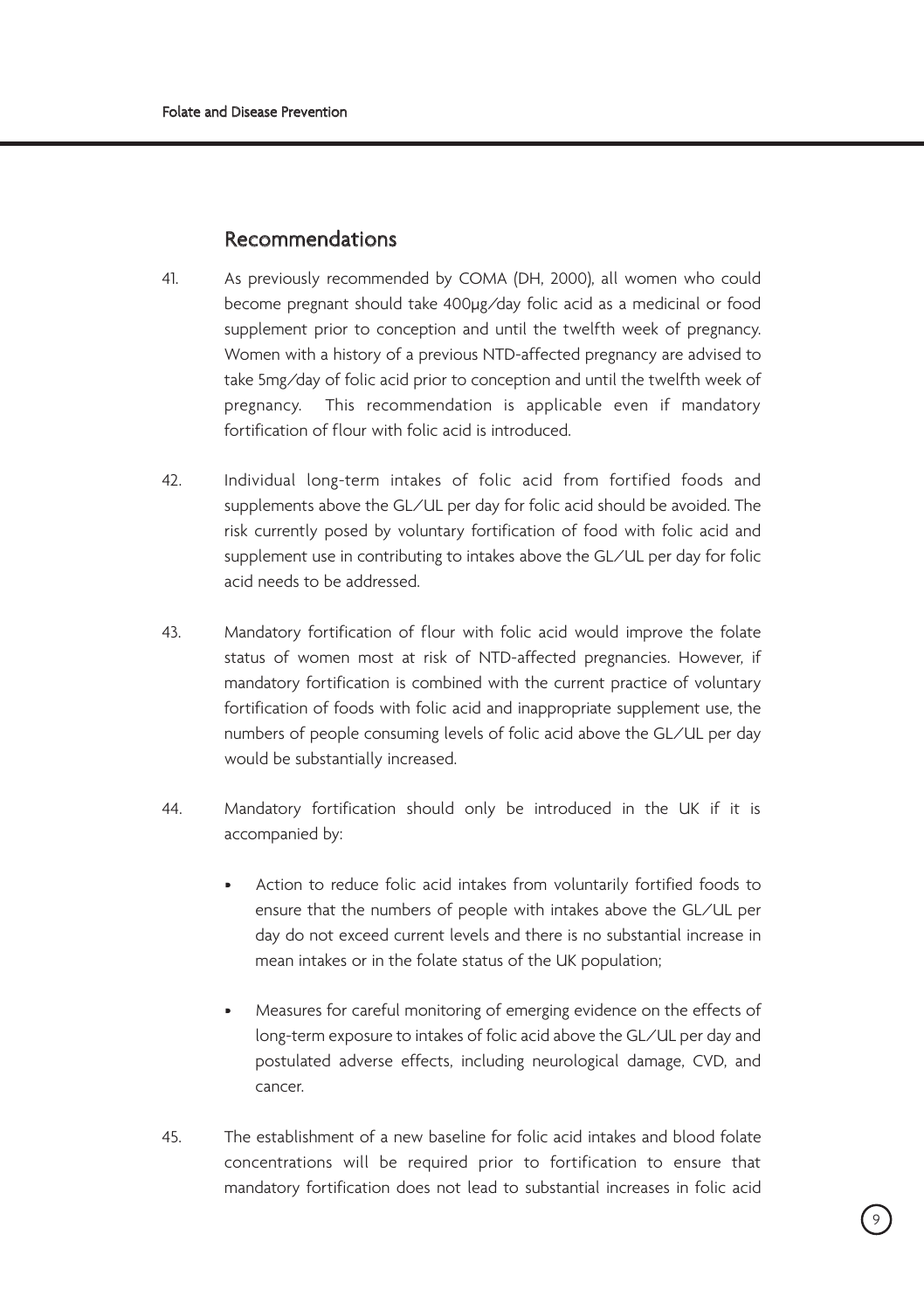## Recommendations

41. As previously recommended by COMA (DH, 2000), all women who could become pregnant should take 400μg/day folic acid as a medicinal or food supplement prior to conception and until the twelfth week of pregnancy. Women with a history of a previous NTD-affected pregnancy are advised to take 5mg/day of folic acid prior to conception and until the twelfth week of pregnancy. This recommendation is applicable even if mandatory fortification of flour with folic acid is introduced.

42. Individual long-term intakes of folic acid from fortified foods and supplements above the GL/UL per day for folic acid should be avoided. The risk currently posed by voluntary fortification of food with folic acid and supplement use in contributing to intakes above the GL/UL per day for folic acid needs to be addressed.

43. Mandatory fortification of flour with folic acid would improve the folate status of women most at risk of NTD-affected pregnancies. However, if mandatory fortification is combined with the current practice of voluntary fortification of foods with folic acid and inappropriate supplement use, the numbers of people consuming levels of folic acid above the GL/UL per day would be substantially increased.

44. Mandatory fortification should only be introduced in the UK if it is accompanied by:

    - Action to reduce folic acid intakes from voluntarily fortified foods to ensure that the numbers of people with intakes above the GL/UL per day do not exceed current levels and there is no substantial increase in mean intakes or in the folate status of the UK population;

    - Measures for careful monitoring of emerging evidence on the effects of long-term exposure to intakes of folic acid above the GL/UL per day and postulated adverse effects, including neurological damage, CVD, and cancer.

45. The establishment of a new baseline for folic acid intakes and blood folate concentrations will be required prior to fortification to ensure that mandatory fortification does not lead to substantial increases in folic acid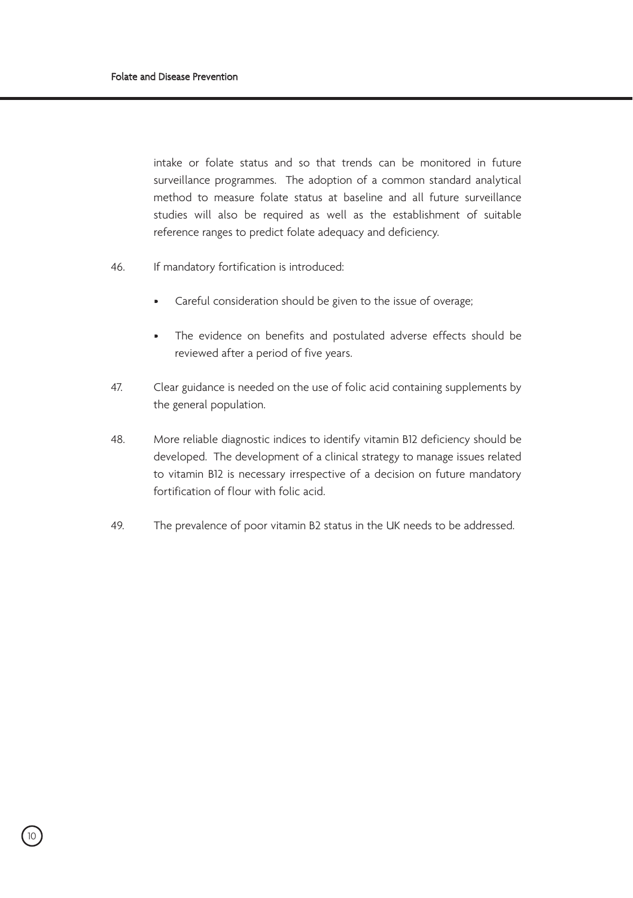intake or folate status and so that trends can be monitored in future surveillance programmes. The adoption of a common standard analytical method to measure folate status at baseline and all future surveillance studies will also be required as well as the establishment of suitable reference ranges to predict folate adequacy and deficiency.

46. If mandatory fortification is introduced:

- Careful consideration should be given to the issue of overage;
- The evidence on benefits and postulated adverse effects should be reviewed after a period of five years.

47. Clear guidance is needed on the use of folic acid containing supplements by the general population.

48. More reliable diagnostic indices to identify vitamin B12 deficiency should be developed. The development of a clinical strategy to manage issues related to vitamin B12 is necessary irrespective of a decision on future mandatory fortification of flour with folic acid.

49. The prevalence of poor vitamin B2 status in the UK needs to be addressed.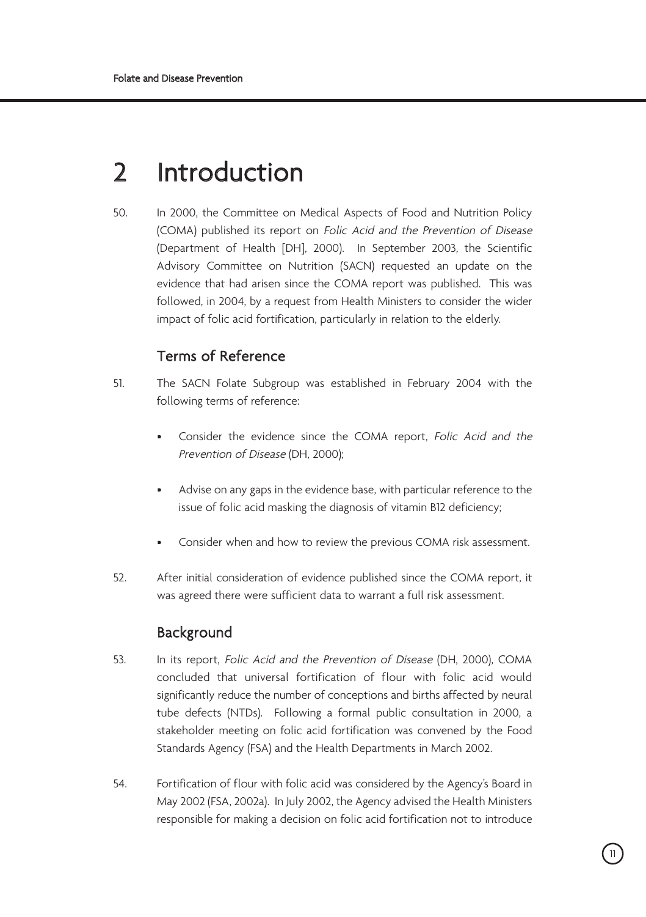# 2 Introduction

50. In 2000, the Committee on Medical Aspects of Food and Nutrition Policy (COMA) published its report on *Folic Acid and the Prevention of Disease* (Department of Health [DH], 2000). In September 2003, the Scientific Advisory Committee on Nutrition (SACN) requested an update on the evidence that had arisen since the COMA report was published. This was followed, in 2004, by a request from Health Ministers to consider the wider impact of folic acid fortification, particularly in relation to the elderly.

## Terms of Reference

51. The SACN Folate Subgroup was established in February 2004 with the following terms of reference:

- Consider the evidence since the COMA report, *Folic Acid and the Prevention of Disease* (DH, 2000);
- Advise on any gaps in the evidence base, with particular reference to the issue of folic acid masking the diagnosis of vitamin B12 deficiency;
- Consider when and how to review the previous COMA risk assessment.

52. After initial consideration of evidence published since the COMA report, it was agreed there were sufficient data to warrant a full risk assessment.

## Background

53. In its report, *Folic Acid and the Prevention of Disease* (DH, 2000), COMA concluded that universal fortification of flour with folic acid would significantly reduce the number of conceptions and births affected by neural tube defects (NTDs). Following a formal public consultation in 2000, a stakeholder meeting on folic acid fortification was convened by the Food Standards Agency (FSA) and the Health Departments in March 2002.

54. Fortification of flour with folic acid was considered by the Agency's Board in May 2002 (FSA, 2002a). In July 2002, the Agency advised the Health Ministers responsible for making a decision on folic acid fortification not to introduce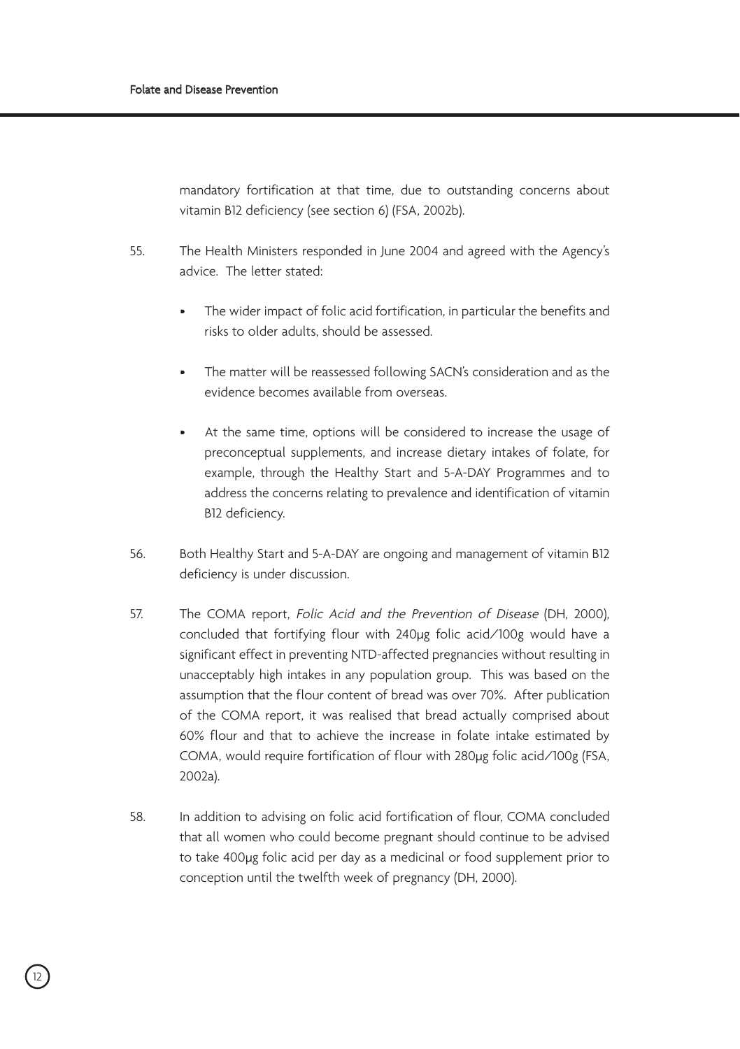mandatory fortification at that time, due to outstanding concerns about vitamin B12 deficiency (see section 6) (FSA, 2002b).

55. The Health Ministers responded in June 2004 and agreed with the Agency's advice. The letter stated:

   - The wider impact of folic acid fortification, in particular the benefits and risks to older adults, should be assessed.
   - The matter will be reassessed following SACN's consideration and as the evidence becomes available from overseas.
   - At the same time, options will be considered to increase the usage of preconceptual supplements, and increase dietary intakes of folate, for example, through the Healthy Start and 5-A-DAY Programmes and to address the concerns relating to prevalence and identification of vitamin B12 deficiency.

56. Both Healthy Start and 5-A-DAY are ongoing and management of vitamin B12 deficiency is under discussion.

57. The COMA report, *Folic Acid and the Prevention of Disease* (DH, 2000), concluded that fortifying flour with 240μg folic acid/100g would have a significant effect in preventing NTD-affected pregnancies without resulting in unacceptably high intakes in any population group. This was based on the assumption that the flour content of bread was over 70%. After publication of the COMA report, it was realised that bread actually comprised about 60% flour and that to achieve the increase in folate intake estimated by COMA, would require fortification of flour with 280μg folic acid/100g (FSA, 2002a).

58. In addition to advising on folic acid fortification of flour, COMA concluded that all women who could become pregnant should continue to be advised to take 400μg folic acid per day as a medicinal or food supplement prior to conception until the twelfth week of pregnancy (DH, 2000).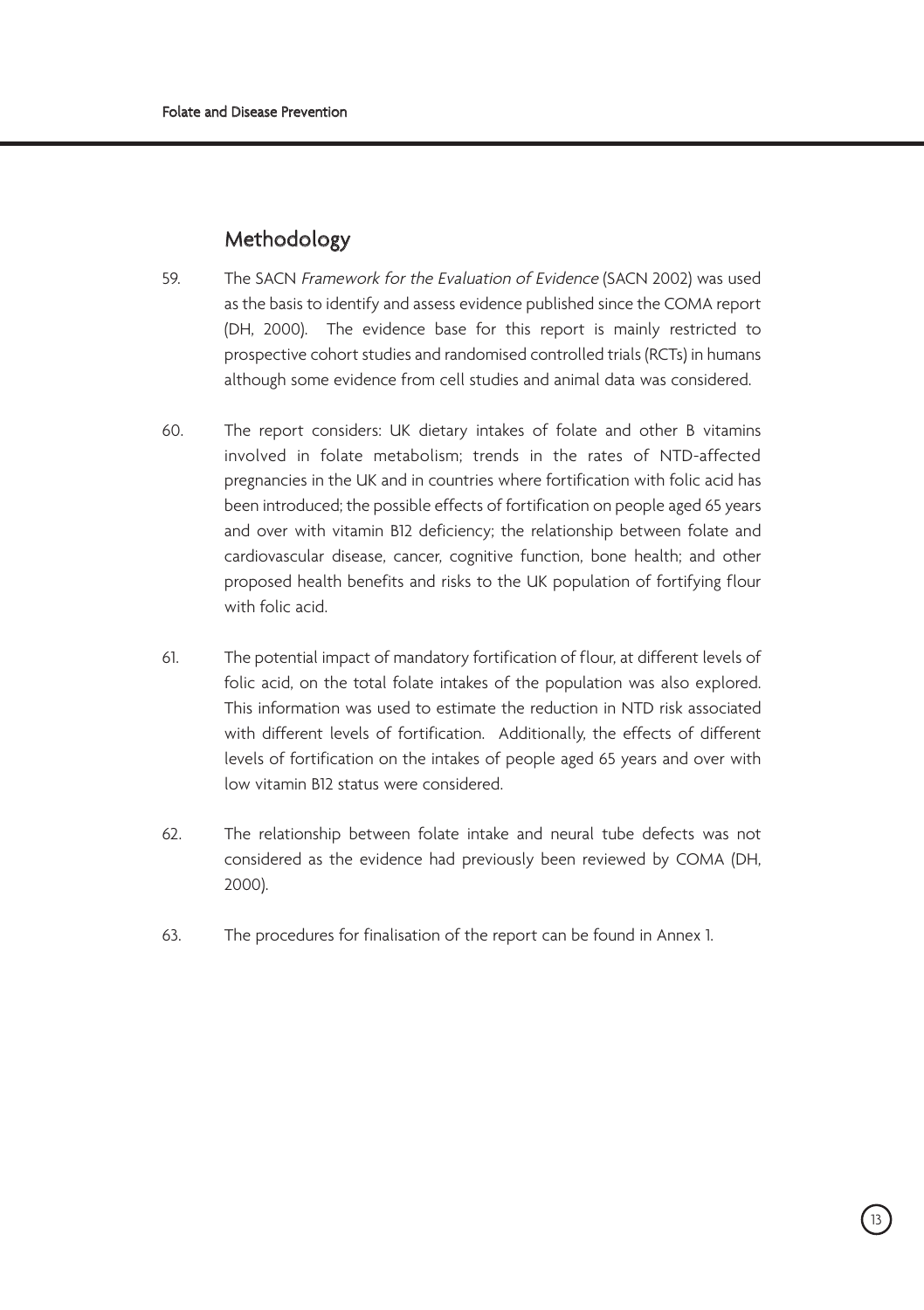## Methodology

59. The SACN *Framework for the Evaluation of Evidence* (SACN 2002) was used as the basis to identify and assess evidence published since the COMA report (DH, 2000). The evidence base for this report is mainly restricted to prospective cohort studies and randomised controlled trials (RCTs) in humans although some evidence from cell studies and animal data was considered.

60. The report considers: UK dietary intakes of folate and other B vitamins involved in folate metabolism; trends in the rates of NTD-affected pregnancies in the UK and in countries where fortification with folic acid has been introduced; the possible effects of fortification on people aged 65 years and over with vitamin B12 deficiency; the relationship between folate and cardiovascular disease, cancer, cognitive function, bone health; and other proposed health benefits and risks to the UK population of fortifying flour with folic acid.

61. The potential impact of mandatory fortification of flour, at different levels of folic acid, on the total folate intakes of the population was also explored. This information was used to estimate the reduction in NTD risk associated with different levels of fortification. Additionally, the effects of different levels of fortification on the intakes of people aged 65 years and over with low vitamin B12 status were considered.

62. The relationship between folate intake and neural tube defects was not considered as the evidence had previously been reviewed by COMA (DH, 2000).

63. The procedures for finalisation of the report can be found in Annex 1.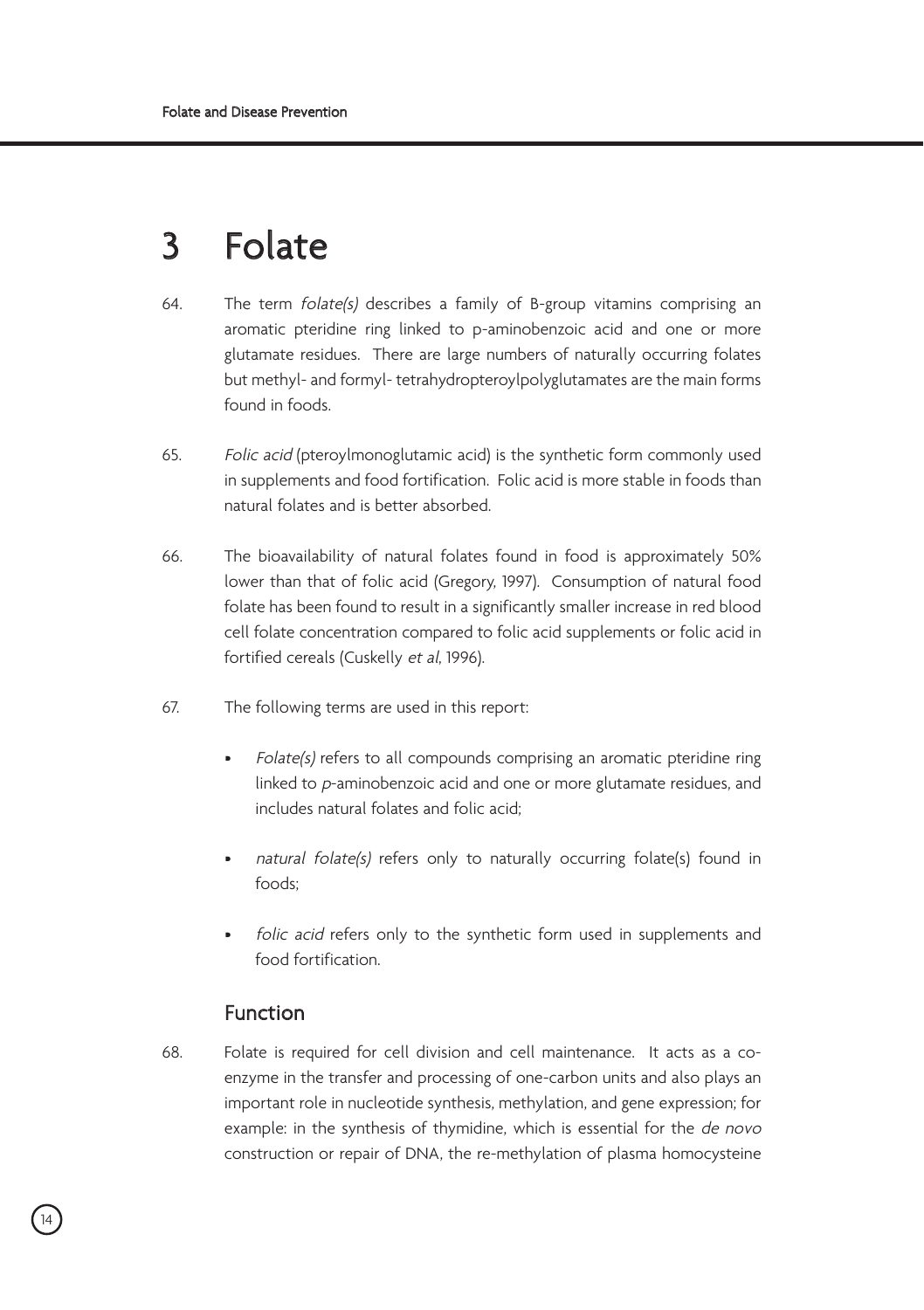# 3 Folate

64. The term *folate(s)* describes a family of B-group vitamins comprising an aromatic pteridine ring linked to p-aminobenzoic acid and one or more glutamate residues. There are large numbers of naturally occurring folates but methyl- and formyl- tetrahydropteroylpolyglutamates are the main forms found in foods.

65. *Folic acid* (pteroylmonoglutamic acid) is the synthetic form commonly used in supplements and food fortification. Folic acid is more stable in foods than natural folates and is better absorbed.

66. The bioavailability of natural folates found in food is approximately 50% lower than that of folic acid (Gregory, 1997). Consumption of natural food folate has been found to result in a significantly smaller increase in red blood cell folate concentration compared to folic acid supplements or folic acid in fortified cereals (Cuskelly *et al*, 1996).

67. The following terms are used in this report:

- *Folate(s)* refers to all compounds comprising an aromatic pteridine ring linked to *p*-aminobenzoic acid and one or more glutamate residues, and includes natural folates and folic acid;
- *natural folate(s)* refers only to naturally occurring folate(s) found in foods;
- *folic acid* refers only to the synthetic form used in supplements and food fortification.

## Function

68. Folate is required for cell division and cell maintenance. It acts as a co-enzyme in the transfer and processing of one-carbon units and also plays an important role in nucleotide synthesis, methylation, and gene expression; for example: in the synthesis of thymidine, which is essential for the *de novo* construction or repair of DNA, the re-methylation of plasma homocysteine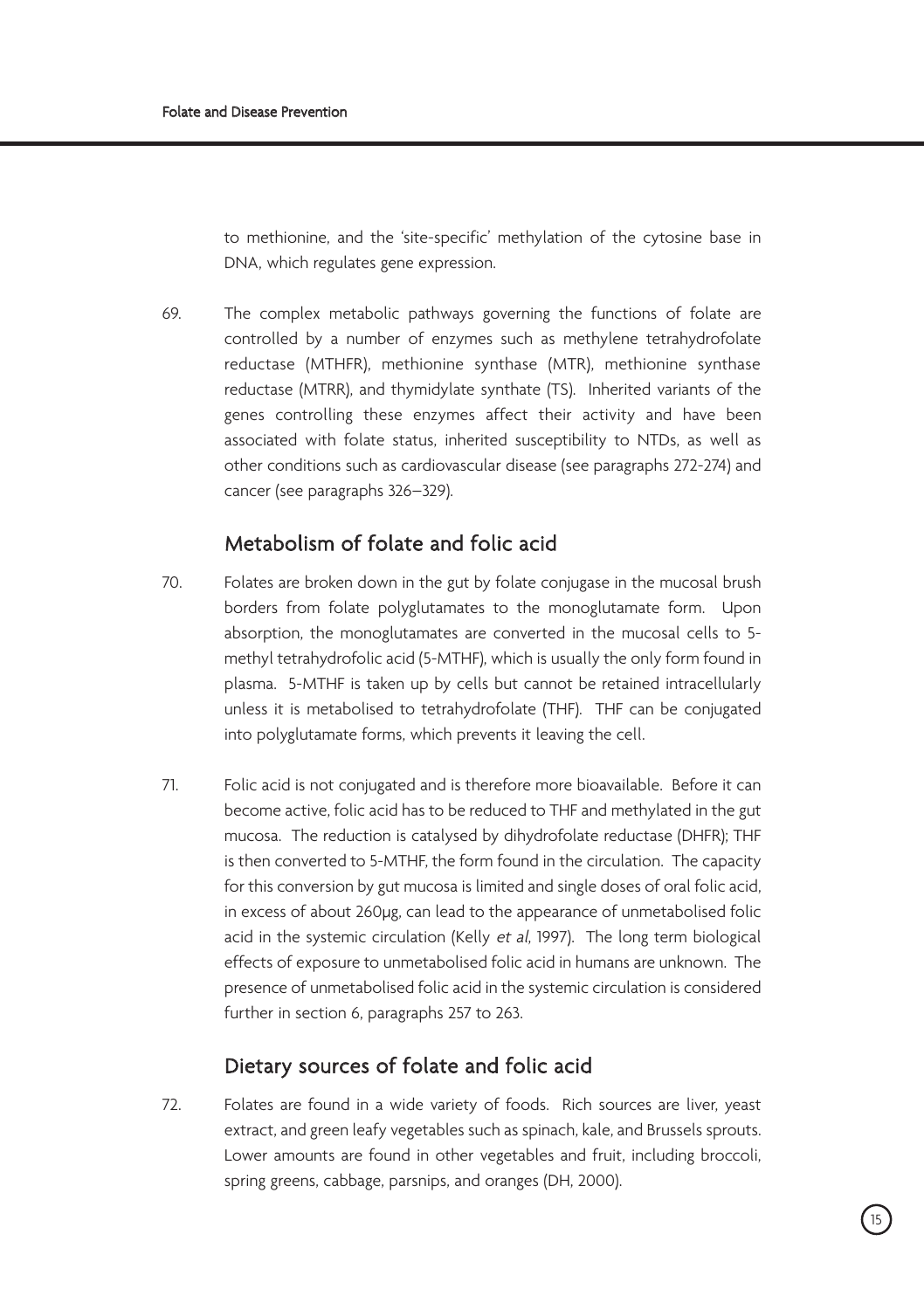to methionine, and the 'site-specific' methylation of the cytosine base in DNA, which regulates gene expression.

69. The complex metabolic pathways governing the functions of folate are controlled by a number of enzymes such as methylene tetrahydrofolate reductase (MTHFR), methionine synthase (MTR), methionine synthase reductase (MTRR), and thymidylate synthate (TS). Inherited variants of the genes controlling these enzymes affect their activity and have been associated with folate status, inherited susceptibility to NTDs, as well as other conditions such as cardiovascular disease (see paragraphs 272-274) and cancer (see paragraphs 326–329).

## Metabolism of folate and folic acid

70. Folates are broken down in the gut by folate conjugase in the mucosal brush borders from folate polyglutamates to the monoglutamate form. Upon absorption, the monoglutamates are converted in the mucosal cells to 5-methyl tetrahydrofolic acid (5-MTHF), which is usually the only form found in plasma. 5-MTHF is taken up by cells but cannot be retained intracellularly unless it is metabolised to tetrahydrofolate (THF). THF can be conjugated into polyglutamate forms, which prevents it leaving the cell.

71. Folic acid is not conjugated and is therefore more bioavailable. Before it can become active, folic acid has to be reduced to THF and methylated in the gut mucosa. The reduction is catalysed by dihydrofolate reductase (DHFR); THF is then converted to 5-MTHF, the form found in the circulation. The capacity for this conversion by gut mucosa is limited and single doses of oral folic acid, in excess of about 260μg, can lead to the appearance of unmetabolised folic acid in the systemic circulation (Kelly *et al*, 1997). The long term biological effects of exposure to unmetabolised folic acid in humans are unknown. The presence of unmetabolised folic acid in the systemic circulation is considered further in section 6, paragraphs 257 to 263.

## Dietary sources of folate and folic acid

72. Folates are found in a wide variety of foods. Rich sources are liver, yeast extract, and green leafy vegetables such as spinach, kale, and Brussels sprouts. Lower amounts are found in other vegetables and fruit, including broccoli, spring greens, cabbage, parsnips, and oranges (DH, 2000).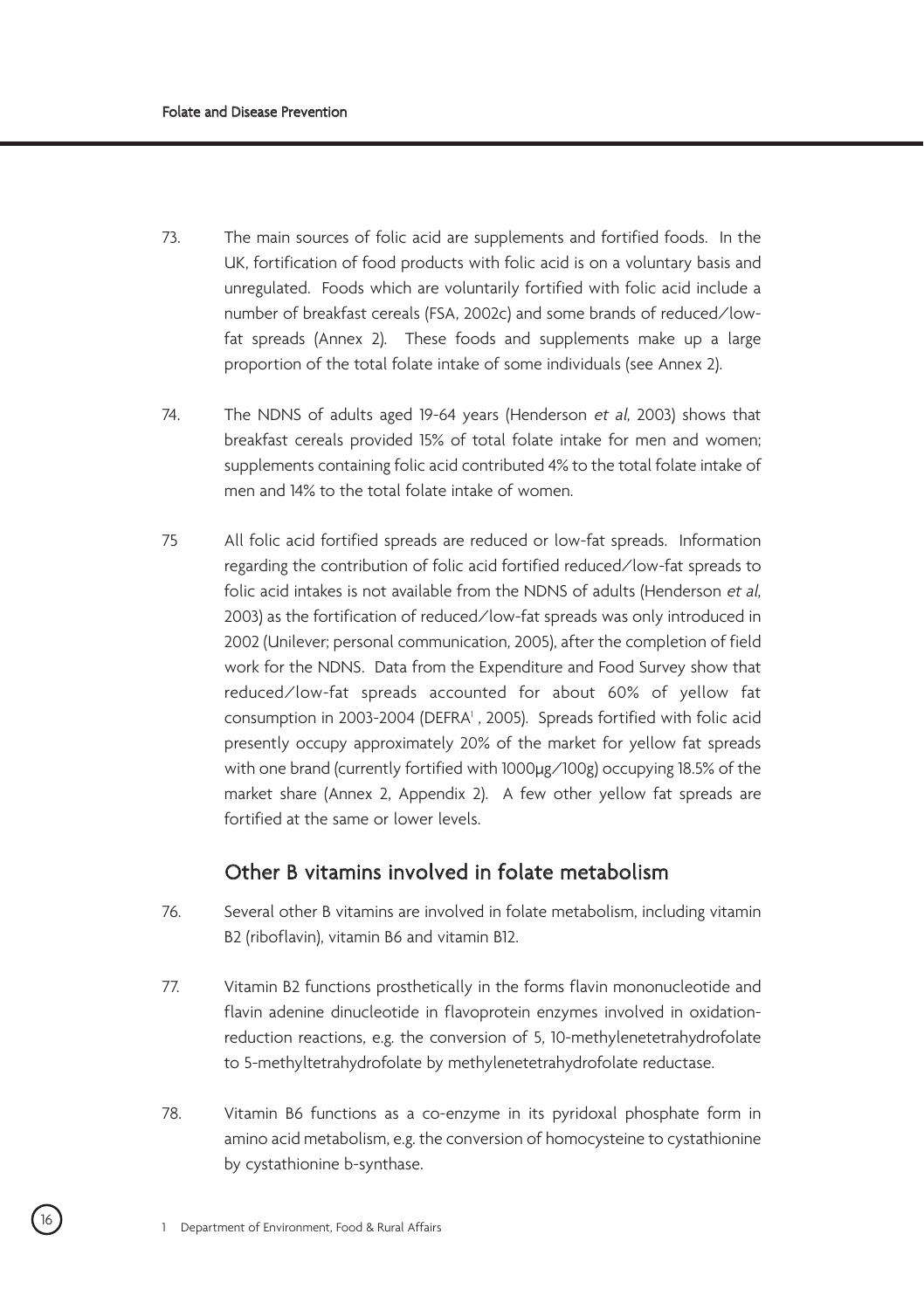73. The main sources of folic acid are supplements and fortified foods. In the UK, fortification of food products with folic acid is on a voluntary basis and unregulated. Foods which are voluntarily fortified with folic acid include a number of breakfast cereals (FSA, 2002c) and some brands of reduced/low-fat spreads (Annex 2). These foods and supplements make up a large proportion of the total folate intake of some individuals (see Annex 2).

74. The NDNS of adults aged 19-64 years (Henderson *et al*, 2003) shows that breakfast cereals provided 15% of total folate intake for men and women; supplements containing folic acid contributed 4% to the total folate intake of men and 14% to the total folate intake of women.

75 All folic acid fortified spreads are reduced or low-fat spreads. Information regarding the contribution of folic acid fortified reduced/low-fat spreads to folic acid intakes is not available from the NDNS of adults (Henderson *et al*, 2003) as the fortification of reduced/low-fat spreads was only introduced in 2002 (Unilever; personal communication, 2005), after the completion of field work for the NDNS. Data from the Expenditure and Food Survey show that reduced/low-fat spreads accounted for about 60% of yellow fat consumption in 2003-2004 (DEFRA[1], 2005). Spreads fortified with folic acid presently occupy approximately 20% of the market for yellow fat spreads with one brand (currently fortified with 1000µg/100g) occupying 18.5% of the market share (Annex 2, Appendix 2). A few other yellow fat spreads are fortified at the same or lower levels.

## Other B vitamins involved in folate metabolism

76. Several other B vitamins are involved in folate metabolism, including vitamin B2 (riboflavin), vitamin B6 and vitamin B12.

77. Vitamin B2 functions prosthetically in the forms flavin mononucleotide and flavin adenine dinucleotide in flavoprotein enzymes involved in oxidation-reduction reactions, e.g. the conversion of 5, 10-methylenetetrahydrofolate to 5-methyltetrahydrofolate by methylenetetrahydrofolate reductase.

78. Vitamin B6 functions as a co-enzyme in its pyridoxal phosphate form in amino acid metabolism, e.g. the conversion of homocysteine to cystathionine by cystathionine b-synthase.

[1] Department of Environment, Food & Rural Affairs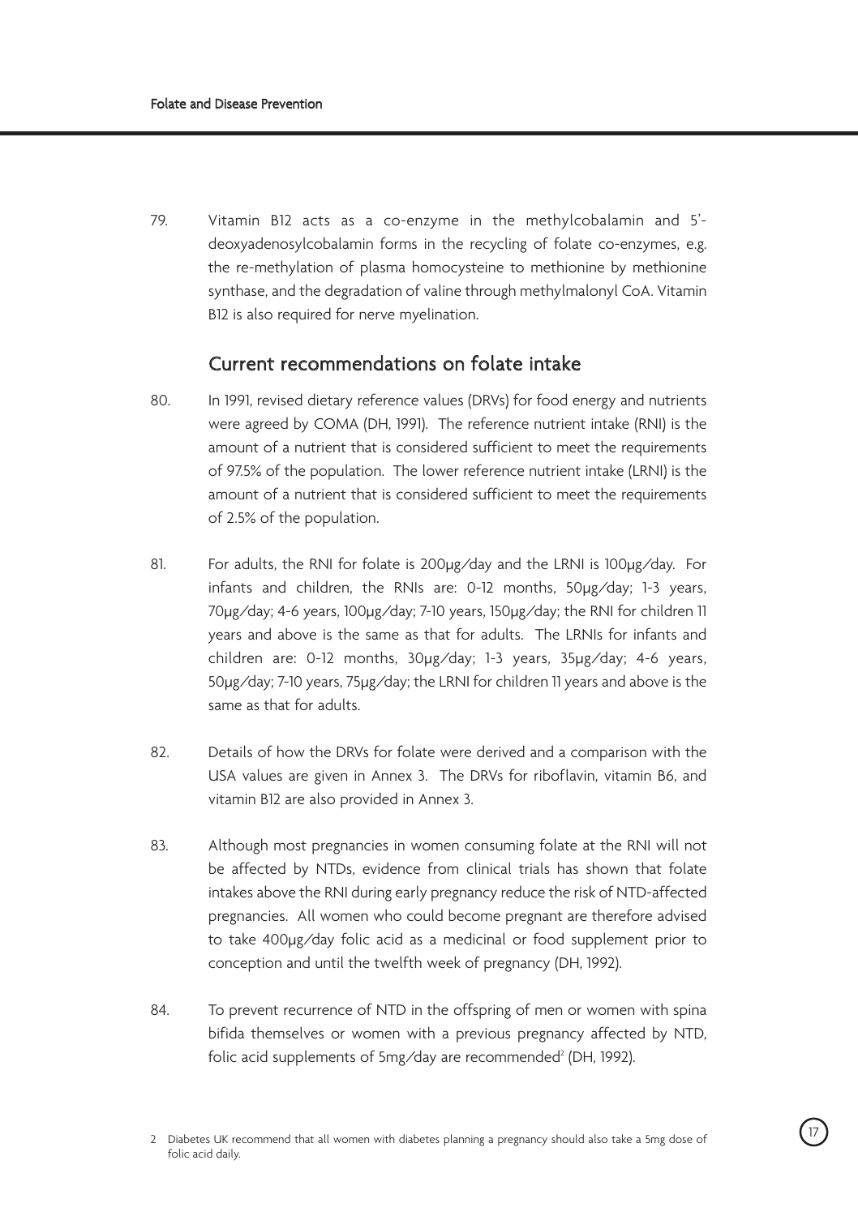79. Vitamin B12 acts as a co-enzyme in the methylcobalamin and 5'-deoxyadenosylcobalamin forms in the recycling of folate co-enzymes, e.g. the re-methylation of plasma homocysteine to methionine by methionine synthase, and the degradation of valine through methylmalonyl CoA. Vitamin B12 is also required for nerve myelination.

## Current recommendations on folate intake

80. In 1991, revised dietary reference values (DRVs) for food energy and nutrients were agreed by COMA (DH, 1991). The reference nutrient intake (RNI) is the amount of a nutrient that is considered sufficient to meet the requirements of 97.5% of the population. The lower reference nutrient intake (LRNI) is the amount of a nutrient that is considered sufficient to meet the requirements of 2.5% of the population.

81. For adults, the RNI for folate is 200µg/day and the LRNI is 100µg/day. For infants and children, the RNIs are: 0-12 months, 50µg/day; 1-3 years, 70µg/day; 4-6 years, 100µg/day; 7-10 years, 150µg/day; the RNI for children 11 years and above is the same as that for adults. The LRNIs for infants and children are: 0-12 months, 30µg/day; 1-3 years, 35µg/day; 4-6 years, 50µg/day; 7-10 years, 75µg/day; the LRNI for children 11 years and above is the same as that for adults.

82. Details of how the DRVs for folate were derived and a comparison with the USA values are given in Annex 3. The DRVs for riboflavin, vitamin B6, and vitamin B12 are also provided in Annex 3.

83. Although most pregnancies in women consuming folate at the RNI will not be affected by NTDs, evidence from clinical trials has shown that folate intakes above the RNI during early pregnancy reduce the risk of NTD-affected pregnancies. All women who could become pregnant are therefore advised to take 400µg/day folic acid as a medicinal or food supplement prior to conception and until the twelfth week of pregnancy (DH, 1992).

84. To prevent recurrence of NTD in the offspring of men or women with spina bifida themselves or women with a previous pregnancy affected by NTD, folic acid supplements of 5mg/day are recommended[2] (DH, 1992).

[2] Diabetes UK recommend that all women with diabetes planning a pregnancy should also take a 5mg dose of folic acid daily.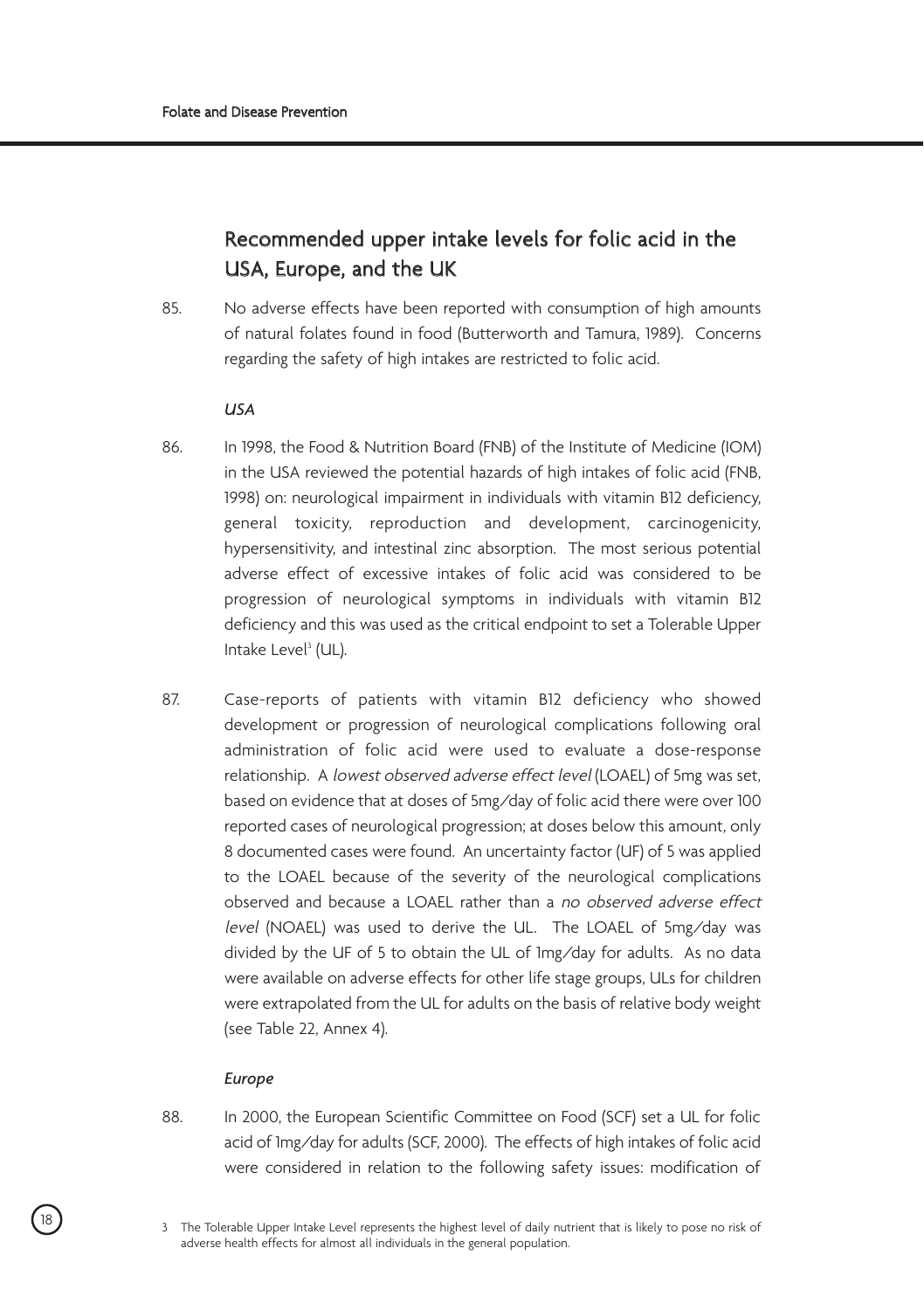## Recommended upper intake levels for folic acid in the USA, Europe, and the UK

85. No adverse effects have been reported with consumption of high amounts of natural folates found in food (Butterworth and Tamura, 1989). Concerns regarding the safety of high intakes are restricted to folic acid.

### *USA*

86. In 1998, the Food & Nutrition Board (FNB) of the Institute of Medicine (IOM) in the USA reviewed the potential hazards of high intakes of folic acid (FNB, 1998) on: neurological impairment in individuals with vitamin B12 deficiency, general toxicity, reproduction and development, carcinogenicity, hypersensitivity, and intestinal zinc absorption. The most serious potential adverse effect of excessive intakes of folic acid was considered to be progression of neurological symptoms in individuals with vitamin B12 deficiency and this was used as the critical endpoint to set a Tolerable Upper Intake Level[3] (UL).

87. Case-reports of patients with vitamin B12 deficiency who showed development or progression of neurological complications following oral administration of folic acid were used to evaluate a dose-response relationship. A *lowest observed adverse effect level* (LOAEL) of 5mg was set, based on evidence that at doses of 5mg/day of folic acid there were over 100 reported cases of neurological progression; at doses below this amount, only 8 documented cases were found. An uncertainty factor (UF) of 5 was applied to the LOAEL because of the severity of the neurological complications observed and because a LOAEL rather than a *no observed adverse effect level* (NOAEL) was used to derive the UL. The LOAEL of 5mg/day was divided by the UF of 5 to obtain the UL of 1mg/day for adults. As no data were available on adverse effects for other life stage groups, ULs for children were extrapolated from the UL for adults on the basis of relative body weight (see Table 22, Annex 4).

### *Europe*

88. In 2000, the European Scientific Committee on Food (SCF) set a UL for folic acid of 1mg/day for adults (SCF, 2000). The effects of high intakes of folic acid were considered in relation to the following safety issues: modification of

3 The Tolerable Upper Intake Level represents the highest level of daily nutrient that is likely to pose no risk of adverse health effects for almost all individuals in the general population.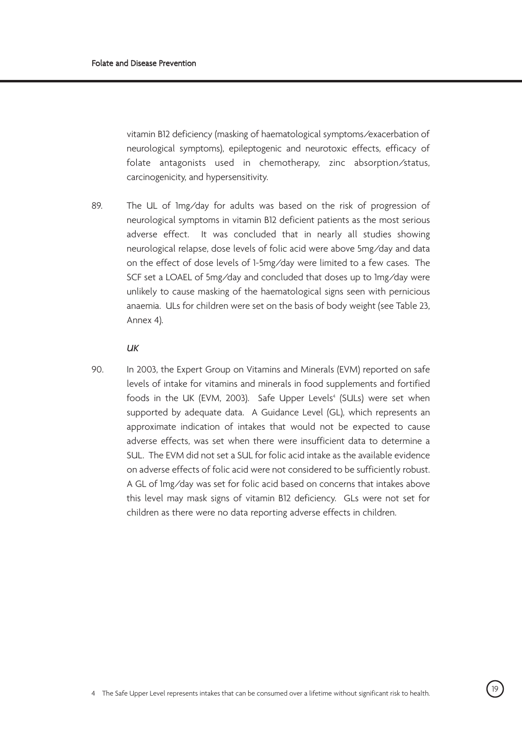vitamin B12 deficiency (masking of haematological symptoms/exacerbation of neurological symptoms), epileptogenic and neurotoxic effects, efficacy of folate antagonists used in chemotherapy, zinc absorption/status, carcinogenicity, and hypersensitivity.

89. The UL of 1mg/day for adults was based on the risk of progression of neurological symptoms in vitamin B12 deficient patients as the most serious adverse effect. It was concluded that in nearly all studies showing neurological relapse, dose levels of folic acid were above 5mg/day and data on the effect of dose levels of 1-5mg/day were limited to a few cases. The SCF set a LOAEL of 5mg/day and concluded that doses up to 1mg/day were unlikely to cause masking of the haematological signs seen with pernicious anaemia. ULs for children were set on the basis of body weight (see Table 23, Annex 4).

*UK*

90. In 2003, the Expert Group on Vitamins and Minerals (EVM) reported on safe levels of intake for vitamins and minerals in food supplements and fortified foods in the UK (EVM, 2003). Safe Upper Levels[4] (SULs) were set when supported by adequate data. A Guidance Level (GL), which represents an approximate indication of intakes that would not be expected to cause adverse effects, was set when there were insufficient data to determine a SUL. The EVM did not set a SUL for folic acid intake as the available evidence on adverse effects of folic acid were not considered to be sufficiently robust. A GL of 1mg/day was set for folic acid based on concerns that intakes above this level may mask signs of vitamin B12 deficiency. GLs were not set for children as there were no data reporting adverse effects in children.

4 The Safe Upper Level represents intakes that can be consumed over a lifetime without significant risk to health.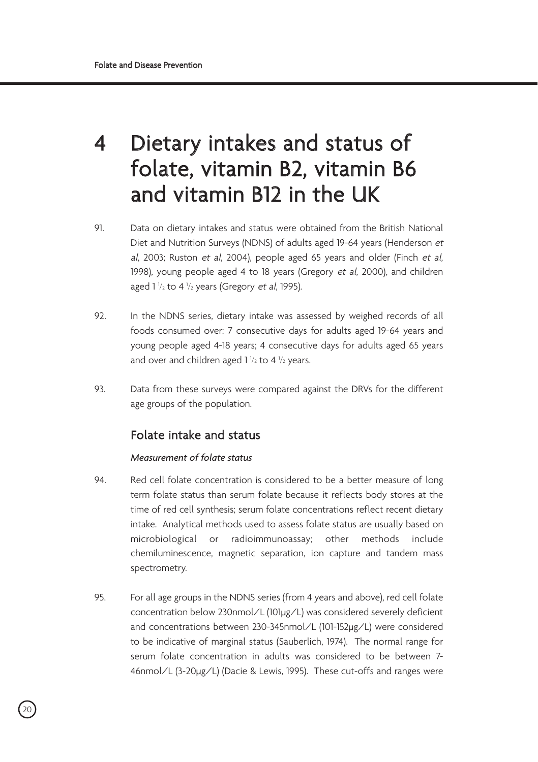# 4 Dietary intakes and status of folate, vitamin B2, vitamin B6 and vitamin B12 in the UK

91. Data on dietary intakes and status were obtained from the British National Diet and Nutrition Surveys (NDNS) of adults aged 19-64 years (Henderson *et al*, 2003; Ruston *et al*, 2004), people aged 65 years and older (Finch *et al*, 1998), young people aged 4 to 18 years (Gregory *et al*, 2000), and children aged 1 ½ to 4 ½ years (Gregory *et al*, 1995).

92. In the NDNS series, dietary intake was assessed by weighed records of all foods consumed over: 7 consecutive days for adults aged 19-64 years and young people aged 4-18 years; 4 consecutive days for adults aged 65 years and over and children aged 1 ½ to 4 ½ years.

93. Data from these surveys were compared against the DRVs for the different age groups of the population.

## Folate intake and status

### *Measurement of folate status*

94. Red cell folate concentration is considered to be a better measure of long term folate status than serum folate because it reflects body stores at the time of red cell synthesis; serum folate concentrations reflect recent dietary intake. Analytical methods used to assess folate status are usually based on microbiological or radioimmunoassay; other methods include chemiluminescence, magnetic separation, ion capture and tandem mass spectrometry.

95. For all age groups in the NDNS series (from 4 years and above), red cell folate concentration below 230nmol/L (101μg/L) was considered severely deficient and concentrations between 230-345nmol/L (101-152μg/L) were considered to be indicative of marginal status (Sauberlich, 1974). The normal range for serum folate concentration in adults was considered to be between 7-46nmol/L (3-20μg/L) (Dacie & Lewis, 1995). These cut-offs and ranges were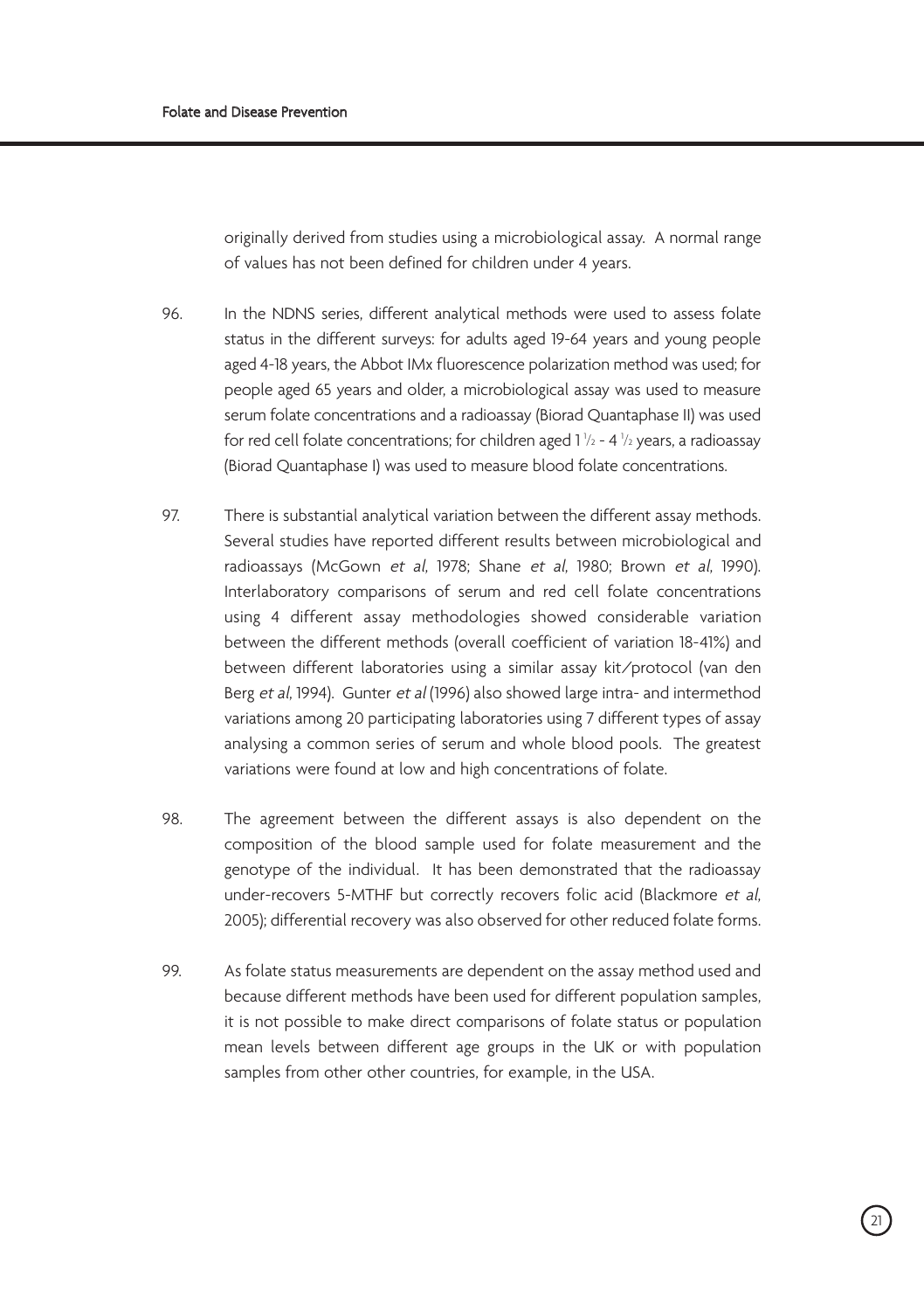originally derived from studies using a microbiological assay. A normal range of values has not been defined for children under 4 years.

96. In the NDNS series, different analytical methods were used to assess folate status in the different surveys: for adults aged 19-64 years and young people aged 4-18 years, the Abbot IMx fluorescence polarization method was used; for people aged 65 years and older, a microbiological assay was used to measure serum folate concentrations and a radioassay (Biorad Quantaphase II) was used for red cell folate concentrations; for children aged 1 $^1/_2$ - 4 $^1/_2$ years, a radioassay (Biorad Quantaphase I) was used to measure blood folate concentrations.

97. There is substantial analytical variation between the different assay methods. Several studies have reported different results between microbiological and radioassays (McGown *et al*, 1978; Shane *et al*, 1980; Brown *et al*, 1990). Interlaboratory comparisons of serum and red cell folate concentrations using 4 different assay methodologies showed considerable variation between the different methods (overall coefficient of variation 18-41%) and between different laboratories using a similar assay kit/protocol (van den Berg *et al*, 1994). Gunter *et al* (1996) also showed large intra- and intermethod variations among 20 participating laboratories using 7 different types of assay analysing a common series of serum and whole blood pools. The greatest variations were found at low and high concentrations of folate.

98. The agreement between the different assays is also dependent on the composition of the blood sample used for folate measurement and the genotype of the individual. It has been demonstrated that the radioassay under-recovers 5-MTHF but correctly recovers folic acid (Blackmore *et al*, 2005); differential recovery was also observed for other reduced folate forms.

99. As folate status measurements are dependent on the assay method used and because different methods have been used for different population samples, it is not possible to make direct comparisons of folate status or population mean levels between different age groups in the UK or with population samples from other other countries, for example, in the USA.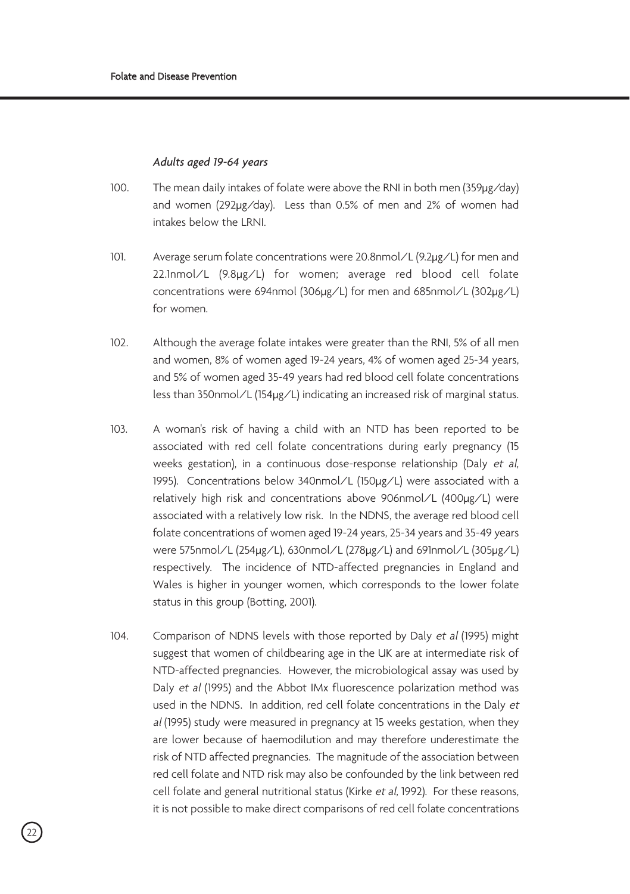*Adults aged 19-64 years*

100. The mean daily intakes of folate were above the RNI in both men (359μg/day) and women (292μg/day). Less than 0.5% of men and 2% of women had intakes below the LRNI.

101. Average serum folate concentrations were 20.8nmol/L (9.2μg/L) for men and 22.1nmol/L (9.8μg/L) for women; average red blood cell folate concentrations were 694nmol (306μg/L) for men and 685nmol/L (302μg/L) for women.

102. Although the average folate intakes were greater than the RNI, 5% of all men and women, 8% of women aged 19-24 years, 4% of women aged 25-34 years, and 5% of women aged 35-49 years had red blood cell folate concentrations less than 350nmol/L (154μg/L) indicating an increased risk of marginal status.

103. A woman's risk of having a child with an NTD has been reported to be associated with red cell folate concentrations during early pregnancy (15 weeks gestation), in a continuous dose-response relationship (Daly *et al*, 1995). Concentrations below 340nmol/L (150μg/L) were associated with a relatively high risk and concentrations above 906nmol/L (400μg/L) were associated with a relatively low risk. In the NDNS, the average red blood cell folate concentrations of women aged 19-24 years, 25-34 years and 35-49 years were 575nmol/L (254μg/L), 630nmol/L (278μg/L) and 691nmol/L (305μg/L) respectively. The incidence of NTD-affected pregnancies in England and Wales is higher in younger women, which corresponds to the lower folate status in this group (Botting, 2001).

104. Comparison of NDNS levels with those reported by Daly *et al* (1995) might suggest that women of childbearing age in the UK are at intermediate risk of NTD-affected pregnancies. However, the microbiological assay was used by Daly *et al* (1995) and the Abbot IMx fluorescence polarization method was used in the NDNS. In addition, red cell folate concentrations in the Daly *et al* (1995) study were measured in pregnancy at 15 weeks gestation, when they are lower because of haemodilution and may therefore underestimate the risk of NTD affected pregnancies. The magnitude of the association between red cell folate and NTD risk may also be confounded by the link between red cell folate and general nutritional status (Kirke *et al*, 1992). For these reasons, it is not possible to make direct comparisons of red cell folate concentrations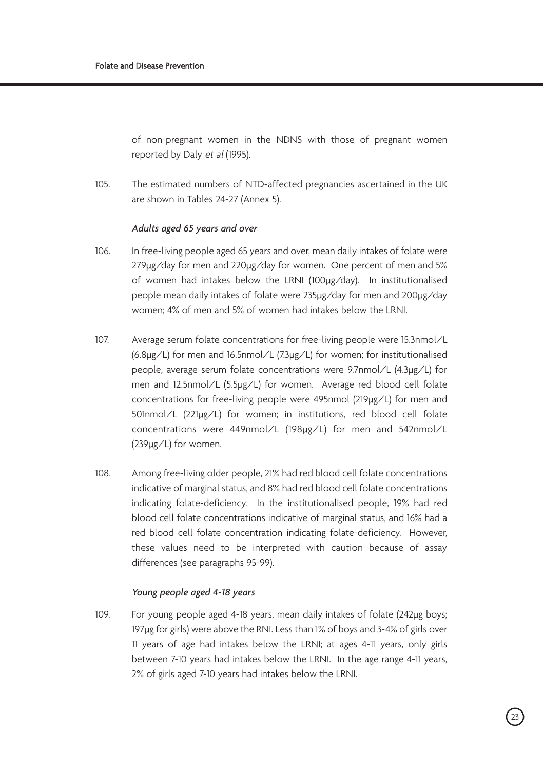of non-pregnant women in the NDNS with those of pregnant women reported by Daly *et al* (1995).

105. The estimated numbers of NTD-affected pregnancies ascertained in the UK are shown in Tables 24-27 (Annex 5).

### *Adults aged 65 years and over*

106. In free-living people aged 65 years and over, mean daily intakes of folate were 279µg/day for men and 220µg/day for women. One percent of men and 5% of women had intakes below the LRNI (100µg/day). In institutionalised people mean daily intakes of folate were 235µg/day for men and 200µg/day women; 4% of men and 5% of women had intakes below the LRNI.

107. Average serum folate concentrations for free-living people were 15.3nmol/L (6.8µg/L) for men and 16.5nmol/L (7.3µg/L) for women; for institutionalised people, average serum folate concentrations were 9.7nmol/L (4.3µg/L) for men and 12.5nmol/L (5.5µg/L) for women. Average red blood cell folate concentrations for free-living people were 495nmol (219µg/L) for men and 501nmol/L (221µg/L) for women; in institutions, red blood cell folate concentrations were 449nmol/L (198µg/L) for men and 542nmol/L (239µg/L) for women.

108. Among free-living older people, 21% had red blood cell folate concentrations indicative of marginal status, and 8% had red blood cell folate concentrations indicating folate-deficiency. In the institutionalised people, 19% had red blood cell folate concentrations indicative of marginal status, and 16% had a red blood cell folate concentration indicating folate-deficiency. However, these values need to be interpreted with caution because of assay differences (see paragraphs 95-99).

### *Young people aged 4-18 years*

109. For young people aged 4-18 years, mean daily intakes of folate (242µg boys; 197µg for girls) were above the RNI. Less than 1% of boys and 3-4% of girls over 11 years of age had intakes below the LRNI; at ages 4-11 years, only girls between 7-10 years had intakes below the LRNI. In the age range 4-11 years, 2% of girls aged 7-10 years had intakes below the LRNI.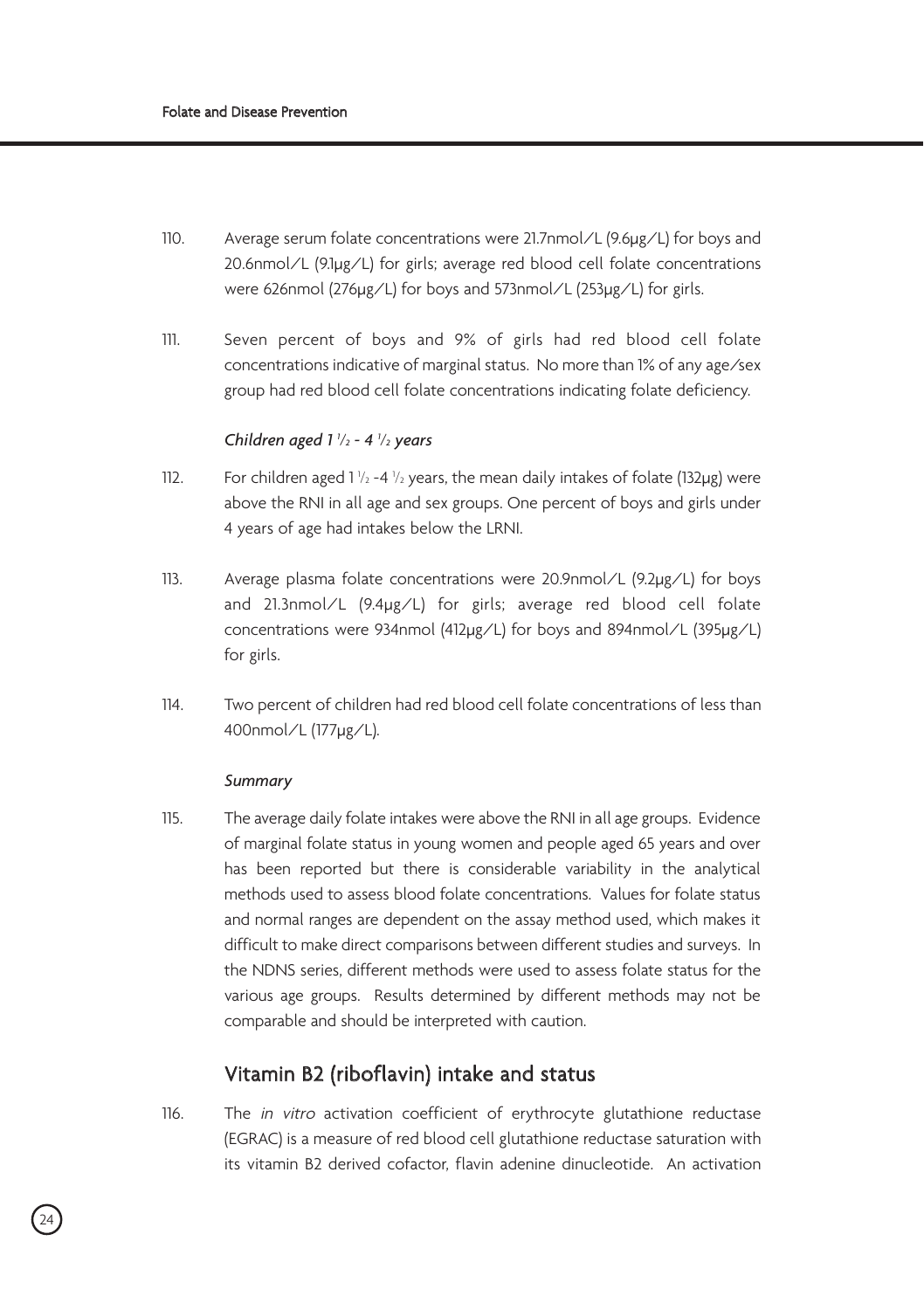110. Average serum folate concentrations were 21.7nmol/L (9.6μg/L) for boys and 20.6nmol/L (9.1μg/L) for girls; average red blood cell folate concentrations were 626nmol (276μg/L) for boys and 573nmol/L (253μg/L) for girls.

111. Seven percent of boys and 9% of girls had red blood cell folate concentrations indicative of marginal status. No more than 1% of any age/sex group had red blood cell folate concentrations indicating folate deficiency.

*Children aged 1 ½ - 4 ½ years*

112. For children aged 1 ½ -4 ½ years, the mean daily intakes of folate (132μg) were above the RNI in all age and sex groups. One percent of boys and girls under 4 years of age had intakes below the LRNI.

113. Average plasma folate concentrations were 20.9nmol/L (9.2μg/L) for boys and 21.3nmol/L (9.4μg/L) for girls; average red blood cell folate concentrations were 934nmol (412μg/L) for boys and 894nmol/L (395μg/L) for girls.

114. Two percent of children had red blood cell folate concentrations of less than 400nmol/L (177μg/L).

*Summary*

115. The average daily folate intakes were above the RNI in all age groups. Evidence of marginal folate status in young women and people aged 65 years and over has been reported but there is considerable variability in the analytical methods used to assess blood folate concentrations. Values for folate status and normal ranges are dependent on the assay method used, which makes it difficult to make direct comparisons between different studies and surveys. In the NDNS series, different methods were used to assess folate status for the various age groups. Results determined by different methods may not be comparable and should be interpreted with caution.

## Vitamin B2 (riboflavin) intake and status

116. The *in vitro* activation coefficient of erythrocyte glutathione reductase (EGRAC) is a measure of red blood cell glutathione reductase saturation with its vitamin B2 derived cofactor, flavin adenine dinucleotide. An activation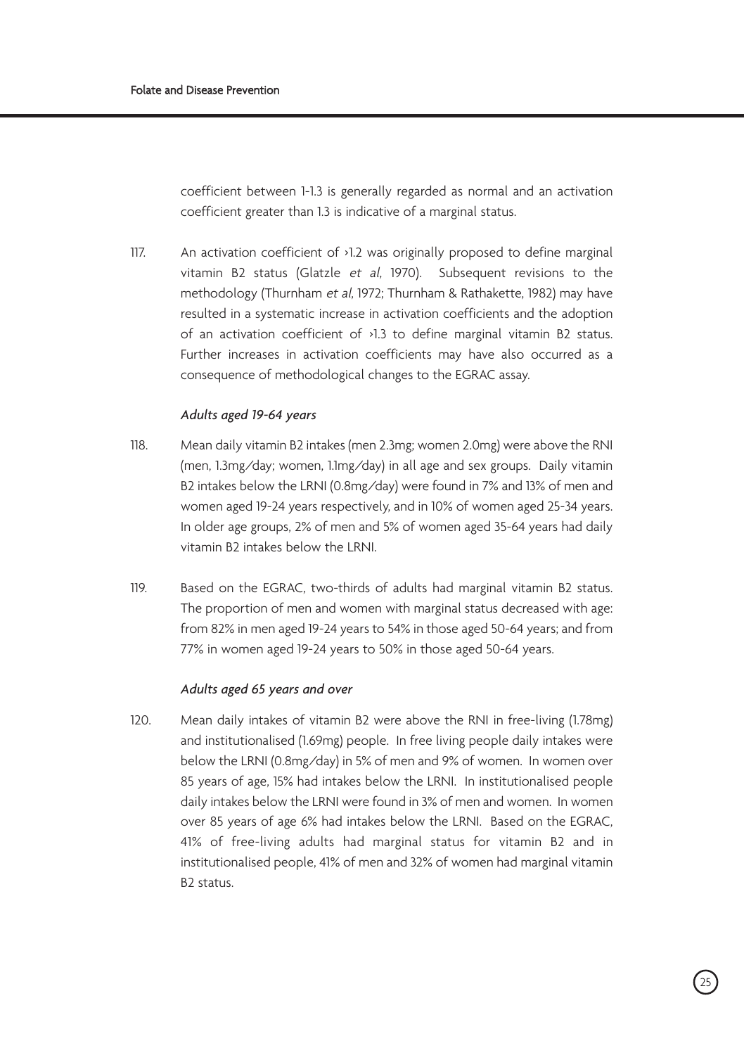coefficient between 1-1.3 is generally regarded as normal and an activation coefficient greater than 1.3 is indicative of a marginal status.

117. An activation coefficient of >1.2 was originally proposed to define marginal vitamin B2 status (Glatzle *et al*, 1970). Subsequent revisions to the methodology (Thurnham *et al*, 1972; Thurnham & Rathakette, 1982) may have resulted in a systematic increase in activation coefficients and the adoption of an activation coefficient of >1.3 to define marginal vitamin B2 status. Further increases in activation coefficients may have also occurred as a consequence of methodological changes to the EGRAC assay.

*Adults aged 19-64 years*

118. Mean daily vitamin B2 intakes (men 2.3mg; women 2.0mg) were above the RNI (men, 1.3mg/day; women, 1.1mg/day) in all age and sex groups. Daily vitamin B2 intakes below the LRNI (0.8mg/day) were found in 7% and 13% of men and women aged 19-24 years respectively, and in 10% of women aged 25-34 years. In older age groups, 2% of men and 5% of women aged 35-64 years had daily vitamin B2 intakes below the LRNI.

119. Based on the EGRAC, two-thirds of adults had marginal vitamin B2 status. The proportion of men and women with marginal status decreased with age: from 82% in men aged 19-24 years to 54% in those aged 50-64 years; and from 77% in women aged 19-24 years to 50% in those aged 50-64 years.

*Adults aged 65 years and over*

120. Mean daily intakes of vitamin B2 were above the RNI in free-living (1.78mg) and institutionalised (1.69mg) people. In free living people daily intakes were below the LRNI (0.8mg/day) in 5% of men and 9% of women. In women over 85 years of age, 15% had intakes below the LRNI. In institutionalised people daily intakes below the LRNI were found in 3% of men and women. In women over 85 years of age 6% had intakes below the LRNI. Based on the EGRAC, 41% of free-living adults had marginal status for vitamin B2 and in institutionalised people, 41% of men and 32% of women had marginal vitamin B2 status.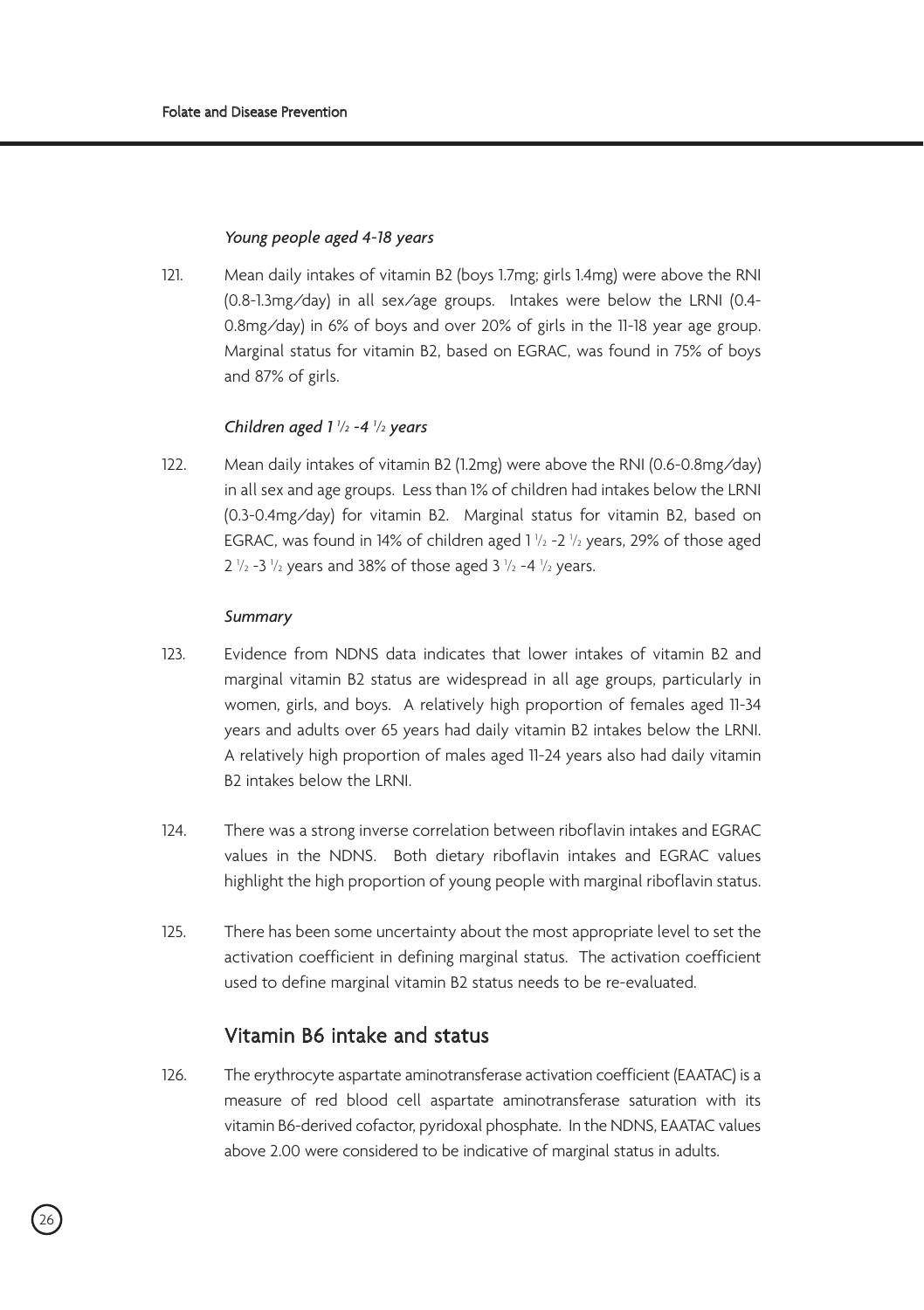*Young people aged 4-18 years*

121. Mean daily intakes of vitamin B2 (boys 1.7mg; girls 1.4mg) were above the RNI (0.8-1.3mg/day) in all sex/age groups. Intakes were below the LRNI (0.4-0.8mg/day) in 6% of boys and over 20% of girls in the 11-18 year age group. Marginal status for vitamin B2, based on EGRAC, was found in 75% of boys and 87% of girls.

*Children aged 1 ½ -4 ½ years*

122. Mean daily intakes of vitamin B2 (1.2mg) were above the RNI (0.6-0.8mg/day) in all sex and age groups. Less than 1% of children had intakes below the LRNI (0.3-0.4mg/day) for vitamin B2. Marginal status for vitamin B2, based on EGRAC, was found in 14% of children aged 1 ½ -2 ½ years, 29% of those aged 2 ½ -3 ½ years and 38% of those aged 3 ½ -4 ½ years.

*Summary*

123. Evidence from NDNS data indicates that lower intakes of vitamin B2 and marginal vitamin B2 status are widespread in all age groups, particularly in women, girls, and boys. A relatively high proportion of females aged 11-34 years and adults over 65 years had daily vitamin B2 intakes below the LRNI. A relatively high proportion of males aged 11-24 years also had daily vitamin B2 intakes below the LRNI.

124. There was a strong inverse correlation between riboflavin intakes and EGRAC values in the NDNS. Both dietary riboflavin intakes and EGRAC values highlight the high proportion of young people with marginal riboflavin status.

125. There has been some uncertainty about the most appropriate level to set the activation coefficient in defining marginal status. The activation coefficient used to define marginal vitamin B2 status needs to be re-evaluated.

## Vitamin B6 intake and status

126. The erythrocyte aspartate aminotransferase activation coefficient (EAATAC) is a measure of red blood cell aspartate aminotransferase saturation with its vitamin B6-derived cofactor, pyridoxal phosphate. In the NDNS, EAATAC values above 2.00 were considered to be indicative of marginal status in adults.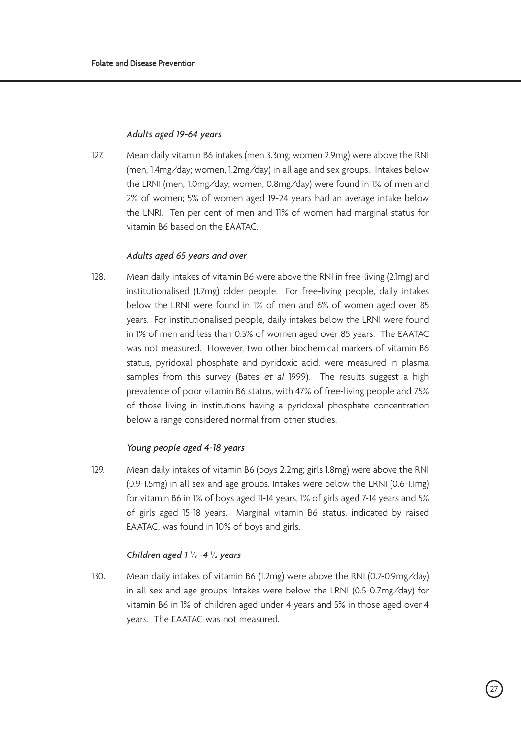*Adults aged 19-64 years*

127. Mean daily vitamin B6 intakes (men 3.3mg; women 2.9mg) were above the RNI (men, 1.4mg/day; women, 1.2mg/day) in all age and sex groups. Intakes below the LRNI (men, 1.0mg/day; women, 0.8mg/day) were found in 1% of men and 2% of women; 5% of women aged 19-24 years had an average intake below the LNRI. Ten per cent of men and 11% of women had marginal status for vitamin B6 based on the EAATAC.

*Adults aged 65 years and over*

128. Mean daily intakes of vitamin B6 were above the RNI in free-living (2.1mg) and institutionalised (1.7mg) older people. For free-living people, daily intakes below the LRNI were found in 1% of men and 6% of women aged over 85 years. For institutionalised people, daily intakes below the LRNI were found in 1% of men and less than 0.5% of women aged over 85 years. The EAATAC was not measured. However, two other biochemical markers of vitamin B6 status, pyridoxal phosphate and pyridoxic acid, were measured in plasma samples from this survey (Bates *et al* 1999). The results suggest a high prevalence of poor vitamin B6 status, with 47% of free-living people and 75% of those living in institutions having a pyridoxal phosphate concentration below a range considered normal from other studies.

*Young people aged 4-18 years*

129. Mean daily intakes of vitamin B6 (boys 2.2mg; girls 1.8mg) were above the RNI (0.9-1.5mg) in all sex and age groups. Intakes were below the LRNI (0.6-1.1mg) for vitamin B6 in 1% of boys aged 11-14 years, 1% of girls aged 7-14 years and 5% of girls aged 15-18 years. Marginal vitamin B6 status, indicated by raised EAATAC, was found in 10% of boys and girls.

*Children aged 1 ½ -4 ½ years*

130. Mean daily intakes of vitamin B6 (1.2mg) were above the RNI (0.7-0.9mg/day) in all sex and age groups. Intakes were below the LRNI (0.5-0.7mg/day) for vitamin B6 in 1% of children aged under 4 years and 5% in those aged over 4 years. The EAATAC was not measured.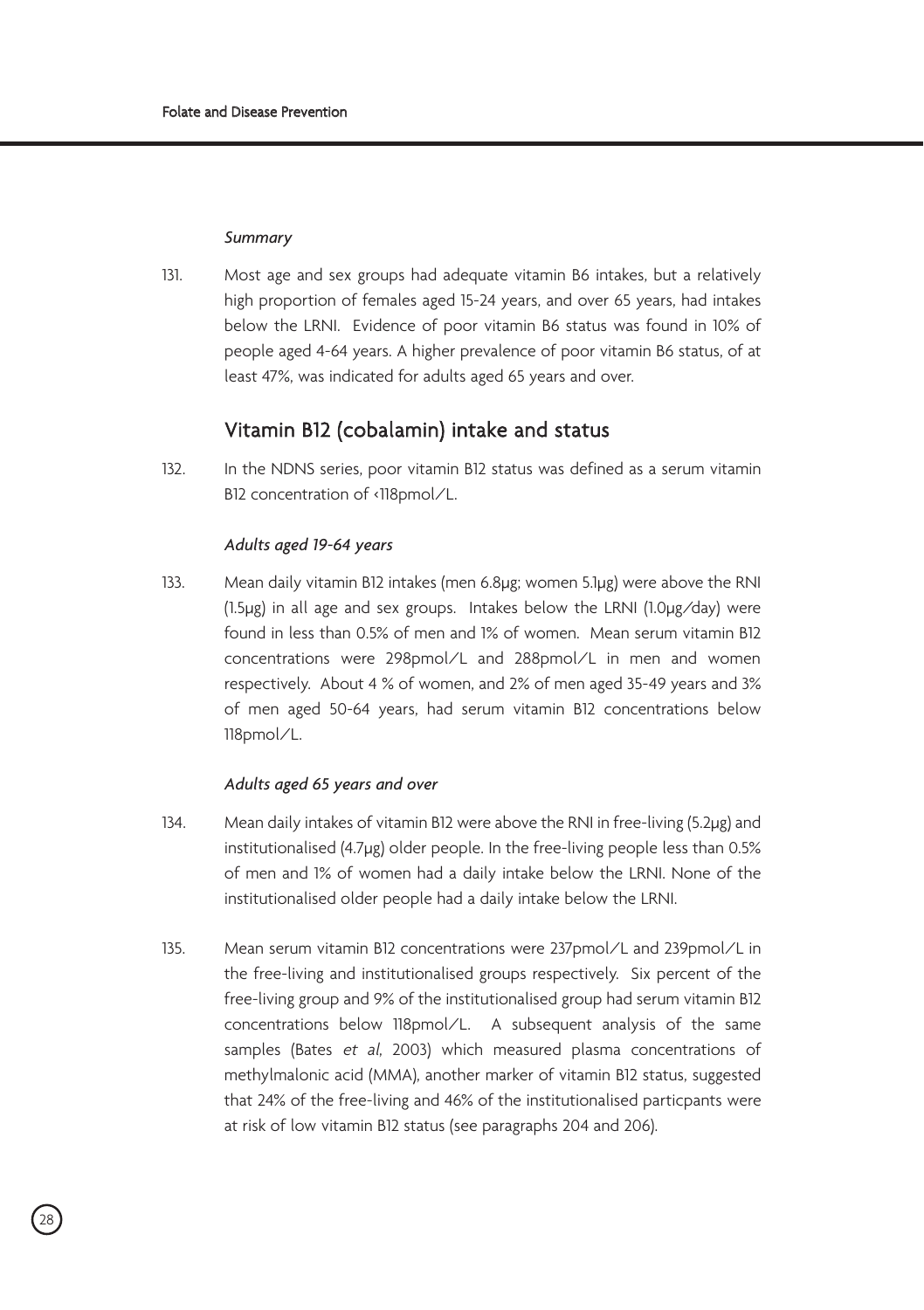*Summary*

131. Most age and sex groups had adequate vitamin B6 intakes, but a relatively high proportion of females aged 15-24 years, and over 65 years, had intakes below the LRNI. Evidence of poor vitamin B6 status was found in 10% of people aged 4-64 years. A higher prevalence of poor vitamin B6 status, of at least 47%, was indicated for adults aged 65 years and over.

## Vitamin B12 (cobalamin) intake and status

132. In the NDNS series, poor vitamin B12 status was defined as a serum vitamin B12 concentration of <118pmol/L.

*Adults aged 19-64 years*

133. Mean daily vitamin B12 intakes (men 6.8µg; women 5.1µg) were above the RNI (1.5µg) in all age and sex groups. Intakes below the LRNI (1.0µg/day) were found in less than 0.5% of men and 1% of women. Mean serum vitamin B12 concentrations were 298pmol/L and 288pmol/L in men and women respectively. About 4 % of women, and 2% of men aged 35-49 years and 3% of men aged 50-64 years, had serum vitamin B12 concentrations below 118pmol/L.

*Adults aged 65 years and over*

134. Mean daily intakes of vitamin B12 were above the RNI in free-living (5.2µg) and institutionalised (4.7µg) older people. In the free-living people less than 0.5% of men and 1% of women had a daily intake below the LRNI. None of the institutionalised older people had a daily intake below the LRNI.

135. Mean serum vitamin B12 concentrations were 237pmol/L and 239pmol/L in the free-living and institutionalised groups respectively. Six percent of the free-living group and 9% of the institutionalised group had serum vitamin B12 concentrations below 118pmol/L. A subsequent analysis of the same samples (Bates *et al*, 2003) which measured plasma concentrations of methylmalonic acid (MMA), another marker of vitamin B12 status, suggested that 24% of the free-living and 46% of the institutionalised particpants were at risk of low vitamin B12 status (see paragraphs 204 and 206).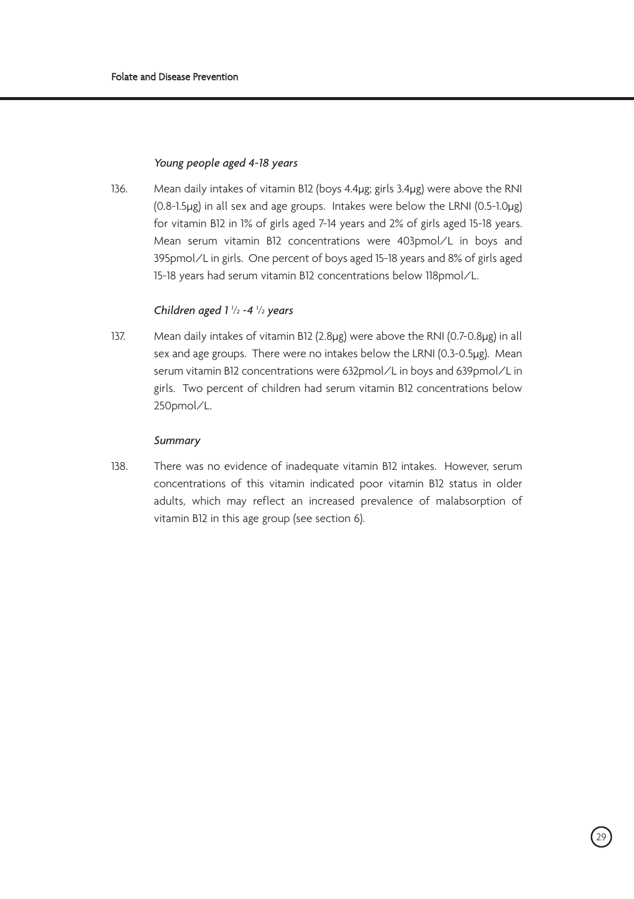### *Young people aged 4-18 years*

136. Mean daily intakes of vitamin B12 (boys 4.4μg; girls 3.4μg) were above the RNI (0.8-1.5μg) in all sex and age groups. Intakes were below the LRNI (0.5-1.0μg) for vitamin B12 in 1% of girls aged 7-14 years and 2% of girls aged 15-18 years. Mean serum vitamin B12 concentrations were 403pmol/L in boys and 395pmol/L in girls. One percent of boys aged 15-18 years and 8% of girls aged 15-18 years had serum vitamin B12 concentrations below 118pmol/L.

### *Children aged 1 ½ -4 ½ years*

137. Mean daily intakes of vitamin B12 (2.8μg) were above the RNI (0.7-0.8μg) in all sex and age groups. There were no intakes below the LRNI (0.3-0.5μg). Mean serum vitamin B12 concentrations were 632pmol/L in boys and 639pmol/L in girls. Two percent of children had serum vitamin B12 concentrations below 250pmol/L.

### *Summary*

138. There was no evidence of inadequate vitamin B12 intakes. However, serum concentrations of this vitamin indicated poor vitamin B12 status in older adults, which may reflect an increased prevalence of malabsorption of vitamin B12 in this age group (see section 6).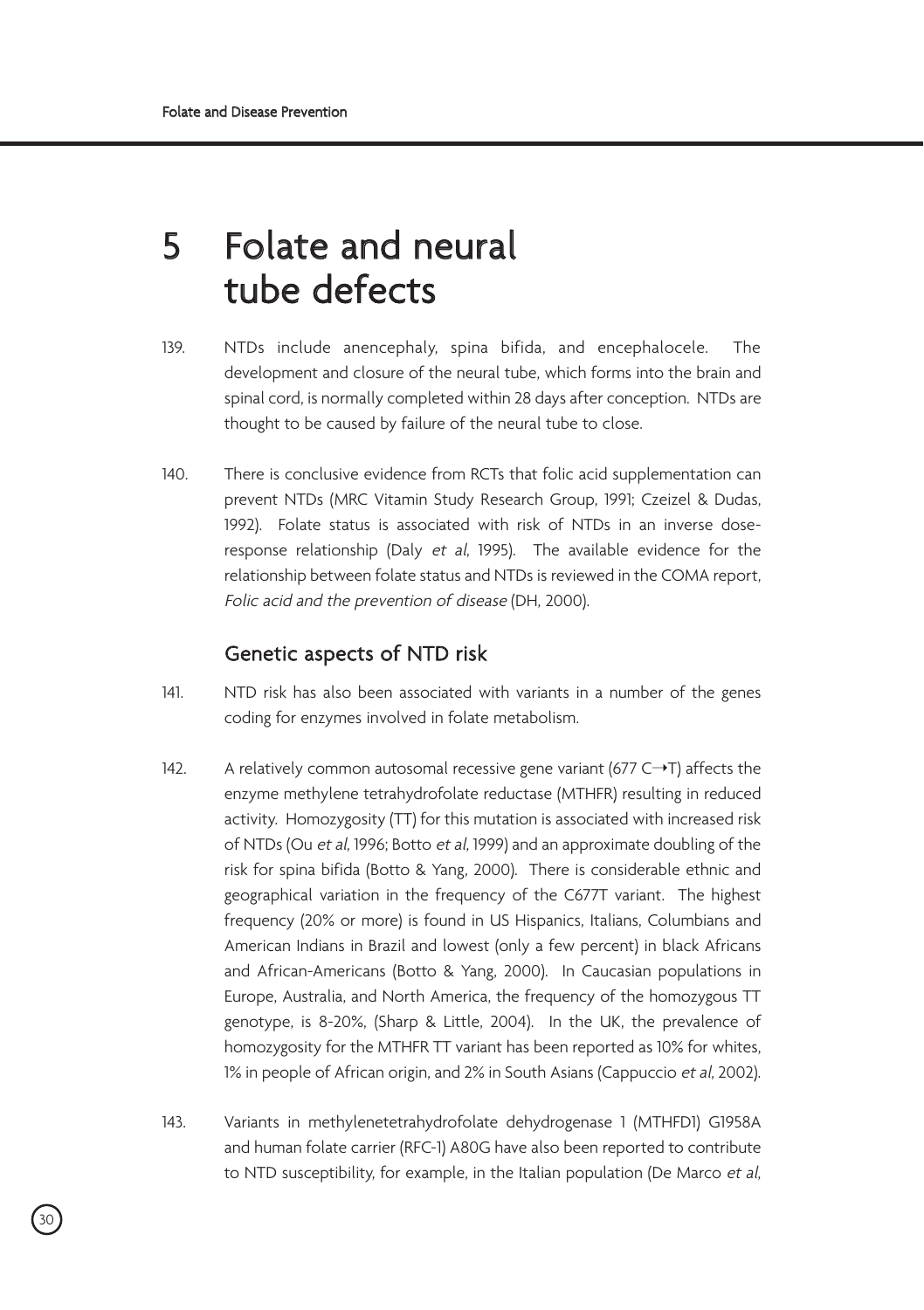# 5 Folate and neural tube defects

139. NTDs include anencephaly, spina bifida, and encephalocele. The development and closure of the neural tube, which forms into the brain and spinal cord, is normally completed within 28 days after conception. NTDs are thought to be caused by failure of the neural tube to close.

140. There is conclusive evidence from RCTs that folic acid supplementation can prevent NTDs (MRC Vitamin Study Research Group, 1991; Czeizel & Dudas, 1992). Folate status is associated with risk of NTDs in an inverse dose-response relationship (Daly *et al*, 1995). The available evidence for the relationship between folate status and NTDs is reviewed in the COMA report, *Folic acid and the prevention of disease* (DH, 2000).

## Genetic aspects of NTD risk

141. NTD risk has also been associated with variants in a number of the genes coding for enzymes involved in folate metabolism.

142. A relatively common autosomal recessive gene variant (677 C→T) affects the enzyme methylene tetrahydrofolate reductase (MTHFR) resulting in reduced activity. Homozygosity (TT) for this mutation is associated with increased risk of NTDs (Ou *et al*, 1996; Botto *et al*, 1999) and an approximate doubling of the risk for spina bifida (Botto & Yang, 2000). There is considerable ethnic and geographical variation in the frequency of the C677T variant. The highest frequency (20% or more) is found in US Hispanics, Italians, Columbians and American Indians in Brazil and lowest (only a few percent) in black Africans and African-Americans (Botto & Yang, 2000). In Caucasian populations in Europe, Australia, and North America, the frequency of the homozygous TT genotype, is 8-20%, (Sharp & Little, 2004). In the UK, the prevalence of homozygosity for the MTHFR TT variant has been reported as 10% for whites, 1% in people of African origin, and 2% in South Asians (Cappuccio *et al*, 2002).

143. Variants in methylenetetrahydrofolate dehydrogenase 1 (MTHFD1) G1958A and human folate carrier (RFC-1) A80G have also been reported to contribute to NTD susceptibility, for example, in the Italian population (De Marco *et al*,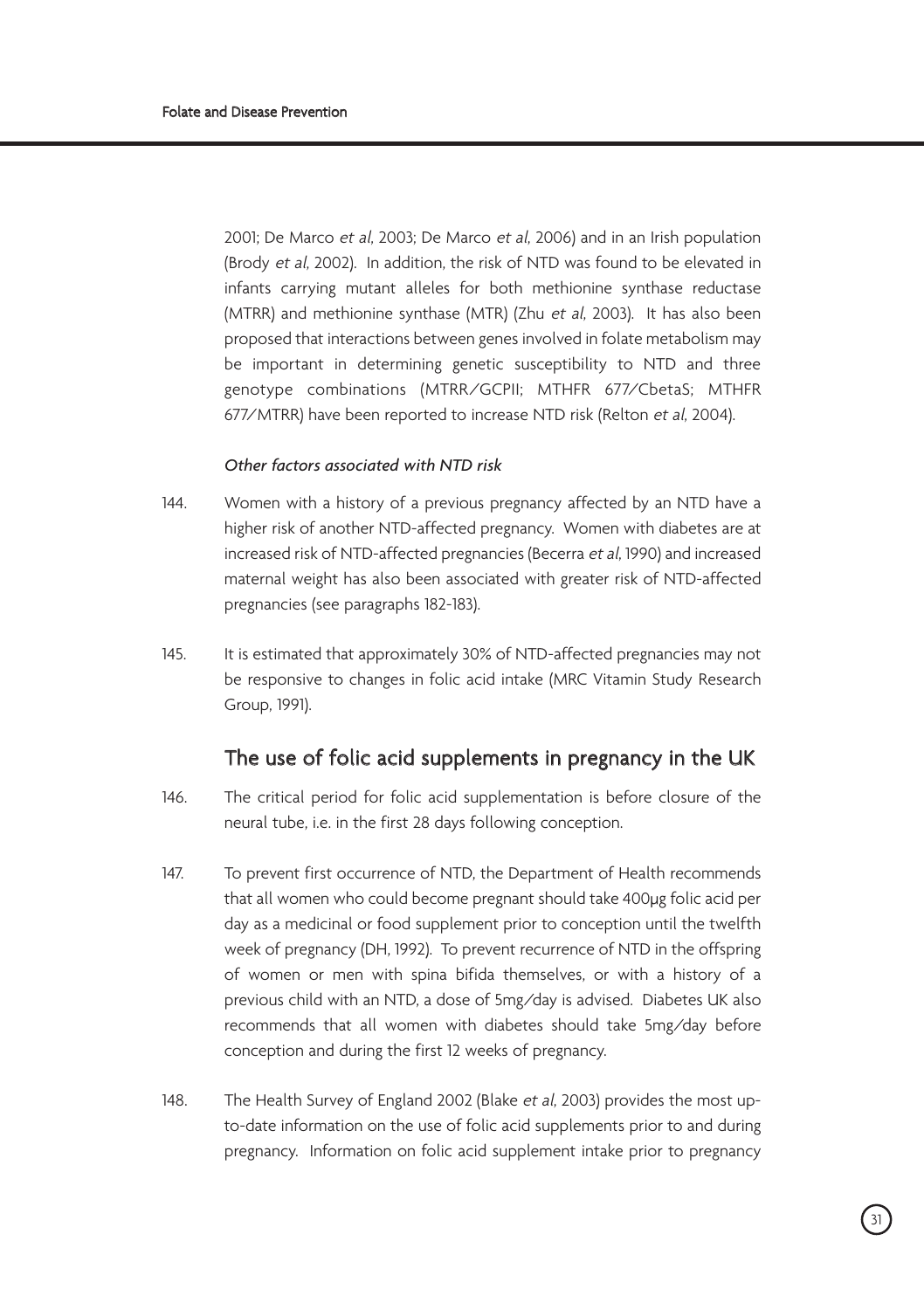2001; De Marco *et al*, 2003; De Marco *et al*, 2006) and in an Irish population (Brody *et al*, 2002). In addition, the risk of NTD was found to be elevated in infants carrying mutant alleles for both methionine synthase reductase (MTRR) and methionine synthase (MTR) (Zhu *et al*, 2003). It has also been proposed that interactions between genes involved in folate metabolism may be important in determining genetic susceptibility to NTD and three genotype combinations (MTRR/GCPII; MTHFR 677/CbetaS; MTHFR 677/MTRR) have been reported to increase NTD risk (Relton *et al*, 2004).

*Other factors associated with NTD risk*

144. Women with a history of a previous pregnancy affected by an NTD have a higher risk of another NTD-affected pregnancy. Women with diabetes are at increased risk of NTD-affected pregnancies (Becerra *et al*, 1990) and increased maternal weight has also been associated with greater risk of NTD-affected pregnancies (see paragraphs 182-183).

145. It is estimated that approximately 30% of NTD-affected pregnancies may not be responsive to changes in folic acid intake (MRC Vitamin Study Research Group, 1991).

## The use of folic acid supplements in pregnancy in the UK

146. The critical period for folic acid supplementation is before closure of the neural tube, i.e. in the first 28 days following conception.

147. To prevent first occurrence of NTD, the Department of Health recommends that all women who could become pregnant should take 400µg folic acid per day as a medicinal or food supplement prior to conception until the twelfth week of pregnancy (DH, 1992). To prevent recurrence of NTD in the offspring of women or men with spina bifida themselves, or with a history of a previous child with an NTD, a dose of 5mg/day is advised. Diabetes UK also recommends that all women with diabetes should take 5mg/day before conception and during the first 12 weeks of pregnancy.

148. The Health Survey of England 2002 (Blake *et al*, 2003) provides the most up-to-date information on the use of folic acid supplements prior to and during pregnancy. Information on folic acid supplement intake prior to pregnancy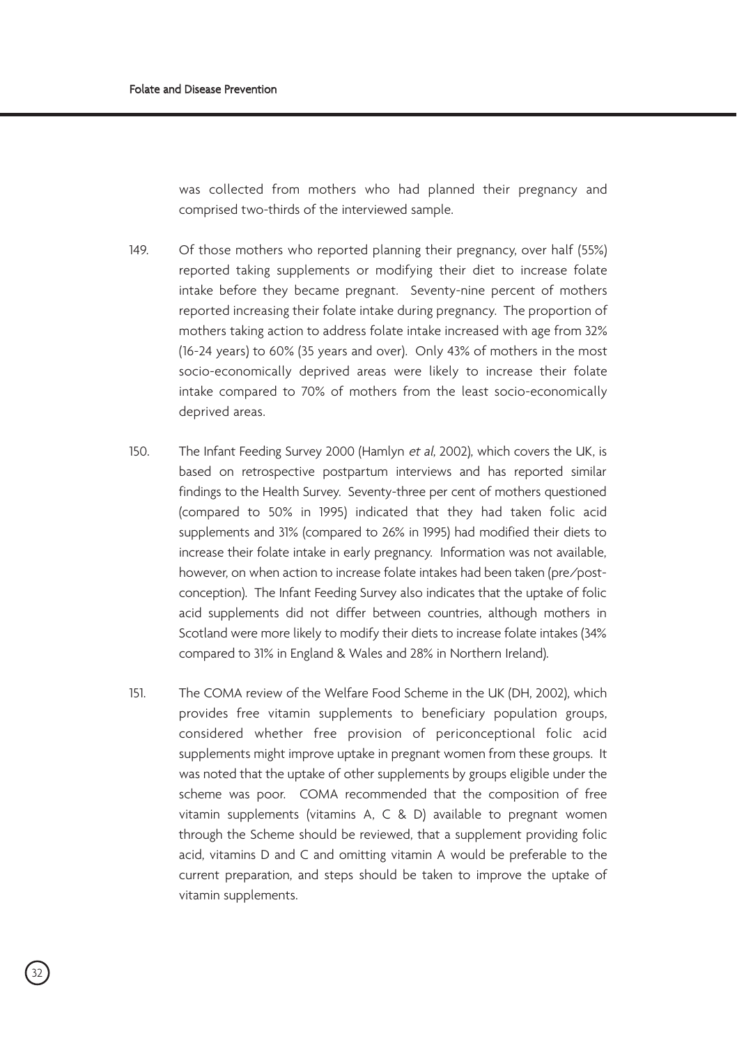was collected from mothers who had planned their pregnancy and comprised two-thirds of the interviewed sample.

149. Of those mothers who reported planning their pregnancy, over half (55%) reported taking supplements or modifying their diet to increase folate intake before they became pregnant. Seventy-nine percent of mothers reported increasing their folate intake during pregnancy. The proportion of mothers taking action to address folate intake increased with age from 32% (16-24 years) to 60% (35 years and over). Only 43% of mothers in the most socio-economically deprived areas were likely to increase their folate intake compared to 70% of mothers from the least socio-economically deprived areas.

150. The Infant Feeding Survey 2000 (Hamlyn *et al*, 2002), which covers the UK, is based on retrospective postpartum interviews and has reported similar findings to the Health Survey. Seventy-three per cent of mothers questioned (compared to 50% in 1995) indicated that they had taken folic acid supplements and 31% (compared to 26% in 1995) had modified their diets to increase their folate intake in early pregnancy. Information was not available, however, on when action to increase folate intakes had been taken (pre/post-conception). The Infant Feeding Survey also indicates that the uptake of folic acid supplements did not differ between countries, although mothers in Scotland were more likely to modify their diets to increase folate intakes (34% compared to 31% in England & Wales and 28% in Northern Ireland).

151. The COMA review of the Welfare Food Scheme in the UK (DH, 2002), which provides free vitamin supplements to beneficiary population groups, considered whether free provision of periconceptional folic acid supplements might improve uptake in pregnant women from these groups. It was noted that the uptake of other supplements by groups eligible under the scheme was poor. COMA recommended that the composition of free vitamin supplements (vitamins A, C & D) available to pregnant women through the Scheme should be reviewed, that a supplement providing folic acid, vitamins D and C and omitting vitamin A would be preferable to the current preparation, and steps should be taken to improve the uptake of vitamin supplements.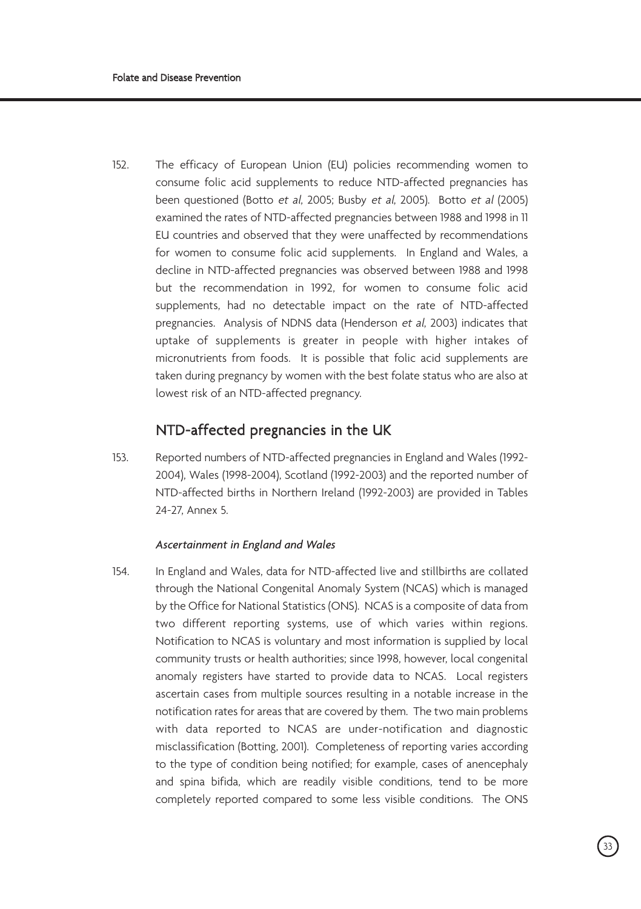152. The efficacy of European Union (EU) policies recommending women to consume folic acid supplements to reduce NTD-affected pregnancies has been questioned (Botto *et al*, 2005; Busby *et al*, 2005). Botto *et al* (2005) examined the rates of NTD-affected pregnancies between 1988 and 1998 in 11 EU countries and observed that they were unaffected by recommendations for women to consume folic acid supplements. In England and Wales, a decline in NTD-affected pregnancies was observed between 1988 and 1998 but the recommendation in 1992, for women to consume folic acid supplements, had no detectable impact on the rate of NTD-affected pregnancies. Analysis of NDNS data (Henderson *et al*, 2003) indicates that uptake of supplements is greater in people with higher intakes of micronutrients from foods. It is possible that folic acid supplements are taken during pregnancy by women with the best folate status who are also at lowest risk of an NTD-affected pregnancy.

## NTD-affected pregnancies in the UK

153. Reported numbers of NTD-affected pregnancies in England and Wales (1992-2004), Wales (1998-2004), Scotland (1992-2003) and the reported number of NTD-affected births in Northern Ireland (1992-2003) are provided in Tables 24-27, Annex 5.

### *Ascertainment in England and Wales*

154. In England and Wales, data for NTD-affected live and stillbirths are collated through the National Congenital Anomaly System (NCAS) which is managed by the Office for National Statistics (ONS). NCAS is a composite of data from two different reporting systems, use of which varies within regions. Notification to NCAS is voluntary and most information is supplied by local community trusts or health authorities; since 1998, however, local congenital anomaly registers have started to provide data to NCAS. Local registers ascertain cases from multiple sources resulting in a notable increase in the notification rates for areas that are covered by them. The two main problems with data reported to NCAS are under-notification and diagnostic misclassification (Botting, 2001). Completeness of reporting varies according to the type of condition being notified; for example, cases of anencephaly and spina bifida, which are readily visible conditions, tend to be more completely reported compared to some less visible conditions. The ONS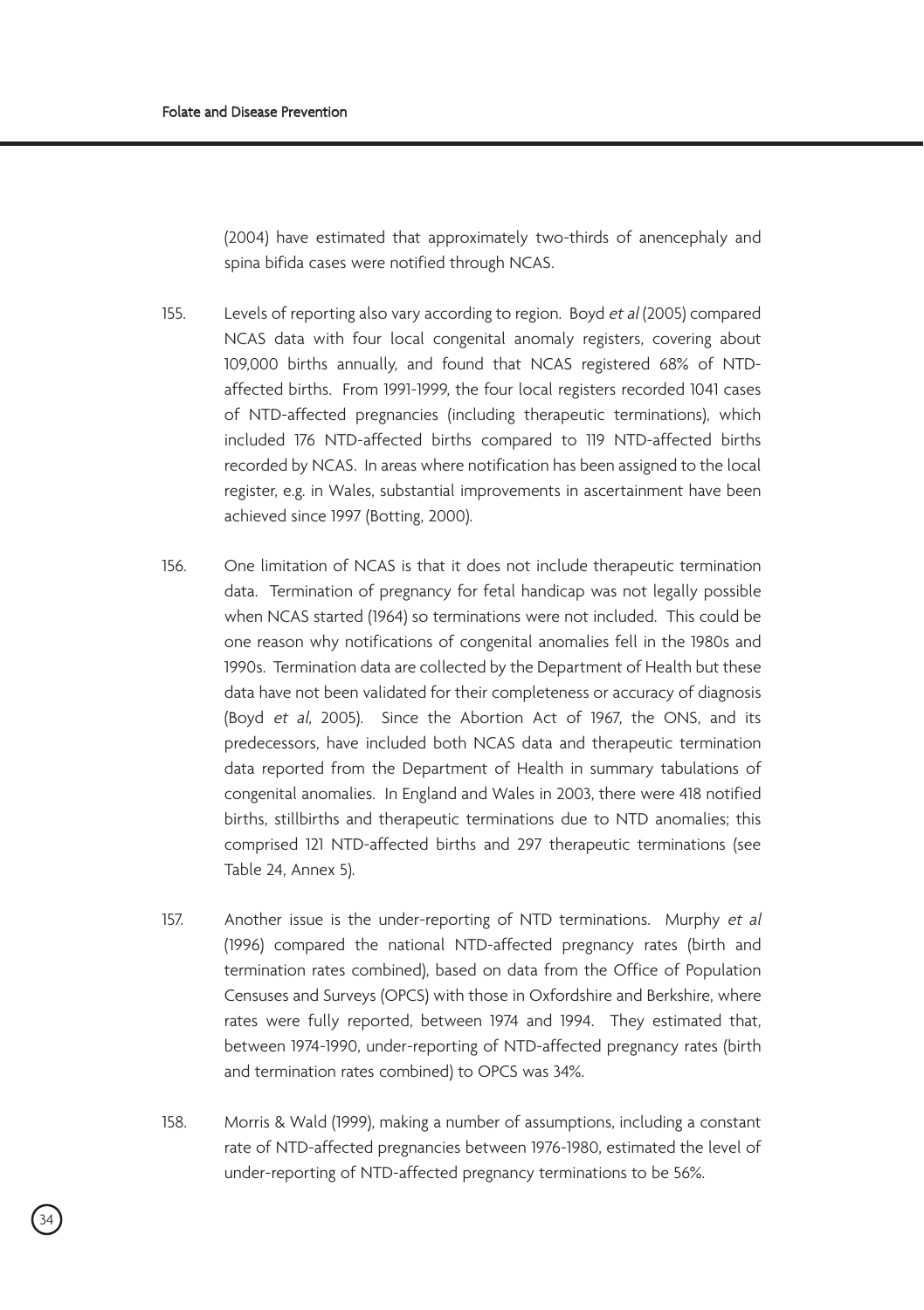(2004) have estimated that approximately two-thirds of anencephaly and spina bifida cases were notified through NCAS.

155. Levels of reporting also vary according to region. Boyd *et al* (2005) compared NCAS data with four local congenital anomaly registers, covering about 109,000 births annually, and found that NCAS registered 68% of NTD-affected births. From 1991-1999, the four local registers recorded 1041 cases of NTD-affected pregnancies (including therapeutic terminations), which included 176 NTD-affected births compared to 119 NTD-affected births recorded by NCAS. In areas where notification has been assigned to the local register, e.g. in Wales, substantial improvements in ascertainment have been achieved since 1997 (Botting, 2000).

156. One limitation of NCAS is that it does not include therapeutic termination data. Termination of pregnancy for fetal handicap was not legally possible when NCAS started (1964) so terminations were not included. This could be one reason why notifications of congenital anomalies fell in the 1980s and 1990s. Termination data are collected by the Department of Health but these data have not been validated for their completeness or accuracy of diagnosis (Boyd *et al*, 2005). Since the Abortion Act of 1967, the ONS, and its predecessors, have included both NCAS data and therapeutic termination data reported from the Department of Health in summary tabulations of congenital anomalies. In England and Wales in 2003, there were 418 notified births, stillbirths and therapeutic terminations due to NTD anomalies; this comprised 121 NTD-affected births and 297 therapeutic terminations (see Table 24, Annex 5).

157. Another issue is the under-reporting of NTD terminations. Murphy *et al* (1996) compared the national NTD-affected pregnancy rates (birth and termination rates combined), based on data from the Office of Population Censuses and Surveys (OPCS) with those in Oxfordshire and Berkshire, where rates were fully reported, between 1974 and 1994. They estimated that, between 1974-1990, under-reporting of NTD-affected pregnancy rates (birth and termination rates combined) to OPCS was 34%.

158. Morris & Wald (1999), making a number of assumptions, including a constant rate of NTD-affected pregnancies between 1976-1980, estimated the level of under-reporting of NTD-affected pregnancy terminations to be 56%.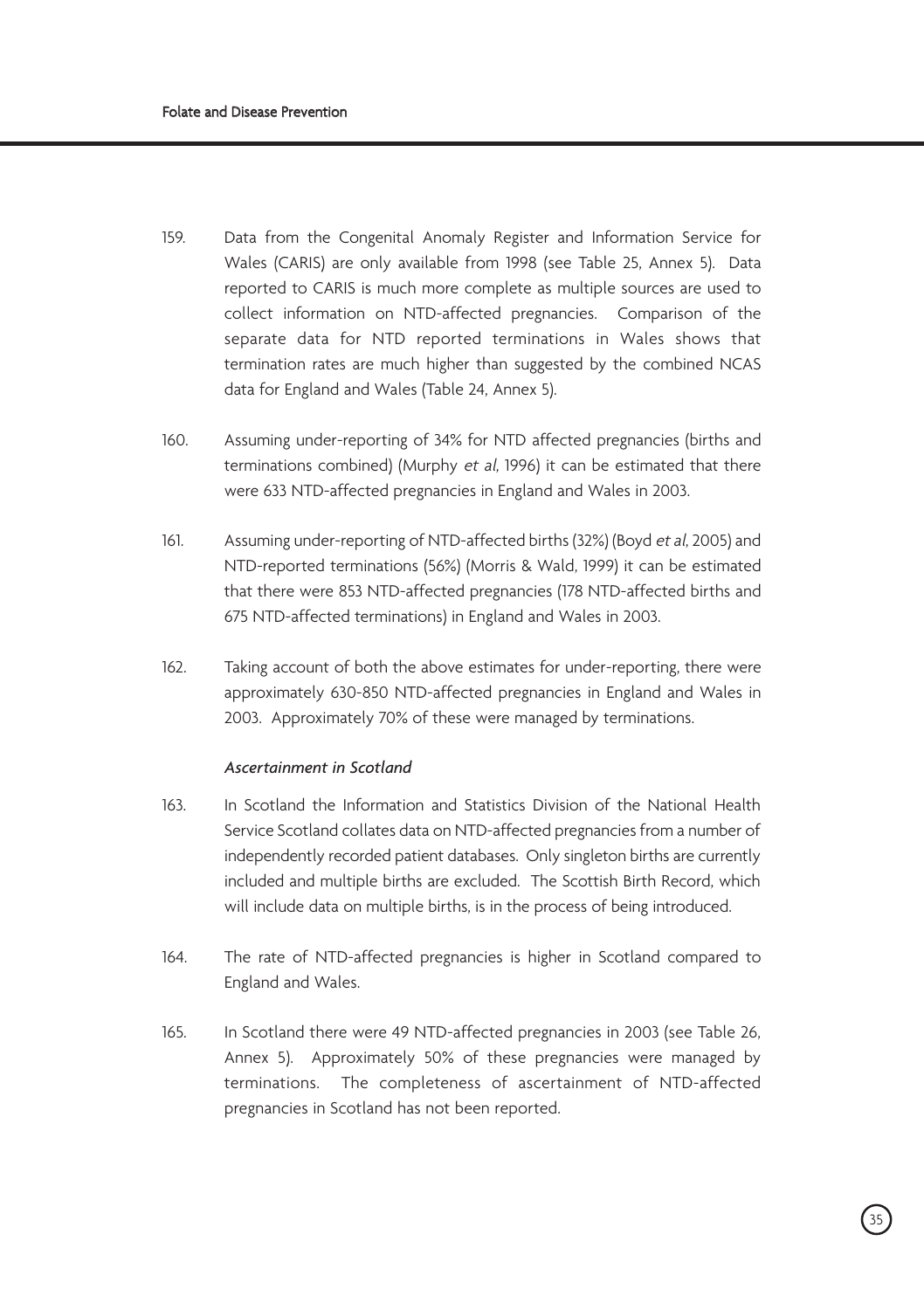159. Data from the Congenital Anomaly Register and Information Service for Wales (CARIS) are only available from 1998 (see Table 25, Annex 5). Data reported to CARIS is much more complete as multiple sources are used to collect information on NTD-affected pregnancies. Comparison of the separate data for NTD reported terminations in Wales shows that termination rates are much higher than suggested by the combined NCAS data for England and Wales (Table 24, Annex 5).

160. Assuming under-reporting of 34% for NTD affected pregnancies (births and terminations combined) (Murphy *et al*, 1996) it can be estimated that there were 633 NTD-affected pregnancies in England and Wales in 2003.

161. Assuming under-reporting of NTD-affected births (32%) (Boyd *et al*, 2005) and NTD-reported terminations (56%) (Morris & Wald, 1999) it can be estimated that there were 853 NTD-affected pregnancies (178 NTD-affected births and 675 NTD-affected terminations) in England and Wales in 2003.

162. Taking account of both the above estimates for under-reporting, there were approximately 630-850 NTD-affected pregnancies in England and Wales in 2003. Approximately 70% of these were managed by terminations.

*Ascertainment in Scotland*

163. In Scotland the Information and Statistics Division of the National Health Service Scotland collates data on NTD-affected pregnancies from a number of independently recorded patient databases. Only singleton births are currently included and multiple births are excluded. The Scottish Birth Record, which will include data on multiple births, is in the process of being introduced.

164. The rate of NTD-affected pregnancies is higher in Scotland compared to England and Wales.

165. In Scotland there were 49 NTD-affected pregnancies in 2003 (see Table 26, Annex 5). Approximately 50% of these pregnancies were managed by terminations. The completeness of ascertainment of NTD-affected pregnancies in Scotland has not been reported.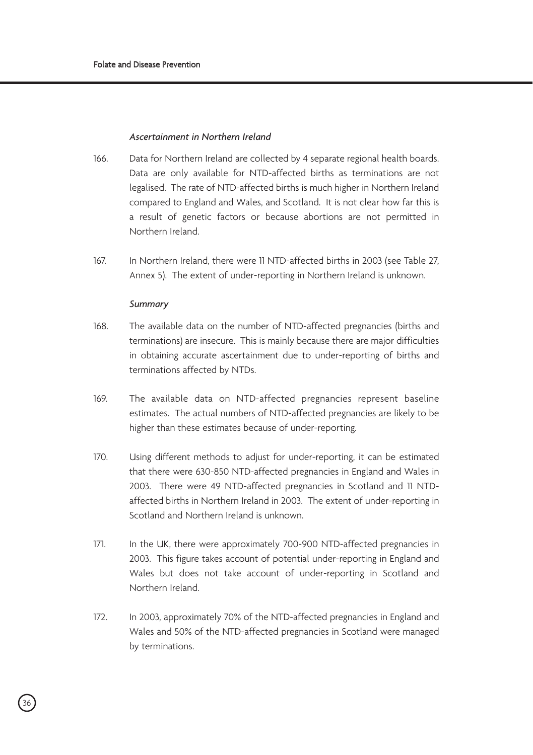*Ascertainment in Northern Ireland*

166. Data for Northern Ireland are collected by 4 separate regional health boards. Data are only available for NTD-affected births as terminations are not legalised. The rate of NTD-affected births is much higher in Northern Ireland compared to England and Wales, and Scotland. It is not clear how far this is a result of genetic factors or because abortions are not permitted in Northern Ireland.

167. In Northern Ireland, there were 11 NTD-affected births in 2003 (see Table 27, Annex 5). The extent of under-reporting in Northern Ireland is unknown.

*Summary*

168. The available data on the number of NTD-affected pregnancies (births and terminations) are insecure. This is mainly because there are major difficulties in obtaining accurate ascertainment due to under-reporting of births and terminations affected by NTDs.

169. The available data on NTD-affected pregnancies represent baseline estimates. The actual numbers of NTD-affected pregnancies are likely to be higher than these estimates because of under-reporting.

170. Using different methods to adjust for under-reporting, it can be estimated that there were 630-850 NTD-affected pregnancies in England and Wales in 2003. There were 49 NTD-affected pregnancies in Scotland and 11 NTD-affected births in Northern Ireland in 2003. The extent of under-reporting in Scotland and Northern Ireland is unknown.

171. In the UK, there were approximately 700-900 NTD-affected pregnancies in 2003. This figure takes account of potential under-reporting in England and Wales but does not take account of under-reporting in Scotland and Northern Ireland.

172. In 2003, approximately 70% of the NTD-affected pregnancies in England and Wales and 50% of the NTD-affected pregnancies in Scotland were managed by terminations.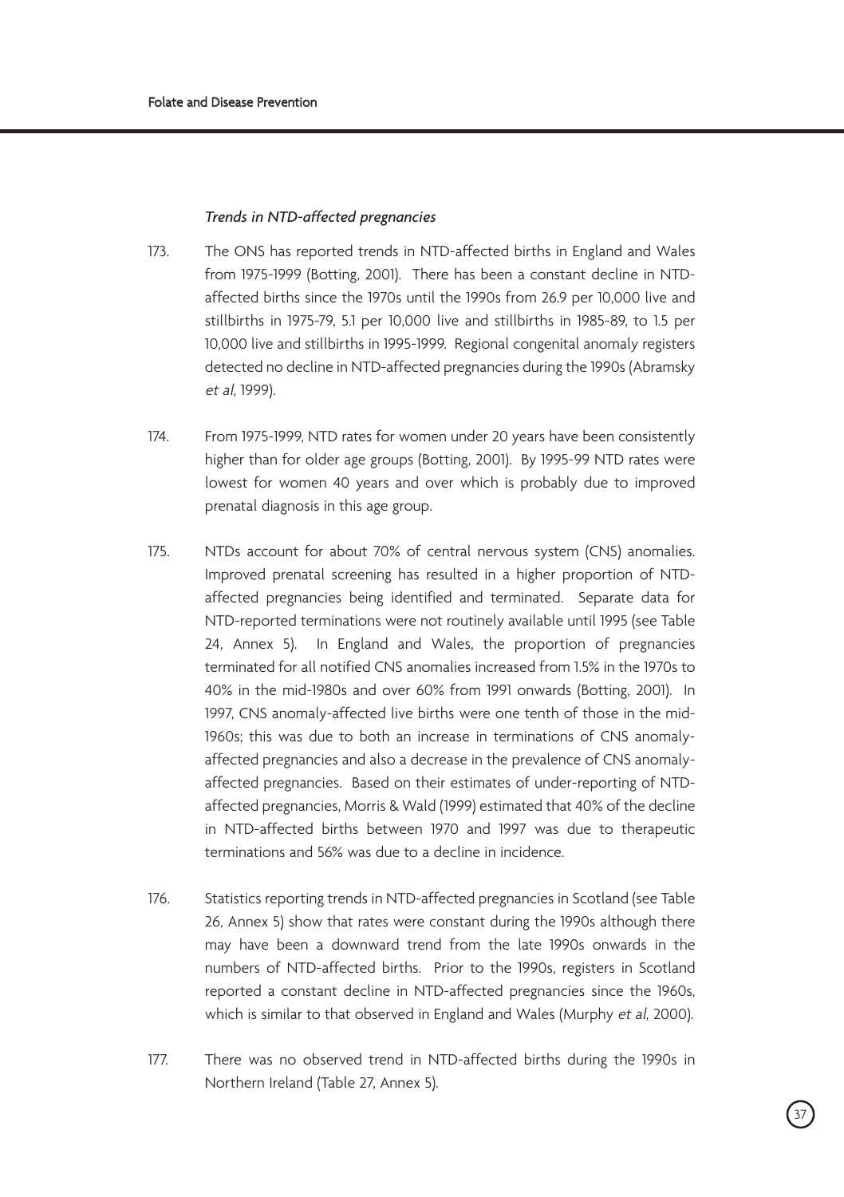*Trends in NTD-affected pregnancies*

173. The ONS has reported trends in NTD-affected births in England and Wales from 1975-1999 (Botting, 2001). There has been a constant decline in NTD-affected births since the 1970s until the 1990s from 26.9 per 10,000 live and stillbirths in 1975-79, 5.1 per 10,000 live and stillbirths in 1985-89, to 1.5 per 10,000 live and stillbirths in 1995-1999. Regional congenital anomaly registers detected no decline in NTD-affected pregnancies during the 1990s (Abramsky *et al*, 1999).

174. From 1975-1999, NTD rates for women under 20 years have been consistently higher than for older age groups (Botting, 2001). By 1995-99 NTD rates were lowest for women 40 years and over which is probably due to improved prenatal diagnosis in this age group.

175. NTDs account for about 70% of central nervous system (CNS) anomalies. Improved prenatal screening has resulted in a higher proportion of NTD-affected pregnancies being identified and terminated. Separate data for NTD-reported terminations were not routinely available until 1995 (see Table 24, Annex 5). In England and Wales, the proportion of pregnancies terminated for all notified CNS anomalies increased from 1.5% in the 1970s to 40% in the mid-1980s and over 60% from 1991 onwards (Botting, 2001). In 1997, CNS anomaly-affected live births were one tenth of those in the mid-1960s; this was due to both an increase in terminations of CNS anomaly-affected pregnancies and also a decrease in the prevalence of CNS anomaly-affected pregnancies. Based on their estimates of under-reporting of NTD-affected pregnancies, Morris & Wald (1999) estimated that 40% of the decline in NTD-affected births between 1970 and 1997 was due to therapeutic terminations and 56% was due to a decline in incidence.

176. Statistics reporting trends in NTD-affected pregnancies in Scotland (see Table 26, Annex 5) show that rates were constant during the 1990s although there may have been a downward trend from the late 1990s onwards in the numbers of NTD-affected births. Prior to the 1990s, registers in Scotland reported a constant decline in NTD-affected pregnancies since the 1960s, which is similar to that observed in England and Wales (Murphy *et al*, 2000).

177. There was no observed trend in NTD-affected births during the 1990s in Northern Ireland (Table 27, Annex 5).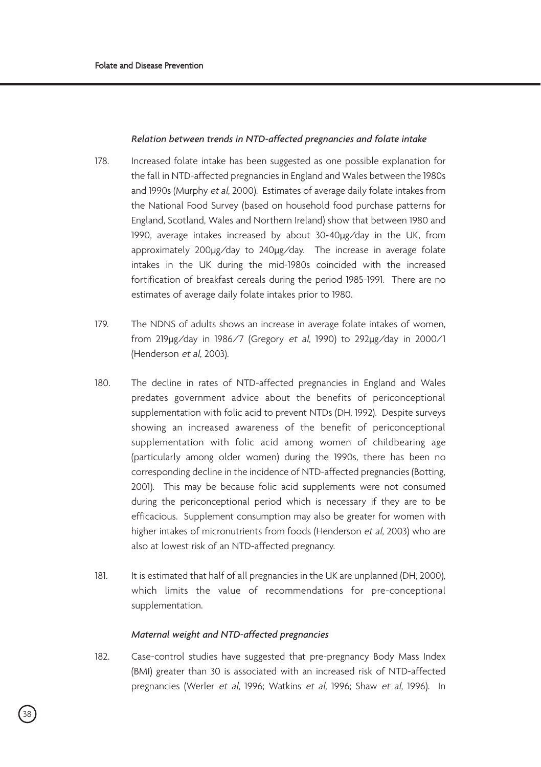*Relation between trends in NTD-affected pregnancies and folate intake*

178. Increased folate intake has been suggested as one possible explanation for the fall in NTD-affected pregnancies in England and Wales between the 1980s and 1990s (Murphy *et al*, 2000). Estimates of average daily folate intakes from the National Food Survey (based on household food purchase patterns for England, Scotland, Wales and Northern Ireland) show that between 1980 and 1990, average intakes increased by about 30-40µg/day in the UK, from approximately 200µg/day to 240µg/day. The increase in average folate intakes in the UK during the mid-1980s coincided with the increased fortification of breakfast cereals during the period 1985-1991. There are no estimates of average daily folate intakes prior to 1980.

179. The NDNS of adults shows an increase in average folate intakes of women, from 219µg/day in 1986/7 (Gregory *et al*, 1990) to 292µg/day in 2000/1 (Henderson *et al*, 2003).

180. The decline in rates of NTD-affected pregnancies in England and Wales predates government advice about the benefits of periconceptional supplementation with folic acid to prevent NTDs (DH, 1992). Despite surveys showing an increased awareness of the benefit of periconceptional supplementation with folic acid among women of childbearing age (particularly among older women) during the 1990s, there has been no corresponding decline in the incidence of NTD-affected pregnancies (Botting, 2001). This may be because folic acid supplements were not consumed during the periconceptional period which is necessary if they are to be efficacious. Supplement consumption may also be greater for women with higher intakes of micronutrients from foods (Henderson *et al*, 2003) who are also at lowest risk of an NTD-affected pregnancy.

181. It is estimated that half of all pregnancies in the UK are unplanned (DH, 2000), which limits the value of recommendations for pre-conceptional supplementation.

*Maternal weight and NTD-affected pregnancies*

182. Case-control studies have suggested that pre-pregnancy Body Mass Index (BMI) greater than 30 is associated with an increased risk of NTD-affected pregnancies (Werler *et al*, 1996; Watkins *et al*, 1996; Shaw *et al*, 1996). In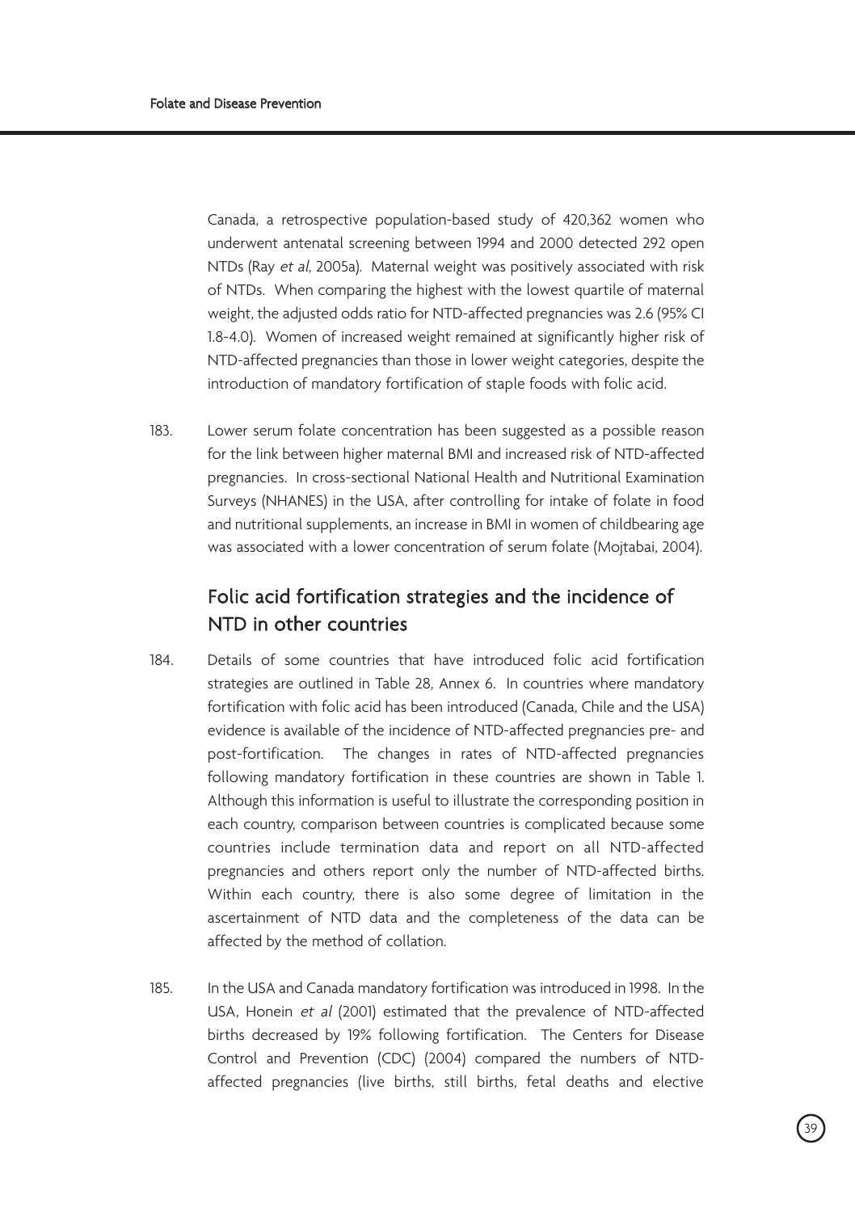Canada, a retrospective population-based study of 420,362 women who underwent antenatal screening between 1994 and 2000 detected 292 open NTDs (Ray *et al*, 2005a). Maternal weight was positively associated with risk of NTDs. When comparing the highest with the lowest quartile of maternal weight, the adjusted odds ratio for NTD-affected pregnancies was 2.6 (95% CI 1.8-4.0). Women of increased weight remained at significantly higher risk of NTD-affected pregnancies than those in lower weight categories, despite the introduction of mandatory fortification of staple foods with folic acid.

183. Lower serum folate concentration has been suggested as a possible reason for the link between higher maternal BMI and increased risk of NTD-affected pregnancies. In cross-sectional National Health and Nutritional Examination Surveys (NHANES) in the USA, after controlling for intake of folate in food and nutritional supplements, an increase in BMI in women of childbearing age was associated with a lower concentration of serum folate (Mojtabai, 2004).

## Folic acid fortification strategies and the incidence of NTD in other countries

184. Details of some countries that have introduced folic acid fortification strategies are outlined in Table 28, Annex 6. In countries where mandatory fortification with folic acid has been introduced (Canada, Chile and the USA) evidence is available of the incidence of NTD-affected pregnancies pre- and post-fortification. The changes in rates of NTD-affected pregnancies following mandatory fortification in these countries are shown in Table 1. Although this information is useful to illustrate the corresponding position in each country, comparison between countries is complicated because some countries include termination data and report on all NTD-affected pregnancies and others report only the number of NTD-affected births. Within each country, there is also some degree of limitation in the ascertainment of NTD data and the completeness of the data can be affected by the method of collation.

185. In the USA and Canada mandatory fortification was introduced in 1998. In the USA, Honein *et al* (2001) estimated that the prevalence of NTD-affected births decreased by 19% following fortification. The Centers for Disease Control and Prevention (CDC) (2004) compared the numbers of NTD-affected pregnancies (live births, still births, fetal deaths and elective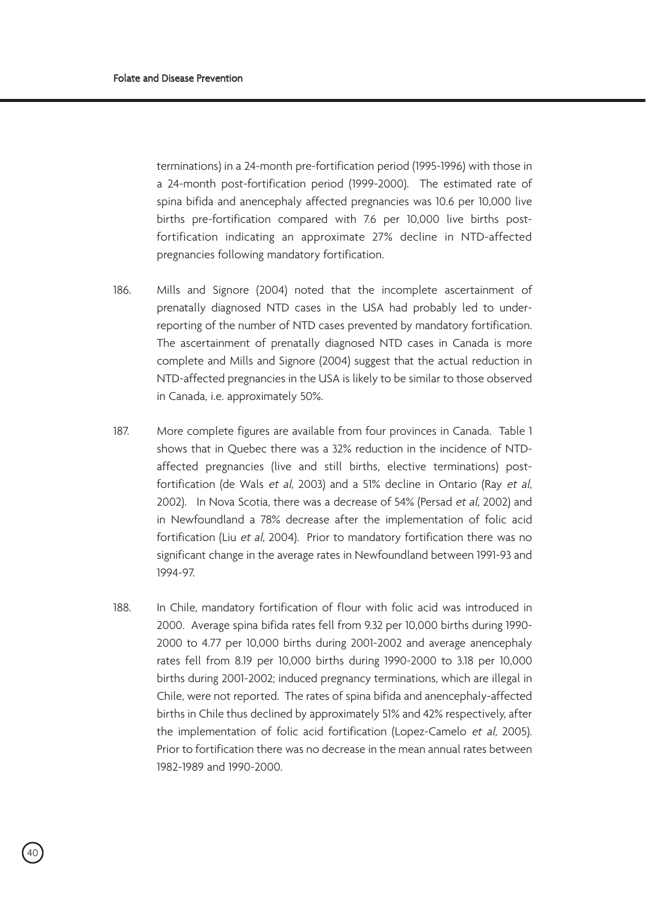terminations) in a 24-month pre-fortification period (1995-1996) with those in a 24-month post-fortification period (1999-2000). The estimated rate of spina bifida and anencephaly affected pregnancies was 10.6 per 10,000 live births pre-fortification compared with 7.6 per 10,000 live births post-fortification indicating an approximate 27% decline in NTD-affected pregnancies following mandatory fortification.

186. Mills and Signore (2004) noted that the incomplete ascertainment of prenatally diagnosed NTD cases in the USA had probably led to under-reporting of the number of NTD cases prevented by mandatory fortification. The ascertainment of prenatally diagnosed NTD cases in Canada is more complete and Mills and Signore (2004) suggest that the actual reduction in NTD-affected pregnancies in the USA is likely to be similar to those observed in Canada, i.e. approximately 50%.

187. More complete figures are available from four provinces in Canada. Table 1 shows that in Quebec there was a 32% reduction in the incidence of NTD-affected pregnancies (live and still births, elective terminations) post-fortification (de Wals *et al*, 2003) and a 51% decline in Ontario (Ray *et al*, 2002). In Nova Scotia, there was a decrease of 54% (Persad *et al*, 2002) and in Newfoundland a 78% decrease after the implementation of folic acid fortification (Liu *et al*, 2004). Prior to mandatory fortification there was no significant change in the average rates in Newfoundland between 1991-93 and 1994-97.

188. In Chile, mandatory fortification of flour with folic acid was introduced in 2000. Average spina bifida rates fell from 9.32 per 10,000 births during 1990-2000 to 4.77 per 10,000 births during 2001-2002 and average anencephaly rates fell from 8.19 per 10,000 births during 1990-2000 to 3.18 per 10,000 births during 2001-2002; induced pregnancy terminations, which are illegal in Chile, were not reported. The rates of spina bifida and anencephaly-affected births in Chile thus declined by approximately 51% and 42% respectively, after the implementation of folic acid fortification (Lopez-Camelo *et al*, 2005). Prior to fortification there was no decrease in the mean annual rates between 1982-1989 and 1990-2000.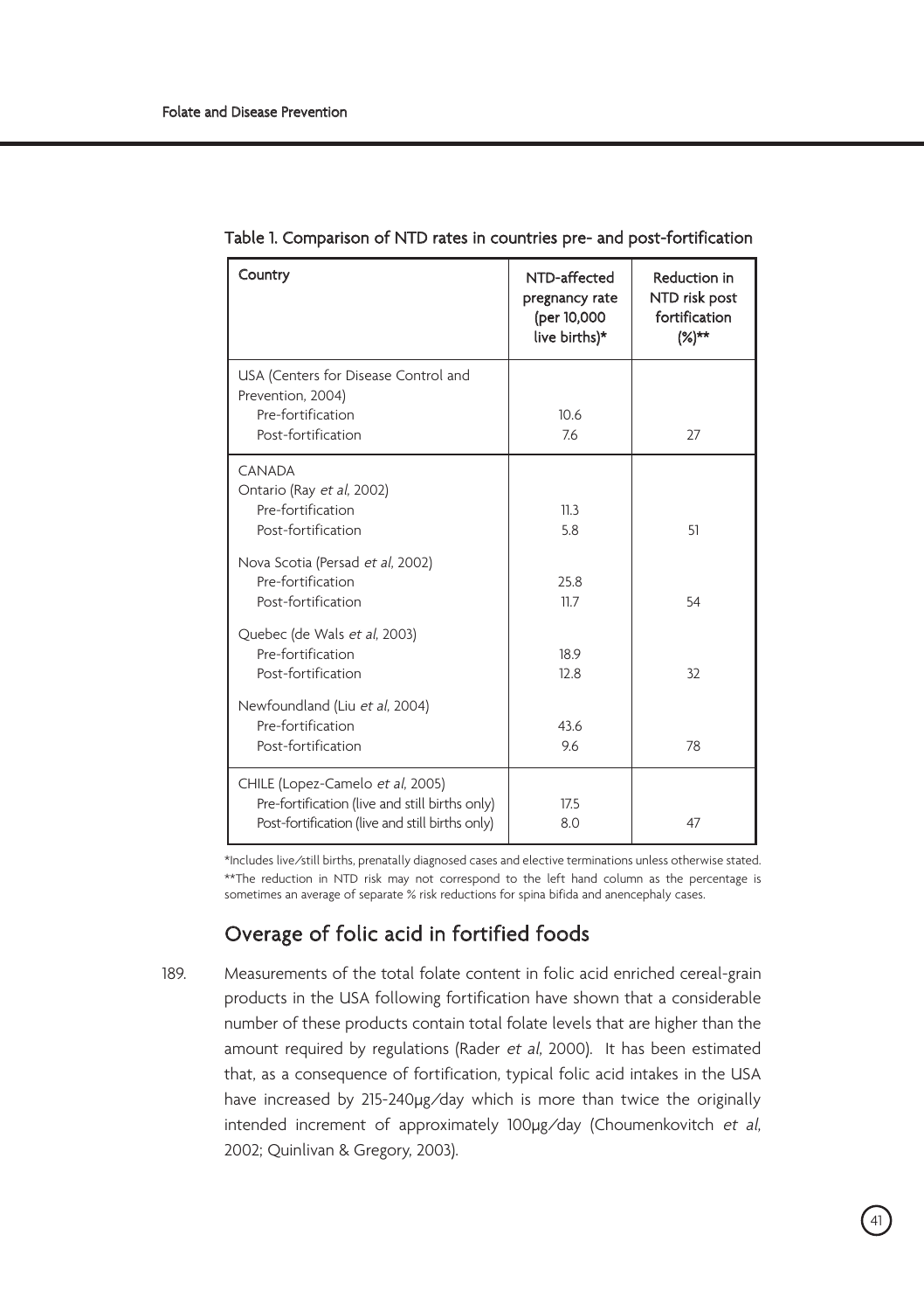Table 1. Comparison of NTD rates in countries pre- and post-fortification

| Country | NTD-affected pregnancy rate (per 10,000 live births)* | Reduction in NTD risk post fortification (%)** |
|---|---|---|
| USA (Centers for Disease Control and Prevention, 2004) | | |
| Pre-fortification | 10.6 | |
| Post-fortification | 7.6 | 27 |
| CANADA | | |
| Ontario (Ray *et al*, 2002) | | |
| Pre-fortification | 11.3 | |
| Post-fortification | 5.8 | 51 |
| Nova Scotia (Persad *et al*, 2002) | | |
| Pre-fortification | 25.8 | |
| Post-fortification | 11.7 | 54 |
| Quebec (de Wals *et al*, 2003) | | |
| Pre-fortification | 18.9 | |
| Post-fortification | 12.8 | 32 |
| Newfoundland (Liu *et al*, 2004) | | |
| Pre-fortification | 43.6 | |
| Post-fortification | 9.6 | 78 |
| CHILE (Lopez-Camelo *et al*, 2005) | | |
| Pre-fortification (live and still births only) | 17.5 | |
| Post-fortification (live and still births only) | 8.0 | 47 |

*Includes live/still births, prenatally diagnosed cases and elective terminations unless otherwise stated.
**The reduction in NTD risk may not correspond to the left hand column as the percentage is sometimes an average of separate % risk reductions for spina bifida and anencephaly cases.

## Overage of folic acid in fortified foods

189. Measurements of the total folate content in folic acid enriched cereal-grain products in the USA following fortification have shown that a considerable number of these products contain total folate levels that are higher than the amount required by regulations (Rader *et al*, 2000). It has been estimated that, as a consequence of fortification, typical folic acid intakes in the USA have increased by 215-240μg/day which is more than twice the originally intended increment of approximately 100μg/day (Choumenkovitch *et al*, 2002; Quinlivan & Gregory, 2003).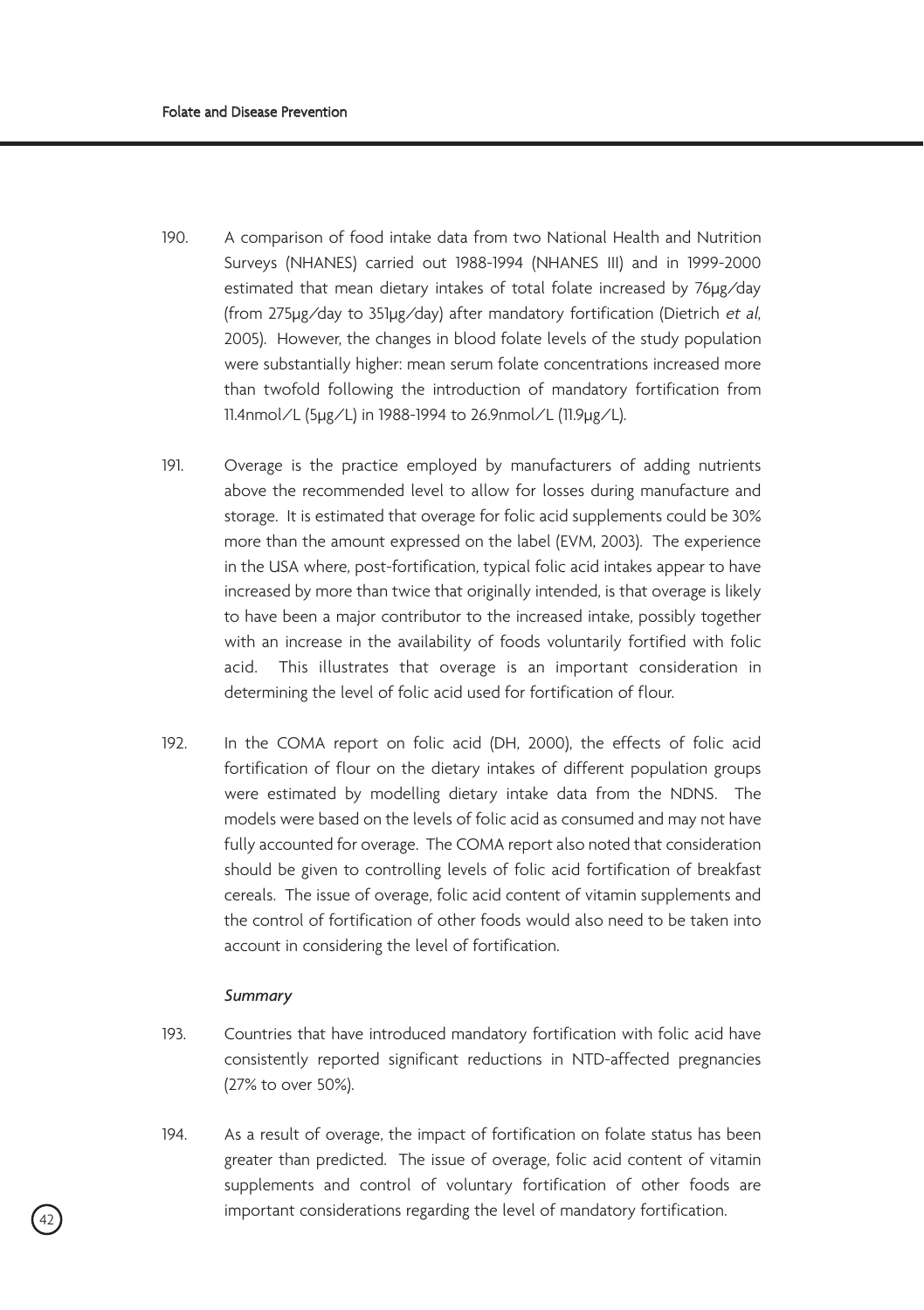190. A comparison of food intake data from two National Health and Nutrition Surveys (NHANES) carried out 1988-1994 (NHANES III) and in 1999-2000 estimated that mean dietary intakes of total folate increased by 76μg/day (from 275μg/day to 351μg/day) after mandatory fortification (Dietrich *et al*, 2005). However, the changes in blood folate levels of the study population were substantially higher: mean serum folate concentrations increased more than twofold following the introduction of mandatory fortification from 11.4nmol/L (5μg/L) in 1988-1994 to 26.9nmol/L (11.9μg/L).

191. Overage is the practice employed by manufacturers of adding nutrients above the recommended level to allow for losses during manufacture and storage. It is estimated that overage for folic acid supplements could be 30% more than the amount expressed on the label (EVM, 2003). The experience in the USA where, post-fortification, typical folic acid intakes appear to have increased by more than twice that originally intended, is that overage is likely to have been a major contributor to the increased intake, possibly together with an increase in the availability of foods voluntarily fortified with folic acid. This illustrates that overage is an important consideration in determining the level of folic acid used for fortification of flour.

192. In the COMA report on folic acid (DH, 2000), the effects of folic acid fortification of flour on the dietary intakes of different population groups were estimated by modelling dietary intake data from the NDNS. The models were based on the levels of folic acid as consumed and may not have fully accounted for overage. The COMA report also noted that consideration should be given to controlling levels of folic acid fortification of breakfast cereals. The issue of overage, folic acid content of vitamin supplements and the control of fortification of other foods would also need to be taken into account in considering the level of fortification.

*Summary*

193. Countries that have introduced mandatory fortification with folic acid have consistently reported significant reductions in NTD-affected pregnancies (27% to over 50%).

194. As a result of overage, the impact of fortification on folate status has been greater than predicted. The issue of overage, folic acid content of vitamin supplements and control of voluntary fortification of other foods are important considerations regarding the level of mandatory fortification.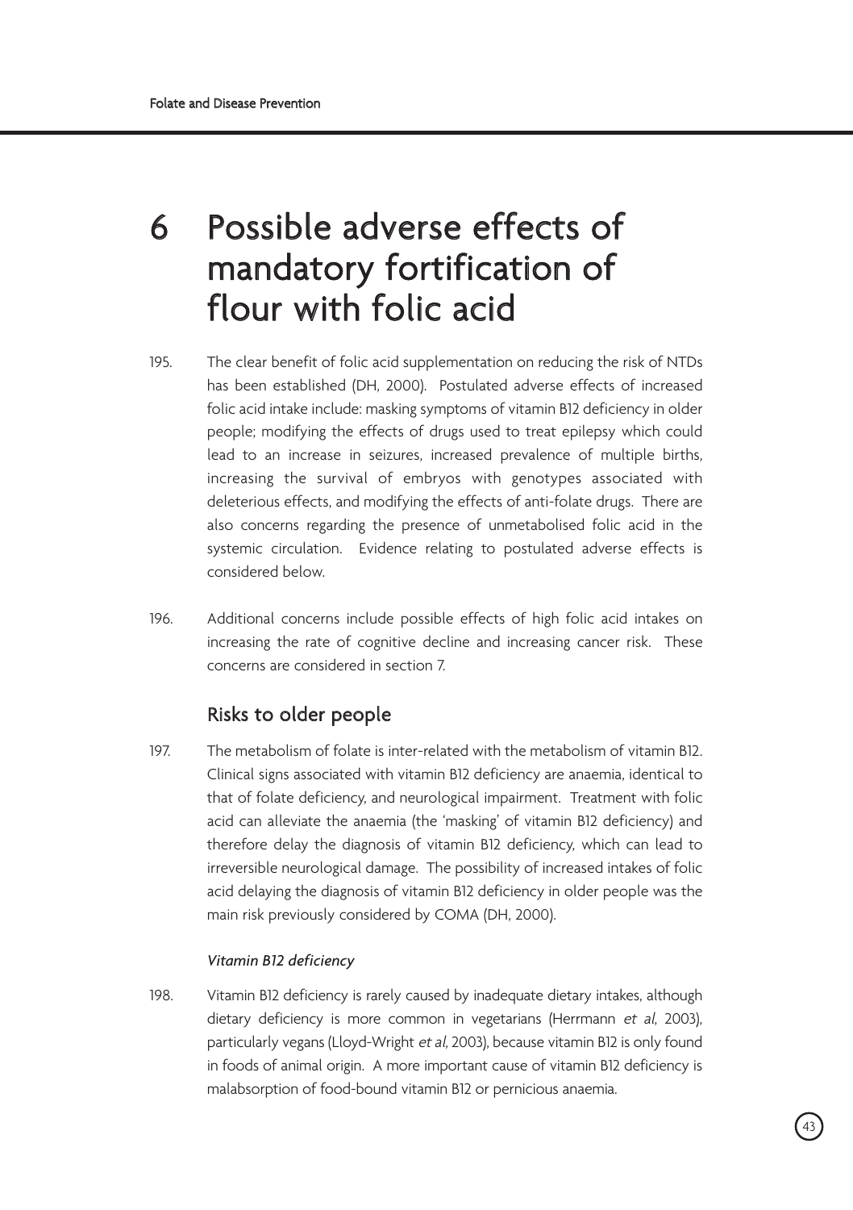# 6 Possible adverse effects of mandatory fortification of flour with folic acid

195. The clear benefit of folic acid supplementation on reducing the risk of NTDs has been established (DH, 2000). Postulated adverse effects of increased folic acid intake include: masking symptoms of vitamin B12 deficiency in older people; modifying the effects of drugs used to treat epilepsy which could lead to an increase in seizures, increased prevalence of multiple births, increasing the survival of embryos with genotypes associated with deleterious effects, and modifying the effects of anti-folate drugs. There are also concerns regarding the presence of unmetabolised folic acid in the systemic circulation. Evidence relating to postulated adverse effects is considered below.

196. Additional concerns include possible effects of high folic acid intakes on increasing the rate of cognitive decline and increasing cancer risk. These concerns are considered in section 7.

## Risks to older people

197. The metabolism of folate is inter-related with the metabolism of vitamin B12. Clinical signs associated with vitamin B12 deficiency are anaemia, identical to that of folate deficiency, and neurological impairment. Treatment with folic acid can alleviate the anaemia (the 'masking' of vitamin B12 deficiency) and therefore delay the diagnosis of vitamin B12 deficiency, which can lead to irreversible neurological damage. The possibility of increased intakes of folic acid delaying the diagnosis of vitamin B12 deficiency in older people was the main risk previously considered by COMA (DH, 2000).

### *Vitamin B12 deficiency*

198. Vitamin B12 deficiency is rarely caused by inadequate dietary intakes, although dietary deficiency is more common in vegetarians (Herrmann *et al*, 2003), particularly vegans (Lloyd-Wright *et al*, 2003), because vitamin B12 is only found in foods of animal origin. A more important cause of vitamin B12 deficiency is malabsorption of food-bound vitamin B12 or pernicious anaemia.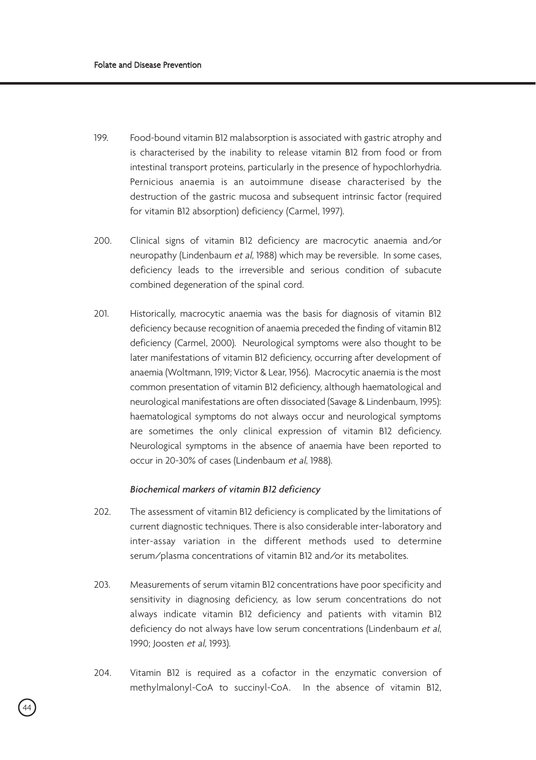199. Food-bound vitamin B12 malabsorption is associated with gastric atrophy and is characterised by the inability to release vitamin B12 from food or from intestinal transport proteins, particularly in the presence of hypochlorhydria. Pernicious anaemia is an autoimmune disease characterised by the destruction of the gastric mucosa and subsequent intrinsic factor (required for vitamin B12 absorption) deficiency (Carmel, 1997).

200. Clinical signs of vitamin B12 deficiency are macrocytic anaemia and/or neuropathy (Lindenbaum *et al*, 1988) which may be reversible. In some cases, deficiency leads to the irreversible and serious condition of subacute combined degeneration of the spinal cord.

201. Historically, macrocytic anaemia was the basis for diagnosis of vitamin B12 deficiency because recognition of anaemia preceded the finding of vitamin B12 deficiency (Carmel, 2000). Neurological symptoms were also thought to be later manifestations of vitamin B12 deficiency, occurring after development of anaemia (Woltmann, 1919; Victor & Lear, 1956). Macrocytic anaemia is the most common presentation of vitamin B12 deficiency, although haematological and neurological manifestations are often dissociated (Savage & Lindenbaum, 1995): haematological symptoms do not always occur and neurological symptoms are sometimes the only clinical expression of vitamin B12 deficiency. Neurological symptoms in the absence of anaemia have been reported to occur in 20-30% of cases (Lindenbaum *et al*, 1988).

### *Biochemical markers of vitamin B12 deficiency*

202. The assessment of vitamin B12 deficiency is complicated by the limitations of current diagnostic techniques. There is also considerable inter-laboratory and inter-assay variation in the different methods used to determine serum/plasma concentrations of vitamin B12 and/or its metabolites.

203. Measurements of serum vitamin B12 concentrations have poor specificity and sensitivity in diagnosing deficiency, as low serum concentrations do not always indicate vitamin B12 deficiency and patients with vitamin B12 deficiency do not always have low serum concentrations (Lindenbaum *et al*, 1990; Joosten *et al*, 1993).

204. Vitamin B12 is required as a cofactor in the enzymatic conversion of methylmalonyl-CoA to succinyl-CoA. In the absence of vitamin B12,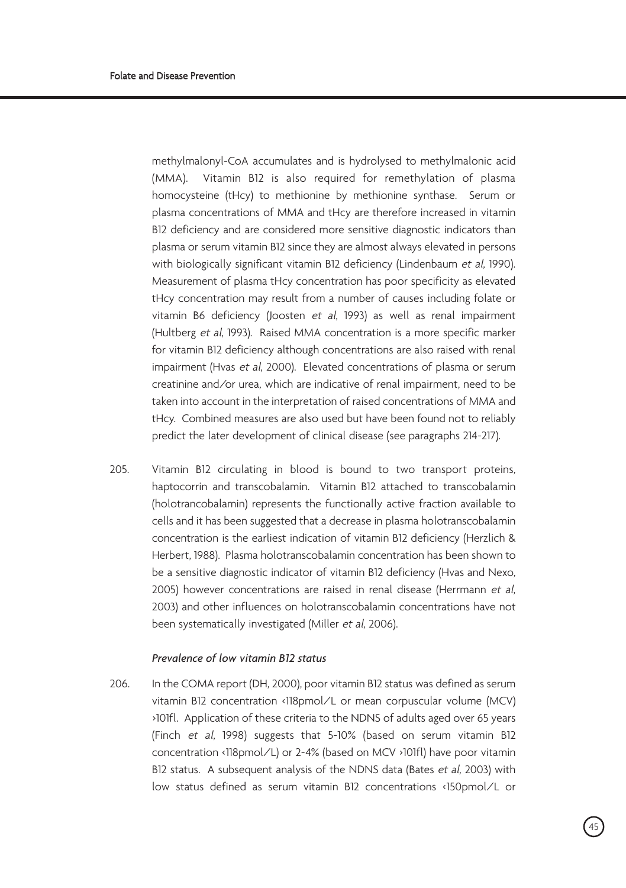methylmalonyl-CoA accumulates and is hydrolysed to methylmalonic acid (MMA). Vitamin B12 is also required for remethylation of plasma homocysteine (tHcy) to methionine by methionine synthase. Serum or plasma concentrations of MMA and tHcy are therefore increased in vitamin B12 deficiency and are considered more sensitive diagnostic indicators than plasma or serum vitamin B12 since they are almost always elevated in persons with biologically significant vitamin B12 deficiency (Lindenbaum *et al*, 1990). Measurement of plasma tHcy concentration has poor specificity as elevated tHcy concentration may result from a number of causes including folate or vitamin B6 deficiency (Joosten *et al*, 1993) as well as renal impairment (Hultberg *et al*, 1993). Raised MMA concentration is a more specific marker for vitamin B12 deficiency although concentrations are also raised with renal impairment (Hvas *et al*, 2000). Elevated concentrations of plasma or serum creatinine and/or urea, which are indicative of renal impairment, need to be taken into account in the interpretation of raised concentrations of MMA and tHcy. Combined measures are also used but have been found not to reliably predict the later development of clinical disease (see paragraphs 214-217).

205. Vitamin B12 circulating in blood is bound to two transport proteins, haptocorrin and transcobalamin. Vitamin B12 attached to transcobalamin (holotrancobalamin) represents the functionally active fraction available to cells and it has been suggested that a decrease in plasma holotranscobalamin concentration is the earliest indication of vitamin B12 deficiency (Herzlich & Herbert, 1988). Plasma holotranscobalamin concentration has been shown to be a sensitive diagnostic indicator of vitamin B12 deficiency (Hvas and Nexo, 2005) however concentrations are raised in renal disease (Herrmann *et al*, 2003) and other influences on holotranscobalamin concentrations have not been systematically investigated (Miller *et al*, 2006).

*Prevalence of low vitamin B12 status*

206. In the COMA report (DH, 2000), poor vitamin B12 status was defined as serum vitamin B12 concentration <118pmol/L or mean corpuscular volume (MCV) >101fl. Application of these criteria to the NDNS of adults aged over 65 years (Finch *et al*, 1998) suggests that 5-10% (based on serum vitamin B12 concentration <118pmol/L) or 2-4% (based on MCV >101fl) have poor vitamin B12 status. A subsequent analysis of the NDNS data (Bates *et al*, 2003) with low status defined as serum vitamin B12 concentrations <150pmol/L or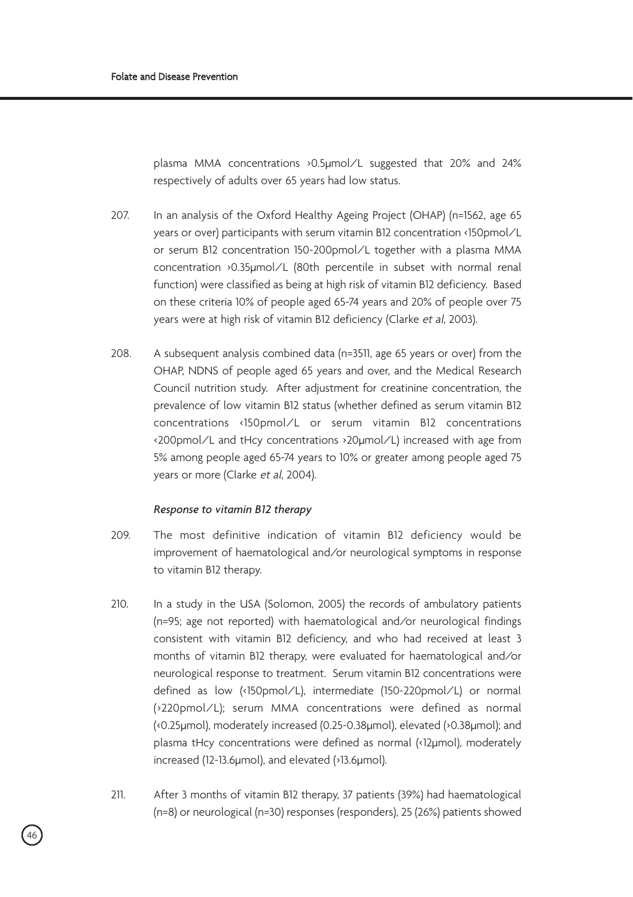plasma MMA concentrations >0.5μmol/L suggested that 20% and 24% respectively of adults over 65 years had low status.

207. In an analysis of the Oxford Healthy Ageing Project (OHAP) (n=1562, age 65 years or over) participants with serum vitamin B12 concentration <150pmol/L or serum B12 concentration 150-200pmol/L together with a plasma MMA concentration >0.35μmol/L (80th percentile in subset with normal renal function) were classified as being at high risk of vitamin B12 deficiency. Based on these criteria 10% of people aged 65-74 years and 20% of people over 75 years were at high risk of vitamin B12 deficiency (Clarke *et al*, 2003).

208. A subsequent analysis combined data (n=3511, age 65 years or over) from the OHAP, NDNS of people aged 65 years and over, and the Medical Research Council nutrition study. After adjustment for creatinine concentration, the prevalence of low vitamin B12 status (whether defined as serum vitamin B12 concentrations <150pmol/L or serum vitamin B12 concentrations <200pmol/L and tHcy concentrations >20μmol/L) increased with age from 5% among people aged 65-74 years to 10% or greater among people aged 75 years or more (Clarke *et al*, 2004).

*Response to vitamin B12 therapy*

209. The most definitive indication of vitamin B12 deficiency would be improvement of haematological and/or neurological symptoms in response to vitamin B12 therapy.

210. In a study in the USA (Solomon, 2005) the records of ambulatory patients (n=95; age not reported) with haematological and/or neurological findings consistent with vitamin B12 deficiency, and who had received at least 3 months of vitamin B12 therapy, were evaluated for haematological and/or neurological response to treatment. Serum vitamin B12 concentrations were defined as low (<150pmol/L), intermediate (150-220pmol/L) or normal (>220pmol/L); serum MMA concentrations were defined as normal (<0.25μmol), moderately increased (0.25-0.38μmol), elevated (>0.38μmol); and plasma tHcy concentrations were defined as normal (<12μmol), moderately increased (12-13.6μmol), and elevated (>13.6μmol).

211. After 3 months of vitamin B12 therapy, 37 patients (39%) had haematological (n=8) or neurological (n=30) responses (responders), 25 (26%) patients showed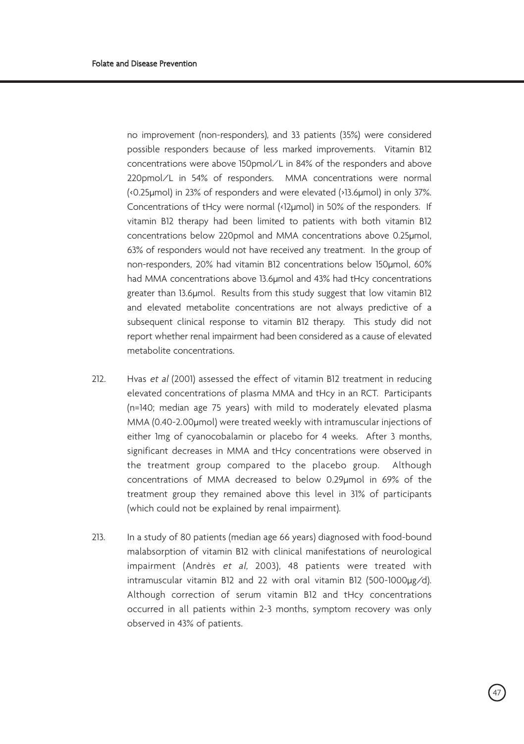no improvement (non-responders), and 33 patients (35%) were considered possible responders because of less marked improvements. Vitamin B12 concentrations were above 150pmol/L in 84% of the responders and above 220pmol/L in 54% of responders. MMA concentrations were normal (<0.25μmol) in 23% of responders and were elevated (>13.6μmol) in only 37%. Concentrations of tHcy were normal (<12μmol) in 50% of the responders. If vitamin B12 therapy had been limited to patients with both vitamin B12 concentrations below 220pmol and MMA concentrations above 0.25μmol, 63% of responders would not have received any treatment. In the group of non-responders, 20% had vitamin B12 concentrations below 150μmol, 60% had MMA concentrations above 13.6μmol and 43% had tHcy concentrations greater than 13.6μmol. Results from this study suggest that low vitamin B12 and elevated metabolite concentrations are not always predictive of a subsequent clinical response to vitamin B12 therapy. This study did not report whether renal impairment had been considered as a cause of elevated metabolite concentrations.

212. Hvas *et al* (2001) assessed the effect of vitamin B12 treatment in reducing elevated concentrations of plasma MMA and tHcy in an RCT. Participants (n=140; median age 75 years) with mild to moderately elevated plasma MMA (0.40-2.00μmol) were treated weekly with intramuscular injections of either 1mg of cyanocobalamin or placebo for 4 weeks. After 3 months, significant decreases in MMA and tHcy concentrations were observed in the treatment group compared to the placebo group. Although concentrations of MMA decreased to below 0.29μmol in 69% of the treatment group they remained above this level in 31% of participants (which could not be explained by renal impairment).

213. In a study of 80 patients (median age 66 years) diagnosed with food-bound malabsorption of vitamin B12 with clinical manifestations of neurological impairment (Andrès *et al*, 2003), 48 patients were treated with intramuscular vitamin B12 and 22 with oral vitamin B12 (500-1000μg/d). Although correction of serum vitamin B12 and tHcy concentrations occurred in all patients within 2-3 months, symptom recovery was only observed in 43% of patients.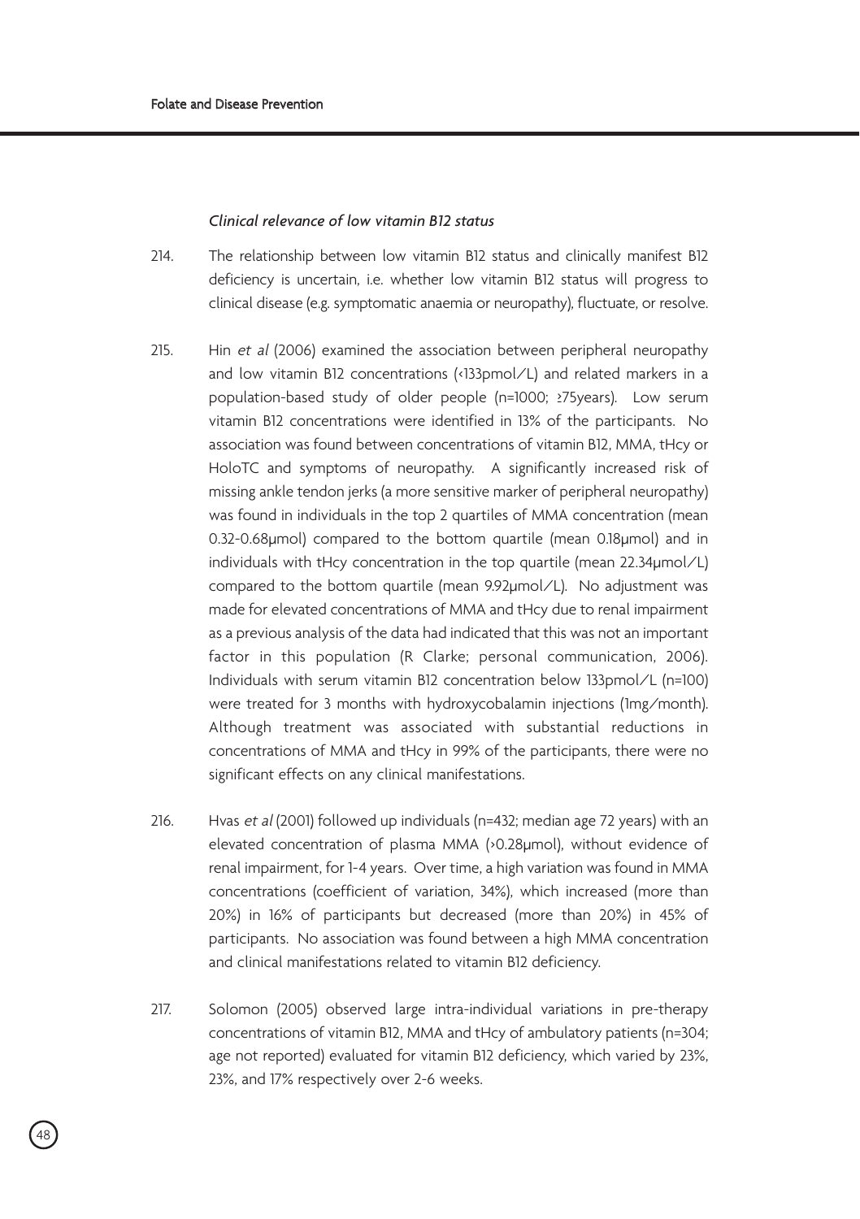*Clinical relevance of low vitamin B12 status*

214. The relationship between low vitamin B12 status and clinically manifest B12 deficiency is uncertain, i.e. whether low vitamin B12 status will progress to clinical disease (e.g. symptomatic anaemia or neuropathy), fluctuate, or resolve.

215. Hin *et al* (2006) examined the association between peripheral neuropathy and low vitamin B12 concentrations (<133pmol/L) and related markers in a population-based study of older people (n=1000; ≥75years). Low serum vitamin B12 concentrations were identified in 13% of the participants. No association was found between concentrations of vitamin B12, MMA, tHcy or HoloTC and symptoms of neuropathy. A significantly increased risk of missing ankle tendon jerks (a more sensitive marker of peripheral neuropathy) was found in individuals in the top 2 quartiles of MMA concentration (mean 0.32-0.68µmol) compared to the bottom quartile (mean 0.18µmol) and in individuals with tHcy concentration in the top quartile (mean 22.34µmol/L) compared to the bottom quartile (mean 9.92µmol/L). No adjustment was made for elevated concentrations of MMA and tHcy due to renal impairment as a previous analysis of the data had indicated that this was not an important factor in this population (R Clarke; personal communication, 2006). Individuals with serum vitamin B12 concentration below 133pmol/L (n=100) were treated for 3 months with hydroxycobalamin injections (1mg/month). Although treatment was associated with substantial reductions in concentrations of MMA and tHcy in 99% of the participants, there were no significant effects on any clinical manifestations.

216. Hvas *et al* (2001) followed up individuals (n=432; median age 72 years) with an elevated concentration of plasma MMA (>0.28µmol), without evidence of renal impairment, for 1-4 years. Over time, a high variation was found in MMA concentrations (coefficient of variation, 34%), which increased (more than 20%) in 16% of participants but decreased (more than 20%) in 45% of participants. No association was found between a high MMA concentration and clinical manifestations related to vitamin B12 deficiency.

217. Solomon (2005) observed large intra-individual variations in pre-therapy concentrations of vitamin B12, MMA and tHcy of ambulatory patients (n=304; age not reported) evaluated for vitamin B12 deficiency, which varied by 23%, 23%, and 17% respectively over 2-6 weeks.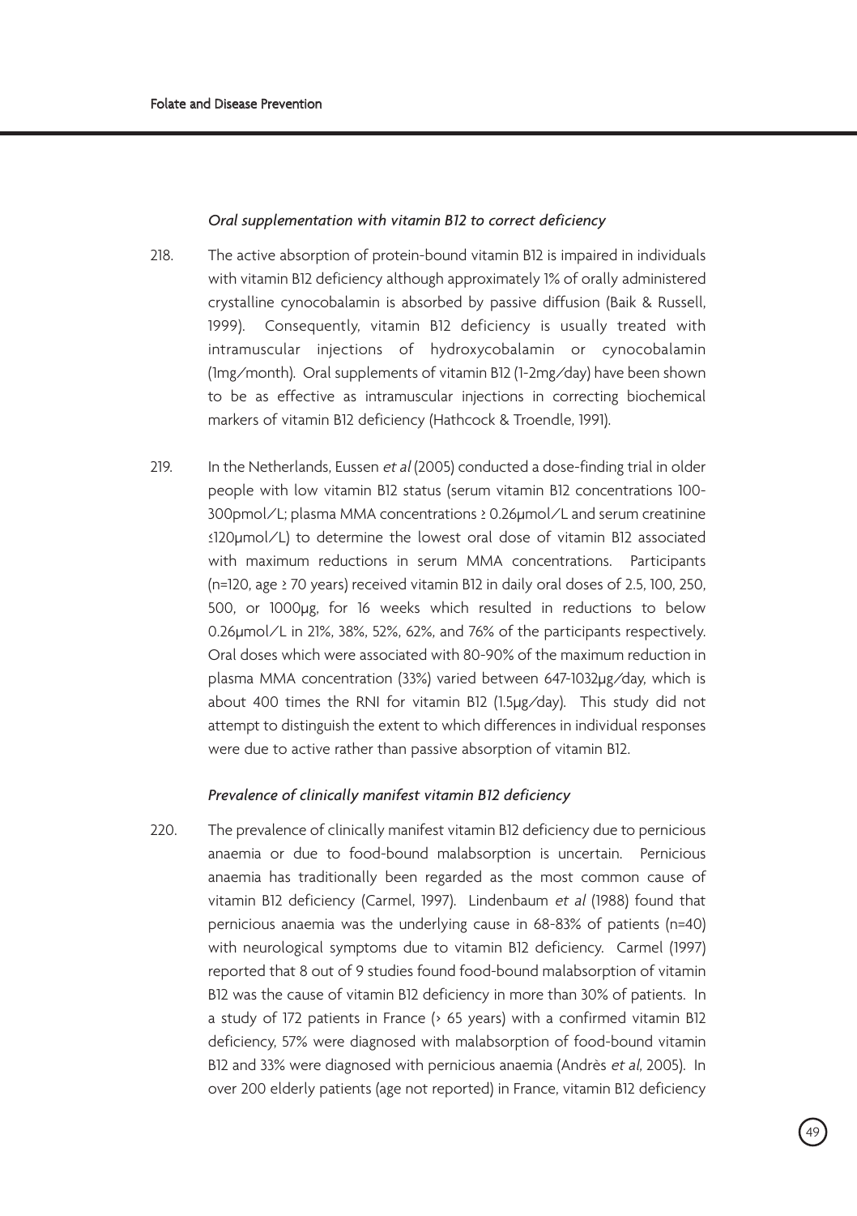*Oral supplementation with vitamin B12 to correct deficiency*

218. The active absorption of protein-bound vitamin B12 is impaired in individuals with vitamin B12 deficiency although approximately 1% of orally administered crystalline cynocobalamin is absorbed by passive diffusion (Baik & Russell, 1999). Consequently, vitamin B12 deficiency is usually treated with intramuscular injections of hydroxycobalamin or cynocobalamin (1mg/month). Oral supplements of vitamin B12 (1-2mg/day) have been shown to be as effective as intramuscular injections in correcting biochemical markers of vitamin B12 deficiency (Hathcock & Troendle, 1991).

219. In the Netherlands, Eussen *et al* (2005) conducted a dose-finding trial in older people with low vitamin B12 status (serum vitamin B12 concentrations 100-300pmol/L; plasma MMA concentrations ≥ 0.26μmol/L and serum creatinine ≤120μmol/L) to determine the lowest oral dose of vitamin B12 associated with maximum reductions in serum MMA concentrations. Participants (n=120, age ≥ 70 years) received vitamin B12 in daily oral doses of 2.5, 100, 250, 500, or 1000μg, for 16 weeks which resulted in reductions to below 0.26μmol/L in 21%, 38%, 52%, 62%, and 76% of the participants respectively. Oral doses which were associated with 80-90% of the maximum reduction in plasma MMA concentration (33%) varied between 647-1032μg/day, which is about 400 times the RNI for vitamin B12 (1.5μg/day). This study did not attempt to distinguish the extent to which differences in individual responses were due to active rather than passive absorption of vitamin B12.

*Prevalence of clinically manifest vitamin B12 deficiency*

220. The prevalence of clinically manifest vitamin B12 deficiency due to pernicious anaemia or due to food-bound malabsorption is uncertain. Pernicious anaemia has traditionally been regarded as the most common cause of vitamin B12 deficiency (Carmel, 1997). Lindenbaum *et al* (1988) found that pernicious anaemia was the underlying cause in 68-83% of patients (n=40) with neurological symptoms due to vitamin B12 deficiency. Carmel (1997) reported that 8 out of 9 studies found food-bound malabsorption of vitamin B12 was the cause of vitamin B12 deficiency in more than 30% of patients. In a study of 172 patients in France (> 65 years) with a confirmed vitamin B12 deficiency, 57% were diagnosed with malabsorption of food-bound vitamin B12 and 33% were diagnosed with pernicious anaemia (Andrès *et al*, 2005). In over 200 elderly patients (age not reported) in France, vitamin B12 deficiency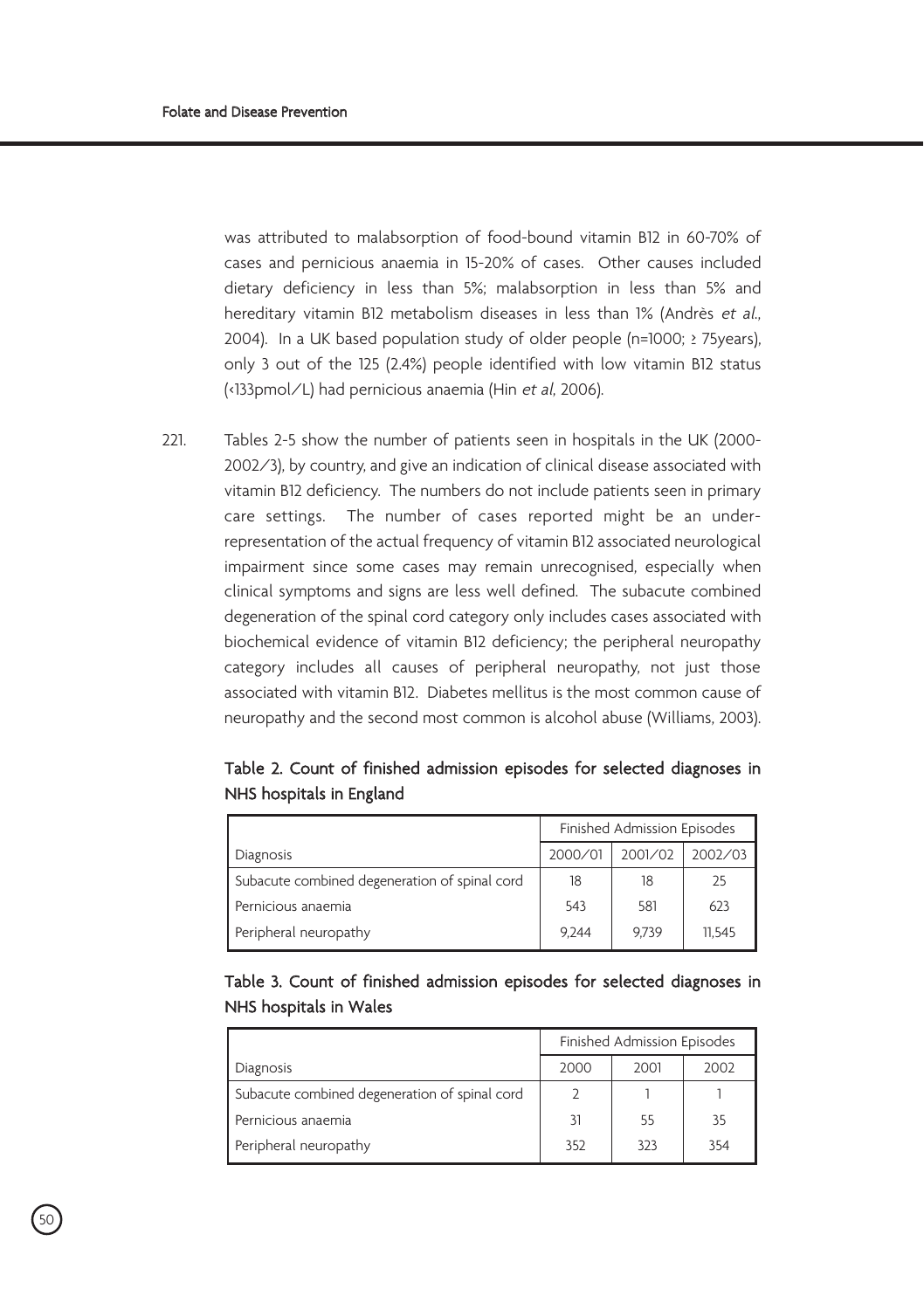was attributed to malabsorption of food-bound vitamin B12 in 60-70% of cases and pernicious anaemia in 15-20% of cases. Other causes included dietary deficiency in less than 5%; malabsorption in less than 5% and hereditary vitamin B12 metabolism diseases in less than 1% (Andrès *et al*., 2004). In a UK based population study of older people (n=1000; ≥ 75years), only 3 out of the 125 (2.4%) people identified with low vitamin B12 status (<133pmol/L) had pernicious anaemia (Hin *et al*, 2006).

221. Tables 2-5 show the number of patients seen in hospitals in the UK (2000-2002/3), by country, and give an indication of clinical disease associated with vitamin B12 deficiency. The numbers do not include patients seen in primary care settings. The number of cases reported might be an under-representation of the actual frequency of vitamin B12 associated neurological impairment since some cases may remain unrecognised, especially when clinical symptoms and signs are less well defined. The subacute combined degeneration of the spinal cord category only includes cases associated with biochemical evidence of vitamin B12 deficiency; the peripheral neuropathy category includes all causes of peripheral neuropathy, not just those associated with vitamin B12. Diabetes mellitus is the most common cause of neuropathy and the second most common is alcohol abuse (Williams, 2003).

**Table 2. Count of finished admission episodes for selected diagnoses in NHS hospitals in England**

| | Finished Admission Episodes | | |
|---|---|---|---|
| Diagnosis | 2000/01 | 2001/02 | 2002/03 |
| Subacute combined degeneration of spinal cord | 18 | 18 | 25 |
| Pernicious anaemia | 543 | 581 | 623 |
| Peripheral neuropathy | 9,244 | 9,739 | 11,545 |

**Table 3. Count of finished admission episodes for selected diagnoses in NHS hospitals in Wales**

| | Finished Admission Episodes | | |
|---|---|---|---|
| Diagnosis | 2000 | 2001 | 2002 |
| Subacute combined degeneration of spinal cord | 2 | 1 | 1 |
| Pernicious anaemia | 31 | 55 | 35 |
| Peripheral neuropathy | 352 | 323 | 354 |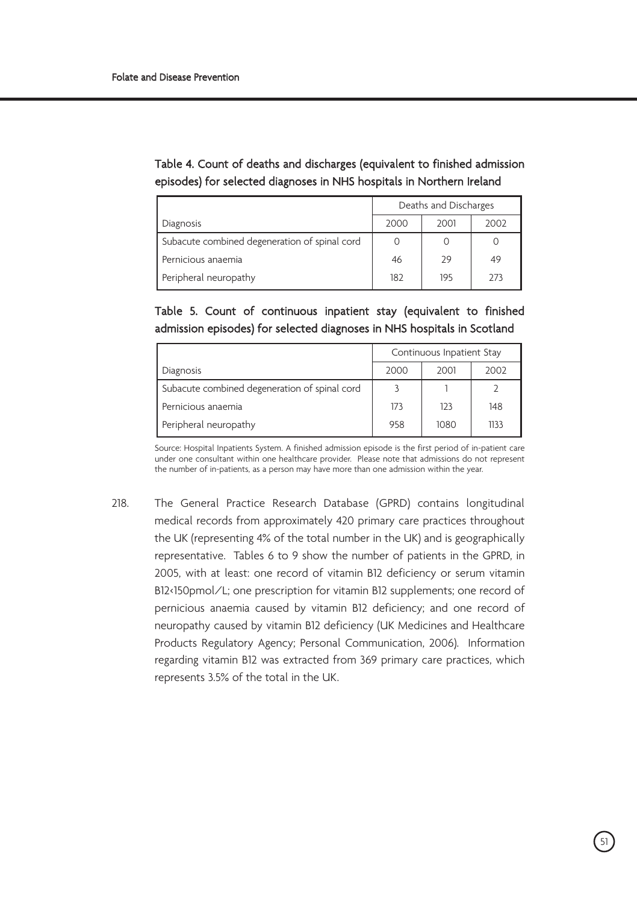**Table 4. Count of deaths and discharges (equivalent to finished admission episodes) for selected diagnoses in NHS hospitals in Northern Ireland**

| | Deaths and Discharges | | |
|---|---|---|---|
| Diagnosis | 2000 | 2001 | 2002 |
| Subacute combined degeneration of spinal cord | 0 | 0 | 0 |
| Pernicious anaemia | 46 | 29 | 49 |
| Peripheral neuropathy | 182 | 195 | 273 |

**Table 5. Count of continuous inpatient stay (equivalent to finished admission episodes) for selected diagnoses in NHS hospitals in Scotland**

| | Continuous Inpatient Stay | | |
|---|---|---|---|
| Diagnosis | 2000 | 2001 | 2002 |
| Subacute combined degeneration of spinal cord | 3 | 1 | 2 |
| Pernicious anaemia | 173 | 123 | 148 |
| Peripheral neuropathy | 958 | 1080 | 1133 |

Source: Hospital Inpatients System. A finished admission episode is the first period of in-patient care under one consultant within one healthcare provider. Please note that admissions do not represent the number of in-patients, as a person may have more than one admission within the year.

218. The General Practice Research Database (GPRD) contains longitudinal medical records from approximately 420 primary care practices throughout the UK (representing 4% of the total number in the UK) and is geographically representative. Tables 6 to 9 show the number of patients in the GPRD, in 2005, with at least: one record of vitamin B12 deficiency or serum vitamin B12<150pmol/L; one prescription for vitamin B12 supplements; one record of pernicious anaemia caused by vitamin B12 deficiency; and one record of neuropathy caused by vitamin B12 deficiency (UK Medicines and Healthcare Products Regulatory Agency; Personal Communication, 2006). Information regarding vitamin B12 was extracted from 369 primary care practices, which represents 3.5% of the total in the UK.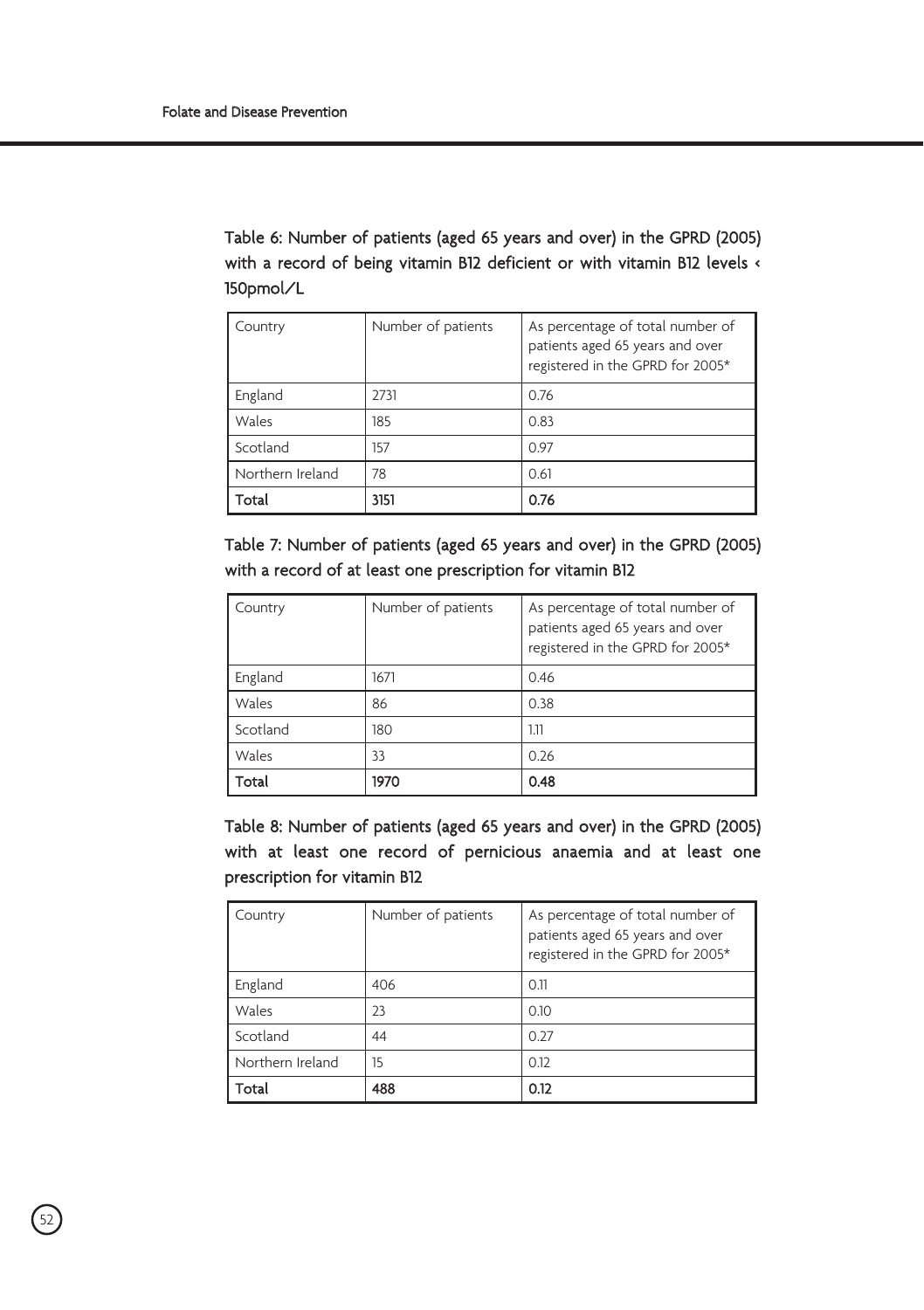Table 6: Number of patients (aged 65 years and over) in the GPRD (2005) with a record of being vitamin B12 deficient or with vitamin B12 levels < 150pmol/L

| Country | Number of patients | As percentage of total number of patients aged 65 years and over registered in the GPRD for 2005* |
|---|---|---|
| England | 2731 | 0.76 |
| Wales | 185 | 0.83 |
| Scotland | 157 | 0.97 |
| Northern Ireland | 78 | 0.61 |
| **Total** | **3151** | **0.76** |

Table 7: Number of patients (aged 65 years and over) in the GPRD (2005) with a record of at least one prescription for vitamin B12

| Country | Number of patients | As percentage of total number of patients aged 65 years and over registered in the GPRD for 2005* |
|---|---|---|
| England | 1671 | 0.46 |
| Wales | 86 | 0.38 |
| Scotland | 180 | 1.11 |
| Wales | 33 | 0.26 |
| **Total** | **1970** | **0.48** |

Table 8: Number of patients (aged 65 years and over) in the GPRD (2005) with at least one record of pernicious anaemia and at least one prescription for vitamin B12

| Country | Number of patients | As percentage of total number of patients aged 65 years and over registered in the GPRD for 2005* |
|---|---|---|
| England | 406 | 0.11 |
| Wales | 23 | 0.10 |
| Scotland | 44 | 0.27 |
| Northern Ireland | 15 | 0.12 |
| **Total** | **488** | **0.12** |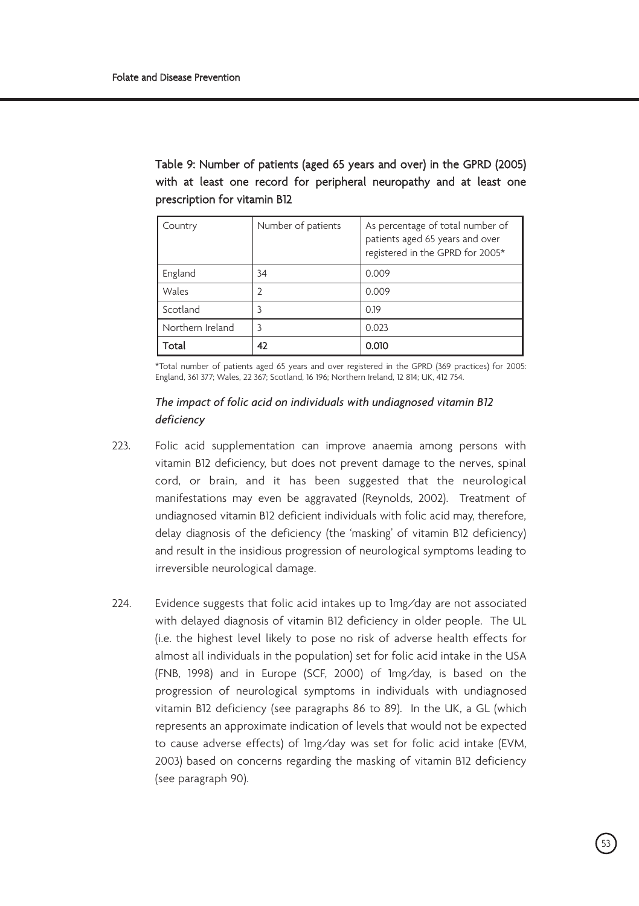**Table 9: Number of patients (aged 65 years and over) in the GPRD (2005) with at least one record for peripheral neuropathy and at least one prescription for vitamin B12**

| Country | Number of patients | As percentage of total number of patients aged 65 years and over registered in the GPRD for 2005* |
|---|---|---|
| England | 34 | 0.009 |
| Wales | 2 | 0.009 |
| Scotland | 3 | 0.19 |
| Northern Ireland | 3 | 0.023 |
| **Total** | **42** | **0.010** |

*Total number of patients aged 65 years and over registered in the GPRD (369 practices) for 2005: England, 361 377; Wales, 22 367; Scotland, 16 196; Northern Ireland, 12 814; UK, 412 754.

*The impact of folic acid on individuals with undiagnosed vitamin B12 deficiency*

223. Folic acid supplementation can improve anaemia among persons with vitamin B12 deficiency, but does not prevent damage to the nerves, spinal cord, or brain, and it has been suggested that the neurological manifestations may even be aggravated (Reynolds, 2002). Treatment of undiagnosed vitamin B12 deficient individuals with folic acid may, therefore, delay diagnosis of the deficiency (the 'masking' of vitamin B12 deficiency) and result in the insidious progression of neurological symptoms leading to irreversible neurological damage.

224. Evidence suggests that folic acid intakes up to 1mg/day are not associated with delayed diagnosis of vitamin B12 deficiency in older people. The UL (i.e. the highest level likely to pose no risk of adverse health effects for almost all individuals in the population) set for folic acid intake in the USA (FNB, 1998) and in Europe (SCF, 2000) of 1mg/day, is based on the progression of neurological symptoms in individuals with undiagnosed vitamin B12 deficiency (see paragraphs 86 to 89). In the UK, a GL (which represents an approximate indication of levels that would not be expected to cause adverse effects) of 1mg/day was set for folic acid intake (EVM, 2003) based on concerns regarding the masking of vitamin B12 deficiency (see paragraph 90).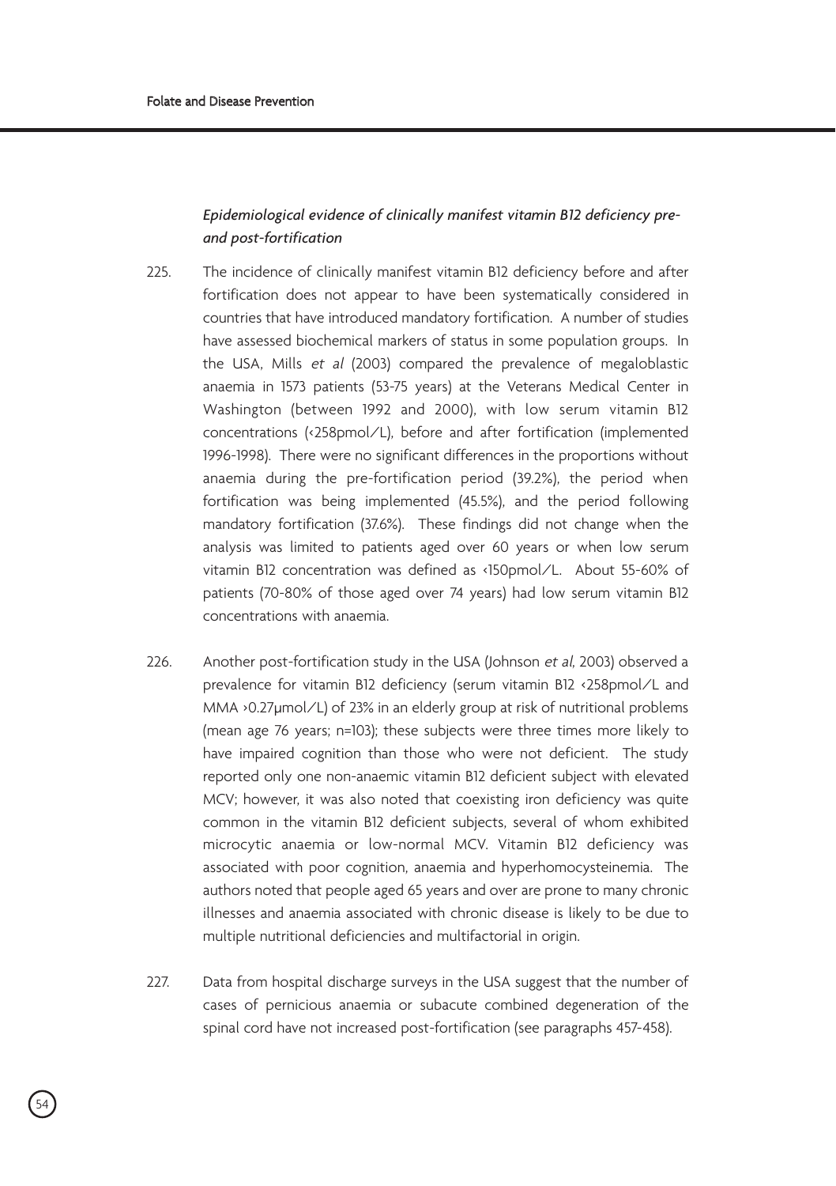### *Epidemiological evidence of clinically manifest vitamin B12 deficiency pre- and post-fortification*

225. The incidence of clinically manifest vitamin B12 deficiency before and after fortification does not appear to have been systematically considered in countries that have introduced mandatory fortification. A number of studies have assessed biochemical markers of status in some population groups. In the USA, Mills *et al* (2003) compared the prevalence of megaloblastic anaemia in 1573 patients (53-75 years) at the Veterans Medical Center in Washington (between 1992 and 2000), with low serum vitamin B12 concentrations (<258pmol/L), before and after fortification (implemented 1996-1998). There were no significant differences in the proportions without anaemia during the pre-fortification period (39.2%), the period when fortification was being implemented (45.5%), and the period following mandatory fortification (37.6%). These findings did not change when the analysis was limited to patients aged over 60 years or when low serum vitamin B12 concentration was defined as <150pmol/L. About 55-60% of patients (70-80% of those aged over 74 years) had low serum vitamin B12 concentrations with anaemia.

226. Another post-fortification study in the USA (Johnson *et al*, 2003) observed a prevalence for vitamin B12 deficiency (serum vitamin B12 <258pmol/L and MMA >0.27μmol/L) of 23% in an elderly group at risk of nutritional problems (mean age 76 years; n=103); these subjects were three times more likely to have impaired cognition than those who were not deficient. The study reported only one non-anaemic vitamin B12 deficient subject with elevated MCV; however, it was also noted that coexisting iron deficiency was quite common in the vitamin B12 deficient subjects, several of whom exhibited microcytic anaemia or low-normal MCV. Vitamin B12 deficiency was associated with poor cognition, anaemia and hyperhomocysteinemia. The authors noted that people aged 65 years and over are prone to many chronic illnesses and anaemia associated with chronic disease is likely to be due to multiple nutritional deficiencies and multifactorial in origin.

227. Data from hospital discharge surveys in the USA suggest that the number of cases of pernicious anaemia or subacute combined degeneration of the spinal cord have not increased post-fortification (see paragraphs 457-458).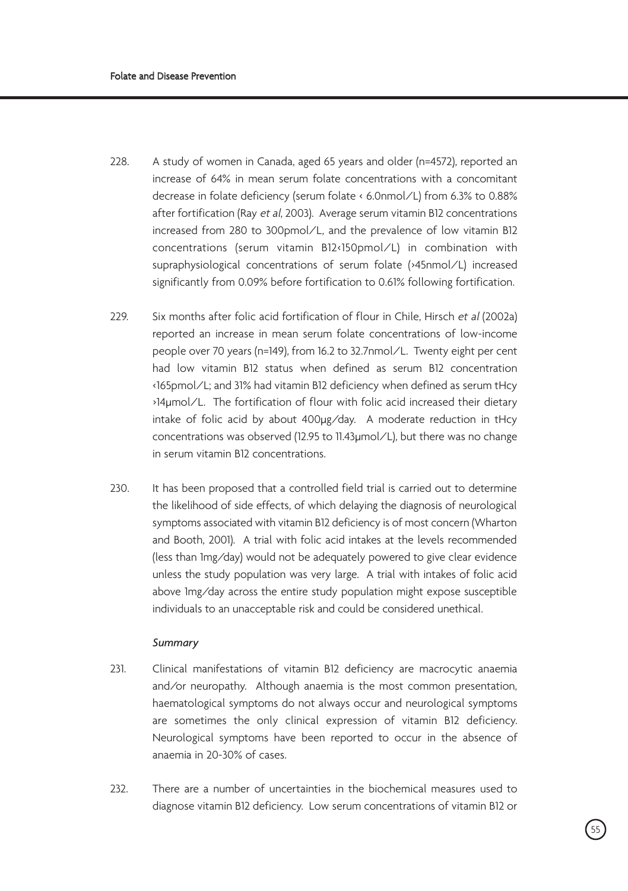228. A study of women in Canada, aged 65 years and older (n=4572), reported an increase of 64% in mean serum folate concentrations with a concomitant decrease in folate deficiency (serum folate < 6.0nmol/L) from 6.3% to 0.88% after fortification (Ray *et al*, 2003). Average serum vitamin B12 concentrations increased from 280 to 300pmol/L, and the prevalence of low vitamin B12 concentrations (serum vitamin B12<150pmol/L) in combination with supraphysiological concentrations of serum folate (>45nmol/L) increased significantly from 0.09% before fortification to 0.61% following fortification.

229. Six months after folic acid fortification of flour in Chile, Hirsch *et al* (2002a) reported an increase in mean serum folate concentrations of low-income people over 70 years (n=149), from 16.2 to 32.7nmol/L. Twenty eight per cent had low vitamin B12 status when defined as serum B12 concentration <165pmol/L; and 31% had vitamin B12 deficiency when defined as serum tHcy >14μmol/L. The fortification of flour with folic acid increased their dietary intake of folic acid by about 400μg/day. A moderate reduction in tHcy concentrations was observed (12.95 to 11.43μmol/L), but there was no change in serum vitamin B12 concentrations.

230. It has been proposed that a controlled field trial is carried out to determine the likelihood of side effects, of which delaying the diagnosis of neurological symptoms associated with vitamin B12 deficiency is of most concern (Wharton and Booth, 2001). A trial with folic acid intakes at the levels recommended (less than 1mg/day) would not be adequately powered to give clear evidence unless the study population was very large. A trial with intakes of folic acid above 1mg/day across the entire study population might expose susceptible individuals to an unacceptable risk and could be considered unethical.

*Summary*

231. Clinical manifestations of vitamin B12 deficiency are macrocytic anaemia and/or neuropathy. Although anaemia is the most common presentation, haematological symptoms do not always occur and neurological symptoms are sometimes the only clinical expression of vitamin B12 deficiency. Neurological symptoms have been reported to occur in the absence of anaemia in 20-30% of cases.

232. There are a number of uncertainties in the biochemical measures used to diagnose vitamin B12 deficiency. Low serum concentrations of vitamin B12 or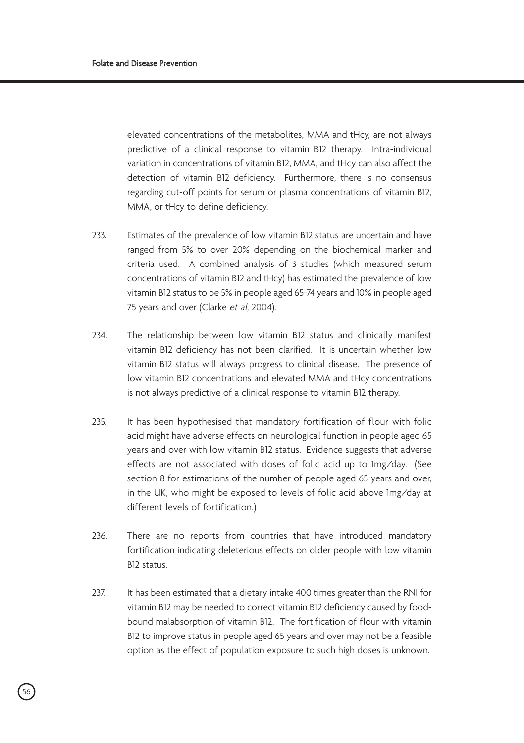elevated concentrations of the metabolites, MMA and tHcy, are not always predictive of a clinical response to vitamin B12 therapy. Intra-individual variation in concentrations of vitamin B12, MMA, and tHcy can also affect the detection of vitamin B12 deficiency. Furthermore, there is no consensus regarding cut-off points for serum or plasma concentrations of vitamin B12, MMA, or tHcy to define deficiency.

233. Estimates of the prevalence of low vitamin B12 status are uncertain and have ranged from 5% to over 20% depending on the biochemical marker and criteria used. A combined analysis of 3 studies (which measured serum concentrations of vitamin B12 and tHcy) has estimated the prevalence of low vitamin B12 status to be 5% in people aged 65-74 years and 10% in people aged 75 years and over (Clarke *et al*, 2004).

234. The relationship between low vitamin B12 status and clinically manifest vitamin B12 deficiency has not been clarified. It is uncertain whether low vitamin B12 status will always progress to clinical disease. The presence of low vitamin B12 concentrations and elevated MMA and tHcy concentrations is not always predictive of a clinical response to vitamin B12 therapy.

235. It has been hypothesised that mandatory fortification of flour with folic acid might have adverse effects on neurological function in people aged 65 years and over with low vitamin B12 status. Evidence suggests that adverse effects are not associated with doses of folic acid up to 1mg/day. (See section 8 for estimations of the number of people aged 65 years and over, in the UK, who might be exposed to levels of folic acid above 1mg/day at different levels of fortification.)

236. There are no reports from countries that have introduced mandatory fortification indicating deleterious effects on older people with low vitamin B12 status.

237. It has been estimated that a dietary intake 400 times greater than the RNI for vitamin B12 may be needed to correct vitamin B12 deficiency caused by food-bound malabsorption of vitamin B12. The fortification of flour with vitamin B12 to improve status in people aged 65 years and over may not be a feasible option as the effect of population exposure to such high doses is unknown.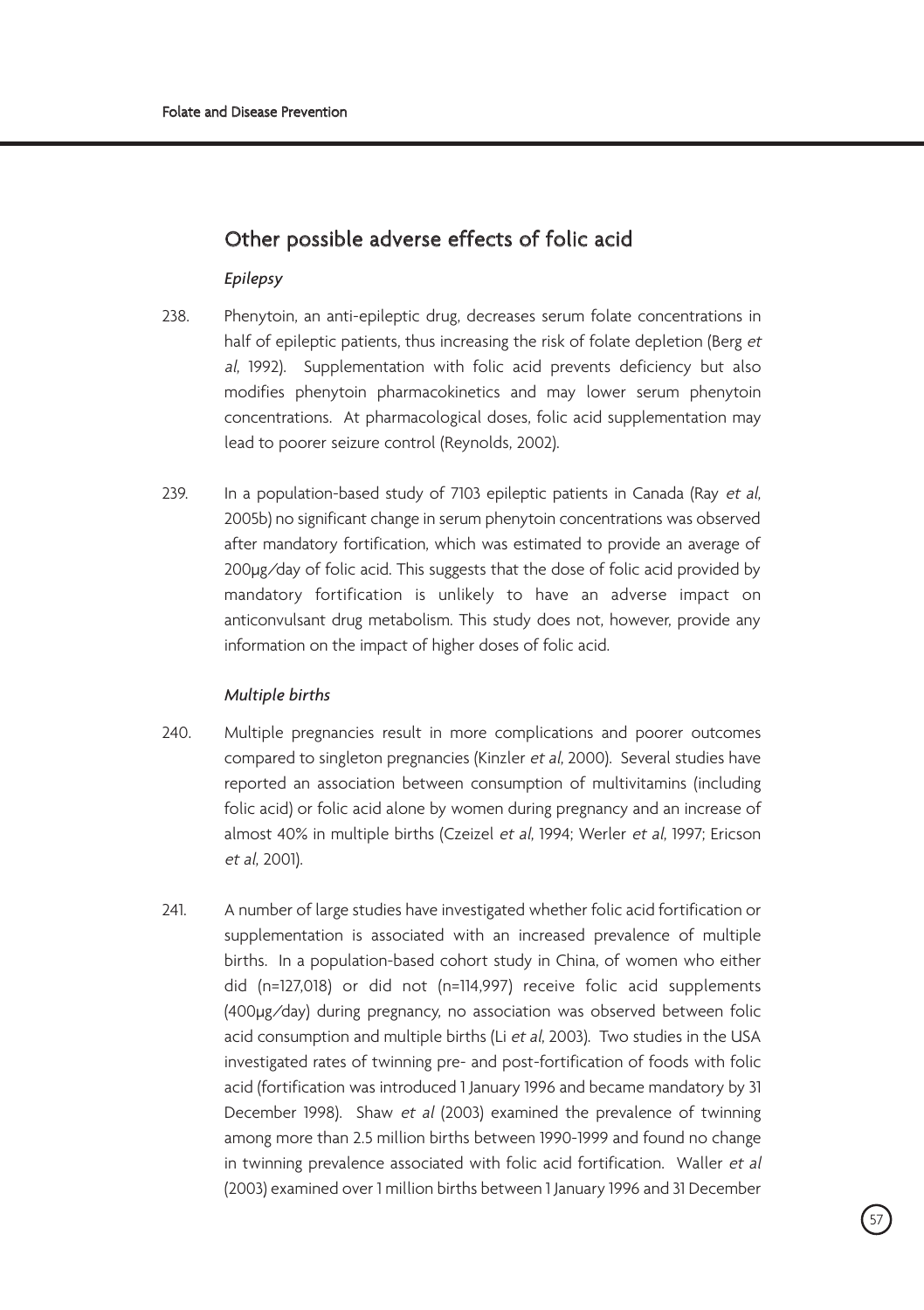## Other possible adverse effects of folic acid

### *Epilepsy*

238. Phenytoin, an anti-epileptic drug, decreases serum folate concentrations in half of epileptic patients, thus increasing the risk of folate depletion (Berg *et al*, 1992). Supplementation with folic acid prevents deficiency but also modifies phenytoin pharmacokinetics and may lower serum phenytoin concentrations. At pharmacological doses, folic acid supplementation may lead to poorer seizure control (Reynolds, 2002).

239. In a population-based study of 7103 epileptic patients in Canada (Ray *et al*, 2005b) no significant change in serum phenytoin concentrations was observed after mandatory fortification, which was estimated to provide an average of 200µg/day of folic acid. This suggests that the dose of folic acid provided by mandatory fortification is unlikely to have an adverse impact on anticonvulsant drug metabolism. This study does not, however, provide any information on the impact of higher doses of folic acid.

### *Multiple births*

240. Multiple pregnancies result in more complications and poorer outcomes compared to singleton pregnancies (Kinzler *et al*, 2000). Several studies have reported an association between consumption of multivitamins (including folic acid) or folic acid alone by women during pregnancy and an increase of almost 40% in multiple births (Czeizel *et al*, 1994; Werler *et al*, 1997; Ericson *et al*, 2001).

241. A number of large studies have investigated whether folic acid fortification or supplementation is associated with an increased prevalence of multiple births. In a population-based cohort study in China, of women who either did (n=127,018) or did not (n=114,997) receive folic acid supplements (400µg/day) during pregnancy, no association was observed between folic acid consumption and multiple births (Li *et al*, 2003). Two studies in the USA investigated rates of twinning pre- and post-fortification of foods with folic acid (fortification was introduced 1 January 1996 and became mandatory by 31 December 1998). Shaw *et al* (2003) examined the prevalence of twinning among more than 2.5 million births between 1990-1999 and found no change in twinning prevalence associated with folic acid fortification. Waller *et al* (2003) examined over 1 million births between 1 January 1996 and 31 December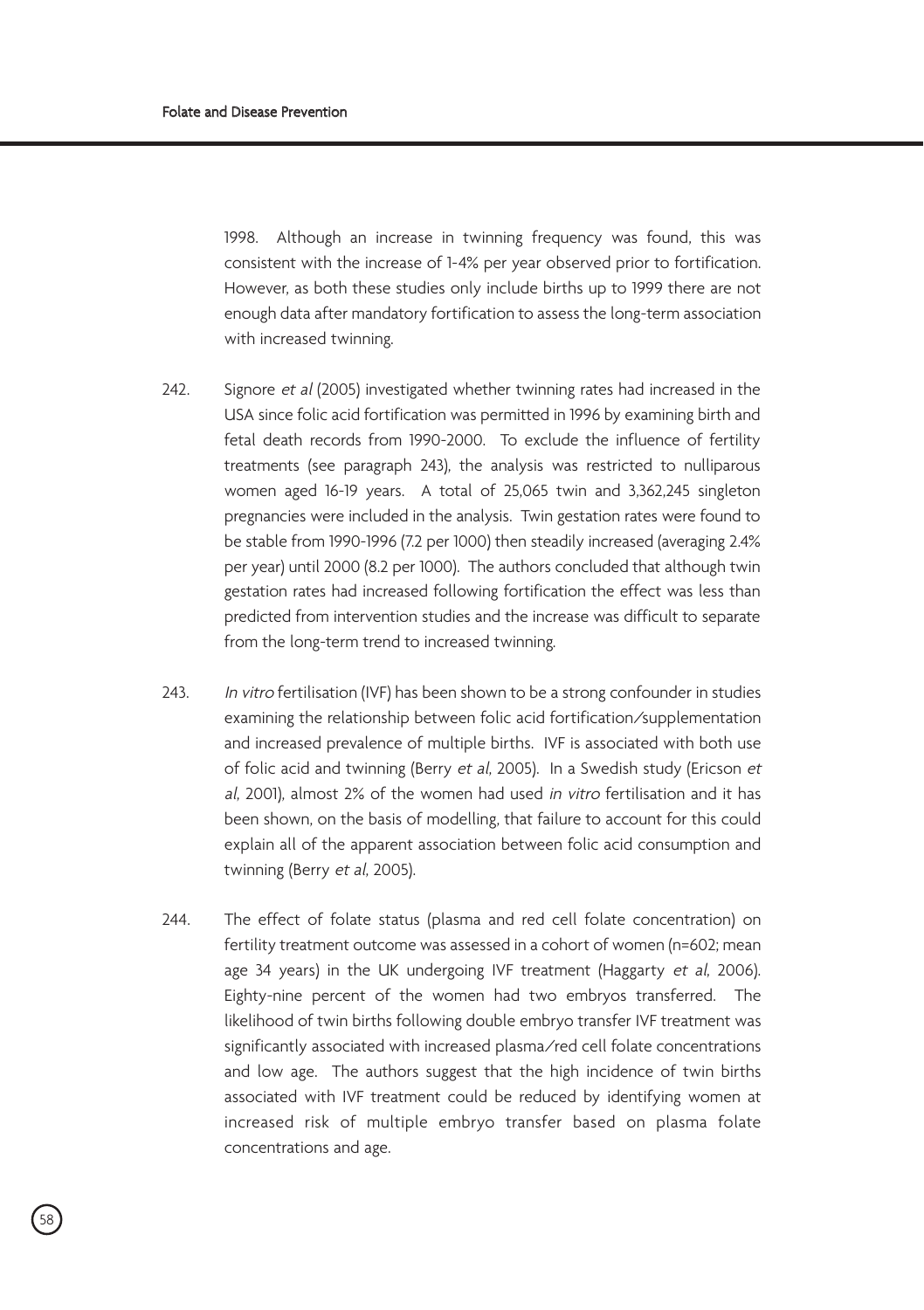1998. Although an increase in twinning frequency was found, this was consistent with the increase of 1-4% per year observed prior to fortification. However, as both these studies only include births up to 1999 there are not enough data after mandatory fortification to assess the long-term association with increased twinning.

242. Signore *et al* (2005) investigated whether twinning rates had increased in the USA since folic acid fortification was permitted in 1996 by examining birth and fetal death records from 1990-2000. To exclude the influence of fertility treatments (see paragraph 243), the analysis was restricted to nulliparous women aged 16-19 years. A total of 25,065 twin and 3,362,245 singleton pregnancies were included in the analysis. Twin gestation rates were found to be stable from 1990-1996 (7.2 per 1000) then steadily increased (averaging 2.4% per year) until 2000 (8.2 per 1000). The authors concluded that although twin gestation rates had increased following fortification the effect was less than predicted from intervention studies and the increase was difficult to separate from the long-term trend to increased twinning.

243. *In vitro* fertilisation (IVF) has been shown to be a strong confounder in studies examining the relationship between folic acid fortification/supplementation and increased prevalence of multiple births. IVF is associated with both use of folic acid and twinning (Berry *et al*, 2005). In a Swedish study (Ericson *et al*, 2001), almost 2% of the women had used *in vitro* fertilisation and it has been shown, on the basis of modelling, that failure to account for this could explain all of the apparent association between folic acid consumption and twinning (Berry *et al*, 2005).

244. The effect of folate status (plasma and red cell folate concentration) on fertility treatment outcome was assessed in a cohort of women (n=602; mean age 34 years) in the UK undergoing IVF treatment (Haggarty *et al*, 2006). Eighty-nine percent of the women had two embryos transferred. The likelihood of twin births following double embryo transfer IVF treatment was significantly associated with increased plasma/red cell folate concentrations and low age. The authors suggest that the high incidence of twin births associated with IVF treatment could be reduced by identifying women at increased risk of multiple embryo transfer based on plasma folate concentrations and age.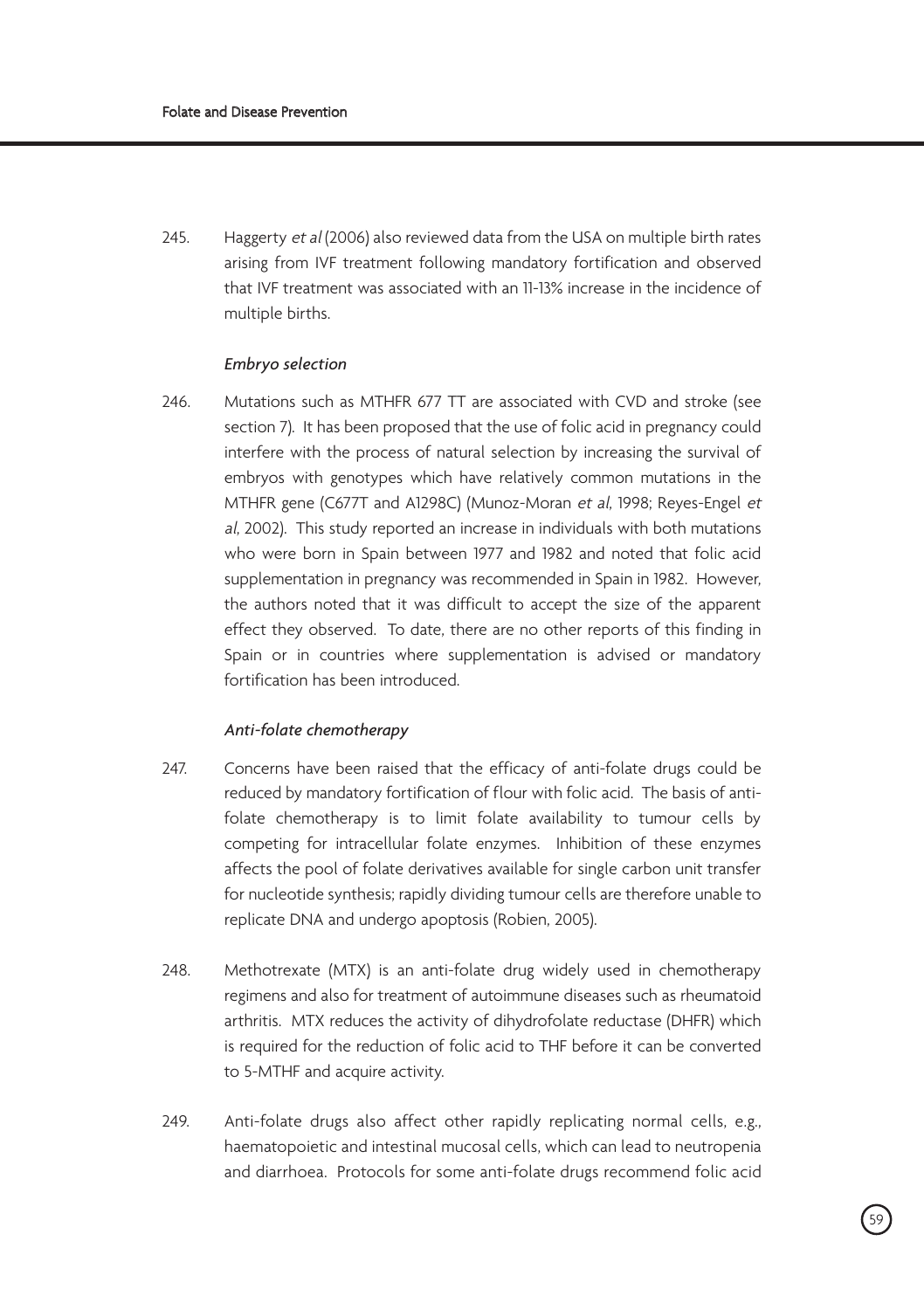245. Haggerty *et al* (2006) also reviewed data from the USA on multiple birth rates arising from IVF treatment following mandatory fortification and observed that IVF treatment was associated with an 11-13% increase in the incidence of multiple births.

### *Embryo selection*

246. Mutations such as MTHFR 677 TT are associated with CVD and stroke (see section 7). It has been proposed that the use of folic acid in pregnancy could interfere with the process of natural selection by increasing the survival of embryos with genotypes which have relatively common mutations in the MTHFR gene (C677T and A1298C) (Munoz-Moran *et al*, 1998; Reyes-Engel *et al*, 2002). This study reported an increase in individuals with both mutations who were born in Spain between 1977 and 1982 and noted that folic acid supplementation in pregnancy was recommended in Spain in 1982. However, the authors noted that it was difficult to accept the size of the apparent effect they observed. To date, there are no other reports of this finding in Spain or in countries where supplementation is advised or mandatory fortification has been introduced.

### *Anti-folate chemotherapy*

247. Concerns have been raised that the efficacy of anti-folate drugs could be reduced by mandatory fortification of flour with folic acid. The basis of anti-folate chemotherapy is to limit folate availability to tumour cells by competing for intracellular folate enzymes. Inhibition of these enzymes affects the pool of folate derivatives available for single carbon unit transfer for nucleotide synthesis; rapidly dividing tumour cells are therefore unable to replicate DNA and undergo apoptosis (Robien, 2005).

248. Methotrexate (MTX) is an anti-folate drug widely used in chemotherapy regimens and also for treatment of autoimmune diseases such as rheumatoid arthritis. MTX reduces the activity of dihydrofolate reductase (DHFR) which is required for the reduction of folic acid to THF before it can be converted to 5-MTHF and acquire activity.

249. Anti-folate drugs also affect other rapidly replicating normal cells, e.g., haematopoietic and intestinal mucosal cells, which can lead to neutropenia and diarrhoea. Protocols for some anti-folate drugs recommend folic acid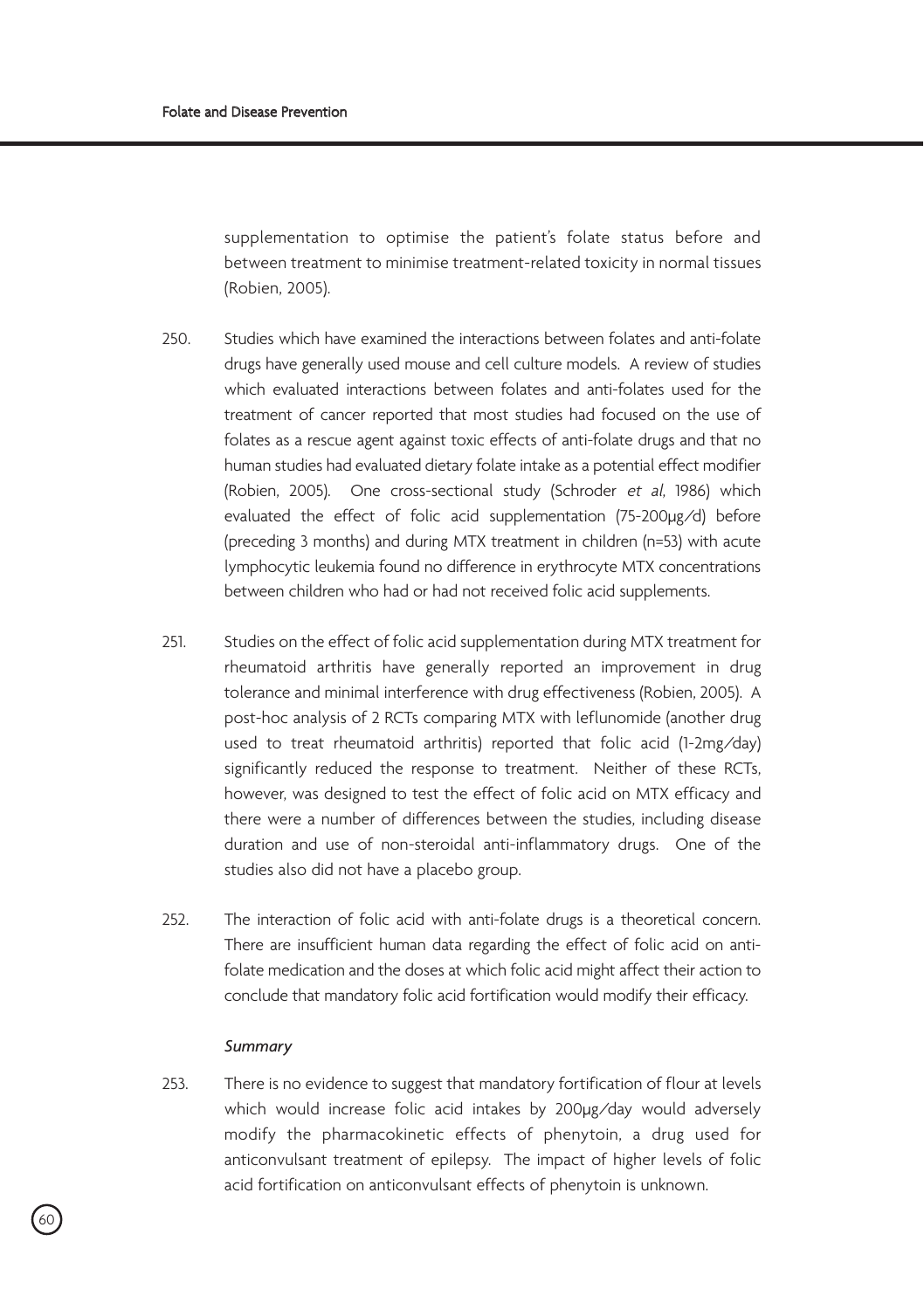supplementation to optimise the patient's folate status before and between treatment to minimise treatment-related toxicity in normal tissues (Robien, 2005).

250. Studies which have examined the interactions between folates and anti-folate drugs have generally used mouse and cell culture models. A review of studies which evaluated interactions between folates and anti-folates used for the treatment of cancer reported that most studies had focused on the use of folates as a rescue agent against toxic effects of anti-folate drugs and that no human studies had evaluated dietary folate intake as a potential effect modifier (Robien, 2005). One cross-sectional study (Schroder *et al*, 1986) which evaluated the effect of folic acid supplementation (75-200μg/d) before (preceding 3 months) and during MTX treatment in children (n=53) with acute lymphocytic leukemia found no difference in erythrocyte MTX concentrations between children who had or had not received folic acid supplements.

251. Studies on the effect of folic acid supplementation during MTX treatment for rheumatoid arthritis have generally reported an improvement in drug tolerance and minimal interference with drug effectiveness (Robien, 2005). A post-hoc analysis of 2 RCTs comparing MTX with leflunomide (another drug used to treat rheumatoid arthritis) reported that folic acid (1-2mg/day) significantly reduced the response to treatment. Neither of these RCTs, however, was designed to test the effect of folic acid on MTX efficacy and there were a number of differences between the studies, including disease duration and use of non-steroidal anti-inflammatory drugs. One of the studies also did not have a placebo group.

252. The interaction of folic acid with anti-folate drugs is a theoretical concern. There are insufficient human data regarding the effect of folic acid on anti-folate medication and the doses at which folic acid might affect their action to conclude that mandatory folic acid fortification would modify their efficacy.

*Summary*

253. There is no evidence to suggest that mandatory fortification of flour at levels which would increase folic acid intakes by 200μg/day would adversely modify the pharmacokinetic effects of phenytoin, a drug used for anticonvulsant treatment of epilepsy. The impact of higher levels of folic acid fortification on anticonvulsant effects of phenytoin is unknown.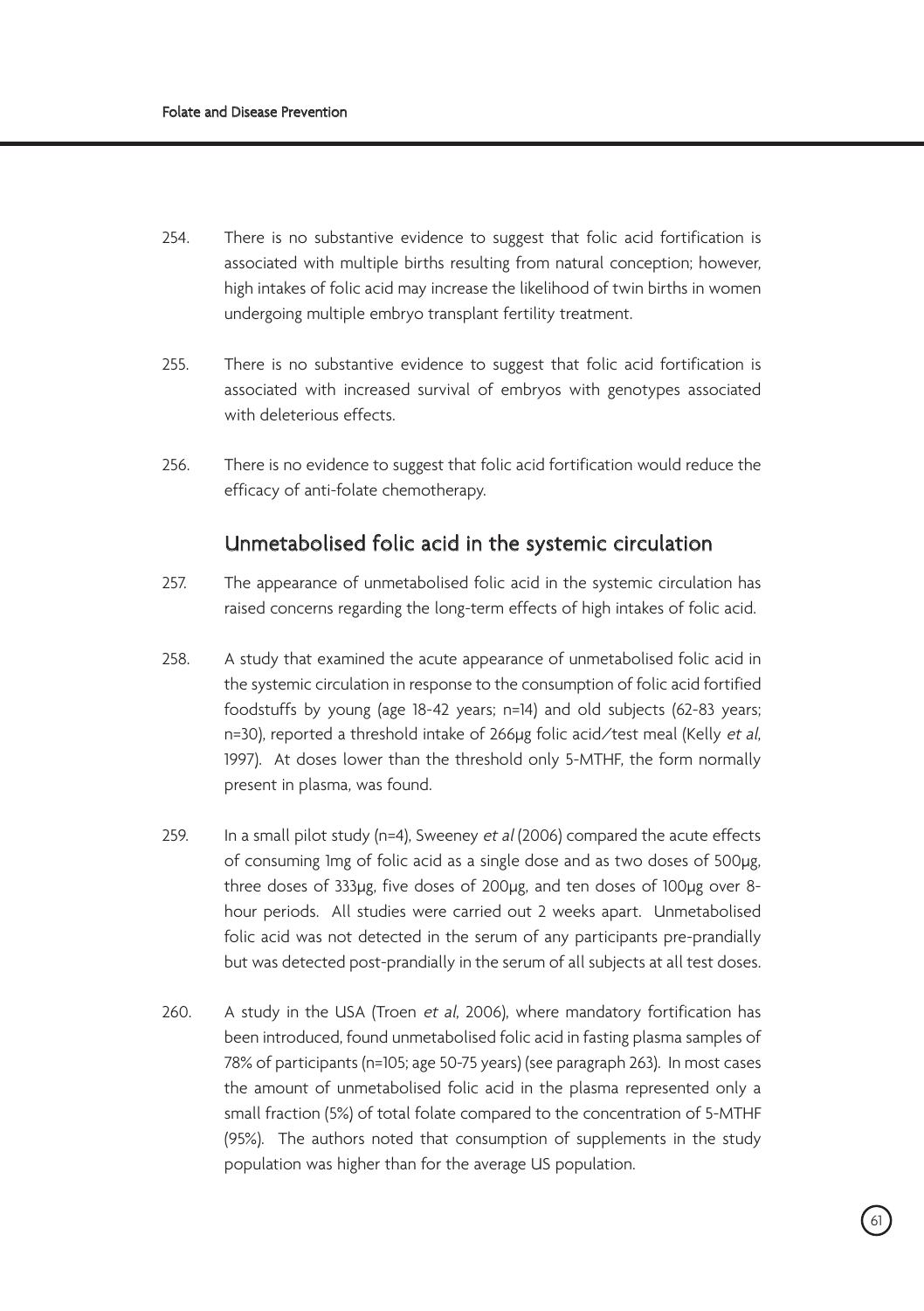254. There is no substantive evidence to suggest that folic acid fortification is associated with multiple births resulting from natural conception; however, high intakes of folic acid may increase the likelihood of twin births in women undergoing multiple embryo transplant fertility treatment.

255. There is no substantive evidence to suggest that folic acid fortification is associated with increased survival of embryos with genotypes associated with deleterious effects.

256. There is no evidence to suggest that folic acid fortification would reduce the efficacy of anti-folate chemotherapy.

## Unmetabolised folic acid in the systemic circulation

257. The appearance of unmetabolised folic acid in the systemic circulation has raised concerns regarding the long-term effects of high intakes of folic acid.

258. A study that examined the acute appearance of unmetabolised folic acid in the systemic circulation in response to the consumption of folic acid fortified foodstuffs by young (age 18-42 years; n=14) and old subjects (62-83 years; n=30), reported a threshold intake of 266μg folic acid/test meal (Kelly *et al*, 1997). At doses lower than the threshold only 5-MTHF, the form normally present in plasma, was found.

259. In a small pilot study (n=4), Sweeney *et al* (2006) compared the acute effects of consuming 1mg of folic acid as a single dose and as two doses of 500μg, three doses of 333μg, five doses of 200μg, and ten doses of 100μg over 8-hour periods. All studies were carried out 2 weeks apart. Unmetabolised folic acid was not detected in the serum of any participants pre-prandially but was detected post-prandially in the serum of all subjects at all test doses.

260. A study in the USA (Troen *et al*, 2006), where mandatory fortification has been introduced, found unmetabolised folic acid in fasting plasma samples of 78% of participants (n=105; age 50-75 years) (see paragraph 263). In most cases the amount of unmetabolised folic acid in the plasma represented only a small fraction (5%) of total folate compared to the concentration of 5-MTHF (95%). The authors noted that consumption of supplements in the study population was higher than for the average US population.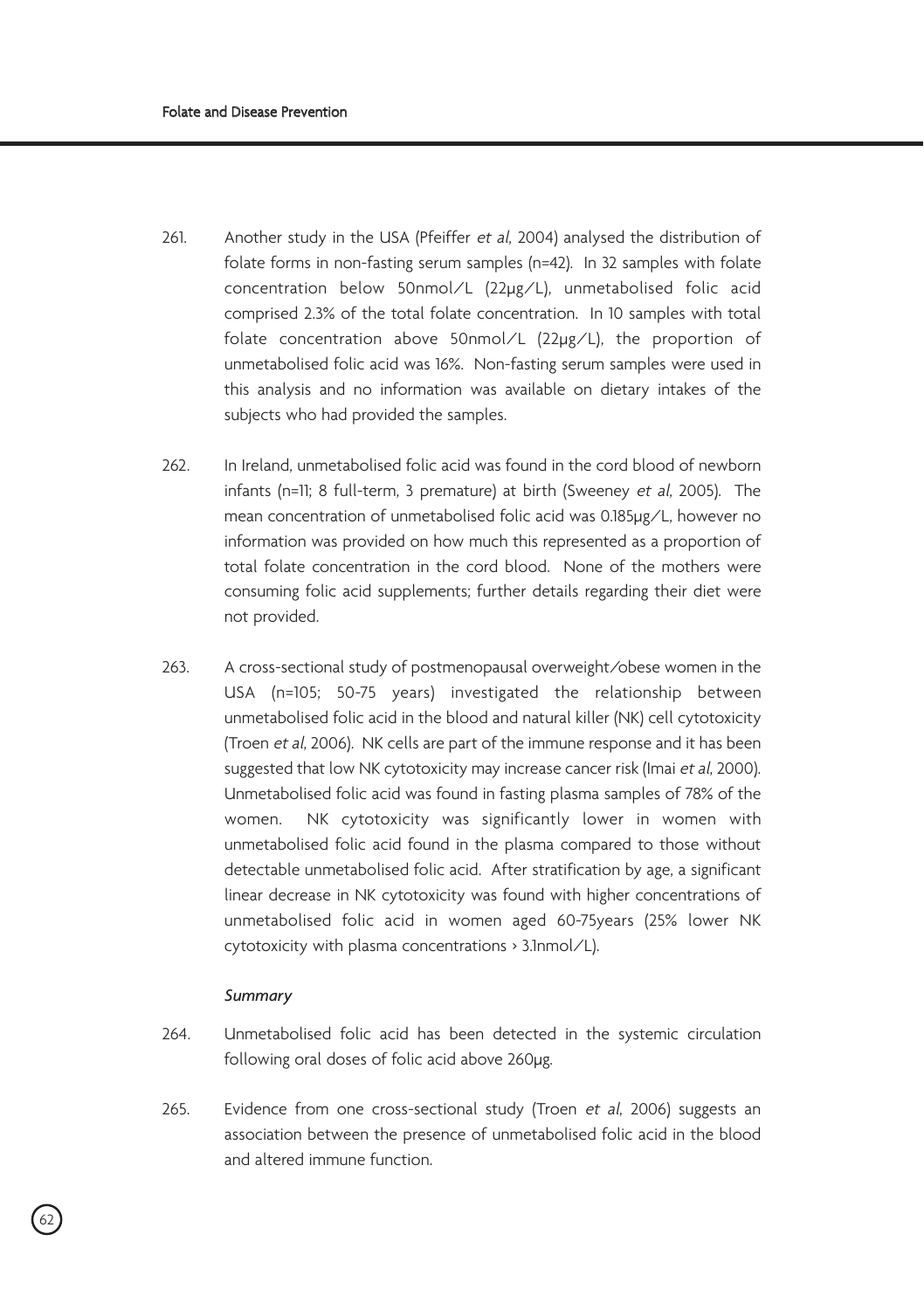261. Another study in the USA (Pfeiffer *et al*, 2004) analysed the distribution of folate forms in non-fasting serum samples (n=42). In 32 samples with folate concentration below 50nmol/L (22µg/L), unmetabolised folic acid comprised 2.3% of the total folate concentration. In 10 samples with total folate concentration above 50nmol/L (22µg/L), the proportion of unmetabolised folic acid was 16%. Non-fasting serum samples were used in this analysis and no information was available on dietary intakes of the subjects who had provided the samples.

262. In Ireland, unmetabolised folic acid was found in the cord blood of newborn infants (n=11; 8 full-term, 3 premature) at birth (Sweeney *et al*, 2005). The mean concentration of unmetabolised folic acid was 0.185µg/L, however no information was provided on how much this represented as a proportion of total folate concentration in the cord blood. None of the mothers were consuming folic acid supplements; further details regarding their diet were not provided.

263. A cross-sectional study of postmenopausal overweight/obese women in the USA (n=105; 50-75 years) investigated the relationship between unmetabolised folic acid in the blood and natural killer (NK) cell cytotoxicity (Troen *et al*, 2006). NK cells are part of the immune response and it has been suggested that low NK cytotoxicity may increase cancer risk (Imai *et al*, 2000). Unmetabolised folic acid was found in fasting plasma samples of 78% of the women. NK cytotoxicity was significantly lower in women with unmetabolised folic acid found in the plasma compared to those without detectable unmetabolised folic acid. After stratification by age, a significant linear decrease in NK cytotoxicity was found with higher concentrations of unmetabolised folic acid in women aged 60-75years (25% lower NK cytotoxicity with plasma concentrations > 3.1nmol/L).

*Summary*

264. Unmetabolised folic acid has been detected in the systemic circulation following oral doses of folic acid above 260µg.

265. Evidence from one cross-sectional study (Troen *et al*, 2006) suggests an association between the presence of unmetabolised folic acid in the blood and altered immune function.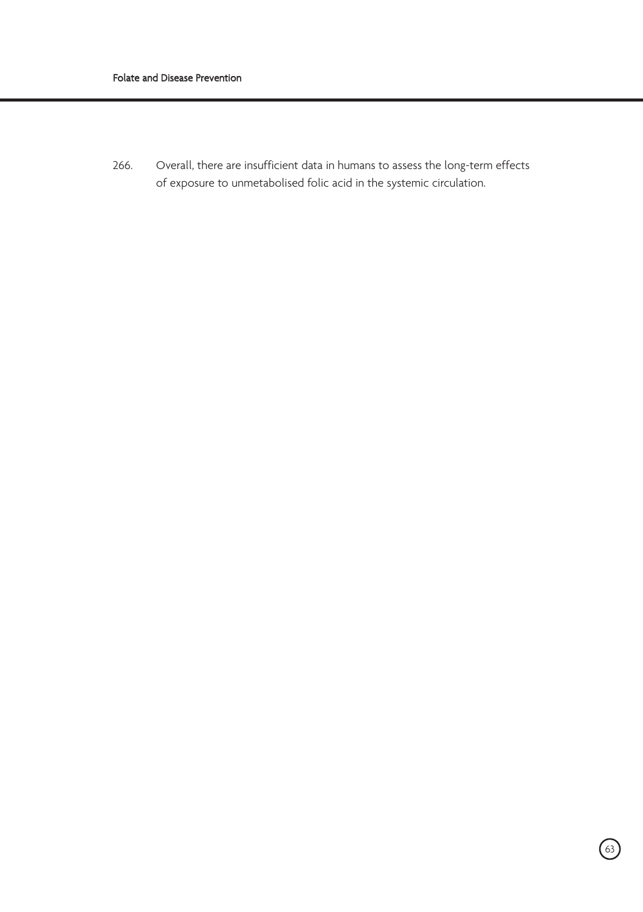266. Overall, there are insufficient data in humans to assess the long-term effects of exposure to unmetabolised folic acid in the systemic circulation.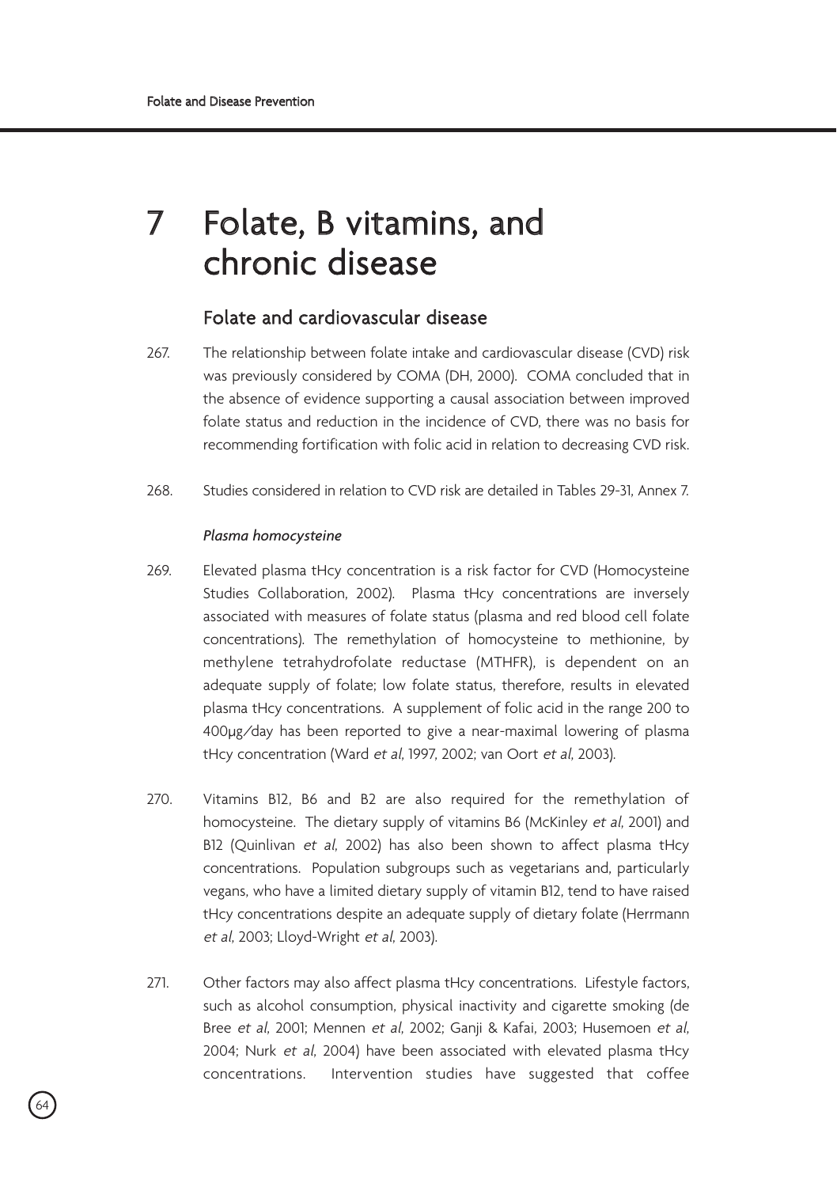# 7 Folate, B vitamins, and chronic disease

## Folate and cardiovascular disease

267. The relationship between folate intake and cardiovascular disease (CVD) risk was previously considered by COMA (DH, 2000). COMA concluded that in the absence of evidence supporting a causal association between improved folate status and reduction in the incidence of CVD, there was no basis for recommending fortification with folic acid in relation to decreasing CVD risk.

268. Studies considered in relation to CVD risk are detailed in Tables 29-31, Annex 7.

*Plasma homocysteine*

269. Elevated plasma tHcy concentration is a risk factor for CVD (Homocysteine Studies Collaboration, 2002). Plasma tHcy concentrations are inversely associated with measures of folate status (plasma and red blood cell folate concentrations). The remethylation of homocysteine to methionine, by methylene tetrahydrofolate reductase (MTHFR), is dependent on an adequate supply of folate; low folate status, therefore, results in elevated plasma tHcy concentrations. A supplement of folic acid in the range 200 to 400µg/day has been reported to give a near-maximal lowering of plasma tHcy concentration (Ward *et al*, 1997, 2002; van Oort *et al*, 2003).

270. Vitamins B12, B6 and B2 are also required for the remethylation of homocysteine. The dietary supply of vitamins B6 (McKinley *et al*, 2001) and B12 (Quinlivan *et al*, 2002) has also been shown to affect plasma tHcy concentrations. Population subgroups such as vegetarians and, particularly vegans, who have a limited dietary supply of vitamin B12, tend to have raised tHcy concentrations despite an adequate supply of dietary folate (Herrmann *et al*, 2003; Lloyd-Wright *et al*, 2003).

271. Other factors may also affect plasma tHcy concentrations. Lifestyle factors, such as alcohol consumption, physical inactivity and cigarette smoking (de Bree *et al*, 2001; Mennen *et al*, 2002; Ganji & Kafai, 2003; Husemoen *et al*, 2004; Nurk *et al*, 2004) have been associated with elevated plasma tHcy concentrations. Intervention studies have suggested that coffee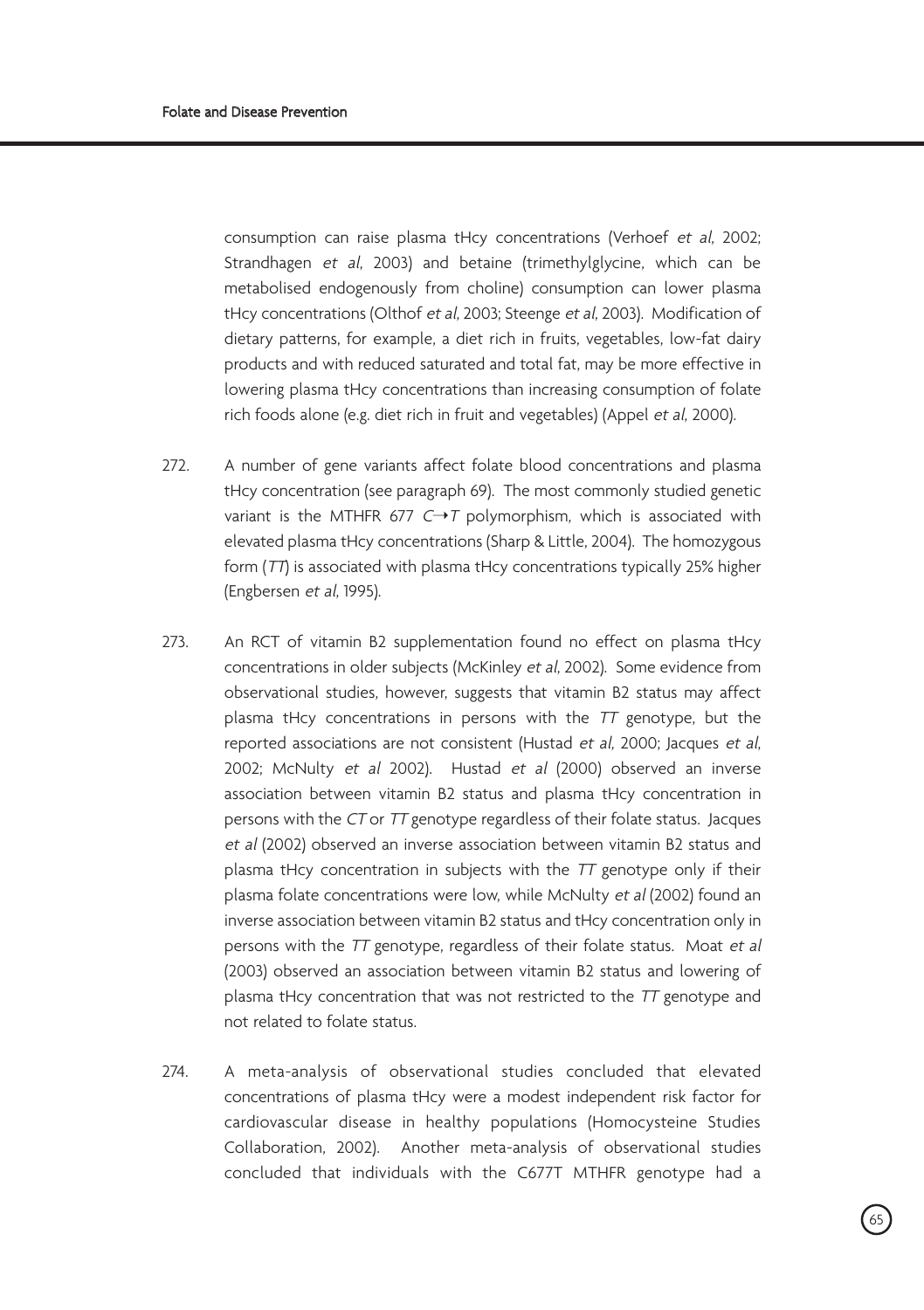consumption can raise plasma tHcy concentrations (Verhoef *et al*, 2002; Strandhagen *et al*, 2003) and betaine (trimethylglycine, which can be metabolised endogenously from choline) consumption can lower plasma tHcy concentrations (Olthof *et al*, 2003; Steenge *et al*, 2003). Modification of dietary patterns, for example, a diet rich in fruits, vegetables, low-fat dairy products and with reduced saturated and total fat, may be more effective in lowering plasma tHcy concentrations than increasing consumption of folate rich foods alone (e.g. diet rich in fruit and vegetables) (Appel *et al*, 2000).

272. A number of gene variants affect folate blood concentrations and plasma tHcy concentration (see paragraph 69). The most commonly studied genetic variant is the MTHFR 677 *C→T* polymorphism, which is associated with elevated plasma tHcy concentrations (Sharp & Little, 2004). The homozygous form (*TT*) is associated with plasma tHcy concentrations typically 25% higher (Engbersen *et al*, 1995).

273. An RCT of vitamin B2 supplementation found no effect on plasma tHcy concentrations in older subjects (McKinley *et al*, 2002). Some evidence from observational studies, however, suggests that vitamin B2 status may affect plasma tHcy concentrations in persons with the *TT* genotype, but the reported associations are not consistent (Hustad *et al*, 2000; Jacques *et al*, 2002; McNulty *et al* 2002). Hustad *et al* (2000) observed an inverse association between vitamin B2 status and plasma tHcy concentration in persons with the *CT* or *TT* genotype regardless of their folate status. Jacques *et al* (2002) observed an inverse association between vitamin B2 status and plasma tHcy concentration in subjects with the *TT* genotype only if their plasma folate concentrations were low, while McNulty *et al* (2002) found an inverse association between vitamin B2 status and tHcy concentration only in persons with the *TT* genotype, regardless of their folate status. Moat *et al* (2003) observed an association between vitamin B2 status and lowering of plasma tHcy concentration that was not restricted to the *TT* genotype and not related to folate status.

274. A meta-analysis of observational studies concluded that elevated concentrations of plasma tHcy were a modest independent risk factor for cardiovascular disease in healthy populations (Homocysteine Studies Collaboration, 2002). Another meta-analysis of observational studies concluded that individuals with the C677T MTHFR genotype had a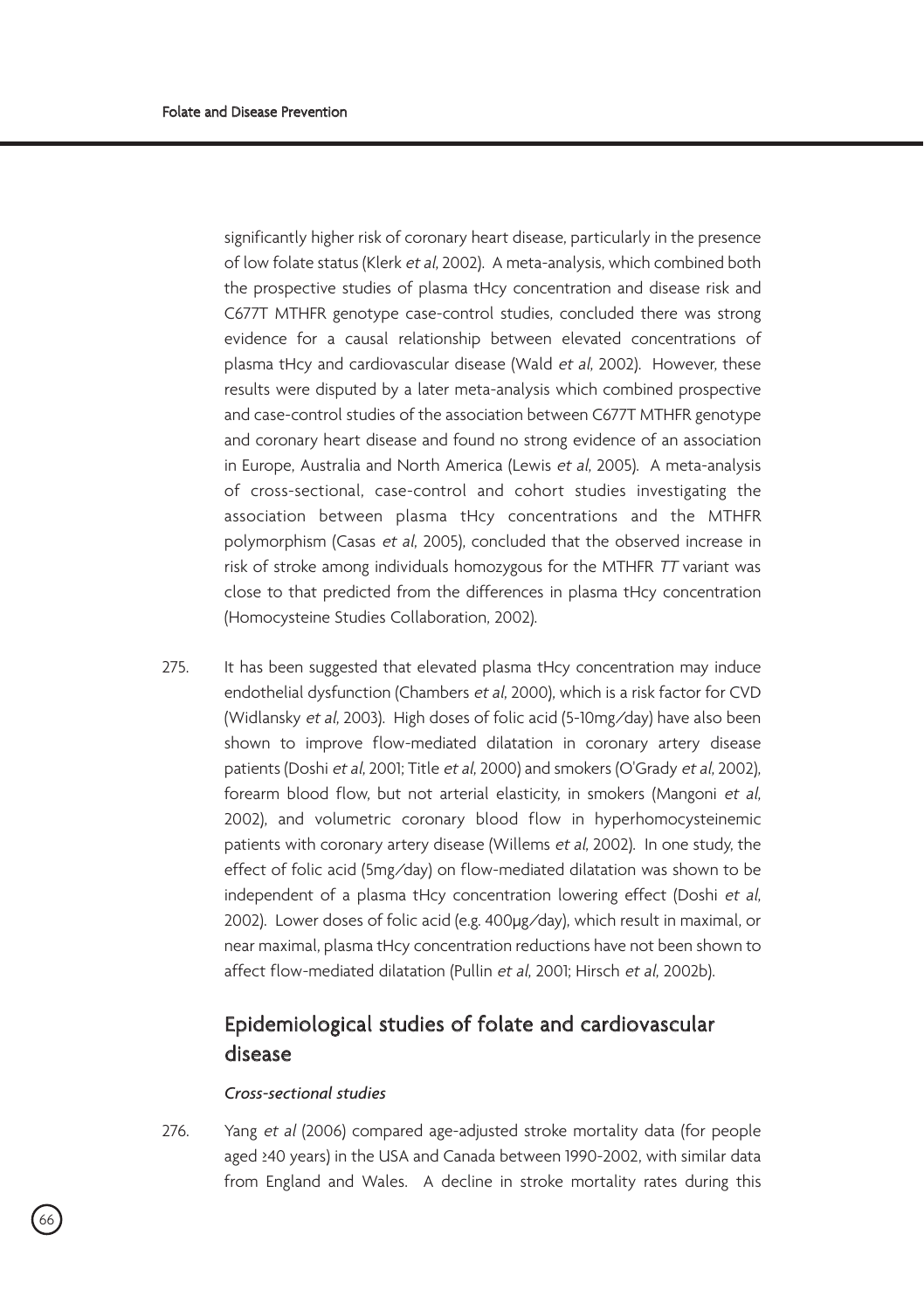significantly higher risk of coronary heart disease, particularly in the presence of low folate status (Klerk *et al*, 2002). A meta-analysis, which combined both the prospective studies of plasma tHcy concentration and disease risk and C677T MTHFR genotype case-control studies, concluded there was strong evidence for a causal relationship between elevated concentrations of plasma tHcy and cardiovascular disease (Wald *et al*, 2002). However, these results were disputed by a later meta-analysis which combined prospective and case-control studies of the association between C677T MTHFR genotype and coronary heart disease and found no strong evidence of an association in Europe, Australia and North America (Lewis *et al*, 2005). A meta-analysis of cross-sectional, case-control and cohort studies investigating the association between plasma tHcy concentrations and the MTHFR polymorphism (Casas *et al*, 2005), concluded that the observed increase in risk of stroke among individuals homozygous for the MTHFR *TT* variant was close to that predicted from the differences in plasma tHcy concentration (Homocysteine Studies Collaboration, 2002).

275. It has been suggested that elevated plasma tHcy concentration may induce endothelial dysfunction (Chambers *et al*, 2000), which is a risk factor for CVD (Widlansky *et al*, 2003). High doses of folic acid (5-10mg/day) have also been shown to improve flow-mediated dilatation in coronary artery disease patients (Doshi *et al*, 2001; Title *et al*, 2000) and smokers (O'Grady *et al*, 2002), forearm blood flow, but not arterial elasticity, in smokers (Mangoni *et al*, 2002), and volumetric coronary blood flow in hyperhomocysteinemic patients with coronary artery disease (Willems *et al*, 2002). In one study, the effect of folic acid (5mg/day) on flow-mediated dilatation was shown to be independent of a plasma tHcy concentration lowering effect (Doshi *et al*, 2002). Lower doses of folic acid (e.g. 400µg/day), which result in maximal, or near maximal, plasma tHcy concentration reductions have not been shown to affect flow-mediated dilatation (Pullin *et al*, 2001; Hirsch *et al*, 2002b).

## Epidemiological studies of folate and cardiovascular disease

### *Cross-sectional studies*

276. Yang *et al* (2006) compared age-adjusted stroke mortality data (for people aged ≥40 years) in the USA and Canada between 1990-2002, with similar data from England and Wales. A decline in stroke mortality rates during this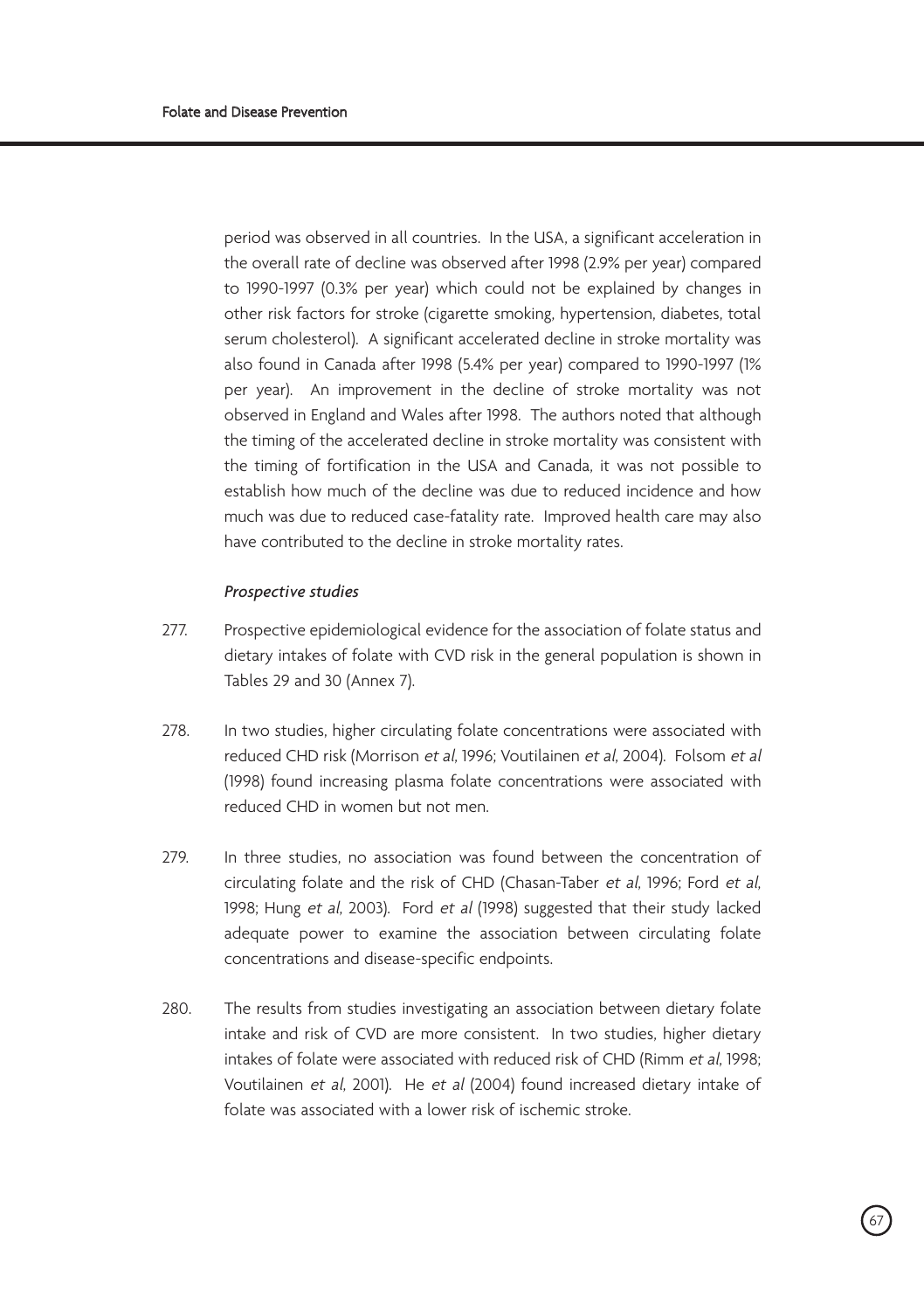period was observed in all countries. In the USA, a significant acceleration in the overall rate of decline was observed after 1998 (2.9% per year) compared to 1990-1997 (0.3% per year) which could not be explained by changes in other risk factors for stroke (cigarette smoking, hypertension, diabetes, total serum cholesterol). A significant accelerated decline in stroke mortality was also found in Canada after 1998 (5.4% per year) compared to 1990-1997 (1% per year). An improvement in the decline of stroke mortality was not observed in England and Wales after 1998. The authors noted that although the timing of the accelerated decline in stroke mortality was consistent with the timing of fortification in the USA and Canada, it was not possible to establish how much of the decline was due to reduced incidence and how much was due to reduced case-fatality rate. Improved health care may also have contributed to the decline in stroke mortality rates.

*Prospective studies*

277. Prospective epidemiological evidence for the association of folate status and dietary intakes of folate with CVD risk in the general population is shown in Tables 29 and 30 (Annex 7).

278. In two studies, higher circulating folate concentrations were associated with reduced CHD risk (Morrison *et al*, 1996; Voutilainen *et al*, 2004). Folsom *et al* (1998) found increasing plasma folate concentrations were associated with reduced CHD in women but not men.

279. In three studies, no association was found between the concentration of circulating folate and the risk of CHD (Chasan-Taber *et al*, 1996; Ford *et al*, 1998; Hung *et al*, 2003). Ford *et al* (1998) suggested that their study lacked adequate power to examine the association between circulating folate concentrations and disease-specific endpoints.

280. The results from studies investigating an association between dietary folate intake and risk of CVD are more consistent. In two studies, higher dietary intakes of folate were associated with reduced risk of CHD (Rimm *et al*, 1998; Voutilainen *et al*, 2001). He *et al* (2004) found increased dietary intake of folate was associated with a lower risk of ischemic stroke.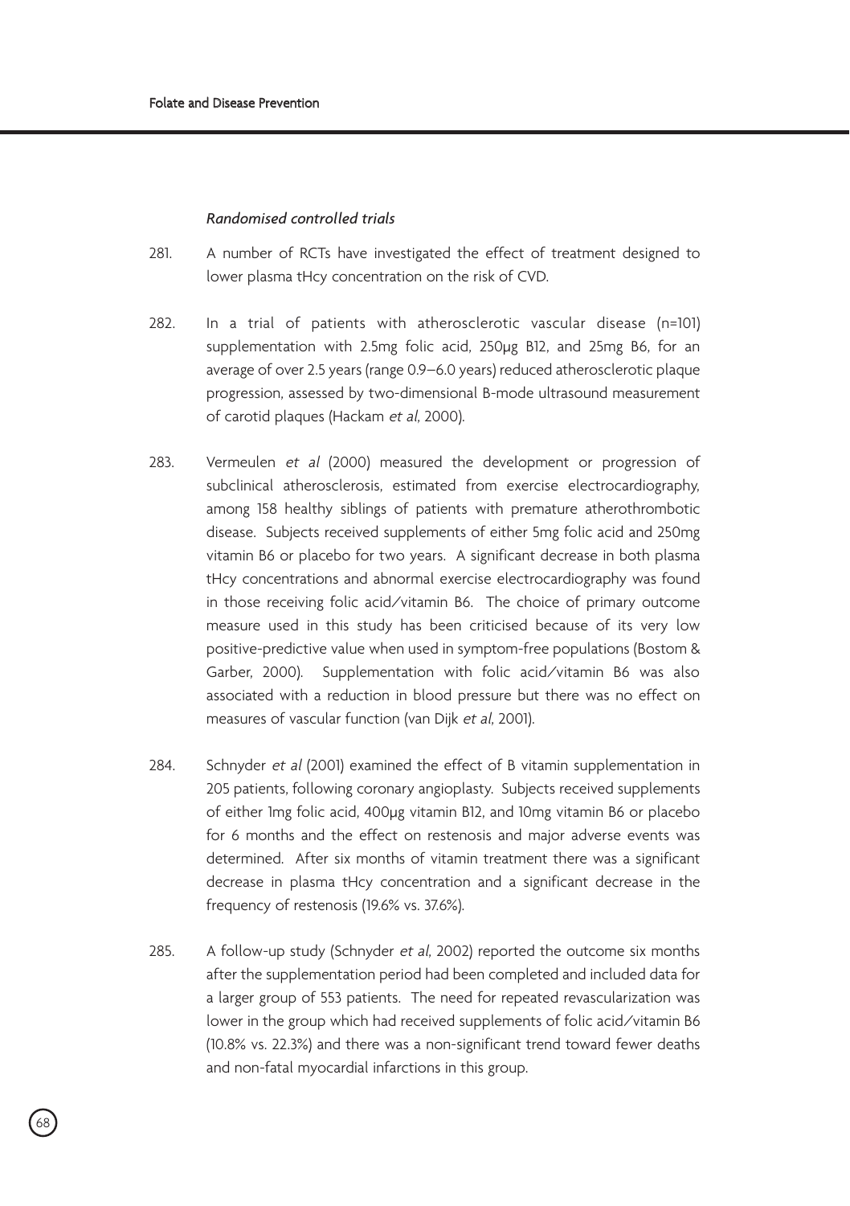*Randomised controlled trials*

281. A number of RCTs have investigated the effect of treatment designed to lower plasma tHcy concentration on the risk of CVD.

282. In a trial of patients with atherosclerotic vascular disease (n=101) supplementation with 2.5mg folic acid, 250μg B12, and 25mg B6, for an average of over 2.5 years (range 0.9–6.0 years) reduced atherosclerotic plaque progression, assessed by two-dimensional B-mode ultrasound measurement of carotid plaques (Hackam *et al*, 2000).

283. Vermeulen *et al* (2000) measured the development or progression of subclinical atherosclerosis, estimated from exercise electrocardiography, among 158 healthy siblings of patients with premature atherothrombotic disease. Subjects received supplements of either 5mg folic acid and 250mg vitamin B6 or placebo for two years. A significant decrease in both plasma tHcy concentrations and abnormal exercise electrocardiography was found in those receiving folic acid/vitamin B6. The choice of primary outcome measure used in this study has been criticised because of its very low positive-predictive value when used in symptom-free populations (Bostom & Garber, 2000). Supplementation with folic acid/vitamin B6 was also associated with a reduction in blood pressure but there was no effect on measures of vascular function (van Dijk *et al*, 2001).

284. Schnyder *et al* (2001) examined the effect of B vitamin supplementation in 205 patients, following coronary angioplasty. Subjects received supplements of either 1mg folic acid, 400μg vitamin B12, and 10mg vitamin B6 or placebo for 6 months and the effect on restenosis and major adverse events was determined. After six months of vitamin treatment there was a significant decrease in plasma tHcy concentration and a significant decrease in the frequency of restenosis (19.6% vs. 37.6%).

285. A follow-up study (Schnyder *et al*, 2002) reported the outcome six months after the supplementation period had been completed and included data for a larger group of 553 patients. The need for repeated revascularization was lower in the group which had received supplements of folic acid/vitamin B6 (10.8% vs. 22.3%) and there was a non-significant trend toward fewer deaths and non-fatal myocardial infarctions in this group.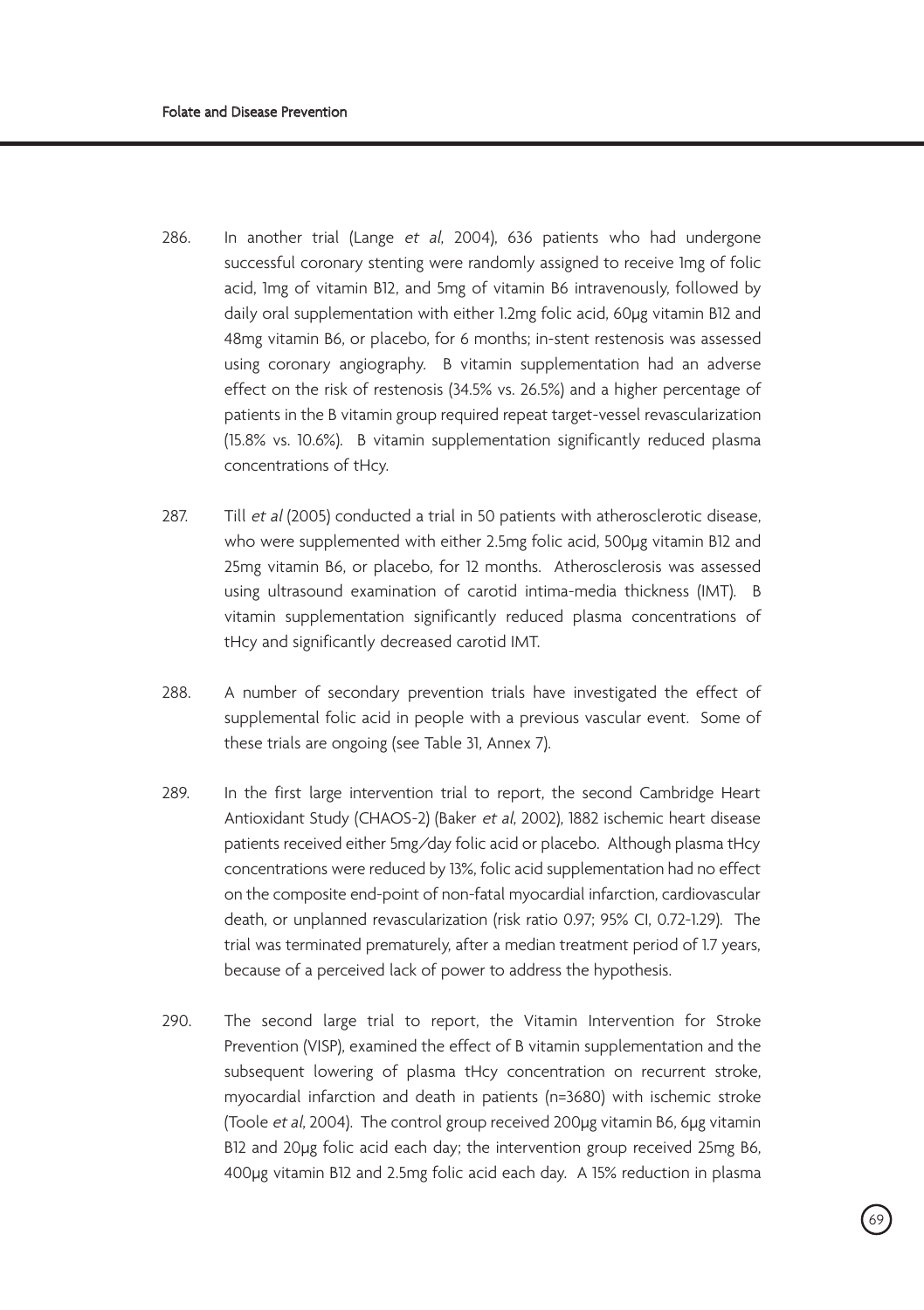286. In another trial (Lange *et al*, 2004), 636 patients who had undergone successful coronary stenting were randomly assigned to receive 1mg of folic acid, 1mg of vitamin B12, and 5mg of vitamin B6 intravenously, followed by daily oral supplementation with either 1.2mg folic acid, 60μg vitamin B12 and 48mg vitamin B6, or placebo, for 6 months; in-stent restenosis was assessed using coronary angiography. B vitamin supplementation had an adverse effect on the risk of restenosis (34.5% vs. 26.5%) and a higher percentage of patients in the B vitamin group required repeat target-vessel revascularization (15.8% vs. 10.6%). B vitamin supplementation significantly reduced plasma concentrations of tHcy.

287. Till *et al* (2005) conducted a trial in 50 patients with atherosclerotic disease, who were supplemented with either 2.5mg folic acid, 500μg vitamin B12 and 25mg vitamin B6, or placebo, for 12 months. Atherosclerosis was assessed using ultrasound examination of carotid intima-media thickness (IMT). B vitamin supplementation significantly reduced plasma concentrations of tHcy and significantly decreased carotid IMT.

288. A number of secondary prevention trials have investigated the effect of supplemental folic acid in people with a previous vascular event. Some of these trials are ongoing (see Table 31, Annex 7).

289. In the first large intervention trial to report, the second Cambridge Heart Antioxidant Study (CHAOS-2) (Baker *et al*, 2002), 1882 ischemic heart disease patients received either 5mg/day folic acid or placebo. Although plasma tHcy concentrations were reduced by 13%, folic acid supplementation had no effect on the composite end-point of non-fatal myocardial infarction, cardiovascular death, or unplanned revascularization (risk ratio 0.97; 95% CI, 0.72-1.29). The trial was terminated prematurely, after a median treatment period of 1.7 years, because of a perceived lack of power to address the hypothesis.

290. The second large trial to report, the Vitamin Intervention for Stroke Prevention (VISP), examined the effect of B vitamin supplementation and the subsequent lowering of plasma tHcy concentration on recurrent stroke, myocardial infarction and death in patients (n=3680) with ischemic stroke (Toole *et al*, 2004). The control group received 200μg vitamin B6, 6μg vitamin B12 and 20μg folic acid each day; the intervention group received 25mg B6, 400μg vitamin B12 and 2.5mg folic acid each day. A 15% reduction in plasma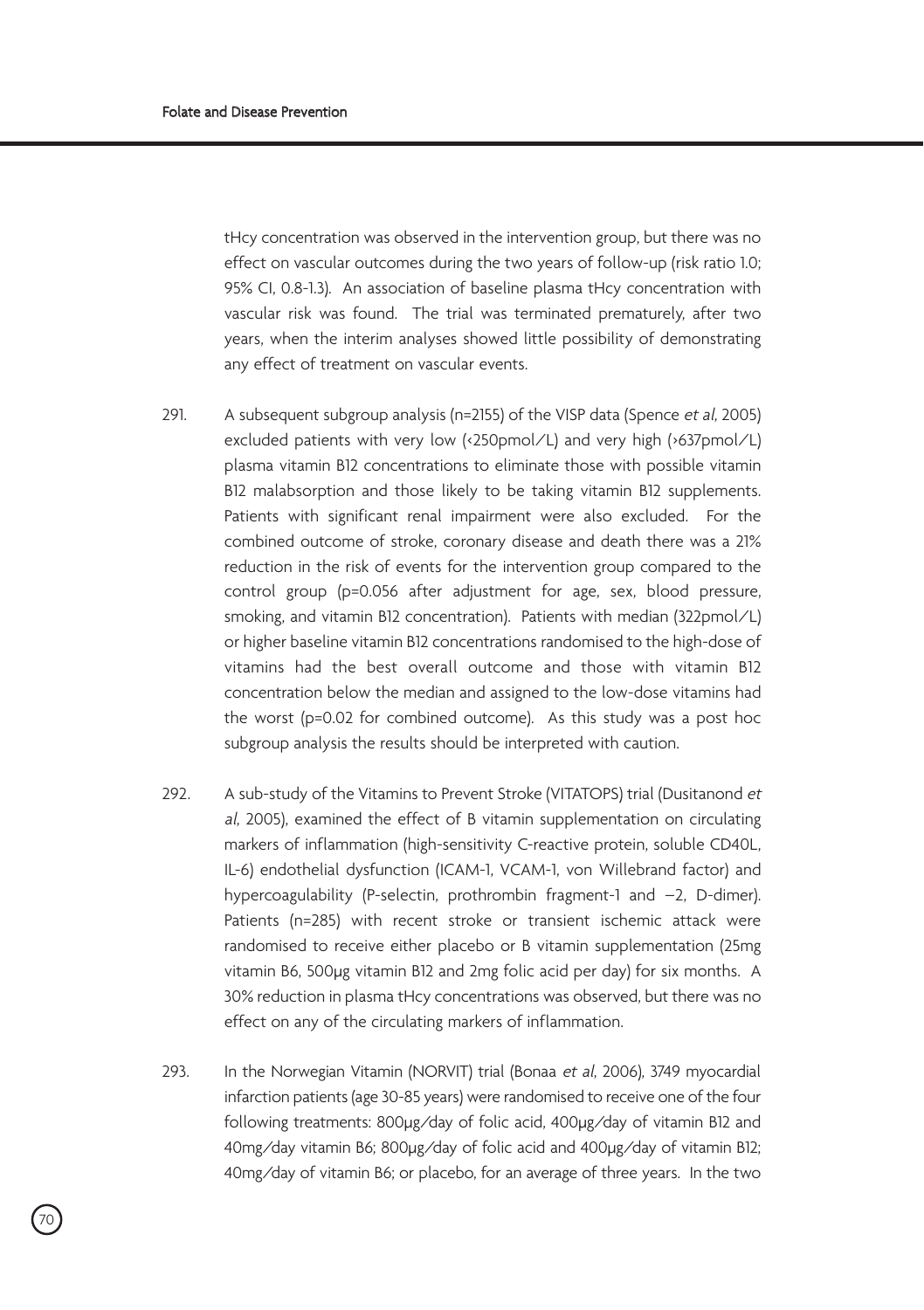tHcy concentration was observed in the intervention group, but there was no effect on vascular outcomes during the two years of follow-up (risk ratio 1.0; 95% CI, 0.8-1.3). An association of baseline plasma tHcy concentration with vascular risk was found. The trial was terminated prematurely, after two years, when the interim analyses showed little possibility of demonstrating any effect of treatment on vascular events.

291. A subsequent subgroup analysis (n=2155) of the VISP data (Spence *et al*, 2005) excluded patients with very low (<250pmol/L) and very high (>637pmol/L) plasma vitamin B12 concentrations to eliminate those with possible vitamin B12 malabsorption and those likely to be taking vitamin B12 supplements. Patients with significant renal impairment were also excluded. For the combined outcome of stroke, coronary disease and death there was a 21% reduction in the risk of events for the intervention group compared to the control group (p=0.056 after adjustment for age, sex, blood pressure, smoking, and vitamin B12 concentration). Patients with median (322pmol/L) or higher baseline vitamin B12 concentrations randomised to the high-dose of vitamins had the best overall outcome and those with vitamin B12 concentration below the median and assigned to the low-dose vitamins had the worst (p=0.02 for combined outcome). As this study was a post hoc subgroup analysis the results should be interpreted with caution.

292. A sub-study of the Vitamins to Prevent Stroke (VITATOPS) trial (Dusitanond *et al*, 2005), examined the effect of B vitamin supplementation on circulating markers of inflammation (high-sensitivity C-reactive protein, soluble CD40L, IL-6) endothelial dysfunction (ICAM-1, VCAM-1, von Willebrand factor) and hypercoagulability (P-selectin, prothrombin fragment-1 and −2, D-dimer). Patients (n=285) with recent stroke or transient ischemic attack were randomised to receive either placebo or B vitamin supplementation (25mg vitamin B6, 500µg vitamin B12 and 2mg folic acid per day) for six months. A 30% reduction in plasma tHcy concentrations was observed, but there was no effect on any of the circulating markers of inflammation.

293. In the Norwegian Vitamin (NORVIT) trial (Bonaa *et al*, 2006), 3749 myocardial infarction patients (age 30-85 years) were randomised to receive one of the four following treatments: 800µg/day of folic acid, 400µg/day of vitamin B12 and 40mg/day vitamin B6; 800µg/day of folic acid and 400µg/day of vitamin B12; 40mg/day of vitamin B6; or placebo, for an average of three years. In the two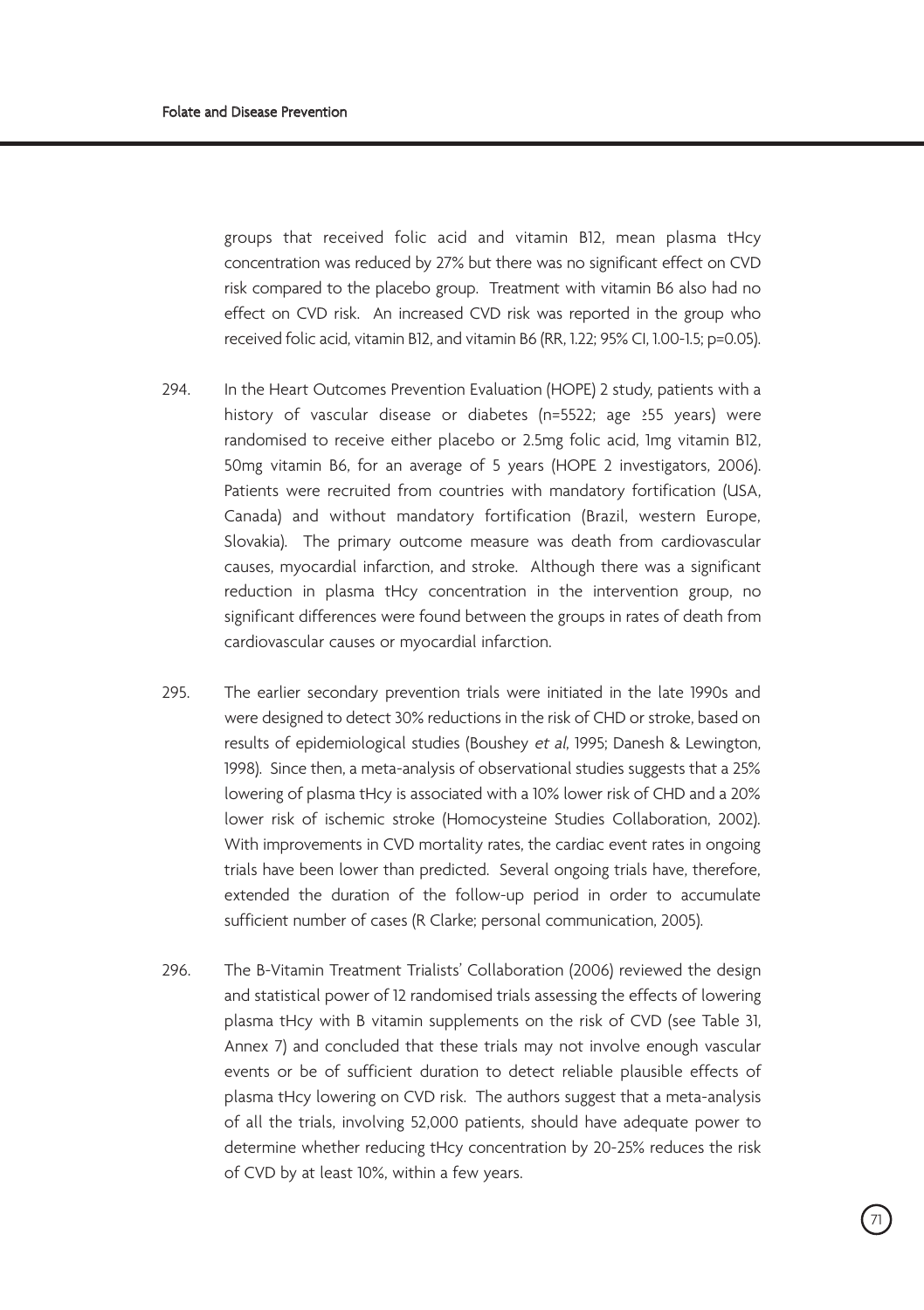groups that received folic acid and vitamin B12, mean plasma tHcy concentration was reduced by 27% but there was no significant effect on CVD risk compared to the placebo group. Treatment with vitamin B6 also had no effect on CVD risk. An increased CVD risk was reported in the group who received folic acid, vitamin B12, and vitamin B6 (RR, 1.22; 95% CI, 1.00-1.5; p=0.05).

294. In the Heart Outcomes Prevention Evaluation (HOPE) 2 study, patients with a history of vascular disease or diabetes (n=5522; age ≥55 years) were randomised to receive either placebo or 2.5mg folic acid, 1mg vitamin B12, 50mg vitamin B6, for an average of 5 years (HOPE 2 investigators, 2006). Patients were recruited from countries with mandatory fortification (USA, Canada) and without mandatory fortification (Brazil, western Europe, Slovakia). The primary outcome measure was death from cardiovascular causes, myocardial infarction, and stroke. Although there was a significant reduction in plasma tHcy concentration in the intervention group, no significant differences were found between the groups in rates of death from cardiovascular causes or myocardial infarction.

295. The earlier secondary prevention trials were initiated in the late 1990s and were designed to detect 30% reductions in the risk of CHD or stroke, based on results of epidemiological studies (Boushey *et al*, 1995; Danesh & Lewington, 1998). Since then, a meta-analysis of observational studies suggests that a 25% lowering of plasma tHcy is associated with a 10% lower risk of CHD and a 20% lower risk of ischemic stroke (Homocysteine Studies Collaboration, 2002). With improvements in CVD mortality rates, the cardiac event rates in ongoing trials have been lower than predicted. Several ongoing trials have, therefore, extended the duration of the follow-up period in order to accumulate sufficient number of cases (R Clarke; personal communication, 2005).

296. The B-Vitamin Treatment Trialists' Collaboration (2006) reviewed the design and statistical power of 12 randomised trials assessing the effects of lowering plasma tHcy with B vitamin supplements on the risk of CVD (see Table 31, Annex 7) and concluded that these trials may not involve enough vascular events or be of sufficient duration to detect reliable plausible effects of plasma tHcy lowering on CVD risk. The authors suggest that a meta-analysis of all the trials, involving 52,000 patients, should have adequate power to determine whether reducing tHcy concentration by 20-25% reduces the risk of CVD by at least 10%, within a few years.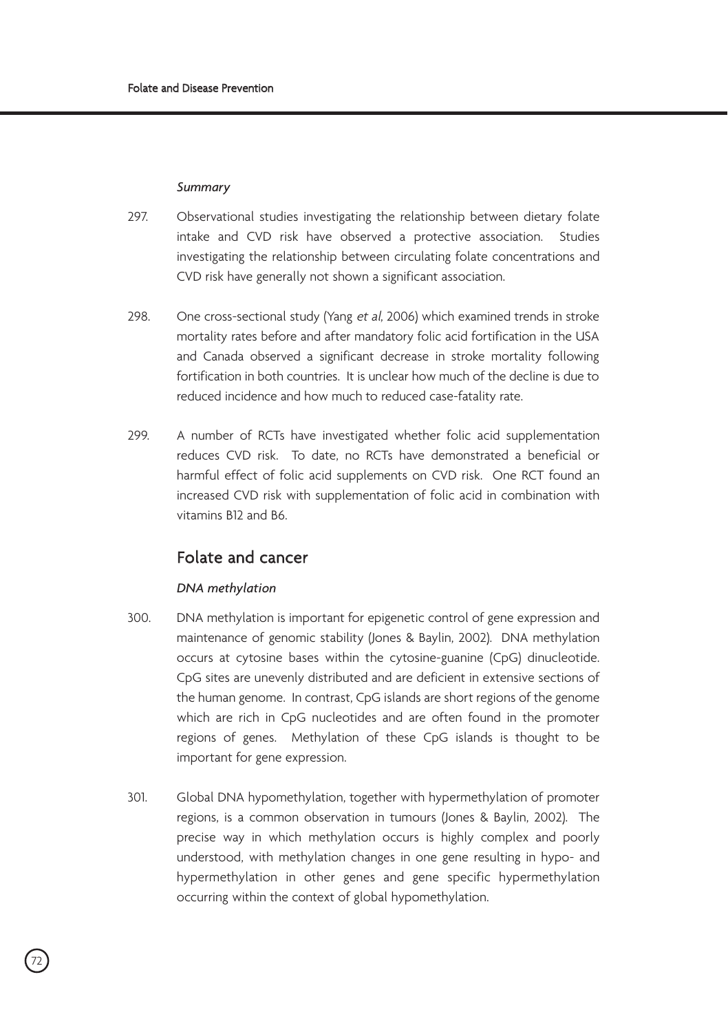*Summary*

297. Observational studies investigating the relationship between dietary folate intake and CVD risk have observed a protective association. Studies investigating the relationship between circulating folate concentrations and CVD risk have generally not shown a significant association.

298. One cross-sectional study (Yang *et al*, 2006) which examined trends in stroke mortality rates before and after mandatory folic acid fortification in the USA and Canada observed a significant decrease in stroke mortality following fortification in both countries. It is unclear how much of the decline is due to reduced incidence and how much to reduced case-fatality rate.

299. A number of RCTs have investigated whether folic acid supplementation reduces CVD risk. To date, no RCTs have demonstrated a beneficial or harmful effect of folic acid supplements on CVD risk. One RCT found an increased CVD risk with supplementation of folic acid in combination with vitamins B12 and B6.

## Folate and cancer

*DNA methylation*

300. DNA methylation is important for epigenetic control of gene expression and maintenance of genomic stability (Jones & Baylin, 2002). DNA methylation occurs at cytosine bases within the cytosine-guanine (CpG) dinucleotide. CpG sites are unevenly distributed and are deficient in extensive sections of the human genome. In contrast, CpG islands are short regions of the genome which are rich in CpG nucleotides and are often found in the promoter regions of genes. Methylation of these CpG islands is thought to be important for gene expression.

301. Global DNA hypomethylation, together with hypermethylation of promoter regions, is a common observation in tumours (Jones & Baylin, 2002). The precise way in which methylation occurs is highly complex and poorly understood, with methylation changes in one gene resulting in hypo- and hypermethylation in other genes and gene specific hypermethylation occurring within the context of global hypomethylation.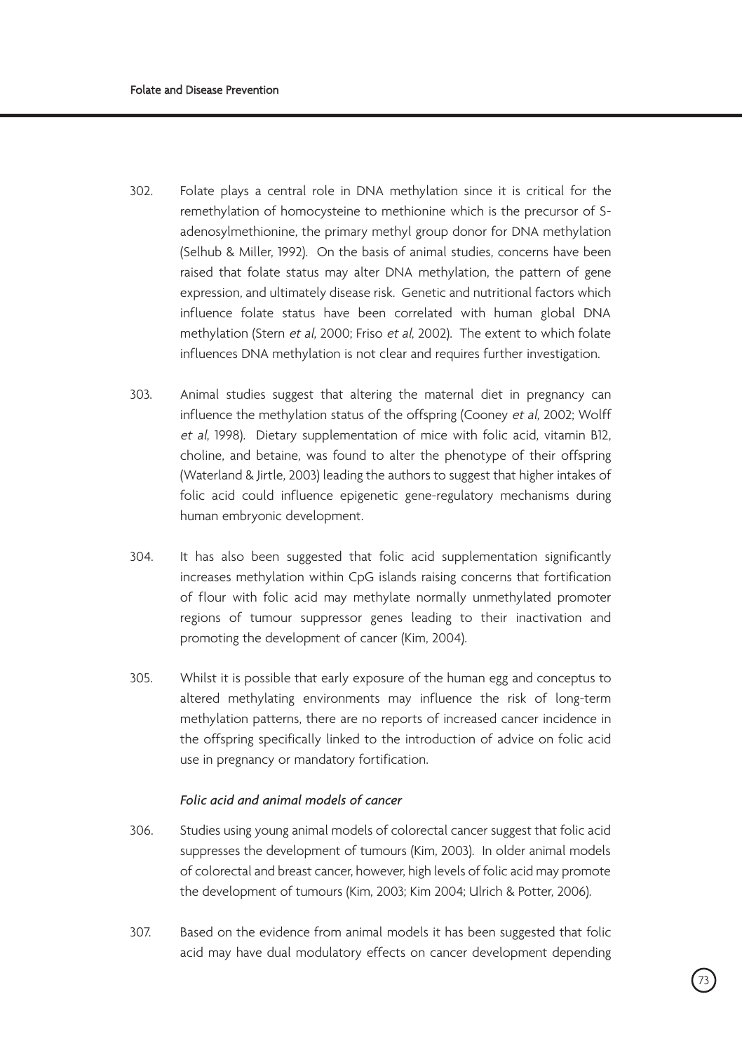302. Folate plays a central role in DNA methylation since it is critical for the remethylation of homocysteine to methionine which is the precursor of S-adenosylmethionine, the primary methyl group donor for DNA methylation (Selhub & Miller, 1992). On the basis of animal studies, concerns have been raised that folate status may alter DNA methylation, the pattern of gene expression, and ultimately disease risk. Genetic and nutritional factors which influence folate status have been correlated with human global DNA methylation (Stern *et al*, 2000; Friso *et al*, 2002). The extent to which folate influences DNA methylation is not clear and requires further investigation.

303. Animal studies suggest that altering the maternal diet in pregnancy can influence the methylation status of the offspring (Cooney *et al*, 2002; Wolff *et al*, 1998). Dietary supplementation of mice with folic acid, vitamin B12, choline, and betaine, was found to alter the phenotype of their offspring (Waterland & Jirtle, 2003) leading the authors to suggest that higher intakes of folic acid could influence epigenetic gene-regulatory mechanisms during human embryonic development.

304. It has also been suggested that folic acid supplementation significantly increases methylation within CpG islands raising concerns that fortification of flour with folic acid may methylate normally unmethylated promoter regions of tumour suppressor genes leading to their inactivation and promoting the development of cancer (Kim, 2004).

305. Whilst it is possible that early exposure of the human egg and conceptus to altered methylating environments may influence the risk of long-term methylation patterns, there are no reports of increased cancer incidence in the offspring specifically linked to the introduction of advice on folic acid use in pregnancy or mandatory fortification.

#### *Folic acid and animal models of cancer*

306. Studies using young animal models of colorectal cancer suggest that folic acid suppresses the development of tumours (Kim, 2003). In older animal models of colorectal and breast cancer, however, high levels of folic acid may promote the development of tumours (Kim, 2003; Kim 2004; Ulrich & Potter, 2006).

307. Based on the evidence from animal models it has been suggested that folic acid may have dual modulatory effects on cancer development depending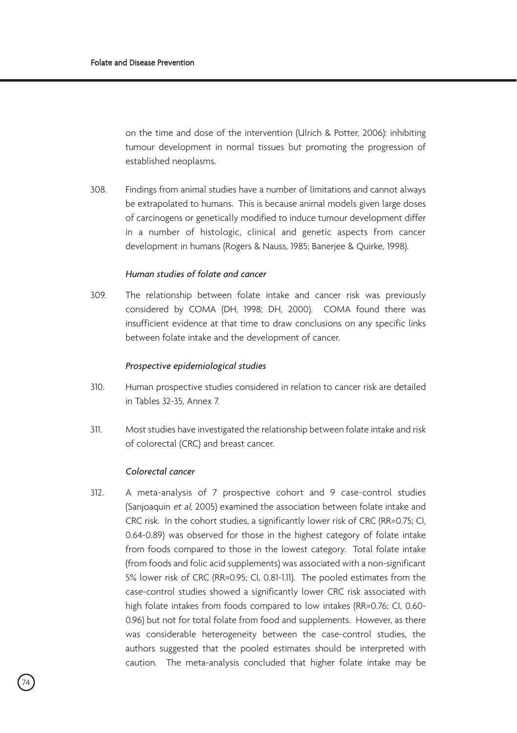on the time and dose of the intervention (Ulrich & Potter, 2006): inhibiting tumour development in normal tissues but promoting the progression of established neoplasms.

308. Findings from animal studies have a number of limitations and cannot always be extrapolated to humans. This is because animal models given large doses of carcinogens or genetically modified to induce tumour development differ in a number of histologic, clinical and genetic aspects from cancer development in humans (Rogers & Nauss, 1985; Banerjee & Quirke, 1998).

*Human studies of folate and cancer*

309. The relationship between folate intake and cancer risk was previously considered by COMA (DH, 1998; DH, 2000). COMA found there was insufficient evidence at that time to draw conclusions on any specific links between folate intake and the development of cancer.

*Prospective epidemiological studies*

310. Human prospective studies considered in relation to cancer risk are detailed in Tables 32-35, Annex 7.

311. Most studies have investigated the relationship between folate intake and risk of colorectal (CRC) and breast cancer.

*Colorectal cancer*

312. A meta-analysis of 7 prospective cohort and 9 case-control studies (Sanjoaquin *et al*, 2005) examined the association between folate intake and CRC risk. In the cohort studies, a significantly lower risk of CRC (RR=0.75; CI, 0.64-0.89) was observed for those in the highest category of folate intake from foods compared to those in the lowest category. Total folate intake (from foods and folic acid supplements) was associated with a non-significant 5% lower risk of CRC (RR=0.95; CI, 0.81-1.11). The pooled estimates from the case-control studies showed a significantly lower CRC risk associated with high folate intakes from foods compared to low intakes (RR=0.76; CI, 0.60-0.96) but not for total folate from food and supplements. However, as there was considerable heterogeneity between the case-control studies, the authors suggested that the pooled estimates should be interpreted with caution. The meta-analysis concluded that higher folate intake may be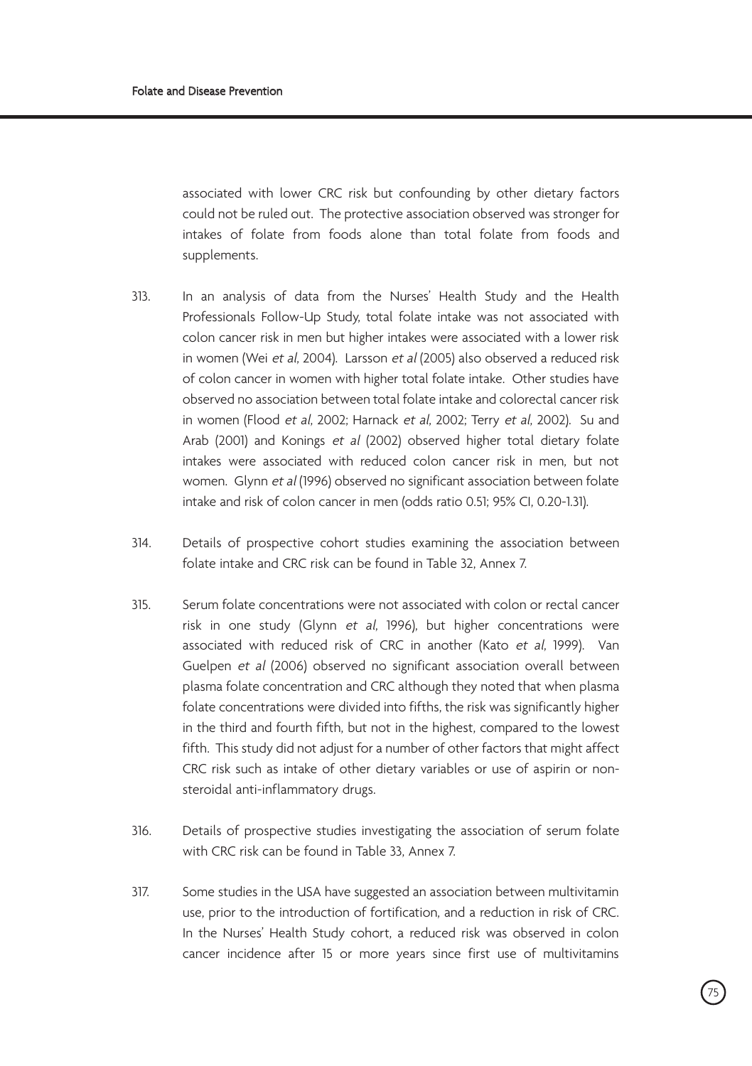associated with lower CRC risk but confounding by other dietary factors could not be ruled out. The protective association observed was stronger for intakes of folate from foods alone than total folate from foods and supplements.

313. In an analysis of data from the Nurses' Health Study and the Health Professionals Follow-Up Study, total folate intake was not associated with colon cancer risk in men but higher intakes were associated with a lower risk in women (Wei *et al*, 2004). Larsson *et al* (2005) also observed a reduced risk of colon cancer in women with higher total folate intake. Other studies have observed no association between total folate intake and colorectal cancer risk in women (Flood *et al*, 2002; Harnack *et al*, 2002; Terry *et al*, 2002). Su and Arab (2001) and Konings *et al* (2002) observed higher total dietary folate intakes were associated with reduced colon cancer risk in men, but not women. Glynn *et al* (1996) observed no significant association between folate intake and risk of colon cancer in men (odds ratio 0.51; 95% CI, 0.20-1.31).

314. Details of prospective cohort studies examining the association between folate intake and CRC risk can be found in Table 32, Annex 7.

315. Serum folate concentrations were not associated with colon or rectal cancer risk in one study (Glynn *et al*, 1996), but higher concentrations were associated with reduced risk of CRC in another (Kato *et al*, 1999). Van Guelpen *et al* (2006) observed no significant association overall between plasma folate concentration and CRC although they noted that when plasma folate concentrations were divided into fifths, the risk was significantly higher in the third and fourth fifth, but not in the highest, compared to the lowest fifth. This study did not adjust for a number of other factors that might affect CRC risk such as intake of other dietary variables or use of aspirin or non-steroidal anti-inflammatory drugs.

316. Details of prospective studies investigating the association of serum folate with CRC risk can be found in Table 33, Annex 7.

317. Some studies in the USA have suggested an association between multivitamin use, prior to the introduction of fortification, and a reduction in risk of CRC. In the Nurses' Health Study cohort, a reduced risk was observed in colon cancer incidence after 15 or more years since first use of multivitamins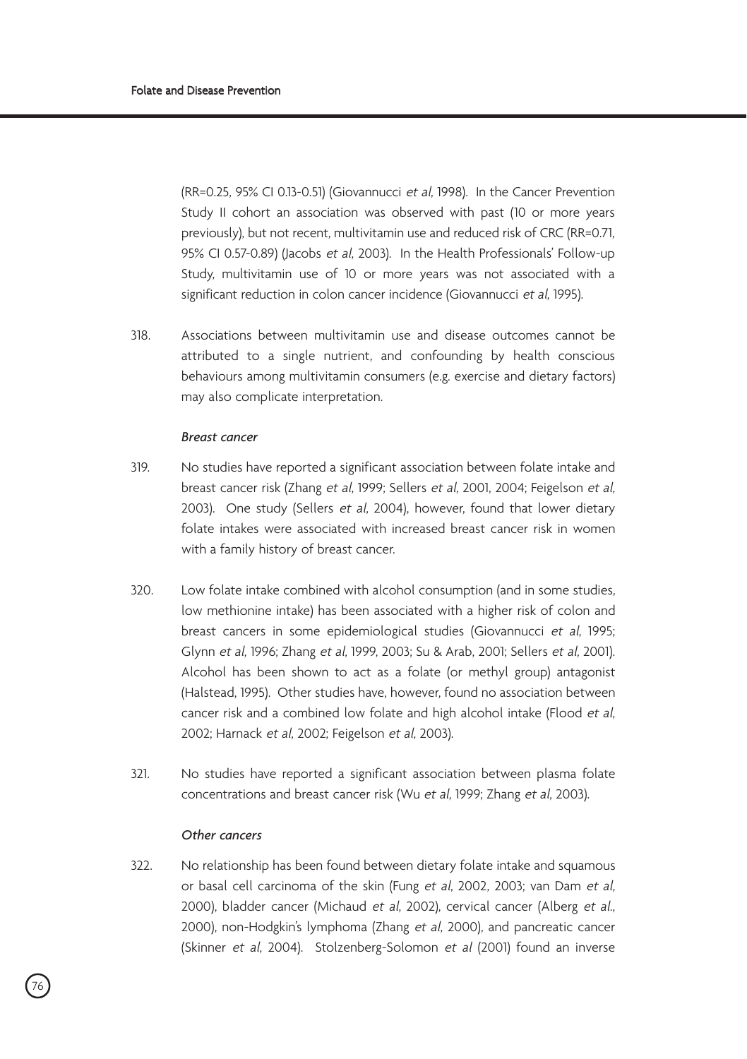(RR=0.25, 95% CI 0.13-0.51) (Giovannucci *et al*, 1998). In the Cancer Prevention Study II cohort an association was observed with past (10 or more years previously), but not recent, multivitamin use and reduced risk of CRC (RR=0.71, 95% CI 0.57-0.89) (Jacobs *et al*, 2003). In the Health Professionals' Follow-up Study, multivitamin use of 10 or more years was not associated with a significant reduction in colon cancer incidence (Giovannucci *et al*, 1995).

318. Associations between multivitamin use and disease outcomes cannot be attributed to a single nutrient, and confounding by health conscious behaviours among multivitamin consumers (e.g. exercise and dietary factors) may also complicate interpretation.

*Breast cancer*

319. No studies have reported a significant association between folate intake and breast cancer risk (Zhang *et al*, 1999; Sellers *et al*, 2001, 2004; Feigelson *et al*, 2003). One study (Sellers *et al*, 2004), however, found that lower dietary folate intakes were associated with increased breast cancer risk in women with a family history of breast cancer.

320. Low folate intake combined with alcohol consumption (and in some studies, low methionine intake) has been associated with a higher risk of colon and breast cancers in some epidemiological studies (Giovannucci *et al*, 1995; Glynn *et al*, 1996; Zhang *et al*, 1999, 2003; Su & Arab, 2001; Sellers *et al*, 2001). Alcohol has been shown to act as a folate (or methyl group) antagonist (Halstead, 1995). Other studies have, however, found no association between cancer risk and a combined low folate and high alcohol intake (Flood *et al*, 2002; Harnack *et al*, 2002; Feigelson *et al*, 2003).

321. No studies have reported a significant association between plasma folate concentrations and breast cancer risk (Wu *et al*, 1999; Zhang *et al*, 2003).

*Other cancers*

322. No relationship has been found between dietary folate intake and squamous or basal cell carcinoma of the skin (Fung *et al*, 2002, 2003; van Dam *et al*, 2000), bladder cancer (Michaud *et al*, 2002), cervical cancer (Alberg *et al.*, 2000), non-Hodgkin's lymphoma (Zhang *et al*, 2000), and pancreatic cancer (Skinner *et al*, 2004). Stolzenberg-Solomon *et al* (2001) found an inverse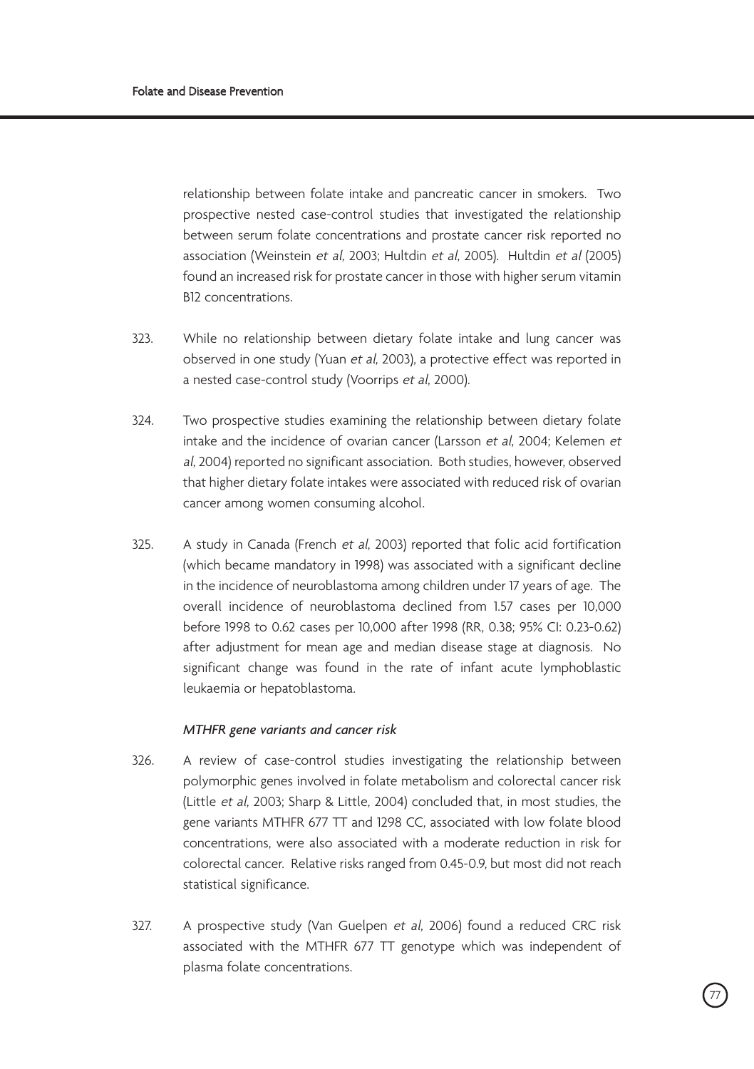relationship between folate intake and pancreatic cancer in smokers. Two prospective nested case-control studies that investigated the relationship between serum folate concentrations and prostate cancer risk reported no association (Weinstein *et al*, 2003; Hultdin *et al*, 2005). Hultdin *et al* (2005) found an increased risk for prostate cancer in those with higher serum vitamin B12 concentrations.

323. While no relationship between dietary folate intake and lung cancer was observed in one study (Yuan *et al*, 2003), a protective effect was reported in a nested case-control study (Voorrips *et al*, 2000).

324. Two prospective studies examining the relationship between dietary folate intake and the incidence of ovarian cancer (Larsson *et al*, 2004; Kelemen *et al*, 2004) reported no significant association. Both studies, however, observed that higher dietary folate intakes were associated with reduced risk of ovarian cancer among women consuming alcohol.

325. A study in Canada (French *et al*, 2003) reported that folic acid fortification (which became mandatory in 1998) was associated with a significant decline in the incidence of neuroblastoma among children under 17 years of age. The overall incidence of neuroblastoma declined from 1.57 cases per 10,000 before 1998 to 0.62 cases per 10,000 after 1998 (RR, 0.38; 95% CI: 0.23-0.62) after adjustment for mean age and median disease stage at diagnosis. No significant change was found in the rate of infant acute lymphoblastic leukaemia or hepatoblastoma.

*MTHFR gene variants and cancer risk*

326. A review of case-control studies investigating the relationship between polymorphic genes involved in folate metabolism and colorectal cancer risk (Little *et al*, 2003; Sharp & Little, 2004) concluded that, in most studies, the gene variants MTHFR 677 TT and 1298 CC, associated with low folate blood concentrations, were also associated with a moderate reduction in risk for colorectal cancer. Relative risks ranged from 0.45-0.9, but most did not reach statistical significance.

327. A prospective study (Van Guelpen *et al*, 2006) found a reduced CRC risk associated with the MTHFR 677 TT genotype which was independent of plasma folate concentrations.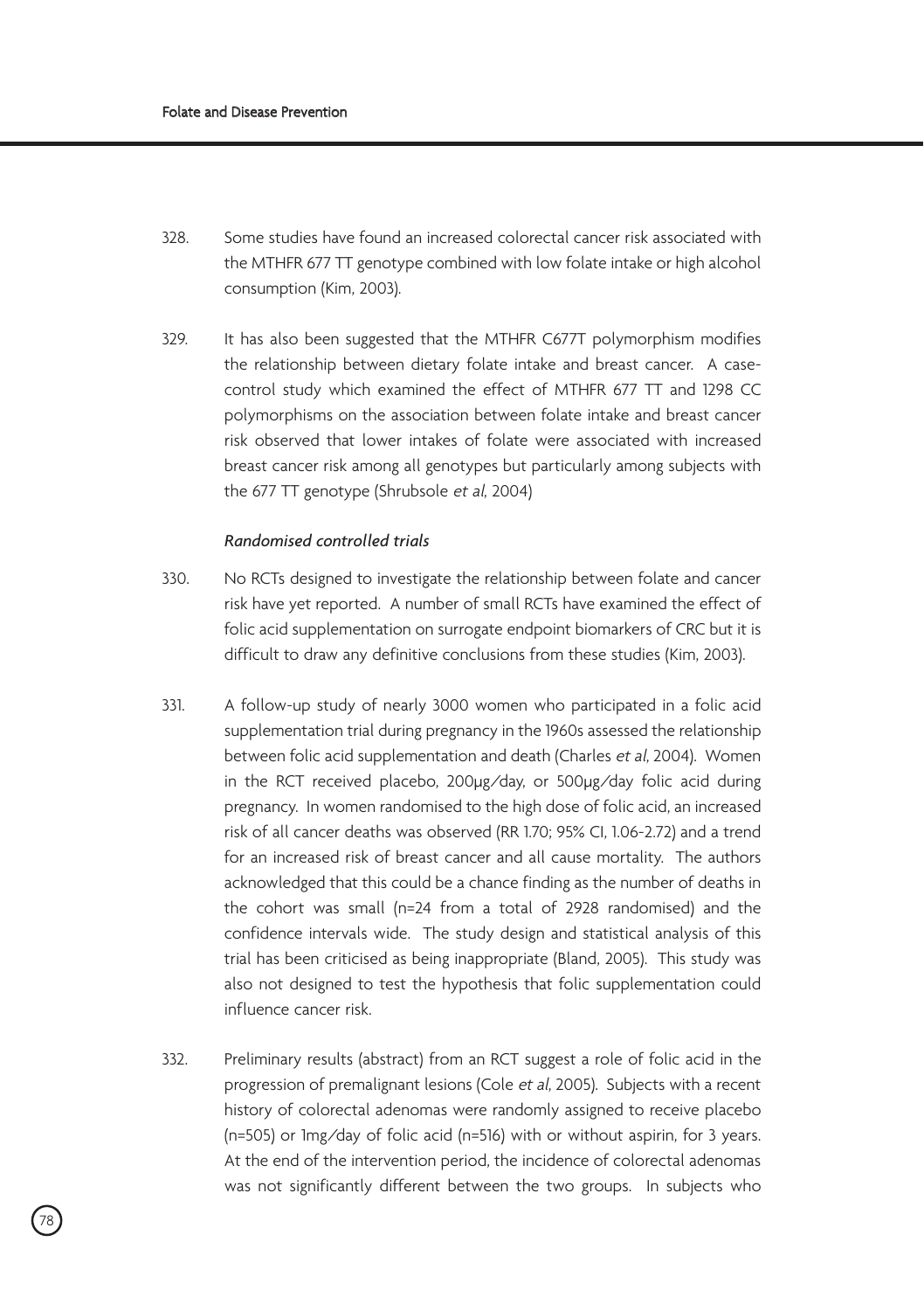328. Some studies have found an increased colorectal cancer risk associated with the MTHFR 677 TT genotype combined with low folate intake or high alcohol consumption (Kim, 2003).

329. It has also been suggested that the MTHFR C677T polymorphism modifies the relationship between dietary folate intake and breast cancer. A case-control study which examined the effect of MTHFR 677 TT and 1298 CC polymorphisms on the association between folate intake and breast cancer risk observed that lower intakes of folate were associated with increased breast cancer risk among all genotypes but particularly among subjects with the 677 TT genotype (Shrubsole *et al*, 2004)

*Randomised controlled trials*

330. No RCTs designed to investigate the relationship between folate and cancer risk have yet reported. A number of small RCTs have examined the effect of folic acid supplementation on surrogate endpoint biomarkers of CRC but it is difficult to draw any definitive conclusions from these studies (Kim, 2003).

331. A follow-up study of nearly 3000 women who participated in a folic acid supplementation trial during pregnancy in the 1960s assessed the relationship between folic acid supplementation and death (Charles *et al*, 2004). Women in the RCT received placebo, 200µg/day, or 500µg/day folic acid during pregnancy. In women randomised to the high dose of folic acid, an increased risk of all cancer deaths was observed (RR 1.70; 95% CI, 1.06-2.72) and a trend for an increased risk of breast cancer and all cause mortality. The authors acknowledged that this could be a chance finding as the number of deaths in the cohort was small (n=24 from a total of 2928 randomised) and the confidence intervals wide. The study design and statistical analysis of this trial has been criticised as being inappropriate (Bland, 2005). This study was also not designed to test the hypothesis that folic supplementation could influence cancer risk.

332. Preliminary results (abstract) from an RCT suggest a role of folic acid in the progression of premalignant lesions (Cole *et al*, 2005). Subjects with a recent history of colorectal adenomas were randomly assigned to receive placebo (n=505) or 1mg/day of folic acid (n=516) with or without aspirin, for 3 years. At the end of the intervention period, the incidence of colorectal adenomas was not significantly different between the two groups. In subjects who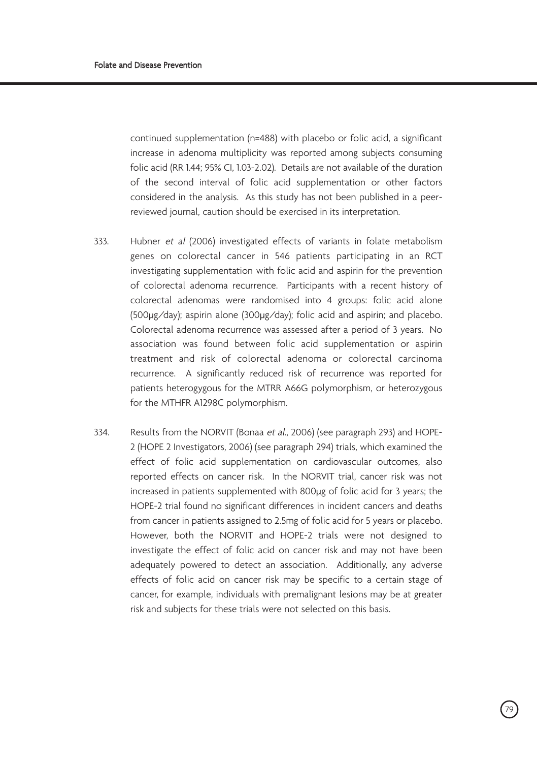continued supplementation (n=488) with placebo or folic acid, a significant increase in adenoma multiplicity was reported among subjects consuming folic acid (RR 1.44; 95% CI, 1.03-2.02). Details are not available of the duration of the second interval of folic acid supplementation or other factors considered in the analysis. As this study has not been published in a peer-reviewed journal, caution should be exercised in its interpretation.

333. Hubner *et al* (2006) investigated effects of variants in folate metabolism genes on colorectal cancer in 546 patients participating in an RCT investigating supplementation with folic acid and aspirin for the prevention of colorectal adenoma recurrence. Participants with a recent history of colorectal adenomas were randomised into 4 groups: folic acid alone (500μg/day); aspirin alone (300μg/day); folic acid and aspirin; and placebo. Colorectal adenoma recurrence was assessed after a period of 3 years. No association was found between folic acid supplementation or aspirin treatment and risk of colorectal adenoma or colorectal carcinoma recurrence. A significantly reduced risk of recurrence was reported for patients heterogygous for the MTRR A66G polymorphism, or heterozygous for the MTHFR A1298C polymorphism.

334. Results from the NORVIT (Bonaa *et al.*, 2006) (see paragraph 293) and HOPE-2 (HOPE 2 Investigators, 2006) (see paragraph 294) trials, which examined the effect of folic acid supplementation on cardiovascular outcomes, also reported effects on cancer risk. In the NORVIT trial, cancer risk was not increased in patients supplemented with 800μg of folic acid for 3 years; the HOPE-2 trial found no significant differences in incident cancers and deaths from cancer in patients assigned to 2.5mg of folic acid for 5 years or placebo. However, both the NORVIT and HOPE-2 trials were not designed to investigate the effect of folic acid on cancer risk and may not have been adequately powered to detect an association. Additionally, any adverse effects of folic acid on cancer risk may be specific to a certain stage of cancer, for example, individuals with premalignant lesions may be at greater risk and subjects for these trials were not selected on this basis.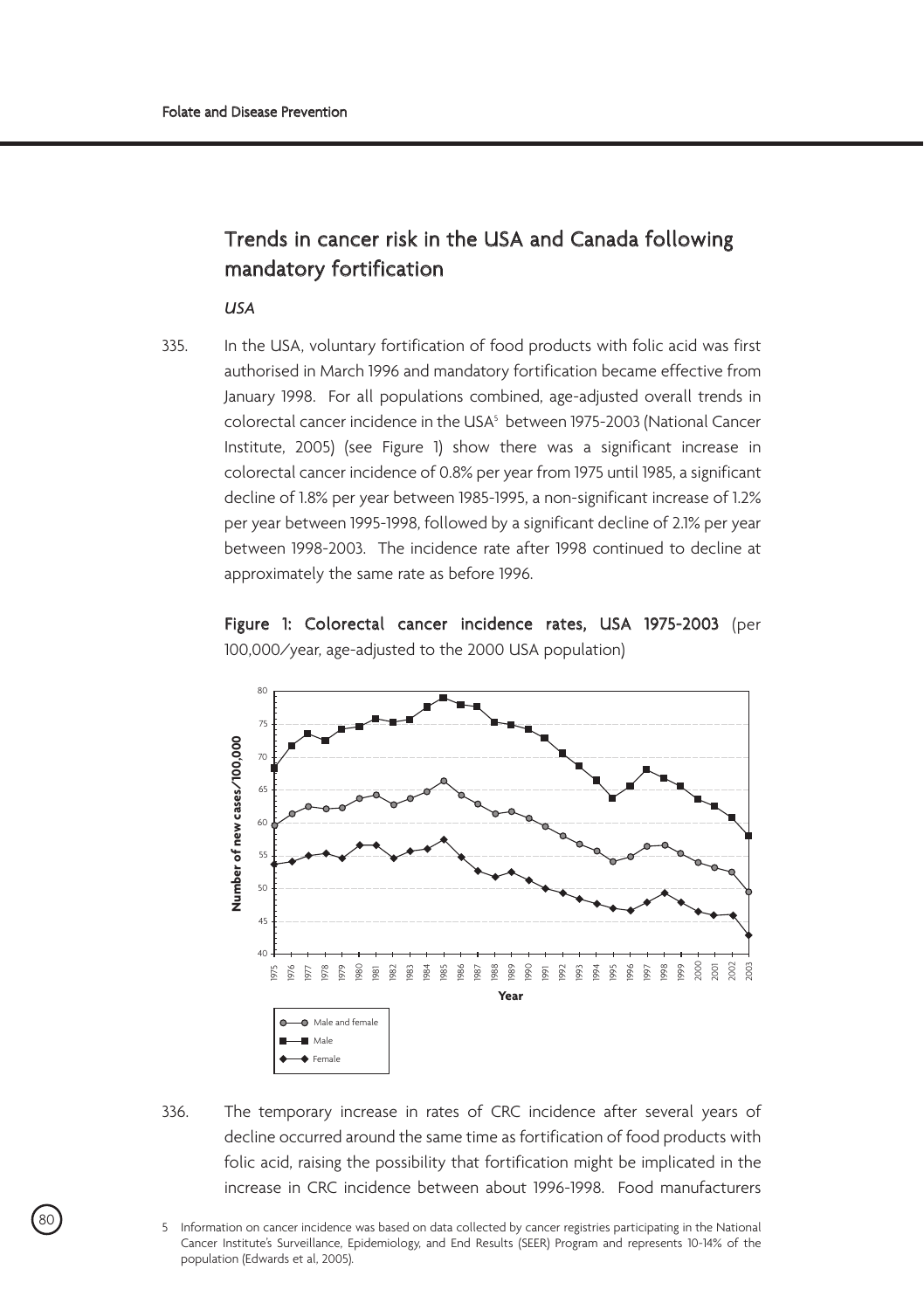## Trends in cancer risk in the USA and Canada following mandatory fortification

*USA*

335. In the USA, voluntary fortification of food products with folic acid was first authorised in March 1996 and mandatory fortification became effective from January 1998. For all populations combined, age-adjusted overall trends in colorectal cancer incidence in the USA[5] between 1975-2003 (National Cancer Institute, 2005) (see Figure 1) show there was a significant increase in colorectal cancer incidence of 0.8% per year from 1975 until 1985, a significant decline of 1.8% per year between 1985-1995, a non-significant increase of 1.2% per year between 1995-1998, followed by a significant decline of 2.1% per year between 1998-2003. The incidence rate after 1998 continued to decline at approximately the same rate as before 1996.

**Figure 1: Colorectal cancer incidence rates, USA 1975-2003** (per 100,000/year, age-adjusted to the 2000 USA population)

336. The temporary increase in rates of CRC incidence after several years of decline occurred around the same time as fortification of food products with folic acid, raising the possibility that fortification might be implicated in the increase in CRC incidence between about 1996-1998. Food manufacturers

5 Information on cancer incidence was based on data collected by cancer registries participating in the National Cancer Institute's Surveillance, Epidemiology, and End Results (SEER) Program and represents 10-14% of the population (Edwards et al, 2005).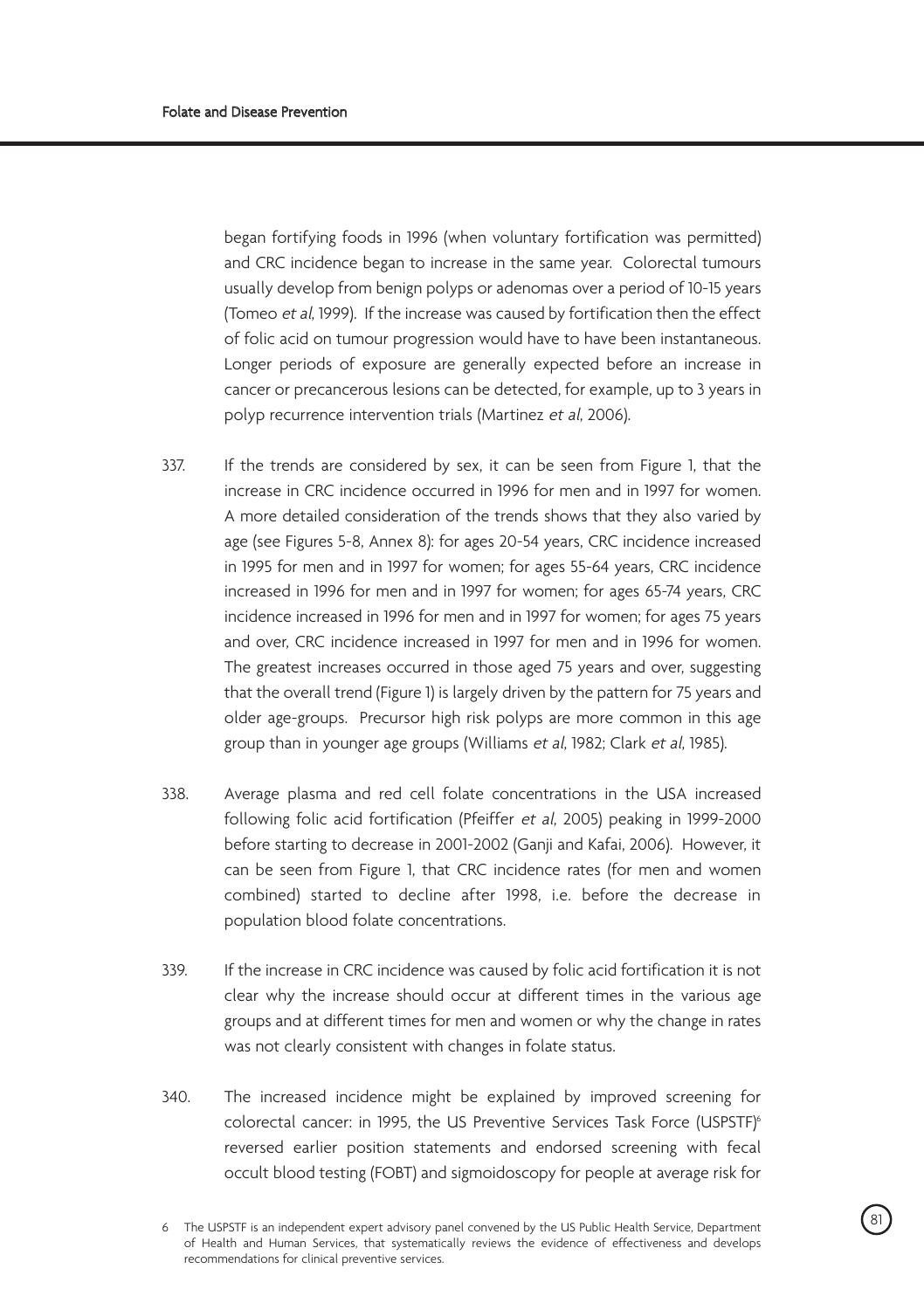began fortifying foods in 1996 (when voluntary fortification was permitted) and CRC incidence began to increase in the same year. Colorectal tumours usually develop from benign polyps or adenomas over a period of 10-15 years (Tomeo *et al*, 1999). If the increase was caused by fortification then the effect of folic acid on tumour progression would have to have been instantaneous. Longer periods of exposure are generally expected before an increase in cancer or precancerous lesions can be detected, for example, up to 3 years in polyp recurrence intervention trials (Martinez *et al*, 2006).

337. If the trends are considered by sex, it can be seen from Figure 1, that the increase in CRC incidence occurred in 1996 for men and in 1997 for women. A more detailed consideration of the trends shows that they also varied by age (see Figures 5-8, Annex 8): for ages 20-54 years, CRC incidence increased in 1995 for men and in 1997 for women; for ages 55-64 years, CRC incidence increased in 1996 for men and in 1997 for women; for ages 65-74 years, CRC incidence increased in 1996 for men and in 1997 for women; for ages 75 years and over, CRC incidence increased in 1997 for men and in 1996 for women. The greatest increases occurred in those aged 75 years and over, suggesting that the overall trend (Figure 1) is largely driven by the pattern for 75 years and older age-groups. Precursor high risk polyps are more common in this age group than in younger age groups (Williams *et al*, 1982; Clark *et al*, 1985).

338. Average plasma and red cell folate concentrations in the USA increased following folic acid fortification (Pfeiffer *et al*, 2005) peaking in 1999-2000 before starting to decrease in 2001-2002 (Ganji and Kafai, 2006). However, it can be seen from Figure 1, that CRC incidence rates (for men and women combined) started to decline after 1998, i.e. before the decrease in population blood folate concentrations.

339. If the increase in CRC incidence was caused by folic acid fortification it is not clear why the increase should occur at different times in the various age groups and at different times for men and women or why the change in rates was not clearly consistent with changes in folate status.

340. The increased incidence might be explained by improved screening for colorectal cancer: in 1995, the US Preventive Services Task Force (USPSTF)[6] reversed earlier position statements and endorsed screening with fecal occult blood testing (FOBT) and sigmoidoscopy for people at average risk for

6 The USPSTF is an independent expert advisory panel convened by the US Public Health Service, Department of Health and Human Services, that systematically reviews the evidence of effectiveness and develops recommendations for clinical preventive services.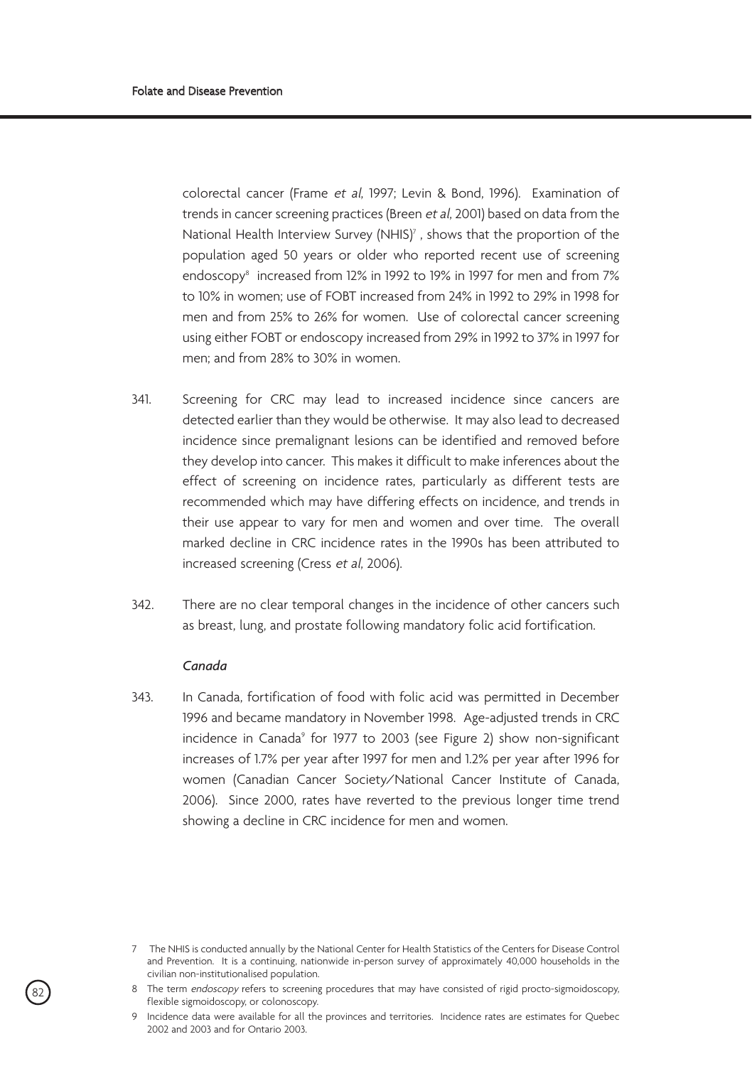colorectal cancer (Frame *et al*, 1997; Levin & Bond, 1996). Examination of trends in cancer screening practices (Breen *et al*, 2001) based on data from the National Health Interview Survey (NHIS)[7], shows that the proportion of the population aged 50 years or older who reported recent use of screening endoscopy[8] increased from 12% in 1992 to 19% in 1997 for men and from 7% to 10% in women; use of FOBT increased from 24% in 1992 to 29% in 1998 for men and from 25% to 26% for women. Use of colorectal cancer screening using either FOBT or endoscopy increased from 29% in 1992 to 37% in 1997 for men; and from 28% to 30% in women.

341. Screening for CRC may lead to increased incidence since cancers are detected earlier than they would be otherwise. It may also lead to decreased incidence since premalignant lesions can be identified and removed before they develop into cancer. This makes it difficult to make inferences about the effect of screening on incidence rates, particularly as different tests are recommended which may have differing effects on incidence, and trends in their use appear to vary for men and women and over time. The overall marked decline in CRC incidence rates in the 1990s has been attributed to increased screening (Cress *et al*, 2006).

342. There are no clear temporal changes in the incidence of other cancers such as breast, lung, and prostate following mandatory folic acid fortification.

*Canada*

343. In Canada, fortification of food with folic acid was permitted in December 1996 and became mandatory in November 1998. Age-adjusted trends in CRC incidence in Canada[9] for 1977 to 2003 (see Figure 2) show non-significant increases of 1.7% per year after 1997 for men and 1.2% per year after 1996 for women (Canadian Cancer Society/National Cancer Institute of Canada, 2006). Since 2000, rates have reverted to the previous longer time trend showing a decline in CRC incidence for men and women.

---

7 The NHIS is conducted annually by the National Center for Health Statistics of the Centers for Disease Control and Prevention. It is a continuing, nationwide in-person survey of approximately 40,000 households in the civilian non-institutionalised population.

8 The term *endoscopy* refers to screening procedures that may have consisted of rigid procto-sigmoidoscopy, flexible sigmoidoscopy, or colonoscopy.

9 Incidence data were available for all the provinces and territories. Incidence rates are estimates for Quebec 2002 and 2003 and for Ontario 2003.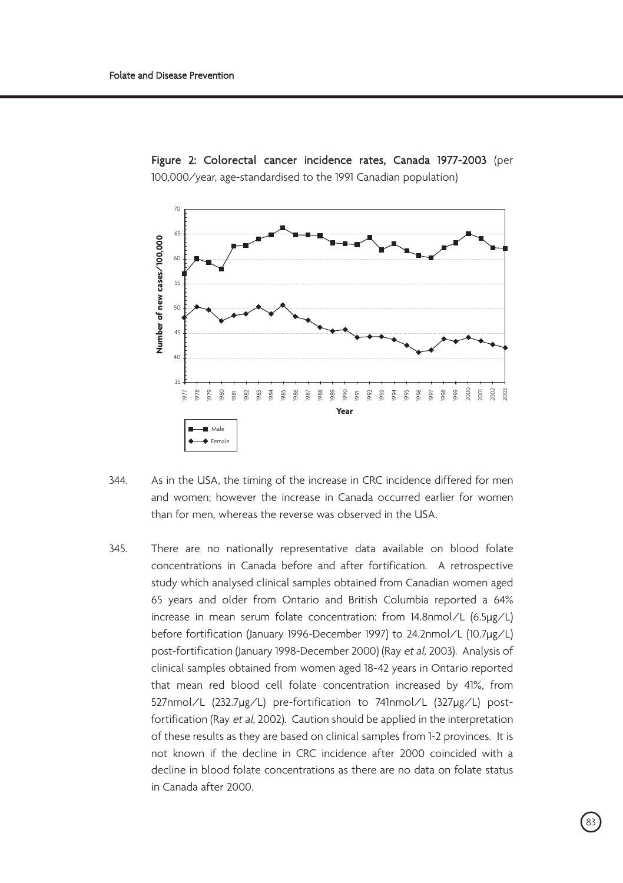**Figure 2: Colorectal cancer incidence rates, Canada 1977-2003** (per 100,000/year, age-standardised to the 1991 Canadian population)

344. As in the USA, the timing of the increase in CRC incidence differed for men and women; however the increase in Canada occurred earlier for women than for men, whereas the reverse was observed in the USA.

345. There are no nationally representative data available on blood folate concentrations in Canada before and after fortification. A retrospective study which analysed clinical samples obtained from Canadian women aged 65 years and older from Ontario and British Columbia reported a 64% increase in mean serum folate concentration: from 14.8nmol/L (6.5μg/L) before fortification (January 1996-December 1997) to 24.2nmol/L (10.7μg/L) post-fortification (January 1998-December 2000) (Ray *et al*, 2003). Analysis of clinical samples obtained from women aged 18-42 years in Ontario reported that mean red blood cell folate concentration increased by 41%, from 527nmol/L (232.7μg/L) pre-fortification to 741nmol/L (327μg/L) post-fortification (Ray *et al*, 2002). Caution should be applied in the interpretation of these results as they are based on clinical samples from 1-2 provinces. It is not known if the decline in CRC incidence after 2000 coincided with a decline in blood folate concentrations as there are no data on folate status in Canada after 2000.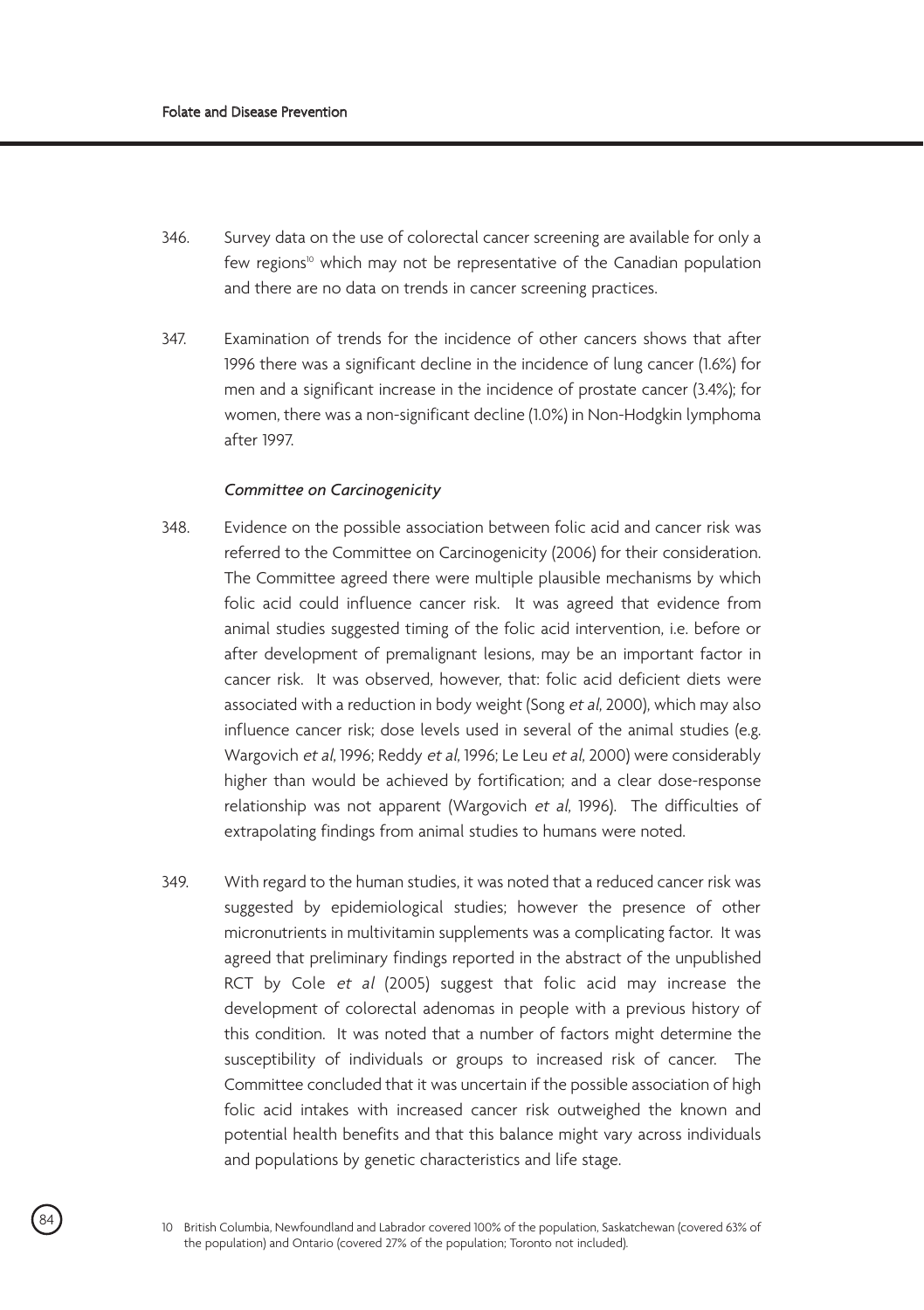346. Survey data on the use of colorectal cancer screening are available for only a few regions[10] which may not be representative of the Canadian population and there are no data on trends in cancer screening practices.

347. Examination of trends for the incidence of other cancers shows that after 1996 there was a significant decline in the incidence of lung cancer (1.6%) for men and a significant increase in the incidence of prostate cancer (3.4%); for women, there was a non-significant decline (1.0%) in Non-Hodgkin lymphoma after 1997.

*Committee on Carcinogenicity*

348. Evidence on the possible association between folic acid and cancer risk was referred to the Committee on Carcinogenicity (2006) for their consideration. The Committee agreed there were multiple plausible mechanisms by which folic acid could influence cancer risk. It was agreed that evidence from animal studies suggested timing of the folic acid intervention, i.e. before or after development of premalignant lesions, may be an important factor in cancer risk. It was observed, however, that: folic acid deficient diets were associated with a reduction in body weight (Song *et al*, 2000), which may also influence cancer risk; dose levels used in several of the animal studies (e.g. Wargovich *et al*, 1996; Reddy *et al*, 1996; Le Leu *et al*, 2000) were considerably higher than would be achieved by fortification; and a clear dose-response relationship was not apparent (Wargovich *et al*, 1996). The difficulties of extrapolating findings from animal studies to humans were noted.

349. With regard to the human studies, it was noted that a reduced cancer risk was suggested by epidemiological studies; however the presence of other micronutrients in multivitamin supplements was a complicating factor. It was agreed that preliminary findings reported in the abstract of the unpublished RCT by Cole *et al* (2005) suggest that folic acid may increase the development of colorectal adenomas in people with a previous history of this condition. It was noted that a number of factors might determine the susceptibility of individuals or groups to increased risk of cancer. The Committee concluded that it was uncertain if the possible association of high folic acid intakes with increased cancer risk outweighed the known and potential health benefits and that this balance might vary across individuals and populations by genetic characteristics and life stage.

10 British Columbia, Newfoundland and Labrador covered 100% of the population, Saskatchewan (covered 63% of the population) and Ontario (covered 27% of the population; Toronto not included).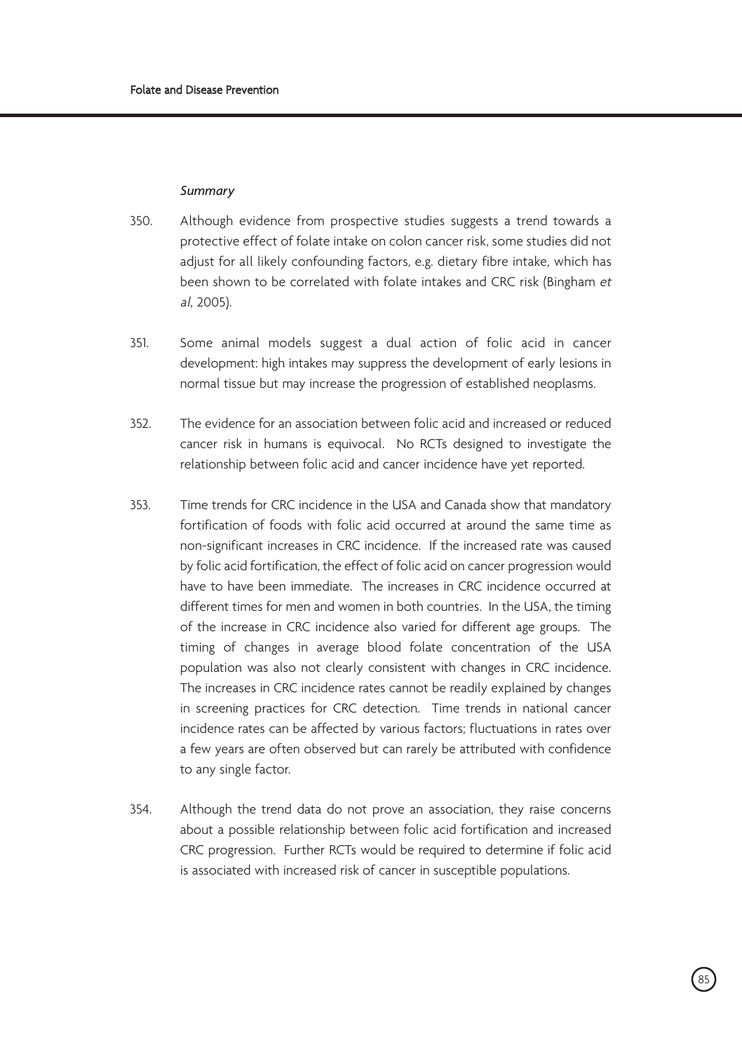*Summary*

350. Although evidence from prospective studies suggests a trend towards a protective effect of folate intake on colon cancer risk, some studies did not adjust for all likely confounding factors, e.g. dietary fibre intake, which has been shown to be correlated with folate intakes and CRC risk (Bingham *et al*, 2005).

351. Some animal models suggest a dual action of folic acid in cancer development: high intakes may suppress the development of early lesions in normal tissue but may increase the progression of established neoplasms.

352. The evidence for an association between folic acid and increased or reduced cancer risk in humans is equivocal. No RCTs designed to investigate the relationship between folic acid and cancer incidence have yet reported.

353. Time trends for CRC incidence in the USA and Canada show that mandatory fortification of foods with folic acid occurred at around the same time as non-significant increases in CRC incidence. If the increased rate was caused by folic acid fortification, the effect of folic acid on cancer progression would have to have been immediate. The increases in CRC incidence occurred at different times for men and women in both countries. In the USA, the timing of the increase in CRC incidence also varied for different age groups. The timing of changes in average blood folate concentration of the USA population was also not clearly consistent with changes in CRC incidence. The increases in CRC incidence rates cannot be readily explained by changes in screening practices for CRC detection. Time trends in national cancer incidence rates can be affected by various factors; fluctuations in rates over a few years are often observed but can rarely be attributed with confidence to any single factor.

354. Although the trend data do not prove an association, they raise concerns about a possible relationship between folic acid fortification and increased CRC progression. Further RCTs would be required to determine if folic acid is associated with increased risk of cancer in susceptible populations.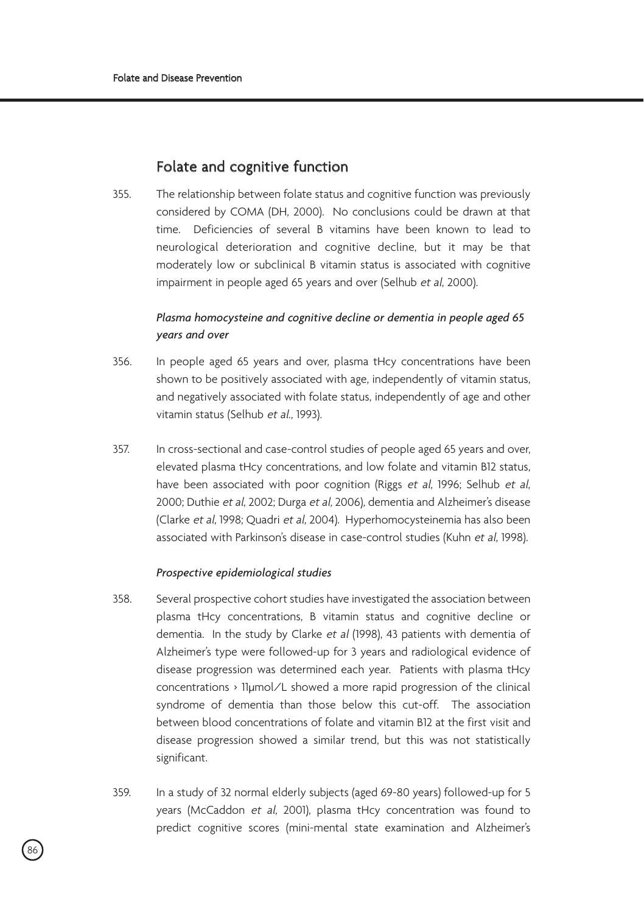## Folate and cognitive function

355. The relationship between folate status and cognitive function was previously considered by COMA (DH, 2000). No conclusions could be drawn at that time. Deficiencies of several B vitamins have been known to lead to neurological deterioration and cognitive decline, but it may be that moderately low or subclinical B vitamin status is associated with cognitive impairment in people aged 65 years and over (Selhub *et al*, 2000).

### *Plasma homocysteine and cognitive decline or dementia in people aged 65 years and over*

356. In people aged 65 years and over, plasma tHcy concentrations have been shown to be positively associated with age, independently of vitamin status, and negatively associated with folate status, independently of age and other vitamin status (Selhub *et al*., 1993).

357. In cross-sectional and case-control studies of people aged 65 years and over, elevated plasma tHcy concentrations, and low folate and vitamin B12 status, have been associated with poor cognition (Riggs *et al*, 1996; Selhub *et al*, 2000; Duthie *et al*, 2002; Durga *et al*, 2006), dementia and Alzheimer's disease (Clarke *et al*, 1998; Quadri *et al*, 2004). Hyperhomocysteinemia has also been associated with Parkinson's disease in case-control studies (Kuhn *et al*, 1998).

#### *Prospective epidemiological studies*

358. Several prospective cohort studies have investigated the association between plasma tHcy concentrations, B vitamin status and cognitive decline or dementia. In the study by Clarke *et al* (1998), 43 patients with dementia of Alzheimer's type were followed-up for 3 years and radiological evidence of disease progression was determined each year. Patients with plasma tHcy concentrations › 11µmol/L showed a more rapid progression of the clinical syndrome of dementia than those below this cut-off. The association between blood concentrations of folate and vitamin B12 at the first visit and disease progression showed a similar trend, but this was not statistically significant.

359. In a study of 32 normal elderly subjects (aged 69-80 years) followed-up for 5 years (McCaddon *et al*, 2001), plasma tHcy concentration was found to predict cognitive scores (mini-mental state examination and Alzheimer's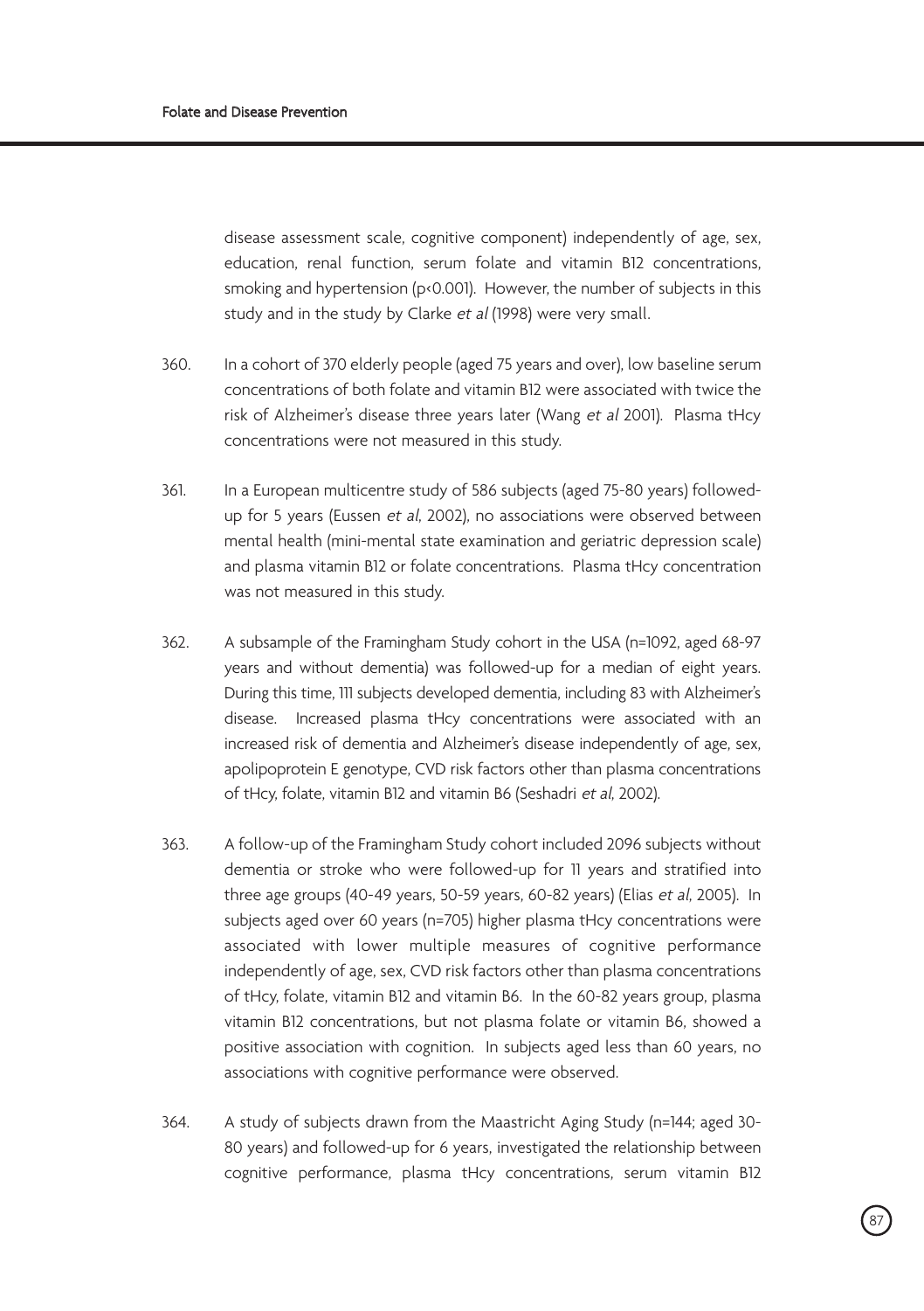disease assessment scale, cognitive component) independently of age, sex, education, renal function, serum folate and vitamin B12 concentrations, smoking and hypertension ($p<0.001$). However, the number of subjects in this study and in the study by Clarke *et al* (1998) were very small.

360. In a cohort of 370 elderly people (aged 75 years and over), low baseline serum concentrations of both folate and vitamin B12 were associated with twice the risk of Alzheimer's disease three years later (Wang *et al* 2001). Plasma tHcy concentrations were not measured in this study.

361. In a European multicentre study of 586 subjects (aged 75-80 years) followed-up for 5 years (Eussen *et al*, 2002), no associations were observed between mental health (mini-mental state examination and geriatric depression scale) and plasma vitamin B12 or folate concentrations. Plasma tHcy concentration was not measured in this study.

362. A subsample of the Framingham Study cohort in the USA (n=1092, aged 68-97 years and without dementia) was followed-up for a median of eight years. During this time, 111 subjects developed dementia, including 83 with Alzheimer's disease. Increased plasma tHcy concentrations were associated with an increased risk of dementia and Alzheimer's disease independently of age, sex, apolipoprotein E genotype, CVD risk factors other than plasma concentrations of tHcy, folate, vitamin B12 and vitamin B6 (Seshadri *et al*, 2002).

363. A follow-up of the Framingham Study cohort included 2096 subjects without dementia or stroke who were followed-up for 11 years and stratified into three age groups (40-49 years, 50-59 years, 60-82 years) (Elias *et al*, 2005). In subjects aged over 60 years (n=705) higher plasma tHcy concentrations were associated with lower multiple measures of cognitive performance independently of age, sex, CVD risk factors other than plasma concentrations of tHcy, folate, vitamin B12 and vitamin B6. In the 60-82 years group, plasma vitamin B12 concentrations, but not plasma folate or vitamin B6, showed a positive association with cognition. In subjects aged less than 60 years, no associations with cognitive performance were observed.

364. A study of subjects drawn from the Maastricht Aging Study (n=144; aged 30-80 years) and followed-up for 6 years, investigated the relationship between cognitive performance, plasma tHcy concentrations, serum vitamin B12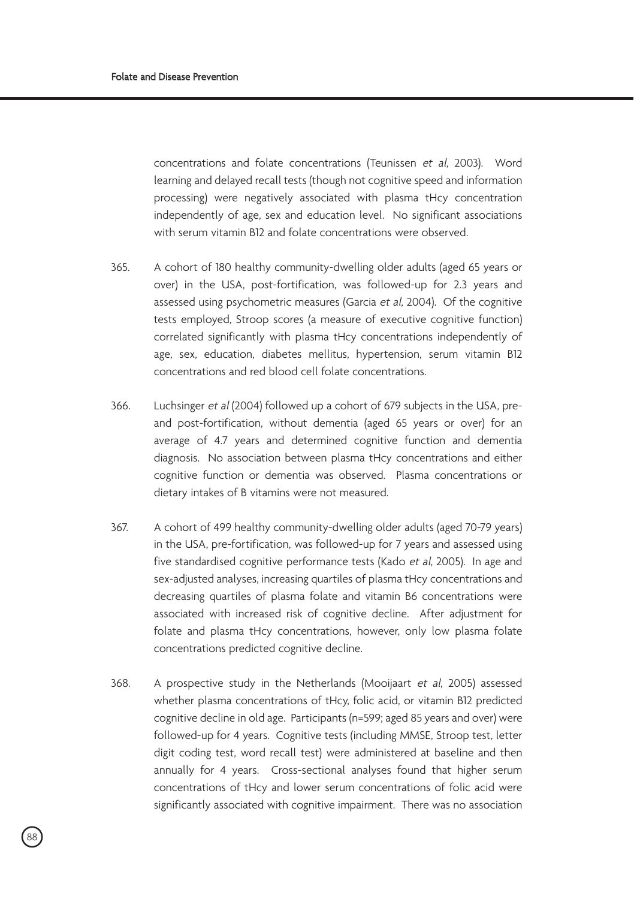concentrations and folate concentrations (Teunissen *et al*, 2003). Word learning and delayed recall tests (though not cognitive speed and information processing) were negatively associated with plasma tHcy concentration independently of age, sex and education level. No significant associations with serum vitamin B12 and folate concentrations were observed.

365. A cohort of 180 healthy community-dwelling older adults (aged 65 years or over) in the USA, post-fortification, was followed-up for 2.3 years and assessed using psychometric measures (Garcia *et al*, 2004). Of the cognitive tests employed, Stroop scores (a measure of executive cognitive function) correlated significantly with plasma tHcy concentrations independently of age, sex, education, diabetes mellitus, hypertension, serum vitamin B12 concentrations and red blood cell folate concentrations.

366. Luchsinger *et al* (2004) followed up a cohort of 679 subjects in the USA, pre- and post-fortification, without dementia (aged 65 years or over) for an average of 4.7 years and determined cognitive function and dementia diagnosis. No association between plasma tHcy concentrations and either cognitive function or dementia was observed. Plasma concentrations or dietary intakes of B vitamins were not measured.

367. A cohort of 499 healthy community-dwelling older adults (aged 70-79 years) in the USA, pre-fortification, was followed-up for 7 years and assessed using five standardised cognitive performance tests (Kado *et al*, 2005). In age and sex-adjusted analyses, increasing quartiles of plasma tHcy concentrations and decreasing quartiles of plasma folate and vitamin B6 concentrations were associated with increased risk of cognitive decline. After adjustment for folate and plasma tHcy concentrations, however, only low plasma folate concentrations predicted cognitive decline.

368. A prospective study in the Netherlands (Mooijaart *et al*, 2005) assessed whether plasma concentrations of tHcy, folic acid, or vitamin B12 predicted cognitive decline in old age. Participants (n=599; aged 85 years and over) were followed-up for 4 years. Cognitive tests (including MMSE, Stroop test, letter digit coding test, word recall test) were administered at baseline and then annually for 4 years. Cross-sectional analyses found that higher serum concentrations of tHcy and lower serum concentrations of folic acid were significantly associated with cognitive impairment. There was no association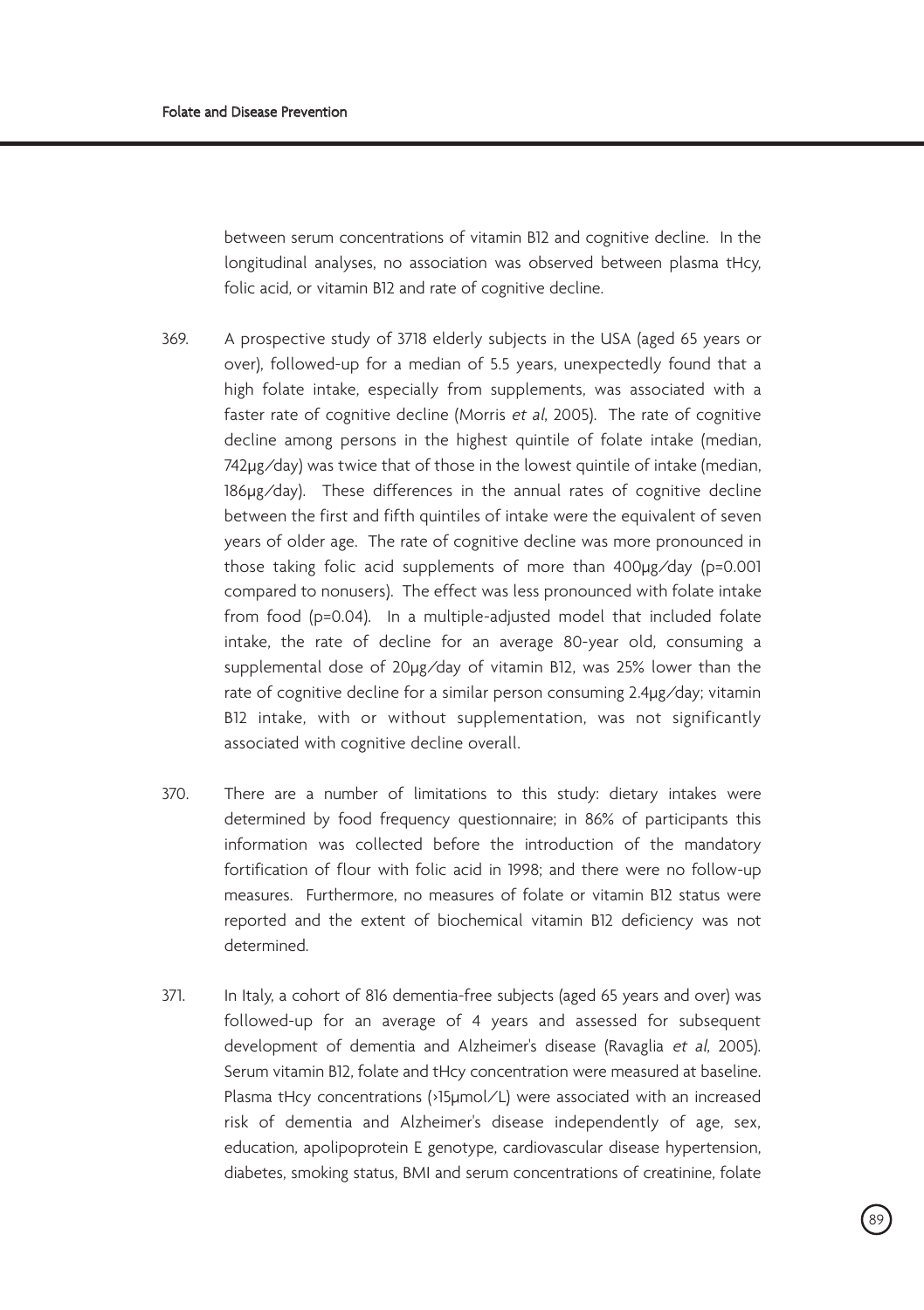between serum concentrations of vitamin B12 and cognitive decline. In the longitudinal analyses, no association was observed between plasma tHcy, folic acid, or vitamin B12 and rate of cognitive decline.

369. A prospective study of 3718 elderly subjects in the USA (aged 65 years or over), followed-up for a median of 5.5 years, unexpectedly found that a high folate intake, especially from supplements, was associated with a faster rate of cognitive decline (Morris *et al*, 2005). The rate of cognitive decline among persons in the highest quintile of folate intake (median, 742µg/day) was twice that of those in the lowest quintile of intake (median, 186µg/day). These differences in the annual rates of cognitive decline between the first and fifth quintiles of intake were the equivalent of seven years of older age. The rate of cognitive decline was more pronounced in those taking folic acid supplements of more than 400µg/day ($p=0.001$ compared to nonusers). The effect was less pronounced with folate intake from food ($p=0.04$). In a multiple-adjusted model that included folate intake, the rate of decline for an average 80-year old, consuming a supplemental dose of 20µg/day of vitamin B12, was 25% lower than the rate of cognitive decline for a similar person consuming 2.4µg/day; vitamin B12 intake, with or without supplementation, was not significantly associated with cognitive decline overall.

370. There are a number of limitations to this study: dietary intakes were determined by food frequency questionnaire; in 86% of participants this information was collected before the introduction of the mandatory fortification of flour with folic acid in 1998; and there were no follow-up measures. Furthermore, no measures of folate or vitamin B12 status were reported and the extent of biochemical vitamin B12 deficiency was not determined.

371. In Italy, a cohort of 816 dementia-free subjects (aged 65 years and over) was followed-up for an average of 4 years and assessed for subsequent development of dementia and Alzheimer's disease (Ravaglia *et al*, 2005). Serum vitamin B12, folate and tHcy concentration were measured at baseline. Plasma tHcy concentrations (>15µmol/L) were associated with an increased risk of dementia and Alzheimer's disease independently of age, sex, education, apolipoprotein E genotype, cardiovascular disease hypertension, diabetes, smoking status, BMI and serum concentrations of creatinine, folate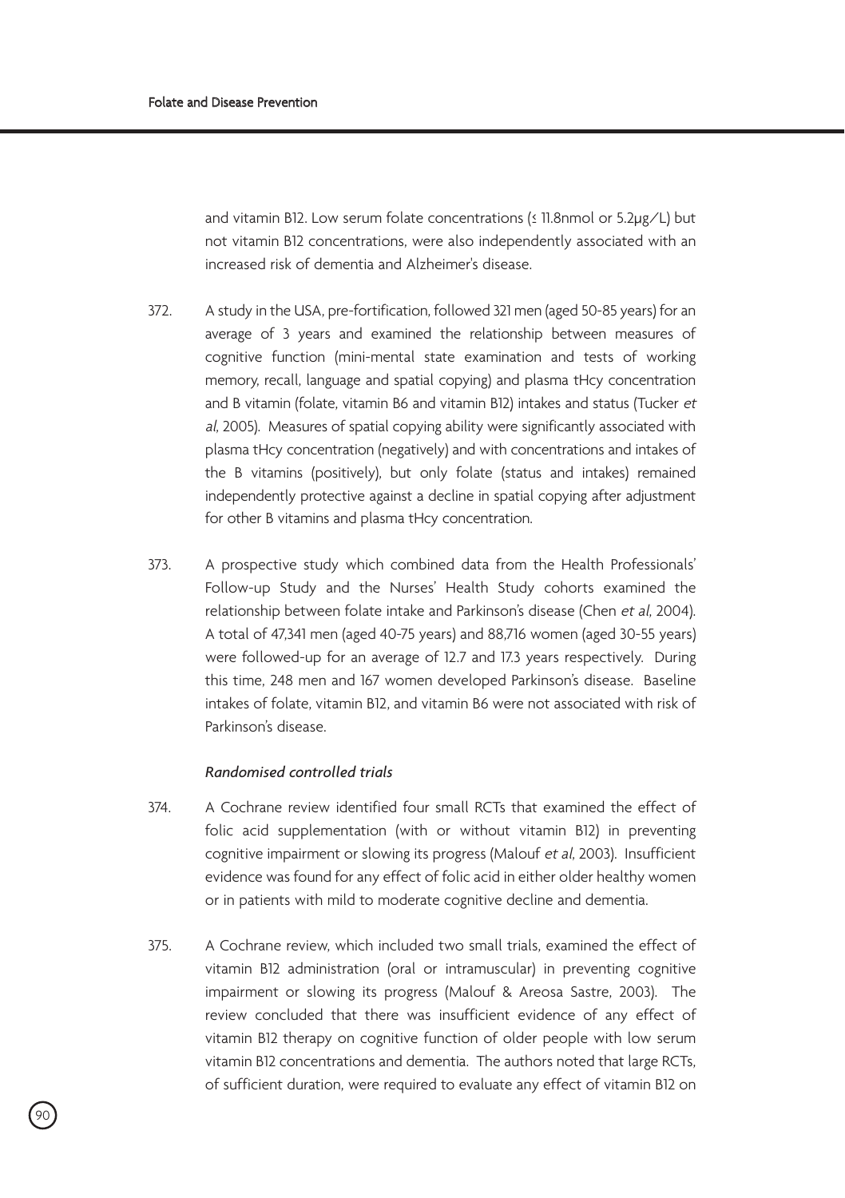and vitamin B12. Low serum folate concentrations (≤ 11.8nmol or 5.2µg/L) but not vitamin B12 concentrations, were also independently associated with an increased risk of dementia and Alzheimer's disease.

372. A study in the USA, pre-fortification, followed 321 men (aged 50-85 years) for an average of 3 years and examined the relationship between measures of cognitive function (mini-mental state examination and tests of working memory, recall, language and spatial copying) and plasma tHcy concentration and B vitamin (folate, vitamin B6 and vitamin B12) intakes and status (Tucker *et al*, 2005). Measures of spatial copying ability were significantly associated with plasma tHcy concentration (negatively) and with concentrations and intakes of the B vitamins (positively), but only folate (status and intakes) remained independently protective against a decline in spatial copying after adjustment for other B vitamins and plasma tHcy concentration.

373. A prospective study which combined data from the Health Professionals' Follow-up Study and the Nurses' Health Study cohorts examined the relationship between folate intake and Parkinson's disease (Chen *et al*, 2004). A total of 47,341 men (aged 40-75 years) and 88,716 women (aged 30-55 years) were followed-up for an average of 12.7 and 17.3 years respectively. During this time, 248 men and 167 women developed Parkinson's disease. Baseline intakes of folate, vitamin B12, and vitamin B6 were not associated with risk of Parkinson's disease.

*Randomised controlled trials*

374. A Cochrane review identified four small RCTs that examined the effect of folic acid supplementation (with or without vitamin B12) in preventing cognitive impairment or slowing its progress (Malouf *et al*, 2003). Insufficient evidence was found for any effect of folic acid in either older healthy women or in patients with mild to moderate cognitive decline and dementia.

375. A Cochrane review, which included two small trials, examined the effect of vitamin B12 administration (oral or intramuscular) in preventing cognitive impairment or slowing its progress (Malouf & Areosa Sastre, 2003). The review concluded that there was insufficient evidence of any effect of vitamin B12 therapy on cognitive function of older people with low serum vitamin B12 concentrations and dementia. The authors noted that large RCTs, of sufficient duration, were required to evaluate any effect of vitamin B12 on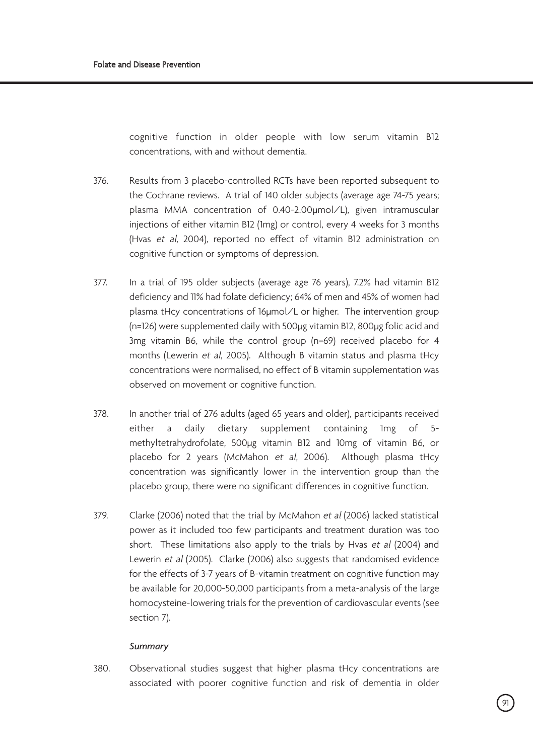cognitive function in older people with low serum vitamin B12 concentrations, with and without dementia.

376. Results from 3 placebo-controlled RCTs have been reported subsequent to the Cochrane reviews. A trial of 140 older subjects (average age 74-75 years; plasma MMA concentration of 0.40-2.00μmol/L), given intramuscular injections of either vitamin B12 (1mg) or control, every 4 weeks for 3 months (Hvas *et al*, 2004), reported no effect of vitamin B12 administration on cognitive function or symptoms of depression.

377. In a trial of 195 older subjects (average age 76 years), 7.2% had vitamin B12 deficiency and 11% had folate deficiency; 64% of men and 45% of women had plasma tHcy concentrations of 16μmol/L or higher. The intervention group (n=126) were supplemented daily with 500μg vitamin B12, 800μg folic acid and 3mg vitamin B6, while the control group (n=69) received placebo for 4 months (Lewerin *et al*, 2005). Although B vitamin status and plasma tHcy concentrations were normalised, no effect of B vitamin supplementation was observed on movement or cognitive function.

378. In another trial of 276 adults (aged 65 years and older), participants received either a daily dietary supplement containing 1mg of 5-methyltetrahydrofolate, 500μg vitamin B12 and 10mg of vitamin B6, or placebo for 2 years (McMahon *et al*, 2006). Although plasma tHcy concentration was significantly lower in the intervention group than the placebo group, there were no significant differences in cognitive function.

379. Clarke (2006) noted that the trial by McMahon *et al* (2006) lacked statistical power as it included too few participants and treatment duration was too short. These limitations also apply to the trials by Hvas *et al* (2004) and Lewerin *et al* (2005). Clarke (2006) also suggests that randomised evidence for the effects of 3-7 years of B-vitamin treatment on cognitive function may be available for 20,000-50,000 participants from a meta-analysis of the large homocysteine-lowering trials for the prevention of cardiovascular events (see section 7).

*Summary*

380. Observational studies suggest that higher plasma tHcy concentrations are associated with poorer cognitive function and risk of dementia in older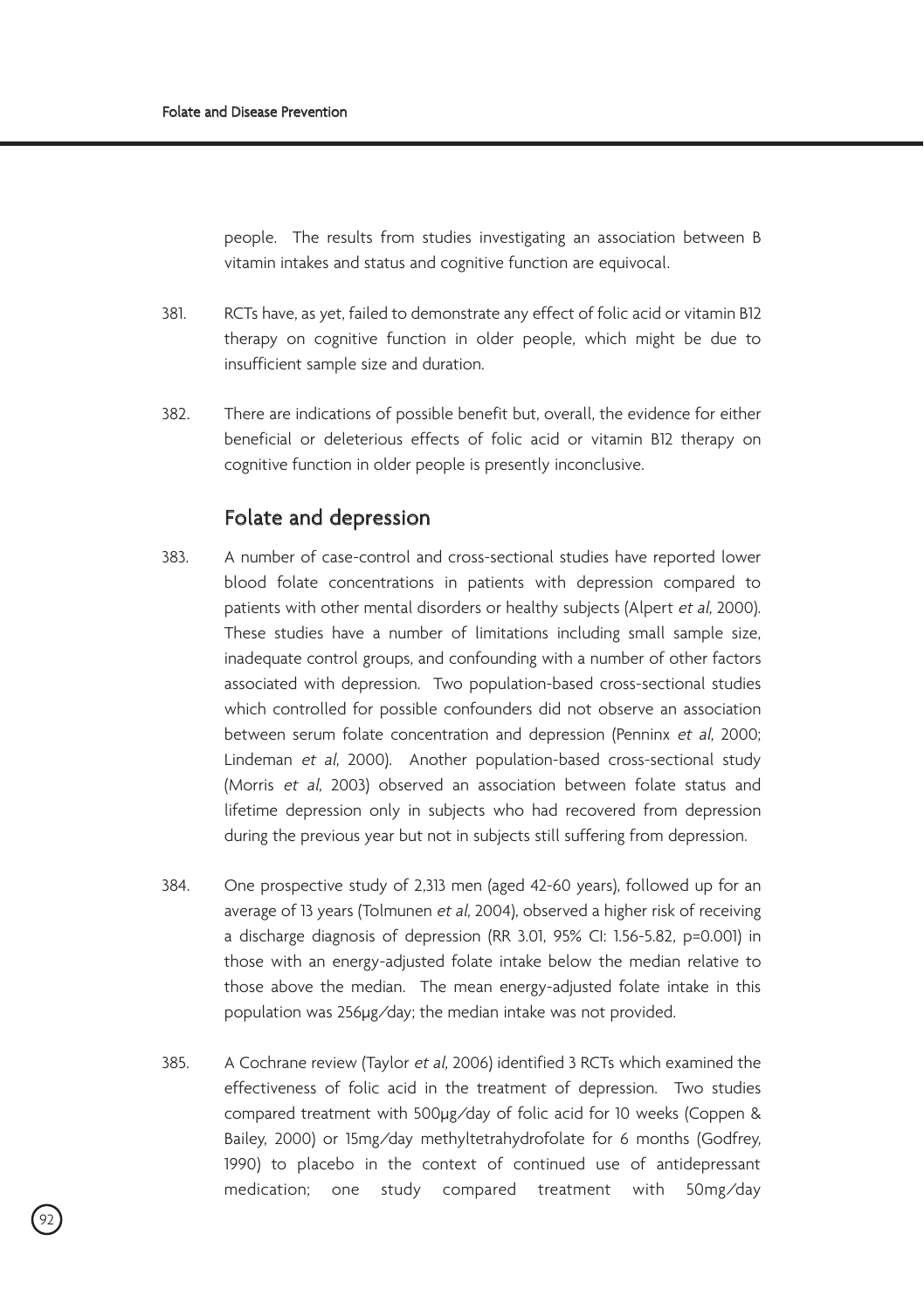people. The results from studies investigating an association between B vitamin intakes and status and cognitive function are equivocal.

381. RCTs have, as yet, failed to demonstrate any effect of folic acid or vitamin B12 therapy on cognitive function in older people, which might be due to insufficient sample size and duration.

382. There are indications of possible benefit but, overall, the evidence for either beneficial or deleterious effects of folic acid or vitamin B12 therapy on cognitive function in older people is presently inconclusive.

## Folate and depression

383. A number of case-control and cross-sectional studies have reported lower blood folate concentrations in patients with depression compared to patients with other mental disorders or healthy subjects (Alpert *et al*, 2000). These studies have a number of limitations including small sample size, inadequate control groups, and confounding with a number of other factors associated with depression. Two population-based cross-sectional studies which controlled for possible confounders did not observe an association between serum folate concentration and depression (Penninx *et al*, 2000; Lindeman *et al*, 2000). Another population-based cross-sectional study (Morris *et al*, 2003) observed an association between folate status and lifetime depression only in subjects who had recovered from depression during the previous year but not in subjects still suffering from depression.

384. One prospective study of 2,313 men (aged 42-60 years), followed up for an average of 13 years (Tolmunen *et al*, 2004), observed a higher risk of receiving a discharge diagnosis of depression (RR 3.01, 95% CI: 1.56-5.82, p=0.001) in those with an energy-adjusted folate intake below the median relative to those above the median. The mean energy-adjusted folate intake in this population was 256μg/day; the median intake was not provided.

385. A Cochrane review (Taylor *et al*, 2006) identified 3 RCTs which examined the effectiveness of folic acid in the treatment of depression. Two studies compared treatment with 500μg/day of folic acid for 10 weeks (Coppen & Bailey, 2000) or 15mg/day methyltetrahydrofolate for 6 months (Godfrey, 1990) to placebo in the context of continued use of antidepressant medication; one study compared treatment with 50mg/day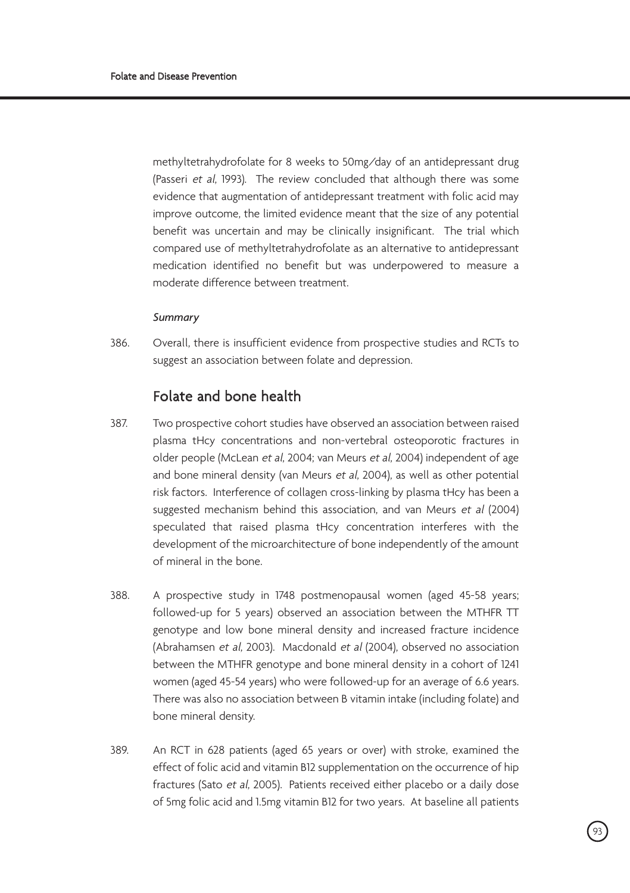methyltetrahydrofolate for 8 weeks to 50mg/day of an antidepressant drug (Passeri *et al*, 1993). The review concluded that although there was some evidence that augmentation of antidepressant treatment with folic acid may improve outcome, the limited evidence meant that the size of any potential benefit was uncertain and may be clinically insignificant. The trial which compared use of methyltetrahydrofolate as an alternative to antidepressant medication identified no benefit but was underpowered to measure a moderate difference between treatment.

*Summary*

386. Overall, there is insufficient evidence from prospective studies and RCTs to suggest an association between folate and depression.

## Folate and bone health

387. Two prospective cohort studies have observed an association between raised plasma tHcy concentrations and non-vertebral osteoporotic fractures in older people (McLean *et al*, 2004; van Meurs *et al*, 2004) independent of age and bone mineral density (van Meurs *et al*, 2004), as well as other potential risk factors. Interference of collagen cross-linking by plasma tHcy has been a suggested mechanism behind this association, and van Meurs *et al* (2004) speculated that raised plasma tHcy concentration interferes with the development of the microarchitecture of bone independently of the amount of mineral in the bone.

388. A prospective study in 1748 postmenopausal women (aged 45-58 years; followed-up for 5 years) observed an association between the MTHFR TT genotype and low bone mineral density and increased fracture incidence (Abrahamsen *et al*, 2003). Macdonald *et al* (2004), observed no association between the MTHFR genotype and bone mineral density in a cohort of 1241 women (aged 45-54 years) who were followed-up for an average of 6.6 years. There was also no association between B vitamin intake (including folate) and bone mineral density.

389. An RCT in 628 patients (aged 65 years or over) with stroke, examined the effect of folic acid and vitamin B12 supplementation on the occurrence of hip fractures (Sato *et al*, 2005). Patients received either placebo or a daily dose of 5mg folic acid and 1.5mg vitamin B12 for two years. At baseline all patients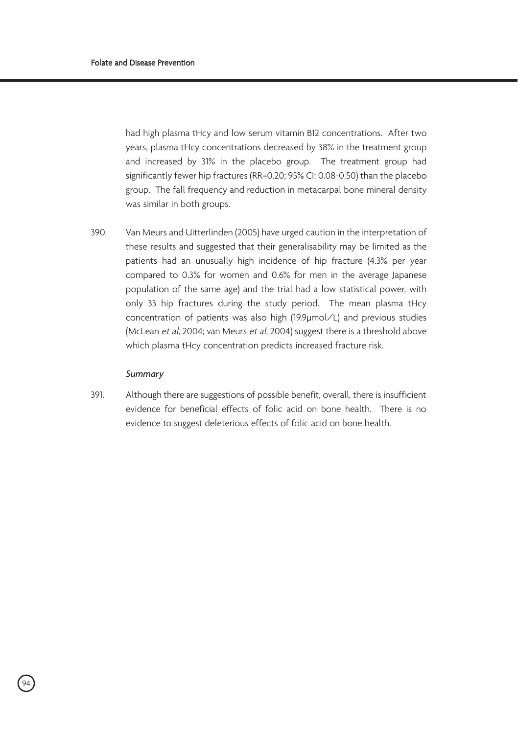had high plasma tHcy and low serum vitamin B12 concentrations. After two years, plasma tHcy concentrations decreased by 38% in the treatment group and increased by 31% in the placebo group. The treatment group had significantly fewer hip fractures (RR=0.20; 95% CI: 0.08-0.50) than the placebo group. The fall frequency and reduction in metacarpal bone mineral density was similar in both groups.

390. Van Meurs and Uitterlinden (2005) have urged caution in the interpretation of these results and suggested that their generalisability may be limited as the patients had an unusually high incidence of hip fracture (4.3% per year compared to 0.3% for women and 0.6% for men in the average Japanese population of the same age) and the trial had a low statistical power, with only 33 hip fractures during the study period. The mean plasma tHcy concentration of patients was also high (19.9μmol/L) and previous studies (McLean *et al*, 2004; van Meurs *et al*, 2004) suggest there is a threshold above which plasma tHcy concentration predicts increased fracture risk.

*Summary*

391. Although there are suggestions of possible benefit, overall, there is insufficient evidence for beneficial effects of folic acid on bone health. There is no evidence to suggest deleterious effects of folic acid on bone health.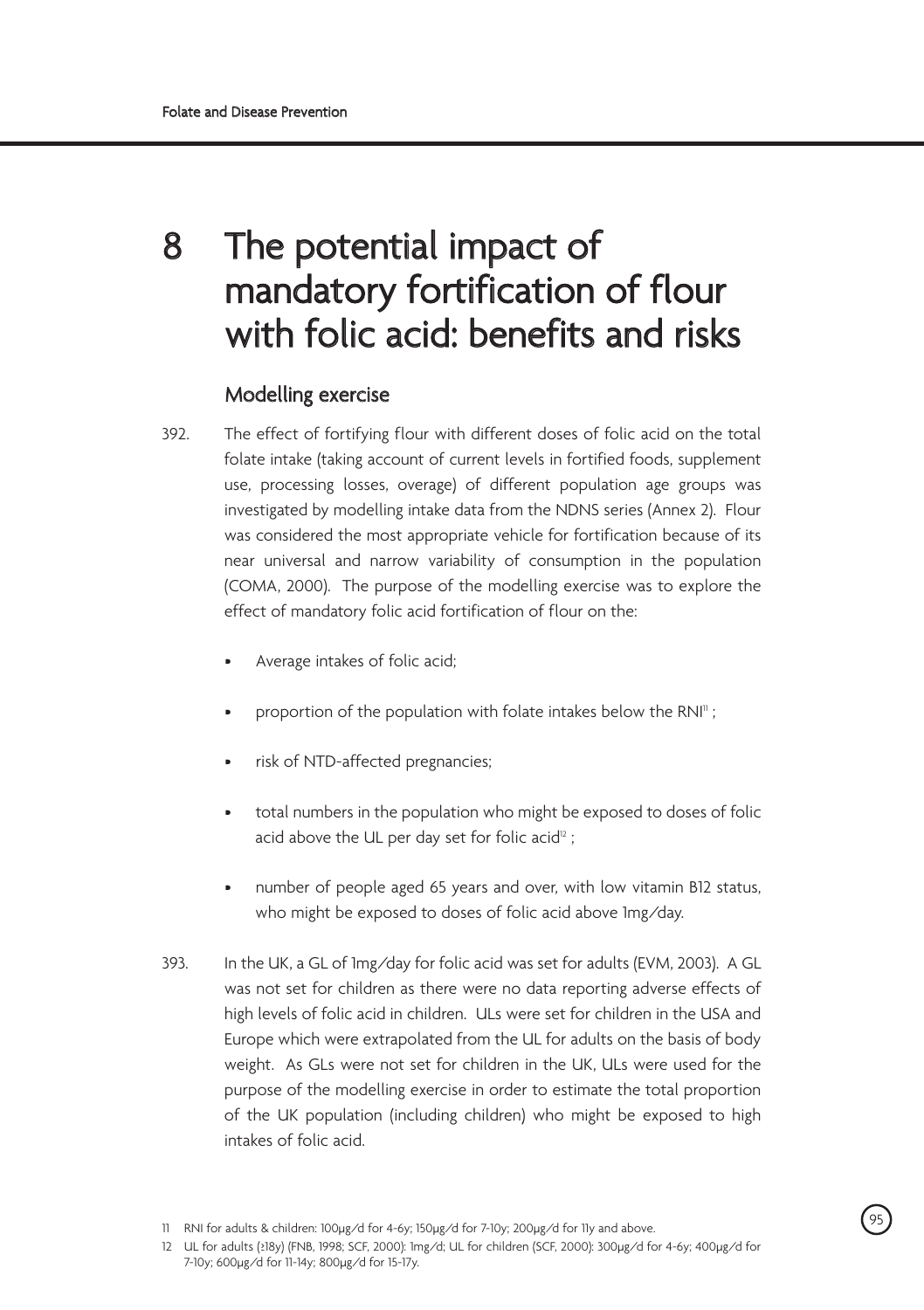# 8 The potential impact of mandatory fortification of flour with folic acid: benefits and risks

## Modelling exercise

392. The effect of fortifying flour with different doses of folic acid on the total folate intake (taking account of current levels in fortified foods, supplement use, processing losses, overage) of different population age groups was investigated by modelling intake data from the NDNS series (Annex 2). Flour was considered the most appropriate vehicle for fortification because of its near universal and narrow variability of consumption in the population (COMA, 2000). The purpose of the modelling exercise was to explore the effect of mandatory folic acid fortification of flour on the:

- Average intakes of folic acid;
- proportion of the population with folate intakes below the RNI[11] ;
- risk of NTD-affected pregnancies;
- total numbers in the population who might be exposed to doses of folic acid above the UL per day set for folic acid[12] ;
- number of people aged 65 years and over, with low vitamin B12 status, who might be exposed to doses of folic acid above 1mg/day.

393. In the UK, a GL of 1mg/day for folic acid was set for adults (EVM, 2003). A GL was not set for children as there were no data reporting adverse effects of high levels of folic acid in children. ULs were set for children in the USA and Europe which were extrapolated from the UL for adults on the basis of body weight. As GLs were not set for children in the UK, ULs were used for the purpose of the modelling exercise in order to estimate the total proportion of the UK population (including children) who might be exposed to high intakes of folic acid.

11 RNI for adults & children: 100μg/d for 4-6y; 150μg/d for 7-10y; 200μg/d for 11y and above.

12 UL for adults (≥18y) (FNB, 1998; SCF, 2000): 1mg/d; UL for children (SCF, 2000): 300μg/d for 4-6y; 400μg/d for 7-10y; 600μg/d for 11-14y; 800μg/d for 15-17y.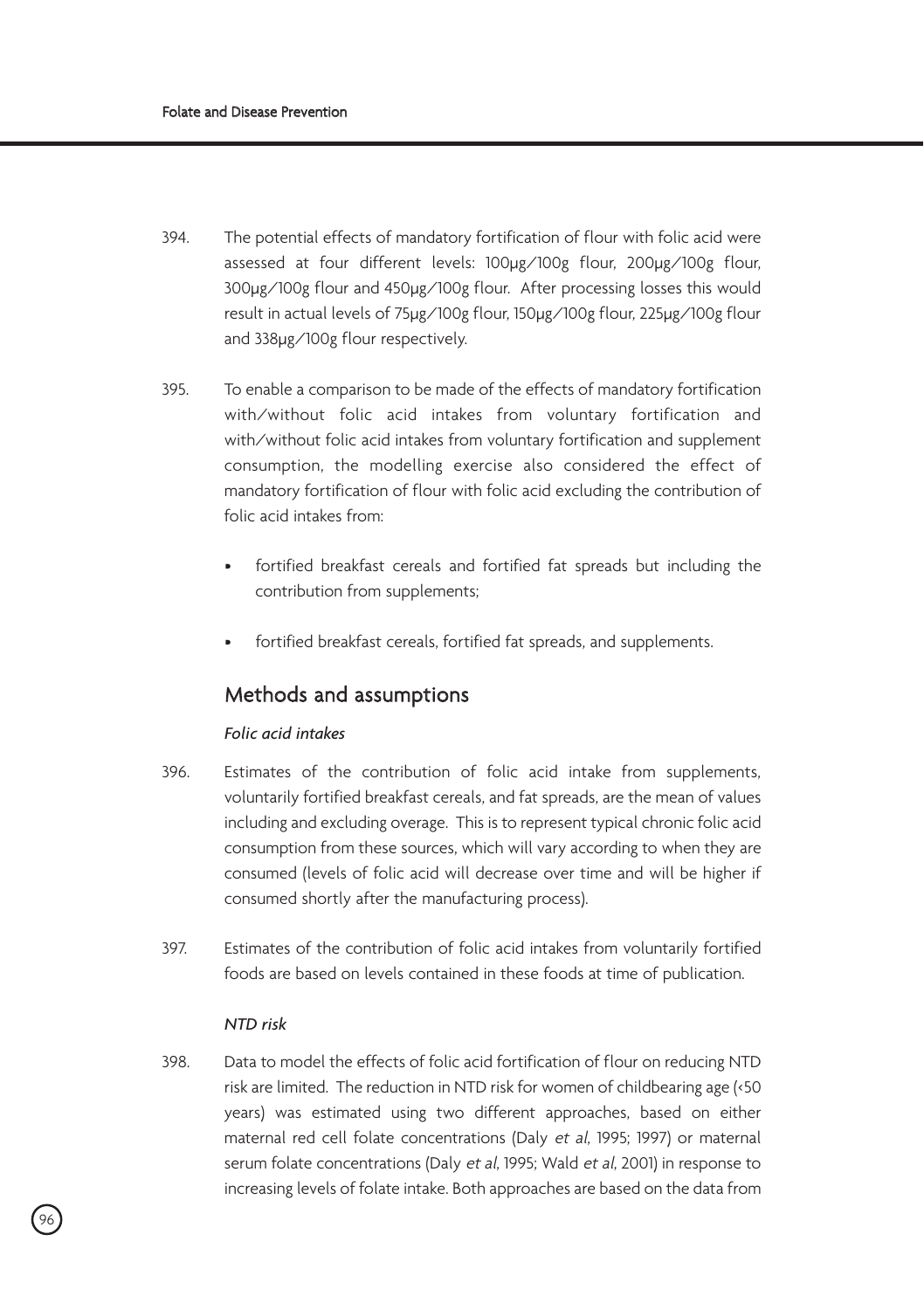394. The potential effects of mandatory fortification of flour with folic acid were assessed at four different levels: 100μg/100g flour, 200μg/100g flour, 300μg/100g flour and 450μg/100g flour. After processing losses this would result in actual levels of 75μg/100g flour, 150μg/100g flour, 225μg/100g flour and 338μg/100g flour respectively.

395. To enable a comparison to be made of the effects of mandatory fortification with/without folic acid intakes from voluntary fortification and with/without folic acid intakes from voluntary fortification and supplement consumption, the modelling exercise also considered the effect of mandatory fortification of flour with folic acid excluding the contribution of folic acid intakes from:

- fortified breakfast cereals and fortified fat spreads but including the contribution from supplements;
- fortified breakfast cereals, fortified fat spreads, and supplements.

## Methods and assumptions

### *Folic acid intakes*

396. Estimates of the contribution of folic acid intake from supplements, voluntarily fortified breakfast cereals, and fat spreads, are the mean of values including and excluding overage. This is to represent typical chronic folic acid consumption from these sources, which will vary according to when they are consumed (levels of folic acid will decrease over time and will be higher if consumed shortly after the manufacturing process).

397. Estimates of the contribution of folic acid intakes from voluntarily fortified foods are based on levels contained in these foods at time of publication.

### *NTD risk*

398. Data to model the effects of folic acid fortification of flour on reducing NTD risk are limited. The reduction in NTD risk for women of childbearing age (<50 years) was estimated using two different approaches, based on either maternal red cell folate concentrations (Daly *et al*, 1995; 1997) or maternal serum folate concentrations (Daly *et al*, 1995; Wald *et al*, 2001) in response to increasing levels of folate intake. Both approaches are based on the data from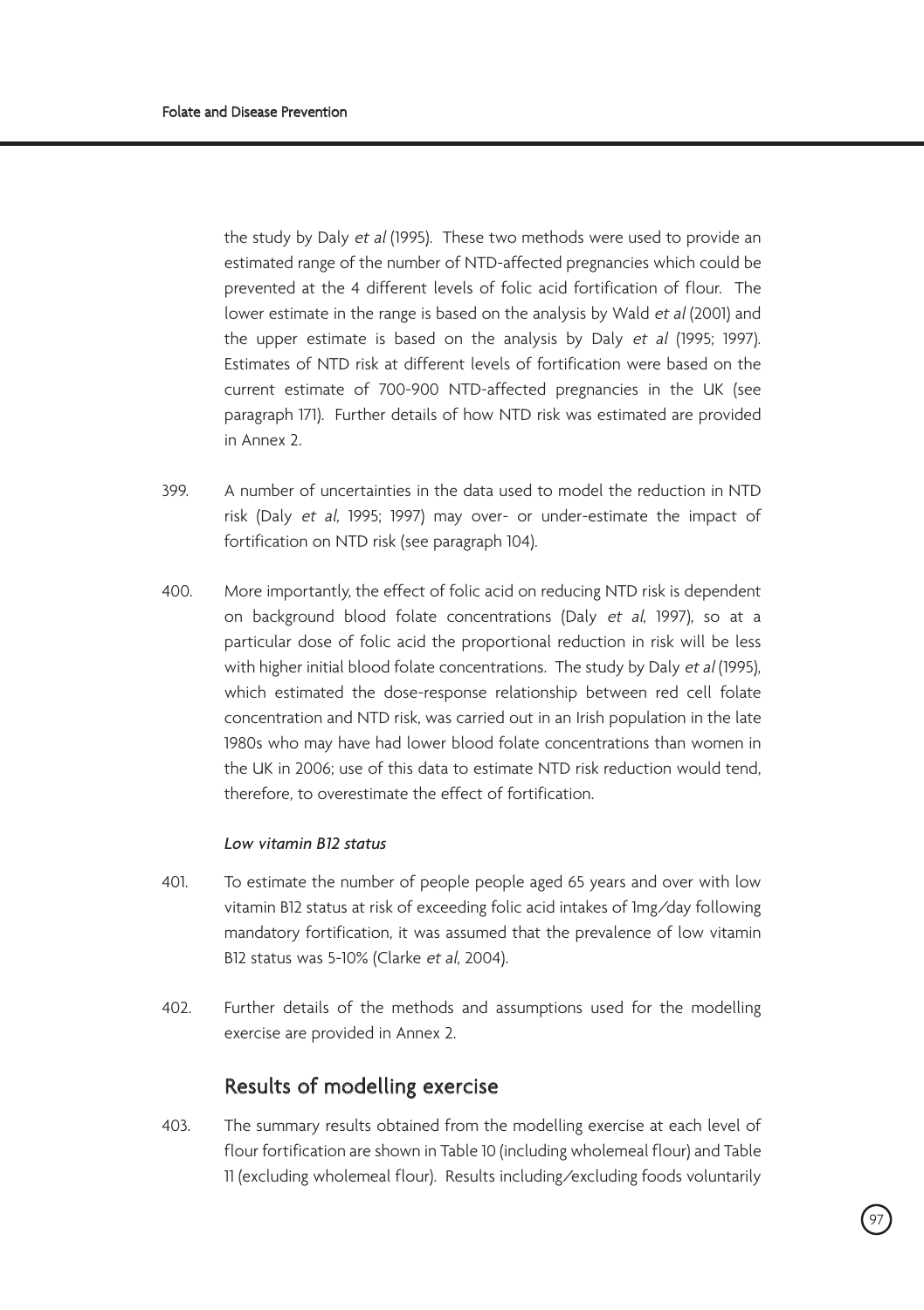the study by Daly *et al* (1995). These two methods were used to provide an estimated range of the number of NTD-affected pregnancies which could be prevented at the 4 different levels of folic acid fortification of flour. The lower estimate in the range is based on the analysis by Wald *et al* (2001) and the upper estimate is based on the analysis by Daly *et al* (1995; 1997). Estimates of NTD risk at different levels of fortification were based on the current estimate of 700-900 NTD-affected pregnancies in the UK (see paragraph 171). Further details of how NTD risk was estimated are provided in Annex 2.

399. A number of uncertainties in the data used to model the reduction in NTD risk (Daly *et al*, 1995; 1997) may over- or under-estimate the impact of fortification on NTD risk (see paragraph 104).

400. More importantly, the effect of folic acid on reducing NTD risk is dependent on background blood folate concentrations (Daly *et al*, 1997), so at a particular dose of folic acid the proportional reduction in risk will be less with higher initial blood folate concentrations. The study by Daly *et al* (1995), which estimated the dose-response relationship between red cell folate concentration and NTD risk, was carried out in an Irish population in the late 1980s who may have had lower blood folate concentrations than women in the UK in 2006; use of this data to estimate NTD risk reduction would tend, therefore, to overestimate the effect of fortification.

*Low vitamin B12 status*

401. To estimate the number of people people aged 65 years and over with low vitamin B12 status at risk of exceeding folic acid intakes of 1mg/day following mandatory fortification, it was assumed that the prevalence of low vitamin B12 status was 5-10% (Clarke *et al*, 2004).

402. Further details of the methods and assumptions used for the modelling exercise are provided in Annex 2.

## Results of modelling exercise

403. The summary results obtained from the modelling exercise at each level of flour fortification are shown in Table 10 (including wholemeal flour) and Table 11 (excluding wholemeal flour). Results including/excluding foods voluntarily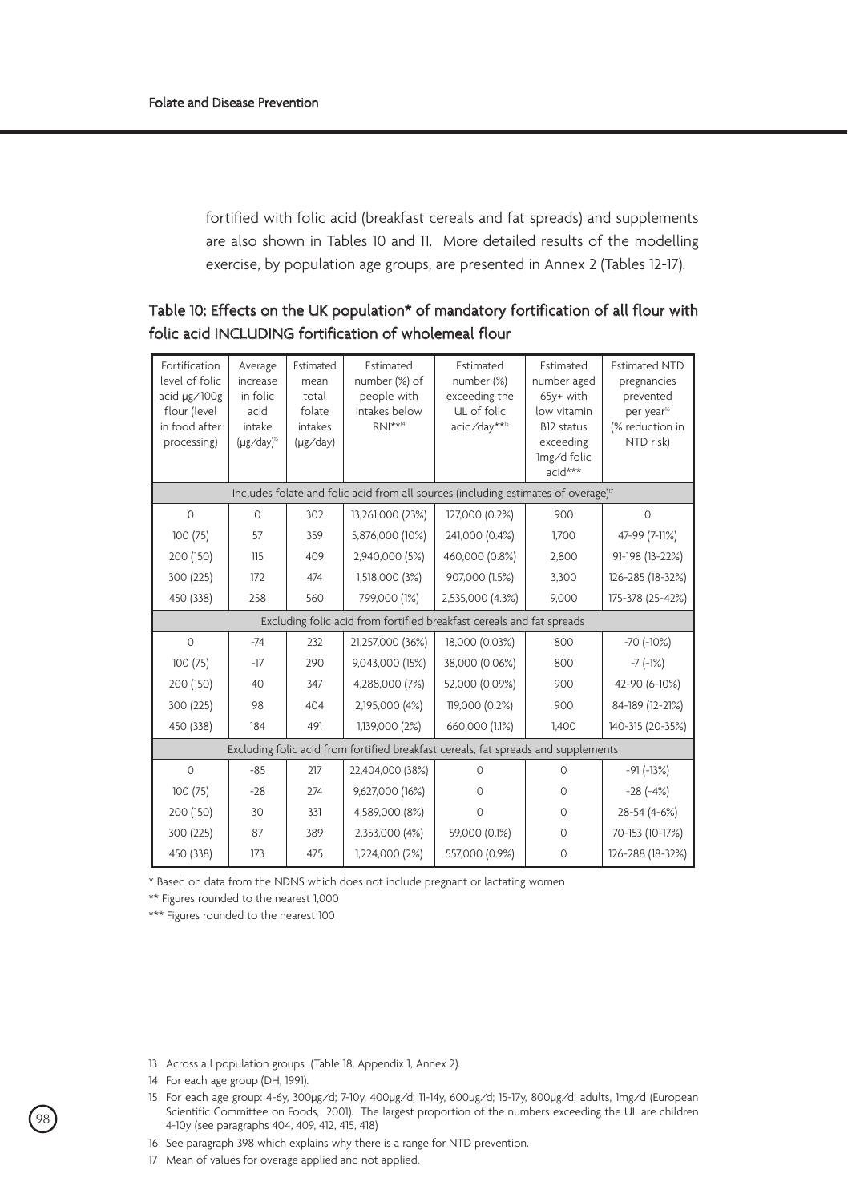fortified with folic acid (breakfast cereals and fat spreads) and supplements are also shown in Tables 10 and 11. More detailed results of the modelling exercise, by population age groups, are presented in Annex 2 (Tables 12-17).

### Table 10: Effects on the UK population* of mandatory fortification of all flour with folic acid INCLUDING fortification of wholemeal flour

| Fortification level of folic acid µg/100g flour (level in food after processing) | Average increase in folic acid intake (µg/day)[13] | Estimated mean total folate intakes (µg/day) | Estimated number (%) of people with intakes below RNI**[14] | Estimated number (%) exceeding the UL of folic acid/day**[15] | Estimated number aged 65y+ with low vitamin B12 status exceeding 1mg/d folic acid*** | Estimated NTD pregnancies prevented per year[16] (% reduction in NTD risk) |
|---|---|---|---|---|---|---|
| Includes folate and folic acid from all sources (including estimates of overage)[17] | | | | | | |
| 0 | 0 | 302 | 13,261,000 (23%) | 127,000 (0.2%) | 900 | 0 |
| 100 (75) | 57 | 359 | 5,876,000 (10%) | 241,000 (0.4%) | 1,700 | 47-99 (7-11%) |
| 200 (150) | 115 | 409 | 2,940,000 (5%) | 460,000 (0.8%) | 2,800 | 91-198 (13-22%) |
| 300 (225) | 172 | 474 | 1,518,000 (3%) | 907,000 (1.5%) | 3,300 | 126-285 (18-32%) |
| 450 (338) | 258 | 560 | 799,000 (1%) | 2,535,000 (4.3%) | 9,000 | 175-378 (25-42%) |
| Excluding folic acid from fortified breakfast cereals and fat spreads | | | | | | |
| 0 | -74 | 232 | 21,257,000 (36%) | 18,000 (0.03%) | 800 | -70 (-10%) |
| 100 (75) | -17 | 290 | 9,043,000 (15%) | 38,000 (0.06%) | 800 | -7 (-1%) |
| 200 (150) | 40 | 347 | 4,288,000 (7%) | 52,000 (0.09%) | 900 | 42-90 (6-10%) |
| 300 (225) | 98 | 404 | 2,195,000 (4%) | 119,000 (0.2%) | 900 | 84-189 (12-21%) |
| 450 (338) | 184 | 491 | 1,139,000 (2%) | 660,000 (1.1%) | 1,400 | 140-315 (20-35%) |
| Excluding folic acid from fortified breakfast cereals, fat spreads and supplements | | | | | | |
| 0 | -85 | 217 | 22,404,000 (38%) | 0 | 0 | -91 (-13%) |
| 100 (75) | -28 | 274 | 9,627,000 (16%) | 0 | 0 | -28 (-4%) |
| 200 (150) | 30 | 331 | 4,589,000 (8%) | 0 | 0 | 28-54 (4-6%) |
| 300 (225) | 87 | 389 | 2,353,000 (4%) | 59,000 (0.1%) | 0 | 70-153 (10-17%) |
| 450 (338) | 173 | 475 | 1,224,000 (2%) | 557,000 (0.9%) | 0 | 126-288 (18-32%) |

\* Based on data from the NDNS which does not include pregnant or lactating women

** Figures rounded to the nearest 1,000

*** Figures rounded to the nearest 100

13 Across all population groups (Table 18, Appendix 1, Annex 2).

14 For each age group (DH, 1991).

15 For each age group: 4-6y, 300µg/d; 7-10y, 400µg/d; 11-14y, 600µg/d; 15-17y, 800µg/d; adults, 1mg/d (European Scientific Committee on Foods, 2001). The largest proportion of the numbers exceeding the UL are children 4-10y (see paragraphs 404, 409, 412, 415, 418)

16 See paragraph 398 which explains why there is a range for NTD prevention.

17 Mean of values for overage applied and not applied.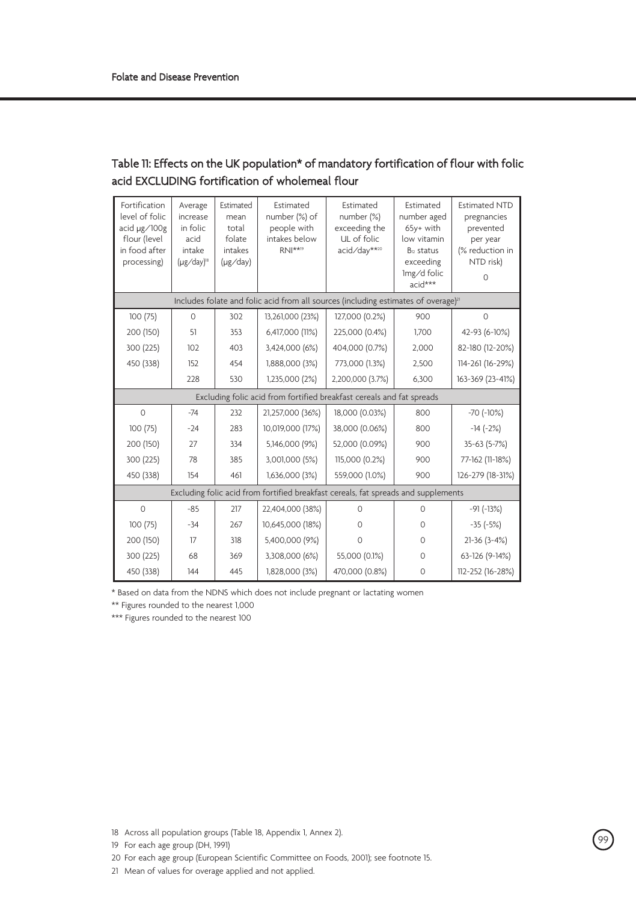## Table 11: Effects on the UK population* of mandatory fortification of flour with folic acid EXCLUDING fortification of wholemeal flour

| Fortification level of folic acid µg/100g flour (level in food after processing) | Average increase in folic acid intake (µg/day)[18] | Estimated mean total folate intakes (µg/day) | Estimated number (%) of people with intakes below RNI**[19] | Estimated number (%) exceeding the UL of folic acid/day**[20] | Estimated number aged 65y+ with low vitamin $B_{12}$ status exceeding 1mg/d folic acid*** | Estimated NTD pregnancies prevented per year (% reduction in NTD risk) 0 |
|---|---|---|---|---|---|---|
| Includes folate and folic acid from all sources (including estimates of overage)[21] | | | | | | |
| 100 (75) | 0 | 302 | 13,261,000 (23%) | 127,000 (0.2%) | 900 | 0 |
| 200 (150) | 51 | 353 | 6,417,000 (11%) | 225,000 (0.4%) | 1,700 | 42-93 (6-10%) |
| 300 (225) | 102 | 403 | 3,424,000 (6%) | 404,000 (0.7%) | 2,000 | 82-180 (12-20%) |
| 450 (338) | 152 | 454 | 1,888,000 (3%) | 773,000 (1.3%) | 2,500 | 114-261 (16-29%) |
| | 228 | 530 | 1,235,000 (2%) | 2,200,000 (3.7%) | 6,300 | 163-369 (23-41%) |
| Excluding folic acid from fortified breakfast cereals and fat spreads | | | | | | |
| 0 | -74 | 232 | 21,257,000 (36%) | 18,000 (0.03%) | 800 | -70 (-10%) |
| 100 (75) | -24 | 283 | 10,019,000 (17%) | 38,000 (0.06%) | 800 | -14 (-2%) |
| 200 (150) | 27 | 334 | 5,146,000 (9%) | 52,000 (0.09%) | 900 | 35-63 (5-7%) |
| 300 (225) | 78 | 385 | 3,001,000 (5%) | 115,000 (0.2%) | 900 | 77-162 (11-18%) |
| 450 (338) | 154 | 461 | 1,636,000 (3%) | 559,000 (1.0%) | 900 | 126-279 (18-31%) |
| Excluding folic acid from fortified breakfast cereals, fat spreads and supplements | | | | | | |
| 0 | -85 | 217 | 22,404,000 (38%) | 0 | 0 | -91 (-13%) |
| 100 (75) | -34 | 267 | 10,645,000 (18%) | 0 | 0 | -35 (-5%) |
| 200 (150) | 17 | 318 | 5,400,000 (9%) | 0 | 0 | 21-36 (3-4%) |
| 300 (225) | 68 | 369 | 3,308,000 (6%) | 55,000 (0.1%) | 0 | 63-126 (9-14%) |
| 450 (338) | 144 | 445 | 1,828,000 (3%) | 470,000 (0.8%) | 0 | 112-252 (16-28%) |

\* Based on data from the NDNS which does not include pregnant or lactating women

** Figures rounded to the nearest 1,000

*** Figures rounded to the nearest 100

18 Across all population groups (Table 18, Appendix 1, Annex 2).

19 For each age group (DH, 1991)

20 For each age group (European Scientific Committee on Foods, 2001); see footnote 15.

21 Mean of values for overage applied and not applied.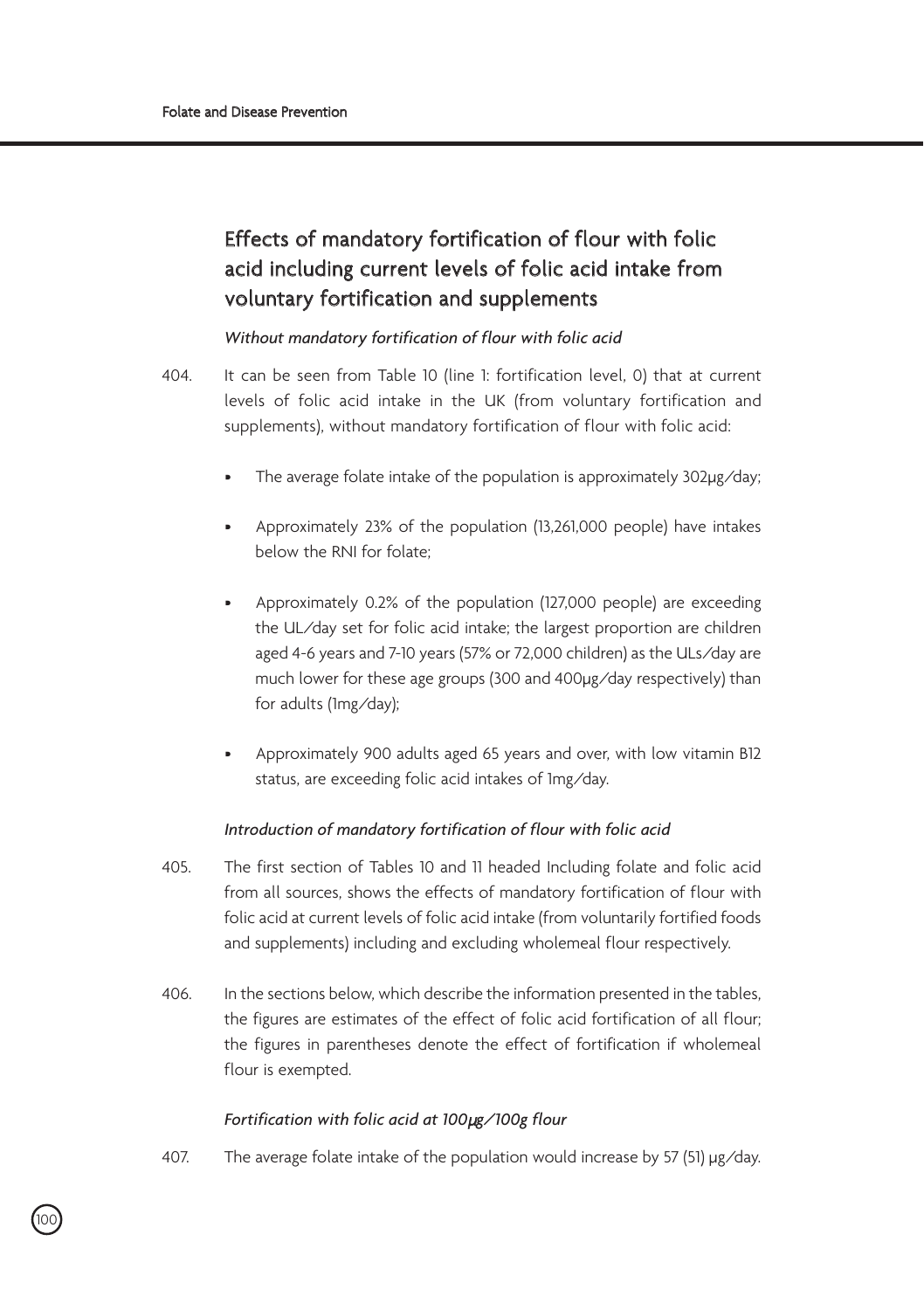## Effects of mandatory fortification of flour with folic acid including current levels of folic acid intake from voluntary fortification and supplements

*Without mandatory fortification of flour with folic acid*

404. It can be seen from Table 10 (line 1: fortification level, 0) that at current levels of folic acid intake in the UK (from voluntary fortification and supplements), without mandatory fortification of flour with folic acid:

- The average folate intake of the population is approximately 302µg/day;
- Approximately 23% of the population (13,261,000 people) have intakes below the RNI for folate;
- Approximately 0.2% of the population (127,000 people) are exceeding the UL/day set for folic acid intake; the largest proportion are children aged 4-6 years and 7-10 years (57% or 72,000 children) as the ULs/day are much lower for these age groups (300 and 400µg/day respectively) than for adults (1mg/day);
- Approximately 900 adults aged 65 years and over, with low vitamin B12 status, are exceeding folic acid intakes of 1mg/day.

*Introduction of mandatory fortification of flour with folic acid*

405. The first section of Tables 10 and 11 headed Including folate and folic acid from all sources, shows the effects of mandatory fortification of flour with folic acid at current levels of folic acid intake (from voluntarily fortified foods and supplements) including and excluding wholemeal flour respectively.

406. In the sections below, which describe the information presented in the tables, the figures are estimates of the effect of folic acid fortification of all flour; the figures in parentheses denote the effect of fortification if wholemeal flour is exempted.

*Fortification with folic acid at 100µg/100g flour*

407. The average folate intake of the population would increase by 57 (51) µg/day.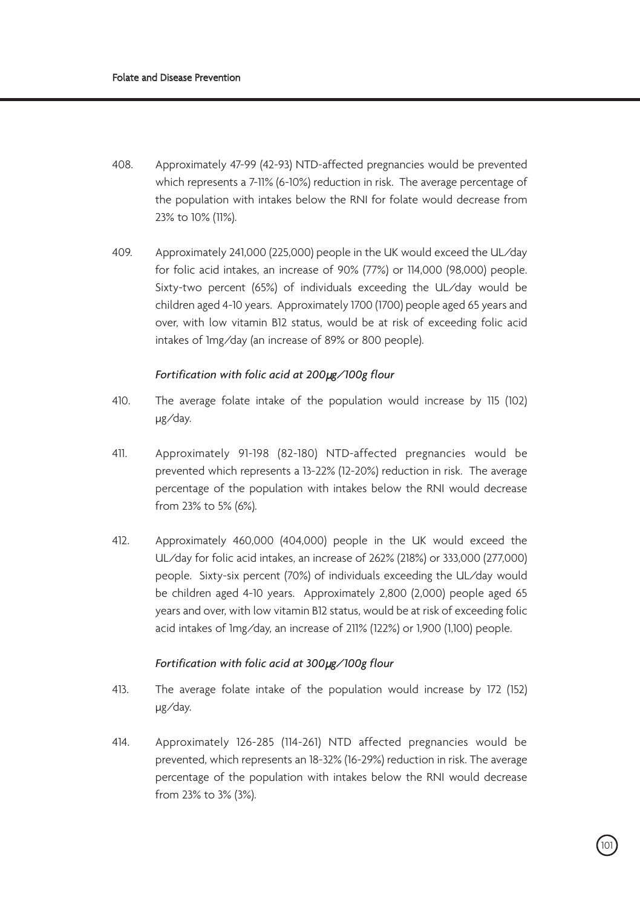408. Approximately 47-99 (42-93) NTD-affected pregnancies would be prevented which represents a 7-11% (6-10%) reduction in risk. The average percentage of the population with intakes below the RNI for folate would decrease from 23% to 10% (11%).

409. Approximately 241,000 (225,000) people in the UK would exceed the UL/day for folic acid intakes, an increase of 90% (77%) or 114,000 (98,000) people. Sixty-two percent (65%) of individuals exceeding the UL/day would be children aged 4-10 years. Approximately 1700 (1700) people aged 65 years and over, with low vitamin B12 status, would be at risk of exceeding folic acid intakes of 1mg/day (an increase of 89% or 800 people).

*Fortification with folic acid at 200μg/100g flour*

410. The average folate intake of the population would increase by 115 (102) μg/day.

411. Approximately 91-198 (82-180) NTD-affected pregnancies would be prevented which represents a 13-22% (12-20%) reduction in risk. The average percentage of the population with intakes below the RNI would decrease from 23% to 5% (6%).

412. Approximately 460,000 (404,000) people in the UK would exceed the UL/day for folic acid intakes, an increase of 262% (218%) or 333,000 (277,000) people. Sixty-six percent (70%) of individuals exceeding the UL/day would be children aged 4-10 years. Approximately 2,800 (2,000) people aged 65 years and over, with low vitamin B12 status, would be at risk of exceeding folic acid intakes of 1mg/day, an increase of 211% (122%) or 1,900 (1,100) people.

*Fortification with folic acid at 300μg/100g flour*

413. The average folate intake of the population would increase by 172 (152) μg/day.

414. Approximately 126-285 (114-261) NTD affected pregnancies would be prevented, which represents an 18-32% (16-29%) reduction in risk. The average percentage of the population with intakes below the RNI would decrease from 23% to 3% (3%).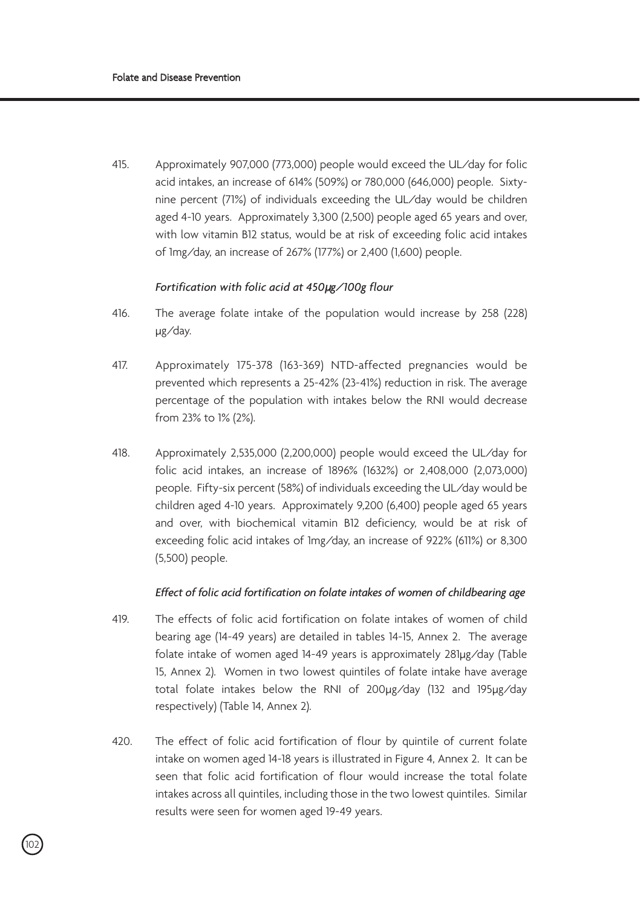415. Approximately 907,000 (773,000) people would exceed the UL/day for folic acid intakes, an increase of 614% (509%) or 780,000 (646,000) people. Sixty-nine percent (71%) of individuals exceeding the UL/day would be children aged 4-10 years. Approximately 3,300 (2,500) people aged 65 years and over, with low vitamin B12 status, would be at risk of exceeding folic acid intakes of 1mg/day, an increase of 267% (177%) or 2,400 (1,600) people.

*Fortification with folic acid at 450µg/100g flour*

416. The average folate intake of the population would increase by 258 (228) µg/day.

417. Approximately 175-378 (163-369) NTD-affected pregnancies would be prevented which represents a 25-42% (23-41%) reduction in risk. The average percentage of the population with intakes below the RNI would decrease from 23% to 1% (2%).

418. Approximately 2,535,000 (2,200,000) people would exceed the UL/day for folic acid intakes, an increase of 1896% (1632%) or 2,408,000 (2,073,000) people. Fifty-six percent (58%) of individuals exceeding the UL/day would be children aged 4-10 years. Approximately 9,200 (6,400) people aged 65 years and over, with biochemical vitamin B12 deficiency, would be at risk of exceeding folic acid intakes of 1mg/day, an increase of 922% (611%) or 8,300 (5,500) people.

*Effect of folic acid fortification on folate intakes of women of childbearing age*

419. The effects of folic acid fortification on folate intakes of women of child bearing age (14-49 years) are detailed in tables 14-15, Annex 2. The average folate intake of women aged 14-49 years is approximately 281µg/day (Table 15, Annex 2). Women in two lowest quintiles of folate intake have average total folate intakes below the RNI of 200µg/day (132 and 195µg/day respectively) (Table 14, Annex 2).

420. The effect of folic acid fortification of flour by quintile of current folate intake on women aged 14-18 years is illustrated in Figure 4, Annex 2. It can be seen that folic acid fortification of flour would increase the total folate intakes across all quintiles, including those in the two lowest quintiles. Similar results were seen for women aged 19-49 years.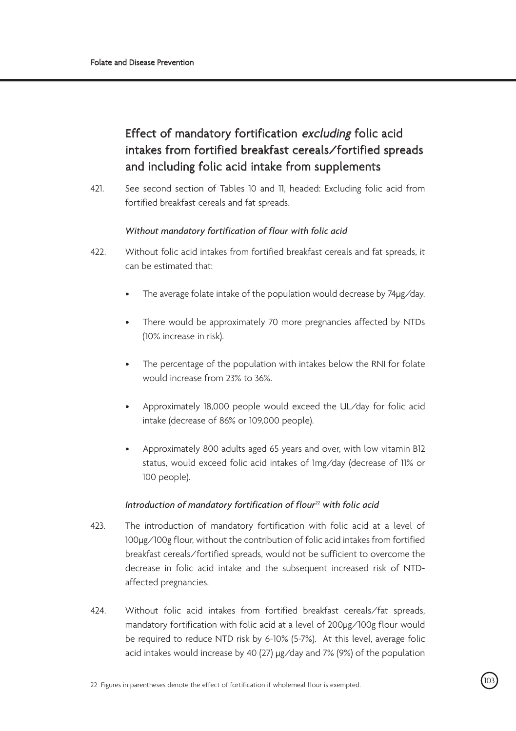## Effect of mandatory fortification *excluding* folic acid intakes from fortified breakfast cereals/fortified spreads and including folic acid intake from supplements

421. See second section of Tables 10 and 11, headed: Excluding folic acid from fortified breakfast cereals and fat spreads.

### *Without mandatory fortification of flour with folic acid*

422. Without folic acid intakes from fortified breakfast cereals and fat spreads, it can be estimated that:

- The average folate intake of the population would decrease by 74µg/day.
- There would be approximately 70 more pregnancies affected by NTDs (10% increase in risk).
- The percentage of the population with intakes below the RNI for folate would increase from 23% to 36%.
- Approximately 18,000 people would exceed the UL/day for folic acid intake (decrease of 86% or 109,000 people).
- Approximately 800 adults aged 65 years and over, with low vitamin B12 status, would exceed folic acid intakes of 1mg/day (decrease of 11% or 100 people).

### *Introduction of mandatory fortification of flour[22] with folic acid*

423. The introduction of mandatory fortification with folic acid at a level of 100µg/100g flour, without the contribution of folic acid intakes from fortified breakfast cereals/fortified spreads, would not be sufficient to overcome the decrease in folic acid intake and the subsequent increased risk of NTD-affected pregnancies.

424. Without folic acid intakes from fortified breakfast cereals/fat spreads, mandatory fortification with folic acid at a level of 200µg/100g flour would be required to reduce NTD risk by 6-10% (5-7%). At this level, average folic acid intakes would increase by 40 (27) µg/day and 7% (9%) of the population

22 Figures in parentheses denote the effect of fortification if wholemeal flour is exempted.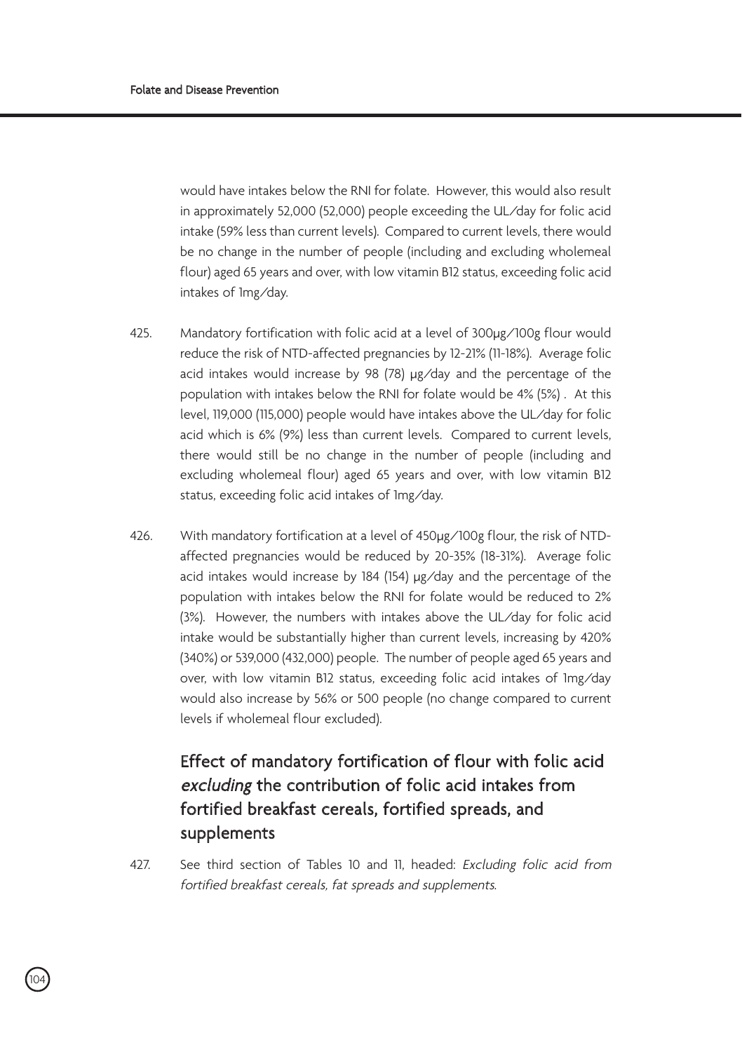would have intakes below the RNI for folate. However, this would also result in approximately 52,000 (52,000) people exceeding the UL/day for folic acid intake (59% less than current levels). Compared to current levels, there would be no change in the number of people (including and excluding wholemeal flour) aged 65 years and over, with low vitamin B12 status, exceeding folic acid intakes of 1mg/day.

425. Mandatory fortification with folic acid at a level of 300μg/100g flour would reduce the risk of NTD-affected pregnancies by 12-21% (11-18%). Average folic acid intakes would increase by 98 (78) μg/day and the percentage of the population with intakes below the RNI for folate would be 4% (5%) . At this level, 119,000 (115,000) people would have intakes above the UL/day for folic acid which is 6% (9%) less than current levels. Compared to current levels, there would still be no change in the number of people (including and excluding wholemeal flour) aged 65 years and over, with low vitamin B12 status, exceeding folic acid intakes of 1mg/day.

426. With mandatory fortification at a level of 450μg/100g flour, the risk of NTD-affected pregnancies would be reduced by 20-35% (18-31%). Average folic acid intakes would increase by 184 (154) μg/day and the percentage of the population with intakes below the RNI for folate would be reduced to 2% (3%). However, the numbers with intakes above the UL/day for folic acid intake would be substantially higher than current levels, increasing by 420% (340%) or 539,000 (432,000) people. The number of people aged 65 years and over, with low vitamin B12 status, exceeding folic acid intakes of 1mg/day would also increase by 56% or 500 people (no change compared to current levels if wholemeal flour excluded).

## Effect of mandatory fortification of flour with folic acid *excluding* the contribution of folic acid intakes from fortified breakfast cereals, fortified spreads, and supplements

427. See third section of Tables 10 and 11, headed: *Excluding folic acid from fortified breakfast cereals, fat spreads and supplements*.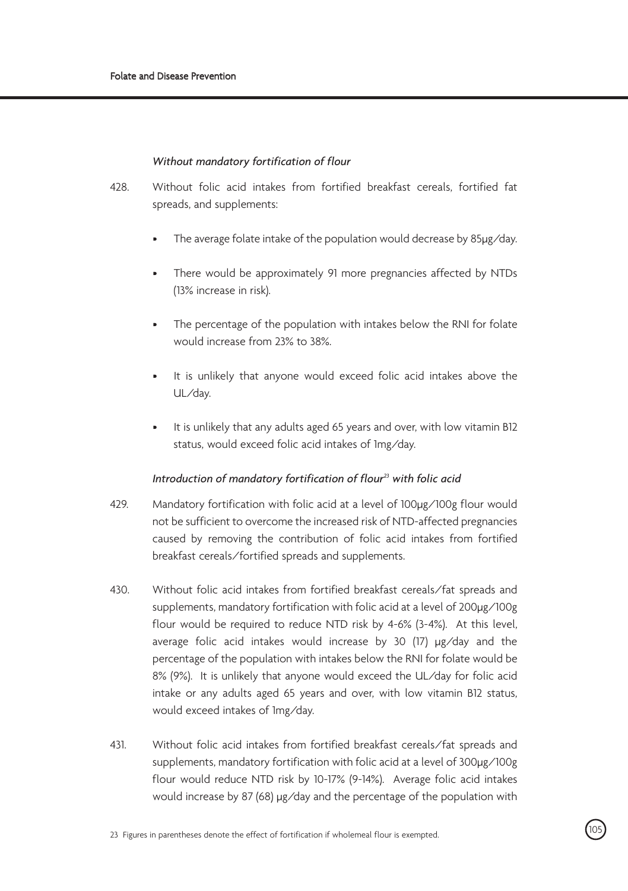*Without mandatory fortification of flour*

428. Without folic acid intakes from fortified breakfast cereals, fortified fat spreads, and supplements:

- The average folate intake of the population would decrease by 85µg/day.
- There would be approximately 91 more pregnancies affected by NTDs (13% increase in risk).
- The percentage of the population with intakes below the RNI for folate would increase from 23% to 38%.
- It is unlikely that anyone would exceed folic acid intakes above the UL/day.
- It is unlikely that any adults aged 65 years and over, with low vitamin B12 status, would exceed folic acid intakes of 1mg/day.

*Introduction of mandatory fortification of flour[23] with folic acid*

429. Mandatory fortification with folic acid at a level of 100µg/100g flour would not be sufficient to overcome the increased risk of NTD-affected pregnancies caused by removing the contribution of folic acid intakes from fortified breakfast cereals/fortified spreads and supplements.

430. Without folic acid intakes from fortified breakfast cereals/fat spreads and supplements, mandatory fortification with folic acid at a level of 200µg/100g flour would be required to reduce NTD risk by 4-6% (3-4%). At this level, average folic acid intakes would increase by 30 (17) µg/day and the percentage of the population with intakes below the RNI for folate would be 8% (9%). It is unlikely that anyone would exceed the UL/day for folic acid intake or any adults aged 65 years and over, with low vitamin B12 status, would exceed intakes of 1mg/day.

431. Without folic acid intakes from fortified breakfast cereals/fat spreads and supplements, mandatory fortification with folic acid at a level of 300µg/100g flour would reduce NTD risk by 10-17% (9-14%). Average folic acid intakes would increase by 87 (68) µg/day and the percentage of the population with

[23] Figures in parentheses denote the effect of fortification if wholemeal flour is exempted.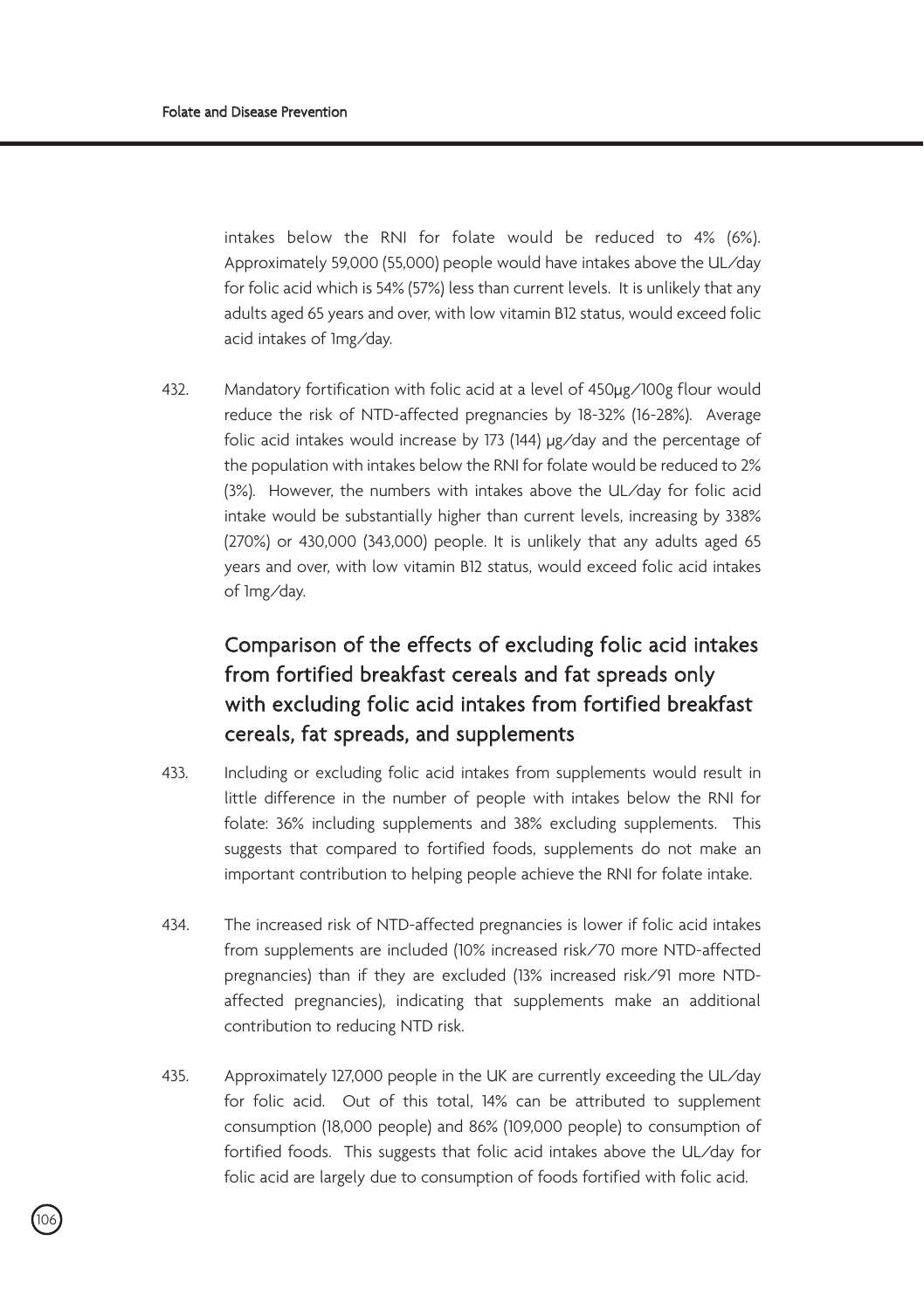intakes below the RNI for folate would be reduced to 4% (6%). Approximately 59,000 (55,000) people would have intakes above the UL/day for folic acid which is 54% (57%) less than current levels. It is unlikely that any adults aged 65 years and over, with low vitamin B12 status, would exceed folic acid intakes of 1mg/day.

432. Mandatory fortification with folic acid at a level of 450μg/100g flour would reduce the risk of NTD-affected pregnancies by 18-32% (16-28%). Average folic acid intakes would increase by 173 (144) μg/day and the percentage of the population with intakes below the RNI for folate would be reduced to 2% (3%). However, the numbers with intakes above the UL/day for folic acid intake would be substantially higher than current levels, increasing by 338% (270%) or 430,000 (343,000) people. It is unlikely that any adults aged 65 years and over, with low vitamin B12 status, would exceed folic acid intakes of 1mg/day.

## Comparison of the effects of excluding folic acid intakes from fortified breakfast cereals and fat spreads only with excluding folic acid intakes from fortified breakfast cereals, fat spreads, and supplements

433. Including or excluding folic acid intakes from supplements would result in little difference in the number of people with intakes below the RNI for folate: 36% including supplements and 38% excluding supplements. This suggests that compared to fortified foods, supplements do not make an important contribution to helping people achieve the RNI for folate intake.

434. The increased risk of NTD-affected pregnancies is lower if folic acid intakes from supplements are included (10% increased risk/70 more NTD-affected pregnancies) than if they are excluded (13% increased risk/91 more NTD-affected pregnancies), indicating that supplements make an additional contribution to reducing NTD risk.

435. Approximately 127,000 people in the UK are currently exceeding the UL/day for folic acid. Out of this total, 14% can be attributed to supplement consumption (18,000 people) and 86% (109,000 people) to consumption of fortified foods. This suggests that folic acid intakes above the UL/day for folic acid are largely due to consumption of foods fortified with folic acid.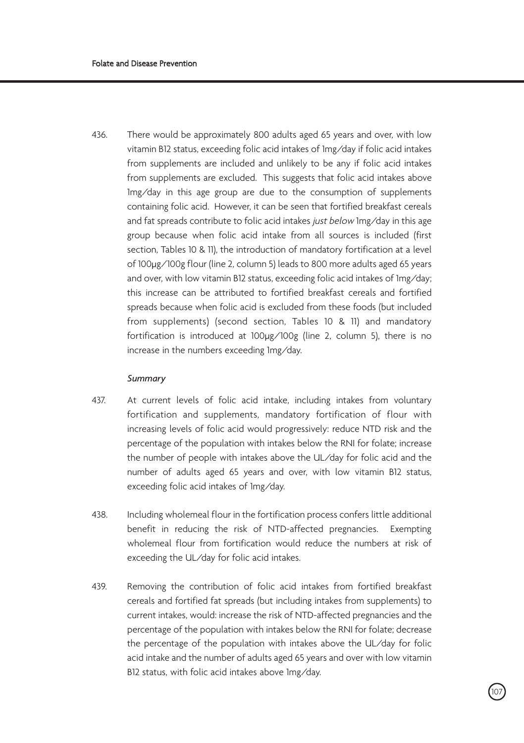436. There would be approximately 800 adults aged 65 years and over, with low vitamin B12 status, exceeding folic acid intakes of 1mg/day if folic acid intakes from supplements are included and unlikely to be any if folic acid intakes from supplements are excluded. This suggests that folic acid intakes above 1mg/day in this age group are due to the consumption of supplements containing folic acid. However, it can be seen that fortified breakfast cereals and fat spreads contribute to folic acid intakes *just below* 1mg/day in this age group because when folic acid intake from all sources is included (first section, Tables 10 & 11), the introduction of mandatory fortification at a level of 100µg/100g flour (line 2, column 5) leads to 800 more adults aged 65 years and over, with low vitamin B12 status, exceeding folic acid intakes of 1mg/day; this increase can be attributed to fortified breakfast cereals and fortified spreads because when folic acid is excluded from these foods (but included from supplements) (second section, Tables 10 & 11) and mandatory fortification is introduced at 100µg/100g (line 2, column 5), there is no increase in the numbers exceeding 1mg/day.

*Summary*

437. At current levels of folic acid intake, including intakes from voluntary fortification and supplements, mandatory fortification of flour with increasing levels of folic acid would progressively: reduce NTD risk and the percentage of the population with intakes below the RNI for folate; increase the number of people with intakes above the UL/day for folic acid and the number of adults aged 65 years and over, with low vitamin B12 status, exceeding folic acid intakes of 1mg/day.

438. Including wholemeal flour in the fortification process confers little additional benefit in reducing the risk of NTD-affected pregnancies. Exempting wholemeal flour from fortification would reduce the numbers at risk of exceeding the UL/day for folic acid intakes.

439. Removing the contribution of folic acid intakes from fortified breakfast cereals and fortified fat spreads (but including intakes from supplements) to current intakes, would: increase the risk of NTD-affected pregnancies and the percentage of the population with intakes below the RNI for folate; decrease the percentage of the population with intakes above the UL/day for folic acid intake and the number of adults aged 65 years and over with low vitamin B12 status, with folic acid intakes above 1mg/day.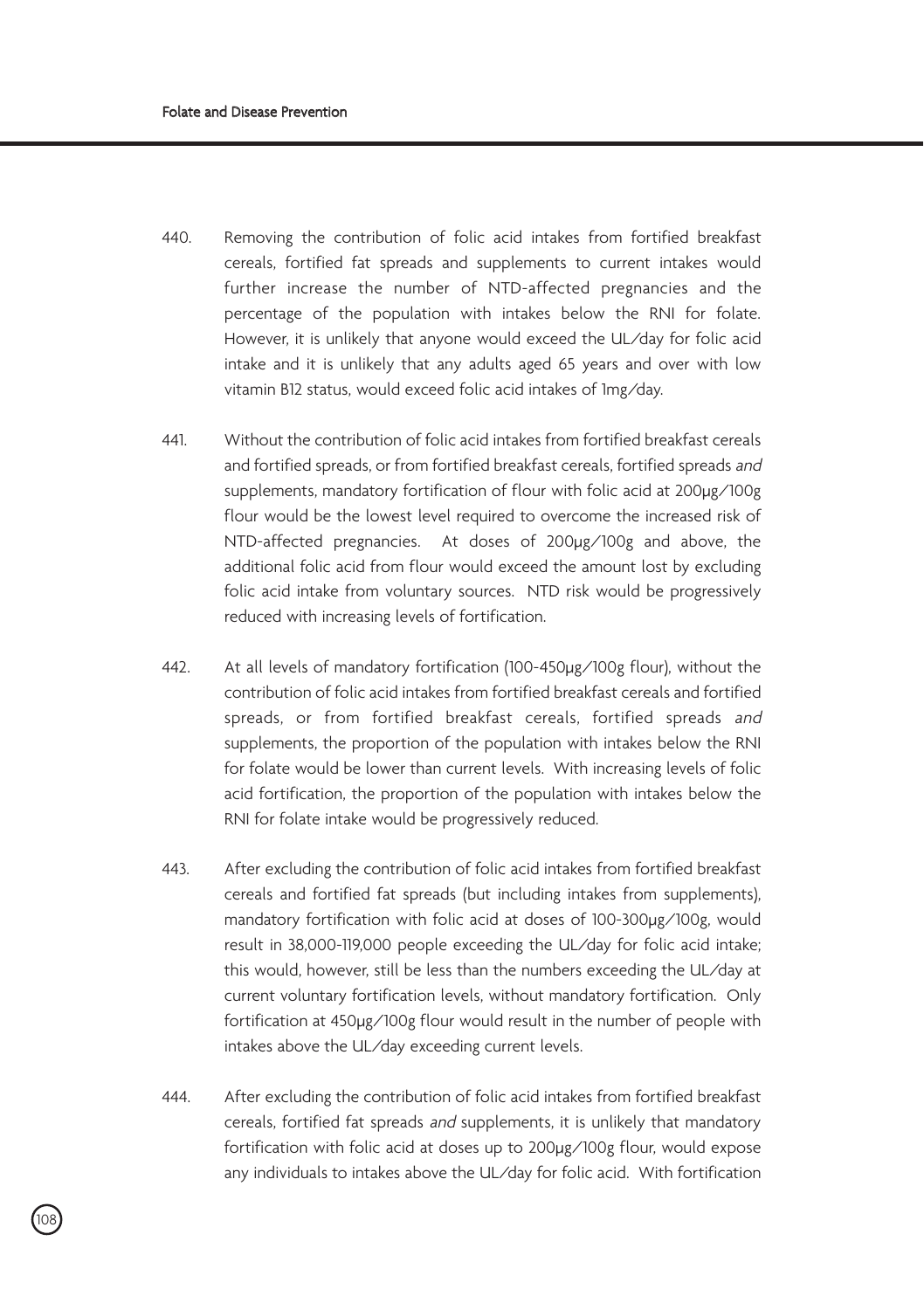440. Removing the contribution of folic acid intakes from fortified breakfast cereals, fortified fat spreads and supplements to current intakes would further increase the number of NTD-affected pregnancies and the percentage of the population with intakes below the RNI for folate. However, it is unlikely that anyone would exceed the UL/day for folic acid intake and it is unlikely that any adults aged 65 years and over with low vitamin B12 status, would exceed folic acid intakes of 1mg/day.

441. Without the contribution of folic acid intakes from fortified breakfast cereals and fortified spreads, or from fortified breakfast cereals, fortified spreads *and* supplements, mandatory fortification of flour with folic acid at 200μg/100g flour would be the lowest level required to overcome the increased risk of NTD-affected pregnancies. At doses of 200μg/100g and above, the additional folic acid from flour would exceed the amount lost by excluding folic acid intake from voluntary sources. NTD risk would be progressively reduced with increasing levels of fortification.

442. At all levels of mandatory fortification (100-450μg/100g flour), without the contribution of folic acid intakes from fortified breakfast cereals and fortified spreads, or from fortified breakfast cereals, fortified spreads *and* supplements, the proportion of the population with intakes below the RNI for folate would be lower than current levels. With increasing levels of folic acid fortification, the proportion of the population with intakes below the RNI for folate intake would be progressively reduced.

443. After excluding the contribution of folic acid intakes from fortified breakfast cereals and fortified fat spreads (but including intakes from supplements), mandatory fortification with folic acid at doses of 100-300μg/100g, would result in 38,000-119,000 people exceeding the UL/day for folic acid intake; this would, however, still be less than the numbers exceeding the UL/day at current voluntary fortification levels, without mandatory fortification. Only fortification at 450μg/100g flour would result in the number of people with intakes above the UL/day exceeding current levels.

444. After excluding the contribution of folic acid intakes from fortified breakfast cereals, fortified fat spreads *and* supplements, it is unlikely that mandatory fortification with folic acid at doses up to 200μg/100g flour, would expose any individuals to intakes above the UL/day for folic acid. With fortification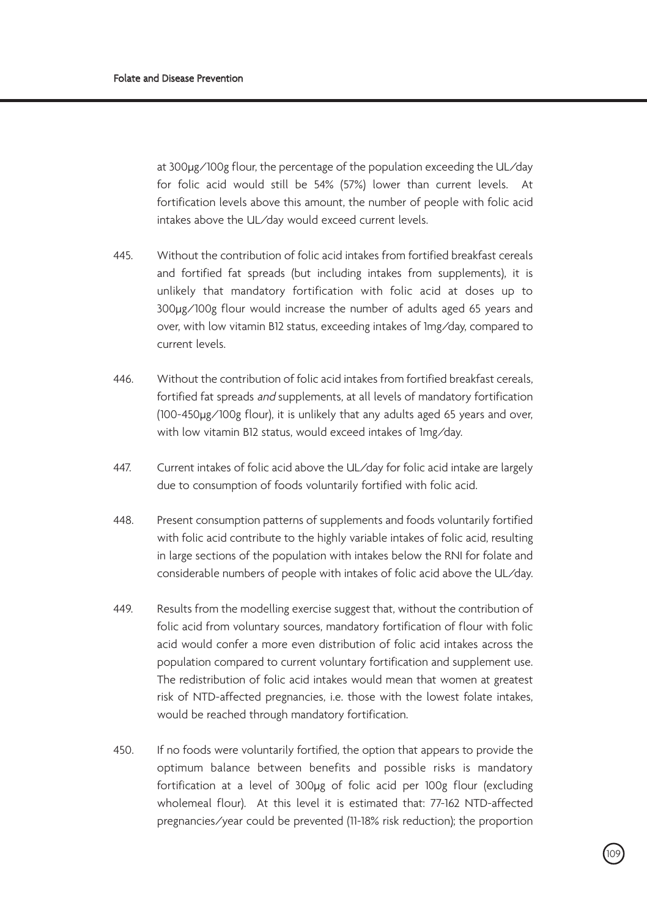at 300μg/100g flour, the percentage of the population exceeding the UL/day for folic acid would still be 54% (57%) lower than current levels. At fortification levels above this amount, the number of people with folic acid intakes above the UL/day would exceed current levels.

445. Without the contribution of folic acid intakes from fortified breakfast cereals and fortified fat spreads (but including intakes from supplements), it is unlikely that mandatory fortification with folic acid at doses up to 300μg/100g flour would increase the number of adults aged 65 years and over, with low vitamin B12 status, exceeding intakes of 1mg/day, compared to current levels.

446. Without the contribution of folic acid intakes from fortified breakfast cereals, fortified fat spreads *and* supplements, at all levels of mandatory fortification (100-450μg/100g flour), it is unlikely that any adults aged 65 years and over, with low vitamin B12 status, would exceed intakes of 1mg/day.

447. Current intakes of folic acid above the UL/day for folic acid intake are largely due to consumption of foods voluntarily fortified with folic acid.

448. Present consumption patterns of supplements and foods voluntarily fortified with folic acid contribute to the highly variable intakes of folic acid, resulting in large sections of the population with intakes below the RNI for folate and considerable numbers of people with intakes of folic acid above the UL/day.

449. Results from the modelling exercise suggest that, without the contribution of folic acid from voluntary sources, mandatory fortification of flour with folic acid would confer a more even distribution of folic acid intakes across the population compared to current voluntary fortification and supplement use. The redistribution of folic acid intakes would mean that women at greatest risk of NTD-affected pregnancies, i.e. those with the lowest folate intakes, would be reached through mandatory fortification.

450. If no foods were voluntarily fortified, the option that appears to provide the optimum balance between benefits and possible risks is mandatory fortification at a level of 300μg of folic acid per 100g flour (excluding wholemeal flour). At this level it is estimated that: 77-162 NTD-affected pregnancies/year could be prevented (11-18% risk reduction); the proportion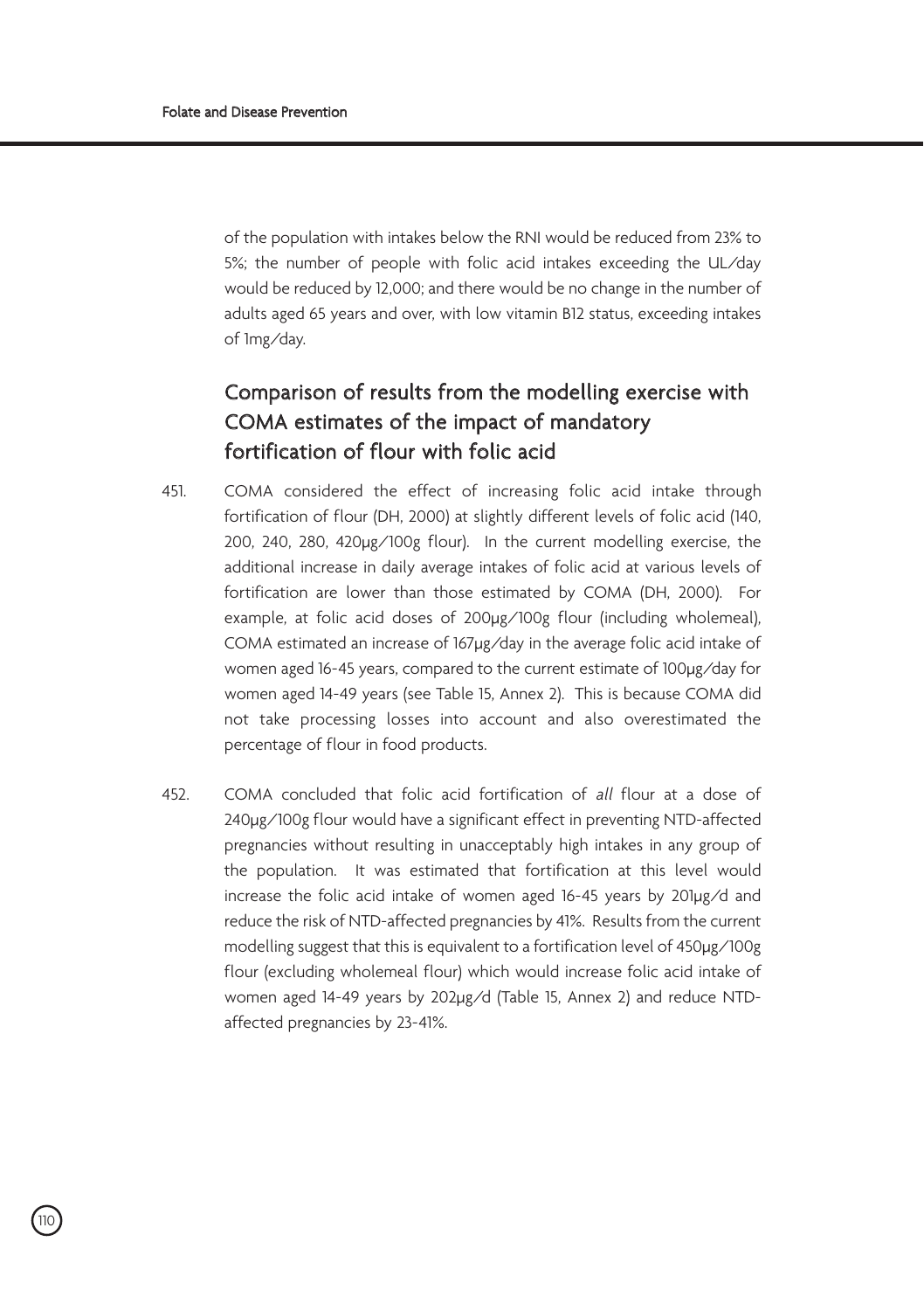of the population with intakes below the RNI would be reduced from 23% to 5%; the number of people with folic acid intakes exceeding the UL/day would be reduced by 12,000; and there would be no change in the number of adults aged 65 years and over, with low vitamin B12 status, exceeding intakes of 1mg/day.

## Comparison of results from the modelling exercise with COMA estimates of the impact of mandatory fortification of flour with folic acid

451. COMA considered the effect of increasing folic acid intake through fortification of flour (DH, 2000) at slightly different levels of folic acid (140, 200, 240, 280, 420µg/100g flour). In the current modelling exercise, the additional increase in daily average intakes of folic acid at various levels of fortification are lower than those estimated by COMA (DH, 2000). For example, at folic acid doses of 200µg/100g flour (including wholemeal), COMA estimated an increase of 167µg/day in the average folic acid intake of women aged 16-45 years, compared to the current estimate of 100µg/day for women aged 14-49 years (see Table 15, Annex 2). This is because COMA did not take processing losses into account and also overestimated the percentage of flour in food products.

452. COMA concluded that folic acid fortification of *all* flour at a dose of 240µg/100g flour would have a significant effect in preventing NTD-affected pregnancies without resulting in unacceptably high intakes in any group of the population. It was estimated that fortification at this level would increase the folic acid intake of women aged 16-45 years by 201µg/d and reduce the risk of NTD-affected pregnancies by 41%. Results from the current modelling suggest that this is equivalent to a fortification level of 450µg/100g flour (excluding wholemeal flour) which would increase folic acid intake of women aged 14-49 years by 202µg/d (Table 15, Annex 2) and reduce NTD-affected pregnancies by 23-41%.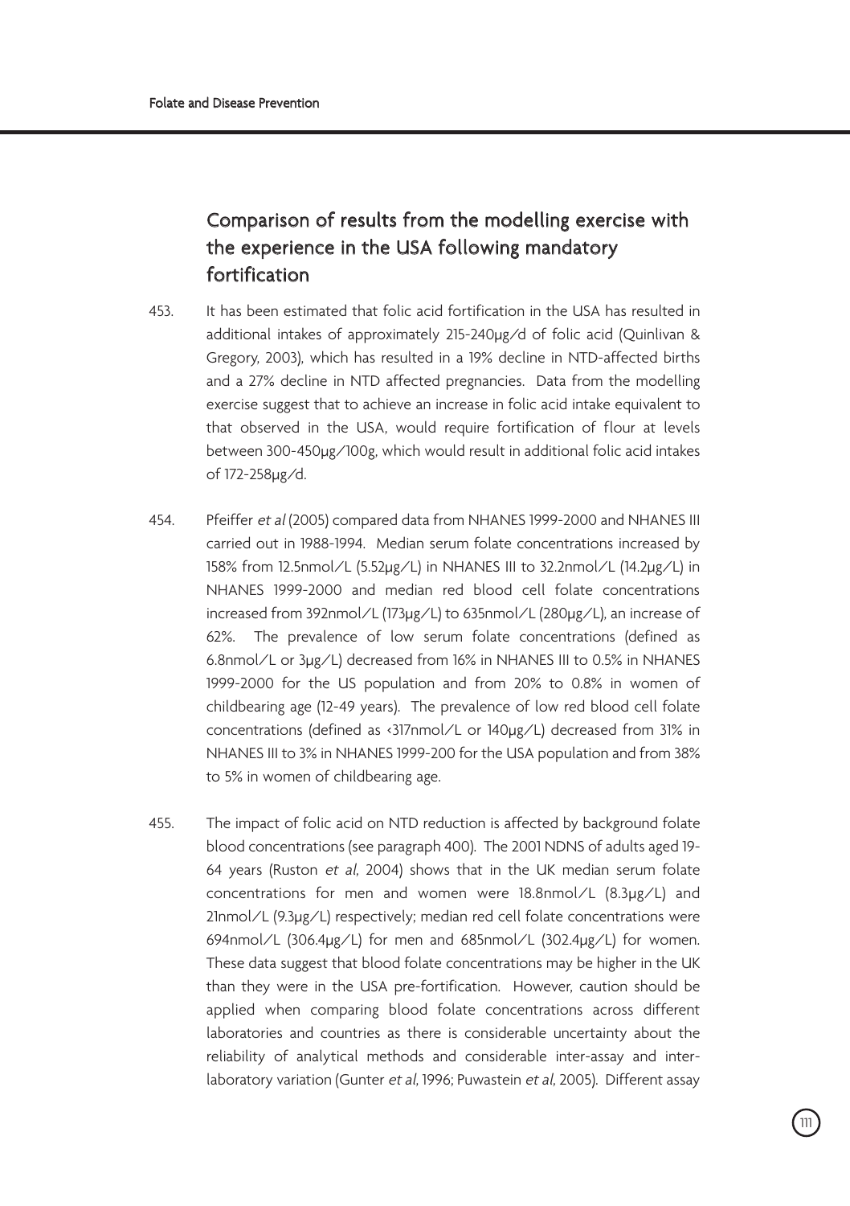## Comparison of results from the modelling exercise with the experience in the USA following mandatory fortification

453. It has been estimated that folic acid fortification in the USA has resulted in additional intakes of approximately 215-240µg/d of folic acid (Quinlivan & Gregory, 2003), which has resulted in a 19% decline in NTD-affected births and a 27% decline in NTD affected pregnancies. Data from the modelling exercise suggest that to achieve an increase in folic acid intake equivalent to that observed in the USA, would require fortification of flour at levels between 300-450µg/100g, which would result in additional folic acid intakes of 172-258µg/d.

454. Pfeiffer *et al* (2005) compared data from NHANES 1999-2000 and NHANES III carried out in 1988-1994. Median serum folate concentrations increased by 158% from 12.5nmol/L (5.52µg/L) in NHANES III to 32.2nmol/L (14.2µg/L) in NHANES 1999-2000 and median red blood cell folate concentrations increased from 392nmol/L (173µg/L) to 635nmol/L (280µg/L), an increase of 62%. The prevalence of low serum folate concentrations (defined as 6.8nmol/L or 3µg/L) decreased from 16% in NHANES III to 0.5% in NHANES 1999-2000 for the US population and from 20% to 0.8% in women of childbearing age (12-49 years). The prevalence of low red blood cell folate concentrations (defined as <317nmol/L or 140µg/L) decreased from 31% in NHANES III to 3% in NHANES 1999-200 for the USA population and from 38% to 5% in women of childbearing age.

455. The impact of folic acid on NTD reduction is affected by background folate blood concentrations (see paragraph 400). The 2001 NDNS of adults aged 19-64 years (Ruston *et al*, 2004) shows that in the UK median serum folate concentrations for men and women were 18.8nmol/L (8.3µg/L) and 21nmol/L (9.3µg/L) respectively; median red cell folate concentrations were 694nmol/L (306.4µg/L) for men and 685nmol/L (302.4µg/L) for women. These data suggest that blood folate concentrations may be higher in the UK than they were in the USA pre-fortification. However, caution should be applied when comparing blood folate concentrations across different laboratories and countries as there is considerable uncertainty about the reliability of analytical methods and considerable inter-assay and inter-laboratory variation (Gunter *et al*, 1996; Puwastein *et al*, 2005). Different assay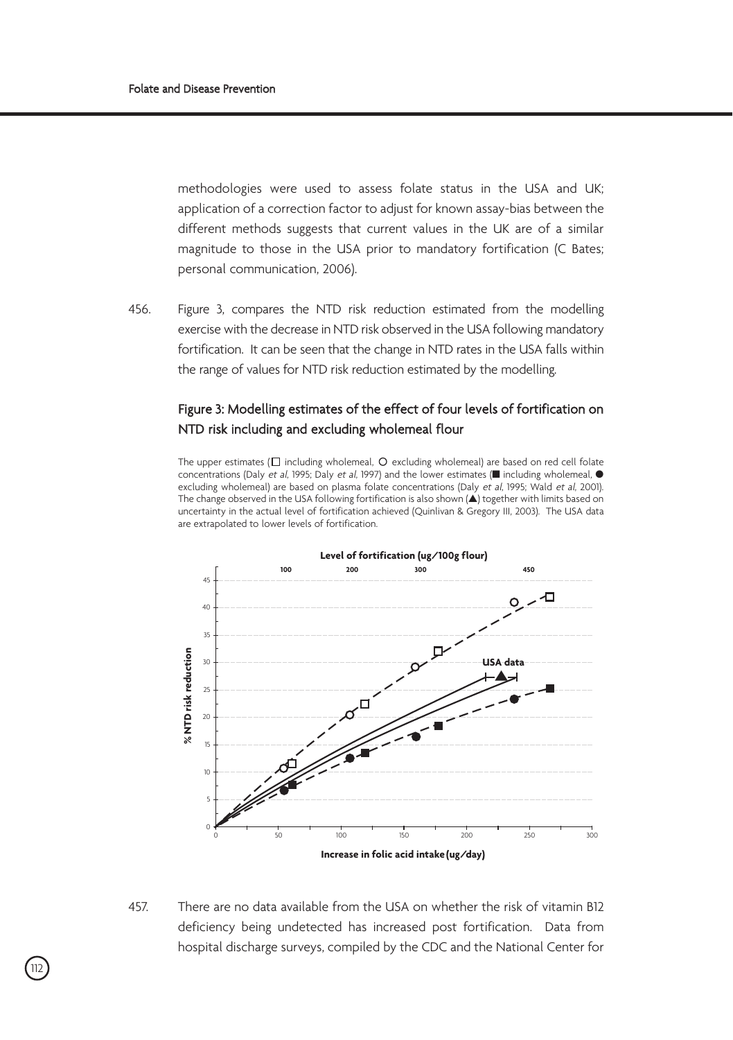methodologies were used to assess folate status in the USA and UK; application of a correction factor to adjust for known assay-bias between the different methods suggests that current values in the UK are of a similar magnitude to those in the USA prior to mandatory fortification (C Bates; personal communication, 2006).

456. Figure 3, compares the NTD risk reduction estimated from the modelling exercise with the decrease in NTD risk observed in the USA following mandatory fortification. It can be seen that the change in NTD rates in the USA falls within the range of values for NTD risk reduction estimated by the modelling.

### Figure 3: Modelling estimates of the effect of four levels of fortification on NTD risk including and excluding wholemeal flour

The upper estimates (□ including wholemeal, ○ excluding wholemeal) are based on red cell folate concentrations (Daly *et al*, 1995; Daly *et al*, 1997) and the lower estimates (■ including wholemeal, ● excluding wholemeal) are based on plasma folate concentrations (Daly *et al*, 1995; Wald *et al*, 2001). The change observed in the USA following fortification is also shown (▲) together with limits based on uncertainty in the actual level of fortification achieved (Quinlivan & Gregory III, 2003). The USA data are extrapolated to lower levels of fortification.

457. There are no data available from the USA on whether the risk of vitamin B12 deficiency being undetected has increased post fortification. Data from hospital discharge surveys, compiled by the CDC and the National Center for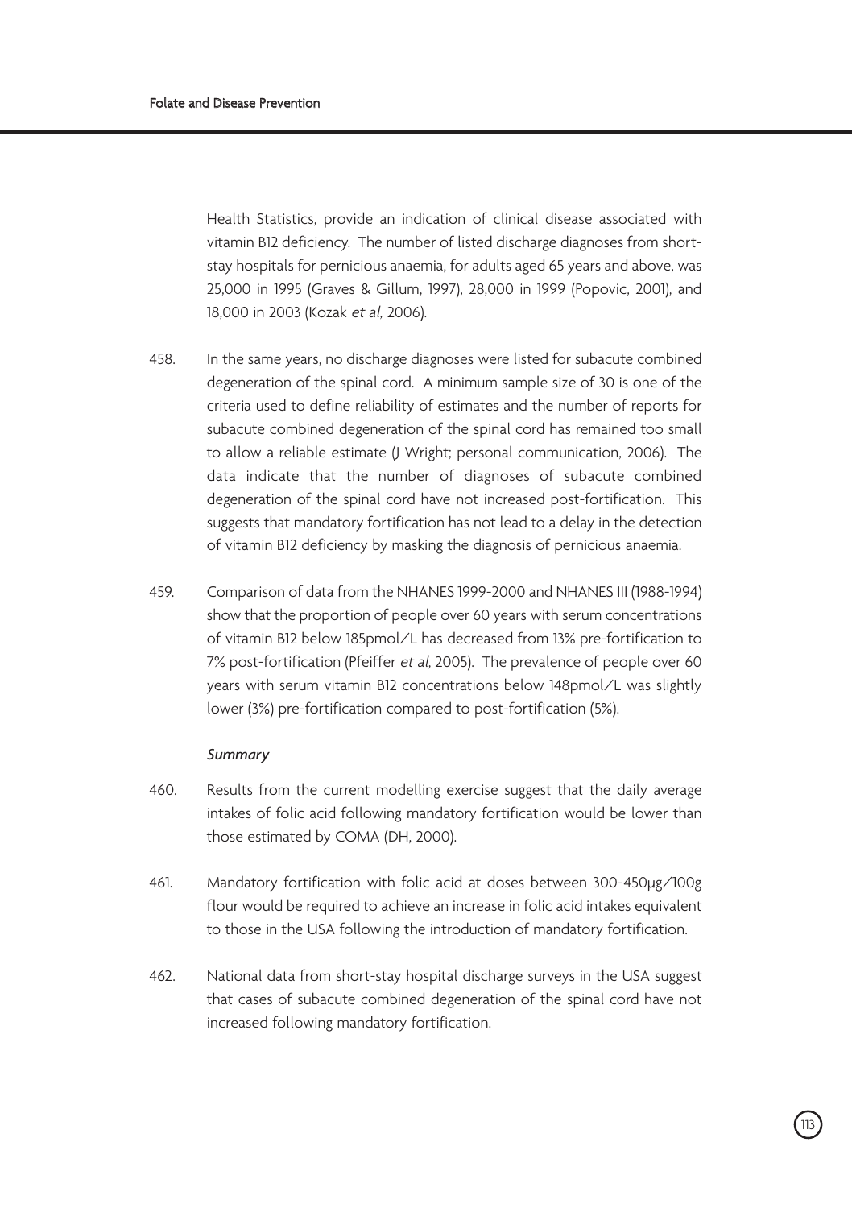Health Statistics, provide an indication of clinical disease associated with vitamin B12 deficiency. The number of listed discharge diagnoses from short-stay hospitals for pernicious anaemia, for adults aged 65 years and above, was 25,000 in 1995 (Graves & Gillum, 1997), 28,000 in 1999 (Popovic, 2001), and 18,000 in 2003 (Kozak *et al*, 2006).

458. In the same years, no discharge diagnoses were listed for subacute combined degeneration of the spinal cord. A minimum sample size of 30 is one of the criteria used to define reliability of estimates and the number of reports for subacute combined degeneration of the spinal cord has remained too small to allow a reliable estimate (J Wright; personal communication, 2006). The data indicate that the number of diagnoses of subacute combined degeneration of the spinal cord have not increased post-fortification. This suggests that mandatory fortification has not lead to a delay in the detection of vitamin B12 deficiency by masking the diagnosis of pernicious anaemia.

459. Comparison of data from the NHANES 1999-2000 and NHANES III (1988-1994) show that the proportion of people over 60 years with serum concentrations of vitamin B12 below 185pmol/L has decreased from 13% pre-fortification to 7% post-fortification (Pfeiffer *et al*, 2005). The prevalence of people over 60 years with serum vitamin B12 concentrations below 148pmol/L was slightly lower (3%) pre-fortification compared to post-fortification (5%).

*Summary*

460. Results from the current modelling exercise suggest that the daily average intakes of folic acid following mandatory fortification would be lower than those estimated by COMA (DH, 2000).

461. Mandatory fortification with folic acid at doses between 300-450µg/100g flour would be required to achieve an increase in folic acid intakes equivalent to those in the USA following the introduction of mandatory fortification.

462. National data from short-stay hospital discharge surveys in the USA suggest that cases of subacute combined degeneration of the spinal cord have not increased following mandatory fortification.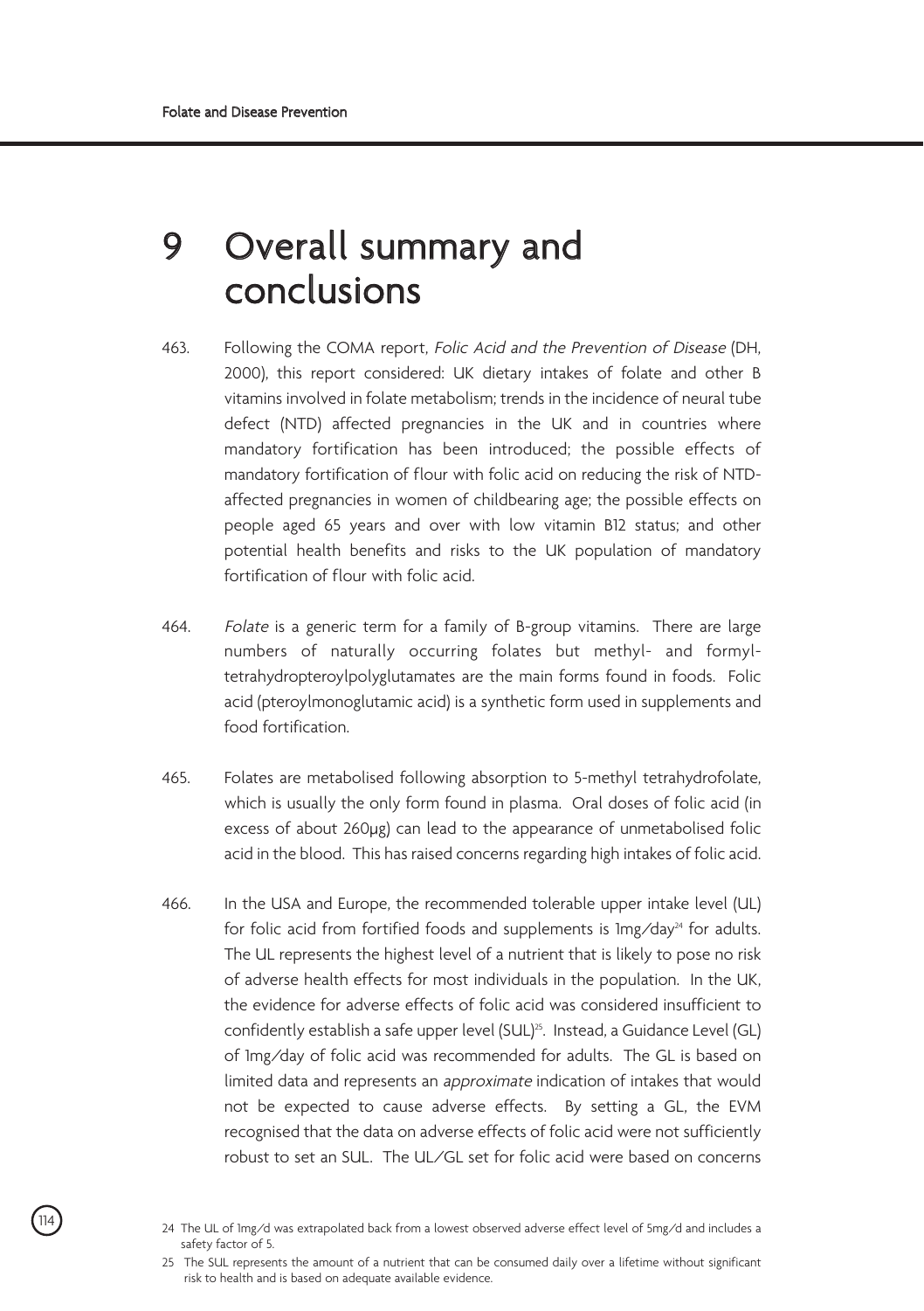// Page 114 — Folate and Disease Prevention

# 9 Overall summary and conclusions

463. Following the COMA report, *Folic Acid and the Prevention of Disease* (DH, 2000), this report considered: UK dietary intakes of folate and other B vitamins involved in folate metabolism; trends in the incidence of neural tube defect (NTD) affected pregnancies in the UK and in countries where mandatory fortification has been introduced; the possible effects of mandatory fortification of flour with folic acid on reducing the risk of NTD-affected pregnancies in women of childbearing age; the possible effects on people aged 65 years and over with low vitamin B12 status; and other potential health benefits and risks to the UK population of mandatory fortification of flour with folic acid.

464. *Folate* is a generic term for a family of B-group vitamins. There are large numbers of naturally occurring folates but methyl- and formyl-tetrahydropteroylpolyglutamates are the main forms found in foods. Folic acid (pteroylmonoglutamic acid) is a synthetic form used in supplements and food fortification.

465. Folates are metabolised following absorption to 5-methyl tetrahydrofolate, which is usually the only form found in plasma. Oral doses of folic acid (in excess of about 260μg) can lead to the appearance of unmetabolised folic acid in the blood. This has raised concerns regarding high intakes of folic acid.

466. In the USA and Europe, the recommended tolerable upper intake level (UL) for folic acid from fortified foods and supplements is 1mg/day[24] for adults. The UL represents the highest level of a nutrient that is likely to pose no risk of adverse health effects for most individuals in the population. In the UK, the evidence for adverse effects of folic acid was considered insufficient to confidently establish a safe upper level (SUL)[25]. Instead, a Guidance Level (GL) of 1mg/day of folic acid was recommended for adults. The GL is based on limited data and represents an *approximate* indication of intakes that would not be expected to cause adverse effects. By setting a GL, the EVM recognised that the data on adverse effects of folic acid were not sufficiently robust to set an SUL. The UL/GL set for folic acid were based on concerns

24 The UL of 1mg/d was extrapolated back from a lowest observed adverse effect level of 5mg/d and includes a safety factor of 5.

25 The SUL represents the amount of a nutrient that can be consumed daily over a lifetime without significant risk to health and is based on adequate available evidence.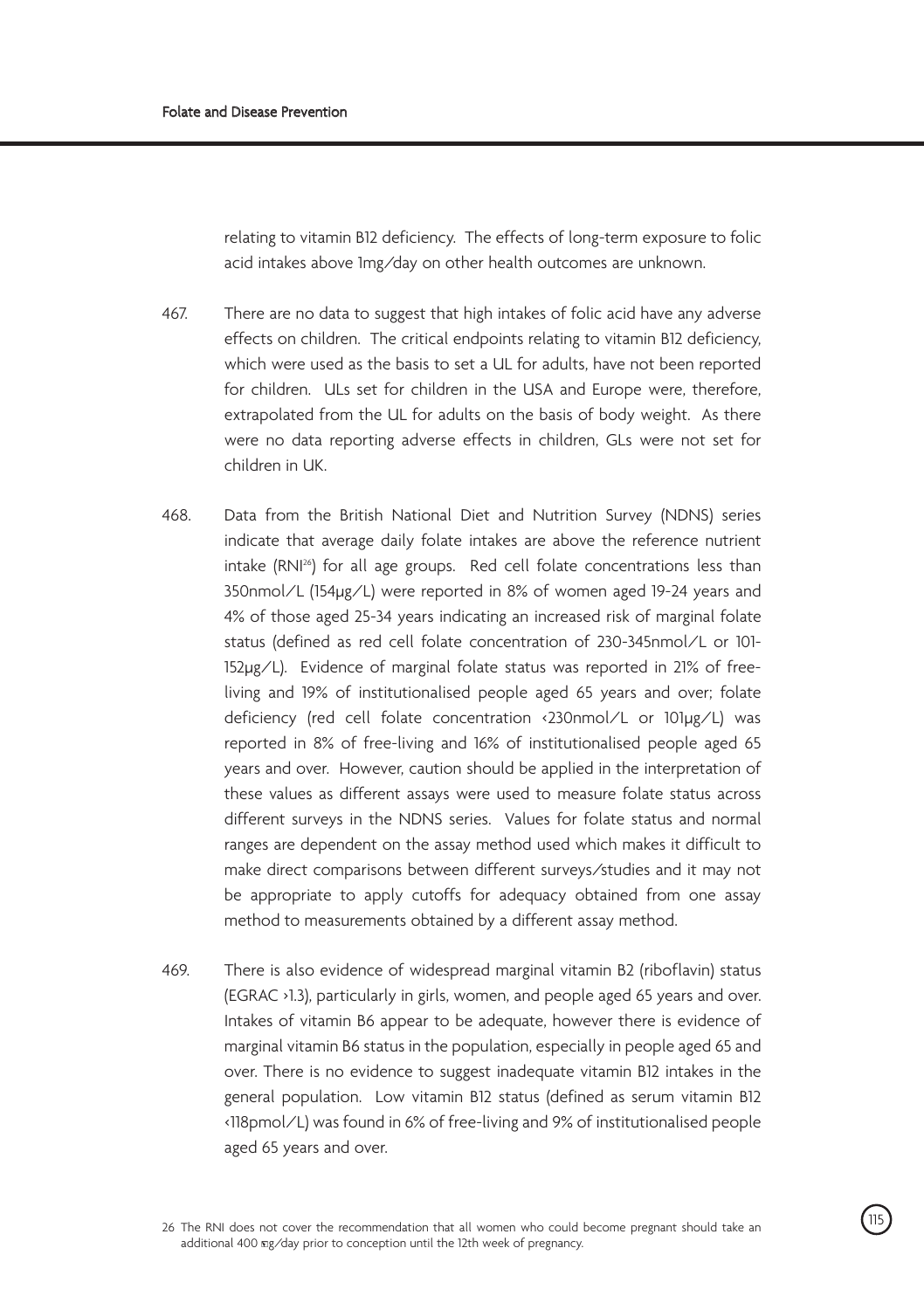relating to vitamin B12 deficiency. The effects of long-term exposure to folic acid intakes above 1mg/day on other health outcomes are unknown.

467. There are no data to suggest that high intakes of folic acid have any adverse effects on children. The critical endpoints relating to vitamin B12 deficiency, which were used as the basis to set a UL for adults, have not been reported for children. ULs set for children in the USA and Europe were, therefore, extrapolated from the UL for adults on the basis of body weight. As there were no data reporting adverse effects in children, GLs were not set for children in UK.

468. Data from the British National Diet and Nutrition Survey (NDNS) series indicate that average daily folate intakes are above the reference nutrient intake (RNI[26]) for all age groups. Red cell folate concentrations less than 350nmol/L (154µg/L) were reported in 8% of women aged 19-24 years and 4% of those aged 25-34 years indicating an increased risk of marginal folate status (defined as red cell folate concentration of 230-345nmol/L or 101-152µg/L). Evidence of marginal folate status was reported in 21% of free-living and 19% of institutionalised people aged 65 years and over; folate deficiency (red cell folate concentration <230nmol/L or 101µg/L) was reported in 8% of free-living and 16% of institutionalised people aged 65 years and over. However, caution should be applied in the interpretation of these values as different assays were used to measure folate status across different surveys in the NDNS series. Values for folate status and normal ranges are dependent on the assay method used which makes it difficult to make direct comparisons between different surveys/studies and it may not be appropriate to apply cutoffs for adequacy obtained from one assay method to measurements obtained by a different assay method.

469. There is also evidence of widespread marginal vitamin B2 (riboflavin) status (EGRAC >1.3), particularly in girls, women, and people aged 65 years and over. Intakes of vitamin B6 appear to be adequate, however there is evidence of marginal vitamin B6 status in the population, especially in people aged 65 and over. There is no evidence to suggest inadequate vitamin B12 intakes in the general population. Low vitamin B12 status (defined as serum vitamin B12 <118pmol/L) was found in 6% of free-living and 9% of institutionalised people aged 65 years and over.

26 The RNI does not cover the recommendation that all women who could become pregnant should take an additional 400 µg/day prior to conception until the 12th week of pregnancy.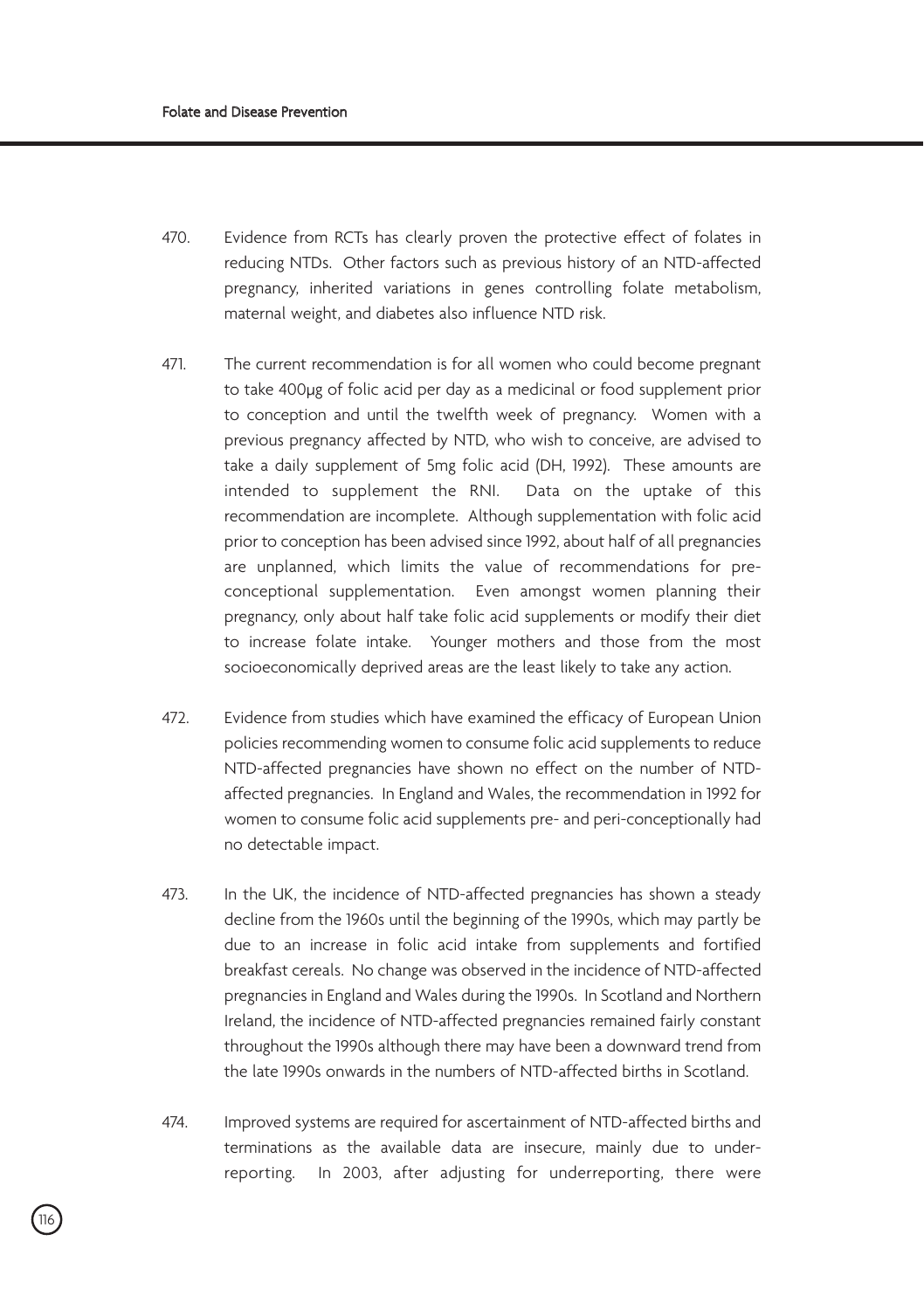470. Evidence from RCTs has clearly proven the protective effect of folates in reducing NTDs. Other factors such as previous history of an NTD-affected pregnancy, inherited variations in genes controlling folate metabolism, maternal weight, and diabetes also influence NTD risk.

471. The current recommendation is for all women who could become pregnant to take 400µg of folic acid per day as a medicinal or food supplement prior to conception and until the twelfth week of pregnancy. Women with a previous pregnancy affected by NTD, who wish to conceive, are advised to take a daily supplement of 5mg folic acid (DH, 1992). These amounts are intended to supplement the RNI. Data on the uptake of this recommendation are incomplete. Although supplementation with folic acid prior to conception has been advised since 1992, about half of all pregnancies are unplanned, which limits the value of recommendations for pre-conceptional supplementation. Even amongst women planning their pregnancy, only about half take folic acid supplements or modify their diet to increase folate intake. Younger mothers and those from the most socioeconomically deprived areas are the least likely to take any action.

472. Evidence from studies which have examined the efficacy of European Union policies recommending women to consume folic acid supplements to reduce NTD-affected pregnancies have shown no effect on the number of NTD-affected pregnancies. In England and Wales, the recommendation in 1992 for women to consume folic acid supplements pre- and peri-conceptionally had no detectable impact.

473. In the UK, the incidence of NTD-affected pregnancies has shown a steady decline from the 1960s until the beginning of the 1990s, which may partly be due to an increase in folic acid intake from supplements and fortified breakfast cereals. No change was observed in the incidence of NTD-affected pregnancies in England and Wales during the 1990s. In Scotland and Northern Ireland, the incidence of NTD-affected pregnancies remained fairly constant throughout the 1990s although there may have been a downward trend from the late 1990s onwards in the numbers of NTD-affected births in Scotland.

474. Improved systems are required for ascertainment of NTD-affected births and terminations as the available data are insecure, mainly due to under-reporting. In 2003, after adjusting for underreporting, there were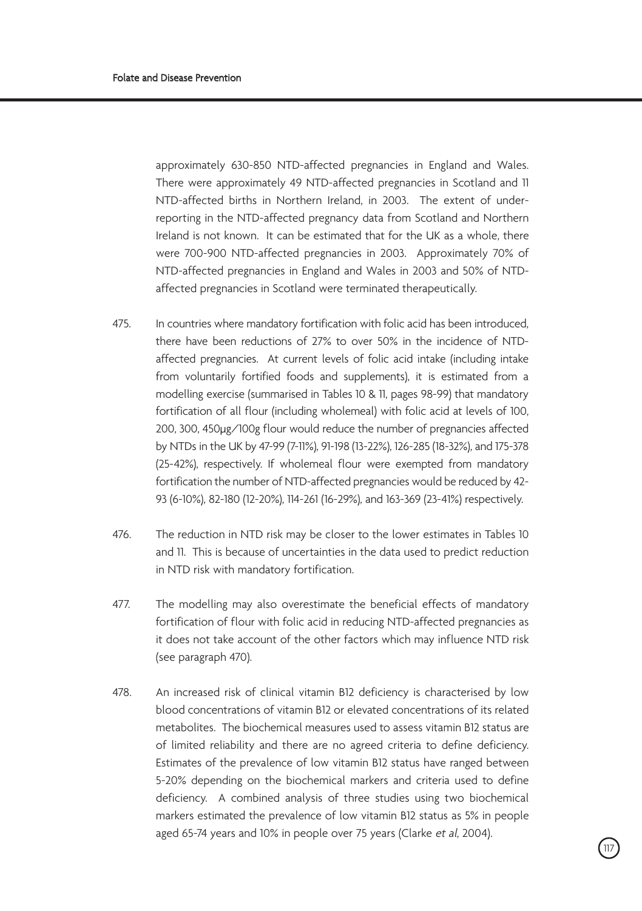approximately 630-850 NTD-affected pregnancies in England and Wales. There were approximately 49 NTD-affected pregnancies in Scotland and 11 NTD-affected births in Northern Ireland, in 2003. The extent of under-reporting in the NTD-affected pregnancy data from Scotland and Northern Ireland is not known. It can be estimated that for the UK as a whole, there were 700-900 NTD-affected pregnancies in 2003. Approximately 70% of NTD-affected pregnancies in England and Wales in 2003 and 50% of NTD-affected pregnancies in Scotland were terminated therapeutically.

475. In countries where mandatory fortification with folic acid has been introduced, there have been reductions of 27% to over 50% in the incidence of NTD-affected pregnancies. At current levels of folic acid intake (including intake from voluntarily fortified foods and supplements), it is estimated from a modelling exercise (summarised in Tables 10 & 11, pages 98-99) that mandatory fortification of all flour (including wholemeal) with folic acid at levels of 100, 200, 300, 450µg/100g flour would reduce the number of pregnancies affected by NTDs in the UK by 47-99 (7-11%), 91-198 (13-22%), 126-285 (18-32%), and 175-378 (25-42%), respectively. If wholemeal flour were exempted from mandatory fortification the number of NTD-affected pregnancies would be reduced by 42-93 (6-10%), 82-180 (12-20%), 114-261 (16-29%), and 163-369 (23-41%) respectively.

476. The reduction in NTD risk may be closer to the lower estimates in Tables 10 and 11. This is because of uncertainties in the data used to predict reduction in NTD risk with mandatory fortification.

477. The modelling may also overestimate the beneficial effects of mandatory fortification of flour with folic acid in reducing NTD-affected pregnancies as it does not take account of the other factors which may influence NTD risk (see paragraph 470).

478. An increased risk of clinical vitamin B12 deficiency is characterised by low blood concentrations of vitamin B12 or elevated concentrations of its related metabolites. The biochemical measures used to assess vitamin B12 status are of limited reliability and there are no agreed criteria to define deficiency. Estimates of the prevalence of low vitamin B12 status have ranged between 5-20% depending on the biochemical markers and criteria used to define deficiency. A combined analysis of three studies using two biochemical markers estimated the prevalence of low vitamin B12 status as 5% in people aged 65-74 years and 10% in people over 75 years (Clarke *et al*, 2004).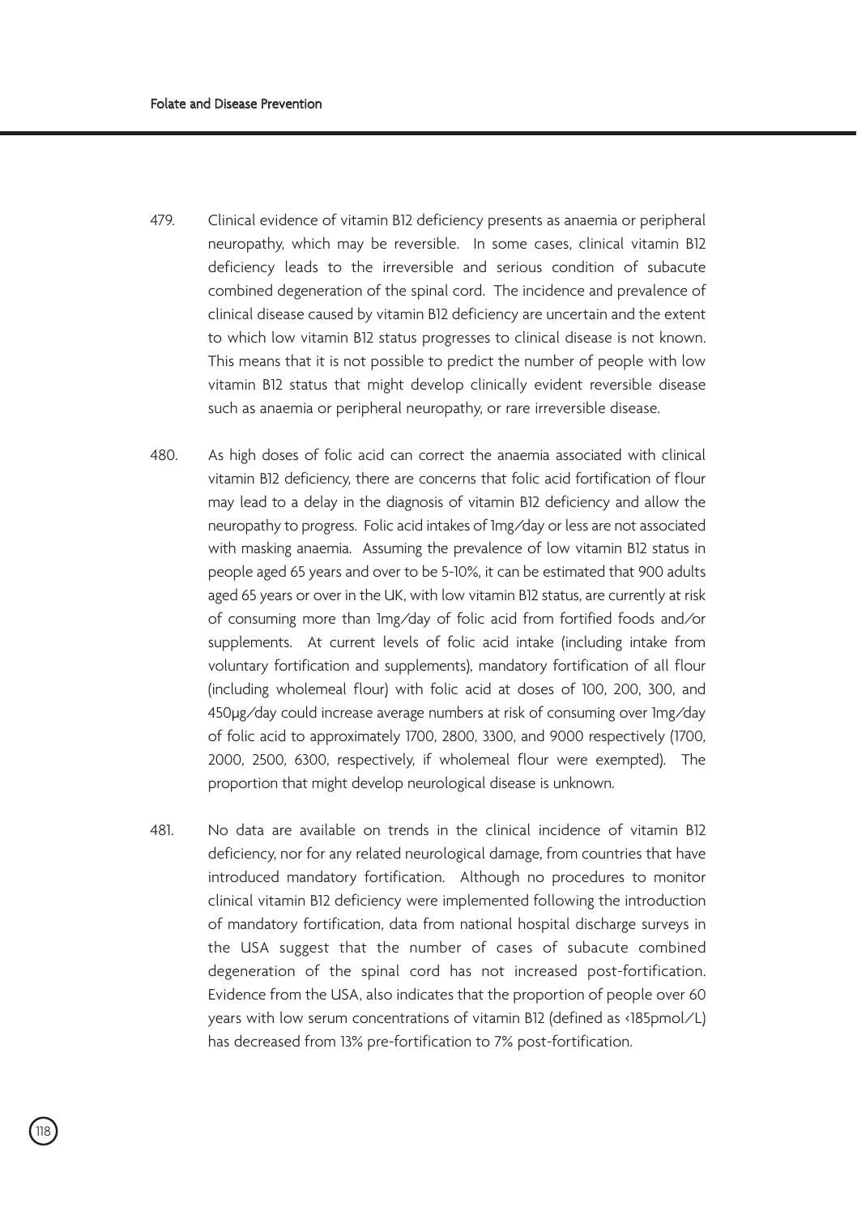479. Clinical evidence of vitamin B12 deficiency presents as anaemia or peripheral neuropathy, which may be reversible. In some cases, clinical vitamin B12 deficiency leads to the irreversible and serious condition of subacute combined degeneration of the spinal cord. The incidence and prevalence of clinical disease caused by vitamin B12 deficiency are uncertain and the extent to which low vitamin B12 status progresses to clinical disease is not known. This means that it is not possible to predict the number of people with low vitamin B12 status that might develop clinically evident reversible disease such as anaemia or peripheral neuropathy, or rare irreversible disease.

480. As high doses of folic acid can correct the anaemia associated with clinical vitamin B12 deficiency, there are concerns that folic acid fortification of flour may lead to a delay in the diagnosis of vitamin B12 deficiency and allow the neuropathy to progress. Folic acid intakes of 1mg/day or less are not associated with masking anaemia. Assuming the prevalence of low vitamin B12 status in people aged 65 years and over to be 5-10%, it can be estimated that 900 adults aged 65 years or over in the UK, with low vitamin B12 status, are currently at risk of consuming more than 1mg/day of folic acid from fortified foods and/or supplements. At current levels of folic acid intake (including intake from voluntary fortification and supplements), mandatory fortification of all flour (including wholemeal flour) with folic acid at doses of 100, 200, 300, and 450μg/day could increase average numbers at risk of consuming over 1mg/day of folic acid to approximately 1700, 2800, 3300, and 9000 respectively (1700, 2000, 2500, 6300, respectively, if wholemeal flour were exempted). The proportion that might develop neurological disease is unknown.

481. No data are available on trends in the clinical incidence of vitamin B12 deficiency, nor for any related neurological damage, from countries that have introduced mandatory fortification. Although no procedures to monitor clinical vitamin B12 deficiency were implemented following the introduction of mandatory fortification, data from national hospital discharge surveys in the USA suggest that the number of cases of subacute combined degeneration of the spinal cord has not increased post-fortification. Evidence from the USA, also indicates that the proportion of people over 60 years with low serum concentrations of vitamin B12 (defined as <185pmol/L) has decreased from 13% pre-fortification to 7% post-fortification.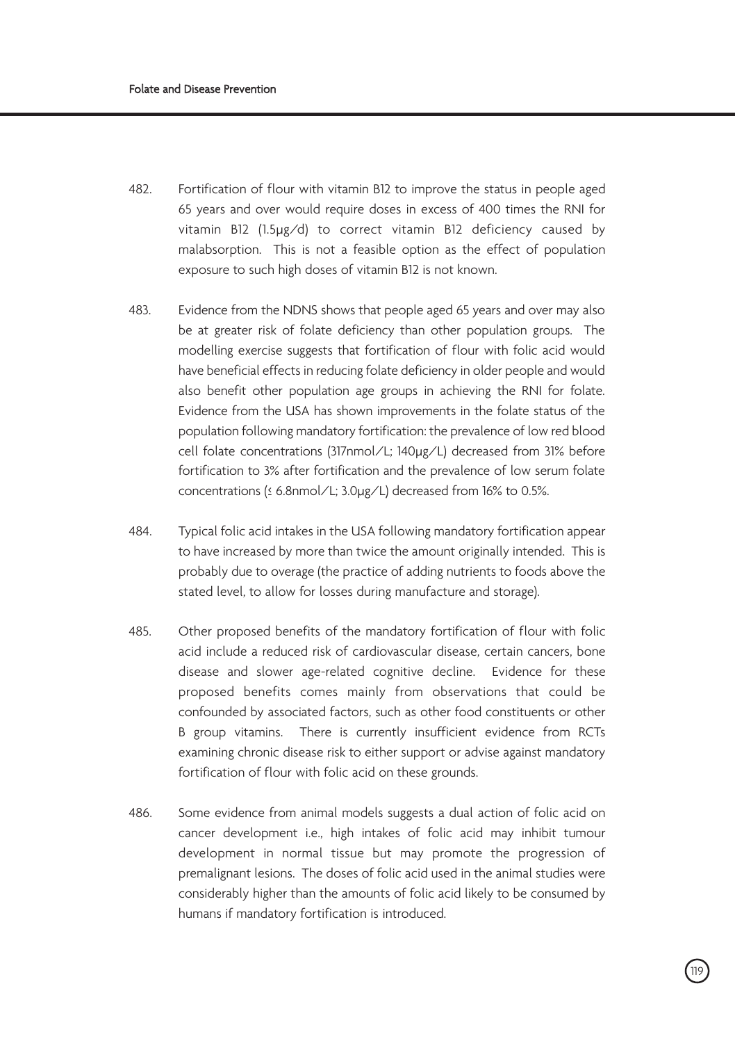482. Fortification of flour with vitamin B12 to improve the status in people aged 65 years and over would require doses in excess of 400 times the RNI for vitamin B12 (1.5µg/d) to correct vitamin B12 deficiency caused by malabsorption. This is not a feasible option as the effect of population exposure to such high doses of vitamin B12 is not known.

483. Evidence from the NDNS shows that people aged 65 years and over may also be at greater risk of folate deficiency than other population groups. The modelling exercise suggests that fortification of flour with folic acid would have beneficial effects in reducing folate deficiency in older people and would also benefit other population age groups in achieving the RNI for folate. Evidence from the USA has shown improvements in the folate status of the population following mandatory fortification: the prevalence of low red blood cell folate concentrations (317nmol/L; 140µg/L) decreased from 31% before fortification to 3% after fortification and the prevalence of low serum folate concentrations (≤ 6.8nmol/L; 3.0µg/L) decreased from 16% to 0.5%.

484. Typical folic acid intakes in the USA following mandatory fortification appear to have increased by more than twice the amount originally intended. This is probably due to overage (the practice of adding nutrients to foods above the stated level, to allow for losses during manufacture and storage).

485. Other proposed benefits of the mandatory fortification of flour with folic acid include a reduced risk of cardiovascular disease, certain cancers, bone disease and slower age-related cognitive decline. Evidence for these proposed benefits comes mainly from observations that could be confounded by associated factors, such as other food constituents or other B group vitamins. There is currently insufficient evidence from RCTs examining chronic disease risk to either support or advise against mandatory fortification of flour with folic acid on these grounds.

486. Some evidence from animal models suggests a dual action of folic acid on cancer development i.e., high intakes of folic acid may inhibit tumour development in normal tissue but may promote the progression of premalignant lesions. The doses of folic acid used in the animal studies were considerably higher than the amounts of folic acid likely to be consumed by humans if mandatory fortification is introduced.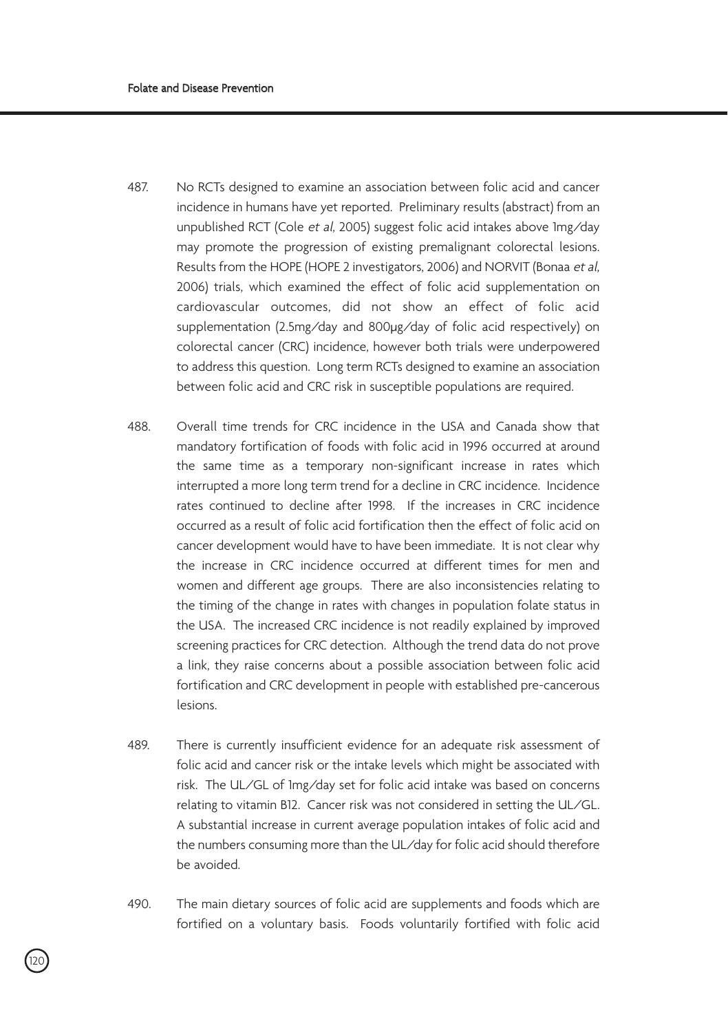487. No RCTs designed to examine an association between folic acid and cancer incidence in humans have yet reported. Preliminary results (abstract) from an unpublished RCT (Cole *et al*, 2005) suggest folic acid intakes above 1mg/day may promote the progression of existing premalignant colorectal lesions. Results from the HOPE (HOPE 2 investigators, 2006) and NORVIT (Bonaa *et al*, 2006) trials, which examined the effect of folic acid supplementation on cardiovascular outcomes, did not show an effect of folic acid supplementation (2.5mg/day and 800μg/day of folic acid respectively) on colorectal cancer (CRC) incidence, however both trials were underpowered to address this question. Long term RCTs designed to examine an association between folic acid and CRC risk in susceptible populations are required.

488. Overall time trends for CRC incidence in the USA and Canada show that mandatory fortification of foods with folic acid in 1996 occurred at around the same time as a temporary non-significant increase in rates which interrupted a more long term trend for a decline in CRC incidence. Incidence rates continued to decline after 1998. If the increases in CRC incidence occurred as a result of folic acid fortification then the effect of folic acid on cancer development would have to have been immediate. It is not clear why the increase in CRC incidence occurred at different times for men and women and different age groups. There are also inconsistencies relating to the timing of the change in rates with changes in population folate status in the USA. The increased CRC incidence is not readily explained by improved screening practices for CRC detection. Although the trend data do not prove a link, they raise concerns about a possible association between folic acid fortification and CRC development in people with established pre-cancerous lesions.

489. There is currently insufficient evidence for an adequate risk assessment of folic acid and cancer risk or the intake levels which might be associated with risk. The UL/GL of 1mg/day set for folic acid intake was based on concerns relating to vitamin B12. Cancer risk was not considered in setting the UL/GL. A substantial increase in current average population intakes of folic acid and the numbers consuming more than the UL/day for folic acid should therefore be avoided.

490. The main dietary sources of folic acid are supplements and foods which are fortified on a voluntary basis. Foods voluntarily fortified with folic acid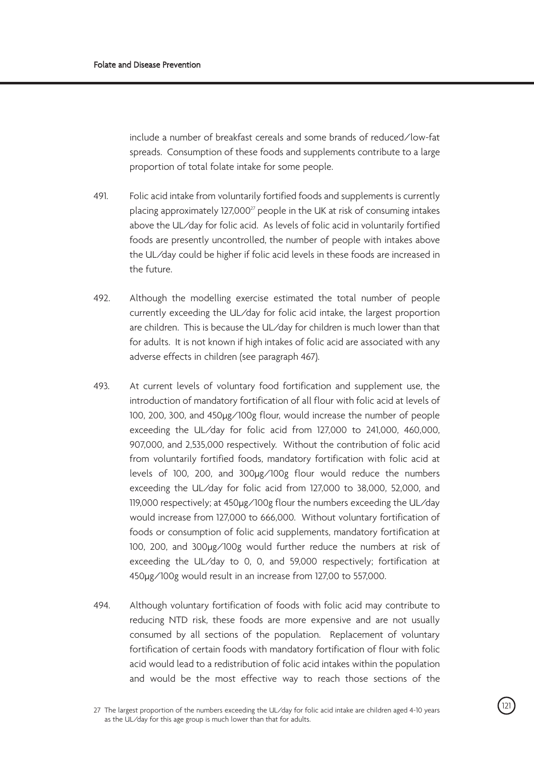include a number of breakfast cereals and some brands of reduced/low-fat spreads. Consumption of these foods and supplements contribute to a large proportion of total folate intake for some people.

491. Folic acid intake from voluntarily fortified foods and supplements is currently placing approximately 127,000[27] people in the UK at risk of consuming intakes above the UL/day for folic acid. As levels of folic acid in voluntarily fortified foods are presently uncontrolled, the number of people with intakes above the UL/day could be higher if folic acid levels in these foods are increased in the future.

492. Although the modelling exercise estimated the total number of people currently exceeding the UL/day for folic acid intake, the largest proportion are children. This is because the UL/day for children is much lower than that for adults. It is not known if high intakes of folic acid are associated with any adverse effects in children (see paragraph 467).

493. At current levels of voluntary food fortification and supplement use, the introduction of mandatory fortification of all flour with folic acid at levels of 100, 200, 300, and 450µg/100g flour, would increase the number of people exceeding the UL/day for folic acid from 127,000 to 241,000, 460,000, 907,000, and 2,535,000 respectively. Without the contribution of folic acid from voluntarily fortified foods, mandatory fortification with folic acid at levels of 100, 200, and 300µg/100g flour would reduce the numbers exceeding the UL/day for folic acid from 127,000 to 38,000, 52,000, and 119,000 respectively; at 450µg/100g flour the numbers exceeding the UL/day would increase from 127,000 to 666,000. Without voluntary fortification of foods or consumption of folic acid supplements, mandatory fortification at 100, 200, and 300µg/100g would further reduce the numbers at risk of exceeding the UL/day to 0, 0, and 59,000 respectively; fortification at 450µg/100g would result in an increase from 127,00 to 557,000.

494. Although voluntary fortification of foods with folic acid may contribute to reducing NTD risk, these foods are more expensive and are not usually consumed by all sections of the population. Replacement of voluntary fortification of certain foods with mandatory fortification of flour with folic acid would lead to a redistribution of folic acid intakes within the population and would be the most effective way to reach those sections of the

27 The largest proportion of the numbers exceeding the UL/day for folic acid intake are children aged 4-10 years as the UL/day for this age group is much lower than that for adults.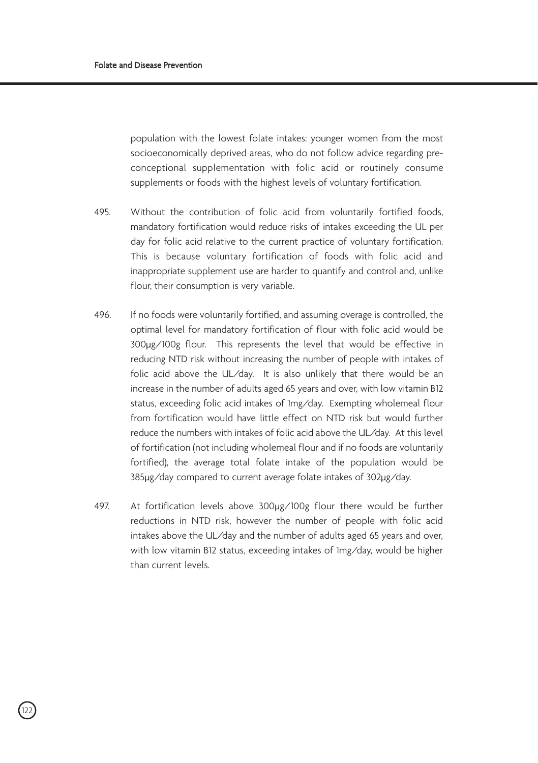population with the lowest folate intakes: younger women from the most socioeconomically deprived areas, who do not follow advice regarding pre-conceptional supplementation with folic acid or routinely consume supplements or foods with the highest levels of voluntary fortification.

495. Without the contribution of folic acid from voluntarily fortified foods, mandatory fortification would reduce risks of intakes exceeding the UL per day for folic acid relative to the current practice of voluntary fortification. This is because voluntary fortification of foods with folic acid and inappropriate supplement use are harder to quantify and control and, unlike flour, their consumption is very variable.

496. If no foods were voluntarily fortified, and assuming overage is controlled, the optimal level for mandatory fortification of flour with folic acid would be 300µg/100g flour. This represents the level that would be effective in reducing NTD risk without increasing the number of people with intakes of folic acid above the UL/day. It is also unlikely that there would be an increase in the number of adults aged 65 years and over, with low vitamin B12 status, exceeding folic acid intakes of 1mg/day. Exempting wholemeal flour from fortification would have little effect on NTD risk but would further reduce the numbers with intakes of folic acid above the UL/day. At this level of fortification (not including wholemeal flour and if no foods are voluntarily fortified), the average total folate intake of the population would be 385µg/day compared to current average folate intakes of 302µg/day.

497. At fortification levels above 300µg/100g flour there would be further reductions in NTD risk, however the number of people with folic acid intakes above the UL/day and the number of adults aged 65 years and over, with low vitamin B12 status, exceeding intakes of 1mg/day, would be higher than current levels.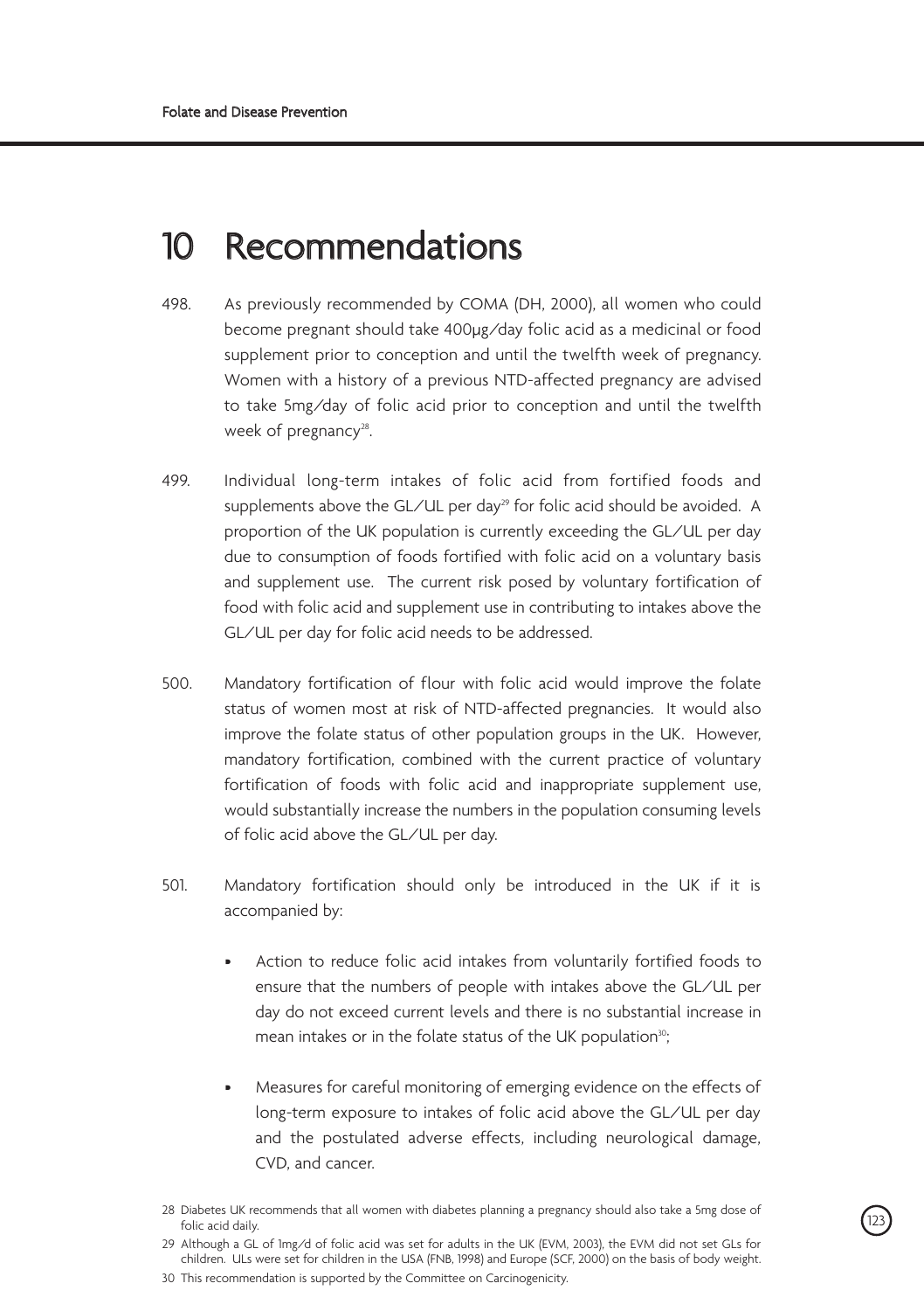# 10 Recommendations

498. As previously recommended by COMA (DH, 2000), all women who could become pregnant should take 400μg/day folic acid as a medicinal or food supplement prior to conception and until the twelfth week of pregnancy. Women with a history of a previous NTD-affected pregnancy are advised to take 5mg/day of folic acid prior to conception and until the twelfth week of pregnancy[28].

499. Individual long-term intakes of folic acid from fortified foods and supplements above the GL/UL per day[29] for folic acid should be avoided. A proportion of the UK population is currently exceeding the GL/UL per day due to consumption of foods fortified with folic acid on a voluntary basis and supplement use. The current risk posed by voluntary fortification of food with folic acid and supplement use in contributing to intakes above the GL/UL per day for folic acid needs to be addressed.

500. Mandatory fortification of flour with folic acid would improve the folate status of women most at risk of NTD-affected pregnancies. It would also improve the folate status of other population groups in the UK. However, mandatory fortification, combined with the current practice of voluntary fortification of foods with folic acid and inappropriate supplement use, would substantially increase the numbers in the population consuming levels of folic acid above the GL/UL per day.

501. Mandatory fortification should only be introduced in the UK if it is accompanied by:

- Action to reduce folic acid intakes from voluntarily fortified foods to ensure that the numbers of people with intakes above the GL/UL per day do not exceed current levels and there is no substantial increase in mean intakes or in the folate status of the UK population[30];
- Measures for careful monitoring of emerging evidence on the effects of long-term exposure to intakes of folic acid above the GL/UL per day and the postulated adverse effects, including neurological damage, CVD, and cancer.

---

28 Diabetes UK recommends that all women with diabetes planning a pregnancy should also take a 5mg dose of folic acid daily.

29 Although a GL of 1mg/d of folic acid was set for adults in the UK (EVM, 2003), the EVM did not set GLs for children. ULs were set for children in the USA (FNB, 1998) and Europe (SCF, 2000) on the basis of body weight.

30 This recommendation is supported by the Committee on Carcinogenicity.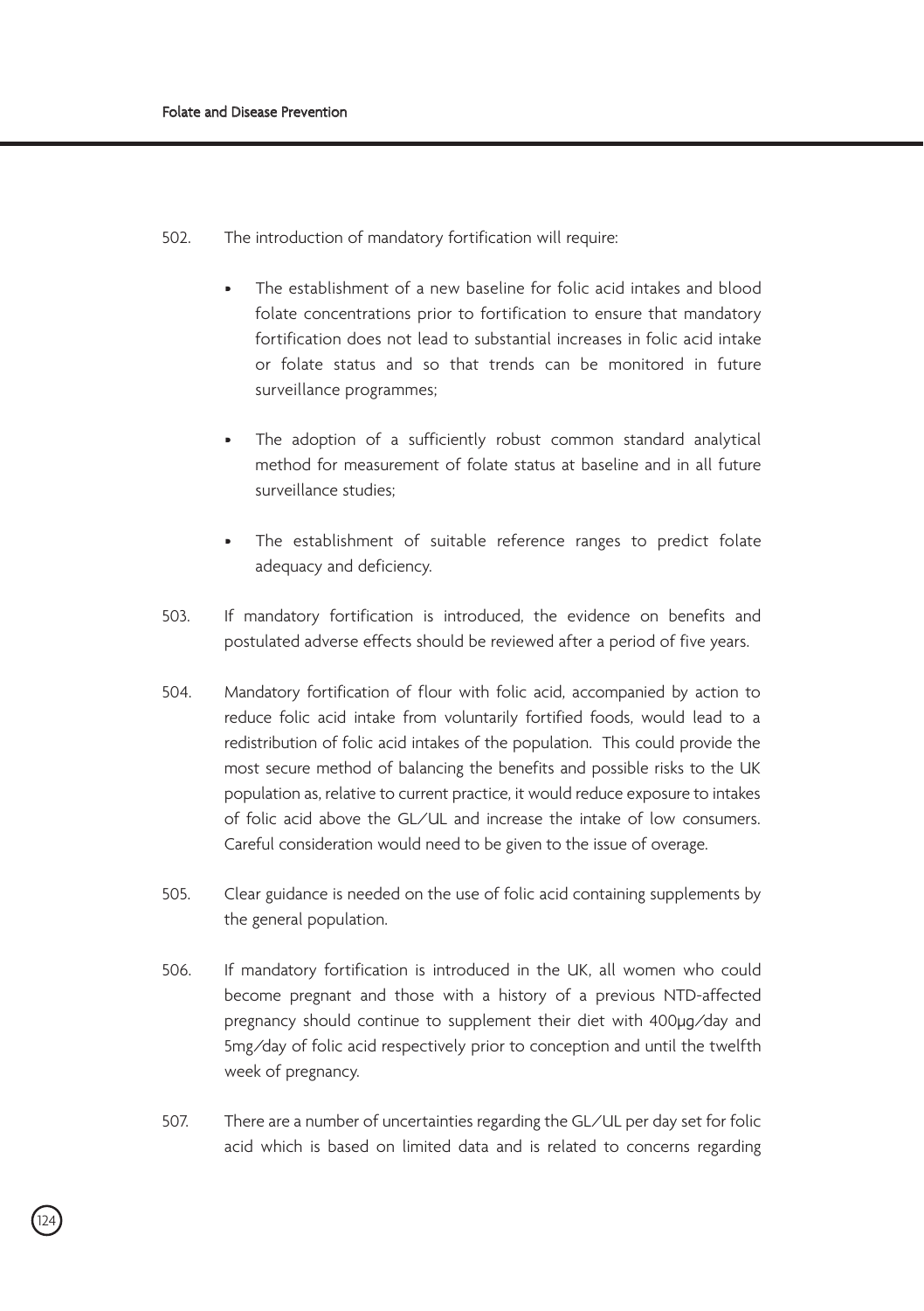502. The introduction of mandatory fortification will require:

- The establishment of a new baseline for folic acid intakes and blood folate concentrations prior to fortification to ensure that mandatory fortification does not lead to substantial increases in folic acid intake or folate status and so that trends can be monitored in future surveillance programmes;
- The adoption of a sufficiently robust common standard analytical method for measurement of folate status at baseline and in all future surveillance studies;
- The establishment of suitable reference ranges to predict folate adequacy and deficiency.

503. If mandatory fortification is introduced, the evidence on benefits and postulated adverse effects should be reviewed after a period of five years.

504. Mandatory fortification of flour with folic acid, accompanied by action to reduce folic acid intake from voluntarily fortified foods, would lead to a redistribution of folic acid intakes of the population. This could provide the most secure method of balancing the benefits and possible risks to the UK population as, relative to current practice, it would reduce exposure to intakes of folic acid above the GL/UL and increase the intake of low consumers. Careful consideration would need to be given to the issue of overage.

505. Clear guidance is needed on the use of folic acid containing supplements by the general population.

506. If mandatory fortification is introduced in the UK, all women who could become pregnant and those with a history of a previous NTD-affected pregnancy should continue to supplement their diet with 400µg/day and 5mg/day of folic acid respectively prior to conception and until the twelfth week of pregnancy.

507. There are a number of uncertainties regarding the GL/UL per day set for folic acid which is based on limited data and is related to concerns regarding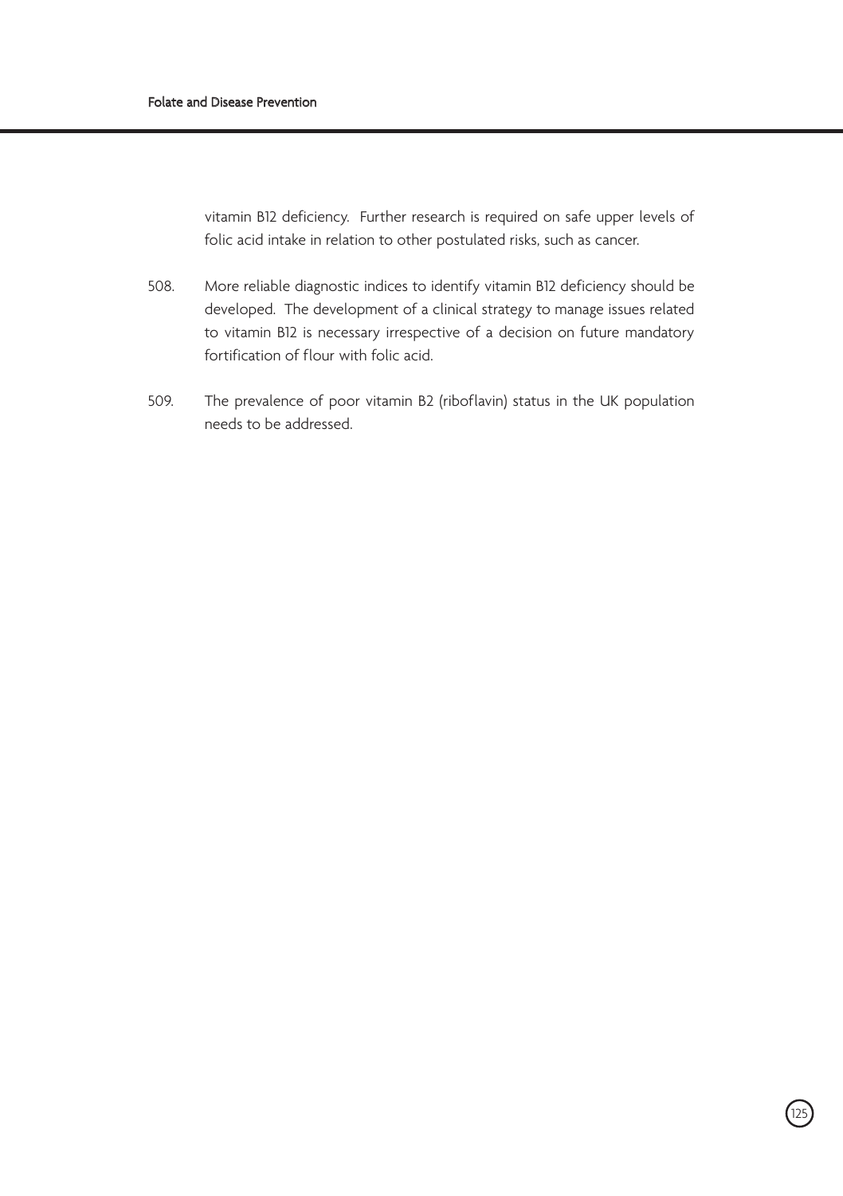vitamin B12 deficiency. Further research is required on safe upper levels of folic acid intake in relation to other postulated risks, such as cancer.

508. More reliable diagnostic indices to identify vitamin B12 deficiency should be developed. The development of a clinical strategy to manage issues related to vitamin B12 is necessary irrespective of a decision on future mandatory fortification of flour with folic acid.

509. The prevalence of poor vitamin B2 (riboflavin) status in the UK population needs to be addressed.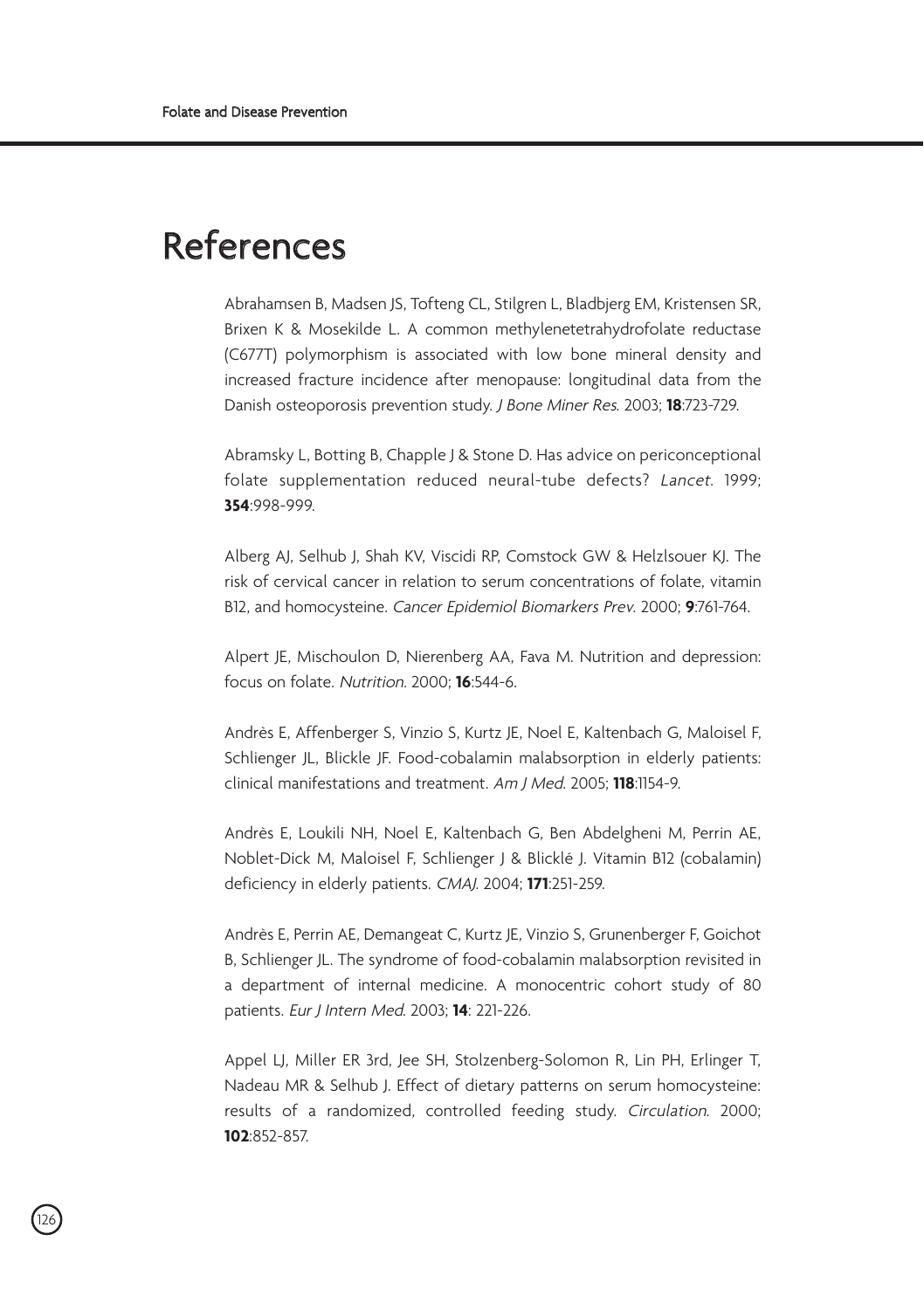# References

Abrahamsen B, Madsen JS, Tofteng CL, Stilgren L, Bladbjerg EM, Kristensen SR, Brixen K & Mosekilde L. A common methylenetetrahydrofolate reductase (C677T) polymorphism is associated with low bone mineral density and increased fracture incidence after menopause: longitudinal data from the Danish osteoporosis prevention study. *J Bone Miner Res*. 2003; **18**:723-729.

Abramsky L, Botting B, Chapple J & Stone D. Has advice on periconceptional folate supplementation reduced neural-tube defects? *Lancet*. 1999; **354**:998-999.

Alberg AJ, Selhub J, Shah KV, Viscidi RP, Comstock GW & Helzlsouer KJ. The risk of cervical cancer in relation to serum concentrations of folate, vitamin B12, and homocysteine. *Cancer Epidemiol Biomarkers Prev*. 2000; **9**:761-764.

Alpert JE, Mischoulon D, Nierenberg AA, Fava M. Nutrition and depression: focus on folate. *Nutrition*. 2000; **16**:544-6.

Andrès E, Affenberger S, Vinzio S, Kurtz JE, Noel E, Kaltenbach G, Maloisel F, Schlienger JL, Blickle JF. Food-cobalamin malabsorption in elderly patients: clinical manifestations and treatment. *Am J Med*. 2005; **118**:1154-9.

Andrès E, Loukili NH, Noel E, Kaltenbach G, Ben Abdelgheni M, Perrin AE, Noblet-Dick M, Maloisel F, Schlienger J & Blicklé J. Vitamin B12 (cobalamin) deficiency in elderly patients. *CMAJ*. 2004; **171**:251-259.

Andrès E, Perrin AE, Demangeat C, Kurtz JE, Vinzio S, Grunenberger F, Goichot B, Schlienger JL. The syndrome of food-cobalamin malabsorption revisited in a department of internal medicine. A monocentric cohort study of 80 patients. *Eur J Intern Med*. 2003; **14**: 221-226.

Appel LJ, Miller ER 3rd, Jee SH, Stolzenberg-Solomon R, Lin PH, Erlinger T, Nadeau MR & Selhub J. Effect of dietary patterns on serum homocysteine: results of a randomized, controlled feeding study. *Circulation*. 2000; **102**:852-857.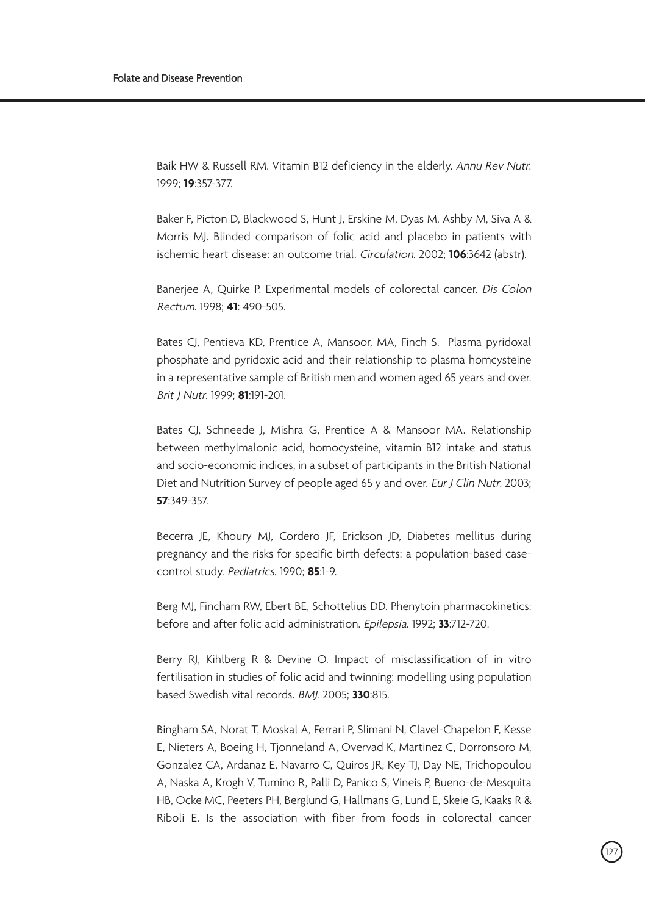Baik HW & Russell RM. Vitamin B12 deficiency in the elderly. *Annu Rev Nutr*. 1999; **19**:357-377.

Baker F, Picton D, Blackwood S, Hunt J, Erskine M, Dyas M, Ashby M, Siva A & Morris MJ. Blinded comparison of folic acid and placebo in patients with ischemic heart disease: an outcome trial. *Circulation*. 2002; **106**:3642 (abstr).

Banerjee A, Quirke P. Experimental models of colorectal cancer. *Dis Colon Rectum*. 1998; **41**: 490-505.

Bates CJ, Pentieva KD, Prentice A, Mansoor, MA, Finch S. Plasma pyridoxal phosphate and pyridoxic acid and their relationship to plasma homcysteine in a representative sample of British men and women aged 65 years and over. *Brit J Nutr*. 1999; **81**:191-201.

Bates CJ, Schneede J, Mishra G, Prentice A & Mansoor MA. Relationship between methylmalonic acid, homocysteine, vitamin B12 intake and status and socio-economic indices, in a subset of participants in the British National Diet and Nutrition Survey of people aged 65 y and over. *Eur J Clin Nutr*. 2003; **57**:349-357.

Becerra JE, Khoury MJ, Cordero JF, Erickson JD, Diabetes mellitus during pregnancy and the risks for specific birth defects: a population-based case-control study. *Pediatrics*. 1990; **85**:1-9.

Berg MJ, Fincham RW, Ebert BE, Schottelius DD. Phenytoin pharmacokinetics: before and after folic acid administration. *Epilepsia*. 1992; **33**:712-720.

Berry RJ, Kihlberg R & Devine O. Impact of misclassification of in vitro fertilisation in studies of folic acid and twinning: modelling using population based Swedish vital records. *BMJ*. 2005; **330**:815.

Bingham SA, Norat T, Moskal A, Ferrari P, Slimani N, Clavel-Chapelon F, Kesse E, Nieters A, Boeing H, Tjonneland A, Overvad K, Martinez C, Dorronsoro M, Gonzalez CA, Ardanaz E, Navarro C, Quiros JR, Key TJ, Day NE, Trichopoulou A, Naska A, Krogh V, Tumino R, Palli D, Panico S, Vineis P, Bueno-de-Mesquita HB, Ocke MC, Peeters PH, Berglund G, Hallmans G, Lund E, Skeie G, Kaaks R & Riboli E. Is the association with fiber from foods in colorectal cancer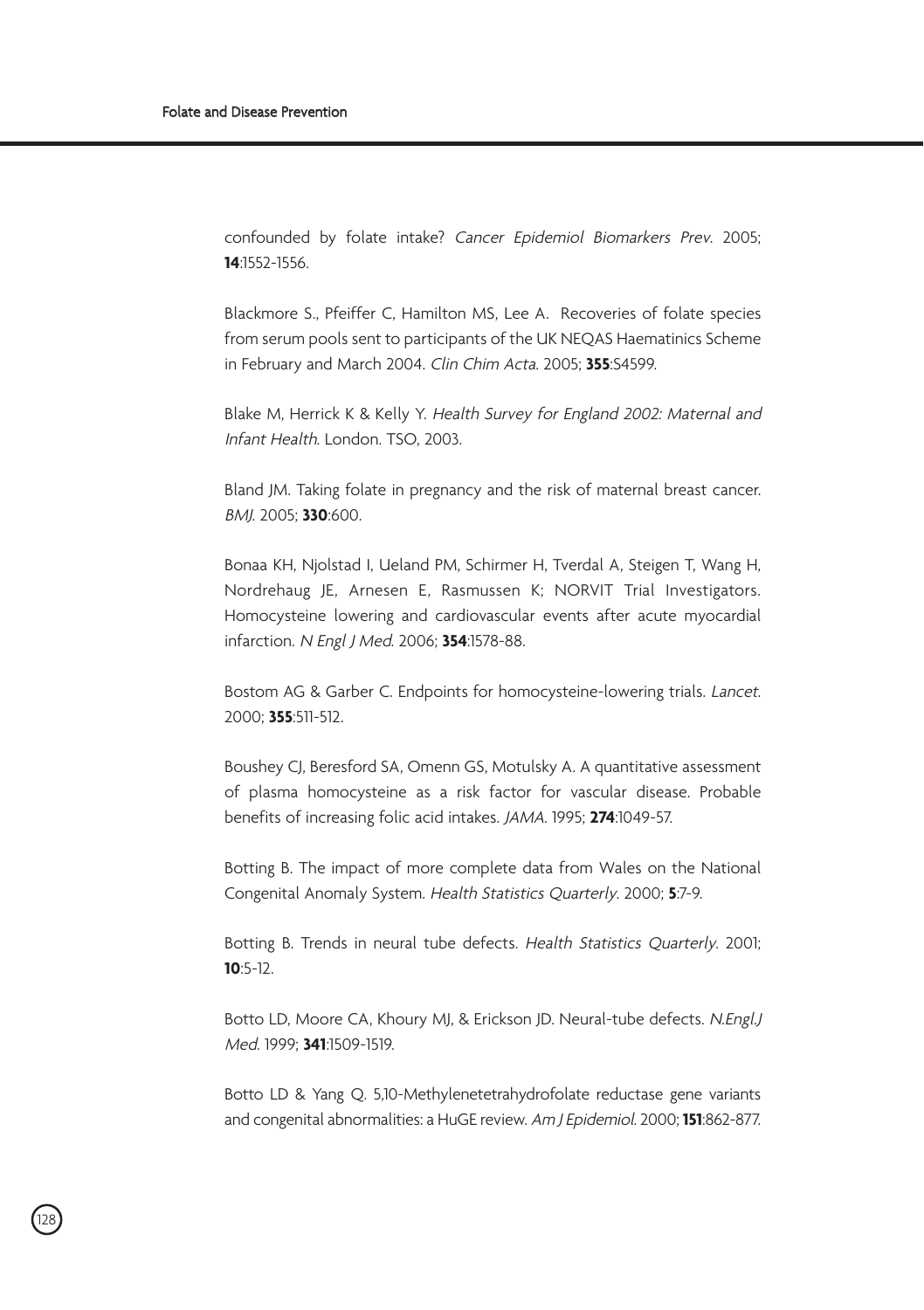confounded by folate intake? *Cancer Epidemiol Biomarkers Prev*. 2005; **14**:1552-1556.

Blackmore S., Pfeiffer C, Hamilton MS, Lee A. Recoveries of folate species from serum pools sent to participants of the UK NEQAS Haematinics Scheme in February and March 2004. *Clin Chim Acta*. 2005; **355**:S4599.

Blake M, Herrick K & Kelly Y. *Health Survey for England 2002: Maternal and Infant Health*. London. TSO, 2003.

Bland JM. Taking folate in pregnancy and the risk of maternal breast cancer. *BMJ*. 2005; **330**:600.

Bonaa KH, Njolstad I, Ueland PM, Schirmer H, Tverdal A, Steigen T, Wang H, Nordrehaug JE, Arnesen E, Rasmussen K; NORVIT Trial Investigators. Homocysteine lowering and cardiovascular events after acute myocardial infarction. *N Engl J Med*. 2006; **354**:1578-88.

Bostom AG & Garber C. Endpoints for homocysteine-lowering trials. *Lancet*. 2000; **355**:511-512.

Boushey CJ, Beresford SA, Omenn GS, Motulsky A. A quantitative assessment of plasma homocysteine as a risk factor for vascular disease. Probable benefits of increasing folic acid intakes. *JAMA*. 1995; **274**:1049-57.

Botting B. The impact of more complete data from Wales on the National Congenital Anomaly System. *Health Statistics Quarterly*. 2000; **5**:7-9.

Botting B. Trends in neural tube defects. *Health Statistics Quarterly*. 2001; **10**:5-12.

Botto LD, Moore CA, Khoury MJ, & Erickson JD. Neural-tube defects. *N.Engl.J Med*. 1999; **341**:1509-1519.

Botto LD & Yang Q. 5,10-Methylenetetrahydrofolate reductase gene variants and congenital abnormalities: a HuGE review. *Am J Epidemiol*. 2000; **151**:862-877.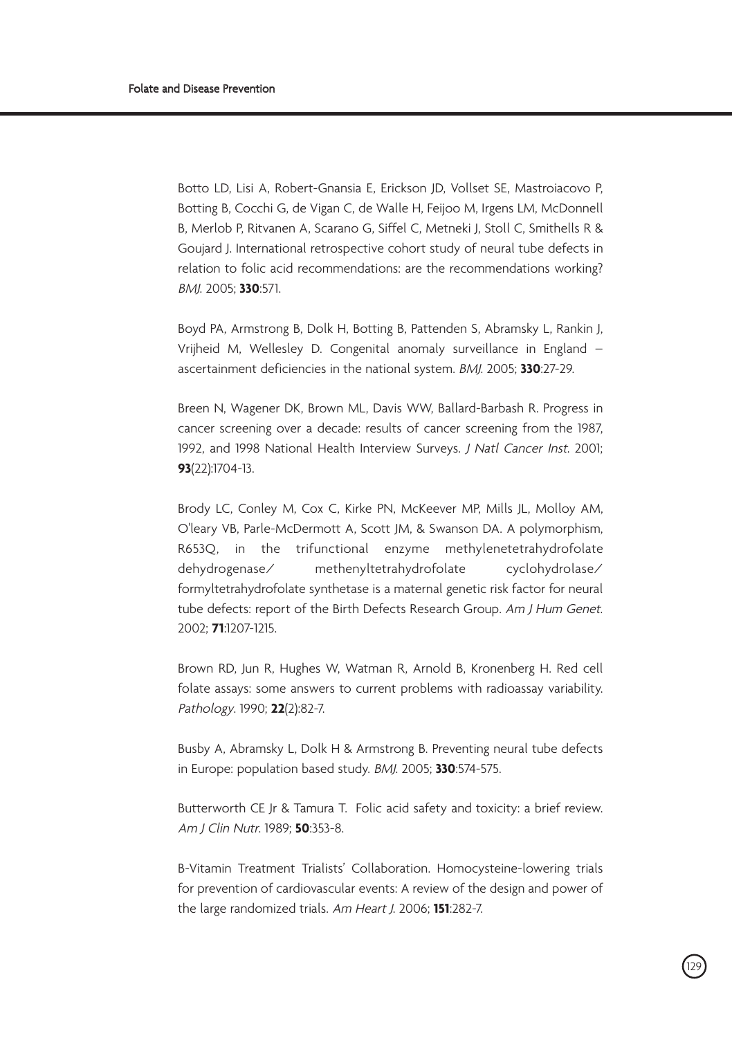Botto LD, Lisi A, Robert-Gnansia E, Erickson JD, Vollset SE, Mastroiacovo P, Botting B, Cocchi G, de Vigan C, de Walle H, Feijoo M, Irgens LM, McDonnell B, Merlob P, Ritvanen A, Scarano G, Siffel C, Metneki J, Stoll C, Smithells R & Goujard J. International retrospective cohort study of neural tube defects in relation to folic acid recommendations: are the recommendations working? *BMJ*. 2005; **330**:571.

Boyd PA, Armstrong B, Dolk H, Botting B, Pattenden S, Abramsky L, Rankin J, Vrijheid M, Wellesley D. Congenital anomaly surveillance in England – ascertainment deficiencies in the national system. *BMJ*. 2005; **330**:27-29.

Breen N, Wagener DK, Brown ML, Davis WW, Ballard-Barbash R. Progress in cancer screening over a decade: results of cancer screening from the 1987, 1992, and 1998 National Health Interview Surveys. *J Natl Cancer Inst*. 2001; **93**(22):1704-13.

Brody LC, Conley M, Cox C, Kirke PN, McKeever MP, Mills JL, Molloy AM, O'leary VB, Parle-McDermott A, Scott JM, & Swanson DA. A polymorphism, R653Q, in the trifunctional enzyme methylenetetrahydrofolate dehydrogenase/ methenyltetrahydrofolate cyclohydrolase/ formyltetrahydrofolate synthetase is a maternal genetic risk factor for neural tube defects: report of the Birth Defects Research Group. *Am J Hum Genet*. 2002; **71**:1207-1215.

Brown RD, Jun R, Hughes W, Watman R, Arnold B, Kronenberg H. Red cell folate assays: some answers to current problems with radioassay variability. *Pathology*. 1990; **22**(2):82-7.

Busby A, Abramsky L, Dolk H & Armstrong B. Preventing neural tube defects in Europe: population based study. *BMJ*. 2005; **330**:574-575.

Butterworth CE Jr & Tamura T. Folic acid safety and toxicity: a brief review. *Am J Clin Nutr*. 1989; **50**:353-8.

B-Vitamin Treatment Trialists' Collaboration. Homocysteine-lowering trials for prevention of cardiovascular events: A review of the design and power of the large randomized trials. *Am Heart J*. 2006; **151**:282-7.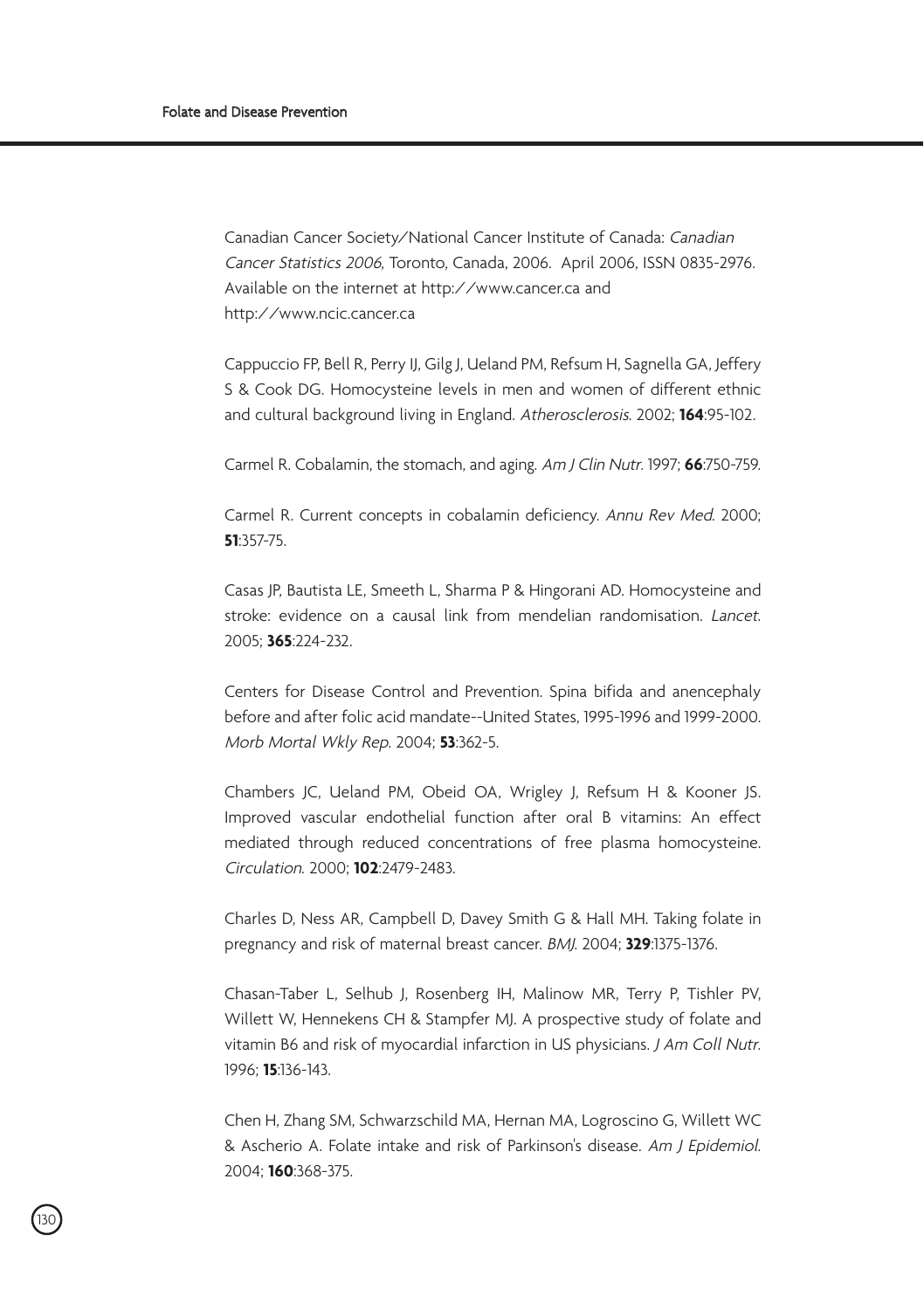Canadian Cancer Society/National Cancer Institute of Canada: *Canadian Cancer Statistics 2006*, Toronto, Canada, 2006. April 2006, ISSN 0835-2976. Available on the internet at http://www.cancer.ca and http://www.ncic.cancer.ca

Cappuccio FP, Bell R, Perry IJ, Gilg J, Ueland PM, Refsum H, Sagnella GA, Jeffery S & Cook DG. Homocysteine levels in men and women of different ethnic and cultural background living in England. *Atherosclerosis*. 2002; **164**:95-102.

Carmel R. Cobalamin, the stomach, and aging. *Am J Clin Nutr*. 1997; **66**:750-759.

Carmel R. Current concepts in cobalamin deficiency. *Annu Rev Med*. 2000; **51**:357-75.

Casas JP, Bautista LE, Smeeth L, Sharma P & Hingorani AD. Homocysteine and stroke: evidence on a causal link from mendelian randomisation. *Lancet*. 2005; **365**:224-232.

Centers for Disease Control and Prevention. Spina bifida and anencephaly before and after folic acid mandate--United States, 1995-1996 and 1999-2000. *Morb Mortal Wkly Rep*. 2004; **53**:362-5.

Chambers JC, Ueland PM, Obeid OA, Wrigley J, Refsum H & Kooner JS. Improved vascular endothelial function after oral B vitamins: An effect mediated through reduced concentrations of free plasma homocysteine. *Circulation*. 2000; **102**:2479-2483.

Charles D, Ness AR, Campbell D, Davey Smith G & Hall MH. Taking folate in pregnancy and risk of maternal breast cancer. *BMJ*. 2004; **329**:1375-1376.

Chasan-Taber L, Selhub J, Rosenberg IH, Malinow MR, Terry P, Tishler PV, Willett W, Hennekens CH & Stampfer MJ. A prospective study of folate and vitamin B6 and risk of myocardial infarction in US physicians. *J Am Coll Nutr*. 1996; **15**:136-143.

Chen H, Zhang SM, Schwarzschild MA, Hernan MA, Logroscino G, Willett WC & Ascherio A. Folate intake and risk of Parkinson's disease. *Am J Epidemiol*. 2004; **160**:368-375.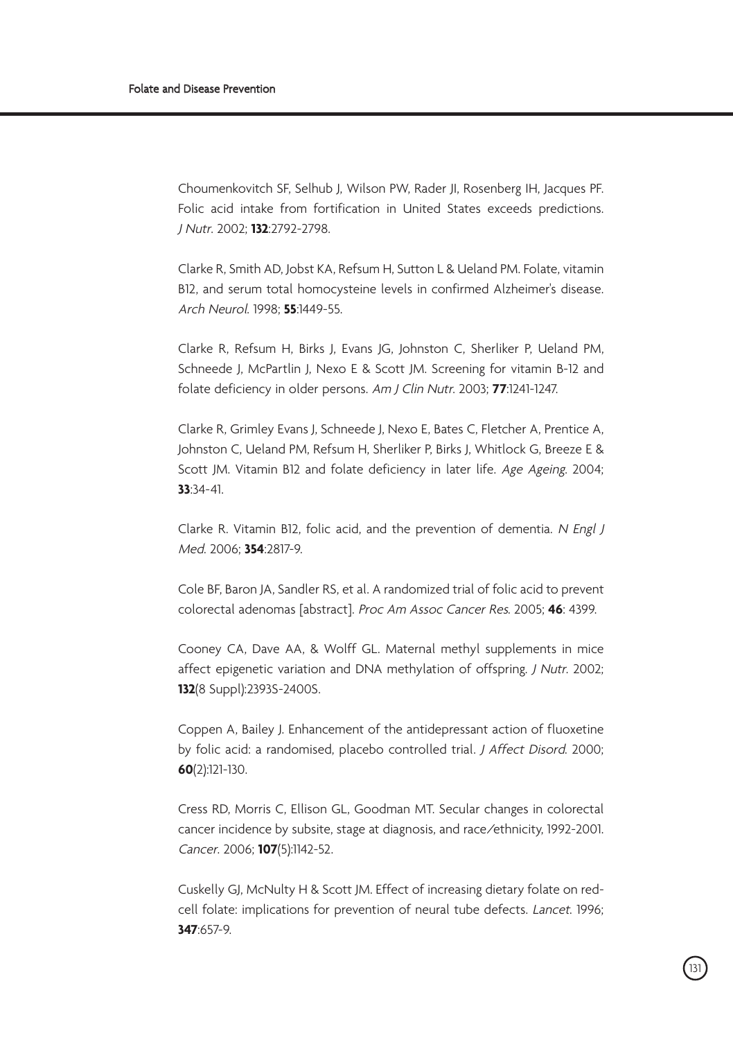Choumenkovitch SF, Selhub J, Wilson PW, Rader JI, Rosenberg IH, Jacques PF. Folic acid intake from fortification in United States exceeds predictions. *J Nutr*. 2002; **132**:2792-2798.

Clarke R, Smith AD, Jobst KA, Refsum H, Sutton L & Ueland PM. Folate, vitamin B12, and serum total homocysteine levels in confirmed Alzheimer's disease. *Arch Neurol*. 1998; **55**:1449-55.

Clarke R, Refsum H, Birks J, Evans JG, Johnston C, Sherliker P, Ueland PM, Schneede J, McPartlin J, Nexo E & Scott JM. Screening for vitamin B-12 and folate deficiency in older persons. *Am J Clin Nutr*. 2003; **77**:1241-1247.

Clarke R, Grimley Evans J, Schneede J, Nexo E, Bates C, Fletcher A, Prentice A, Johnston C, Ueland PM, Refsum H, Sherliker P, Birks J, Whitlock G, Breeze E & Scott JM. Vitamin B12 and folate deficiency in later life. *Age Ageing*. 2004; **33**:34-41.

Clarke R. Vitamin B12, folic acid, and the prevention of dementia. *N Engl J Med*. 2006; **354**:2817-9.

Cole BF, Baron JA, Sandler RS, et al. A randomized trial of folic acid to prevent colorectal adenomas [abstract]. *Proc Am Assoc Cancer Res*. 2005; **46**: 4399.

Cooney CA, Dave AA, & Wolff GL. Maternal methyl supplements in mice affect epigenetic variation and DNA methylation of offspring. *J Nutr*. 2002; **132**(8 Suppl):2393S-2400S.

Coppen A, Bailey J. Enhancement of the antidepressant action of fluoxetine by folic acid: a randomised, placebo controlled trial. *J Affect Disord*. 2000; **60**(2):121-130.

Cress RD, Morris C, Ellison GL, Goodman MT. Secular changes in colorectal cancer incidence by subsite, stage at diagnosis, and race/ethnicity, 1992-2001. *Cancer*. 2006; **107**(5):1142-52.

Cuskelly GJ, McNulty H & Scott JM. Effect of increasing dietary folate on red-cell folate: implications for prevention of neural tube defects. *Lancet*. 1996; **347**:657-9.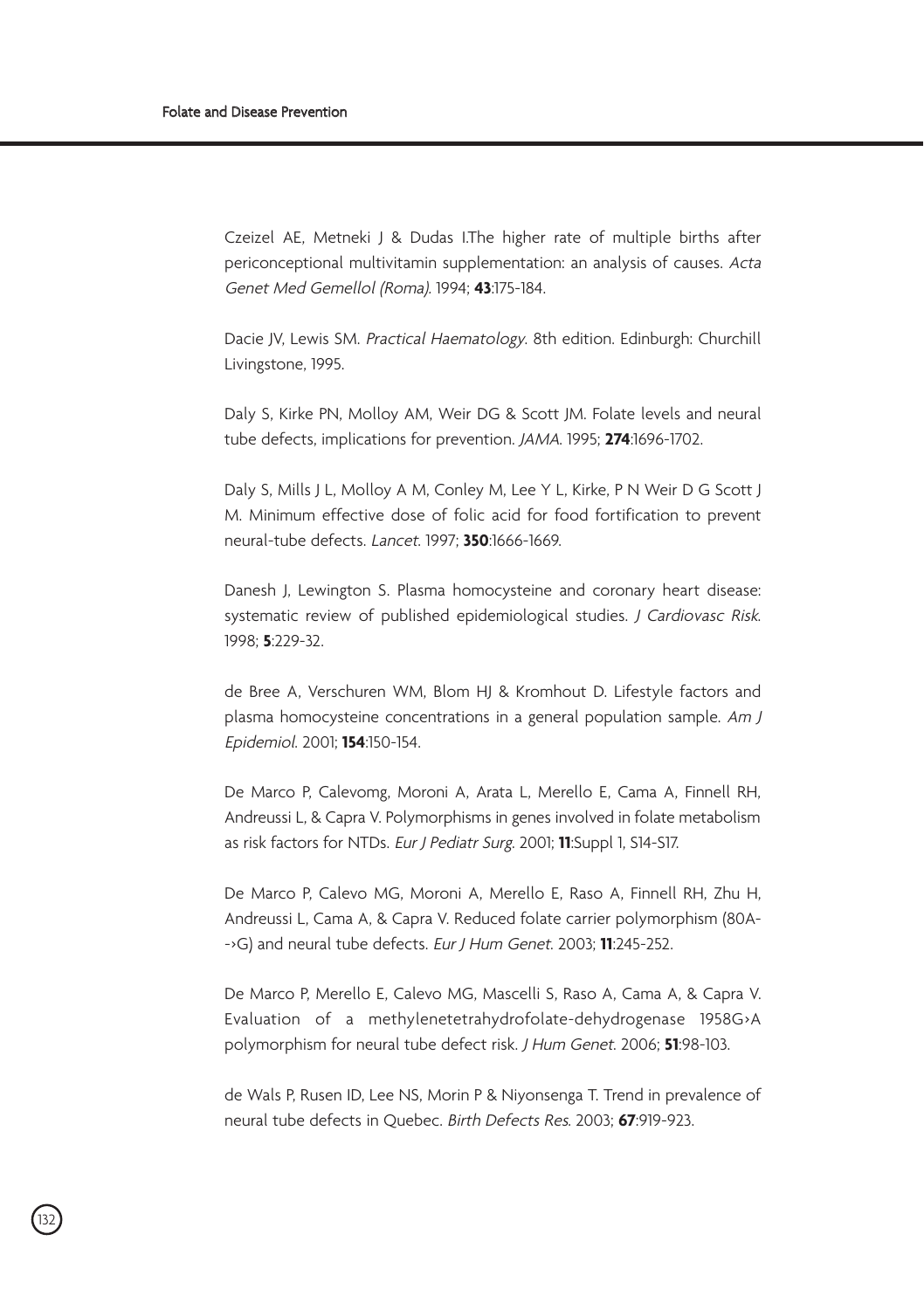Czeizel AE, Metneki J & Dudas I.The higher rate of multiple births after periconceptional multivitamin supplementation: an analysis of causes. *Acta Genet Med Gemellol (Roma)*. 1994; **43**:175-184.

Dacie JV, Lewis SM. *Practical Haematology*. 8th edition. Edinburgh: Churchill Livingstone, 1995.

Daly S, Kirke PN, Molloy AM, Weir DG & Scott JM. Folate levels and neural tube defects, implications for prevention. *JAMA*. 1995; **274**:1696-1702.

Daly S, Mills J L, Molloy A M, Conley M, Lee Y L, Kirke, P N Weir D G Scott J M. Minimum effective dose of folic acid for food fortification to prevent neural-tube defects. *Lancet*. 1997; **350**:1666-1669.

Danesh J, Lewington S. Plasma homocysteine and coronary heart disease: systematic review of published epidemiological studies. *J Cardiovasc Risk*. 1998; **5**:229-32.

de Bree A, Verschuren WM, Blom HJ & Kromhout D. Lifestyle factors and plasma homocysteine concentrations in a general population sample. *Am J Epidemiol*. 2001; **154**:150-154.

De Marco P, Calevomg, Moroni A, Arata L, Merello E, Cama A, Finnell RH, Andreussi L, & Capra V. Polymorphisms in genes involved in folate metabolism as risk factors for NTDs. *Eur J Pediatr Surg*. 2001; **11**:Suppl 1, S14-S17.

De Marco P, Calevo MG, Moroni A, Merello E, Raso A, Finnell RH, Zhu H, Andreussi L, Cama A, & Capra V. Reduced folate carrier polymorphism (80A-->G) and neural tube defects. *Eur J Hum Genet*. 2003; **11**:245-252.

De Marco P, Merello E, Calevo MG, Mascelli S, Raso A, Cama A, & Capra V. Evaluation of a methylenetetrahydrofolate-dehydrogenase 1958G>A polymorphism for neural tube defect risk. *J Hum Genet*. 2006; **51**:98-103.

de Wals P, Rusen ID, Lee NS, Morin P & Niyonsenga T. Trend in prevalence of neural tube defects in Quebec. *Birth Defects Res*. 2003; **67**:919-923.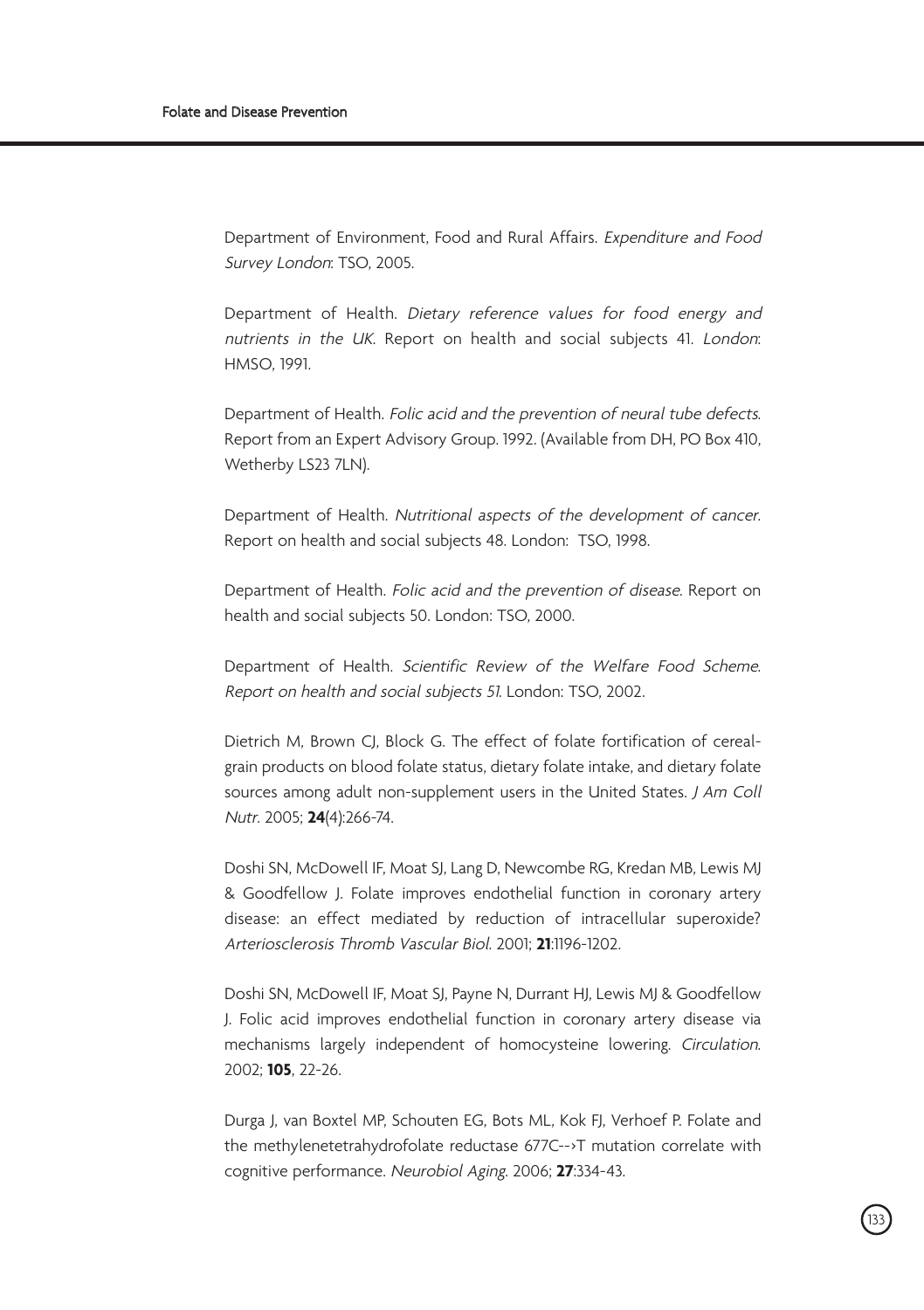Department of Environment, Food and Rural Affairs. *Expenditure and Food Survey London*: TSO, 2005.

Department of Health. *Dietary reference values for food energy and nutrients in the UK*. Report on health and social subjects 41. *London*: HMSO, 1991.

Department of Health. *Folic acid and the prevention of neural tube defects*. Report from an Expert Advisory Group. 1992. (Available from DH, PO Box 410, Wetherby LS23 7LN).

Department of Health. *Nutritional aspects of the development of cancer*. Report on health and social subjects 48. London: TSO, 1998.

Department of Health. *Folic acid and the prevention of disease*. Report on health and social subjects 50. London: TSO, 2000.

Department of Health. *Scientific Review of the Welfare Food Scheme. Report on health and social subjects 51*. London: TSO, 2002.

Dietrich M, Brown CJ, Block G. The effect of folate fortification of cereal-grain products on blood folate status, dietary folate intake, and dietary folate sources among adult non-supplement users in the United States. *J Am Coll Nutr*. 2005; **24**(4):266-74.

Doshi SN, McDowell IF, Moat SJ, Lang D, Newcombe RG, Kredan MB, Lewis MJ & Goodfellow J. Folate improves endothelial function in coronary artery disease: an effect mediated by reduction of intracellular superoxide? *Arteriosclerosis Thromb Vascular Biol*. 2001; **21**:1196-1202.

Doshi SN, McDowell IF, Moat SJ, Payne N, Durrant HJ, Lewis MJ & Goodfellow J. Folic acid improves endothelial function in coronary artery disease via mechanisms largely independent of homocysteine lowering. *Circulation*. 2002; **105**, 22-26.

Durga J, van Boxtel MP, Schouten EG, Bots ML, Kok FJ, Verhoef P. Folate and the methylenetetrahydrofolate reductase 677C-->T mutation correlate with cognitive performance. *Neurobiol Aging*. 2006; **27**:334-43.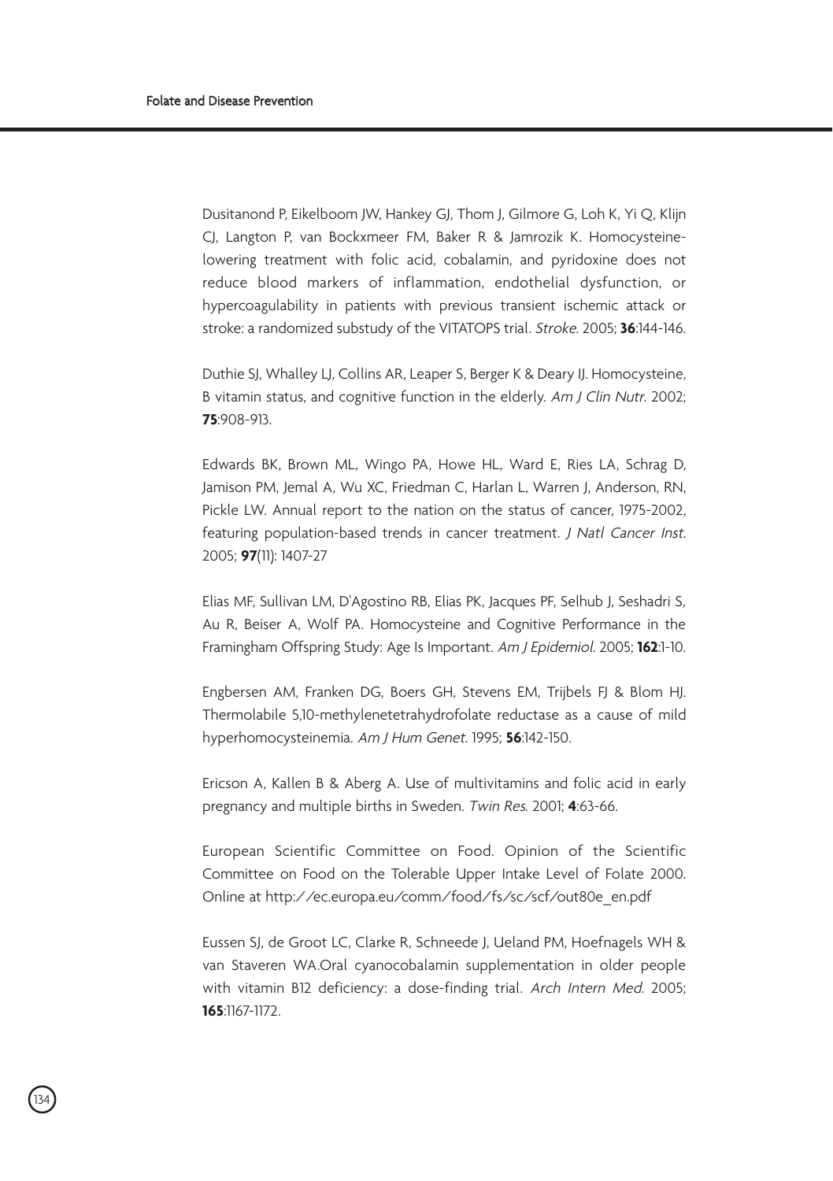Dusitanond P, Eikelboom JW, Hankey GJ, Thom J, Gilmore G, Loh K, Yi Q, Klijn CJ, Langton P, van Bockxmeer FM, Baker R & Jamrozik K. Homocysteine-lowering treatment with folic acid, cobalamin, and pyridoxine does not reduce blood markers of inflammation, endothelial dysfunction, or hypercoagulability in patients with previous transient ischemic attack or stroke: a randomized substudy of the VITATOPS trial. *Stroke*. 2005; **36**:144-146.

Duthie SJ, Whalley LJ, Collins AR, Leaper S, Berger K & Deary IJ. Homocysteine, B vitamin status, and cognitive function in the elderly. *Am J Clin Nutr*. 2002; **75**:908-913.

Edwards BK, Brown ML, Wingo PA, Howe HL, Ward E, Ries LA, Schrag D, Jamison PM, Jemal A, Wu XC, Friedman C, Harlan L, Warren J, Anderson, RN, Pickle LW. Annual report to the nation on the status of cancer, 1975-2002, featuring population-based trends in cancer treatment. *J Natl Cancer Inst*. 2005; **97**(11): 1407-27

Elias MF, Sullivan LM, D'Agostino RB, Elias PK, Jacques PF, Selhub J, Seshadri S, Au R, Beiser A, Wolf PA. Homocysteine and Cognitive Performance in the Framingham Offspring Study: Age Is Important. *Am J Epidemiol*. 2005; **162**:1-10.

Engbersen AM, Franken DG, Boers GH, Stevens EM, Trijbels FJ & Blom HJ. Thermolabile 5,10-methylenetetrahydrofolate reductase as a cause of mild hyperhomocysteinemia. *Am J Hum Genet*. 1995; **56**:142-150.

Ericson A, Kallen B & Aberg A. Use of multivitamins and folic acid in early pregnancy and multiple births in Sweden. *Twin Res*. 2001; **4**:63-66.

European Scientific Committee on Food. Opinion of the Scientific Committee on Food on the Tolerable Upper Intake Level of Folate 2000. Online at http://ec.europa.eu/comm/food/fs/sc/scf/out80e_en.pdf

Eussen SJ, de Groot LC, Clarke R, Schneede J, Ueland PM, Hoefnagels WH & van Staveren WA.Oral cyanocobalamin supplementation in older people with vitamin B12 deficiency: a dose-finding trial. *Arch Intern Med*. 2005; **165**:1167-1172.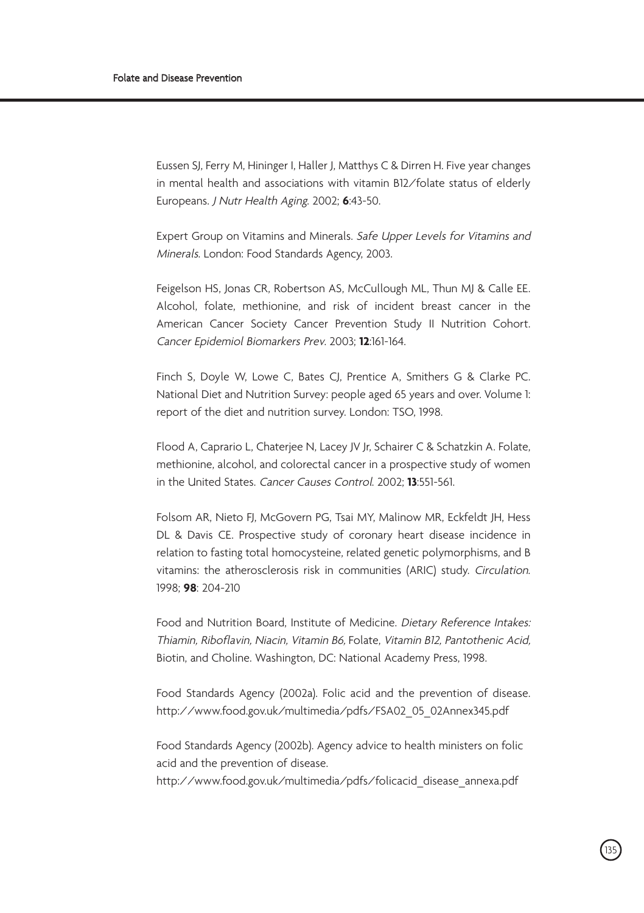Eussen SJ, Ferry M, Hininger I, Haller J, Matthys C & Dirren H. Five year changes in mental health and associations with vitamin B12/folate status of elderly Europeans. *J Nutr Health Aging*. 2002; **6**:43-50.

Expert Group on Vitamins and Minerals. *Safe Upper Levels for Vitamins and Minerals*. London: Food Standards Agency, 2003.

Feigelson HS, Jonas CR, Robertson AS, McCullough ML, Thun MJ & Calle EE. Alcohol, folate, methionine, and risk of incident breast cancer in the American Cancer Society Cancer Prevention Study II Nutrition Cohort. *Cancer Epidemiol Biomarkers Prev*. 2003; **12**:161-164.

Finch S, Doyle W, Lowe C, Bates CJ, Prentice A, Smithers G & Clarke PC. National Diet and Nutrition Survey: people aged 65 years and over. Volume 1: report of the diet and nutrition survey. London: TSO, 1998.

Flood A, Caprario L, Chaterjee N, Lacey JV Jr, Schairer C & Schatzkin A. Folate, methionine, alcohol, and colorectal cancer in a prospective study of women in the United States. *Cancer Causes Control*. 2002; **13**:551-561.

Folsom AR, Nieto FJ, McGovern PG, Tsai MY, Malinow MR, Eckfeldt JH, Hess DL & Davis CE. Prospective study of coronary heart disease incidence in relation to fasting total homocysteine, related genetic polymorphisms, and B vitamins: the atherosclerosis risk in communities (ARIC) study. *Circulation*. 1998; **98**: 204-210

Food and Nutrition Board, Institute of Medicine. *Dietary Reference Intakes: Thiamin, Riboflavin, Niacin, Vitamin B6,* Folate, *Vitamin B12, Pantothenic Acid,* Biotin, and Choline. Washington, DC: National Academy Press, 1998.

Food Standards Agency (2002a). Folic acid and the prevention of disease. http://www.food.gov.uk/multimedia/pdfs/FSA02_05_02Annex345.pdf

Food Standards Agency (2002b). Agency advice to health ministers on folic acid and the prevention of disease.
http://www.food.gov.uk/multimedia/pdfs/folicacid_disease_annexa.pdf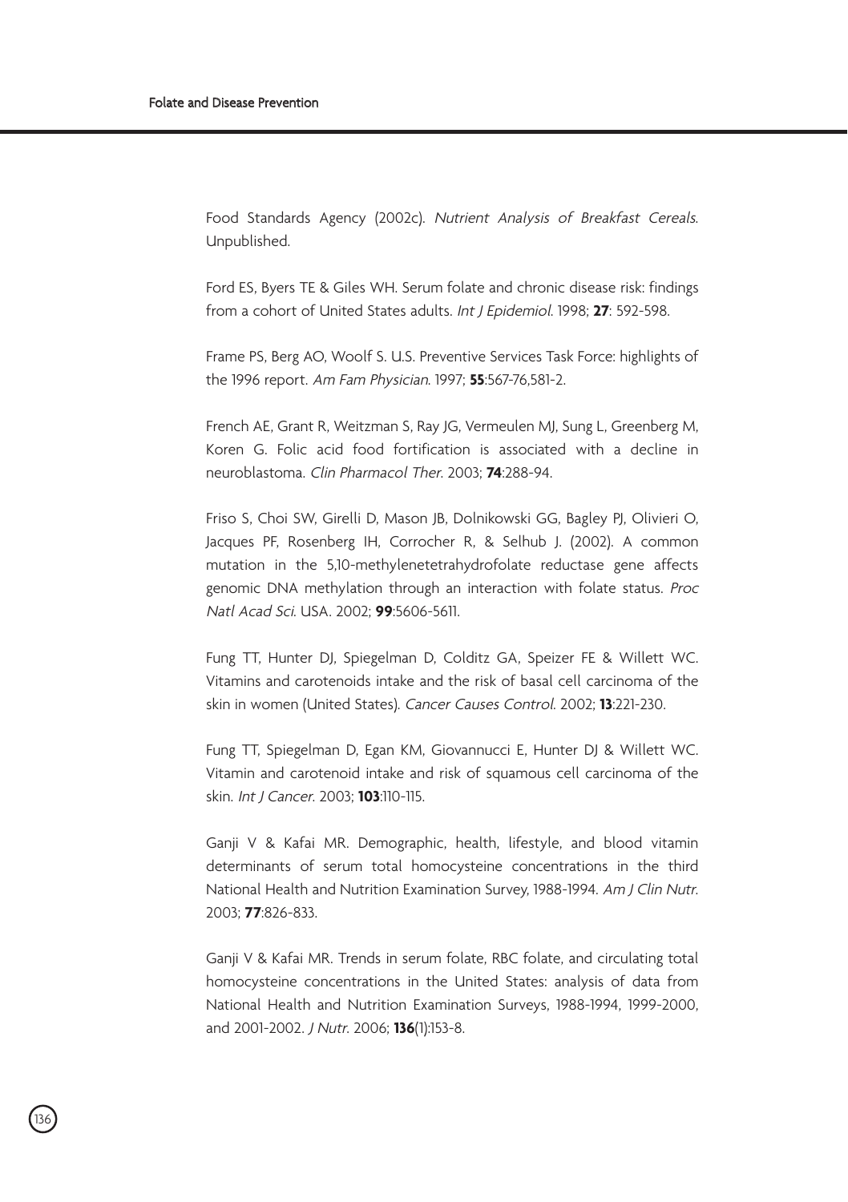Food Standards Agency (2002c). *Nutrient Analysis of Breakfast Cereals*. Unpublished.

Ford ES, Byers TE & Giles WH. Serum folate and chronic disease risk: findings from a cohort of United States adults. *Int J Epidemiol*. 1998; **27**: 592-598.

Frame PS, Berg AO, Woolf S. U.S. Preventive Services Task Force: highlights of the 1996 report. *Am Fam Physician*. 1997; **55**:567-76,581-2.

French AE, Grant R, Weitzman S, Ray JG, Vermeulen MJ, Sung L, Greenberg M, Koren G. Folic acid food fortification is associated with a decline in neuroblastoma. *Clin Pharmacol Ther*. 2003; **74**:288-94.

Friso S, Choi SW, Girelli D, Mason JB, Dolnikowski GG, Bagley PJ, Olivieri O, Jacques PF, Rosenberg IH, Corrocher R, & Selhub J. (2002). A common mutation in the 5,10-methylenetetrahydrofolate reductase gene affects genomic DNA methylation through an interaction with folate status. *Proc Natl Acad Sci*. USA. 2002; **99**:5606-5611.

Fung TT, Hunter DJ, Spiegelman D, Colditz GA, Speizer FE & Willett WC. Vitamins and carotenoids intake and the risk of basal cell carcinoma of the skin in women (United States). *Cancer Causes Control*. 2002; **13**:221-230.

Fung TT, Spiegelman D, Egan KM, Giovannucci E, Hunter DJ & Willett WC. Vitamin and carotenoid intake and risk of squamous cell carcinoma of the skin. *Int J Cancer*. 2003; **103**:110-115.

Ganji V & Kafai MR. Demographic, health, lifestyle, and blood vitamin determinants of serum total homocysteine concentrations in the third National Health and Nutrition Examination Survey, 1988-1994. *Am J Clin Nutr*. 2003; **77**:826-833.

Ganji V & Kafai MR. Trends in serum folate, RBC folate, and circulating total homocysteine concentrations in the United States: analysis of data from National Health and Nutrition Examination Surveys, 1988-1994, 1999-2000, and 2001-2002. *J Nutr*. 2006; **136**(1):153-8.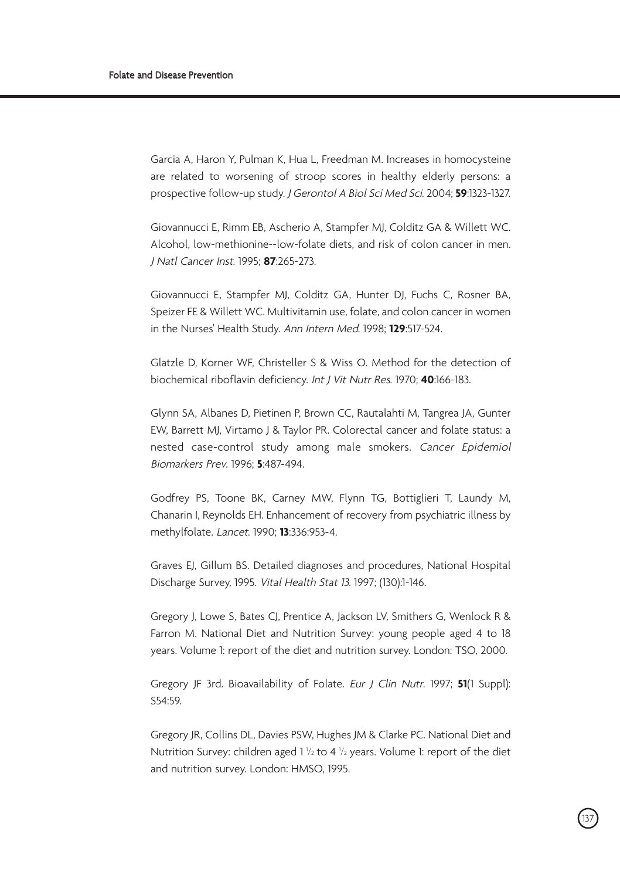Garcia A, Haron Y, Pulman K, Hua L, Freedman M. Increases in homocysteine are related to worsening of stroop scores in healthy elderly persons: a prospective follow-up study. *J Gerontol A Biol Sci Med Sci*. 2004; **59**:1323-1327.

Giovannucci E, Rimm EB, Ascherio A, Stampfer MJ, Colditz GA & Willett WC. Alcohol, low-methionine--low-folate diets, and risk of colon cancer in men. *J Natl Cancer Inst*. 1995; **87**:265-273.

Giovannucci E, Stampfer MJ, Colditz GA, Hunter DJ, Fuchs C, Rosner BA, Speizer FE & Willett WC. Multivitamin use, folate, and colon cancer in women in the Nurses' Health Study. *Ann Intern Med*. 1998; **129**:517-524.

Glatzle D, Korner WF, Christeller S & Wiss O. Method for the detection of biochemical riboflavin deficiency. *Int J Vit Nutr Res*. 1970; **40**:166-183.

Glynn SA, Albanes D, Pietinen P, Brown CC, Rautalahti M, Tangrea JA, Gunter EW, Barrett MJ, Virtamo J & Taylor PR. Colorectal cancer and folate status: a nested case-control study among male smokers. *Cancer Epidemiol Biomarkers Prev*. 1996; **5**:487-494.

Godfrey PS, Toone BK, Carney MW, Flynn TG, Bottiglieri T, Laundy M, Chanarin I, Reynolds EH. Enhancement of recovery from psychiatric illness by methylfolate. *Lancet*. 1990; **13**:336:953-4.

Graves EJ, Gillum BS. Detailed diagnoses and procedures, National Hospital Discharge Survey, 1995. *Vital Health Stat 13*. 1997; (130):1-146.

Gregory J, Lowe S, Bates CJ, Prentice A, Jackson LV, Smithers G, Wenlock R & Farron M. National Diet and Nutrition Survey: young people aged 4 to 18 years. Volume 1: report of the diet and nutrition survey. London: TSO, 2000.

Gregory JF 3rd. Bioavailability of Folate. *Eur J Clin Nutr*. 1997; **51**(1 Suppl): S54:59.

Gregory JR, Collins DL, Davies PSW, Hughes JM & Clarke PC. National Diet and Nutrition Survey: children aged 1 ½ to 4 ½ years. Volume 1: report of the diet and nutrition survey. London: HMSO, 1995.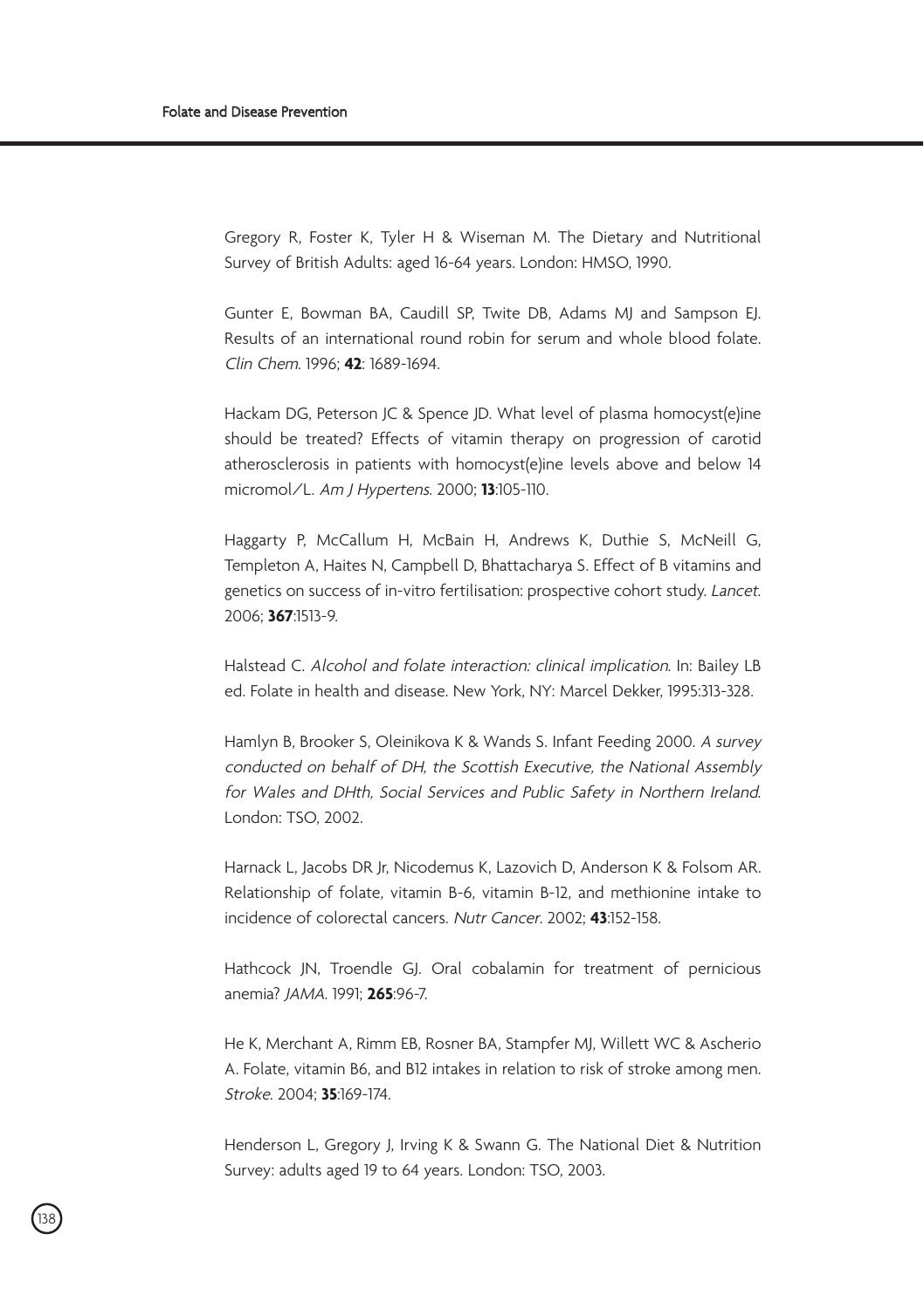Gregory R, Foster K, Tyler H & Wiseman M. The Dietary and Nutritional Survey of British Adults: aged 16-64 years. London: HMSO, 1990.

Gunter E, Bowman BA, Caudill SP, Twite DB, Adams MJ and Sampson EJ. Results of an international round robin for serum and whole blood folate. *Clin Chem*. 1996; **42**: 1689-1694.

Hackam DG, Peterson JC & Spence JD. What level of plasma homocyst(e)ine should be treated? Effects of vitamin therapy on progression of carotid atherosclerosis in patients with homocyst(e)ine levels above and below 14 micromol/L. *Am J Hypertens*. 2000; **13**:105-110.

Haggarty P, McCallum H, McBain H, Andrews K, Duthie S, McNeill G, Templeton A, Haites N, Campbell D, Bhattacharya S. Effect of B vitamins and genetics on success of in-vitro fertilisation: prospective cohort study. *Lancet*. 2006; **367**:1513-9.

Halstead C. *Alcohol and folate interaction: clinical implication*. In: Bailey LB ed. Folate in health and disease. New York, NY: Marcel Dekker, 1995:313-328.

Hamlyn B, Brooker S, Oleinikova K & Wands S. Infant Feeding 2000. *A survey conducted on behalf of DH, the Scottish Executive, the National Assembly for Wales and DHth, Social Services and Public Safety in Northern Ireland*. London: TSO, 2002.

Harnack L, Jacobs DR Jr, Nicodemus K, Lazovich D, Anderson K & Folsom AR. Relationship of folate, vitamin B-6, vitamin B-12, and methionine intake to incidence of colorectal cancers. *Nutr Cancer*. 2002; **43**:152-158.

Hathcock JN, Troendle GJ. Oral cobalamin for treatment of pernicious anemia? *JAMA*. 1991; **265**:96-7.

He K, Merchant A, Rimm EB, Rosner BA, Stampfer MJ, Willett WC & Ascherio A. Folate, vitamin B6, and B12 intakes in relation to risk of stroke among men. *Stroke*. 2004; **35**:169-174.

Henderson L, Gregory J, Irving K & Swann G. The National Diet & Nutrition Survey: adults aged 19 to 64 years. London: TSO, 2003.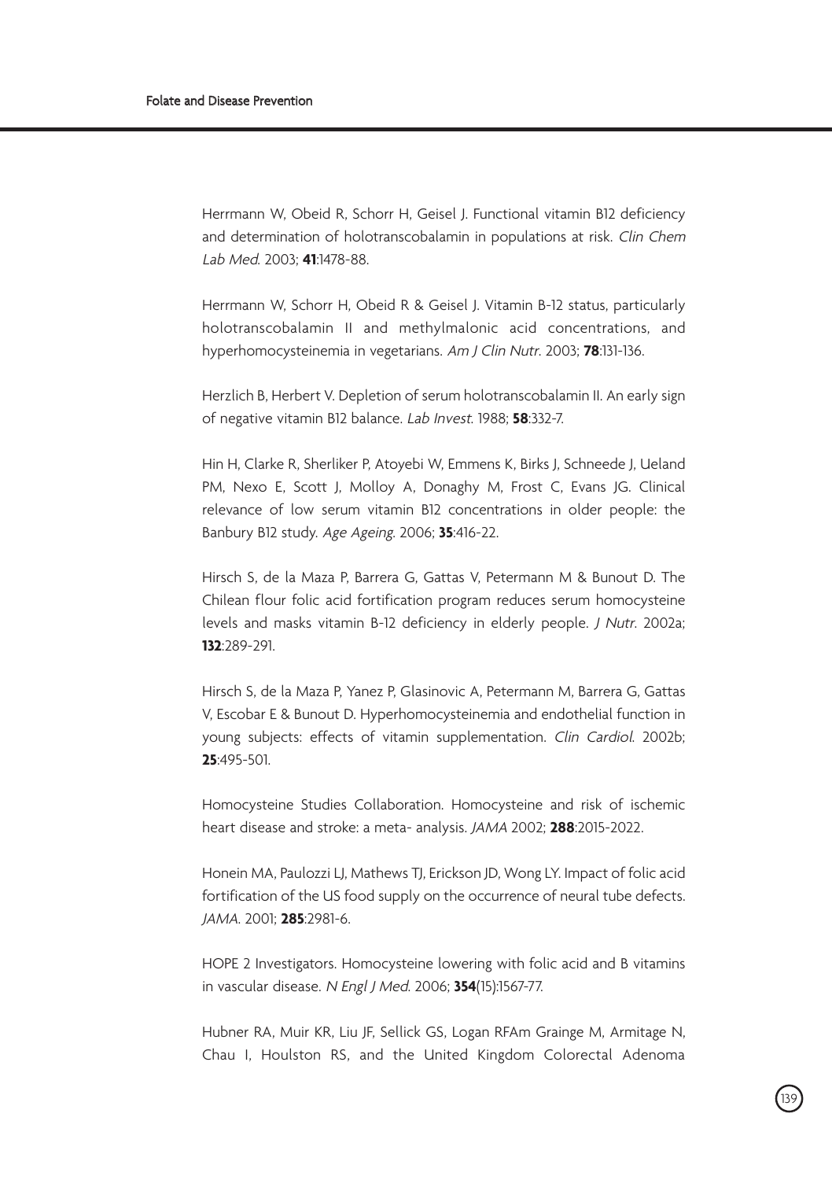Herrmann W, Obeid R, Schorr H, Geisel J. Functional vitamin B12 deficiency and determination of holotranscobalamin in populations at risk. *Clin Chem Lab Med*. 2003; **41**:1478-88.

Herrmann W, Schorr H, Obeid R & Geisel J. Vitamin B-12 status, particularly holotranscobalamin II and methylmalonic acid concentrations, and hyperhomocysteinemia in vegetarians. *Am J Clin Nutr*. 2003; **78**:131-136.

Herzlich B, Herbert V. Depletion of serum holotranscobalamin II. An early sign of negative vitamin B12 balance. *Lab Invest*. 1988; **58**:332-7.

Hin H, Clarke R, Sherliker P, Atoyebi W, Emmens K, Birks J, Schneede J, Ueland PM, Nexo E, Scott J, Molloy A, Donaghy M, Frost C, Evans JG. Clinical relevance of low serum vitamin B12 concentrations in older people: the Banbury B12 study. *Age Ageing*. 2006; **35**:416-22.

Hirsch S, de la Maza P, Barrera G, Gattas V, Petermann M & Bunout D. The Chilean flour folic acid fortification program reduces serum homocysteine levels and masks vitamin B-12 deficiency in elderly people. *J Nutr*. 2002a; **132**:289-291.

Hirsch S, de la Maza P, Yanez P, Glasinovic A, Petermann M, Barrera G, Gattas V, Escobar E & Bunout D. Hyperhomocysteinemia and endothelial function in young subjects: effects of vitamin supplementation. *Clin Cardiol*. 2002b; **25**:495-501.

Homocysteine Studies Collaboration. Homocysteine and risk of ischemic heart disease and stroke: a meta- analysis. *JAMA* 2002; **288**:2015-2022.

Honein MA, Paulozzi LJ, Mathews TJ, Erickson JD, Wong LY. Impact of folic acid fortification of the US food supply on the occurrence of neural tube defects. *JAMA*. 2001; **285**:2981-6.

HOPE 2 Investigators. Homocysteine lowering with folic acid and B vitamins in vascular disease. *N Engl J Med*. 2006; **354**(15):1567-77.

Hubner RA, Muir KR, Liu JF, Sellick GS, Logan RFAm Grainge M, Armitage N, Chau I, Houlston RS, and the United Kingdom Colorectal Adenoma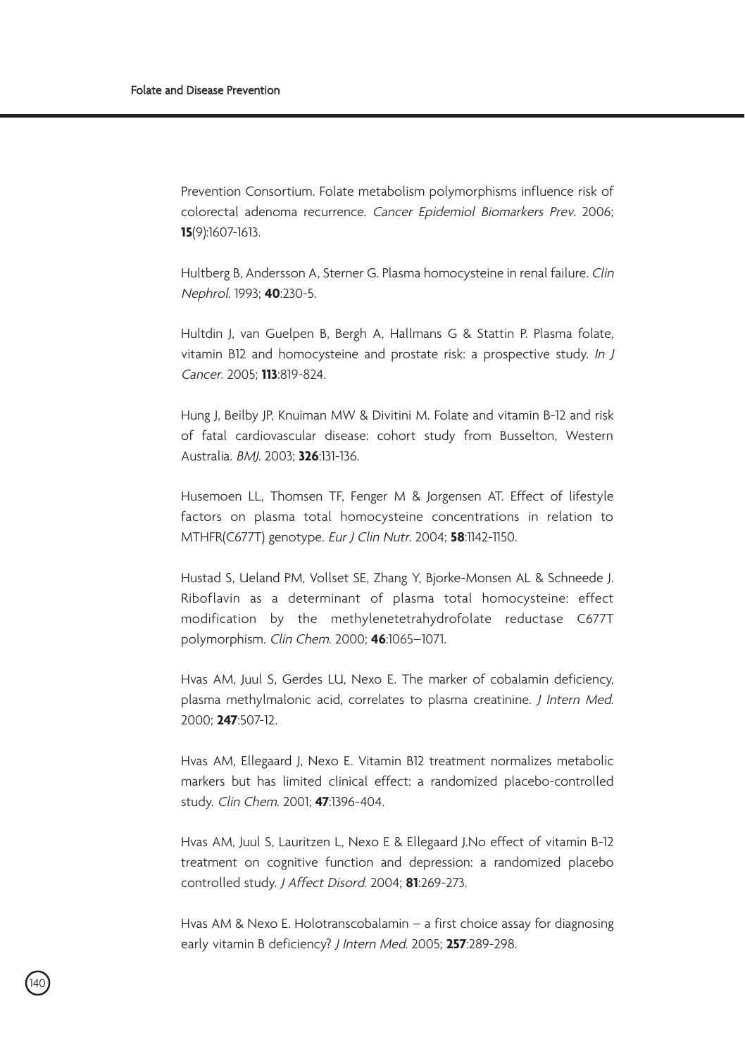Prevention Consortium. Folate metabolism polymorphisms influence risk of colorectal adenoma recurrence. *Cancer Epidemiol Biomarkers Prev*. 2006; **15**(9):1607-1613.

Hultberg B, Andersson A, Sterner G. Plasma homocysteine in renal failure. *Clin Nephrol*. 1993; **40**:230-5.

Hultdin J, van Guelpen B, Bergh A, Hallmans G & Stattin P. Plasma folate, vitamin B12 and homocysteine and prostate risk: a prospective study. *In J Cancer*. 2005; **113**:819-824.

Hung J, Beilby JP, Knuiman MW & Divitini M. Folate and vitamin B-12 and risk of fatal cardiovascular disease: cohort study from Busselton, Western Australia. *BMJ*. 2003; **326**:131-136.

Husemoen LL, Thomsen TF, Fenger M & Jorgensen AT. Effect of lifestyle factors on plasma total homocysteine concentrations in relation to MTHFR(C677T) genotype. *Eur J Clin Nutr*. 2004; **58**:1142-1150.

Hustad S, Ueland PM, Vollset SE, Zhang Y, Bjorke-Monsen AL & Schneede J. Riboflavin as a determinant of plasma total homocysteine: effect modification by the methylenetetrahydrofolate reductase C677T polymorphism. *Clin Chem*. 2000; **46**:1065–1071.

Hvas AM, Juul S, Gerdes LU, Nexo E. The marker of cobalamin deficiency, plasma methylmalonic acid, correlates to plasma creatinine. *J Intern Med*. 2000; **247**:507-12.

Hvas AM, Ellegaard J, Nexo E. Vitamin B12 treatment normalizes metabolic markers but has limited clinical effect: a randomized placebo-controlled study. *Clin Chem*. 2001; **47**:1396-404.

Hvas AM, Juul S, Lauritzen L, Nexo E & Ellegaard J.No effect of vitamin B-12 treatment on cognitive function and depression: a randomized placebo controlled study. *J Affect Disord*. 2004; **81**:269-273.

Hvas AM & Nexo E. Holotranscobalamin – a first choice assay for diagnosing early vitamin B deficiency? *J Intern Med*. 2005; **257**:289-298.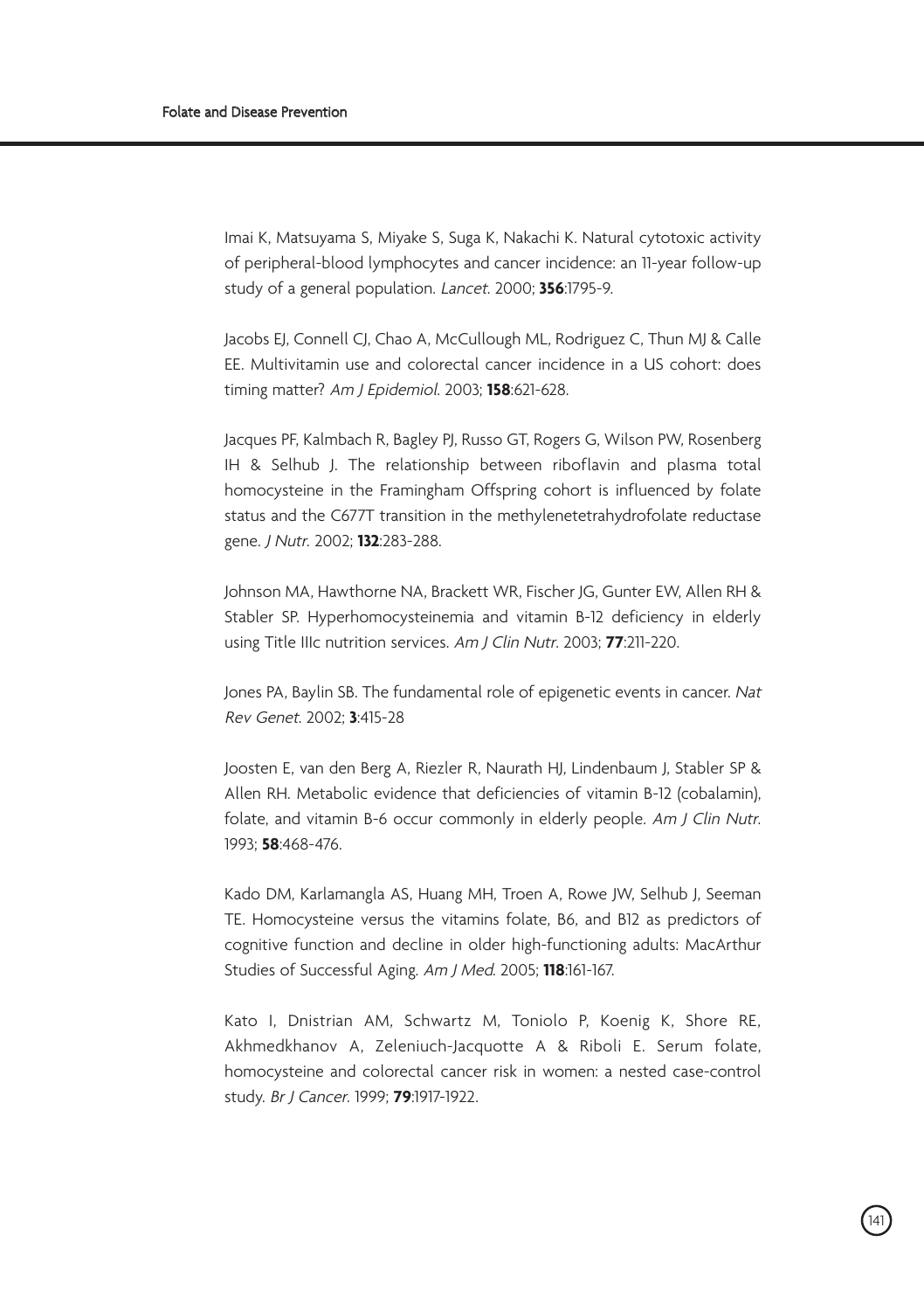Imai K, Matsuyama S, Miyake S, Suga K, Nakachi K. Natural cytotoxic activity of peripheral-blood lymphocytes and cancer incidence: an 11-year follow-up study of a general population. *Lancet*. 2000; **356**:1795-9.

Jacobs EJ, Connell CJ, Chao A, McCullough ML, Rodriguez C, Thun MJ & Calle EE. Multivitamin use and colorectal cancer incidence in a US cohort: does timing matter? *Am J Epidemiol*. 2003; **158**:621-628.

Jacques PF, Kalmbach R, Bagley PJ, Russo GT, Rogers G, Wilson PW, Rosenberg IH & Selhub J. The relationship between riboflavin and plasma total homocysteine in the Framingham Offspring cohort is influenced by folate status and the C677T transition in the methylenetetrahydrofolate reductase gene. *J Nutr*. 2002; **132**:283-288.

Johnson MA, Hawthorne NA, Brackett WR, Fischer JG, Gunter EW, Allen RH & Stabler SP. Hyperhomocysteinemia and vitamin B-12 deficiency in elderly using Title IIIc nutrition services. *Am J Clin Nutr*. 2003; **77**:211-220.

Jones PA, Baylin SB. The fundamental role of epigenetic events in cancer. *Nat Rev Genet*. 2002; **3**:415-28

Joosten E, van den Berg A, Riezler R, Naurath HJ, Lindenbaum J, Stabler SP & Allen RH. Metabolic evidence that deficiencies of vitamin B-12 (cobalamin), folate, and vitamin B-6 occur commonly in elderly people. *Am J Clin Nutr*. 1993; **58**:468-476.

Kado DM, Karlamangla AS, Huang MH, Troen A, Rowe JW, Selhub J, Seeman TE. Homocysteine versus the vitamins folate, B6, and B12 as predictors of cognitive function and decline in older high-functioning adults: MacArthur Studies of Successful Aging. *Am J Med*. 2005; **118**:161-167.

Kato I, Dnistrian AM, Schwartz M, Toniolo P, Koenig K, Shore RE, Akhmedkhanov A, Zeleniuch-Jacquotte A & Riboli E. Serum folate, homocysteine and colorectal cancer risk in women: a nested case-control study. *Br J Cancer*. 1999; **79**:1917-1922.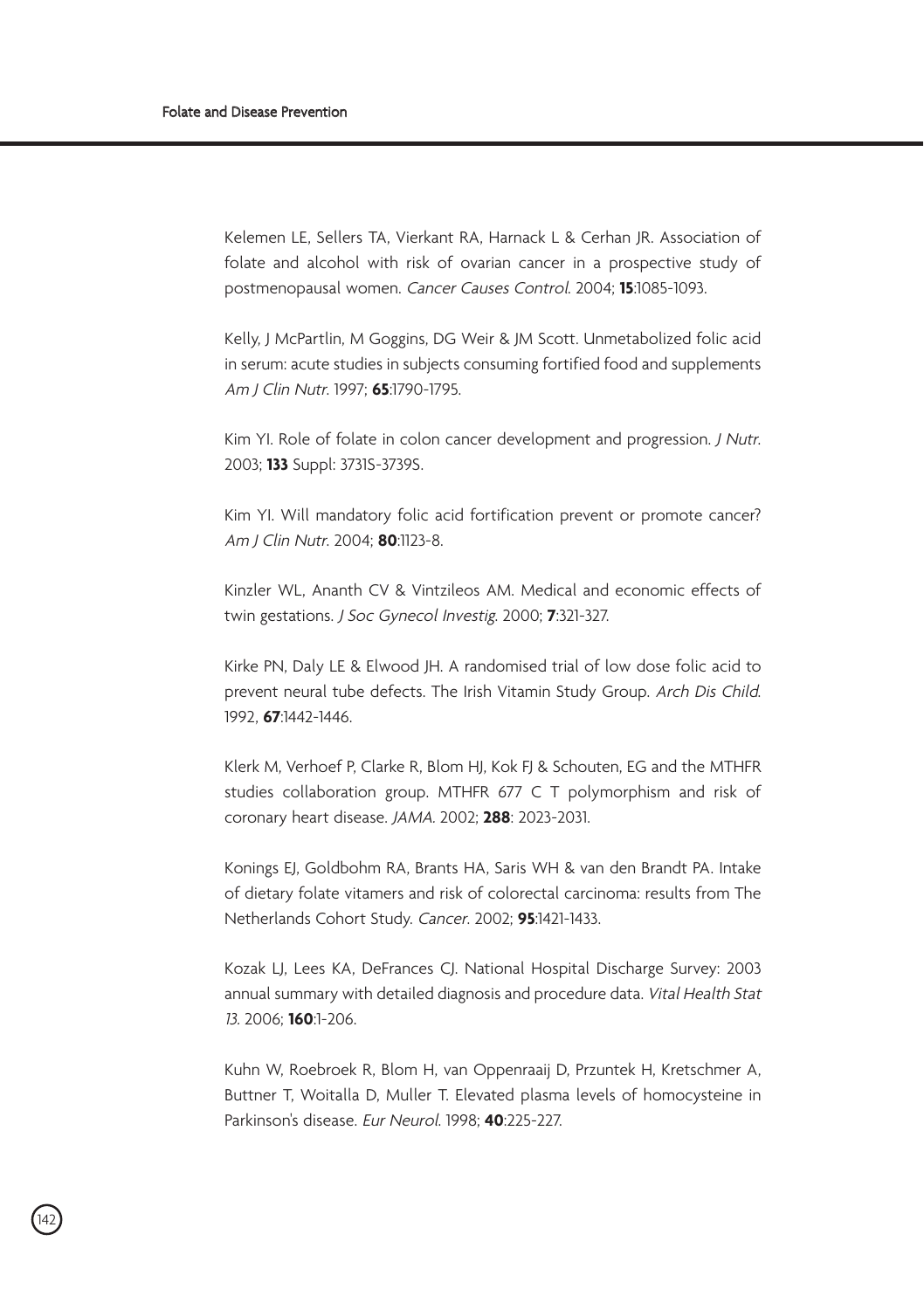Kelemen LE, Sellers TA, Vierkant RA, Harnack L & Cerhan JR. Association of folate and alcohol with risk of ovarian cancer in a prospective study of postmenopausal women. *Cancer Causes Control*. 2004; **15**:1085-1093.

Kelly, J McPartlin, M Goggins, DG Weir & JM Scott. Unmetabolized folic acid in serum: acute studies in subjects consuming fortified food and supplements *Am J Clin Nutr*. 1997; **65**:1790-1795.

Kim YI. Role of folate in colon cancer development and progression. *J Nutr*. 2003; **133** Suppl: 3731S-3739S.

Kim YI. Will mandatory folic acid fortification prevent or promote cancer? *Am J Clin Nutr*. 2004; **80**:1123-8.

Kinzler WL, Ananth CV & Vintzileos AM. Medical and economic effects of twin gestations. *J Soc Gynecol Investig*. 2000; **7**:321-327.

Kirke PN, Daly LE & Elwood JH. A randomised trial of low dose folic acid to prevent neural tube defects. The Irish Vitamin Study Group. *Arch Dis Child*. 1992, **67**:1442-1446.

Klerk M, Verhoef P, Clarke R, Blom HJ, Kok FJ & Schouten, EG and the MTHFR studies collaboration group. MTHFR 677 C T polymorphism and risk of coronary heart disease. *JAMA*. 2002; **288**: 2023-2031.

Konings EJ, Goldbohm RA, Brants HA, Saris WH & van den Brandt PA. Intake of dietary folate vitamers and risk of colorectal carcinoma: results from The Netherlands Cohort Study. *Cancer*. 2002; **95**:1421-1433.

Kozak LJ, Lees KA, DeFrances CJ. National Hospital Discharge Survey: 2003 annual summary with detailed diagnosis and procedure data. *Vital Health Stat 13*. 2006; **160**:1-206.

Kuhn W, Roebroek R, Blom H, van Oppenraaij D, Przuntek H, Kretschmer A, Buttner T, Woitalla D, Muller T. Elevated plasma levels of homocysteine in Parkinson's disease. *Eur Neurol*. 1998; **40**:225-227.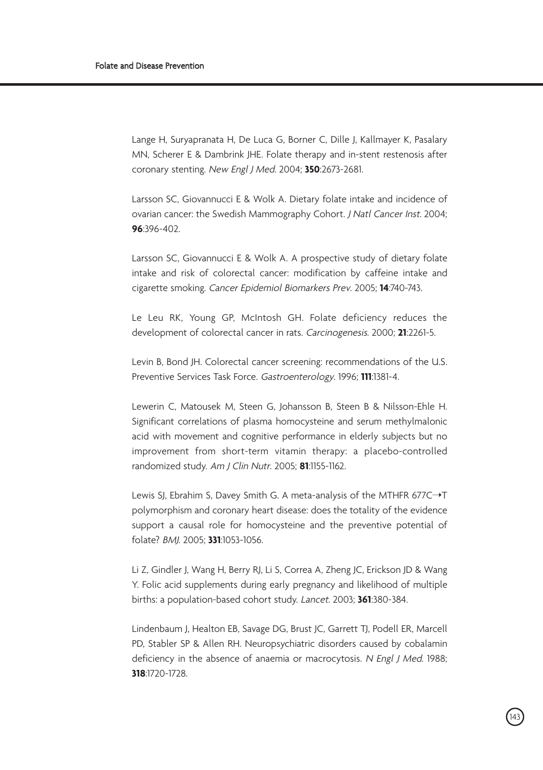Lange H, Suryapranata H, De Luca G, Borner C, Dille J, Kallmayer K, Pasalary MN, Scherer E & Dambrink JHE. Folate therapy and in-stent restenosis after coronary stenting. *New Engl J Med*. 2004; **350**:2673-2681.

Larsson SC, Giovannucci E & Wolk A. Dietary folate intake and incidence of ovarian cancer: the Swedish Mammography Cohort. *J Natl Cancer Inst*. 2004; **96**:396-402.

Larsson SC, Giovannucci E & Wolk A. A prospective study of dietary folate intake and risk of colorectal cancer: modification by caffeine intake and cigarette smoking. *Cancer Epidemiol Biomarkers Prev*. 2005; **14**:740-743.

Le Leu RK, Young GP, McIntosh GH. Folate deficiency reduces the development of colorectal cancer in rats. *Carcinogenesis*. 2000; **21**:2261-5.

Levin B, Bond JH. Colorectal cancer screening: recommendations of the U.S. Preventive Services Task Force. *Gastroenterology*. 1996; **111**:1381-4.

Lewerin C, Matousek M, Steen G, Johansson B, Steen B & Nilsson-Ehle H. Significant correlations of plasma homocysteine and serum methylmalonic acid with movement and cognitive performance in elderly subjects but no improvement from short-term vitamin therapy: a placebo-controlled randomized study. *Am J Clin Nutr*. 2005; **81**:1155-1162.

Lewis SJ, Ebrahim S, Davey Smith G. A meta-analysis of the MTHFR 677C→T polymorphism and coronary heart disease: does the totality of the evidence support a causal role for homocysteine and the preventive potential of folate? *BMJ*. 2005; **331**:1053-1056.

Li Z, Gindler J, Wang H, Berry RJ, Li S, Correa A, Zheng JC, Erickson JD & Wang Y. Folic acid supplements during early pregnancy and likelihood of multiple births: a population-based cohort study. *Lancet*. 2003; **361**:380-384.

Lindenbaum J, Healton EB, Savage DG, Brust JC, Garrett TJ, Podell ER, Marcell PD, Stabler SP & Allen RH. Neuropsychiatric disorders caused by cobalamin deficiency in the absence of anaemia or macrocytosis. *N Engl J Med*. 1988; **318**:1720-1728.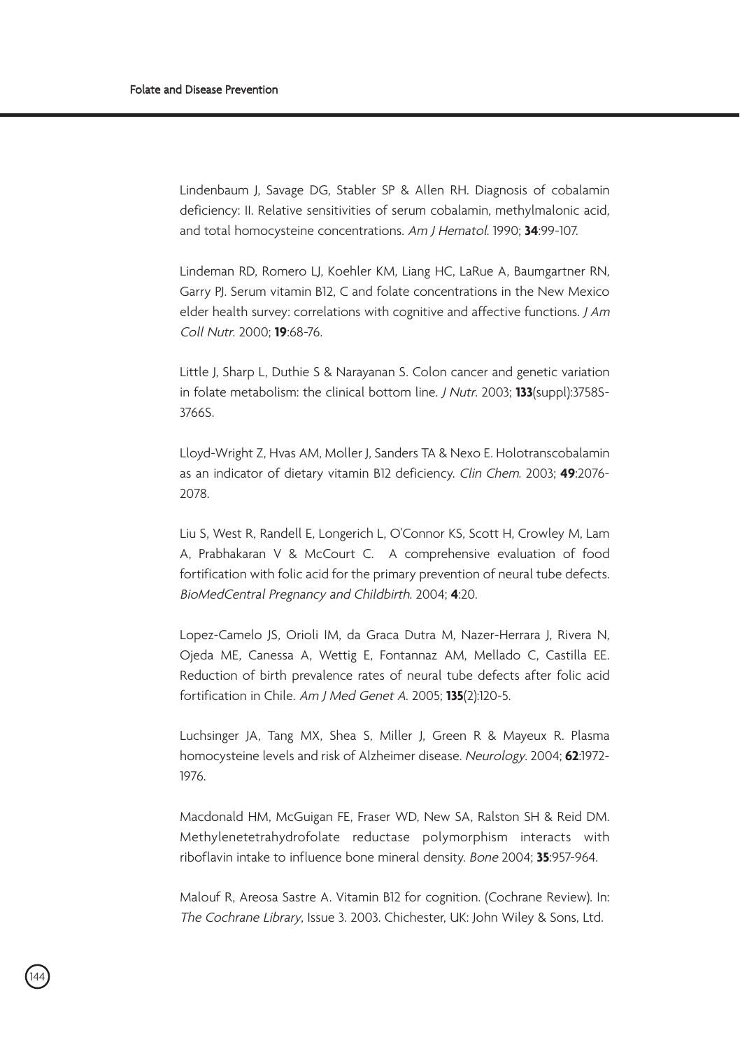Lindenbaum J, Savage DG, Stabler SP & Allen RH. Diagnosis of cobalamin deficiency: II. Relative sensitivities of serum cobalamin, methylmalonic acid, and total homocysteine concentrations. *Am J Hematol*. 1990; **34**:99-107.

Lindeman RD, Romero LJ, Koehler KM, Liang HC, LaRue A, Baumgartner RN, Garry PJ. Serum vitamin B12, C and folate concentrations in the New Mexico elder health survey: correlations with cognitive and affective functions. *J Am Coll Nutr*. 2000; **19**:68-76.

Little J, Sharp L, Duthie S & Narayanan S. Colon cancer and genetic variation in folate metabolism: the clinical bottom line. *J Nutr*. 2003; **133**(suppl):3758S-3766S.

Lloyd-Wright Z, Hvas AM, Moller J, Sanders TA & Nexo E. Holotranscobalamin as an indicator of dietary vitamin B12 deficiency. *Clin Chem*. 2003; **49**:2076-2078.

Liu S, West R, Randell E, Longerich L, O'Connor KS, Scott H, Crowley M, Lam A, Prabhakaran V & McCourt C. A comprehensive evaluation of food fortification with folic acid for the primary prevention of neural tube defects. *BioMedCentral Pregnancy and Childbirth*. 2004; **4**:20.

Lopez-Camelo JS, Orioli IM, da Graca Dutra M, Nazer-Herrara J, Rivera N, Ojeda ME, Canessa A, Wettig E, Fontannaz AM, Mellado C, Castilla EE. Reduction of birth prevalence rates of neural tube defects after folic acid fortification in Chile. *Am J Med Genet A*. 2005; **135**(2):120-5.

Luchsinger JA, Tang MX, Shea S, Miller J, Green R & Mayeux R. Plasma homocysteine levels and risk of Alzheimer disease. *Neurology*. 2004; **62**:1972-1976.

Macdonald HM, McGuigan FE, Fraser WD, New SA, Ralston SH & Reid DM. Methylenetetrahydrofolate reductase polymorphism interacts with riboflavin intake to influence bone mineral density. *Bone* 2004; **35**:957-964.

Malouf R, Areosa Sastre A. Vitamin B12 for cognition. (Cochrane Review). In: *The Cochrane Library*, Issue 3. 2003. Chichester, UK: John Wiley & Sons, Ltd.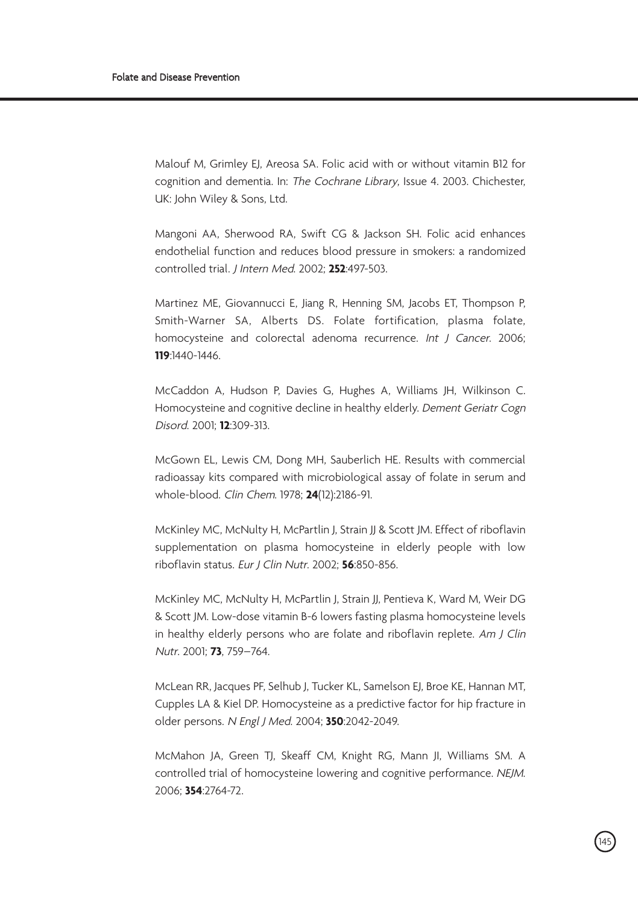Malouf M, Grimley EJ, Areosa SA. Folic acid with or without vitamin B12 for cognition and dementia. In: *The Cochrane Library*, Issue 4. 2003. Chichester, UK: John Wiley & Sons, Ltd.

Mangoni AA, Sherwood RA, Swift CG & Jackson SH. Folic acid enhances endothelial function and reduces blood pressure in smokers: a randomized controlled trial. *J Intern Med*. 2002; **252**:497-503.

Martinez ME, Giovannucci E, Jiang R, Henning SM, Jacobs ET, Thompson P, Smith-Warner SA, Alberts DS. Folate fortification, plasma folate, homocysteine and colorectal adenoma recurrence. *Int J Cancer*. 2006; **119**:1440-1446.

McCaddon A, Hudson P, Davies G, Hughes A, Williams JH, Wilkinson C. Homocysteine and cognitive decline in healthy elderly. *Dement Geriatr Cogn Disord*. 2001; **12**:309-313.

McGown EL, Lewis CM, Dong MH, Sauberlich HE. Results with commercial radioassay kits compared with microbiological assay of folate in serum and whole-blood. *Clin Chem*. 1978; **24**(12):2186-91.

McKinley MC, McNulty H, McPartlin J, Strain JJ & Scott JM. Effect of riboflavin supplementation on plasma homocysteine in elderly people with low riboflavin status. *Eur J Clin Nutr*. 2002; **56**:850-856.

McKinley MC, McNulty H, McPartlin J, Strain JJ, Pentieva K, Ward M, Weir DG & Scott JM. Low-dose vitamin B-6 lowers fasting plasma homocysteine levels in healthy elderly persons who are folate and riboflavin replete. *Am J Clin Nutr*. 2001; **73**, 759–764.

McLean RR, Jacques PF, Selhub J, Tucker KL, Samelson EJ, Broe KE, Hannan MT, Cupples LA & Kiel DP. Homocysteine as a predictive factor for hip fracture in older persons. *N Engl J Med*. 2004; **350**:2042-2049.

McMahon JA, Green TJ, Skeaff CM, Knight RG, Mann JI, Williams SM. A controlled trial of homocysteine lowering and cognitive performance. *NEJM*. 2006; **354**:2764-72.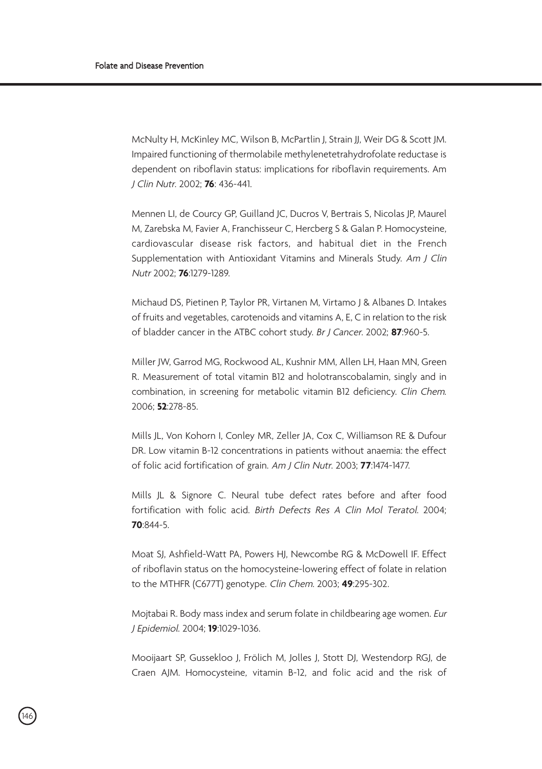McNulty H, McKinley MC, Wilson B, McPartlin J, Strain JJ, Weir DG & Scott JM. Impaired functioning of thermolabile methylenetetrahydrofolate reductase is dependent on riboflavin status: implications for riboflavin requirements. Am *J Clin Nutr*. 2002; **76**: 436-441.

Mennen LI, de Courcy GP, Guilland JC, Ducros V, Bertrais S, Nicolas JP, Maurel M, Zarebska M, Favier A, Franchisseur C, Hercberg S & Galan P. Homocysteine, cardiovascular disease risk factors, and habitual diet in the French Supplementation with Antioxidant Vitamins and Minerals Study. *Am J Clin Nutr* 2002; **76**:1279-1289.

Michaud DS, Pietinen P, Taylor PR, Virtanen M, Virtamo J & Albanes D. Intakes of fruits and vegetables, carotenoids and vitamins A, E, C in relation to the risk of bladder cancer in the ATBC cohort study. *Br J Cancer*. 2002; **87**:960-5.

Miller JW, Garrod MG, Rockwood AL, Kushnir MM, Allen LH, Haan MN, Green R. Measurement of total vitamin B12 and holotranscobalamin, singly and in combination, in screening for metabolic vitamin B12 deficiency. *Clin Chem*. 2006; **52**:278-85.

Mills JL, Von Kohorn I, Conley MR, Zeller JA, Cox C, Williamson RE & Dufour DR. Low vitamin B-12 concentrations in patients without anaemia: the effect of folic acid fortification of grain. *Am J Clin Nutr*. 2003; **77**:1474-1477.

Mills JL & Signore C. Neural tube defect rates before and after food fortification with folic acid. *Birth Defects Res A Clin Mol Teratol*. 2004; **70**:844-5.

Moat SJ, Ashfield-Watt PA, Powers HJ, Newcombe RG & McDowell IF. Effect of riboflavin status on the homocysteine-lowering effect of folate in relation to the MTHFR (C677T) genotype. *Clin Chem*. 2003; **49**:295-302.

Mojtabai R. Body mass index and serum folate in childbearing age women. *Eur J Epidemiol*. 2004; **19**:1029-1036.

Mooijaart SP, Gussekloo J, Frölich M, Jolles J, Stott DJ, Westendorp RGJ, de Craen AJM. Homocysteine, vitamin B-12, and folic acid and the risk of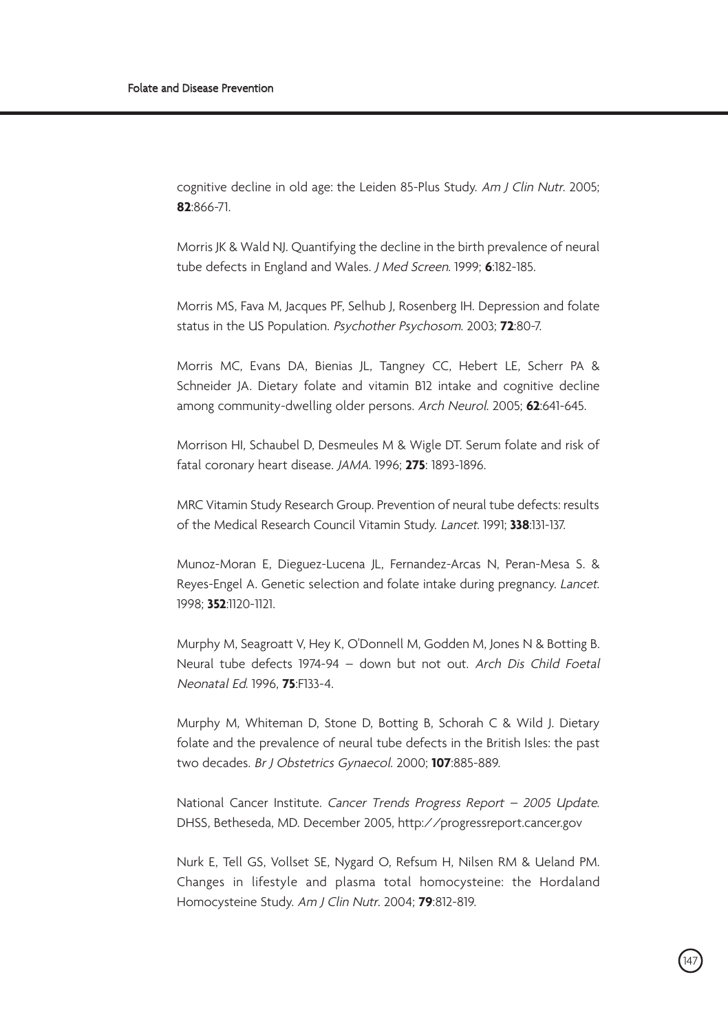cognitive decline in old age: the Leiden 85-Plus Study. *Am J Clin Nutr*. 2005; **82**:866-71.

Morris JK & Wald NJ. Quantifying the decline in the birth prevalence of neural tube defects in England and Wales. *J Med Screen*. 1999; **6**:182-185.

Morris MS, Fava M, Jacques PF, Selhub J, Rosenberg IH. Depression and folate status in the US Population. *Psychother Psychosom*. 2003; **72**:80-7.

Morris MC, Evans DA, Bienias JL, Tangney CC, Hebert LE, Scherr PA & Schneider JA. Dietary folate and vitamin B12 intake and cognitive decline among community-dwelling older persons. *Arch Neurol*. 2005; **62**:641-645.

Morrison HI, Schaubel D, Desmeules M & Wigle DT. Serum folate and risk of fatal coronary heart disease. *JAMA*. 1996; **275**: 1893-1896.

MRC Vitamin Study Research Group. Prevention of neural tube defects: results of the Medical Research Council Vitamin Study. *Lancet*. 1991; **338**:131-137.

Munoz-Moran E, Dieguez-Lucena JL, Fernandez-Arcas N, Peran-Mesa S. & Reyes-Engel A. Genetic selection and folate intake during pregnancy. *Lancet*. 1998; **352**:1120-1121.

Murphy M, Seagroatt V, Hey K, O'Donnell M, Godden M, Jones N & Botting B. Neural tube defects 1974-94 – down but not out. *Arch Dis Child Foetal Neonatal Ed*. 1996, **75**:F133-4.

Murphy M, Whiteman D, Stone D, Botting B, Schorah C & Wild J. Dietary folate and the prevalence of neural tube defects in the British Isles: the past two decades. *Br J Obstetrics Gynaecol*. 2000; **107**:885-889.

National Cancer Institute. *Cancer Trends Progress Report – 2005 Update*. DHSS, Betheseda, MD. December 2005, http://progressreport.cancer.gov

Nurk E, Tell GS, Vollset SE, Nygard O, Refsum H, Nilsen RM & Ueland PM. Changes in lifestyle and plasma total homocysteine: the Hordaland Homocysteine Study. *Am J Clin Nutr*. 2004; **79**:812-819.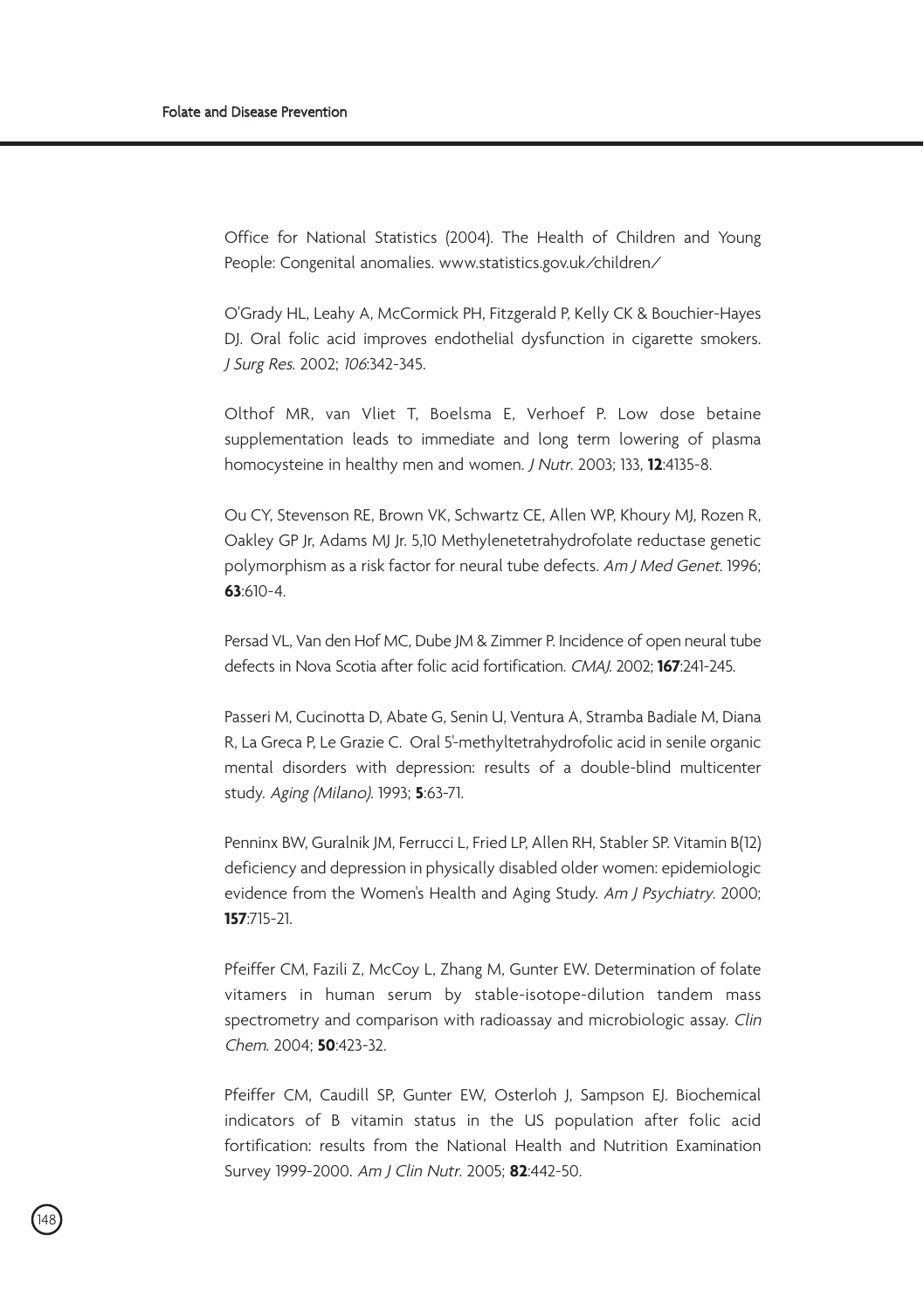Office for National Statistics (2004). The Health of Children and Young People: Congenital anomalies. www.statistics.gov.uk/children/

O'Grady HL, Leahy A, McCormick PH, Fitzgerald P, Kelly CK & Bouchier-Hayes DJ. Oral folic acid improves endothelial dysfunction in cigarette smokers. *J Surg Res*. 2002; *106*:342-345.

Olthof MR, van Vliet T, Boelsma E, Verhoef P. Low dose betaine supplementation leads to immediate and long term lowering of plasma homocysteine in healthy men and women. *J Nutr*. 2003; 133, **12**:4135-8.

Ou CY, Stevenson RE, Brown VK, Schwartz CE, Allen WP, Khoury MJ, Rozen R, Oakley GP Jr, Adams MJ Jr. 5,10 Methylenetetrahydrofolate reductase genetic polymorphism as a risk factor for neural tube defects. *Am J Med Genet*. 1996; **63**:610-4.

Persad VL, Van den Hof MC, Dube JM & Zimmer P. Incidence of open neural tube defects in Nova Scotia after folic acid fortification. *CMAJ*. 2002; **167**:241-245.

Passeri M, Cucinotta D, Abate G, Senin U, Ventura A, Stramba Badiale M, Diana R, La Greca P, Le Grazie C. Oral 5'-methyltetrahydrofolic acid in senile organic mental disorders with depression: results of a double-blind multicenter study. *Aging (Milano)*. 1993; **5**:63-71.

Penninx BW, Guralnik JM, Ferrucci L, Fried LP, Allen RH, Stabler SP. Vitamin B(12) deficiency and depression in physically disabled older women: epidemiologic evidence from the Women's Health and Aging Study. *Am J Psychiatry*. 2000; **157**:715-21.

Pfeiffer CM, Fazili Z, McCoy L, Zhang M, Gunter EW. Determination of folate vitamers in human serum by stable-isotope-dilution tandem mass spectrometry and comparison with radioassay and microbiologic assay. *Clin Chem*. 2004; **50**:423-32.

Pfeiffer CM, Caudill SP, Gunter EW, Osterloh J, Sampson EJ. Biochemical indicators of B vitamin status in the US population after folic acid fortification: results from the National Health and Nutrition Examination Survey 1999-2000. *Am J Clin Nutr*. 2005; **82**:442-50.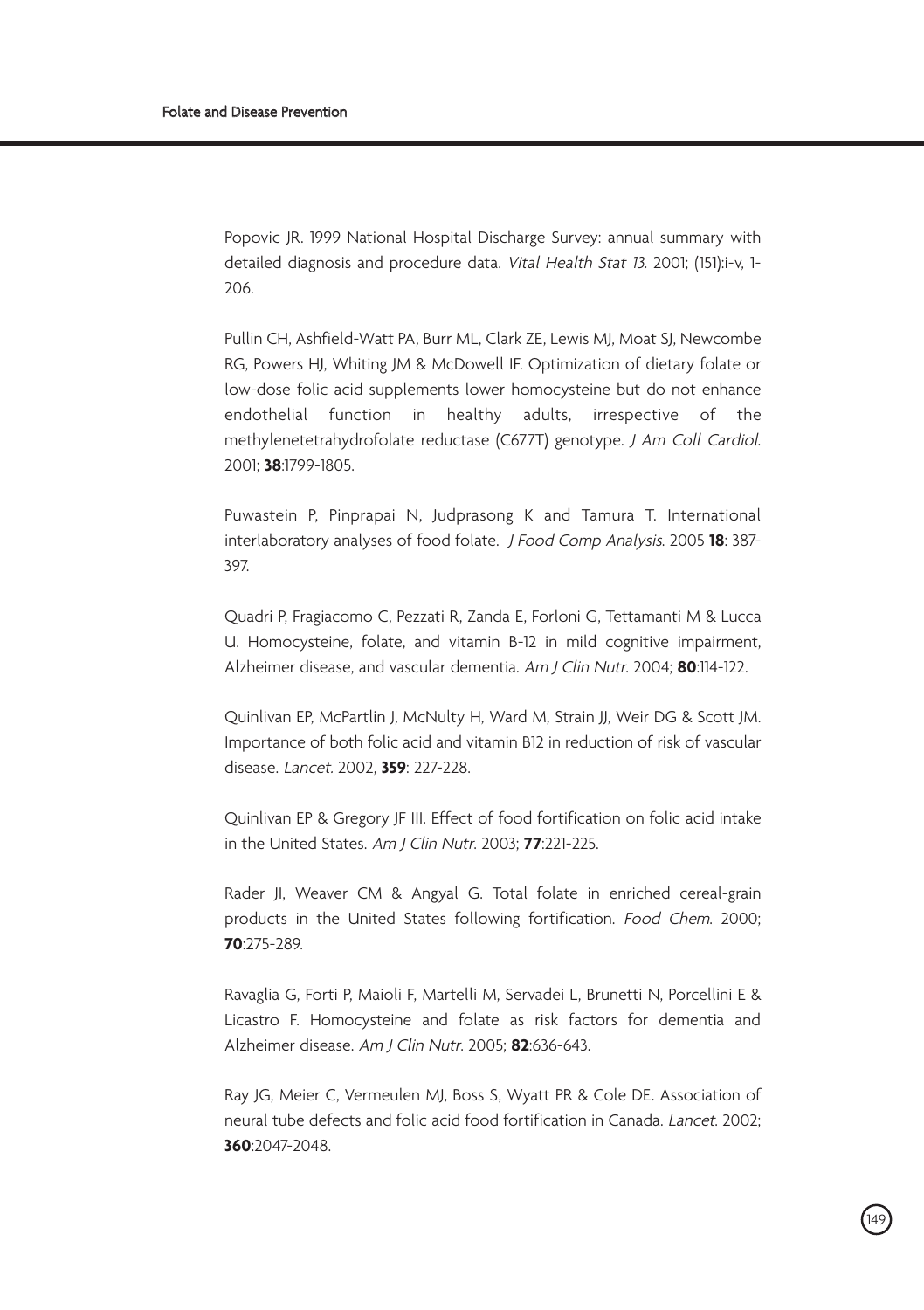Popovic JR. 1999 National Hospital Discharge Survey: annual summary with detailed diagnosis and procedure data. *Vital Health Stat 13*. 2001; (151):i-v, 1-206.

Pullin CH, Ashfield-Watt PA, Burr ML, Clark ZE, Lewis MJ, Moat SJ, Newcombe RG, Powers HJ, Whiting JM & McDowell IF. Optimization of dietary folate or low-dose folic acid supplements lower homocysteine but do not enhance endothelial function in healthy adults, irrespective of the methylenetetrahydrofolate reductase (C677T) genotype. *J Am Coll Cardiol*. 2001; **38**:1799-1805.

Puwastein P, Pinprapai N, Judprasong K and Tamura T. International interlaboratory analyses of food folate. *J Food Comp Analysis*. 2005 **18**: 387-397.

Quadri P, Fragiacomo C, Pezzati R, Zanda E, Forloni G, Tettamanti M & Lucca U. Homocysteine, folate, and vitamin B-12 in mild cognitive impairment, Alzheimer disease, and vascular dementia. *Am J Clin Nutr*. 2004; **80**:114-122.

Quinlivan EP, McPartlin J, McNulty H, Ward M, Strain JJ, Weir DG & Scott JM. Importance of both folic acid and vitamin B12 in reduction of risk of vascular disease. *Lancet*. 2002, **359**: 227-228.

Quinlivan EP & Gregory JF III. Effect of food fortification on folic acid intake in the United States. *Am J Clin Nutr*. 2003; **77**:221-225.

Rader JI, Weaver CM & Angyal G. Total folate in enriched cereal-grain products in the United States following fortification. *Food Chem*. 2000; **70**:275-289.

Ravaglia G, Forti P, Maioli F, Martelli M, Servadei L, Brunetti N, Porcellini E & Licastro F. Homocysteine and folate as risk factors for dementia and Alzheimer disease. *Am J Clin Nutr*. 2005; **82**:636-643.

Ray JG, Meier C, Vermeulen MJ, Boss S, Wyatt PR & Cole DE. Association of neural tube defects and folic acid food fortification in Canada. *Lancet*. 2002; **360**:2047-2048.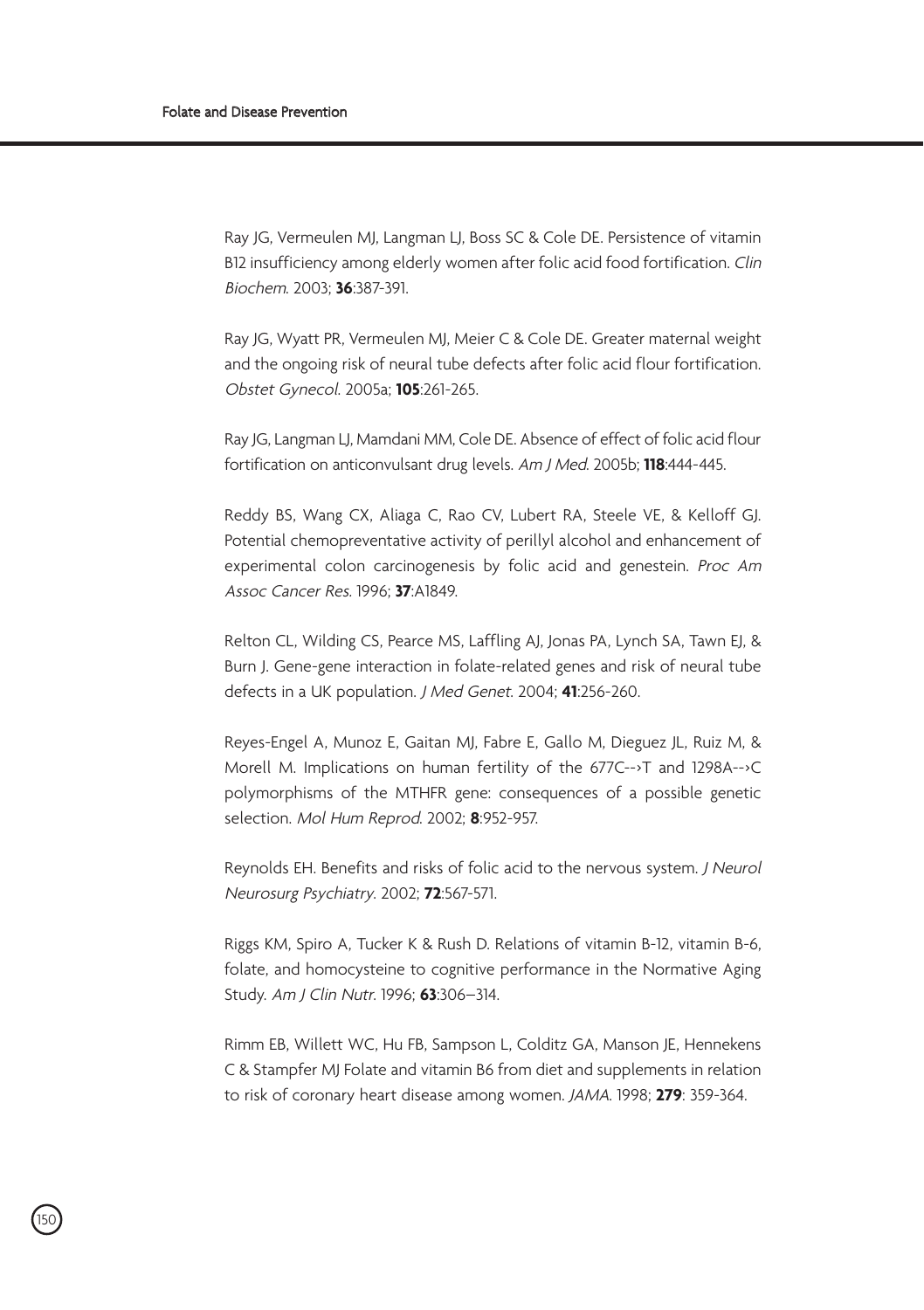Ray JG, Vermeulen MJ, Langman LJ, Boss SC & Cole DE. Persistence of vitamin B12 insufficiency among elderly women after folic acid food fortification. *Clin Biochem*. 2003; **36**:387-391.

Ray JG, Wyatt PR, Vermeulen MJ, Meier C & Cole DE. Greater maternal weight and the ongoing risk of neural tube defects after folic acid flour fortification. *Obstet Gynecol*. 2005a; **105**:261-265.

Ray JG, Langman LJ, Mamdani MM, Cole DE. Absence of effect of folic acid flour fortification on anticonvulsant drug levels. *Am J Med*. 2005b; **118**:444-445.

Reddy BS, Wang CX, Aliaga C, Rao CV, Lubert RA, Steele VE, & Kelloff GJ. Potential chemopreventative activity of perillyl alcohol and enhancement of experimental colon carcinogenesis by folic acid and genestein. *Proc Am Assoc Cancer Res*. 1996; **37**:A1849.

Relton CL, Wilding CS, Pearce MS, Laffling AJ, Jonas PA, Lynch SA, Tawn EJ, & Burn J. Gene-gene interaction in folate-related genes and risk of neural tube defects in a UK population. *J Med Genet*. 2004; **41**:256-260.

Reyes-Engel A, Munoz E, Gaitan MJ, Fabre E, Gallo M, Dieguez JL, Ruiz M, & Morell M. Implications on human fertility of the 677C-->T and 1298A-->C polymorphisms of the MTHFR gene: consequences of a possible genetic selection. *Mol Hum Reprod*. 2002; **8**:952-957.

Reynolds EH. Benefits and risks of folic acid to the nervous system. *J Neurol Neurosurg Psychiatry*. 2002; **72**:567-571.

Riggs KM, Spiro A, Tucker K & Rush D. Relations of vitamin B-12, vitamin B-6, folate, and homocysteine to cognitive performance in the Normative Aging Study. *Am J Clin Nutr*. 1996; **63**:306–314.

Rimm EB, Willett WC, Hu FB, Sampson L, Colditz GA, Manson JE, Hennekens C & Stampfer MJ Folate and vitamin B6 from diet and supplements in relation to risk of coronary heart disease among women. *JAMA*. 1998; **279**: 359-364.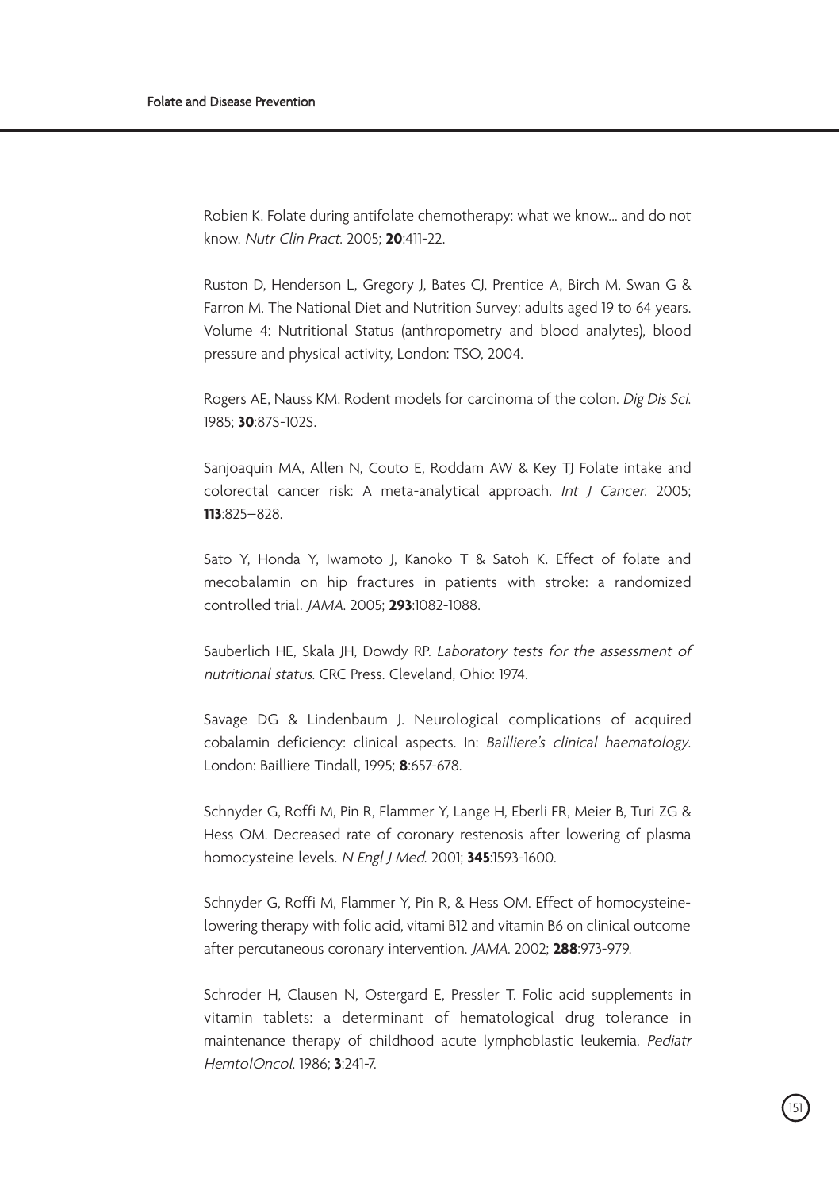Robien K. Folate during antifolate chemotherapy: what we know... and do not know. *Nutr Clin Pract*. 2005; **20**:411-22.

Ruston D, Henderson L, Gregory J, Bates CJ, Prentice A, Birch M, Swan G & Farron M. The National Diet and Nutrition Survey: adults aged 19 to 64 years. Volume 4: Nutritional Status (anthropometry and blood analytes), blood pressure and physical activity, London: TSO, 2004.

Rogers AE, Nauss KM. Rodent models for carcinoma of the colon. *Dig Dis Sci*. 1985; **30**:87S-102S.

Sanjoaquin MA, Allen N, Couto E, Roddam AW & Key TJ Folate intake and colorectal cancer risk: A meta-analytical approach. *Int J Cancer*. 2005; **113**:825–828.

Sato Y, Honda Y, Iwamoto J, Kanoko T & Satoh K. Effect of folate and mecobalamin on hip fractures in patients with stroke: a randomized controlled trial. *JAMA*. 2005; **293**:1082-1088.

Sauberlich HE, Skala JH, Dowdy RP. *Laboratory tests for the assessment of nutritional status*. CRC Press. Cleveland, Ohio: 1974.

Savage DG & Lindenbaum J. Neurological complications of acquired cobalamin deficiency: clinical aspects. In: *Bailliere's clinical haematology*. London: Bailliere Tindall, 1995; **8**:657-678.

Schnyder G, Roffi M, Pin R, Flammer Y, Lange H, Eberli FR, Meier B, Turi ZG & Hess OM. Decreased rate of coronary restenosis after lowering of plasma homocysteine levels. *N Engl J Med*. 2001; **345**:1593-1600.

Schnyder G, Roffi M, Flammer Y, Pin R, & Hess OM. Effect of homocysteine-lowering therapy with folic acid, vitami B12 and vitamin B6 on clinical outcome after percutaneous coronary intervention. *JAMA*. 2002; **288**:973-979.

Schroder H, Clausen N, Ostergard E, Pressler T. Folic acid supplements in vitamin tablets: a determinant of hematological drug tolerance in maintenance therapy of childhood acute lymphoblastic leukemia. *Pediatr HemtolOncol*. 1986; **3**:241-7.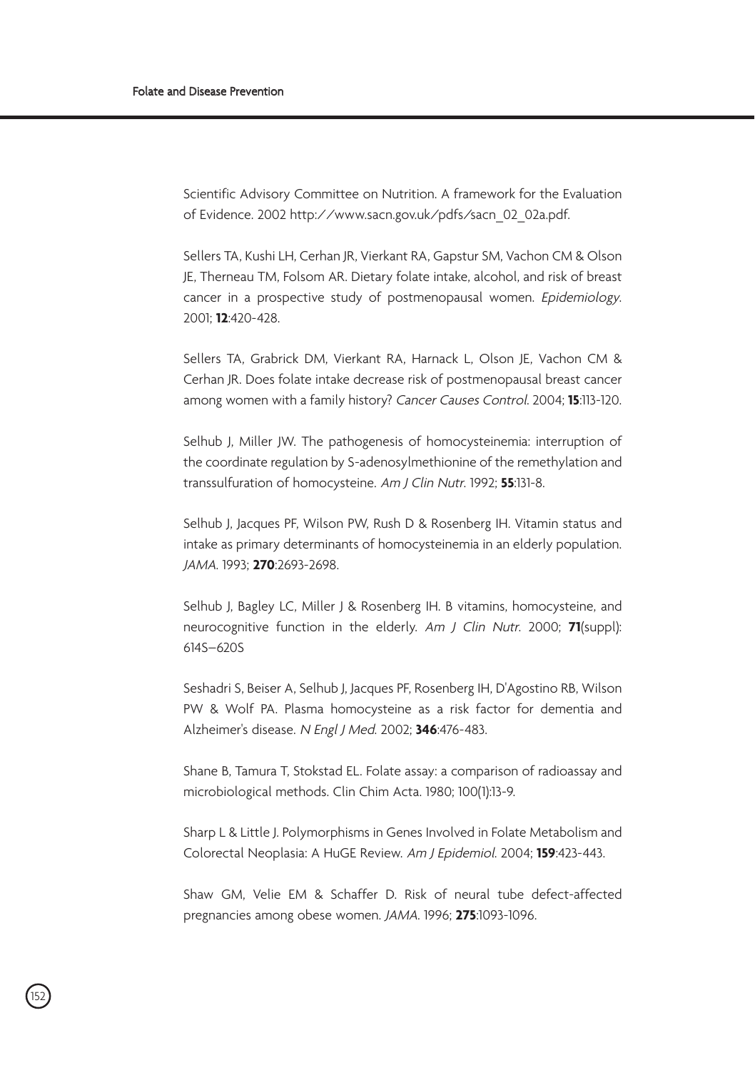Scientific Advisory Committee on Nutrition. A framework for the Evaluation of Evidence. 2002 http://www.sacn.gov.uk/pdfs/sacn_02_02a.pdf.

Sellers TA, Kushi LH, Cerhan JR, Vierkant RA, Gapstur SM, Vachon CM & Olson JE, Therneau TM, Folsom AR. Dietary folate intake, alcohol, and risk of breast cancer in a prospective study of postmenopausal women. *Epidemiology*. 2001; **12**:420-428.

Sellers TA, Grabrick DM, Vierkant RA, Harnack L, Olson JE, Vachon CM & Cerhan JR. Does folate intake decrease risk of postmenopausal breast cancer among women with a family history? *Cancer Causes Control*. 2004; **15**:113-120.

Selhub J, Miller JW. The pathogenesis of homocysteinemia: interruption of the coordinate regulation by S-adenosylmethionine of the remethylation and transsulfuration of homocysteine. *Am J Clin Nutr*. 1992; **55**:131-8.

Selhub J, Jacques PF, Wilson PW, Rush D & Rosenberg IH. Vitamin status and intake as primary determinants of homocysteinemia in an elderly population. *JAMA*. 1993; **270**:2693-2698.

Selhub J, Bagley LC, Miller J & Rosenberg IH. B vitamins, homocysteine, and neurocognitive function in the elderly. *Am J Clin Nutr*. 2000; **71**(suppl): 614S–620S

Seshadri S, Beiser A, Selhub J, Jacques PF, Rosenberg IH, D'Agostino RB, Wilson PW & Wolf PA. Plasma homocysteine as a risk factor for dementia and Alzheimer's disease. *N Engl J Med*. 2002; **346**:476-483.

Shane B, Tamura T, Stokstad EL. Folate assay: a comparison of radioassay and microbiological methods. Clin Chim Acta. 1980; 100(1):13-9.

Sharp L & Little J. Polymorphisms in Genes Involved in Folate Metabolism and Colorectal Neoplasia: A HuGE Review. *Am J Epidemiol*. 2004; **159**:423-443.

Shaw GM, Velie EM & Schaffer D. Risk of neural tube defect-affected pregnancies among obese women. *JAMA*. 1996; **275**:1093-1096.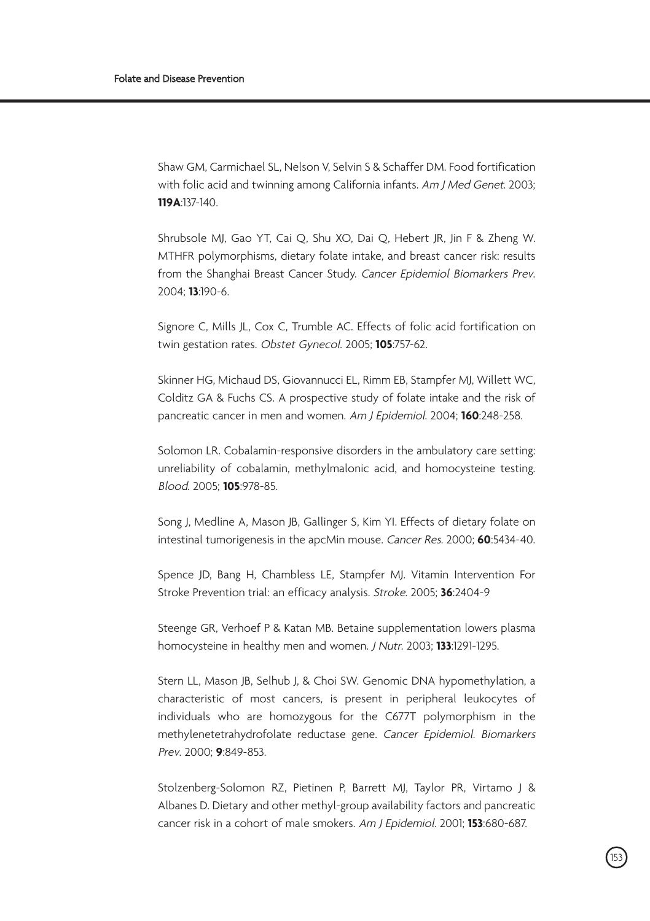Shaw GM, Carmichael SL, Nelson V, Selvin S & Schaffer DM. Food fortification with folic acid and twinning among California infants. *Am J Med Genet*. 2003; **119A**:137-140.

Shrubsole MJ, Gao YT, Cai Q, Shu XO, Dai Q, Hebert JR, Jin F & Zheng W. MTHFR polymorphisms, dietary folate intake, and breast cancer risk: results from the Shanghai Breast Cancer Study. *Cancer Epidemiol Biomarkers Prev*. 2004; **13**:190-6.

Signore C, Mills JL, Cox C, Trumble AC. Effects of folic acid fortification on twin gestation rates. *Obstet Gynecol*. 2005; **105**:757-62.

Skinner HG, Michaud DS, Giovannucci EL, Rimm EB, Stampfer MJ, Willett WC, Colditz GA & Fuchs CS. A prospective study of folate intake and the risk of pancreatic cancer in men and women. *Am J Epidemiol*. 2004; **160**:248-258.

Solomon LR. Cobalamin-responsive disorders in the ambulatory care setting: unreliability of cobalamin, methylmalonic acid, and homocysteine testing. *Blood*. 2005; **105**:978-85.

Song J, Medline A, Mason JB, Gallinger S, Kim YI. Effects of dietary folate on intestinal tumorigenesis in the apcMin mouse. *Cancer Res*. 2000; **60**:5434-40.

Spence JD, Bang H, Chambless LE, Stampfer MJ. Vitamin Intervention For Stroke Prevention trial: an efficacy analysis. *Stroke*. 2005; **36**:2404-9

Steenge GR, Verhoef P & Katan MB. Betaine supplementation lowers plasma homocysteine in healthy men and women. *J Nutr*. 2003; **133**:1291-1295.

Stern LL, Mason JB, Selhub J, & Choi SW. Genomic DNA hypomethylation, a characteristic of most cancers, is present in peripheral leukocytes of individuals who are homozygous for the C677T polymorphism in the methylenetetrahydrofolate reductase gene. *Cancer Epidemiol. Biomarkers Prev*. 2000; **9**:849-853.

Stolzenberg-Solomon RZ, Pietinen P, Barrett MJ, Taylor PR, Virtamo J & Albanes D. Dietary and other methyl-group availability factors and pancreatic cancer risk in a cohort of male smokers. *Am J Epidemiol*. 2001; **153**:680-687.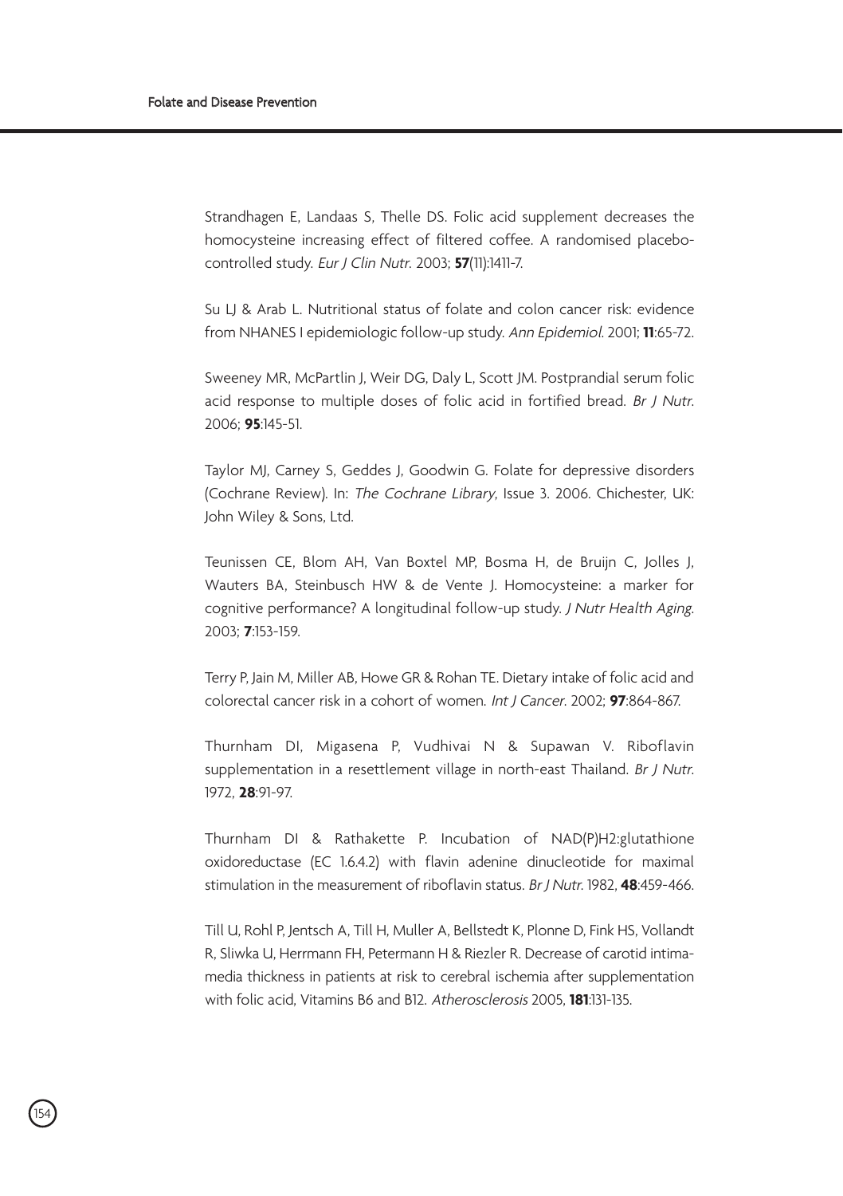Strandhagen E, Landaas S, Thelle DS. Folic acid supplement decreases the homocysteine increasing effect of filtered coffee. A randomised placebo-controlled study. *Eur J Clin Nutr*. 2003; **57**(11):1411-7.

Su LJ & Arab L. Nutritional status of folate and colon cancer risk: evidence from NHANES I epidemiologic follow-up study. *Ann Epidemiol*. 2001; **11**:65-72.

Sweeney MR, McPartlin J, Weir DG, Daly L, Scott JM. Postprandial serum folic acid response to multiple doses of folic acid in fortified bread. *Br J Nutr*. 2006; **95**:145-51.

Taylor MJ, Carney S, Geddes J, Goodwin G. Folate for depressive disorders (Cochrane Review). In: *The Cochrane Library*, Issue 3. 2006. Chichester, UK: John Wiley & Sons, Ltd.

Teunissen CE, Blom AH, Van Boxtel MP, Bosma H, de Bruijn C, Jolles J, Wauters BA, Steinbusch HW & de Vente J. Homocysteine: a marker for cognitive performance? A longitudinal follow-up study. *J Nutr Health Aging*. 2003; **7**:153-159.

Terry P, Jain M, Miller AB, Howe GR & Rohan TE. Dietary intake of folic acid and colorectal cancer risk in a cohort of women. *Int J Cancer*. 2002; **97**:864-867.

Thurnham DI, Migasena P, Vudhivai N & Supawan V. Riboflavin supplementation in a resettlement village in north-east Thailand. *Br J Nutr*. 1972, **28**:91-97.

Thurnham DI & Rathakette P. Incubation of NAD(P)H2:glutathione oxidoreductase (EC 1.6.4.2) with flavin adenine dinucleotide for maximal stimulation in the measurement of riboflavin status. *Br J Nutr*. 1982, **48**:459-466.

Till U, Rohl P, Jentsch A, Till H, Muller A, Bellstedt K, Plonne D, Fink HS, Vollandt R, Sliwka U, Herrmann FH, Petermann H & Riezler R. Decrease of carotid intima-media thickness in patients at risk to cerebral ischemia after supplementation with folic acid, Vitamins B6 and B12. *Atherosclerosis* 2005, **181**:131-135.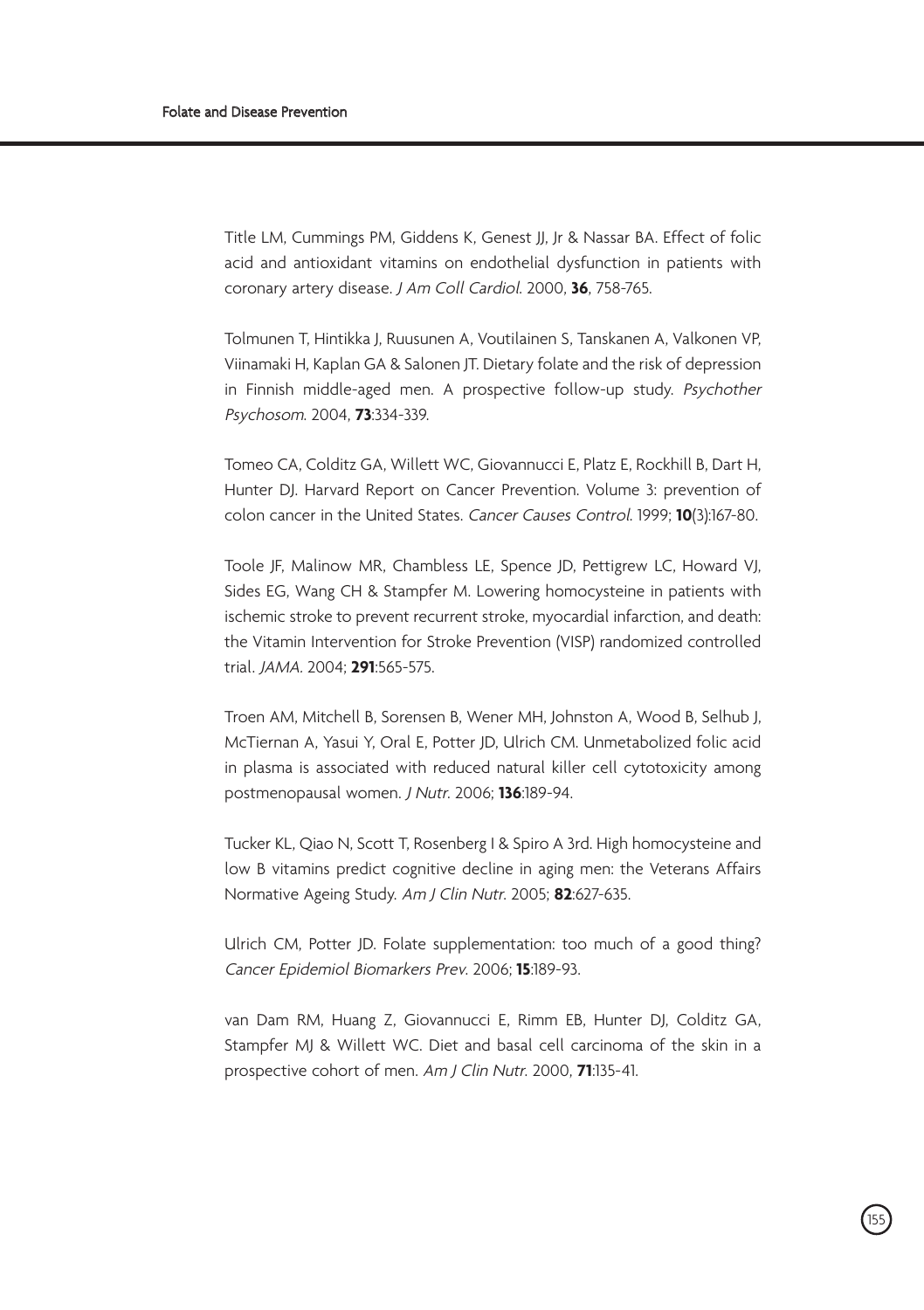Title LM, Cummings PM, Giddens K, Genest JJ, Jr & Nassar BA. Effect of folic acid and antioxidant vitamins on endothelial dysfunction in patients with coronary artery disease. *J Am Coll Cardiol*. 2000, **36**, 758-765.

Tolmunen T, Hintikka J, Ruusunen A, Voutilainen S, Tanskanen A, Valkonen VP, Viinamaki H, Kaplan GA & Salonen JT. Dietary folate and the risk of depression in Finnish middle-aged men. A prospective follow-up study. *Psychother Psychosom*. 2004, **73**:334-339.

Tomeo CA, Colditz GA, Willett WC, Giovannucci E, Platz E, Rockhill B, Dart H, Hunter DJ. Harvard Report on Cancer Prevention. Volume 3: prevention of colon cancer in the United States. *Cancer Causes Control*. 1999; **10**(3):167-80.

Toole JF, Malinow MR, Chambless LE, Spence JD, Pettigrew LC, Howard VJ, Sides EG, Wang CH & Stampfer M. Lowering homocysteine in patients with ischemic stroke to prevent recurrent stroke, myocardial infarction, and death: the Vitamin Intervention for Stroke Prevention (VISP) randomized controlled trial. *JAMA*. 2004; **291**:565-575.

Troen AM, Mitchell B, Sorensen B, Wener MH, Johnston A, Wood B, Selhub J, McTiernan A, Yasui Y, Oral E, Potter JD, Ulrich CM. Unmetabolized folic acid in plasma is associated with reduced natural killer cell cytotoxicity among postmenopausal women. *J Nutr*. 2006; **136**:189-94.

Tucker KL, Qiao N, Scott T, Rosenberg I & Spiro A 3rd. High homocysteine and low B vitamins predict cognitive decline in aging men: the Veterans Affairs Normative Ageing Study. *Am J Clin Nutr*. 2005; **82**:627-635.

Ulrich CM, Potter JD. Folate supplementation: too much of a good thing? *Cancer Epidemiol Biomarkers Prev*. 2006; **15**:189-93.

van Dam RM, Huang Z, Giovannucci E, Rimm EB, Hunter DJ, Colditz GA, Stampfer MJ & Willett WC. Diet and basal cell carcinoma of the skin in a prospective cohort of men. *Am J Clin Nutr*. 2000, **71**:135-41.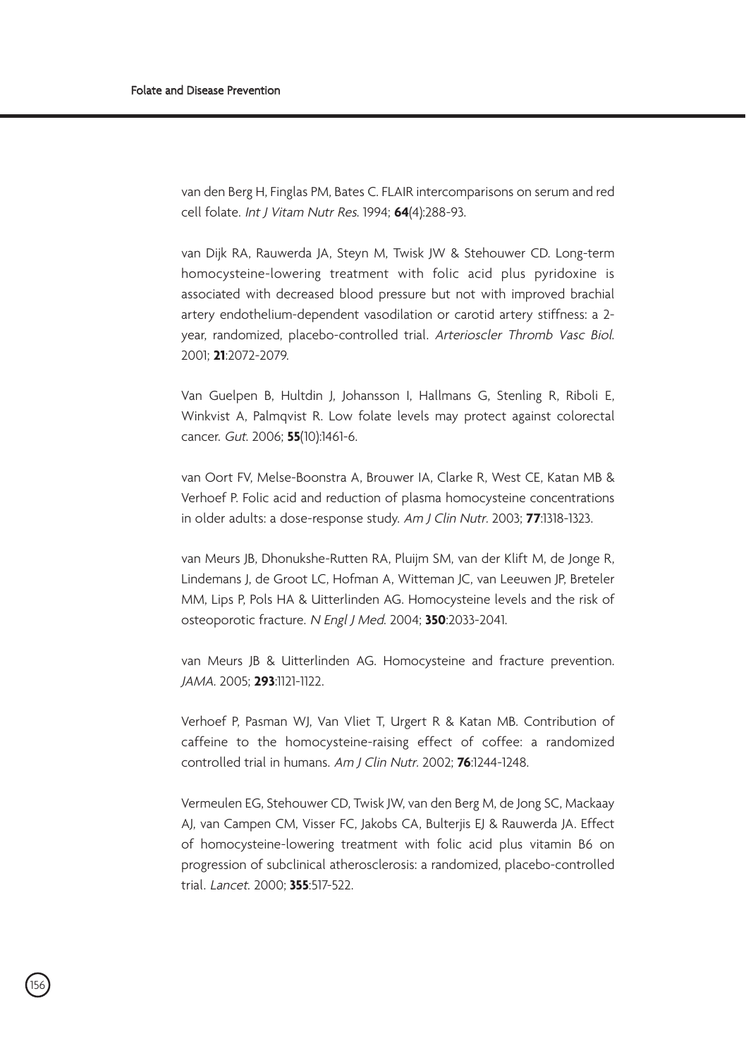van den Berg H, Finglas PM, Bates C. FLAIR intercomparisons on serum and red cell folate. *Int J Vitam Nutr Res.* 1994; **64**(4):288-93.

van Dijk RA, Rauwerda JA, Steyn M, Twisk JW & Stehouwer CD. Long-term homocysteine-lowering treatment with folic acid plus pyridoxine is associated with decreased blood pressure but not with improved brachial artery endothelium-dependent vasodilation or carotid artery stiffness: a 2-year, randomized, placebo-controlled trial. *Arterioscler Thromb Vasc Biol.* 2001; **21**:2072-2079.

Van Guelpen B, Hultdin J, Johansson I, Hallmans G, Stenling R, Riboli E, Winkvist A, Palmqvist R. Low folate levels may protect against colorectal cancer. *Gut.* 2006; **55**(10):1461-6.

van Oort FV, Melse-Boonstra A, Brouwer IA, Clarke R, West CE, Katan MB & Verhoef P. Folic acid and reduction of plasma homocysteine concentrations in older adults: a dose-response study. *Am J Clin Nutr.* 2003; **77**:1318-1323.

van Meurs JB, Dhonukshe-Rutten RA, Pluijm SM, van der Klift M, de Jonge R, Lindemans J, de Groot LC, Hofman A, Witteman JC, van Leeuwen JP, Breteler MM, Lips P, Pols HA & Uitterlinden AG. Homocysteine levels and the risk of osteoporotic fracture. *N Engl J Med.* 2004; **350**:2033-2041.

van Meurs JB & Uitterlinden AG. Homocysteine and fracture prevention. *JAMA.* 2005; **293**:1121-1122.

Verhoef P, Pasman WJ, Van Vliet T, Urgert R & Katan MB. Contribution of caffeine to the homocysteine-raising effect of coffee: a randomized controlled trial in humans. *Am J Clin Nutr.* 2002; **76**:1244-1248.

Vermeulen EG, Stehouwer CD, Twisk JW, van den Berg M, de Jong SC, Mackaay AJ, van Campen CM, Visser FC, Jakobs CA, Bulterjis EJ & Rauwerda JA. Effect of homocysteine-lowering treatment with folic acid plus vitamin B6 on progression of subclinical atherosclerosis: a randomized, placebo-controlled trial. *Lancet.* 2000; **355**:517-522.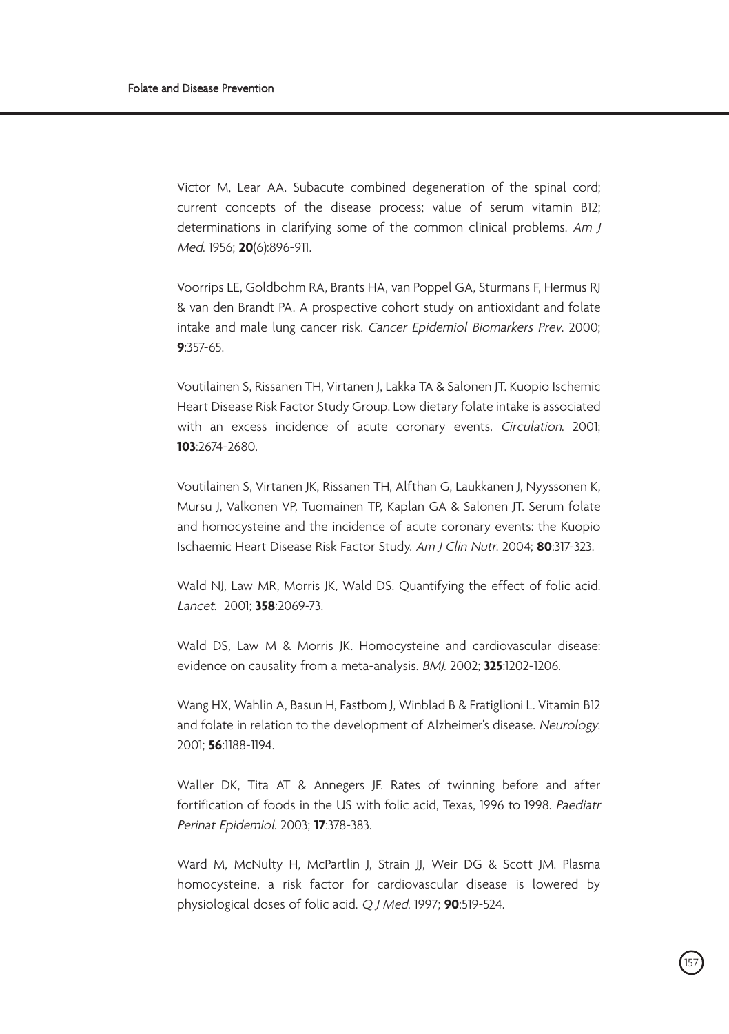Victor M, Lear AA. Subacute combined degeneration of the spinal cord; current concepts of the disease process; value of serum vitamin B12; determinations in clarifying some of the common clinical problems. *Am J Med*. 1956; **20**(6):896-911.

Voorrips LE, Goldbohm RA, Brants HA, van Poppel GA, Sturmans F, Hermus RJ & van den Brandt PA. A prospective cohort study on antioxidant and folate intake and male lung cancer risk. *Cancer Epidemiol Biomarkers Prev*. 2000; **9**:357-65.

Voutilainen S, Rissanen TH, Virtanen J, Lakka TA & Salonen JT. Kuopio Ischemic Heart Disease Risk Factor Study Group. Low dietary folate intake is associated with an excess incidence of acute coronary events. *Circulation*. 2001; **103**:2674-2680.

Voutilainen S, Virtanen JK, Rissanen TH, Alfthan G, Laukkanen J, Nyyssonen K, Mursu J, Valkonen VP, Tuomainen TP, Kaplan GA & Salonen JT. Serum folate and homocysteine and the incidence of acute coronary events: the Kuopio Ischaemic Heart Disease Risk Factor Study. *Am J Clin Nutr*. 2004; **80**:317-323.

Wald NJ, Law MR, Morris JK, Wald DS. Quantifying the effect of folic acid. *Lancet*. 2001; **358**:2069-73.

Wald DS, Law M & Morris JK. Homocysteine and cardiovascular disease: evidence on causality from a meta-analysis. *BMJ*. 2002; **325**:1202-1206.

Wang HX, Wahlin A, Basun H, Fastbom J, Winblad B & Fratiglioni L. Vitamin B12 and folate in relation to the development of Alzheimer's disease. *Neurology*. 2001; **56**:1188-1194.

Waller DK, Tita AT & Annegers JF. Rates of twinning before and after fortification of foods in the US with folic acid, Texas, 1996 to 1998. *Paediatr Perinat Epidemiol*. 2003; **17**:378-383.

Ward M, McNulty H, McPartlin J, Strain JJ, Weir DG & Scott JM. Plasma homocysteine, a risk factor for cardiovascular disease is lowered by physiological doses of folic acid. *Q J Med*. 1997; **90**:519-524.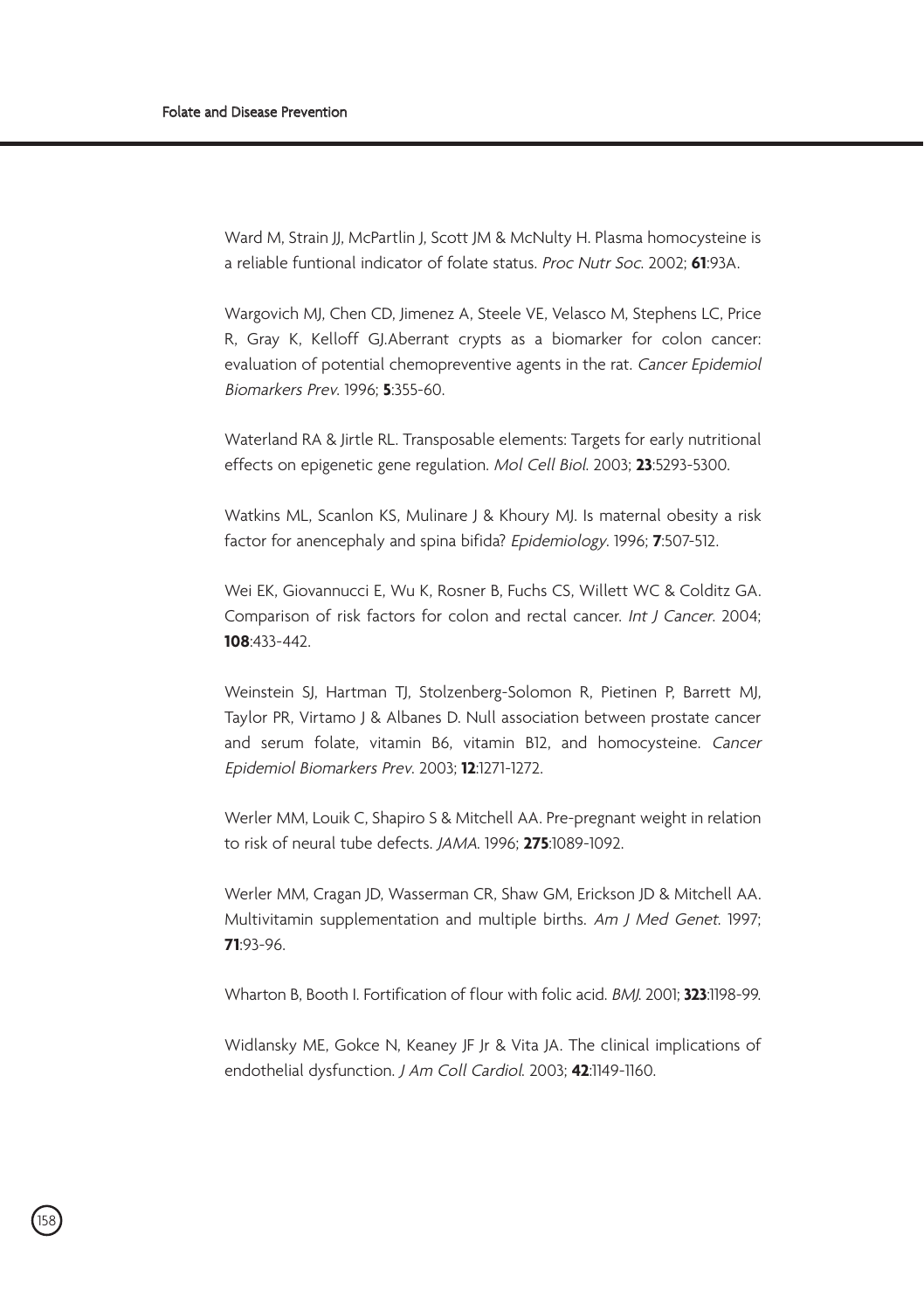Ward M, Strain JJ, McPartlin J, Scott JM & McNulty H. Plasma homocysteine is a reliable funtional indicator of folate status. *Proc Nutr Soc*. 2002; **61**:93A.

Wargovich MJ, Chen CD, Jimenez A, Steele VE, Velasco M, Stephens LC, Price R, Gray K, Kelloff GJ.Aberrant crypts as a biomarker for colon cancer: evaluation of potential chemopreventive agents in the rat. *Cancer Epidemiol Biomarkers Prev*. 1996; **5**:355-60.

Waterland RA & Jirtle RL. Transposable elements: Targets for early nutritional effects on epigenetic gene regulation. *Mol Cell Biol*. 2003; **23**:5293-5300.

Watkins ML, Scanlon KS, Mulinare J & Khoury MJ. Is maternal obesity a risk factor for anencephaly and spina bifida? *Epidemiology*. 1996; **7**:507-512.

Wei EK, Giovannucci E, Wu K, Rosner B, Fuchs CS, Willett WC & Colditz GA. Comparison of risk factors for colon and rectal cancer. *Int J Cancer*. 2004; **108**:433-442.

Weinstein SJ, Hartman TJ, Stolzenberg-Solomon R, Pietinen P, Barrett MJ, Taylor PR, Virtamo J & Albanes D. Null association between prostate cancer and serum folate, vitamin B6, vitamin B12, and homocysteine. *Cancer Epidemiol Biomarkers Prev*. 2003; **12**:1271-1272.

Werler MM, Louik C, Shapiro S & Mitchell AA. Pre-pregnant weight in relation to risk of neural tube defects. *JAMA*. 1996; **275**:1089-1092.

Werler MM, Cragan JD, Wasserman CR, Shaw GM, Erickson JD & Mitchell AA. Multivitamin supplementation and multiple births. *Am J Med Genet*. 1997; **71**:93-96.

Wharton B, Booth I. Fortification of flour with folic acid. *BMJ*. 2001; **323**:1198-99.

Widlansky ME, Gokce N, Keaney JF Jr & Vita JA. The clinical implications of endothelial dysfunction. *J Am Coll Cardiol*. 2003; **42**:1149-1160.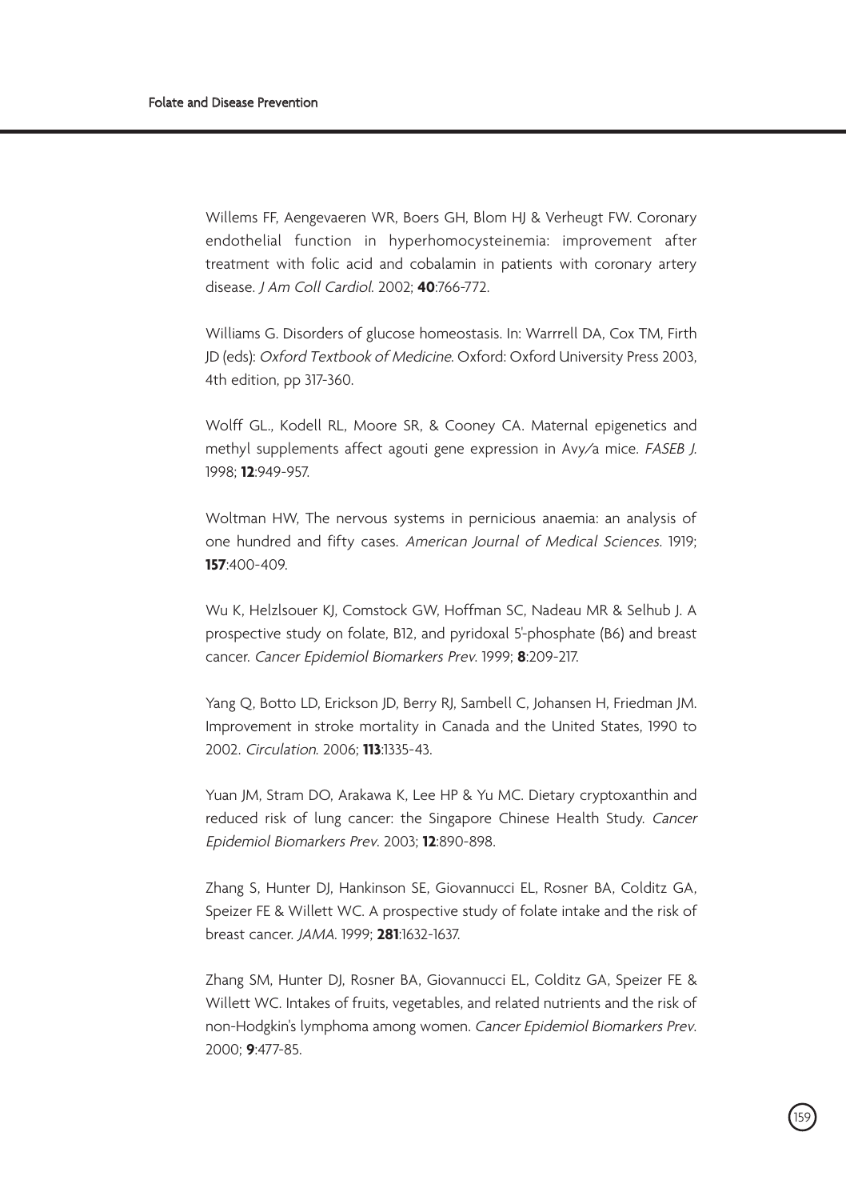Willems FF, Aengevaeren WR, Boers GH, Blom HJ & Verheugt FW. Coronary endothelial function in hyperhomocysteinemia: improvement after treatment with folic acid and cobalamin in patients with coronary artery disease. *J Am Coll Cardiol*. 2002; **40**:766-772.

Williams G. Disorders of glucose homeostasis. In: Warrrell DA, Cox TM, Firth JD (eds): *Oxford Textbook of Medicine*. Oxford: Oxford University Press 2003, 4th edition, pp 317-360.

Wolff GL., Kodell RL, Moore SR, & Cooney CA. Maternal epigenetics and methyl supplements affect agouti gene expression in Avy/a mice. *FASEB J*. 1998; **12**:949-957.

Woltman HW, The nervous systems in pernicious anaemia: an analysis of one hundred and fifty cases. *American Journal of Medical Sciences*. 1919; **157**:400-409.

Wu K, Helzlsouer KJ, Comstock GW, Hoffman SC, Nadeau MR & Selhub J. A prospective study on folate, B12, and pyridoxal 5'-phosphate (B6) and breast cancer. *Cancer Epidemiol Biomarkers Prev*. 1999; **8**:209-217.

Yang Q, Botto LD, Erickson JD, Berry RJ, Sambell C, Johansen H, Friedman JM. Improvement in stroke mortality in Canada and the United States, 1990 to 2002. *Circulation*. 2006; **113**:1335-43.

Yuan JM, Stram DO, Arakawa K, Lee HP & Yu MC. Dietary cryptoxanthin and reduced risk of lung cancer: the Singapore Chinese Health Study. *Cancer Epidemiol Biomarkers Prev*. 2003; **12**:890-898.

Zhang S, Hunter DJ, Hankinson SE, Giovannucci EL, Rosner BA, Colditz GA, Speizer FE & Willett WC. A prospective study of folate intake and the risk of breast cancer. *JAMA*. 1999; **281**:1632-1637.

Zhang SM, Hunter DJ, Rosner BA, Giovannucci EL, Colditz GA, Speizer FE & Willett WC. Intakes of fruits, vegetables, and related nutrients and the risk of non-Hodgkin's lymphoma among women. *Cancer Epidemiol Biomarkers Prev*. 2000; **9**:477-85.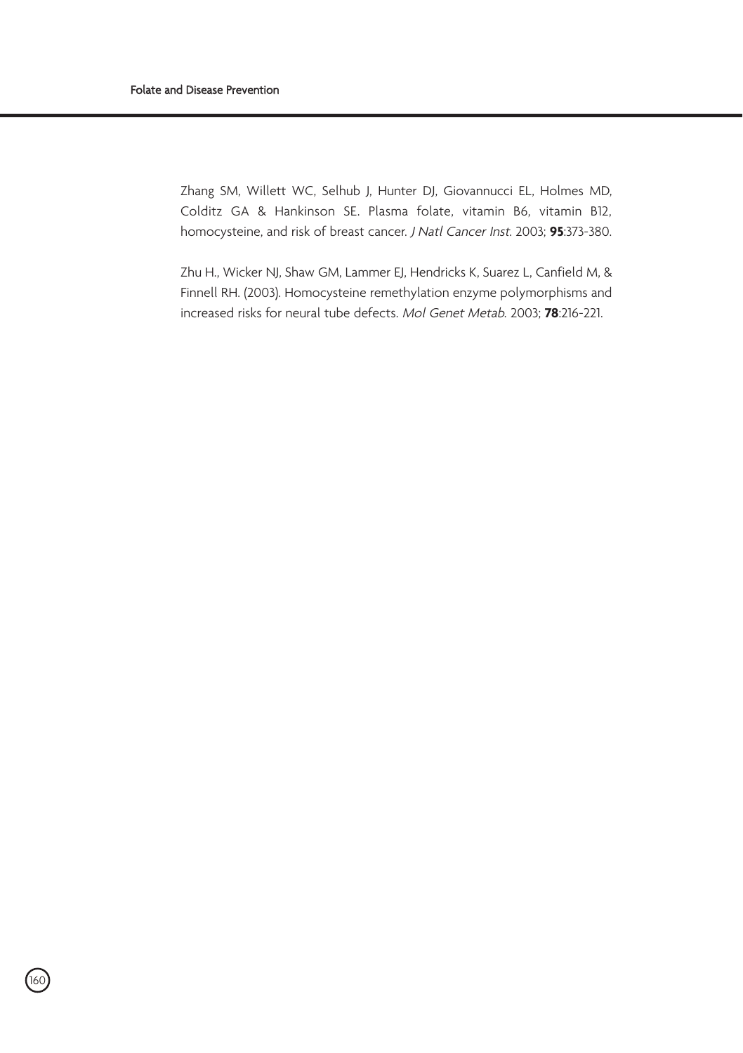Zhang SM, Willett WC, Selhub J, Hunter DJ, Giovannucci EL, Holmes MD, Colditz GA & Hankinson SE. Plasma folate, vitamin B6, vitamin B12, homocysteine, and risk of breast cancer. *J Natl Cancer Inst*. 2003; **95**:373-380.

Zhu H., Wicker NJ, Shaw GM, Lammer EJ, Hendricks K, Suarez L, Canfield M, & Finnell RH. (2003). Homocysteine remethylation enzyme polymorphisms and increased risks for neural tube defects. *Mol Genet Metab*. 2003; **78**:216-221.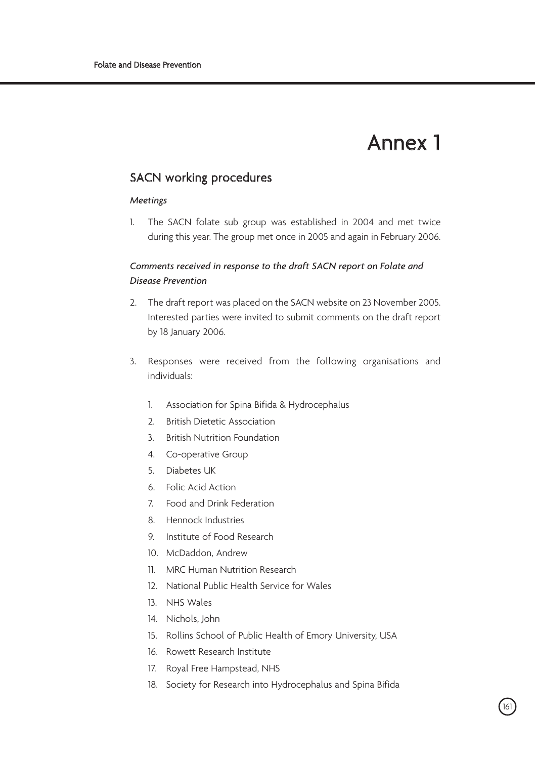# Annex 1

## SACN working procedures

### *Meetings*

1. The SACN folate sub group was established in 2004 and met twice during this year. The group met once in 2005 and again in February 2006.

### *Comments received in response to the draft SACN report on Folate and Disease Prevention*

2. The draft report was placed on the SACN website on 23 November 2005. Interested parties were invited to submit comments on the draft report by 18 January 2006.

3. Responses were received from the following organisations and individuals:

    1. Association for Spina Bifida & Hydrocephalus
    2. British Dietetic Association
    3. British Nutrition Foundation
    4. Co-operative Group
    5. Diabetes UK
    6. Folic Acid Action
    7. Food and Drink Federation
    8. Hennock Industries
    9. Institute of Food Research
    10. McDaddon, Andrew
    11. MRC Human Nutrition Research
    12. National Public Health Service for Wales
    13. NHS Wales
    14. Nichols, John
    15. Rollins School of Public Health of Emory University, USA
    16. Rowett Research Institute
    17. Royal Free Hampstead, NHS
    18. Society for Research into Hydrocephalus and Spina Bifida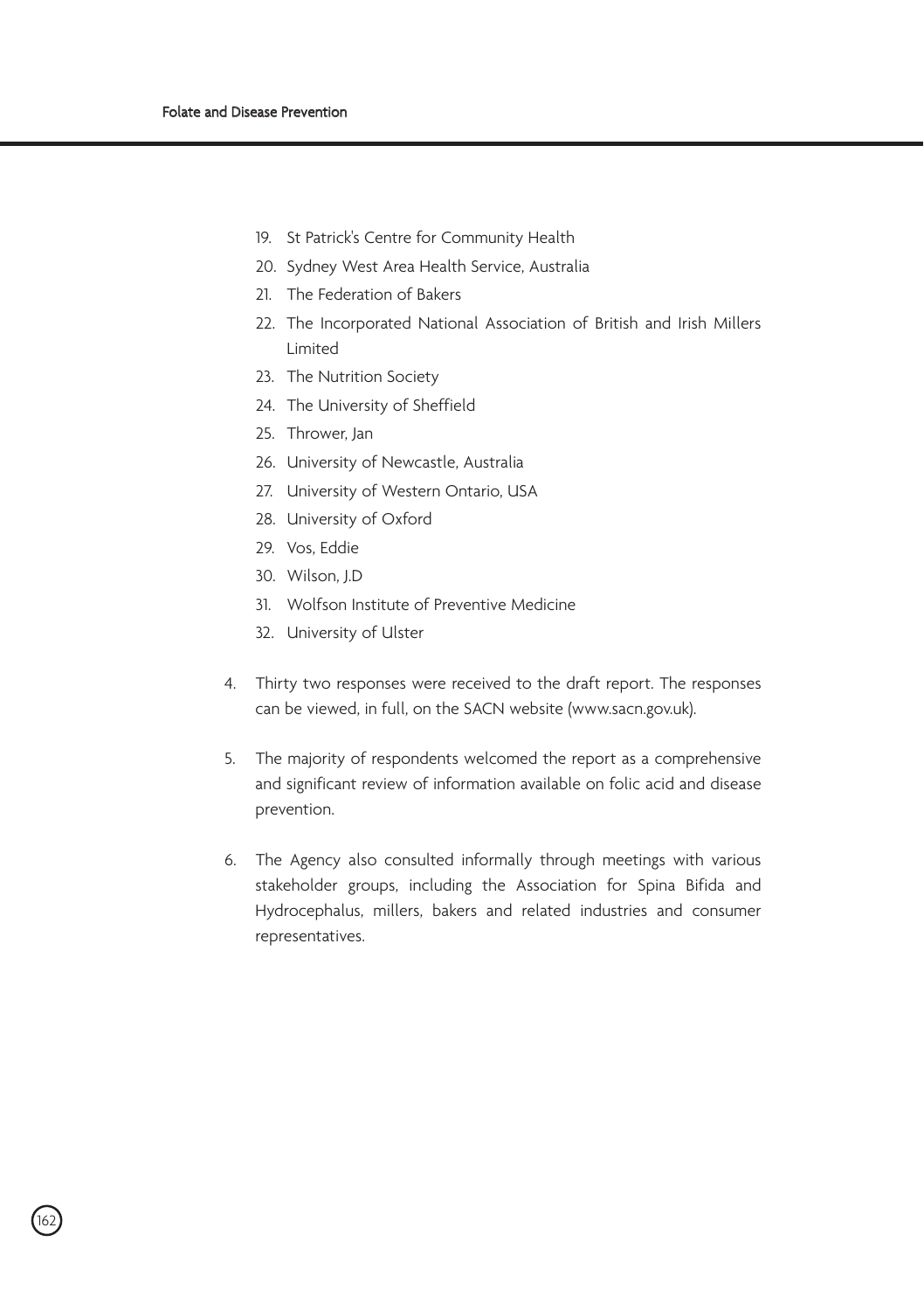19. St Patrick's Centre for Community Health
20. Sydney West Area Health Service, Australia
21. The Federation of Bakers
22. The Incorporated National Association of British and Irish Millers Limited
23. The Nutrition Society
24. The University of Sheffield
25. Thrower, Jan
26. University of Newcastle, Australia
27. University of Western Ontario, USA
28. University of Oxford
29. Vos, Eddie
30. Wilson, J.D
31. Wolfson Institute of Preventive Medicine
32. University of Ulster

4. Thirty two responses were received to the draft report. The responses can be viewed, in full, on the SACN website (www.sacn.gov.uk).

5. The majority of respondents welcomed the report as a comprehensive and significant review of information available on folic acid and disease prevention.

6. The Agency also consulted informally through meetings with various stakeholder groups, including the Association for Spina Bifida and Hydrocephalus, millers, bakers and related industries and consumer representatives.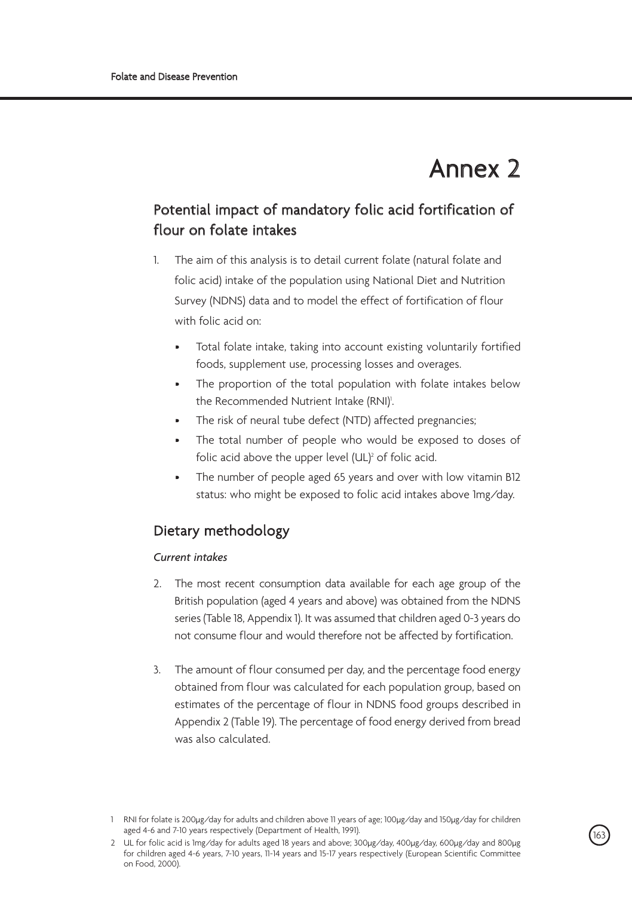# Annex 2

## Potential impact of mandatory folic acid fortification of flour on folate intakes

1. The aim of this analysis is to detail current folate (natural folate and folic acid) intake of the population using National Diet and Nutrition Survey (NDNS) data and to model the effect of fortification of flour with folic acid on:

   - Total folate intake, taking into account existing voluntarily fortified foods, supplement use, processing losses and overages.
   - The proportion of the total population with folate intakes below the Recommended Nutrient Intake (RNI)[1].
   - The risk of neural tube defect (NTD) affected pregnancies;
   - The total number of people who would be exposed to doses of folic acid above the upper level (UL)[2] of folic acid.
   - The number of people aged 65 years and over with low vitamin B12 status: who might be exposed to folic acid intakes above 1mg/day.

## Dietary methodology

### *Current intakes*

2. The most recent consumption data available for each age group of the British population (aged 4 years and above) was obtained from the NDNS series (Table 18, Appendix 1). It was assumed that children aged 0-3 years do not consume flour and would therefore not be affected by fortification.

3. The amount of flour consumed per day, and the percentage food energy obtained from flour was calculated for each population group, based on estimates of the percentage of flour in NDNS food groups described in Appendix 2 (Table 19). The percentage of food energy derived from bread was also calculated.

---

1 RNI for folate is 200μg/day for adults and children above 11 years of age; 100μg/day and 150μg/day for children aged 4-6 and 7-10 years respectively (Department of Health, 1991).

2 UL for folic acid is 1mg/day for adults aged 18 years and above; 300μg/day, 400μg/day, 600μg/day and 800μg for children aged 4-6 years, 7-10 years, 11-14 years and 15-17 years respectively (European Scientific Committee on Food, 2000).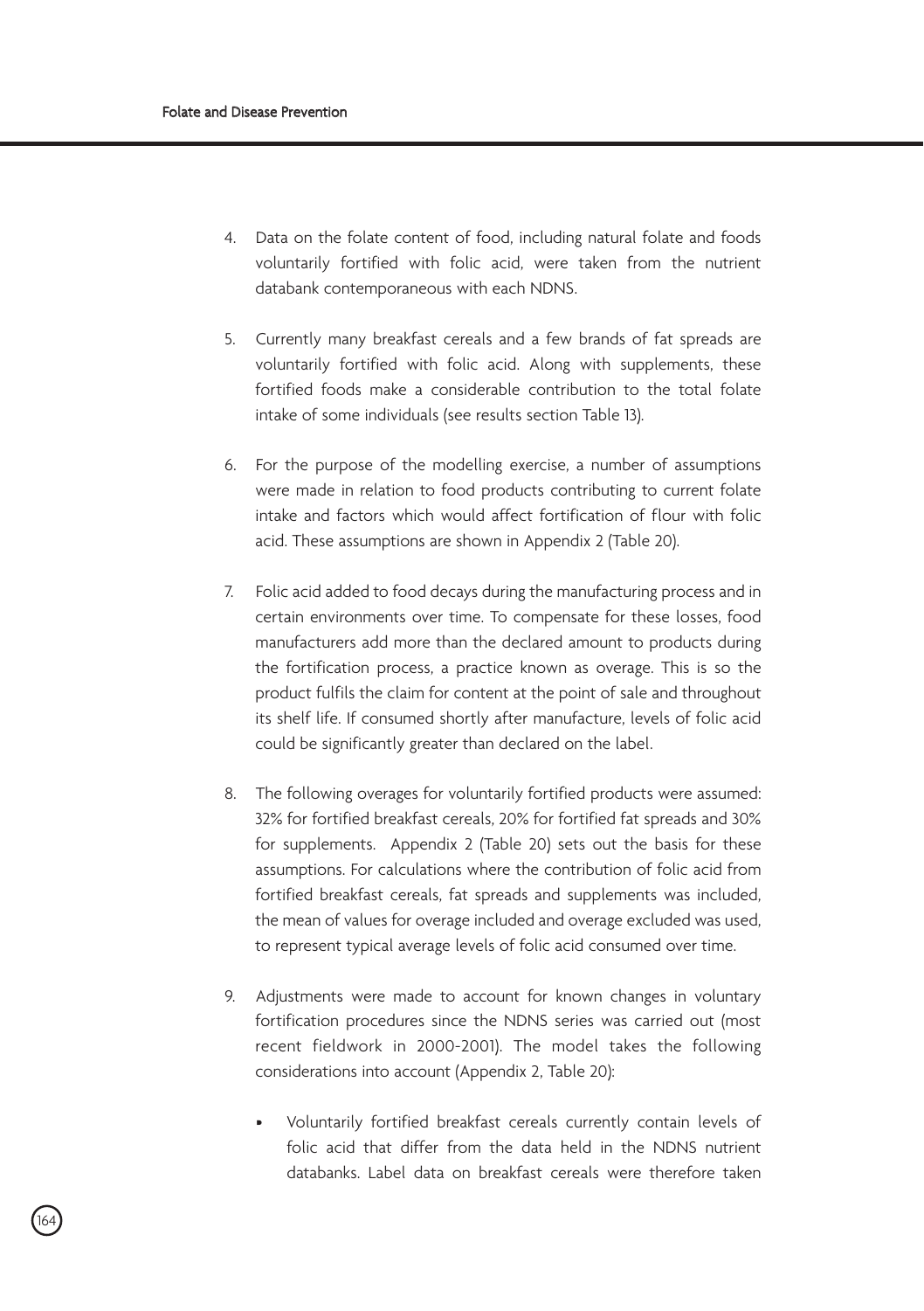4. Data on the folate content of food, including natural folate and foods voluntarily fortified with folic acid, were taken from the nutrient databank contemporaneous with each NDNS.

5. Currently many breakfast cereals and a few brands of fat spreads are voluntarily fortified with folic acid. Along with supplements, these fortified foods make a considerable contribution to the total folate intake of some individuals (see results section Table 13).

6. For the purpose of the modelling exercise, a number of assumptions were made in relation to food products contributing to current folate intake and factors which would affect fortification of flour with folic acid. These assumptions are shown in Appendix 2 (Table 20).

7. Folic acid added to food decays during the manufacturing process and in certain environments over time. To compensate for these losses, food manufacturers add more than the declared amount to products during the fortification process, a practice known as overage. This is so the product fulfils the claim for content at the point of sale and throughout its shelf life. If consumed shortly after manufacture, levels of folic acid could be significantly greater than declared on the label.

8. The following overages for voluntarily fortified products were assumed: 32% for fortified breakfast cereals, 20% for fortified fat spreads and 30% for supplements. Appendix 2 (Table 20) sets out the basis for these assumptions. For calculations where the contribution of folic acid from fortified breakfast cereals, fat spreads and supplements was included, the mean of values for overage included and overage excluded was used, to represent typical average levels of folic acid consumed over time.

9. Adjustments were made to account for known changes in voluntary fortification procedures since the NDNS series was carried out (most recent fieldwork in 2000-2001). The model takes the following considerations into account (Appendix 2, Table 20):

   - Voluntarily fortified breakfast cereals currently contain levels of folic acid that differ from the data held in the NDNS nutrient databanks. Label data on breakfast cereals were therefore taken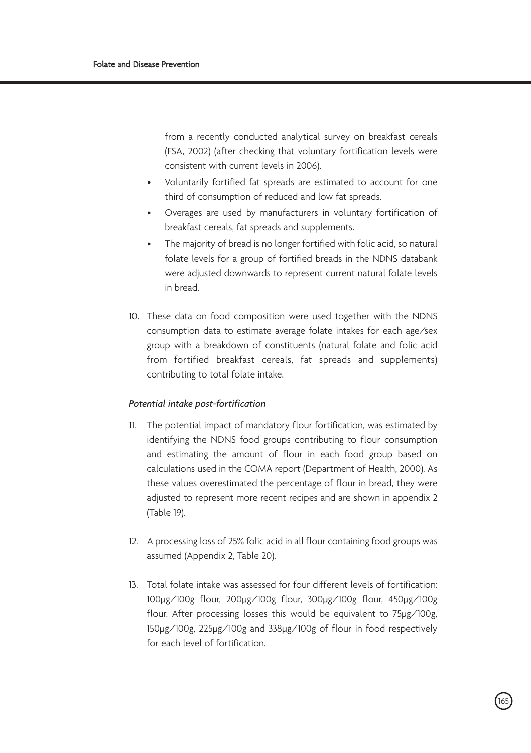from a recently conducted analytical survey on breakfast cereals (FSA, 2002) (after checking that voluntary fortification levels were consistent with current levels in 2006).

- Voluntarily fortified fat spreads are estimated to account for one third of consumption of reduced and low fat spreads.
- Overages are used by manufacturers in voluntary fortification of breakfast cereals, fat spreads and supplements.
- The majority of bread is no longer fortified with folic acid, so natural folate levels for a group of fortified breads in the NDNS databank were adjusted downwards to represent current natural folate levels in bread.

10. These data on food composition were used together with the NDNS consumption data to estimate average folate intakes for each age/sex group with a breakdown of constituents (natural folate and folic acid from fortified breakfast cereals, fat spreads and supplements) contributing to total folate intake.

*Potential intake post-fortification*

11. The potential impact of mandatory flour fortification, was estimated by identifying the NDNS food groups contributing to flour consumption and estimating the amount of flour in each food group based on calculations used in the COMA report (Department of Health, 2000). As these values overestimated the percentage of flour in bread, they were adjusted to represent more recent recipes and are shown in appendix 2 (Table 19).

12. A processing loss of 25% folic acid in all flour containing food groups was assumed (Appendix 2, Table 20).

13. Total folate intake was assessed for four different levels of fortification: 100μg/100g flour, 200μg/100g flour, 300μg/100g flour, 450μg/100g flour. After processing losses this would be equivalent to 75μg/100g, 150μg/100g, 225μg/100g and 338μg/100g of flour in food respectively for each level of fortification.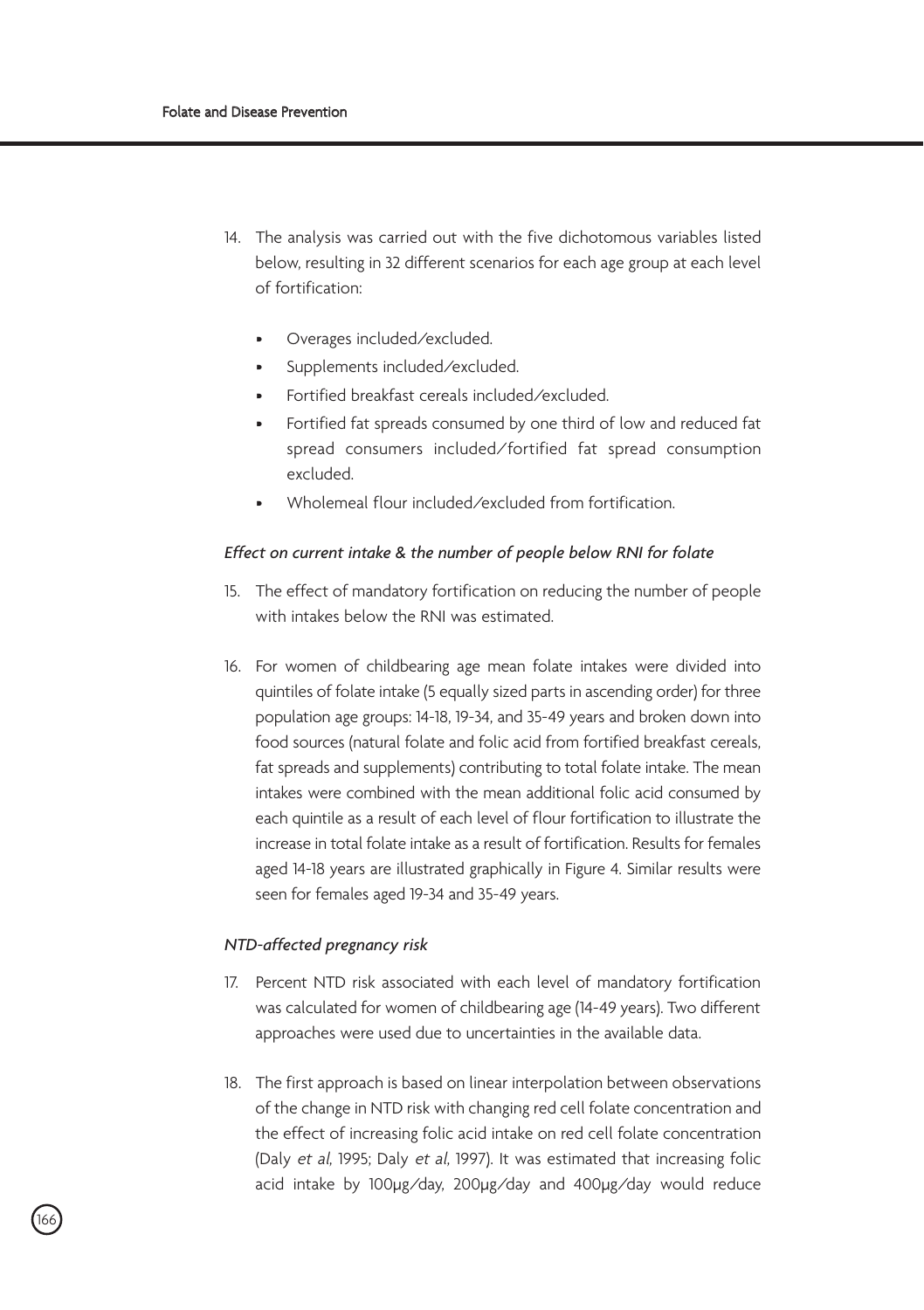14. The analysis was carried out with the five dichotomous variables listed below, resulting in 32 different scenarios for each age group at each level of fortification:

    - Overages included/excluded.
    - Supplements included/excluded.
    - Fortified breakfast cereals included/excluded.
    - Fortified fat spreads consumed by one third of low and reduced fat spread consumers included/fortified fat spread consumption excluded.
    - Wholemeal flour included/excluded from fortification.

*Effect on current intake & the number of people below RNI for folate*

15. The effect of mandatory fortification on reducing the number of people with intakes below the RNI was estimated.

16. For women of childbearing age mean folate intakes were divided into quintiles of folate intake (5 equally sized parts in ascending order) for three population age groups: 14-18, 19-34, and 35-49 years and broken down into food sources (natural folate and folic acid from fortified breakfast cereals, fat spreads and supplements) contributing to total folate intake. The mean intakes were combined with the mean additional folic acid consumed by each quintile as a result of each level of flour fortification to illustrate the increase in total folate intake as a result of fortification. Results for females aged 14-18 years are illustrated graphically in Figure 4. Similar results were seen for females aged 19-34 and 35-49 years.

*NTD-affected pregnancy risk*

17. Percent NTD risk associated with each level of mandatory fortification was calculated for women of childbearing age (14-49 years). Two different approaches were used due to uncertainties in the available data.

18. The first approach is based on linear interpolation between observations of the change in NTD risk with changing red cell folate concentration and the effect of increasing folic acid intake on red cell folate concentration (Daly *et al*, 1995; Daly *et al*, 1997). It was estimated that increasing folic acid intake by 100µg/day, 200µg/day and 400µg/day would reduce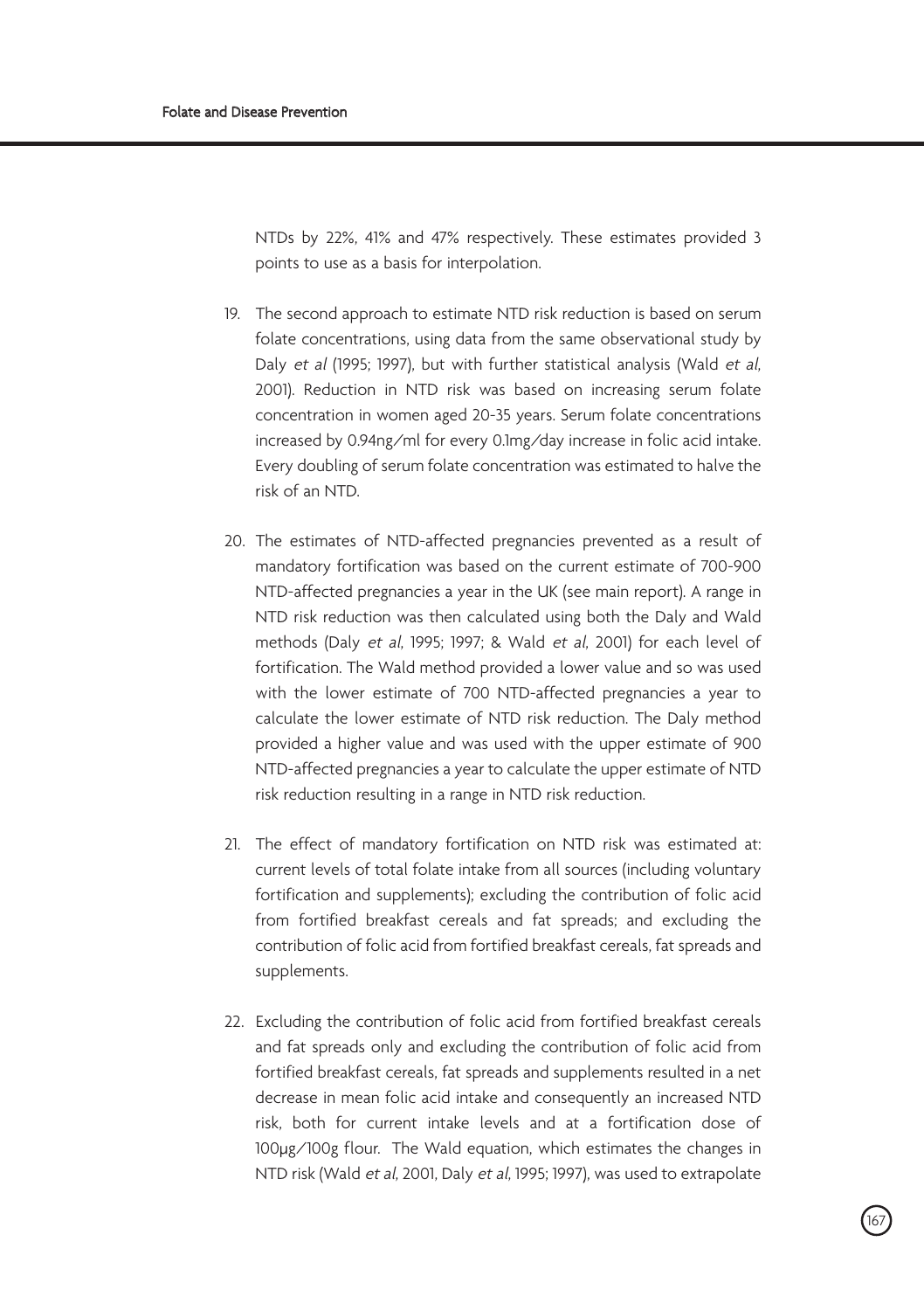NTDs by 22%, 41% and 47% respectively. These estimates provided 3 points to use as a basis for interpolation.

19. The second approach to estimate NTD risk reduction is based on serum folate concentrations, using data from the same observational study by Daly *et al* (1995; 1997), but with further statistical analysis (Wald *et al*, 2001). Reduction in NTD risk was based on increasing serum folate concentration in women aged 20-35 years. Serum folate concentrations increased by 0.94ng/ml for every 0.1mg/day increase in folic acid intake. Every doubling of serum folate concentration was estimated to halve the risk of an NTD.

20. The estimates of NTD-affected pregnancies prevented as a result of mandatory fortification was based on the current estimate of 700-900 NTD-affected pregnancies a year in the UK (see main report). A range in NTD risk reduction was then calculated using both the Daly and Wald methods (Daly *et al*, 1995; 1997; & Wald *et al*, 2001) for each level of fortification. The Wald method provided a lower value and so was used with the lower estimate of 700 NTD-affected pregnancies a year to calculate the lower estimate of NTD risk reduction. The Daly method provided a higher value and was used with the upper estimate of 900 NTD-affected pregnancies a year to calculate the upper estimate of NTD risk reduction resulting in a range in NTD risk reduction.

21. The effect of mandatory fortification on NTD risk was estimated at: current levels of total folate intake from all sources (including voluntary fortification and supplements); excluding the contribution of folic acid from fortified breakfast cereals and fat spreads; and excluding the contribution of folic acid from fortified breakfast cereals, fat spreads and supplements.

22. Excluding the contribution of folic acid from fortified breakfast cereals and fat spreads only and excluding the contribution of folic acid from fortified breakfast cereals, fat spreads and supplements resulted in a net decrease in mean folic acid intake and consequently an increased NTD risk, both for current intake levels and at a fortification dose of 100µg/100g flour. The Wald equation, which estimates the changes in NTD risk (Wald *et al*, 2001, Daly *et al*, 1995; 1997), was used to extrapolate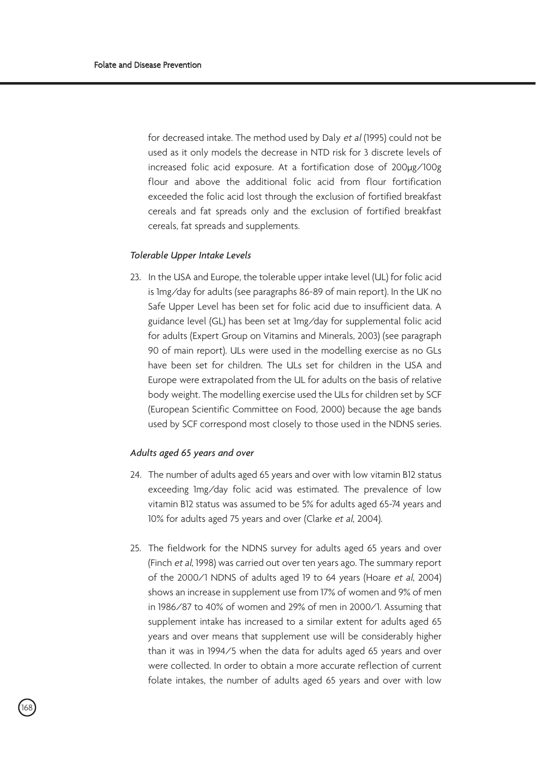for decreased intake. The method used by Daly *et al* (1995) could not be used as it only models the decrease in NTD risk for 3 discrete levels of increased folic acid exposure. At a fortification dose of 200μg/100g flour and above the additional folic acid from flour fortification exceeded the folic acid lost through the exclusion of fortified breakfast cereals and fat spreads only and the exclusion of fortified breakfast cereals, fat spreads and supplements.

*Tolerable Upper Intake Levels*

23. In the USA and Europe, the tolerable upper intake level (UL) for folic acid is 1mg/day for adults (see paragraphs 86-89 of main report). In the UK no Safe Upper Level has been set for folic acid due to insufficient data. A guidance level (GL) has been set at 1mg/day for supplemental folic acid for adults (Expert Group on Vitamins and Minerals, 2003) (see paragraph 90 of main report). ULs were used in the modelling exercise as no GLs have been set for children. The ULs set for children in the USA and Europe were extrapolated from the UL for adults on the basis of relative body weight. The modelling exercise used the ULs for children set by SCF (European Scientific Committee on Food, 2000) because the age bands used by SCF correspond most closely to those used in the NDNS series.

*Adults aged 65 years and over*

24. The number of adults aged 65 years and over with low vitamin B12 status exceeding 1mg/day folic acid was estimated. The prevalence of low vitamin B12 status was assumed to be 5% for adults aged 65-74 years and 10% for adults aged 75 years and over (Clarke *et al*, 2004).

25. The fieldwork for the NDNS survey for adults aged 65 years and over (Finch *et al*, 1998) was carried out over ten years ago. The summary report of the 2000/1 NDNS of adults aged 19 to 64 years (Hoare *et al*, 2004) shows an increase in supplement use from 17% of women and 9% of men in 1986/87 to 40% of women and 29% of men in 2000/1. Assuming that supplement intake has increased to a similar extent for adults aged 65 years and over means that supplement use will be considerably higher than it was in 1994/5 when the data for adults aged 65 years and over were collected. In order to obtain a more accurate reflection of current folate intakes, the number of adults aged 65 years and over with low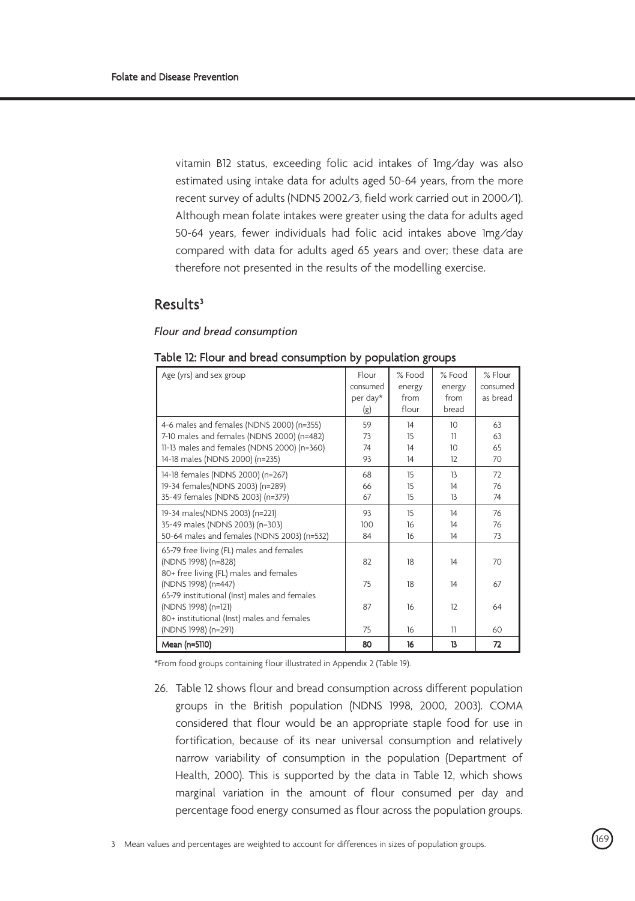vitamin B12 status, exceeding folic acid intakes of 1mg/day was also estimated using intake data for adults aged 50-64 years, from the more recent survey of adults (NDNS 2002/3, field work carried out in 2000/1). Although mean folate intakes were greater using the data for adults aged 50-64 years, fewer individuals had folic acid intakes above 1mg/day compared with data for adults aged 65 years and over; these data are therefore not presented in the results of the modelling exercise.

## Results[3]

*Flour and bread consumption*

**Table 12: Flour and bread consumption by population groups**

| Age (yrs) and sex group | Flour consumed per day* (g) | % Food energy from flour | % Food energy from bread | % Flour consumed as bread |
|---|---|---|---|---|
| 4-6 males and females (NDNS 2000) (n=355) | 59 | 14 | 10 | 63 |
| 7-10 males and females (NDNS 2000) (n=482) | 73 | 15 | 11 | 63 |
| 11-13 males and females (NDNS 2000) (n=360) | 74 | 14 | 10 | 65 |
| 14-18 males (NDNS 2000) (n=235) | 93 | 14 | 12 | 70 |
| 14-18 females (NDNS 2000) (n=267) | 68 | 15 | 13 | 72 |
| 19-34 females(NDNS 2003) (n=289) | 66 | 15 | 14 | 76 |
| 35-49 females (NDNS 2003) (n=379) | 67 | 15 | 13 | 74 |
| 19-34 males(NDNS 2003) (n=221) | 93 | 15 | 14 | 76 |
| 35-49 males (NDNS 2003) (n=303) | 100 | 16 | 14 | 76 |
| 50-64 males and females (NDNS 2003) (n=532) | 84 | 16 | 14 | 73 |
| 65-79 free living (FL) males and females (NDNS 1998) (n=828) | 82 | 18 | 14 | 70 |
| 80+ free living (FL) males and females (NDNS 1998) (n=447) | 75 | 18 | 14 | 67 |
| 65-79 institutional (Inst) males and females (NDNS 1998) (n=121) | 87 | 16 | 12 | 64 |
| 80+ institutional (Inst) males and females (NDNS 1998) (n=291) | 75 | 16 | 11 | 60 |
| **Mean (n=5110)** | **80** | **16** | **13** | **72** |

*From food groups containing flour illustrated in Appendix 2 (Table 19).

26. Table 12 shows flour and bread consumption across different population groups in the British population (NDNS 1998, 2000, 2003). COMA considered that flour would be an appropriate staple food for use in fortification, because of its near universal consumption and relatively narrow variability of consumption in the population (Department of Health, 2000). This is supported by the data in Table 12, which shows marginal variation in the amount of flour consumed per day and percentage food energy consumed as flour across the population groups.

3 Mean values and percentages are weighted to account for differences in sizes of population groups.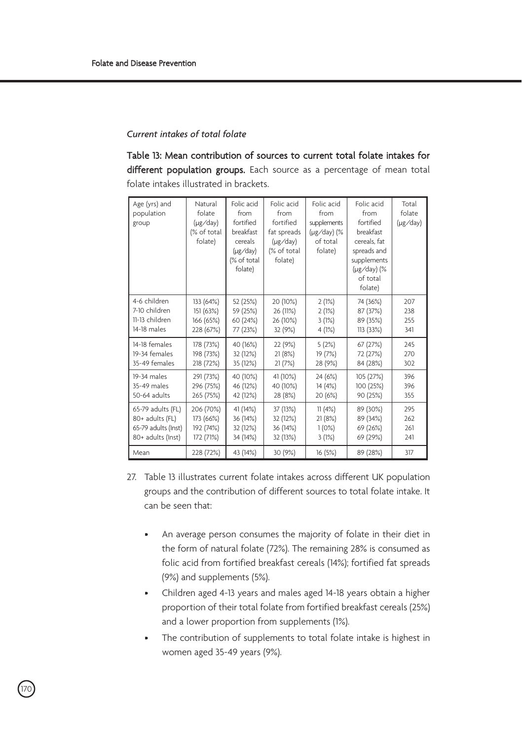*Current intakes of total folate*

**Table 13: Mean contribution of sources to current total folate intakes for different population groups.** Each source as a percentage of mean total folate intakes illustrated in brackets.

| Age (yrs) and population group | Natural folate (µg/day) (% of total folate) | Folic acid from fortified breakfast cereals (µg/day) (% of total folate) | Folic acid from fortified fat spreads (µg/day) (% of total folate) | Folic acid from supplements (µg/day) (% of total folate) | Folic acid from fortified breakfast cereals, fat spreads and supplements (µg/day) (% of total folate) | Total folate (µg/day) |
|---|---|---|---|---|---|---|
| 4-6 children | 133 (64%) | 52 (25%) | 20 (10%) | 2 (1%) | 74 (36%) | 207 |
| 7-10 children | 151 (63%) | 59 (25%) | 26 (11%) | 2 (1%) | 87 (37%) | 238 |
| 11-13 children | 166 (65%) | 60 (24%) | 26 (10%) | 3 (1%) | 89 (35%) | 255 |
| 14-18 males | 228 (67%) | 77 (23%) | 32 (9%) | 4 (1%) | 113 (33%) | 341 |
| 14-18 females | 178 (73%) | 40 (16%) | 22 (9%) | 5 (2%) | 67 (27%) | 245 |
| 19-34 females | 198 (73%) | 32 (12%) | 21 (8%) | 19 (7%) | 72 (27%) | 270 |
| 35-49 females | 218 (72%) | 35 (12%) | 21 (7%) | 28 (9%) | 84 (28%) | 302 |
| 19-34 males | 291 (73%) | 40 (10%) | 41 (10%) | 24 (6%) | 105 (27%) | 396 |
| 35-49 males | 296 (75%) | 46 (12%) | 40 (10%) | 14 (4%) | 100 (25%) | 396 |
| 50-64 adults | 265 (75%) | 42 (12%) | 28 (8%) | 20 (6%) | 90 (25%) | 355 |
| 65-79 adults (FL) | 206 (70%) | 41 (14%) | 37 (13%) | 11 (4%) | 89 (30%) | 295 |
| 80+ adults (FL) | 173 (66%) | 36 (14%) | 32 (12%) | 21 (8%) | 89 (34%) | 262 |
| 65-79 adults (Inst) | 192 (74%) | 32 (12%) | 36 (14%) | 1 (0%) | 69 (26%) | 261 |
| 80+ adults (Inst) | 172 (71%) | 34 (14%) | 32 (13%) | 3 (1%) | 69 (29%) | 241 |
| Mean | 228 (72%) | 43 (14%) | 30 (9%) | 16 (5%) | 89 (28%) | 317 |

27. Table 13 illustrates current folate intakes across different UK population groups and the contribution of different sources to total folate intake. It can be seen that:

    - An average person consumes the majority of folate in their diet in the form of natural folate (72%). The remaining 28% is consumed as folic acid from fortified breakfast cereals (14%); fortified fat spreads (9%) and supplements (5%).
    - Children aged 4-13 years and males aged 14-18 years obtain a higher proportion of their total folate from fortified breakfast cereals (25%) and a lower proportion from supplements (1%).
    - The contribution of supplements to total folate intake is highest in women aged 35-49 years (9%).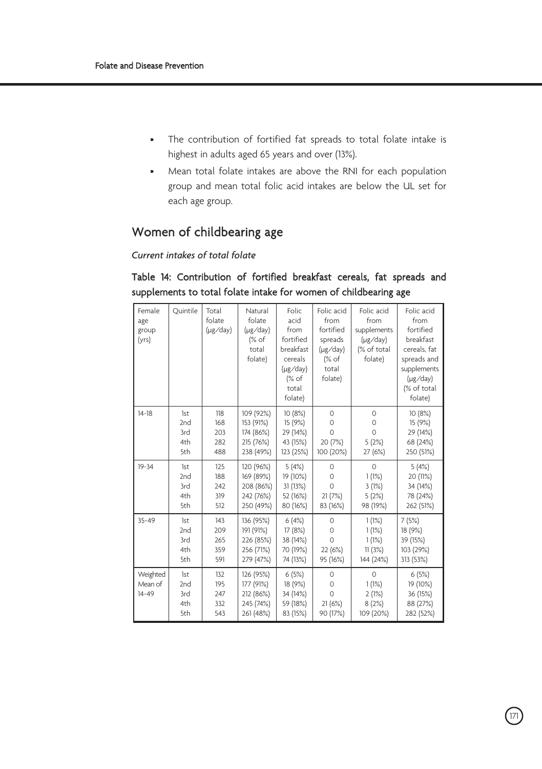- The contribution of fortified fat spreads to total folate intake is highest in adults aged 65 years and over (13%).
- Mean total folate intakes are above the RNI for each population group and mean total folic acid intakes are below the UL set for each age group.

## Women of childbearing age

### *Current intakes of total folate*

**Table 14: Contribution of fortified breakfast cereals, fat spreads and supplements to total folate intake for women of childbearing age**

| Female age group (yrs) | Quintile | Total folate (µg/day) | Natural folate (µg/day) (% of total folate) | Folic acid from fortified breakfast cereals (µg/day) (% of total folate) | Folic acid from fortified spreads (µg/day) (% of total folate) | Folic acid from supplements (µg/day) (% of total folate) | Folic acid from fortified breakfast cereals, fat spreads and supplements (µg/day) (% of total folate) |
|---|---|---|---|---|---|---|---|
| 14-18 | 1st | 118 | 109 (92%) | 10 (8%) | 0 | 0 | 10 (8%) |
| | 2nd | 168 | 153 (91%) | 15 (9%) | 0 | 0 | 15 (9%) |
| | 3rd | 203 | 174 (86%) | 29 (14%) | 0 | 0 | 29 (14%) |
| | 4th | 282 | 215 (76%) | 43 (15%) | 20 (7%) | 5 (2%) | 68 (24%) |
| | 5th | 488 | 238 (49%) | 123 (25%) | 100 (20%) | 27 (6%) | 250 (51%) |
| 19-34 | 1st | 125 | 120 (96%) | 5 (4%) | 0 | 0 | 5 (4%) |
| | 2nd | 188 | 169 (89%) | 19 (10%) | 0 | 1 (1%) | 20 (11%) |
| | 3rd | 242 | 208 (86%) | 31 (13%) | 0 | 3 (1%) | 34 (14%) |
| | 4th | 319 | 242 (76%) | 52 (16%) | 21 (7%) | 5 (2%) | 78 (24%) |
| | 5th | 512 | 250 (49%) | 80 (16%) | 83 (16%) | 98 (19%) | 262 (51%) |
| 35-49 | 1st | 143 | 136 (95%) | 6 (4%) | 0 | 1 (1%) | 7 (5%) |
| | 2nd | 209 | 191 (91%) | 17 (8%) | 0 | 1 (1%) | 18 (9%) |
| | 3rd | 265 | 226 (85%) | 38 (14%) | 0 | 1 (1%) | 39 (15%) |
| | 4th | 359 | 256 (71%) | 70 (19%) | 22 (6%) | 11 (3%) | 103 (29%) |
| | 5th | 591 | 279 (47%) | 74 (13%) | 95 (16%) | 144 (24%) | 313 (53%) |
| Weighted Mean of 14-49 | 1st | 132 | 126 (95%) | 6 (5%) | 0 | 0 | 6 (5%) |
| | 2nd | 195 | 177 (91%) | 18 (9%) | 0 | 1 (1%) | 19 (10%) |
| | 3rd | 247 | 212 (86%) | 34 (14%) | 0 | 2 (1%) | 36 (15%) |
| | 4th | 332 | 245 (74%) | 59 (18%) | 21 (6%) | 8 (2%) | 88 (27%) |
| | 5th | 543 | 261 (48%) | 83 (15%) | 90 (17%) | 109 (20%) | 282 (52%) |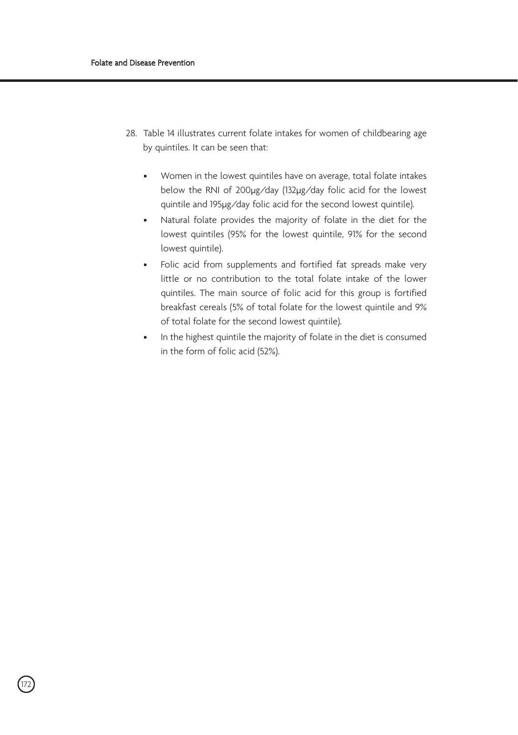28. Table 14 illustrates current folate intakes for women of childbearing age by quintiles. It can be seen that:

    - Women in the lowest quintiles have on average, total folate intakes below the RNI of 200μg/day (132μg/day folic acid for the lowest quintile and 195μg/day folic acid for the second lowest quintile).
    - Natural folate provides the majority of folate in the diet for the lowest quintiles (95% for the lowest quintile, 91% for the second lowest quintile).
    - Folic acid from supplements and fortified fat spreads make very little or no contribution to the total folate intake of the lower quintiles. The main source of folic acid for this group is fortified breakfast cereals (5% of total folate for the lowest quintile and 9% of total folate for the second lowest quintile).
    - In the highest quintile the majority of folate in the diet is consumed in the form of folic acid (52%).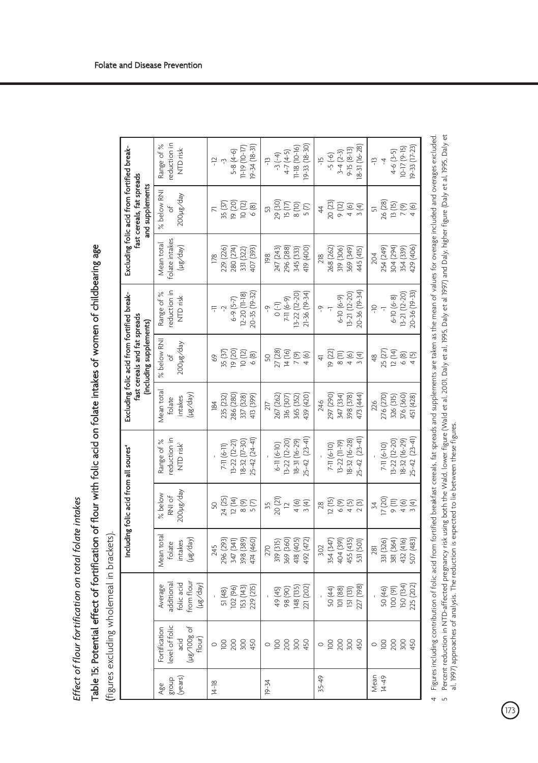*Effect of flour fortification on total folate intakes*

**Table 15: Potential effect of fortification of flour with folic acid on folate intakes of women of childbearing age**

(figures excluding wholemeal in brackets).

| | | | Including folic acid from all soures[4] | | | Excluding folic acid from fortified breakfast cereals and fat spreads (including supplements) | | | Excluding folic acid from fortified breakfast cereals, fat spreads and supplements | | |
|---|---|---|---|---|---|---|---|---|---|---|---|
| Age group (years) | Fortification level of folic acid (µg/100g of flour) | Average additional folic acid from flour (µg/day) | Mean total folate intakes (µg/day) | % below RNI of 200µg/day | Range of % reduction in NTD risk[5] | Mean total folate intakes (µg/day) | % below RNI of 200µg/day | Range of % reduction in NTD risk | Mean total folate intakes (µg/day) | % below RNI of 200µg/day | Range of % reduction in NTD risk |
| 14-18 | 0 | - | 245 | 50 | - | 184 | 69 | -11 | 178 | 71 | -12 |
| | 100 | 51 (48) | 296 (293) | 24 (25) | 7-11 (6-11) | 235 (232) | 35 (37) | -2 | 229 (226) | 35 (37) | -3 |
| | 200 | 102 (96) | 347 (341) | 12 (14) | 13-22 (12-21) | 286 (280) | 19 (20) | 6-9 (5-7) | 280 (274) | 19 (20) | 5-8 (4-6) |
| | 300 | 153 (143) | 398 (389) | 8 (9) | 18-32 (17-30) | 337 (328) | 10 (12) | 12-20 (11-18) | 331 (322) | 10 (12) | 11-19 (10-17) |
| | 450 | 229 (215) | 474 (460) | 5 (7) | 25-42 (24-41) | 413 (399) | 6 (8) | 20-35 (19-32) | 407 (393) | 6 (8) | 19-34 (18-31) |
| 19-34 | 0 | - | 270 | 35 | - | 217 | 50 | -9 | 198 | 53 | -13 |
| | 100 | 49 (45) | 319 (315) | 20 (21) | 6-11 (6-10) | 267 (262) | 27 (28) | 0 (-1) | 247 (243) | 29 (30) | -3 (-4) |
| | 200 | 98 (90) | 369 (360) | 12 | 13-22 (12-20) | 316 (307) | 14 (16) | 7-11 (6-9) | 296 (288) | 15 (17) | 4-7 (4-5) |
| | 300 | 148 (135) | 418 (405) | 4 (6) | 18-31 (16-29) | 365 (352) | 7 (9) | 13-22 (12-20) | 345 (333) | 8 (10) | 11-18 (10-16) |
| | 450 | 221 (202) | 492 (472) | 3 (4) | 25-42 (23-41) | 439 (420) | 4 (6) | 21-36 (19-34) | 419 (400) | 5 (7) | 19-33 (18-30) |
| 35-49 | 0 | - | 302 | 28 | - | 246 | 41 | -9 | 218 | 44 | -15 |
| | 100 | 50 (44) | 354 (347) | 12 (15) | 7-11 (6-10) | 297 (290) | 19 (22) | -1 | 268 (262) | 20 (23) | -5 (-6) |
| | 200 | 101 (88) | 404 (391) | 6 (9) | 13-22 (11-19) | 347 (334) | 8 (11) | 6-10 (6-9) | 319 (306) | 9 (12) | 3-4 (2-3) |
| | 300 | 151 (131) | 455 (435) | 4 (5) | 18-32 (16-28) | 398 (378) | 4 (6) | 13-21 (12-20) | 369 (349) | 4 (6) | 9-15 (8-13) |
| | 450 | 227 (198) | 531 (501) | 2 (3) | 25-42 (23-41) | 473 (444) | 3 (4) | 20-36 (19-34) | 445 (415) | 3 (4) | 18-31 (16-28) |
| Mean 14-49 | 0 | - | 281 | 34 | - | 226 | 48 | -10 | 204 | 51 | -13 |
| | 100 | 50 (46) | 331 (326) | 17 (20) | 7-11 (6-10) | 276 (270) | 25 (27) | -1 | 254 (249) | 26 (28) | -4 |
| | 200 | 100 (91) | 381 (364) | 9 (11) | 13-22 (12-20) | 326 (315) | 12 (14) | 6-10 (6-8) | 304 (294) | 13 (15) | 4-6 (3-5) |
| | 300 | 150 (134) | 432 (416) | 4 (6) | 18-32 (16-29) | 376 (360) | 6 (8) | 13-21 (12-20) | 354 (339) | 7 (9) | 10-17 (9-15) |
| | 450 | 225 (202) | 507 (483) | 3 (4) | 25-42 (23-41) | 451 (428) | 4 (5) | 20-36 (19-33) | 429 (406) | 4 (6) | 19-33 (17-23) |

4 Figures including contribution of folic acid from fortified breakfast cereals, fat spreads and supplements are taken as the mean of values for overage included and overages excluded.

5 Percent reduction in NTD-affected pregnancy risk using both the Wald, lower figure (Wald et al, 2001, Daly et al, 1995, Daly et al 1997) and Daly, higher figure (Daly et al, 1995, Daly et al, 1997) approaches of analysis. The reduction is expected to lie between these figures.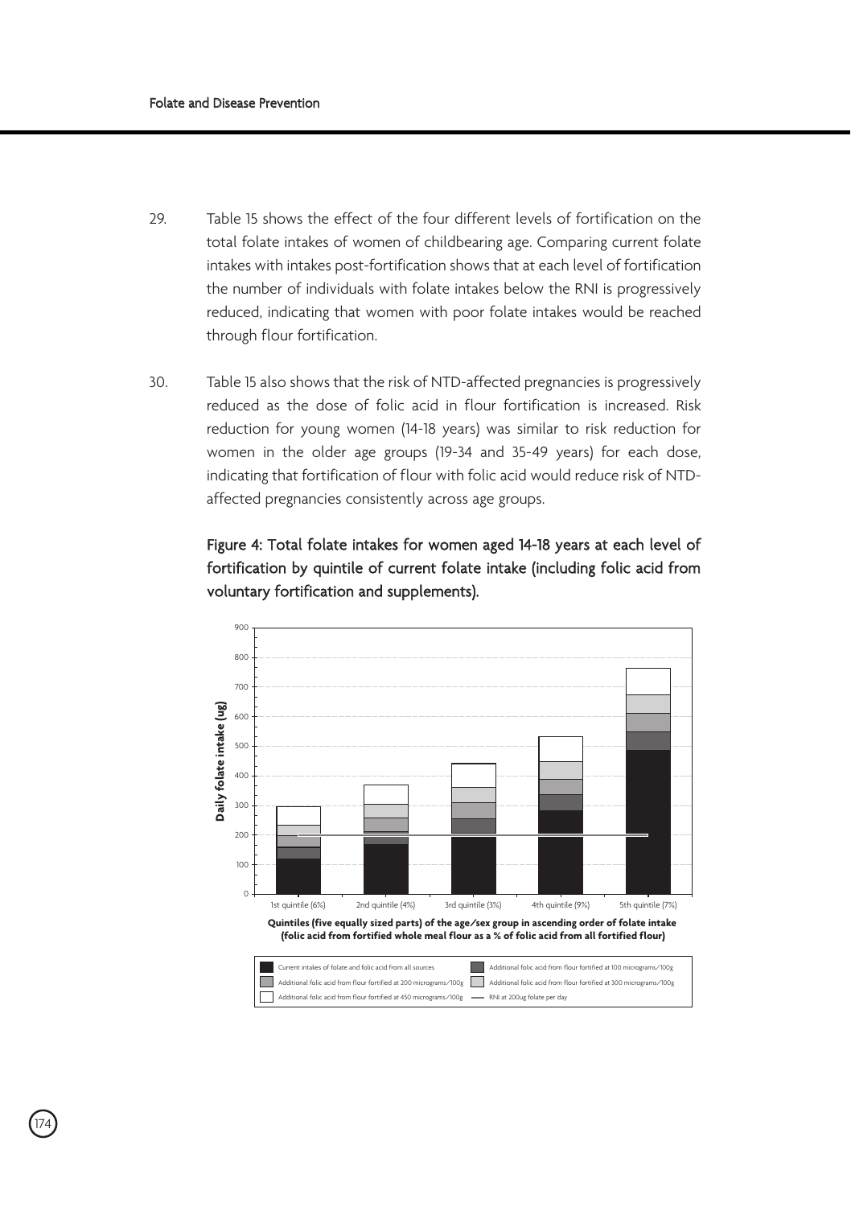29. Table 15 shows the effect of the four different levels of fortification on the total folate intakes of women of childbearing age. Comparing current folate intakes with intakes post-fortification shows that at each level of fortification the number of individuals with folate intakes below the RNI is progressively reduced, indicating that women with poor folate intakes would be reached through flour fortification.

30. Table 15 also shows that the risk of NTD-affected pregnancies is progressively reduced as the dose of folic acid in flour fortification is increased. Risk reduction for young women (14-18 years) was similar to risk reduction for women in the older age groups (19-34 and 35-49 years) for each dose, indicating that fortification of flour with folic acid would reduce risk of NTD-affected pregnancies consistently across age groups.

**Figure 4: Total folate intakes for women aged 14-18 years at each level of fortification by quintile of current folate intake (including folic acid from voluntary fortification and supplements).**

Daily folate intake (ug)

1st quintile (6%) | 2nd quintile (4%) | 3rd quintile (3%) | 4th quintile (9%) | 5th quintile (7%)

**Quintiles (five equally sized parts) of the age/sex group in ascending order of folate intake (folic acid from fortified whole meal flour as a % of folic acid from all fortified flour)**

- Current intakes of folate and folic acid from all sources
- Additional folic acid from flour fortified at 100 micrograms/100g
- Additional folic acid from flour fortified at 200 micrograms/100g
- Additional folic acid from flour fortified at 300 micrograms/100g
- Additional folic acid from flour fortified at 450 micrograms/100g
- RNI at 200ug folate per day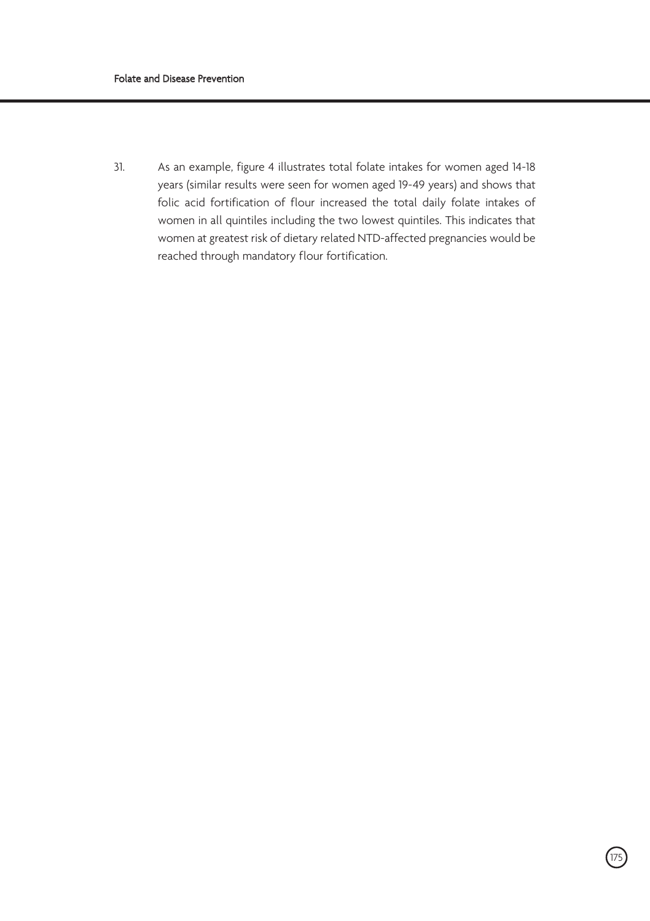31. As an example, figure 4 illustrates total folate intakes for women aged 14-18 years (similar results were seen for women aged 19-49 years) and shows that folic acid fortification of flour increased the total daily folate intakes of women in all quintiles including the two lowest quintiles. This indicates that women at greatest risk of dietary related NTD-affected pregnancies would be reached through mandatory flour fortification.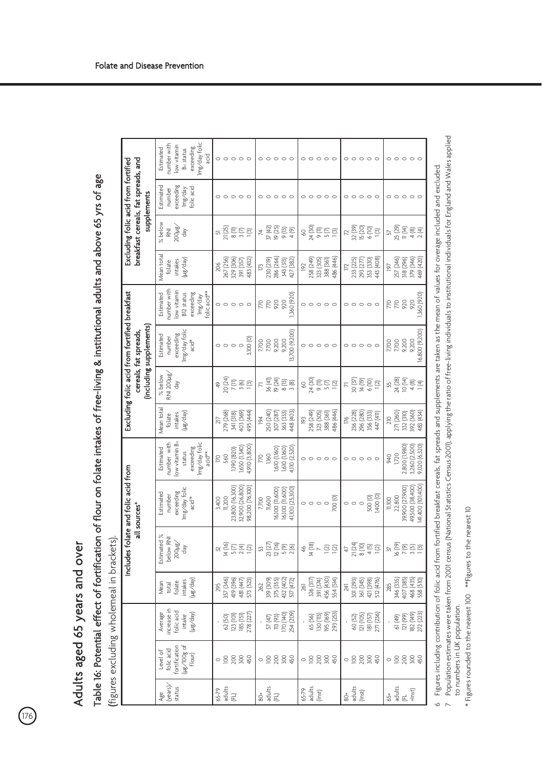## Adults aged 65 years and over

**Table 16: Potential effect of fortification of flour on folate intakes of free-living & institutional adults and above 65 yrs of age** (figures excluding wholemeal in brackets).

| Age (years)/ status | Level of folic acid fortification (µg/100g of flour) | Average increase in folic acid intake (µg/day) | Includes folate and folic acid from all sources[6] | | | | Excluding folic acid from fortified breakfast cereals, fat spreads, (including supplements) | | | | Excluding folic acid from fortified breakfast cereals, fat spreads, and supplements | | | |
|---|---|---|---|---|---|---|---|---|---|---|---|---|---|---|
| | | | Mean total folate intakes (µg/day) | Estimated % below RNI 200µg/ day | Estimated number exceeding 1mg/day folic acid* | Estimated number with low vitamin $B_{12}$ status exceeding 1mg/day folic acid** | Mean total folate intakes (µg/day) | % below RNI 200µg/ day | Estimated number exceeding 1mg/day folic acid* | Estimated number with low vitamin B12 status exceeding 1mg/day folic acid** | Mean total folate intakes (µg/day) | % below RNI 200µg/ day | Estimated number exceeding 1mg/day folic acid | Estimated number with low vitamin $B_{12}$ status exceeding 1mg/day folic acid |
| 65-79 adults (FL) | 0 | - | 295 | 32 | 3,400 | 170 | 217 | 49 | 0 | 0 | 206 | 51 | 0 | 0 |
| | 100 | 62 (50) | 357 (346) | 14 (16) | 11,200 | 560 | 279 (268) | 20 (24) | 0 | 0 | 267 (256) | 21 (25) | 0 | 0 |
| | 200 | 123 (101) | 419 (396) | 5 (7) | 23,800 (16,300) | 1,190 (820) | 341 (318) | 7 (11) | 0 | 0 | 329 (306) | 8 (11) | 0 | 0 |
| | 300 | 185 (151) | 481 (447) | 2 (4) | 32,900 (26,800) | 1,650 (1,340) | 403 (369) | 3 (6) | 0 | 0 | 391 (357) | 3 (7) | 0 | 0 |
| | 450 | 278 (227) | 573 (523) | 1 (2) | 98,200 (76,100) | 4,910 (3,800) | 495 (444) | 1 (3) | 3,100 (0) | 0 | 483 (432) | 1 (3) | 0 | 0 |
| 80+ adults (FL) | 0 | - | 262 | 53 | 7,700 | 770 | 194 | 71 | 7,700 | 770 | 173 | 74 | 0 | 0 |
| | 100 | 57 (47) | 319 (309) | 23 (27) | 11,600 | 1,160 | 250 (240) | 36 (41) | 7,700 | 770 | 230 (219) | 37 (42) | 0 | 0 |
| | 200 | 113 (93) | 375 (355) | 12 (16) | 16,100 (11,600) | 1,610 (1,160) | 307 (287) | 19 (24) | 9,200 | 920 | 286 (266) | 19 (25) | 0 | 0 |
| | 300 | 170 (140) | 432 (402) | 5 (9) | 16,100 (11,600) | 1,610 (1,160) | 363 (333) | 8 (13) | 9,200 | 920 | 343 (313) | 9 (13) | 0 | 0 |
| | 450 | 254 (209) | 517 (472) | 2 (6) | 41,100 (25,300) | 4,110 (2,520) | 448 (403) | 3 (8) | 13,700 (9,200) | 1,360 (920) | 427 (382) | 4 (9) | 0 | 0 |
| 65-79 adults (Inst) | 0 | - | 261 | 46 | 0 | 0 | 193 | 60 | 0 | 0 | 192 | 60 | 0 | 0 |
| | 100 | 65 (56) | 326 (317) | 14 (18) | 0 | 0 | 258 (249) | 24 (30) | 0 | 0 | 258 (249) | 24 (30) | 0 | 0 |
| | 200 | 130 (113) | 391 (374) | 7 | 0 | 0 | 323 (305) | 9 (11) | 0 | 0 | 323 (305) | 9 (11) | 0 | 0 |
| | 300 | 195 (169) | 456 (430) | 1 (2) | 0 | 0 | 388 (361) | 5 (7) | 0 | 0 | 388 (361) | 5 (7) | 0 | 0 |
| | 450 | 293 (253) | 554 (514) | 1 (2) | 700 (0) | 0 | 486 (446) | 1 (2) | 0 | 0 | 486 (446) | 1 (3) | 0 | 0 |
| 80+ adults (Inst) | 0 | - | 241 | 47 | 0 | 0 | 176 | 71 | 0 | 0 | 172 | 72 | 0 | 0 |
| | 100 | 60 (52) | 301 (293) | 21 (24) | 0 | 0 | 236 (228) | 30 (37) | 0 | 0 | 233 (225) | 32 (39) | 0 | 0 |
| | 200 | 121 (105) | 361 (345) | 8 (10) | 0 | 0 | 296 (280) | 14 (19) | 0 | 0 | 293 (277) | 15 (20) | 0 | 0 |
| | 300 | 181 (157) | 421 (398) | 4 (5) | 500 (0) | 0 | 356 (333) | 6 (10) | 0 | 0 | 353 (330) | 6 (10) | 0 | 0 |
| | 450 | 271 (236) | 512 (476) | 1 (2) | 1,400 (0) | 0 | 447 (411) | 1 (2) | 0 | 0 | 443 (408) | 1 (3) | 0 | 0 |
| 65+ adults (FL +Inst) | 0 | - | 285 | 37 | 11,100 | 940 | 210 | 55 | 7,700 | 770 | 197 | 57 | 0 | 0 |
| | 100 | 61 (49) | 346 (335) | 16 (19) | 22,800 | 1,720 | 271 (260) | 24 (28) | 7,700 | 770 | 257 (246) | 25 (29) | 0 | 0 |
| | 200 | 121 (99) | 407 (385) | 7 (9) | 39,900 (27,900) | 2,800 (1,980) | 332 (310) | 10 (14) | 9,200 | 920 | 318 (296) | 11 (14) | 0 | 0 |
| | 300 | 182 (149) | 468 (435) | 3 (5) | 49,500 (38,400) | 3,260 (2,500) | 392 (360) | 4 (8) | 9,200 | 920 | 379 (346) | 4 (8) | 0 | 0 |
| | 450 | 272 (223) | 558 (510) | 1 (3) | 141,400 (101,400) | 9,020 (6,320) | 483 (434) | 1 (4) | 16,800 (9,200) | 1,360 (920) | 469 (420) | 2 (4) | 0 | 0 |

6 Figures including contribution of folic acid from fortified breakfast cereals, fat spreads and supplements are taken as the mean of values for overage included and excluded.

7 Population estimates were taken from 2001 census (National Statistics Census 2001), applying the ratio of free-living individuals to institutional individuals for England and Wales applied to numbers in UK population.

\* Figures rounded to the nearest 100 \*\*Figures to the nearest 10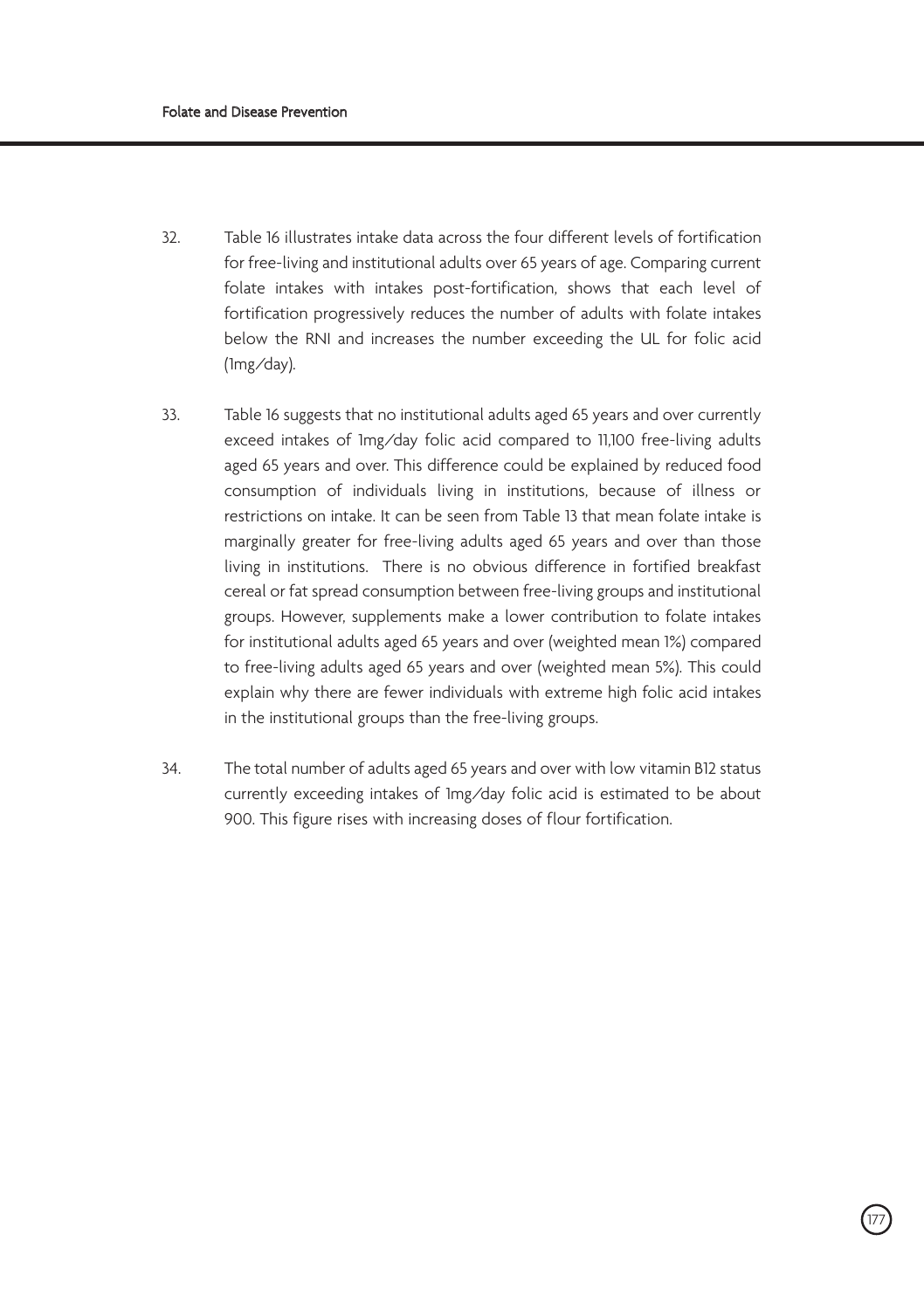32. Table 16 illustrates intake data across the four different levels of fortification for free-living and institutional adults over 65 years of age. Comparing current folate intakes with intakes post-fortification, shows that each level of fortification progressively reduces the number of adults with folate intakes below the RNI and increases the number exceeding the UL for folic acid (1mg/day).

33. Table 16 suggests that no institutional adults aged 65 years and over currently exceed intakes of 1mg/day folic acid compared to 11,100 free-living adults aged 65 years and over. This difference could be explained by reduced food consumption of individuals living in institutions, because of illness or restrictions on intake. It can be seen from Table 13 that mean folate intake is marginally greater for free-living adults aged 65 years and over than those living in institutions. There is no obvious difference in fortified breakfast cereal or fat spread consumption between free-living groups and institutional groups. However, supplements make a lower contribution to folate intakes for institutional adults aged 65 years and over (weighted mean 1%) compared to free-living adults aged 65 years and over (weighted mean 5%). This could explain why there are fewer individuals with extreme high folic acid intakes in the institutional groups than the free-living groups.

34. The total number of adults aged 65 years and over with low vitamin B12 status currently exceeding intakes of 1mg/day folic acid is estimated to be about 900. This figure rises with increasing doses of flour fortification.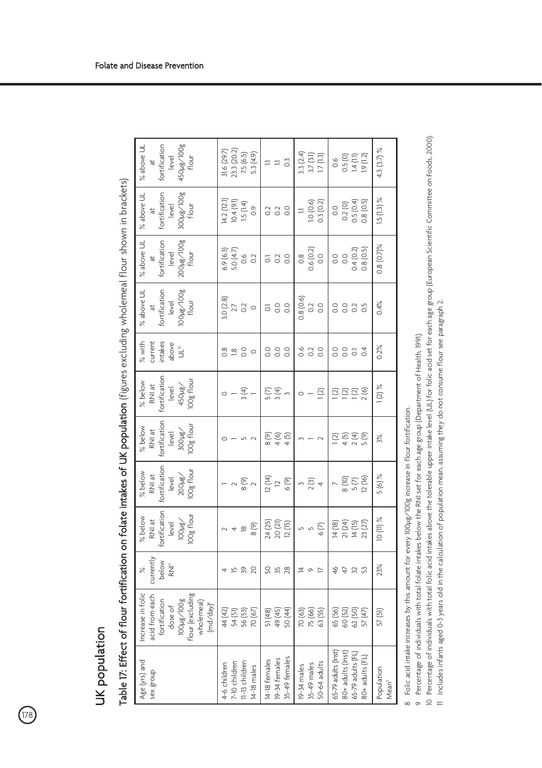# UK population

## Table 17: Effect of flour fortification on folate intakes of UK population (figures excluding wholemeal flour shown in brackets)

| Age (yrs) and sex group | Increase in folic acid from each fortification dose of 100µg/100g flour (excluding wholemeal) (mcg/day)[8] | % currently below RNI[9] | % below RNI at fortification level 100µg/100g flour | % below RNI at fortification level 200µg/100g flour | % below RNI at fortification level 300µg/100g flour | % below RNI at fortification level 450µg/100g flour | % with current intakes above UL[10] | % above UL at fortification level 100µg/100g flour | % above UL at fortification level 200µg/100g flour | % above UL at fortification level 300µg/100g flour | % above UL at fortification level 450µg/100g flour |
|---|---|---|---|---|---|---|---|---|---|---|---|
| 4-6 children | 44 (42) | 4 | 2 | 1 | 0 | 0 | 0.8 | 3.0 (2.8) | 6.9 (6.3) | 14.2 (12.1) | 31.6 (29.7) |
| 7-10 children | 54 (51) | 15 | 4 | 2 | 1 | 1 | 1.8 | 2.7 | 5.0 (4.7) | 10.4 (9.1) | 23.3 (20.2) |
| 11-13 children | 56 (53) | 39 | 18 | 8 (9) | 5 | 3 (4) | 0.0 | 0.2 | 0.6 | 1.5 (1.4) | 7.5 (6.5) |
| 14-18 males | 70 (67) | 20 | 8 (9) | 2 | 2 | 1 | 0 | 0 | 0.2 | 0.9 | 5.3 (4.9) |
| 14-18 females | 51 (48) | 50 | 24 (25) | 12 (14) | 8 (9) | 5 (7) | 0.0 | 0.1 | 0.1 | 0.2 | 1.1 |
| 19-34 females | 49 (45) | 35 | 20 (21) | 12 | 4 (6) | 3 (4) | 0.0 | 0.0 | 0.2 | 0.2 | 1.1 |
| 35-49 females | 50 (44) | 28 | 12 (15) | 6 (9) | 4 (5) | 3 | 0.0 | 0.0 | 0.0 | 0.0 | 0.3 |
| 19-34 males | 70 (63) | 14 | 5 | 3 | 3 | 0 | 0.6 | 0.8 (0.6) | 0.8 | 1.1 | 3.3 (2.4) |
| 35-49 males | 75 (66) | 9 | 5 | 2 (3) | 1 | 1 | 0.2 | 0.2 | 0.6 (0.2) | 1.0 (0.6) | 3.7 (3.1) |
| 50-64 adults | 63 (55) | 17 | 6 (7) | 4 | 2 | 1 (2) | 0.0 | 0.0 | 0.0 | 0.3 (0.2) | 1.7 (1.3) |
| 65-79 adults (Inst) | 65 (56) | 46 | 14 (18) | 7 | 1 (2) | 1 (2) | 0.0 | 0.0 | 0.0 | 0.0 | 0.6 |
| 80+ adults (Inst) | 60 (52) | 47 | 21 (24) | 8 (10) | 4 (5) | 1 (2) | 0.0 | 0.0 | 0.0 | 0.2 (0) | 0.5 (0) |
| 65-79 adults (FL) | 62 (50) | 32 | 14 (15) | 5 (7) | 2 (4) | 1 (2) | 0.1 | 0.2 | 0.4 (0.2) | 0.5 (0.4) | 1.4 (1.1) |
| 80+ adults (FL) | 57 (47) | 53 | 23 (27) | 12 (16) | 5 (9) | 2 (6) | 0.4 | 0.5 | 0.8 (0.5) | 0.8 (0.5) | 1.9 (1.2) |
| Population Mean[11] | 57 (51) | 23% | 10 (11) % | 5 (6) % | 3% | 1 (2) % | 0.2% | 0.4% | 0.8 (0.7)% | 1.5 (1.3) % | 4.3 (3.7) % |

8 Folic acid intake increases by this amount for every 100µg/100g increase in flour fortification.

9 Percentage of individuals with total folate intakes below the RNI set for each age group (Department of Health, 1991).

10 Percentage of individuals with total folic acid intakes above the tolerable upper intake level (UL) for folic acid set for each age group (European Scientific Committee on Foods, 2000).

11 Includes infants aged 0-3 years old in the calculation of population mean, assuming they do not consume flour see paragraph 2.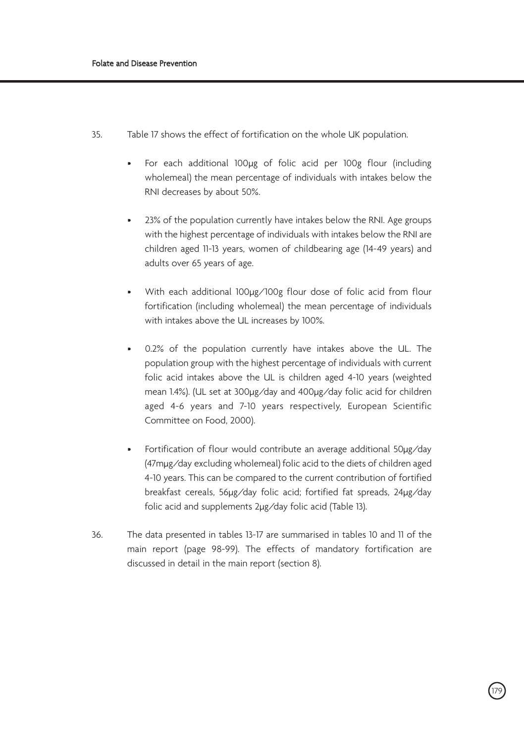35. Table 17 shows the effect of fortification on the whole UK population.

    - For each additional 100µg of folic acid per 100g flour (including wholemeal) the mean percentage of individuals with intakes below the RNI decreases by about 50%.

    - 23% of the population currently have intakes below the RNI. Age groups with the highest percentage of individuals with intakes below the RNI are children aged 11-13 years, women of childbearing age (14-49 years) and adults over 65 years of age.

    - With each additional 100µg/100g flour dose of folic acid from flour fortification (including wholemeal) the mean percentage of individuals with intakes above the UL increases by 100%.

    - 0.2% of the population currently have intakes above the UL. The population group with the highest percentage of individuals with current folic acid intakes above the UL is children aged 4-10 years (weighted mean 1.4%). (UL set at 300µg/day and 400µg/day folic acid for children aged 4-6 years and 7-10 years respectively, European Scientific Committee on Food, 2000).

    - Fortification of flour would contribute an average additional 50µg/day (47mµg/day excluding wholemeal) folic acid to the diets of children aged 4-10 years. This can be compared to the current contribution of fortified breakfast cereals, 56µg/day folic acid; fortified fat spreads, 24µg/day folic acid and supplements 2µg/day folic acid (Table 13).

36. The data presented in tables 13-17 are summarised in tables 10 and 11 of the main report (page 98-99). The effects of mandatory fortification are discussed in detail in the main report (section 8).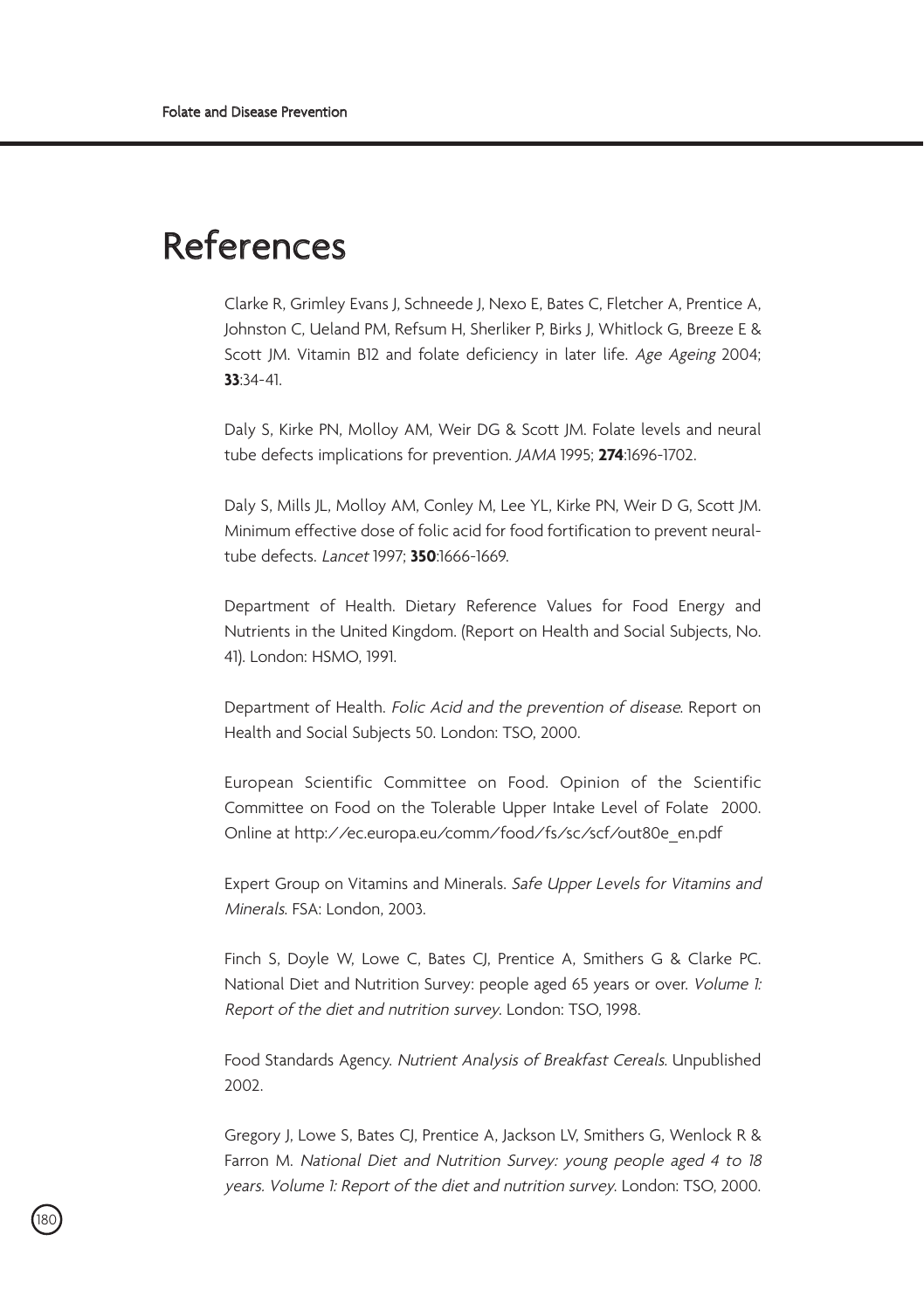# References

Clarke R, Grimley Evans J, Schneede J, Nexo E, Bates C, Fletcher A, Prentice A, Johnston C, Ueland PM, Refsum H, Sherliker P, Birks J, Whitlock G, Breeze E & Scott JM. Vitamin B12 and folate deficiency in later life. *Age Ageing* 2004; **33**:34-41.

Daly S, Kirke PN, Molloy AM, Weir DG & Scott JM. Folate levels and neural tube defects implications for prevention. *JAMA* 1995; **274**:1696-1702.

Daly S, Mills JL, Molloy AM, Conley M, Lee YL, Kirke PN, Weir D G, Scott JM. Minimum effective dose of folic acid for food fortification to prevent neural-tube defects. *Lancet* 1997; **350**:1666-1669.

Department of Health. Dietary Reference Values for Food Energy and Nutrients in the United Kingdom. (Report on Health and Social Subjects, No. 41). London: HSMO, 1991.

Department of Health. *Folic Acid and the prevention of disease*. Report on Health and Social Subjects 50. London: TSO, 2000.

European Scientific Committee on Food. Opinion of the Scientific Committee on Food on the Tolerable Upper Intake Level of Folate 2000. Online at http://ec.europa.eu/comm/food/fs/sc/scf/out80e_en.pdf

Expert Group on Vitamins and Minerals. *Safe Upper Levels for Vitamins and Minerals*. FSA: London, 2003.

Finch S, Doyle W, Lowe C, Bates CJ, Prentice A, Smithers G & Clarke PC. National Diet and Nutrition Survey: people aged 65 years or over. *Volume 1: Report of the diet and nutrition survey*. London: TSO, 1998.

Food Standards Agency. *Nutrient Analysis of Breakfast Cereals*. Unpublished 2002.

Gregory J, Lowe S, Bates CJ, Prentice A, Jackson LV, Smithers G, Wenlock R & Farron M. *National Diet and Nutrition Survey: young people aged 4 to 18 years. Volume 1: Report of the diet and nutrition survey*. London: TSO, 2000.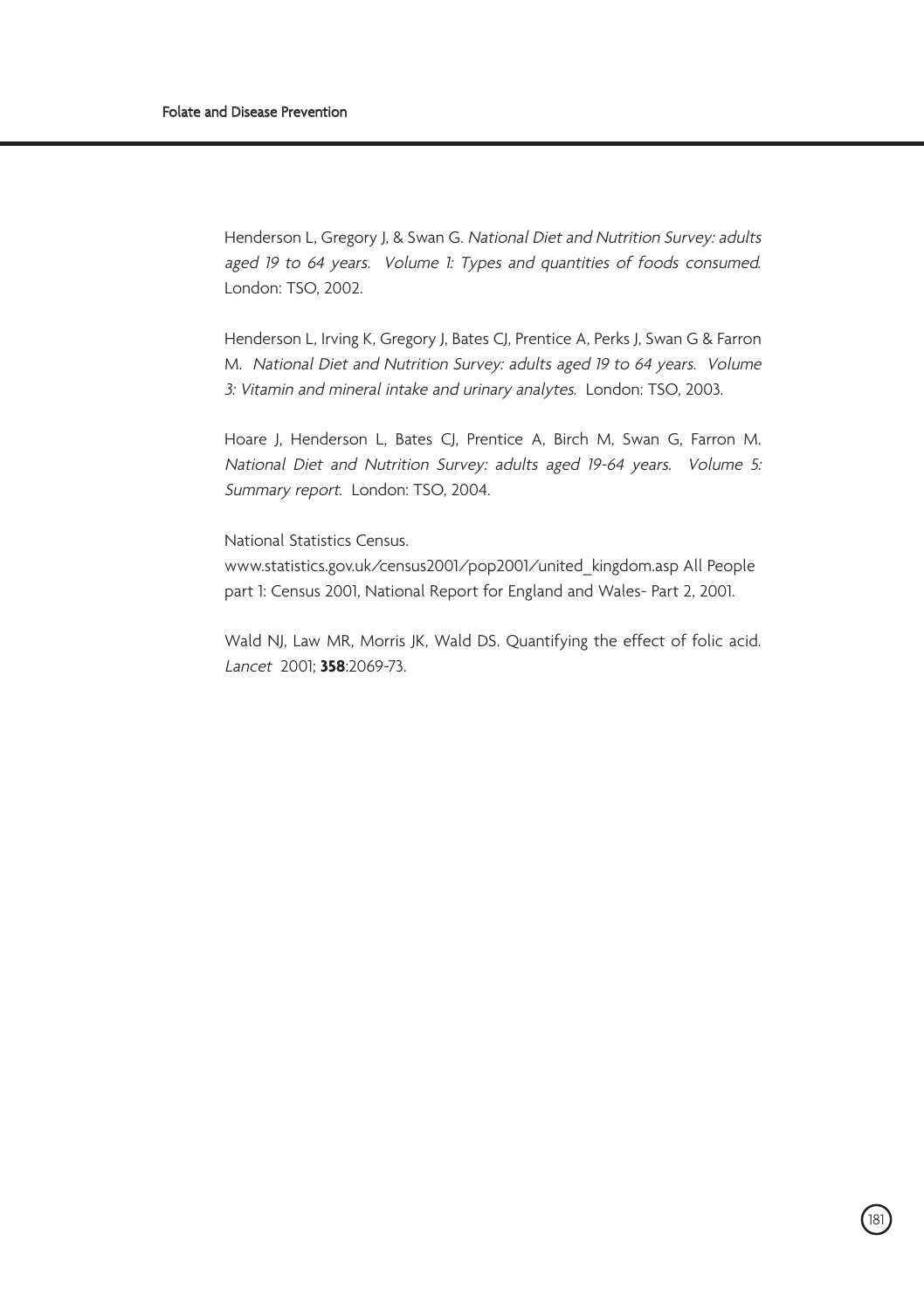Henderson L, Gregory J, & Swan G. *National Diet and Nutrition Survey: adults aged 19 to 64 years. Volume 1: Types and quantities of foods consumed.* London: TSO, 2002.

Henderson L, Irving K, Gregory J, Bates CJ, Prentice A, Perks J, Swan G & Farron M. *National Diet and Nutrition Survey: adults aged 19 to 64 years. Volume 3: Vitamin and mineral intake and urinary analytes.* London: TSO, 2003.

Hoare J, Henderson L, Bates CJ, Prentice A, Birch M, Swan G, Farron M. *National Diet and Nutrition Survey: adults aged 19-64 years. Volume 5: Summary report.* London: TSO, 2004.

National Statistics Census.
www.statistics.gov.uk/census2001/pop2001/united_kingdom.asp All People part 1: Census 2001, National Report for England and Wales- Part 2, 2001.

Wald NJ, Law MR, Morris JK, Wald DS. Quantifying the effect of folic acid. *Lancet* 2001; **358**:2069-73.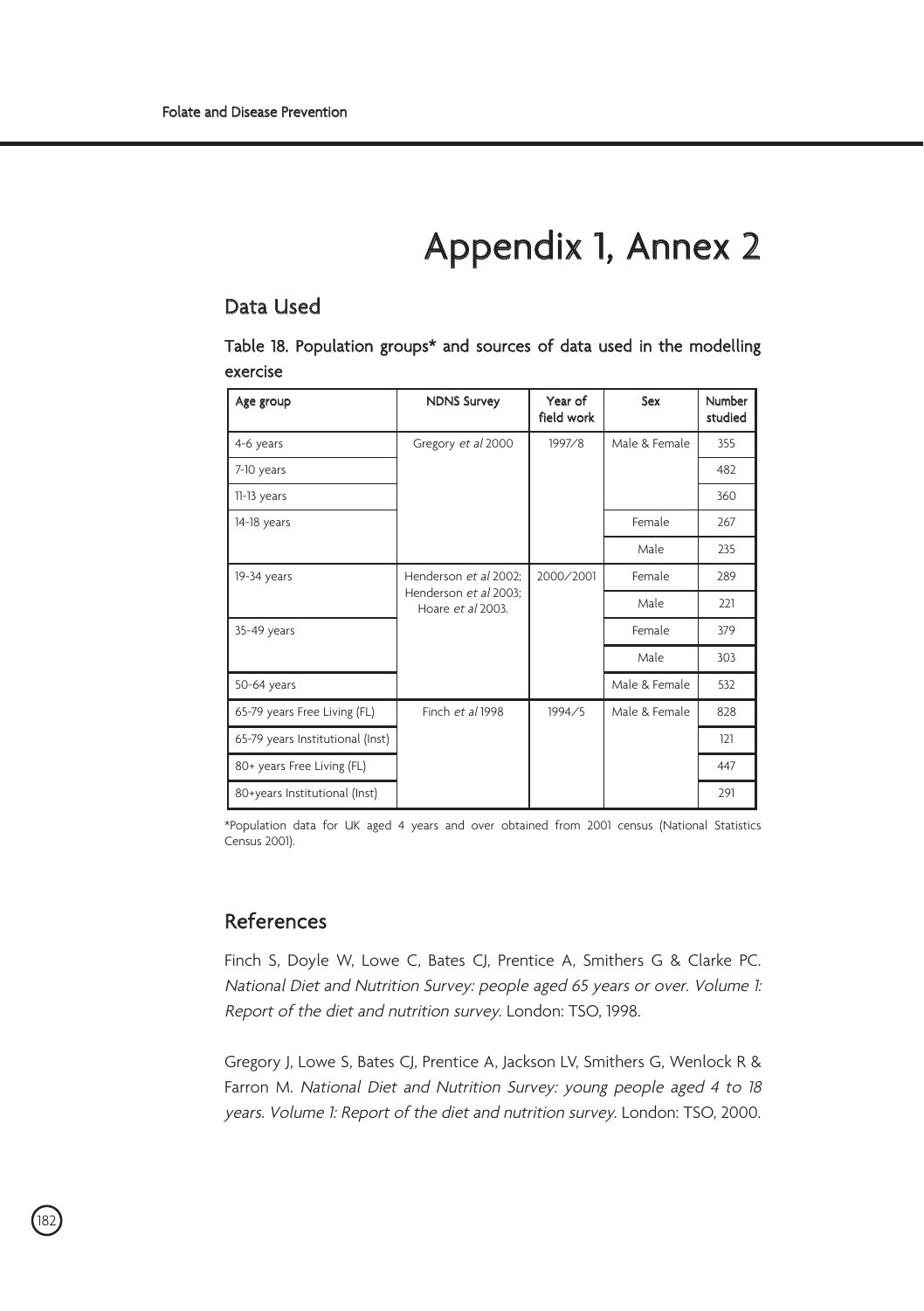# Appendix 1, Annex 2

## Data Used

**Table 18. Population groups* and sources of data used in the modelling exercise**

| Age group | NDNS Survey | Year of field work | Sex | Number studied |
|---|---|---|---|---|
| 4-6 years | Gregory *et al* 2000 | 1997/8 | Male & Female | 355 |
| 7-10 years | | | | 482 |
| 11-13 years | | | | 360 |
| 14-18 years | | | Female | 267 |
| | | | Male | 235 |
| 19-34 years | Henderson *et al* 2002; Henderson *et al* 2003; Hoare *et al* 2003. | 2000/2001 | Female | 289 |
| | | | Male | 221 |
| 35-49 years | | | Female | 379 |
| | | | Male | 303 |
| 50-64 years | | | Male & Female | 532 |
| 65-79 years Free Living (FL) | Finch *et al* 1998 | 1994/5 | Male & Female | 828 |
| 65-79 years Institutional (Inst) | | | | 121 |
| 80+ years Free Living (FL) | | | | 447 |
| 80+years Institutional (Inst) | | | | 291 |

*Population data for UK aged 4 years and over obtained from 2001 census (National Statistics Census 2001).

## References

Finch S, Doyle W, Lowe C, Bates CJ, Prentice A, Smithers G & Clarke PC. *National Diet and Nutrition Survey: people aged 65 years or over. Volume 1: Report of the diet and nutrition survey*. London: TSO, 1998.

Gregory J, Lowe S, Bates CJ, Prentice A, Jackson LV, Smithers G, Wenlock R & Farron M. *National Diet and Nutrition Survey: young people aged 4 to 18 years. Volume 1: Report of the diet and nutrition survey*. London: TSO, 2000.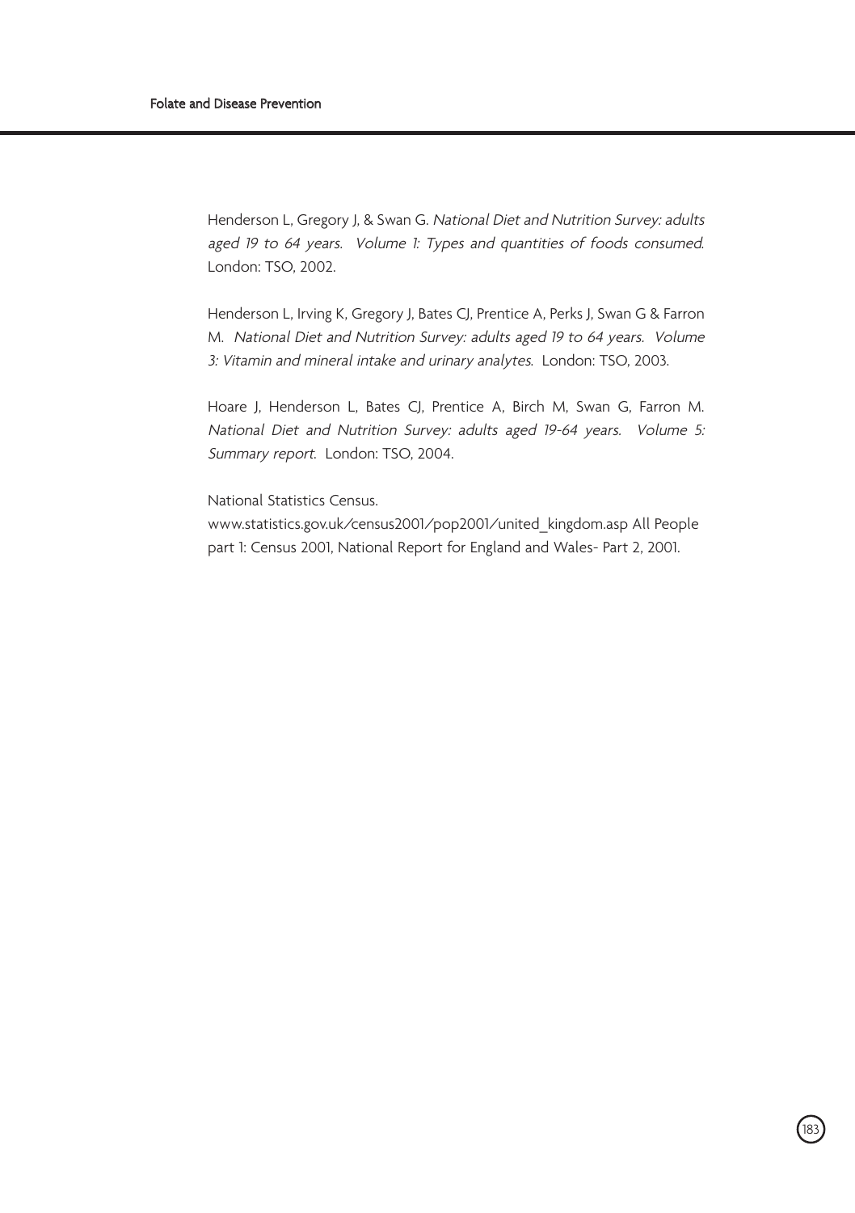Henderson L, Gregory J, & Swan G. *National Diet and Nutrition Survey: adults aged 19 to 64 years. Volume 1: Types and quantities of foods consumed*. London: TSO, 2002.

Henderson L, Irving K, Gregory J, Bates CJ, Prentice A, Perks J, Swan G & Farron M. *National Diet and Nutrition Survey: adults aged 19 to 64 years. Volume 3: Vitamin and mineral intake and urinary analytes*. London: TSO, 2003.

Hoare J, Henderson L, Bates CJ, Prentice A, Birch M, Swan G, Farron M. *National Diet and Nutrition Survey: adults aged 19-64 years. Volume 5: Summary report*. London: TSO, 2004.

National Statistics Census.
www.statistics.gov.uk/census2001/pop2001/united_kingdom.asp All People part 1: Census 2001, National Report for England and Wales- Part 2, 2001.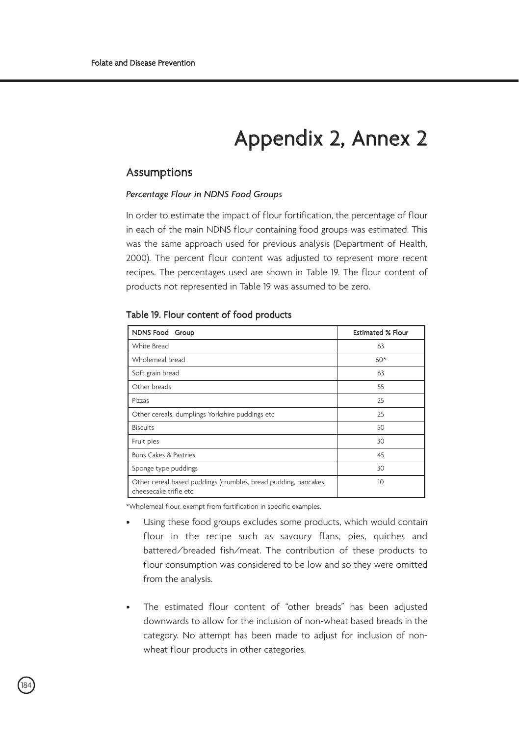# Appendix 2, Annex 2

## Assumptions

*Percentage Flour in NDNS Food Groups*

In order to estimate the impact of flour fortification, the percentage of flour in each of the main NDNS flour containing food groups was estimated. This was the same approach used for previous analysis (Department of Health, 2000). The percent flour content was adjusted to represent more recent recipes. The percentages used are shown in Table 19. The flour content of products not represented in Table 19 was assumed to be zero.

### Table 19. Flour content of food products

| NDNS Food Group | Estimated % Flour |
|---|---|
| White Bread | 63 |
| Wholemeal bread | 60* |
| Soft grain bread | 63 |
| Other breads | 55 |
| Pizzas | 25 |
| Other cereals, dumplings Yorkshire puddings etc | 25 |
| Biscuits | 50 |
| Fruit pies | 30 |
| Buns Cakes & Pastries | 45 |
| Sponge type puddings | 30 |
| Other cereal based puddings (crumbles, bread pudding, pancakes, cheesecake trifle etc | 10 |

*Wholemeal flour, exempt from fortification in specific examples.

- Using these food groups excludes some products, which would contain flour in the recipe such as savoury flans, pies, quiches and battered/breaded fish/meat. The contribution of these products to flour consumption was considered to be low and so they were omitted from the analysis.

- The estimated flour content of "other breads" has been adjusted downwards to allow for the inclusion of non-wheat based breads in the category. No attempt has been made to adjust for inclusion of non-wheat flour products in other categories.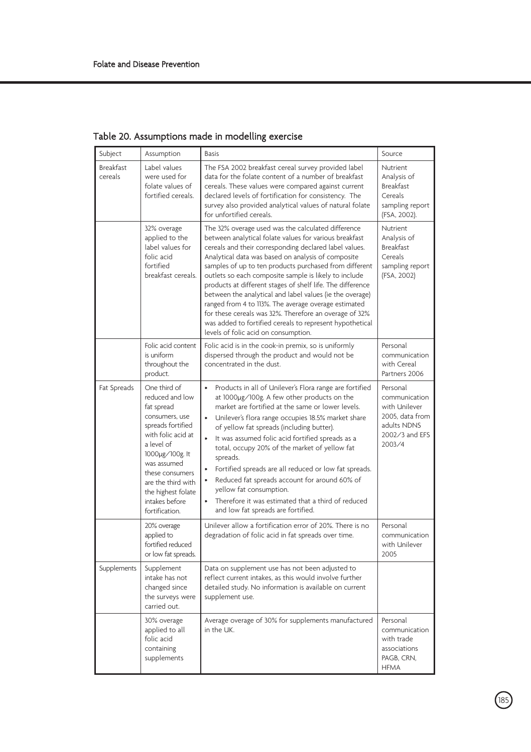## Table 20. Assumptions made in modelling exercise

| Subject | Assumption | Basis | Source |
|---|---|---|---|
| Breakfast cereals | Label values were used for folate values of fortified cereals. | The FSA 2002 breakfast cereal survey provided label data for the folate content of a number of breakfast cereals. These values were compared against current declared levels of fortification for consistency. The survey also provided analytical values of natural folate for unfortified cereals. | Nutrient Analysis of Breakfast Cereals sampling report (FSA, 2002). |
| | 32% overage applied to the label values for folic acid fortified breakfast cereals. | The 32% overage used was the calculated difference between analytical folate values for various breakfast cereals and their corresponding declared label values. Analytical data was based on analysis of composite samples of up to ten products purchased from different outlets so each composite sample is likely to include products at different stages of shelf life. The difference between the analytical and label values (ie the overage) ranged from 4 to 113%. The average overage estimated for these cereals was 32%. Therefore an overage of 32% was added to fortified cereals to represent hypothetical levels of folic acid on consumption. | Nutrient Analysis of Breakfast Cereals sampling report (FSA, 2002) |
| | Folic acid content is uniform throughout the product. | Folic acid is in the cook-in premix, so is uniformly dispersed through the product and would not be concentrated in the dust. | Personal communication with Cereal Partners 2006 |
| Fat Spreads | One third of reduced and low fat spread consumers, use spreads fortified with folic acid at a level of 1000μg/100g. It was assumed these consumers are the third with the highest folate intakes before fortification. | • Products in all of Unilever's Flora range are fortified at 1000μg/100g. A few other products on the market are fortified at the same or lower levels.<br>• Unilever's flora range occupies 18.5% market share of yellow fat spreads (including butter).<br>• It was assumed folic acid fortified spreads as a total, occupy 20% of the market of yellow fat spreads.<br>• Fortified spreads are all reduced or low fat spreads.<br>• Reduced fat spreads account for around 60% of yellow fat consumption.<br>• Therefore it was estimated that a third of reduced and low fat spreads are fortified. | Personal communication with Unilever 2005, data from adults NDNS 2002/3 and EFS 2003/4 |
| | 20% overage applied to fortified reduced or low fat spreads. | Unilever allow a fortification error of 20%. There is no degradation of folic acid in fat spreads over time. | Personal communication with Unilever 2005 |
| Supplements | Supplement intake has not changed since the surveys were carried out. | Data on supplement use has not been adjusted to reflect current intakes, as this would involve further detailed study. No information is available on current supplement use. | |
| | 30% overage applied to all folic acid containing supplements | Average overage of 30% for supplements manufactured in the UK. | Personal communication with trade associations PAGB, CRN, HFMA |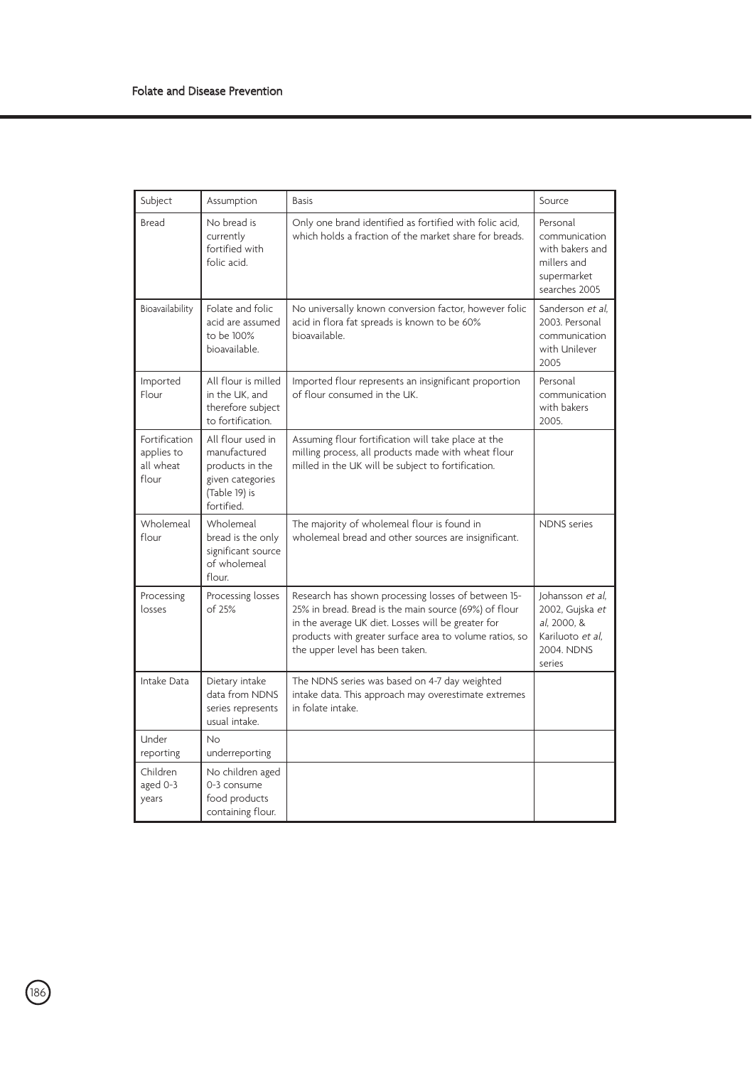| Subject | Assumption | Basis | Source |
|---|---|---|---|
| Bread | No bread is currently fortified with folic acid. | Only one brand identified as fortified with folic acid, which holds a fraction of the market share for breads. | Personal communication with bakers and millers and supermarket searches 2005 |
| Bioavailability | Folate and folic acid are assumed to be 100% bioavailable. | No universally known conversion factor, however folic acid in flora fat spreads is known to be 60% bioavailable. | Sanderson *et al*, 2003. Personal communication with Unilever 2005 |
| Imported Flour | All flour is milled in the UK, and therefore subject to fortification. | Imported flour represents an insignificant proportion of flour consumed in the UK. | Personal communication with bakers 2005. |
| Fortification applies to all wheat flour | All flour used in manufactured products in the given categories (Table 19) is fortified. | Assuming flour fortification will take place at the milling process, all products made with wheat flour milled in the UK will be subject to fortification. | |
| Wholemeal flour | Wholemeal bread is the only significant source of wholemeal flour. | The majority of wholemeal flour is found in wholemeal bread and other sources are insignificant. | NDNS series |
| Processing losses | Processing losses of 25% | Research has shown processing losses of between 15-25% in bread. Bread is the main source (69%) of flour in the average UK diet. Losses will be greater for products with greater surface area to volume ratios, so the upper level has been taken. | Johansson *et al*, 2002, Gujska *et al*, 2000, & Kariluoto *et al*, 2004. NDNS series |
| Intake Data | Dietary intake data from NDNS series represents usual intake. | The NDNS series was based on 4-7 day weighted intake data. This approach may overestimate extremes in folate intake. | |
| Under reporting | No underreporting | | |
| Children aged 0-3 years | No children aged 0-3 consume food products containing flour. | | |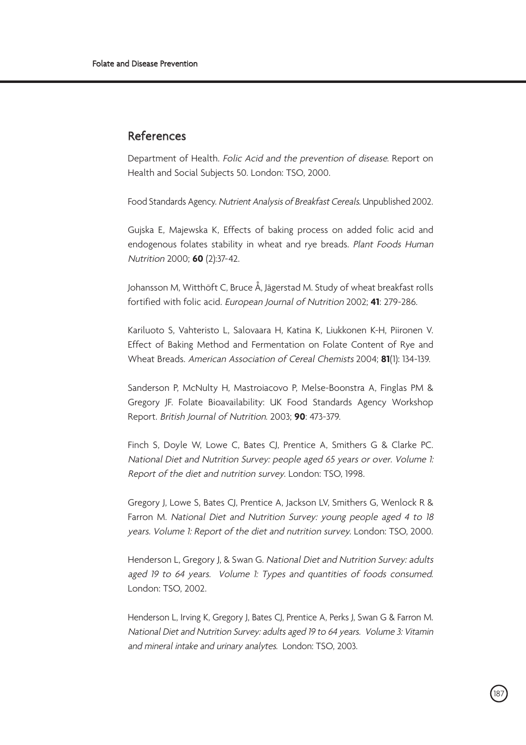## References

Department of Health. *Folic Acid and the prevention of disease*. Report on Health and Social Subjects 50. London: TSO, 2000.

Food Standards Agency. *Nutrient Analysis of Breakfast Cereals*. Unpublished 2002.

Gujska E, Majewska K, Effects of baking process on added folic acid and endogenous folates stability in wheat and rye breads. *Plant Foods Human Nutrition* 2000; **60** (2):37-42.

Johansson M, Witthöft C, Bruce Å, Jägerstad M. Study of wheat breakfast rolls fortified with folic acid. *European Journal of Nutrition* 2002; **41**: 279-286.

Kariluoto S, Vahteristo L, Salovaara H, Katina K, Liukkonen K-H, Piironen V. Effect of Baking Method and Fermentation on Folate Content of Rye and Wheat Breads. *American Association of Cereal Chemists* 2004; **81**(1): 134-139.

Sanderson P, McNulty H, Mastroiacovo P, Melse-Boonstra A, Finglas PM & Gregory JF. Folate Bioavailability: UK Food Standards Agency Workshop Report. *British Journal of Nutrition*. 2003; **90**: 473-379.

Finch S, Doyle W, Lowe C, Bates CJ, Prentice A, Smithers G & Clarke PC. *National Diet and Nutrition Survey: people aged 65 years or over. Volume 1: Report of the diet and nutrition survey*. London: TSO, 1998.

Gregory J, Lowe S, Bates CJ, Prentice A, Jackson LV, Smithers G, Wenlock R & Farron M. *National Diet and Nutrition Survey: young people aged 4 to 18 years. Volume 1: Report of the diet and nutrition survey*. London: TSO, 2000.

Henderson L, Gregory J, & Swan G. *National Diet and Nutrition Survey: adults aged 19 to 64 years. Volume 1: Types and quantities of foods consumed*. London: TSO, 2002.

Henderson L, Irving K, Gregory J, Bates CJ, Prentice A, Perks J, Swan G & Farron M. *National Diet and Nutrition Survey: adults aged 19 to 64 years. Volume 3: Vitamin and mineral intake and urinary analytes*. London: TSO, 2003.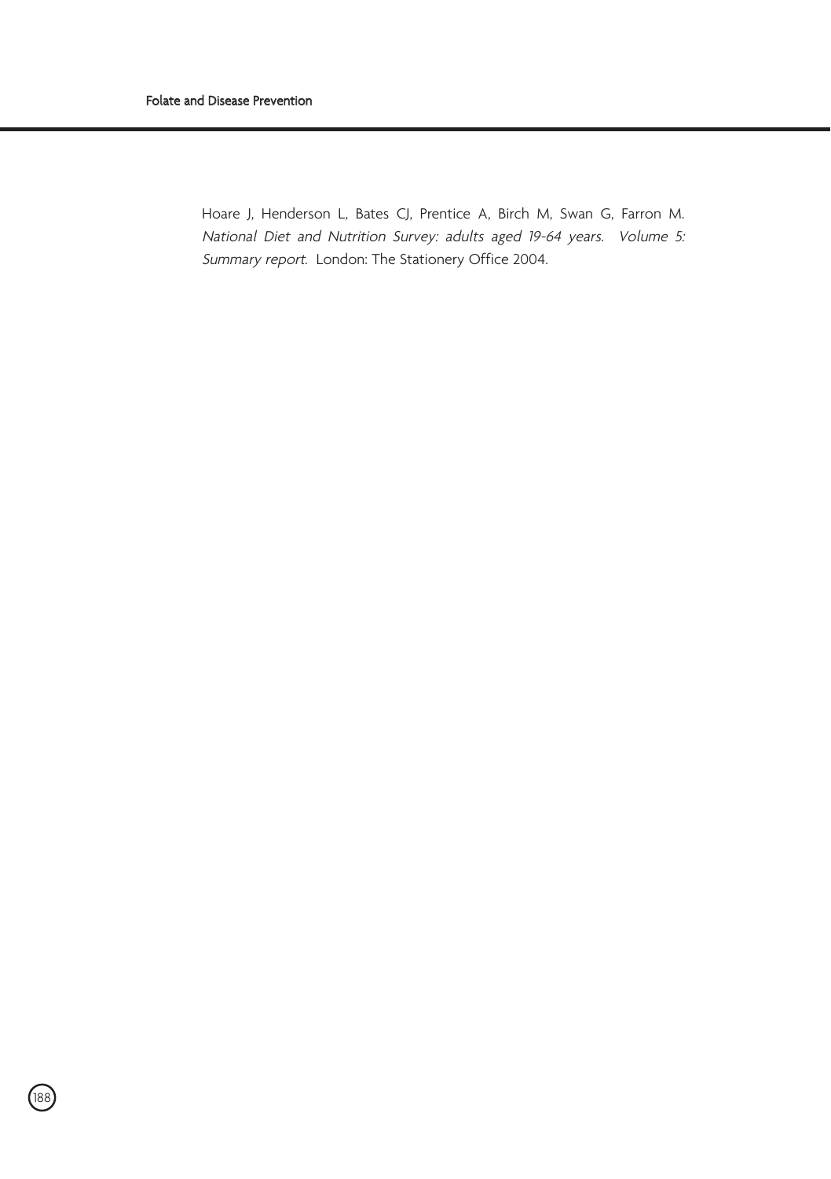Hoare J, Henderson L, Bates CJ, Prentice A, Birch M, Swan G, Farron M. *National Diet and Nutrition Survey: adults aged 19-64 years. Volume 5: Summary report*. London: The Stationery Office 2004.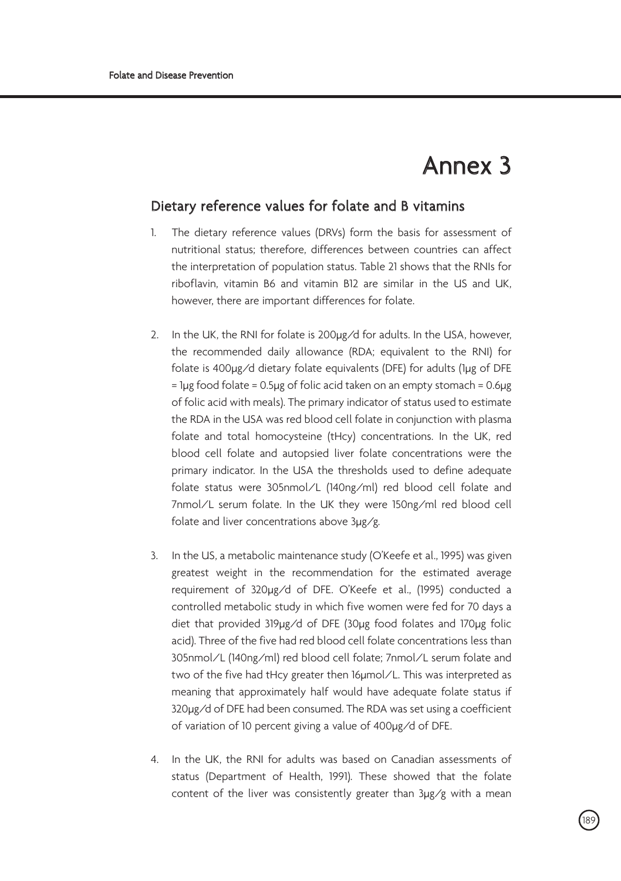# Annex 3

## Dietary reference values for folate and B vitamins

1. The dietary reference values (DRVs) form the basis for assessment of nutritional status; therefore, differences between countries can affect the interpretation of population status. Table 21 shows that the RNIs for riboflavin, vitamin B6 and vitamin B12 are similar in the US and UK, however, there are important differences for folate.

2. In the UK, the RNI for folate is 200μg/d for adults. In the USA, however, the recommended daily allowance (RDA; equivalent to the RNI) for folate is 400μg/d dietary folate equivalents (DFE) for adults (1μg of DFE = 1μg food folate = 0.5μg of folic acid taken on an empty stomach = 0.6μg of folic acid with meals). The primary indicator of status used to estimate the RDA in the USA was red blood cell folate in conjunction with plasma folate and total homocysteine (tHcy) concentrations. In the UK, red blood cell folate and autopsied liver folate concentrations were the primary indicator. In the USA the thresholds used to define adequate folate status were 305nmol/L (140ng/ml) red blood cell folate and 7nmol/L serum folate. In the UK they were 150ng/ml red blood cell folate and liver concentrations above 3μg/g.

3. In the US, a metabolic maintenance study (O'Keefe et al., 1995) was given greatest weight in the recommendation for the estimated average requirement of 320μg/d of DFE. O'Keefe et al., (1995) conducted a controlled metabolic study in which five women were fed for 70 days a diet that provided 319μg/d of DFE (30μg food folates and 170μg folic acid). Three of the five had red blood cell folate concentrations less than 305nmol/L (140ng/ml) red blood cell folate; 7nmol/L serum folate and two of the five had tHcy greater then 16μmol/L. This was interpreted as meaning that approximately half would have adequate folate status if 320μg/d of DFE had been consumed. The RDA was set using a coefficient of variation of 10 percent giving a value of 400μg/d of DFE.

4. In the UK, the RNI for adults was based on Canadian assessments of status (Department of Health, 1991). These showed that the folate content of the liver was consistently greater than 3μg/g with a mean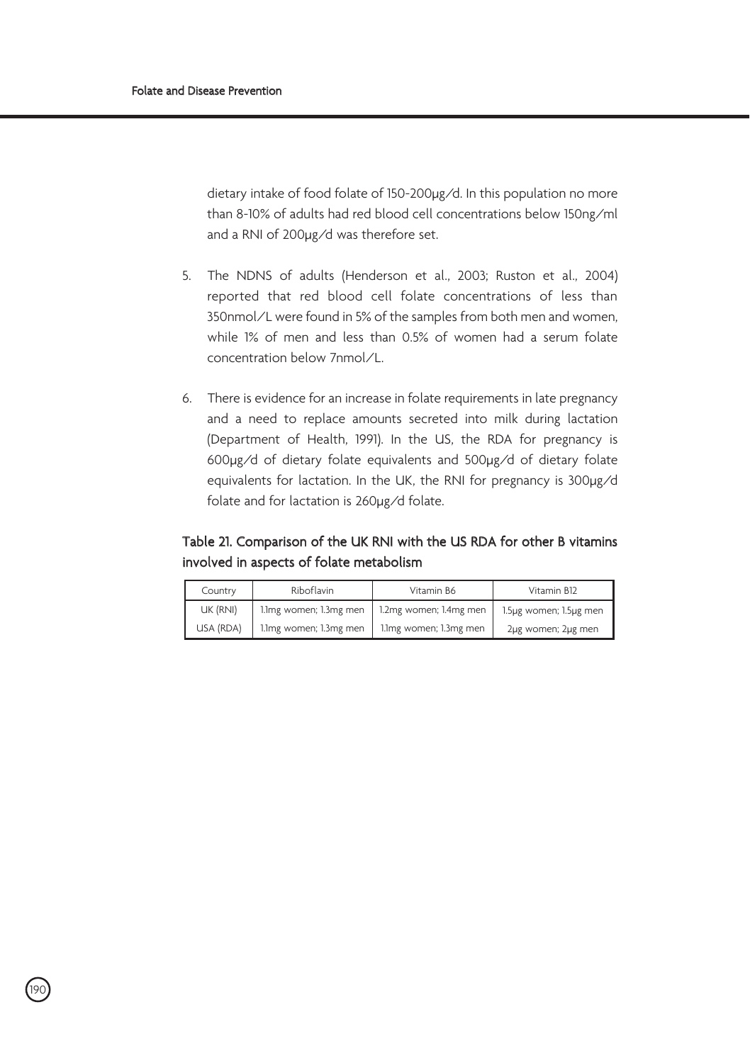dietary intake of food folate of 150-200μg/d. In this population no more than 8-10% of adults had red blood cell concentrations below 150ng/ml and a RNI of 200μg/d was therefore set.

5. The NDNS of adults (Henderson et al., 2003; Ruston et al., 2004) reported that red blood cell folate concentrations of less than 350nmol/L were found in 5% of the samples from both men and women, while 1% of men and less than 0.5% of women had a serum folate concentration below 7nmol/L.

6. There is evidence for an increase in folate requirements in late pregnancy and a need to replace amounts secreted into milk during lactation (Department of Health, 1991). In the US, the RDA for pregnancy is 600μg/d of dietary folate equivalents and 500μg/d of dietary folate equivalents for lactation. In the UK, the RNI for pregnancy is 300μg/d folate and for lactation is 260μg/d folate.

**Table 21. Comparison of the UK RNI with the US RDA for other B vitamins involved in aspects of folate metabolism**

| Country | Riboflavin | Vitamin B6 | Vitamin B12 |
|---|---|---|---|
| UK (RNI) | 1.1mg women; 1.3mg men | 1.2mg women; 1.4mg men | 1.5μg women; 1.5μg men |
| USA (RDA) | 1.1mg women; 1.3mg men | 1.1mg women; 1.3mg men | 2μg women; 2μg men |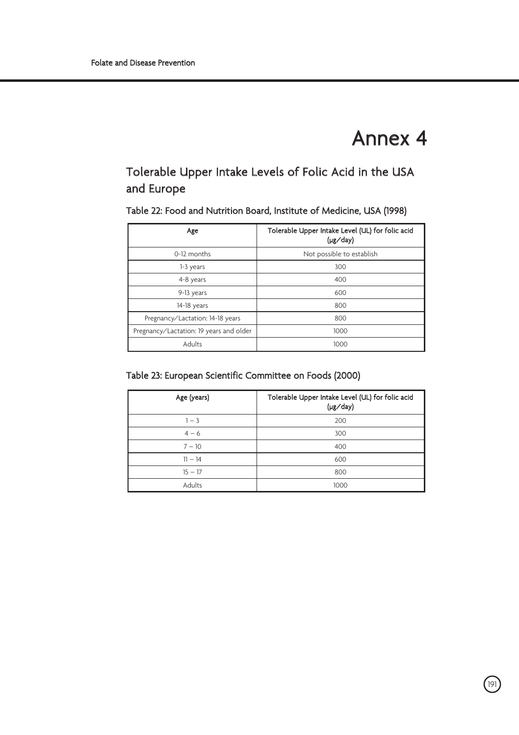# Annex 4

## Tolerable Upper Intake Levels of Folic Acid in the USA and Europe

### Table 22: Food and Nutrition Board, Institute of Medicine, USA (1998)

| Age | Tolerable Upper Intake Level (UL) for folic acid (μg/day) |
|---|---|
| 0-12 months | Not possible to establish |
| 1-3 years | 300 |
| 4-8 years | 400 |
| 9-13 years | 600 |
| 14-18 years | 800 |
| Pregnancy/Lactation: 14-18 years | 800 |
| Pregnancy/Lactation: 19 years and older | 1000 |
| Adults | 1000 |

### Table 23: European Scientific Committee on Foods (2000)

| Age (years) | Tolerable Upper Intake Level (UL) for folic acid (μg/day) |
|---|---|
| 1 – 3 | 200 |
| 4 – 6 | 300 |
| 7 – 10 | 400 |
| 11 – 14 | 600 |
| 15 – 17 | 800 |
| Adults | 1000 |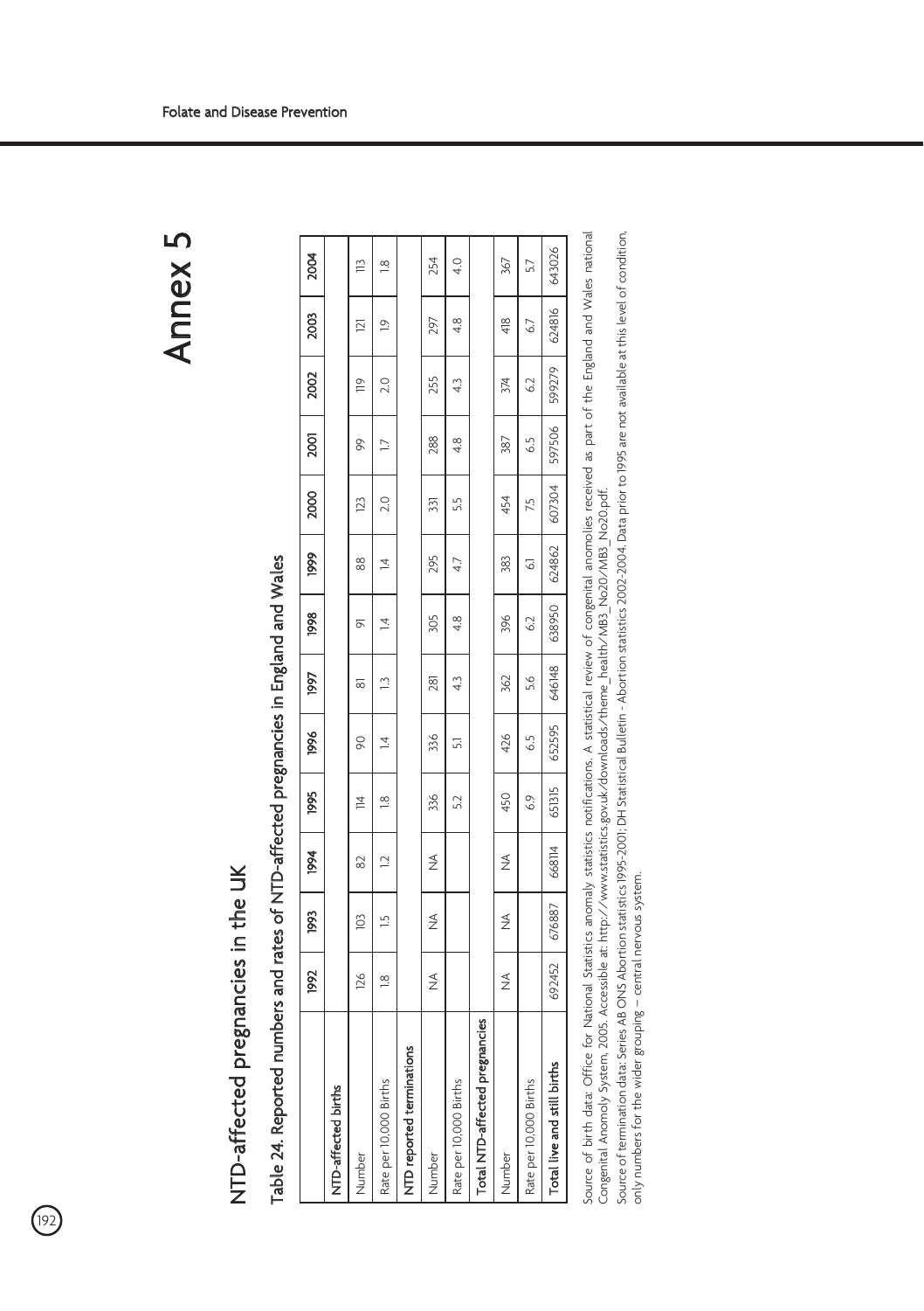# Annex 5

## NTD-affected pregnancies in the UK

### Table 24. Reported numbers and rates of NTD-affected pregnancies in England and Wales

| | 1992 | 1993 | 1994 | 1995 | 1996 | 1997 | 1998 | 1999 | 2000 | 2001 | 2002 | 2003 | 2004 |
|---|---|---|---|---|---|---|---|---|---|---|---|---|---|
| **NTD-affected births** | | | | | | | | | | | | | |
| Number | 126 | 103 | 82 | 114 | 90 | 81 | 91 | 88 | 123 | 99 | 119 | 121 | 113 |
| Rate per 10,000 Births | 1.8 | 1.5 | 1.2 | 1.8 | 1.4 | 1.3 | 1.4 | 1.4 | 2.0 | 1.7 | 2.0 | 1.9 | 1.8 |
| **NTD reported terminations** | | | | | | | | | | | | | |
| Number | NA | NA | NA | 336 | 336 | 281 | 305 | 295 | 331 | 288 | 255 | 297 | 254 |
| Rate per 10,000 Births | | | | 5.2 | 5.1 | 4.3 | 4.8 | 4.7 | 5.5 | 4.8 | 4.3 | 4.8 | 4.0 |
| **Total NTD-affected pregnancies** | | | | | | | | | | | | | |
| Number | NA | NA | NA | 450 | 426 | 362 | 396 | 383 | 454 | 387 | 374 | 418 | 367 |
| Rate per 10,000 Births | | | | 6.9 | 6.5 | 5.6 | 6.2 | 6.1 | 7.5 | 6.5 | 6.2 | 6.7 | 5.7 |
| **Total live and still births** | 692452 | 676887 | 668114 | 651315 | 652595 | 646148 | 638950 | 624862 | 607304 | 597506 | 599279 | 624816 | 643026 |

Source of birth data: Office for National Statistics anomaly statistics notifications. A statistical review of congenital anomolies received as part of the England and Wales national Congenital Anomoly System, 2005. Accessible at: http://www.statistics.gov.uk/downloads/theme_health/MB3_No20/MB3_No20.pdf.

Source of termination data: Series AB ONS Abortion statistics 1995-2001; DH Statistical Bulletin - Abortion statistics 2002-2004. Data prior to 1995 are not available at this level of condition, only numbers for the wider grouping – central nervous system.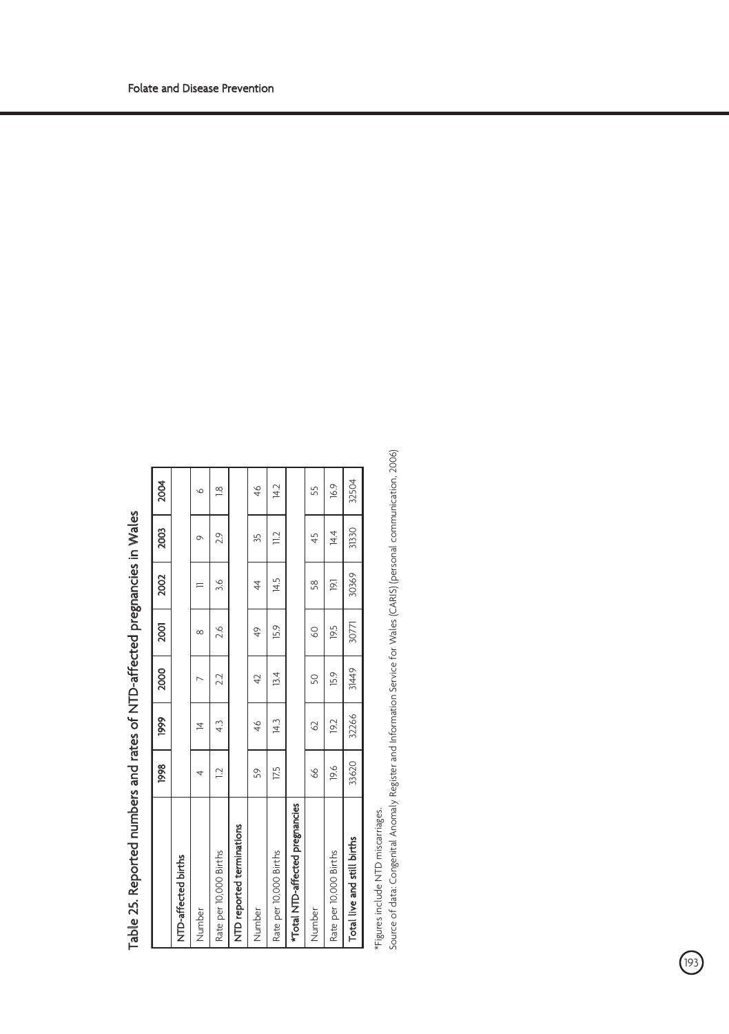## Table 25. Reported numbers and rates of NTD-affected pregnancies in Wales

| | 1998 | 1999 | 2000 | 2001 | 2002 | 2003 | 2004 |
|---|---|---|---|---|---|---|---|
| **NTD-affected births** | | | | | | | |
| Number | 4 | 14 | 7 | 8 | 11 | 9 | 6 |
| Rate per 10,000 Births | 1.2 | 4.3 | 2.2 | 2.6 | 3.6 | 2.9 | 1.8 |
| **NTD reported terminations** | | | | | | | |
| Number | 59 | 46 | 42 | 49 | 44 | 35 | 46 |
| Rate per 10,000 Births | 17.5 | 14.3 | 13.4 | 15.9 | 14.5 | 11.2 | 14.2 |
| **\*Total NTD-affected pregnancies** | | | | | | | |
| Number | 66 | 62 | 50 | 60 | 58 | 45 | 55 |
| Rate per 10,000 Births | 19.6 | 19.2 | 15.9 | 19.5 | 19.1 | 14.4 | 16.9 |
| **Total live and still births** | 33620 | 32266 | 31449 | 30771 | 30369 | 31330 | 32504 |

*Figures include NTD miscarriages.

Source of data: Congenital Anomaly Register and Information Service for Wales (CARIS) (personal communication, 2006)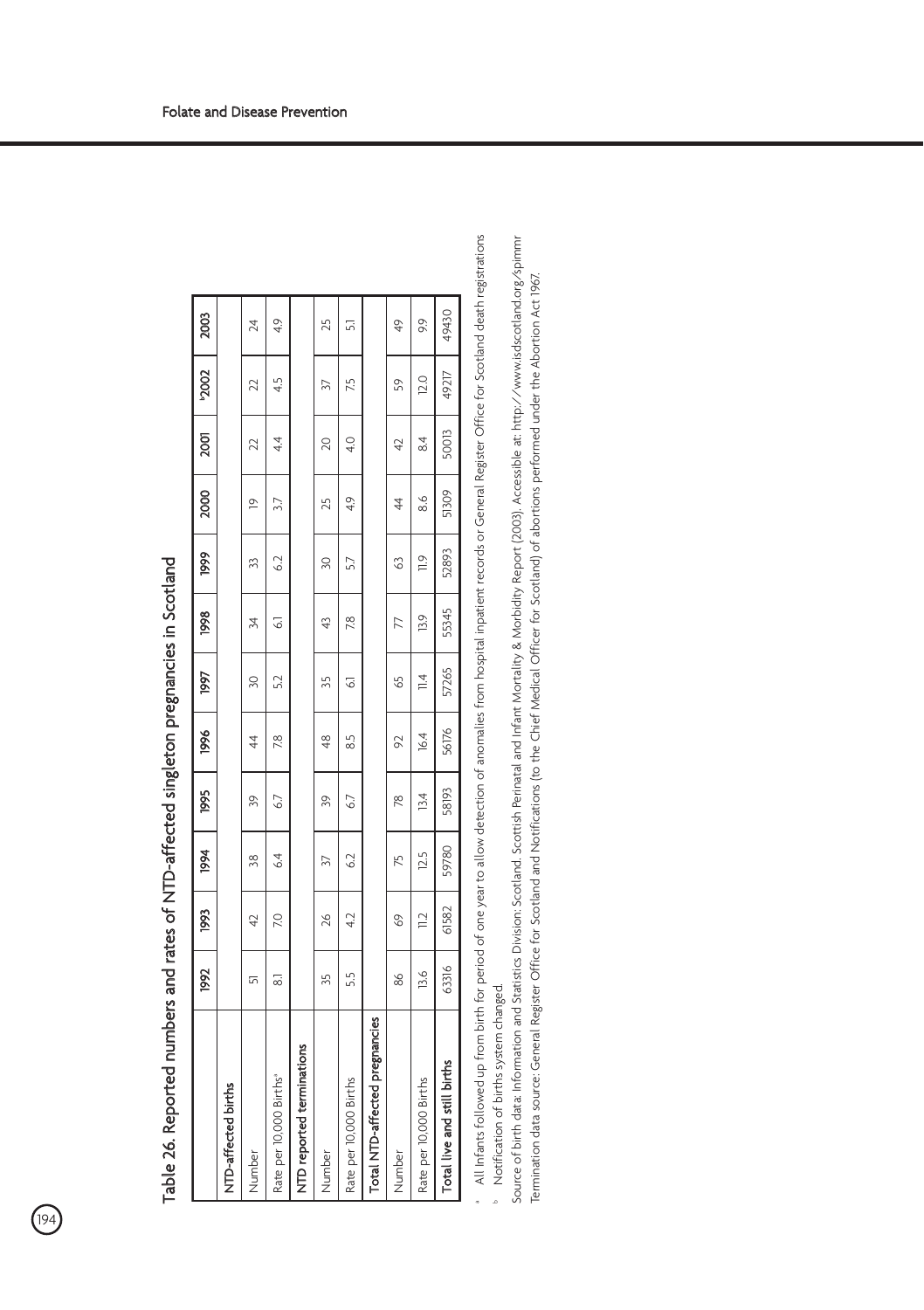## Table 26. Reported numbers and rates of NTD-affected singleton pregnancies in Scotland

| | 1992 | 1993 | 1994 | 1995 | 1996 | 1997 | 1998 | 1999 | 2000 | 2001 | [b]2002 | 2003 |
|---|---|---|---|---|---|---|---|---|---|---|---|---|
| **NTD-affected births** | | | | | | | | | | | | |
| Number | 51 | 42 | 38 | 39 | 44 | 30 | 34 | 33 | 19 | 22 | 22 | 24 |
| Rate per 10,000 Births[a] | 8.1 | 7.0 | 6.4 | 6.7 | 7.8 | 5.2 | 6.1 | 6.2 | 3.7 | 4.4 | 4.5 | 4.9 |
| **NTD reported terminations** | | | | | | | | | | | | |
| Number | 35 | 26 | 37 | 39 | 48 | 35 | 43 | 30 | 25 | 20 | 37 | 25 |
| Rate per 10,000 Births | 5.5 | 4.2 | 6.2 | 6.7 | 8.5 | 6.1 | 7.8 | 5.7 | 4.9 | 4.0 | 7.5 | 5.1 |
| **Total NTD-affected pregnancies** | | | | | | | | | | | | |
| Number | 86 | 69 | 75 | 78 | 92 | 65 | 77 | 63 | 44 | 42 | 59 | 49 |
| Rate per 10,000 Births | 13.6 | 11.2 | 12.5 | 13.4 | 16.4 | 11.4 | 13.9 | 11.9 | 8.6 | 8.4 | 12.0 | 9.9 |
| **Total live and still births** | 63316 | 61582 | 59780 | 58193 | 56176 | 57265 | 55345 | 52893 | 51309 | 50013 | 49217 | 49430 |

[a] All Infants followed up from birth for period of one year to allow detection of anomalies from hospital inpatient records or General Register Office for Scotland death registrations

[b] Notification of births system changed.

Source of birth data: Information and Statistics Division: Scotland. Scottish Perinatal and Infant Mortality & Morbidity Report (2003). Accessible at: http://www.isdscotland.org/spimmr

Termination data source: General Register Office for Scotland and Notifications (to the Chief Medical Officer for Scotland) of abortions performed under the Abortion Act 1967.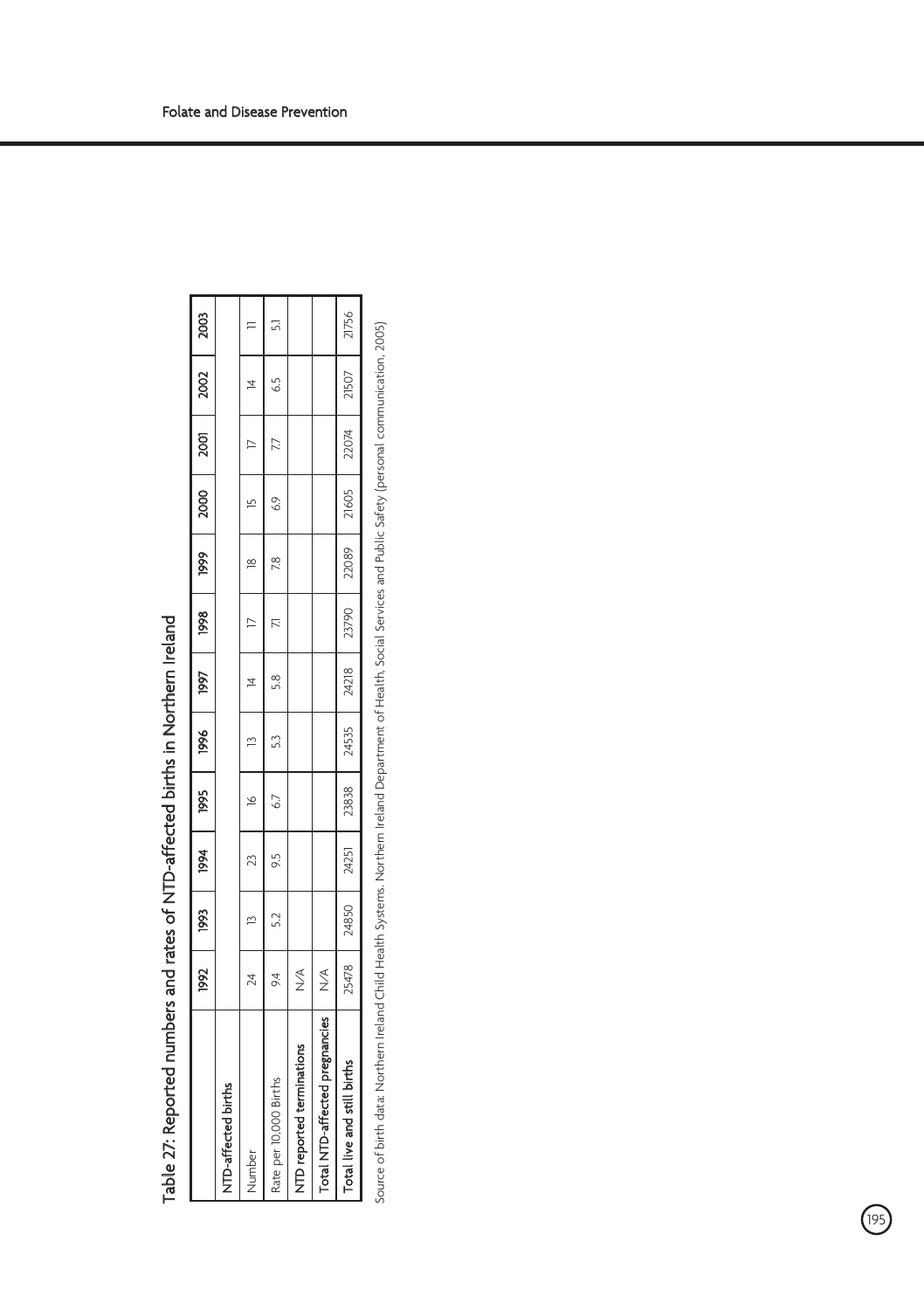## Table 27: Reported numbers and rates of NTD-affected births in Northern Ireland

| | 1992 | 1993 | 1994 | 1995 | 1996 | 1997 | 1998 | 1999 | 2000 | 2001 | 2002 | 2003 |
|---|---|---|---|---|---|---|---|---|---|---|---|---|
| **NTD-affected births** | | | | | | | | | | | | |
| Number | 24 | 13 | 23 | 16 | 13 | 14 | 17 | 18 | 15 | 17 | 14 | 11 |
| Rate per 10,000 Births | 9.4 | 5.2 | 9.5 | 6.7 | 5.3 | 5.8 | 7.1 | 7.8 | 6.9 | 7.7 | 6.5 | 5.1 |
| **NTD reported terminations** | N/A | | | | | | | | | | | |
| **Total NTD-affected pregnancies** | N/A | | | | | | | | | | | |
| **Total live and still births** | 25478 | 24850 | 24251 | 23838 | 24535 | 24218 | 23790 | 22089 | 21605 | 22074 | 21507 | 21756 |

Source of birth data: Northern Ireland Child Health Systems. Northern Ireland Department of Health, Social Services and Public Safety (personal communication, 2005)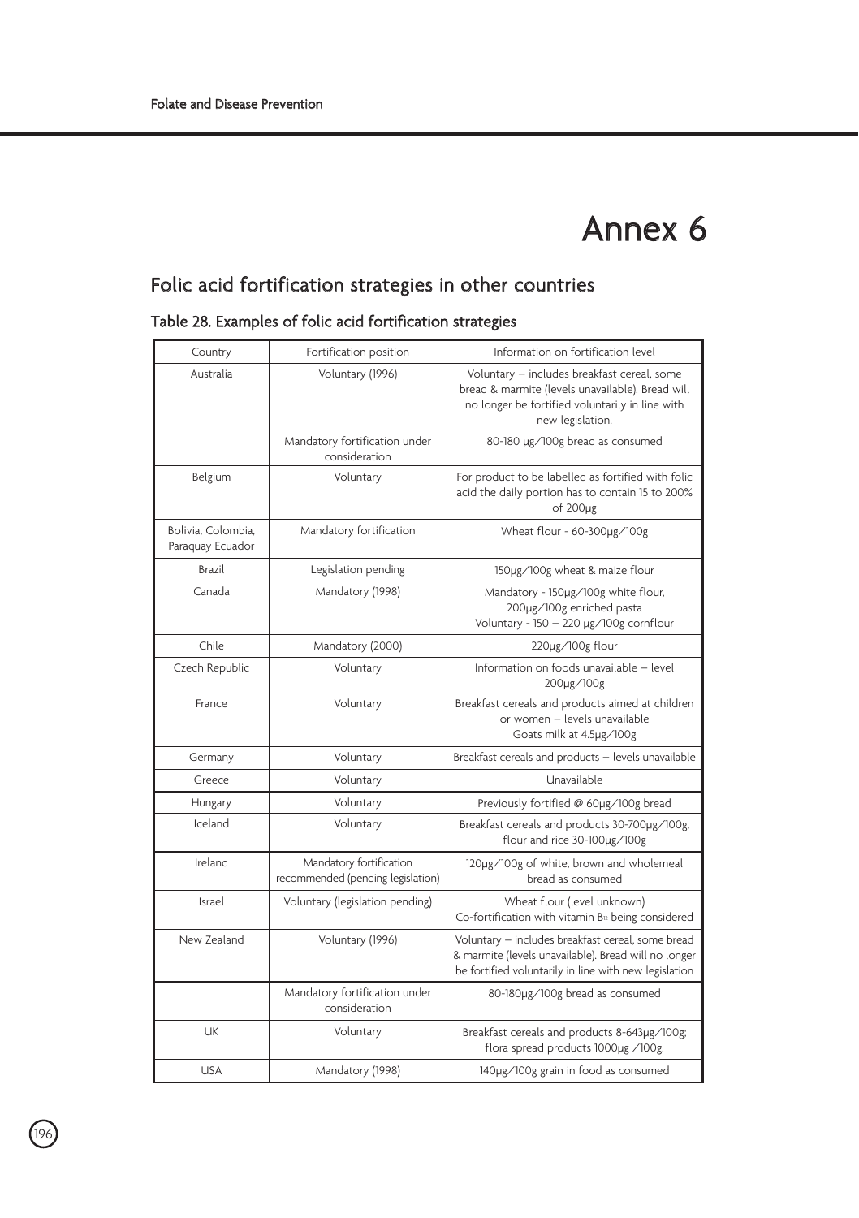# Annex 6

## Folic acid fortification strategies in other countries

### Table 28. Examples of folic acid fortification strategies

| Country | Fortification position | Information on fortification level |
|---|---|---|
| Australia | Voluntary (1996) | Voluntary – includes breakfast cereal, some bread & marmite (levels unavailable). Bread will no longer be fortified voluntarily in line with new legislation. |
| | Mandatory fortification under consideration | 80-180 µg/100g bread as consumed |
| Belgium | Voluntary | For product to be labelled as fortified with folic acid the daily portion has to contain 15 to 200% of 200µg |
| Bolivia, Colombia, Paraquay Ecuador | Mandatory fortification | Wheat flour - 60-300µg/100g |
| Brazil | Legislation pending | 150µg/100g wheat & maize flour |
| Canada | Mandatory (1998) | Mandatory - 150µg/100g white flour, 200µg/100g enriched pasta<br>Voluntary - 150 – 220 µg/100g cornflour |
| Chile | Mandatory (2000) | 220µg/100g flour |
| Czech Republic | Voluntary | Information on foods unavailable – level 200µg/100g |
| France | Voluntary | Breakfast cereals and products aimed at children or women – levels unavailable<br>Goats milk at 4.5µg/100g |
| Germany | Voluntary | Breakfast cereals and products – levels unavailable |
| Greece | Voluntary | Unavailable |
| Hungary | Voluntary | Previously fortified @ 60µg/100g bread |
| Iceland | Voluntary | Breakfast cereals and products 30-700µg/100g, flour and rice 30-100µg/100g |
| Ireland | Mandatory fortification recommended (pending legislation) | 120µg/100g of white, brown and wholemeal bread as consumed |
| Israel | Voluntary (legislation pending) | Wheat flour (level unknown)<br>Co-fortification with vitamin $B_{12}$ being considered |
| New Zealand | Voluntary (1996) | Voluntary – includes breakfast cereal, some bread & marmite (levels unavailable). Bread will no longer be fortified voluntarily in line with new legislation |
| | Mandatory fortification under consideration | 80-180µg/100g bread as consumed |
| UK | Voluntary | Breakfast cereals and products 8-643µg/100g; flora spread products 1000µg /100g. |
| USA | Mandatory (1998) | 140µg/100g grain in food as consumed |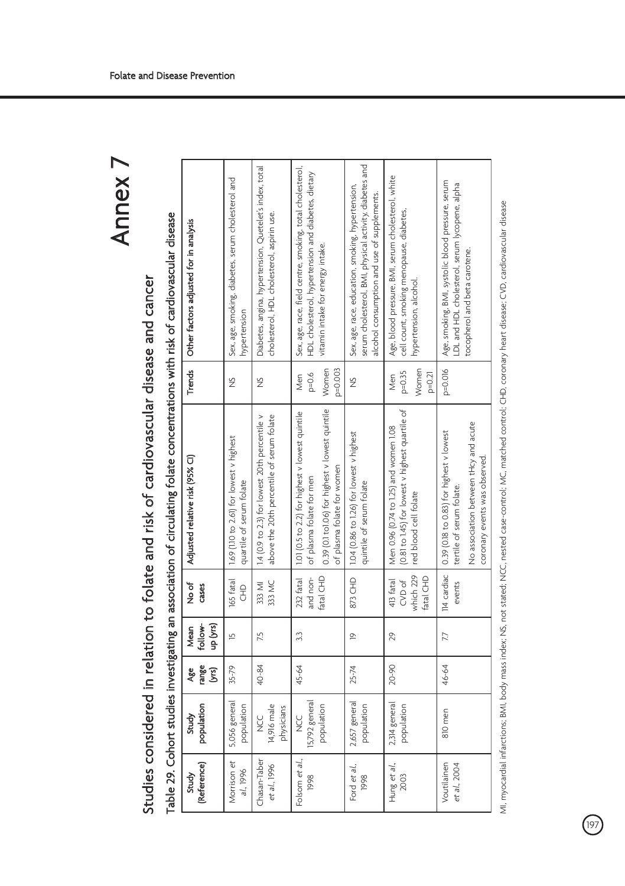# Annex 7

## Studies considered in relation to folate and risk of cardiovascular disease and cancer

### Table 29. Cohort studies investigating an association of circulating folate concentrations with risk of cardiovascular disease

| Study (Reference) | Study population | Age range (yrs) | Mean follow-up (yrs) | No of cases | Adjusted relative risk (95% CI) | Trends | Other factors adjusted for in analysis |
|---|---|---|---|---|---|---|---|
| Morrison *et al.*, 1996 | 5,056 general population | 35-79 | 15 | 165 fatal CHD | 1.69 (1.10 to 2.61) for lowest v highest quartile of serum folate | NS | Sex, age, smoking, diabetes, serum cholesterol and hypertension |
| Chasan-Taber *et al.*, 1996 | NCC 14,916 male physicians | 40-84 | 7.5 | 333 MI 333 MC | 1.4 (0.9 to 2.3) for lowest 20th percentile v above the 20th percentile of serum folate | NS | Diabetes, angina, hypertension, Quetelet's index, total cholesterol, HDL cholesterol, aspirin use. |
| Folsom *et al.*, 1998 | NCC 15,792 general population | 45-64 | 3.3 | 232 fatal and non-fatal CHD | 1.01 (0.5 to 2.2) for highest v lowest quintile of plasma folate for men<br>0.39 (0.1 to1.06) for highest v lowest quintile of plasma folate for women | Men p=0.6 Women p=0.003 | Sex, age, race, field centre, smoking, total cholesterol, HDL cholesterol, hypertension and diabetes, dietary vitamin intake for energy intake. |
| Ford *et al.*, 1998 | 2,657 general population | 25-74 | 19 | 873 CHD | 1.04 (0.86 to 1.26) for lowest v highest quintile of serum folate | NS | Sex, age, race, education, smoking, hypertension, serum cholesterol, BMI, physical activity, diabetes and alcohol consumption and use of supplements. |
| Hung *et al.*, 2003 | 2,314 general population | 20-90 | 29 | 413 fatal CVD of which 229 fatal CHD | Men 0.96 (0.74 to 1.25) and women 1.08 (0.81 to 1.45) for lowest v highest quartile of red blood cell folate | Men p=0.35 Women p=0.21 | Age, blood pressure, BMI, serum cholesterol, white cell count, smoking menopause, diabetes, hypertension, alcohol. |
| Voutilainen *et al.*, 2004 | 810 men | 46-64 | 7.7 | 114 cardiac events | 0.39 (0.18 to 0.83) for highest v lowest tertile of serum folate.<br>No association between tHcy and acute coronary events was observed. | p=0.016 | Age, smoking, BMI, systolic blood pressure, serum LDL and HDL cholesterol, serum lycopene, alpha tocopherol and beta carotene. |

MI, myocardial infarctions; BMI, body mass index; NS, not stated; NCC, nested case-control; MC, matched control; CHD, coronary heart disease; CVD, cardiovascular disease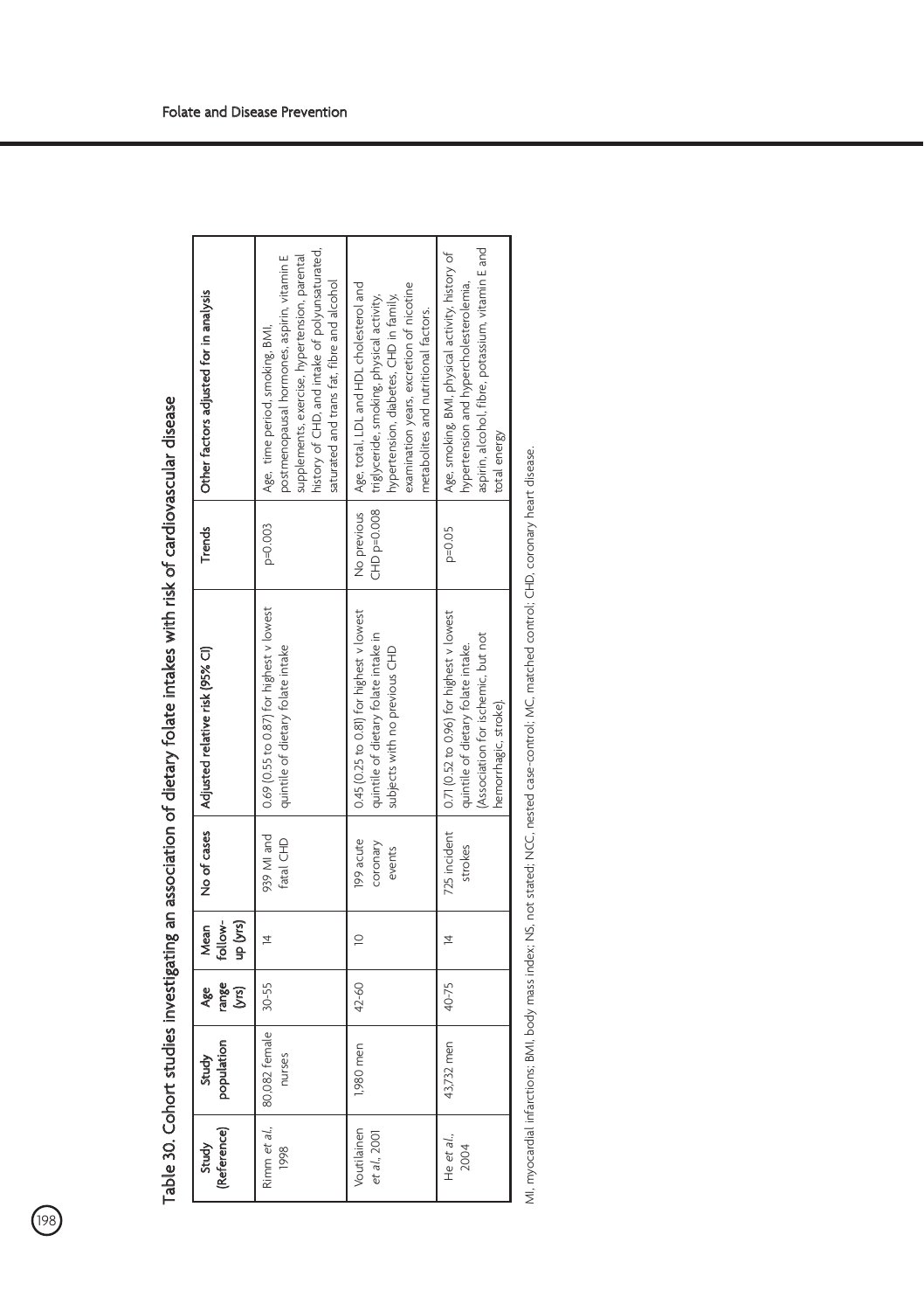Table 30. Cohort studies investigating an association of dietary folate intakes with risk of cardiovascular disease

| Study (Reference) | Study population | Age range (yrs) | Mean follow-up (yrs) | No of cases | Adjusted relative risk (95% CI) | Trends | Other factors adjusted for in analysis |
|---|---|---|---|---|---|---|---|
| Rimm *et al.*, 1998 | 80,082 female nurses | 30-55 | 14 | 939 MI and fatal CHD | 0.69 (0.55 to 0.87) for highest v lowest quintile of dietary folate intake | p=0.003 | Age, time period, smoking, BMI, postmenopausal hormones, aspirin, vitamin E supplements, exercise, hypertension, parental history of CHD, and intake of polyunsaturated, saturated and trans fat, fibre and alcohol |
| Voutilainen *et al.*, 2001 | 1,980 men | 42-60 | 10 | 199 acute coronary events | 0.45 (0.25 to 0.81) for highest v lowest quintile of dietary folate intake in subjects with no previous CHD | No previous CHD p=0.008 | Age, total, LDL and HDL cholesterol and triglyceride, smoking, physical activity, hypertension, diabetes, CHD in family, examination years, excretion of nicotine metabolites and nutritional factors. |
| He *et al.*, 2004 | 43,732 men | 40-75 | 14 | 725 incident strokes | 0.71 (0.52 to 0.96) for highest v lowest quintile of dietary folate intake. (Association for ischemic, but not hemorrhagic, stroke). | p=0.05 | Age, smoking, BMI, physical activity, history of hypertension and hypercholesterolemia, aspirin, alcohol, fibre, potassium, vitamin E and total energy |

MI, myocardial infarctions; BMI, body mass index; NS, not stated; NCC, nested case-control; MC, matched control; CHD, coronary heart disease.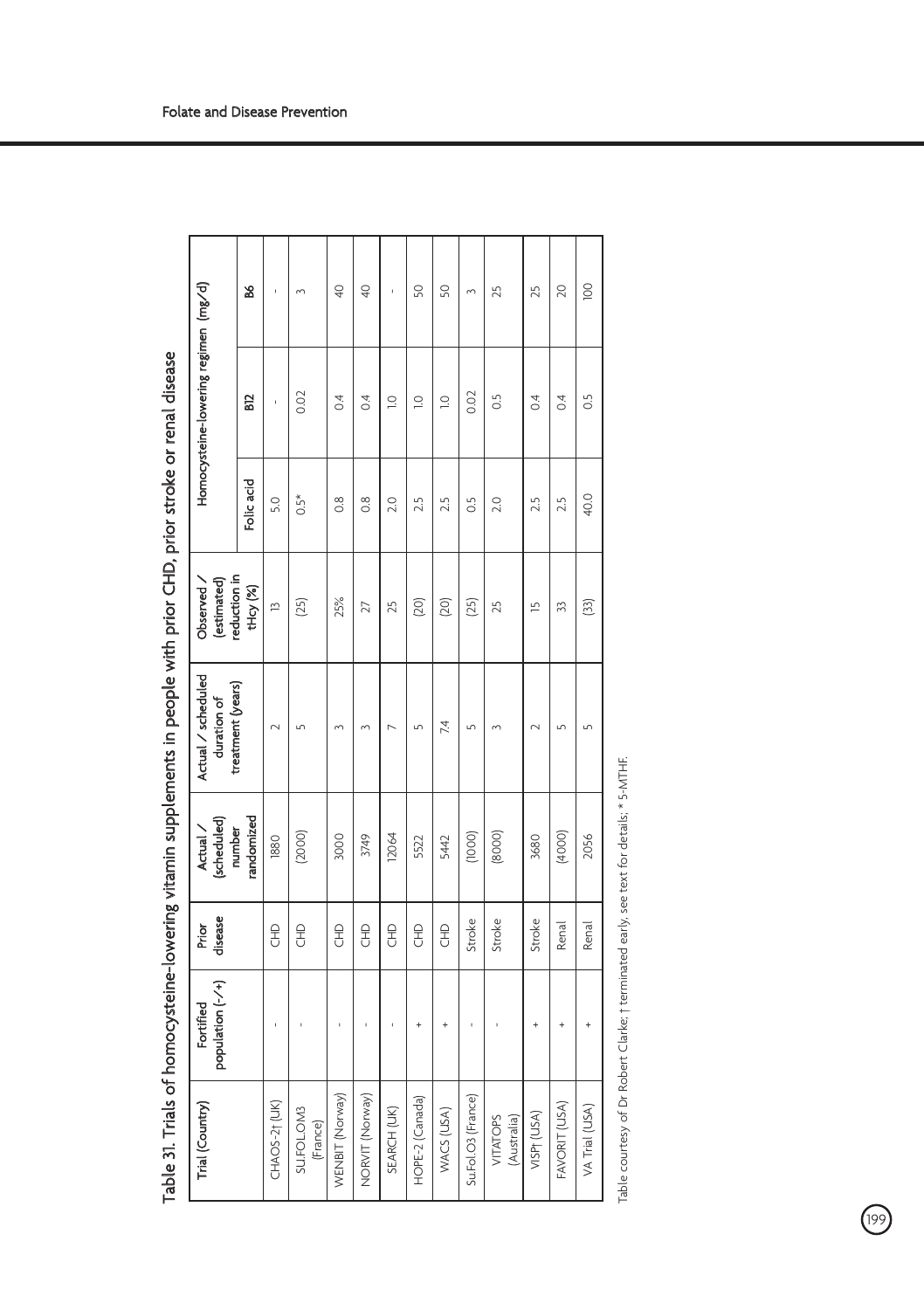## Table 31. Trials of homocysteine-lowering vitamin supplements in people with prior CHD, prior stroke or renal disease

| Trial (Country) | Fortified population (-/+) | Prior disease | Actual / (scheduled) number randomized | Actual / scheduled duration of treatment (years) | Observed / (estimated) reduction in tHcy (%) | Homocysteine-lowering regimen (mg/d) | | |
|---|---|---|---|---|---|---|---|---|
| | | | | | | Folic acid | B12 | B6 |
| CHAOS-2† (UK) | - | CHD | 1880 | 2 | 13 | 5.0 | - | - |
| SU.FOL.OM3 (France) | - | CHD | (2000) | 5 | (25) | 0.5* | 0.02 | 3 |
| WENBIT (Norway) | - | CHD | 3000 | 3 | 25% | 0.8 | 0.4 | 40 |
| NORVIT (Norway) | - | CHD | 3749 | 3 | 27 | 0.8 | 0.4 | 40 |
| SEARCH (UK) | - | CHD | 12064 | 7 | 25 | 2.0 | 1.0 | - |
| HOPE-2 (Canada) | + | CHD | 5522 | 5 | (20) | 2.5 | 1.0 | 50 |
| WACS (USA) | + | CHD | 5442 | 7.4 | (20) | 2.5 | 1.0 | 50 |
| Su.Fol.O3 (France) | - | Stroke | (1000) | 5 | (25) | 0.5 | 0.02 | 3 |
| VITATOPS (Australia) | - | Stroke | (8000) | 3 | 25 | 2.0 | 0.5 | 25 |
| VISP† (USA) | + | Stroke | 3680 | 2 | 15 | 2.5 | 0.4 | 25 |
| FAVORIT (USA) | + | Renal | (4000) | 5 | 33 | 2.5 | 0.4 | 20 |
| VA Trial (USA) | + | Renal | 2056 | 5 | (33) | 40.0 | 0.5 | 100 |

Table courtesy of Dr Robert Clarke; † terminated early, see text for details; * 5-MTHF.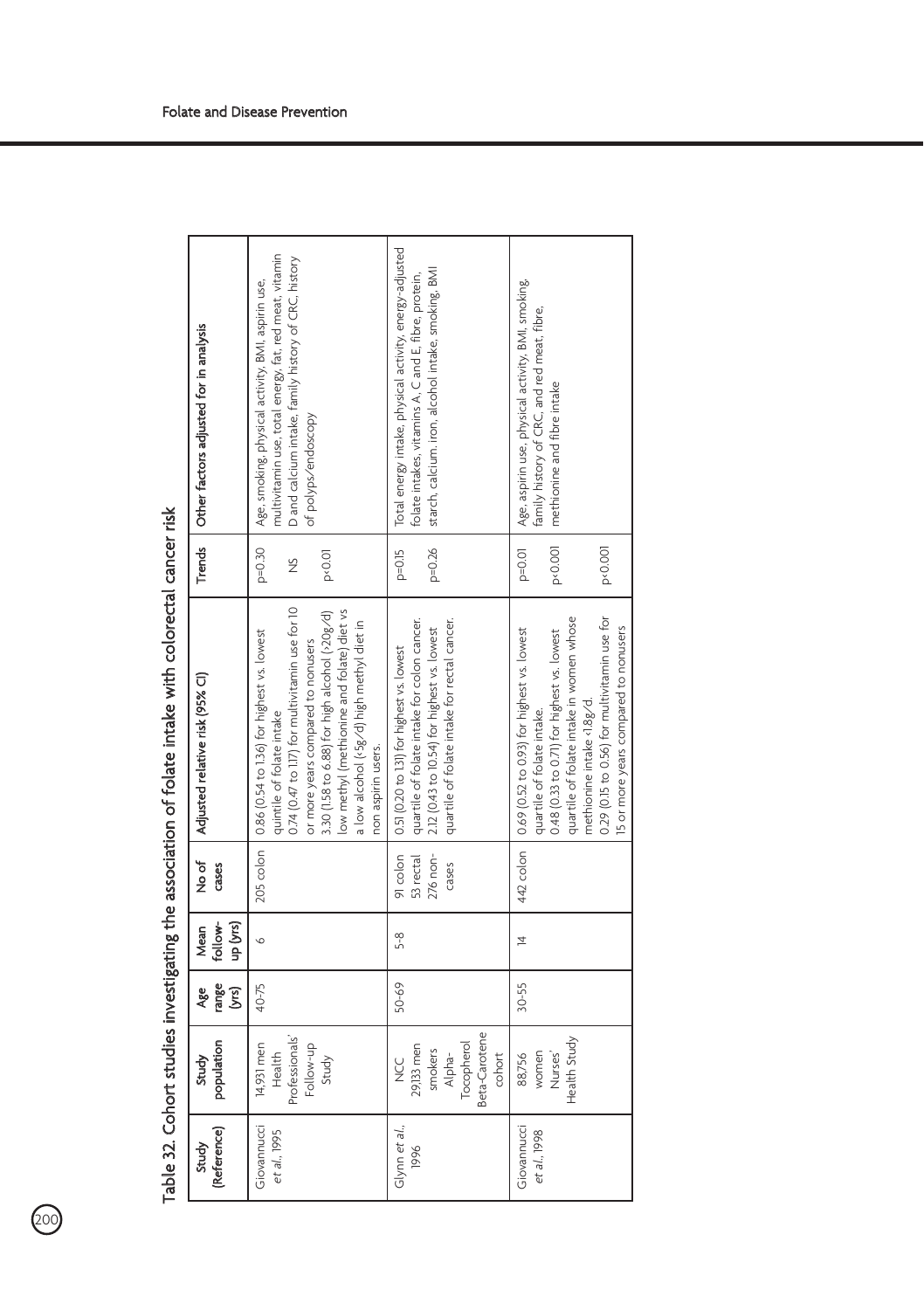Table 32. Cohort studies investigating the association of folate intake with colorectal cancer risk

| Study (Reference) | Study population | Age range (yrs) | Mean follow-up (yrs) | No of cases | Adjusted relative risk (95% CI) | Trends | Other factors adjusted for in analysis |
|---|---|---|---|---|---|---|---|
| Giovannucci *et al.*, 1995 | 14,931 men Health Professionals' Follow-up Study | 40-75 | 6 | 205 colon | 0.86 (0.54 to 1.36) for highest vs. lowest quintile of folate intake<br>0.74 (0.47 to 1.17) for multivitamin use for 10 or more years compared to nonusers<br>3.30 (1.58 to 6.88) for high alcohol (>20g/d) low methyl (methionine and folate) diet vs a low alcohol (<5g/d) high methyl diet in non aspirin users. | p=0.30<br><br>NS<br><br>p<0.01 | Age, smoking, physical activity, BMI, aspirin use, multivitamin use, total energy, fat, red meat, vitamin D and calcium intake, family history of CRC, history of polyps/endoscopy |
| Glynn *et al.*, 1996 | NCC 29,133 men smokers Alpha-Tocopherol Beta-Carotene cohort | 50-69 | 5-8 | 91 colon<br>53 rectal<br>276 non-cases | 0.51 (0.20 to 1.31) for highest vs. lowest quartile of folate intake for colon cancer.<br>2.12 (0.43 to 10.54) for highest vs. lowest quartile of folate intake for rectal cancer. | p=0.15<br><br>p=0.26 | Total energy intake, physical activity, energy-adjusted folate intakes, vitamins A, C and E, fibre, protein, starch, calcium, iron, alcohol intake, smoking, BMI |
| Giovannucci *et al.*, 1998 | 88,756 women Nurses' Health Study | 30-55 | 14 | 442 colon | 0.69 (0.52 to 0.93) for highest vs. lowest quartile of folate intake.<br>0.48 (0.33 to 0.71) for highest vs. lowest quartile of folate intake in women whose methionine intake <1.8g/d.<br>0.29 (0.15 to 0.56) for multivitamin use for 15 or more years compared to nonusers | p=0.01<br><br>p<0.001<br><br>p<0.001 | Age, aspirin use, physical activity, BMI, smoking, family history of CRC, and red meat, fibre, methionine and fibre intake |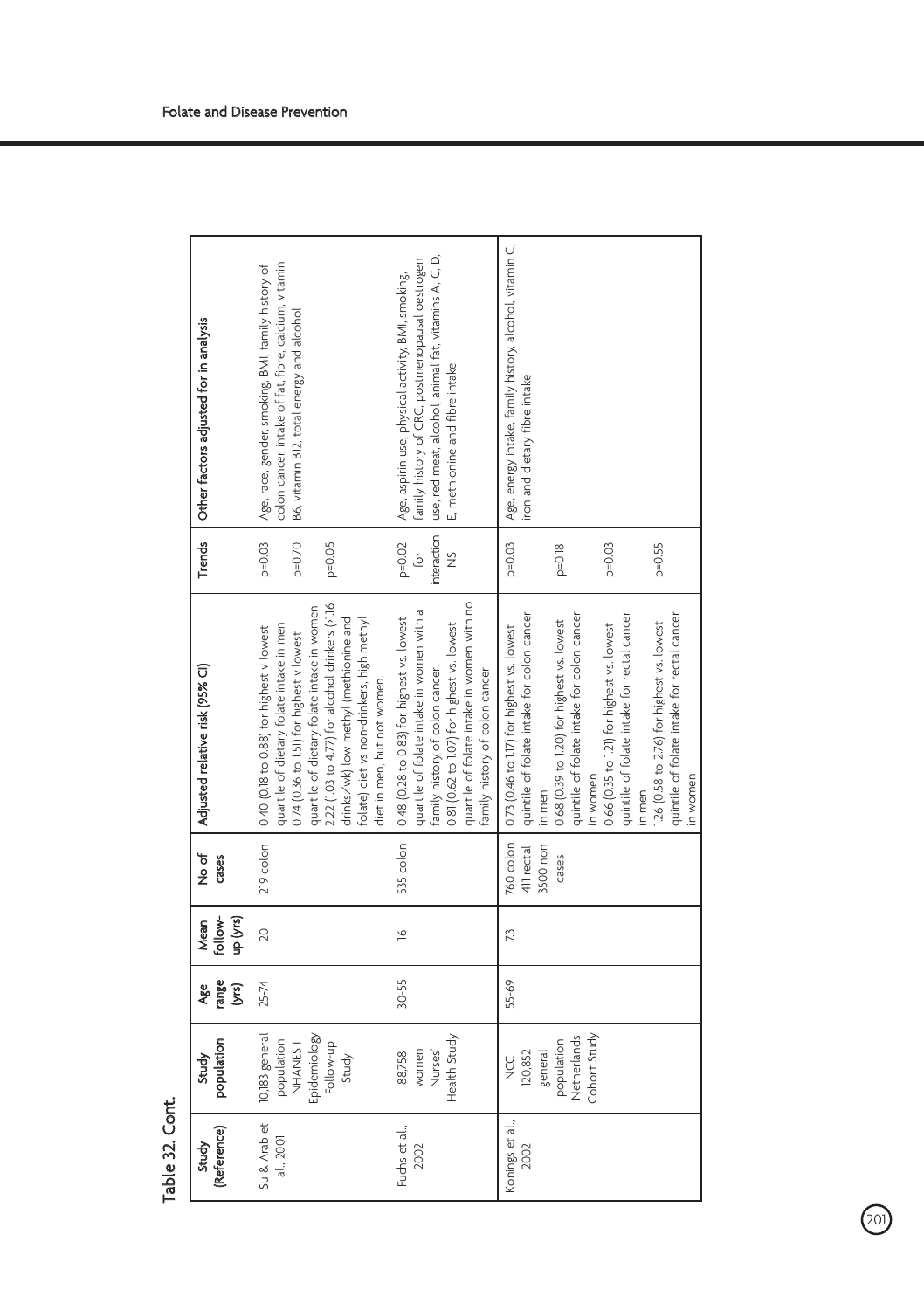**Table 32. Cont.**

| Study (Reference) | Study population | Age range (yrs) | Mean follow-up (yrs) | No of cases | Adjusted relative risk (95% CI) | Trends | Other factors adjusted for in analysis |
|---|---|---|---|---|---|---|---|
| Su & Arab et al., 2001 | 10,183 general population NHANES I Epidemiology Follow-up Study | 25-74 | 20 | 219 colon | 0.40 (0.18 to 0.88) for highest v lowest quartile of dietary folate intake in men<br>0.74 (0.36 to 1.51) for highest v lowest quartile of dietary folate intake in women<br>2.22 (1.03 to 4.77) for alcohol drinkers (>1.16 drinks/wk) low methyl (methionine and folate) diet vs non-drinkers, high methyl diet in men, but not women. | p=0.03<br>p=0.70<br>p=0.05 | Age, race, gender, smoking, BMI, family history of colon cancer, intake of fat, fibre, calcium, vitamin B6, vitamin B12, total energy and alcohol |
| Fuchs et al., 2002 | 88,758 women Nurses' Health Study | 30-55 | 16 | 535 colon | 0.48 (0.28 to 0.83) for highest vs. lowest quartile of folate intake in women with a family history of colon cancer<br>0.81 (0.62 to 1.07) for highest vs. lowest quartile of folate intake in women with no family history of colon cancer | p=0.02 for interaction<br>NS | Age, aspirin use, physical activity, BMI, smoking, family history of CRC, postmenopausal oestrogen use, red meat, alcohol, animal fat, vitamins A, C, D, E, methionine and fibre intake |
| Konings et al., 2002 | NCC 120,852 general population Netherlands Cohort Study | 55-69 | 7.3 | 760 colon<br>411 rectal<br>3500 non cases | 0.73 (0.46 to 1.17) for highest vs. lowest quintile of folate intake for colon cancer in men<br>0.68 (0.39 to 1.20) for highest vs. lowest quintile of folate intake for colon cancer in women<br>0.66 (0.35 to 1.21) for highest vs. lowest quintile of folate intake for rectal cancer in men<br>1.26 (0.58 to 2.76) for highest vs. lowest quintile of folate intake for rectal cancer in women | p=0.03<br>p=0.18<br>p=0.03<br>p=0.55 | Age, energy intake, family history, alcohol, vitamin C, iron and dietary fibre intake |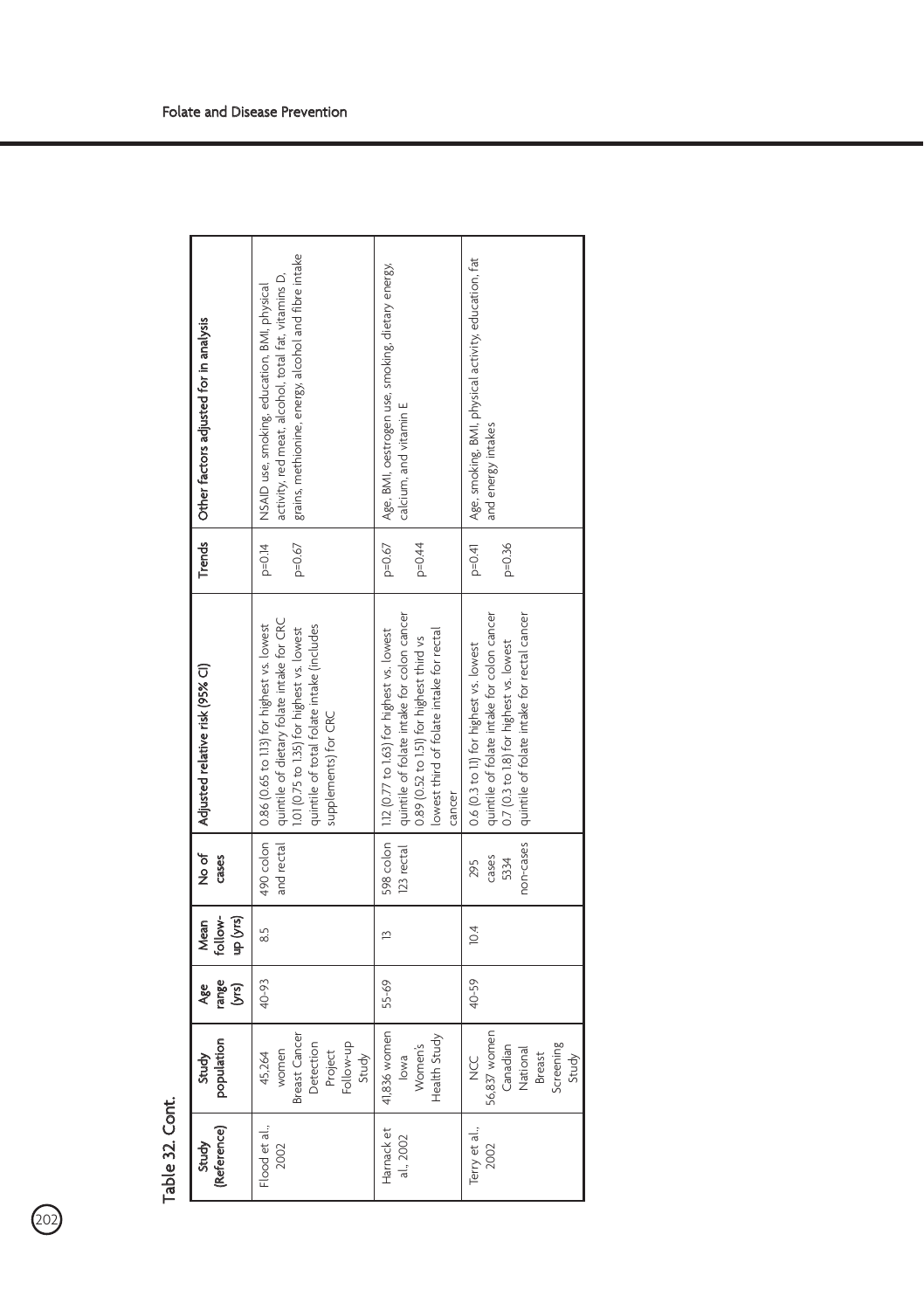## Table 32. Cont.

| Study (Reference) | Study population | Age range (yrs) | Mean follow-up (yrs) | No of cases | Adjusted relative risk (95% CI) | Trends | Other factors adjusted for in analysis |
|---|---|---|---|---|---|---|---|
| Flood et al., 2002 | 45,264 women Breast Cancer Detection Project Follow-up Study | 40-93 | 8.5 | 490 colon and rectal | 0.86 (0.65 to 1.13) for highest vs. lowest quintile of dietary folate intake for CRC<br>1.01 (0.75 to 1.35) for highest vs. lowest quintile of total folate intake (includes supplements) for CRC | p=0.14<br><br>p=0.67 | NSAID use, smoking, education, BMI, physical activity, red meat, alcohol, total fat, vitamins D, grains, methionine, energy, alcohol and fibre intake |
| Harnack et al., 2002 | 41,836 women Iowa Women's Health Study | 55-69 | 13 | 598 colon 123 rectal | 1.12 (0.77 to 1.63) for highest vs. lowest quintile of folate intake for colon cancer<br>0.89 (0.52 to 1.51) for highest third vs lowest third of folate intake for rectal cancer | p=0.67<br><br>p=0.44 | Age, BMI, oestrogen use, smoking, dietary energy, calcium, and vitamin E |
| Terry et al., 2002 | NCC 56,837 women Canadian National Breast Screening Study | 40-59 | 10.4 | 295 cases 5334 non-cases | 0.6 (0.3 to 1.1) for highest vs. lowest quintile of folate intake for colon cancer<br>0.7 (0.3 to 1.8) for highest vs. lowest quintile of folate intake for rectal cancer | p=0.41<br><br>p=0.36 | Age, smoking, BMI, physical activity, education, fat and energy intakes |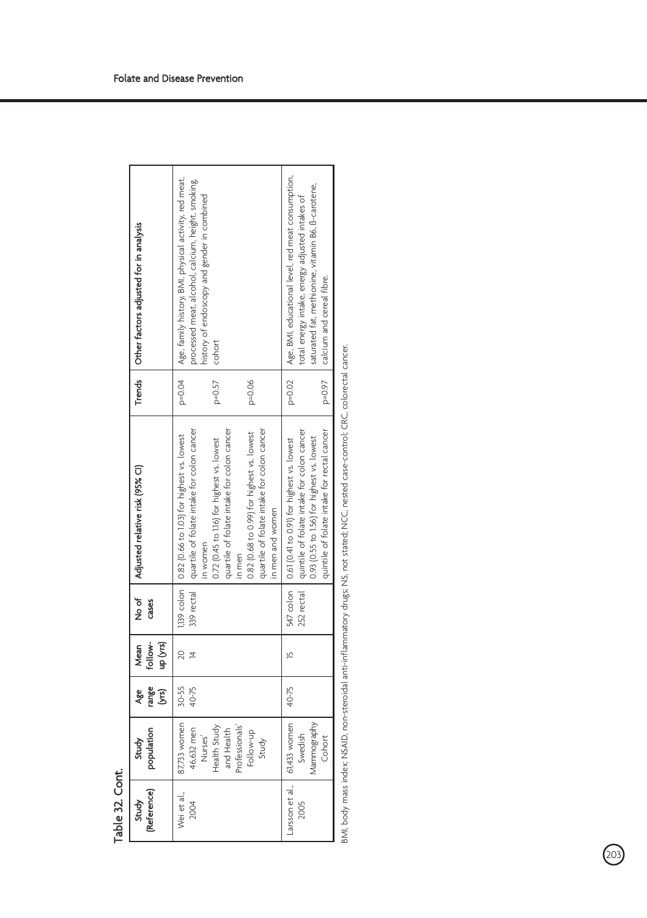Table 32. Cont.

| Study (Reference) | Study population | Age range (yrs) | Mean follow-up (yrs) | No of cases | Adjusted relative risk (95% CI) | Trends | Other factors adjusted for in analysis |
|---|---|---|---|---|---|---|---|
| Wei et al., 2004 | 87,733 women 46,632 men Nurses' Health Study and Health Professionals' Follow-up Study | 30-55 40-75 | 20 14 | 1,139 colon 339 rectal | 0.82 (0.66 to 1.03) for highest vs. lowest quartile of folate intake for colon cancer in women | p=0.04 | Age, family history, BMI, physical activity, red meat, processed meat, alcohol, calcium, height, smoking, history of endoscopy and gender in combined cohort |
| | | | | | 0.72 (0.45 to 1.16) for highest vs. lowest quartile of folate intake for colon cancer in men | p=0.57 | |
| | | | | | 0.82 (0.68 to 0.99) for highest vs. lowest quartile of folate intake for colon cancer in men and women | p=0.06 | |
| Larsson et al., 2005 | 61,433 women Swedish Mammography Cohort | 40-75 | 15 | 547 colon 252 rectal | 0.61 (0.41 to 0.91) for highest vs. lowest quintile of folate intake for colon cancer | p=0.02 | Age, BMI, educational level, red meat consumption, total energy intake, energy adjusted intakes of saturated fat, methionine, vitamin B6, ß-carotene, calcium and cereal fibre. |
| | | | | | 0.93 (0.55 to 1.56) for highest vs. lowest quintile of folate intake for rectal cancer | p=0.97 | |

BMI, body mass index; NSAID, non-steroidal anti-inflammatory drugs; NS, not stated; NCC, nested case-control; CRC, colorectal cancer.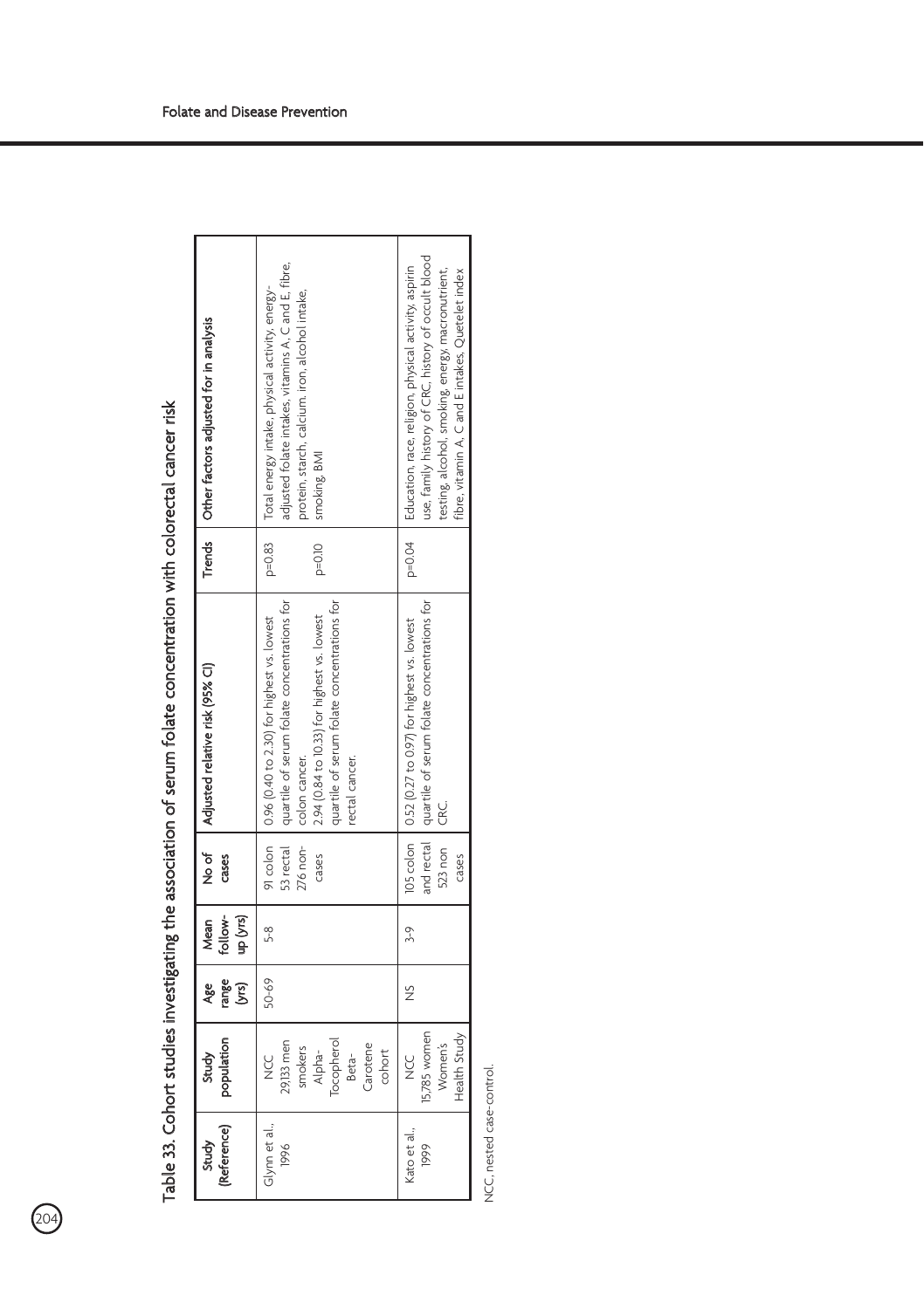## Table 33. Cohort studies investigating the association of serum folate concentration with colorectal cancer risk

| Study (Reference) | Study population | Age range (yrs) | Mean follow-up (yrs) | No of cases | Adjusted relative risk (95% CI) | Trends | Other factors adjusted for in analysis |
|---|---|---|---|---|---|---|---|
| Glynn et al., 1996 | NCC 29,133 men smokers Alpha-Tocopherol Beta-Carotene cohort | 50-69 | 5-8 | 91 colon 53 rectal 276 non-cases | 0.96 (0.40 to 2.30) for highest vs. lowest quartile of serum folate concentrations for colon cancer. 2.94 (0.84 to 10.33) for highest vs. lowest quartile of serum folate concentrations for rectal cancer. | p=0.83 p=0.10 | Total energy intake, physical activity, energy-adjusted folate intakes, vitamins A, C and E, fibre, protein, starch, calcium, iron, alcohol intake, smoking, BMI |
| Kato et al., 1999 | NCC 15,785 women Women's Health Study | NS | 3-9 | 105 colon and rectal 523 non cases | 0.52 (0.27 to 0.97) for highest vs. lowest quartile of serum folate concentrations for CRC. | p=0.04 | Education, race, religion, physical activity, aspirin use, family history of CRC, history of occult blood testing, alcohol, smoking, energy, macronutrient, fibre, vitamin A, C and E intakes, Quetelet index |

NCC, nested case-control.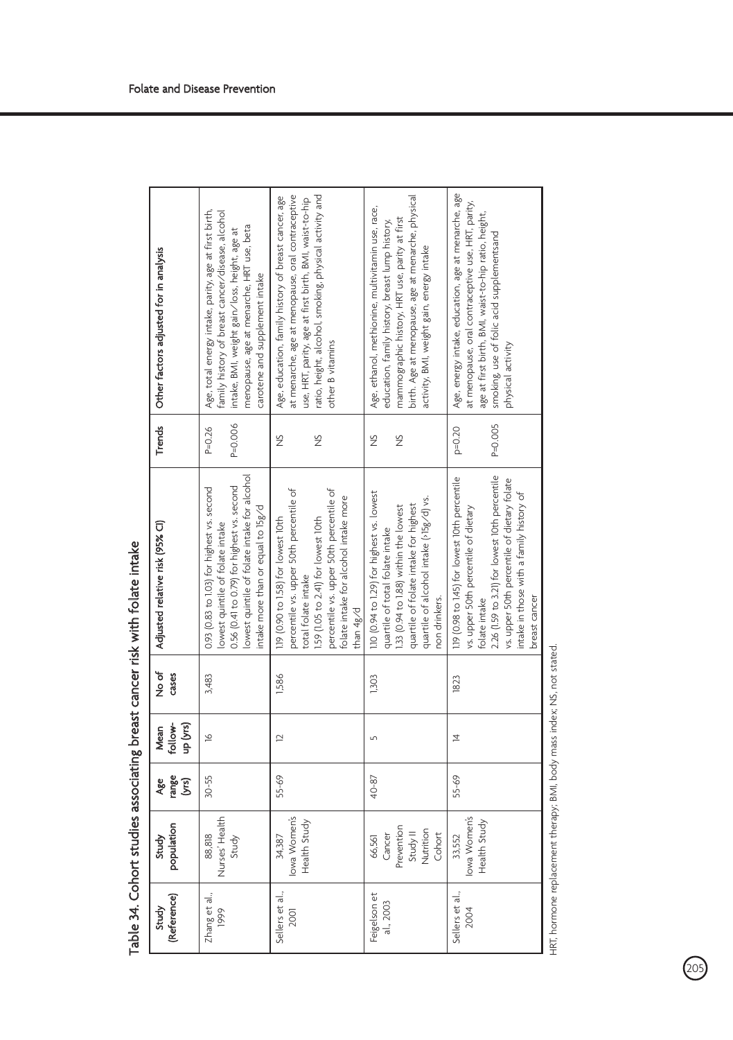## Table 34. Cohort studies associating breast cancer risk with folate intake

| Study (Reference) | Study population | Age range (yrs) | Mean follow-up (yrs) | No of cases | Adjusted relative risk (95% CI) | Trends | Other factors adjusted for in analysis |
|---|---|---|---|---|---|---|---|
| Zhang et al., 1999 | 88,818 Nurses' Health Study | 30-55 | 16 | 3,483 | 0.93 (0.83 to 1.03) for highest vs. second lowest quintile of folate intake<br>0.56 (0.41 to 0.79) for highest vs. second lowest quintile of folate intake for alcohol intake more than or equal to 15g/d | P=0.26<br><br>P=0.006 | Age, total energy intake, parity, age at first birth, family history of breast cancer/disease, alcohol intake, BMI, weight gain/loss, height, age at menopause, age at menarche, HRT use, beta carotene and supplement intake |
| Sellers et al., 2001 | 34,387 Iowa Women's Health Study | 55-69 | 12 | 1,586 | 1.19 (0.90 to 1.58) for lowest 10th percentile vs. upper 50th percentile of total folate intake<br>1.59 (1.05 to 2.41) for lowest 10th percentile vs. upper 50th percentile of folate intake for alcohol intake more than 4g/d | NS<br><br>NS | Age, education, family history of breast cancer, age at menarche, age at menopause, oral contraceptive use, HRT, parity, age at first birth, BMI, waist-to-hip ratio, height, alcohol, smoking, physical activity and other B vitamins |
| Feigelson et al., 2003 | 66,561 Cancer Prevention Study II Nutrition Cohort | 40-87 | 5 | 1,303 | 1.10 (0.94 to 1.29) for highest vs. lowest quartile of total folate intake<br>1.33 (0.94 to 1.88) within the lowest quartile of folate intake for highest quartile of alcohol intake (>15g/d) vs. non drinkers. | NS<br><br>NS | Age, ethanol, methionine, multivitamin use, race, education, family history, breast lump history, mammographic history, HRT use, parity at first birth. Age at menopause, age at menarche, physical activity, BMI, weight gain, energy intake |
| Sellers et al., 2004 | 33,552 Iowa Women's Health Study | 55-69 | 14 | 1823 | 1.19 (0.98 to 1.45) for lowest 10th percentile vs. upper 50th percentile of dietary folate intake<br>2.26 (1.59 to 3.21) for lowest 10th percentile vs. upper 50th percentile of dietary folate intake in those with a family history of breast cancer | p=0.20<br><br>P=0.005 | Age, energy intake, education, age at menarche, age at menopause, oral contraceptive use, HRT, parity, age at first birth, BMI, waist-to-hip ratio, height, smoking, use of folic acid supplementsand physical activity |

HRT, hormone replacement therapy; BMI, body mass index; NS, not stated.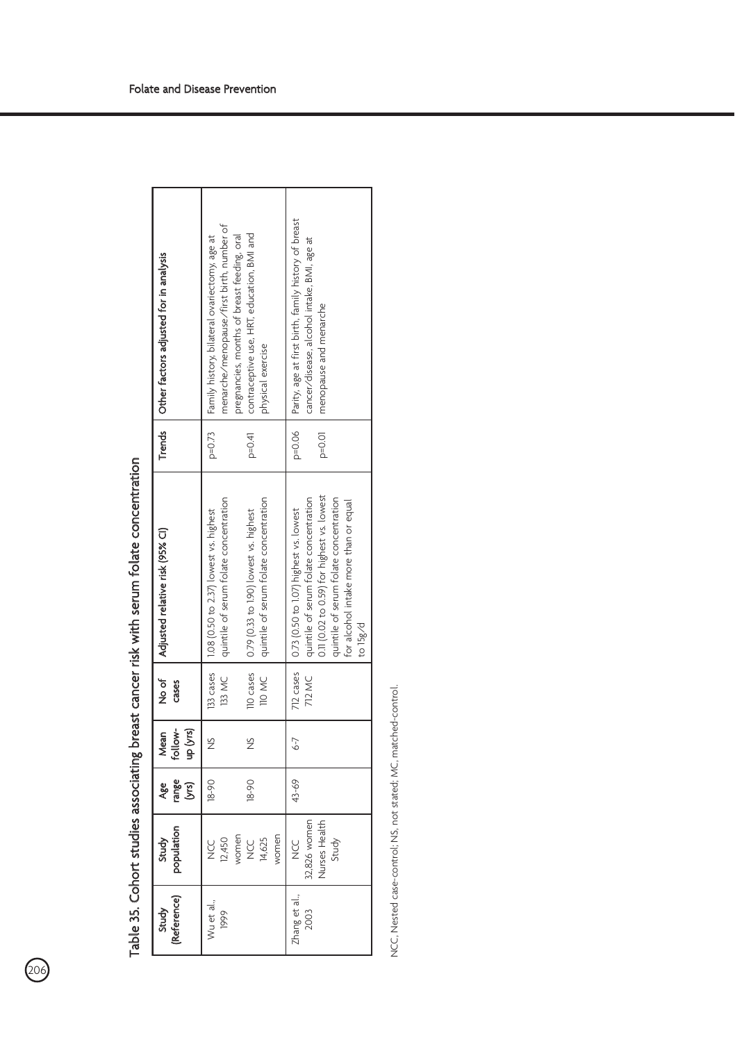# Table 35. Cohort studies associating breast cancer risk with serum folate concentration

| Study (Reference) | Study population | Age range (yrs) | Mean follow-up (yrs) | No of cases | Adjusted relative risk (95% CI) | Trends | Other factors adjusted for in analysis |
|---|---|---|---|---|---|---|---|
| Wu et al., 1999 | NCC 12,450 women | 18-90 | NS | 133 cases 133 MC | 1.08 (0.50 to 2.37) lowest vs. highest quintile of serum folate concentration | p=0.73 | Family history, bilateral ovariectomy, age at menarche/menopause/first birth, number of pregnancies, months of breast feeding, oral contraceptive use, HRT, education, BMI and physical exercise |
| | NCC 14,625 women | 18-90 | NS | 110 cases 110 MC | 0.79 (0.33 to 1.90) lowest vs. highest quintile of serum folate concentration | p=0.41 | |
| Zhang et al., 2003 | NCC 32,826 women Nurses Health Study | 43-69 | 6-7 | 712 cases 712 MC | 0.73 (0.50 to 1.07) highest vs. lowest quintile of serum folate concentration | p=0.06 | Parity, age at first birth, family history of breast cancer/disease, alcohol intake, BMI, age at menopause and menarche |
| | | | | | 0.11 (0.02 to 0.59) for highest vs. lowest quintile of serum folate concentration for alcohol intake more than or equal to 15g/d | p=0.01 | |

NCC, Nested case-control; NS, not stated; MC, matched-control.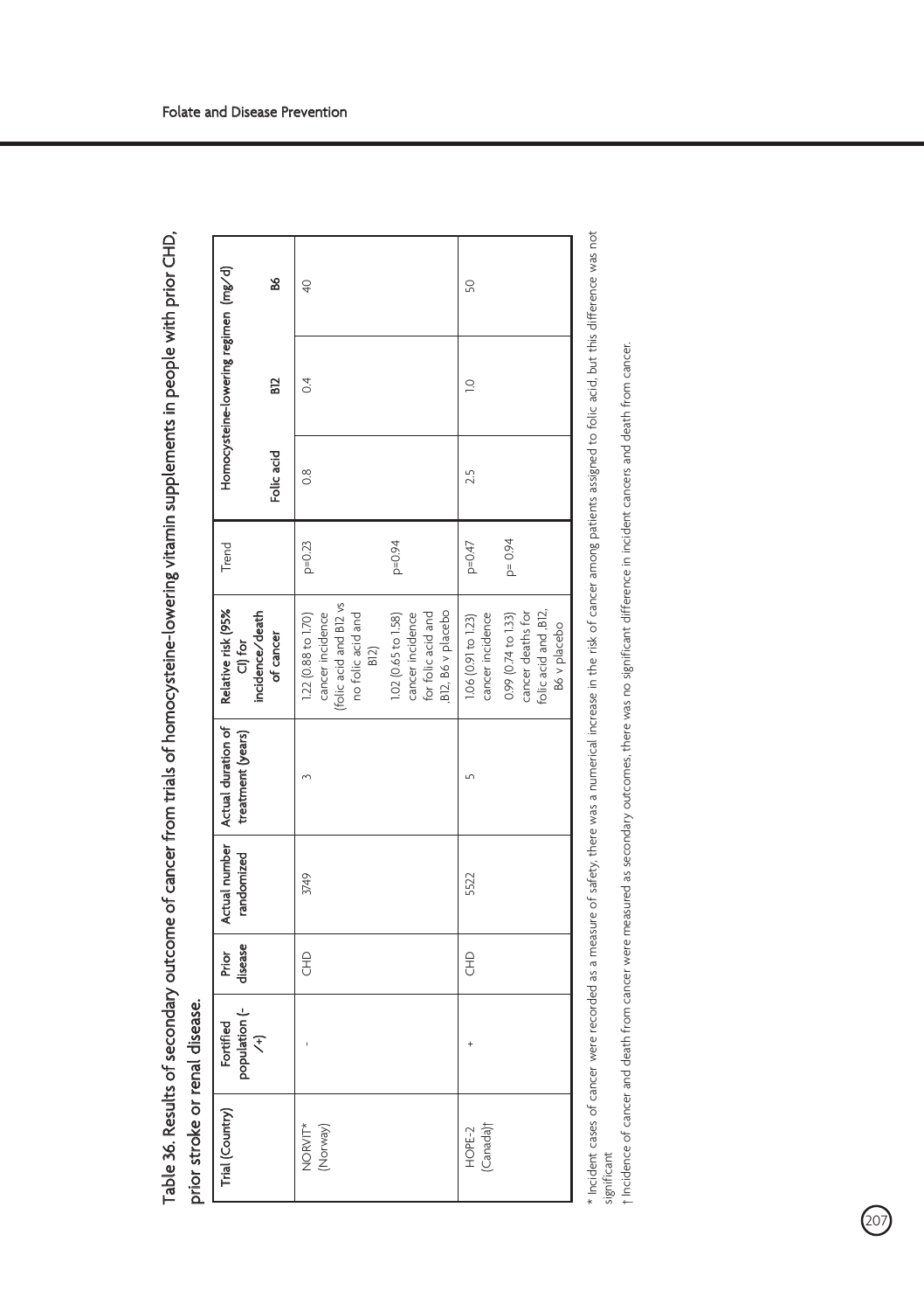**Table 36. Results of secondary outcome of cancer from trials of homocysteine-lowering vitamin supplements in people with prior CHD, prior stroke or renal disease.**

| Trial (Country) | Fortified population (-/+) | Prior disease | Actual number randomized | Actual duration of treatment (years) | Relative risk (95% CI) for incidence/death of cancer | Trend | Homocysteine-lowering regimen (mg/d) | | |
|---|---|---|---|---|---|---|---|---|---|
| | | | | | | | Folic acid | B12 | B6 |
| NORVIT* (Norway) | - | CHD | 3749 | 3 | 1.22 (0.88 to 1.70) cancer incidence (folic acid and B12 vs no folic acid and B12)<br>1.02 (0.65 to 1.58) cancer incidence for folic acid and ,B12, B6 v placebo | p=0.23<br>p=0.94 | 0.8 | 0.4 | 40 |
| HOPE-2 (Canada)† | + | CHD | 5522 | 5 | 1.06 (0.91 to 1.23) cancer incidence<br>0.99 (0.74 to 1.33) cancer deaths for folic acid and ,B12, B6 v placebo | p=0.47<br>p= 0.94 | 2.5 | 1.0 | 50 |

\* Incident cases of cancer were recorded as a measure of safety, there was a numerical increase in the risk of cancer among patients assigned to folic acid, but this difference was not significant

† Incidence of cancer and death from cancer were measured as secondary outcomes, there was no significant difference in incident cancers and death from cancer.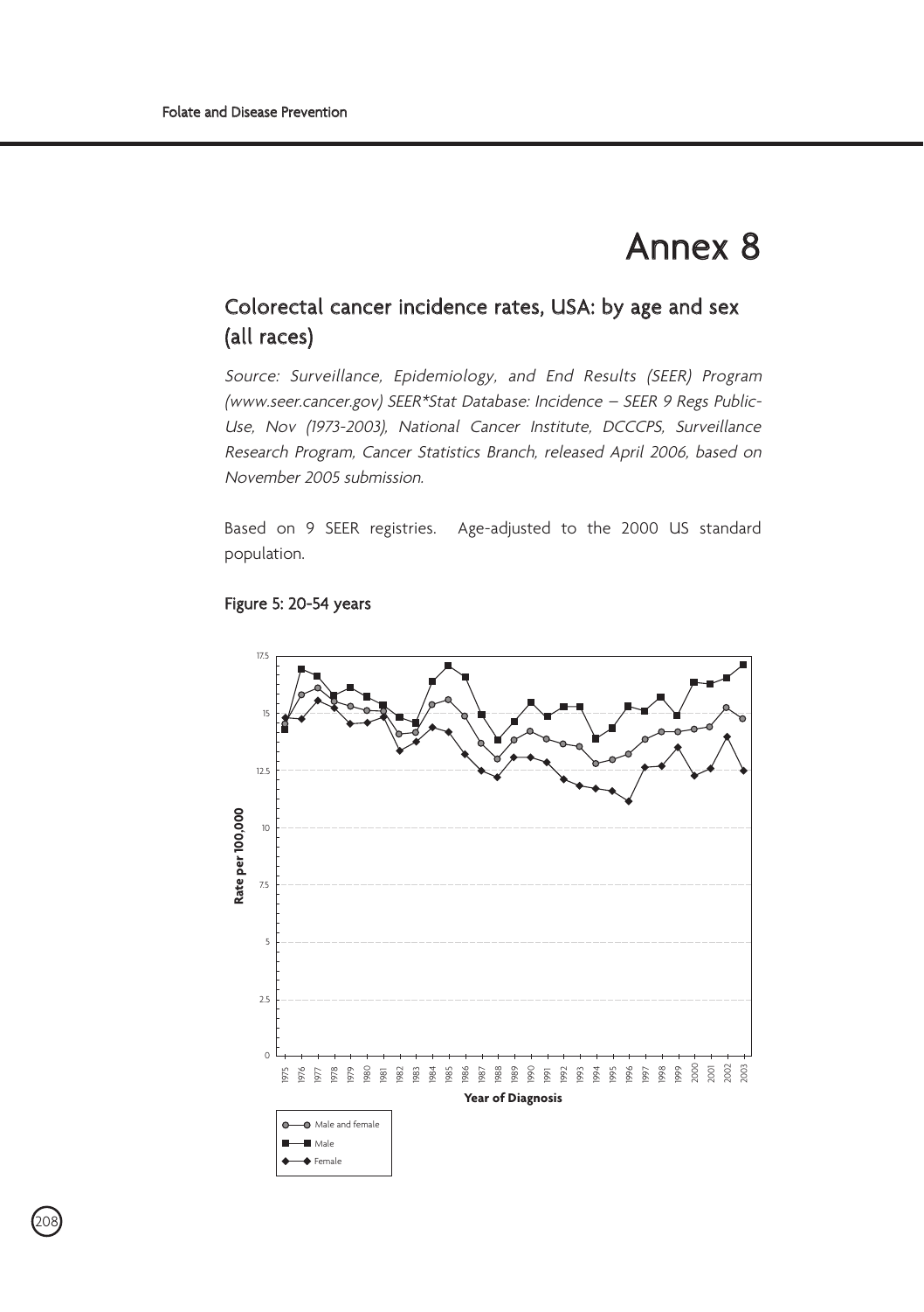# Annex 8

## Colorectal cancer incidence rates, USA: by age and sex (all races)

*Source: Surveillance, Epidemiology, and End Results (SEER) Program (www.seer.cancer.gov) SEER*Stat Database: Incidence – SEER 9 Regs Public-Use, Nov (1973-2003), National Cancer Institute, DCCCPS, Surveillance Research Program, Cancer Statistics Branch, released April 2006, based on November 2005 submission.*

Based on 9 SEER registries. Age-adjusted to the 2000 US standard population.

**Figure 5: 20-54 years**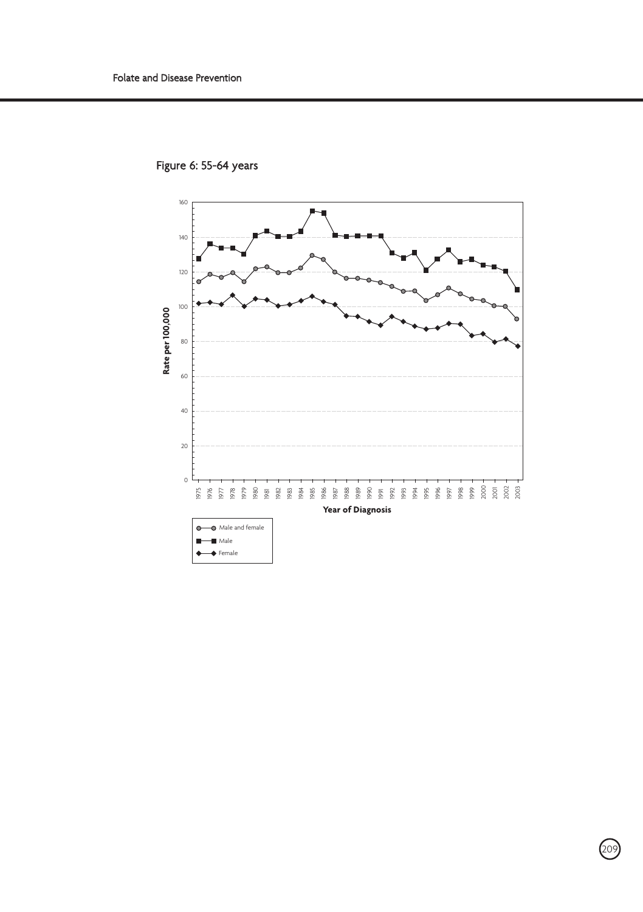Figure 6: 55-64 years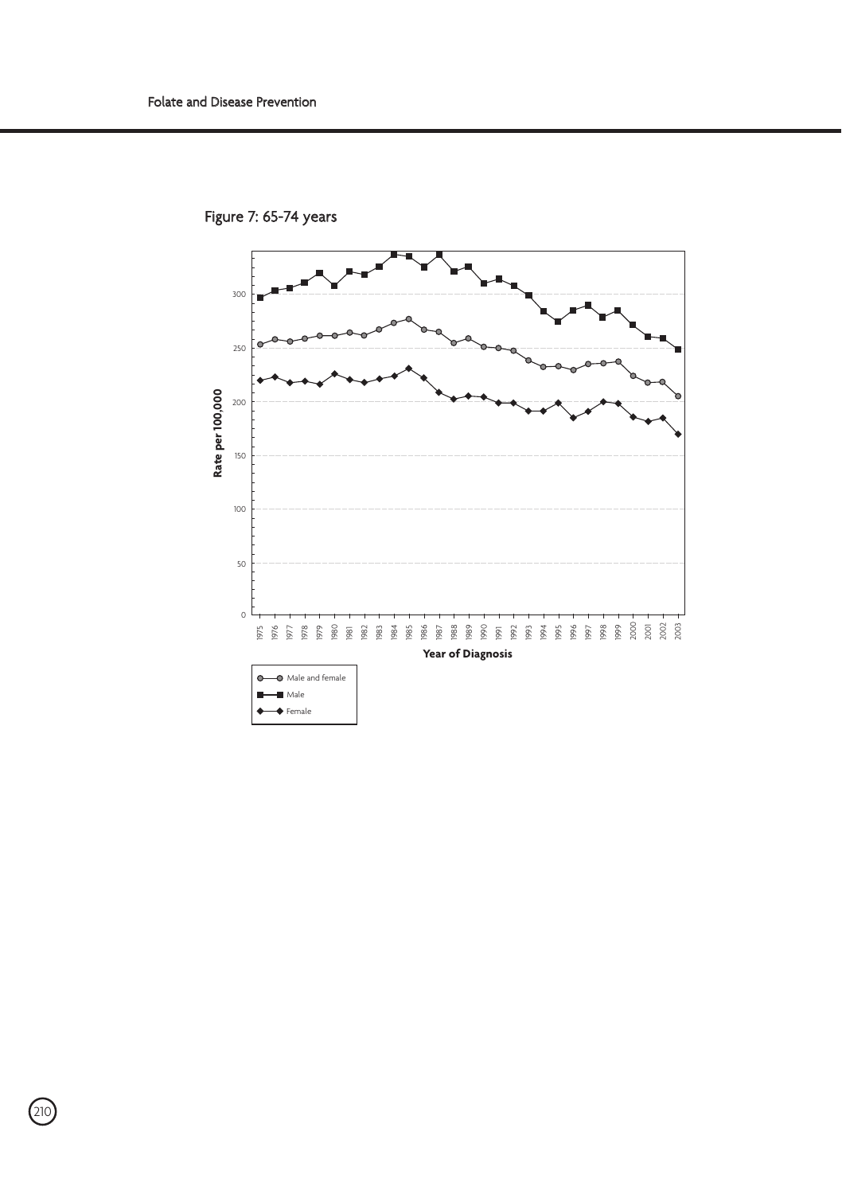Figure 7: 65-74 years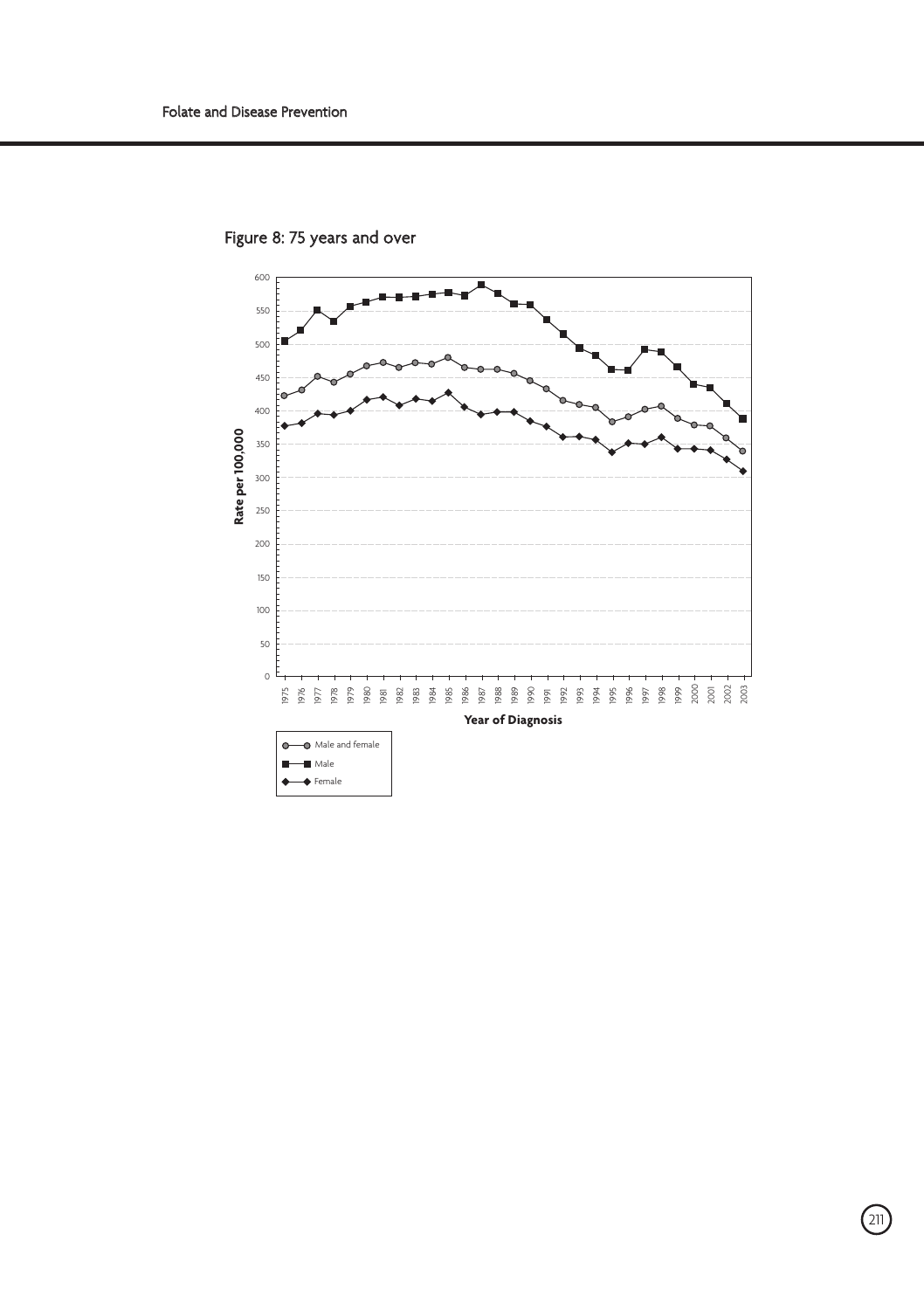Figure 8: 75 years and over

600
550
500
450
400
350
300
250
200
150
100
50
0

Rate per 100,000

1975
1976
1977
1978
1979
1980
1981
1982
1983
1984
1985
1986
1987
1988
1989
1990
1991
1992
1993
1994
1995
1996
1997
1998
1999
2000
2001
2002
2003

Year of Diagnosis

Male and female
Male
Female